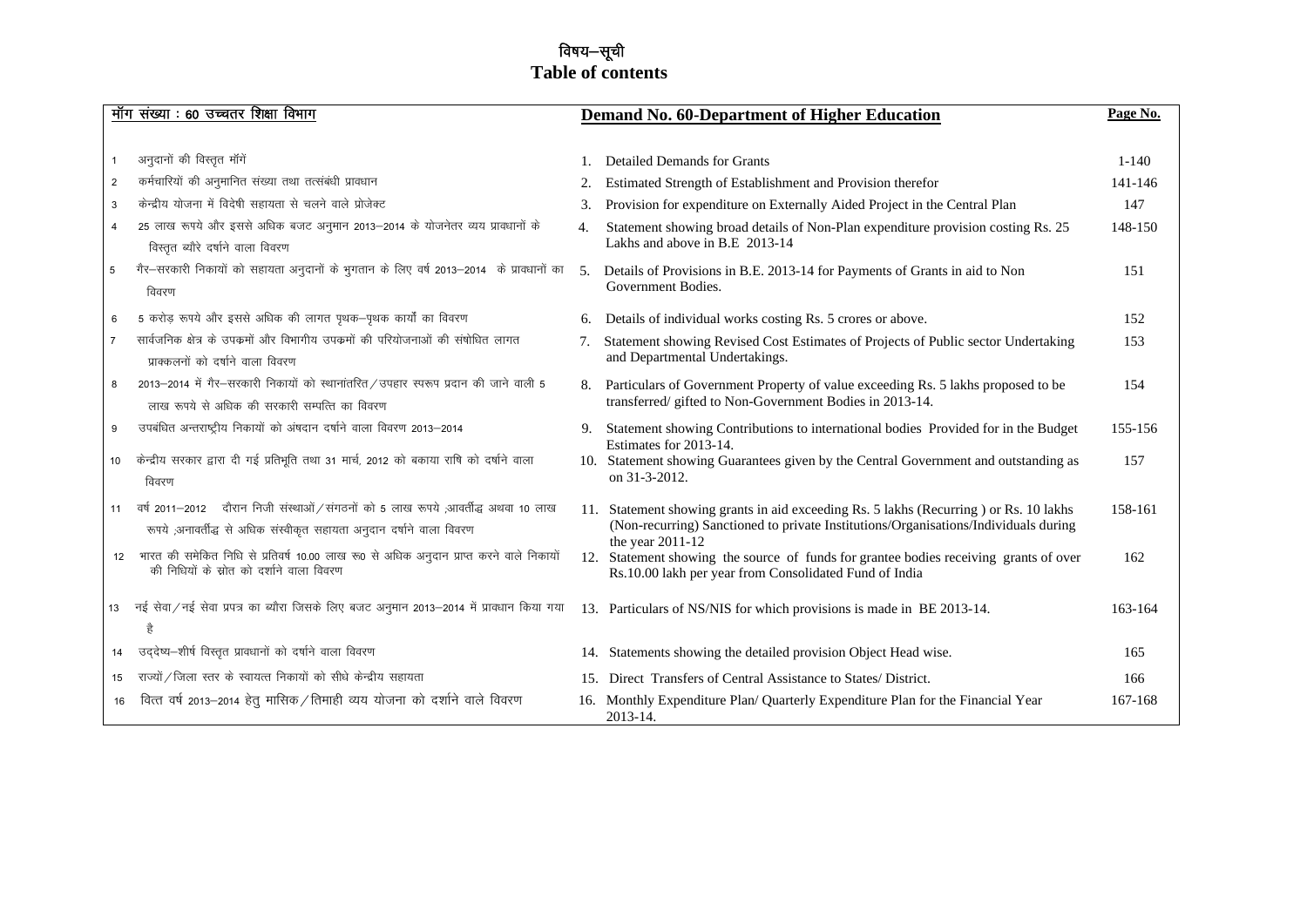# विषय–सूची
# Table of contents

| मॉग संख्या : 60 उच्चतर शिक्षा विभाग | | Demand No. 60-Department of Higher Education | Page No. |
|---|---|---|---|
| 1 | अनुदानों की विस्तृत मॉगें | 1. Detailed Demands for Grants | 1-140 |
| 2 | कर्मचारियों की अनुमानित संख्या तथा तत्संबंधी प्रावधान | 2. Estimated Strength of Establishment and Provision therefor | 141-146 |
| 3 | केन्द्रीय योजना में विदेशी सहायता से चलने वाले प्रोजेक्ट | 3. Provision for expenditure on Externally Aided Project in the Central Plan | 147 |
| 4 | 25 लाख रूपये और इससे अधिक बजट अनुमान 2013–2014 के योजनेतर व्यय प्रावधानों के विस्तृत ब्यौरे दर्षाने वाला विवरण | 4. Statement showing broad details of Non-Plan expenditure provision costing Rs. 25 Lakhs and above in B.E 2013-14 | 148-150 |
| 5 | गैर–सरकारी निकायों को सहायता अनुदानों के भुगतान के लिए वर्ष 2013–2014 के प्रावधानों का विवरण | 5. Details of Provisions in B.E. 2013-14 for Payments of Grants in aid to Non Government Bodies. | 151 |
| 6 | 5 करोड़ रूपये और इससे अधिक की लागत पृथक–पृथक कार्यों का विवरण | 6. Details of individual works costing Rs. 5 crores or above. | 152 |
| 7 | सार्वजनिक क्षेत्र के उपक्रमों और विभागीय उपक्रमों की परियोजनाओं की संषोधित लागत प्राक्कलनों को दर्षाने वाला विवरण | 7. Statement showing Revised Cost Estimates of Projects of Public sector Undertaking and Departmental Undertakings. | 153 |
| 8 | 2013–2014 में गैर–सरकारी निकायों को स्थानांतरित / उपहार स्परूप प्रदान की जाने वाली 5 लाख रूपये से अधिक की सरकारी सम्पत्ति का विवरण | 8. Particulars of Government Property of value exceeding Rs. 5 lakhs proposed to be transferred/ gifted to Non-Government Bodies in 2013-14. | 154 |
| 9 | उपबंधित अन्तराष्ट्रीय निकायों को अंषदान दर्षाने वाला विवरण 2013–2014 | 9. Statement showing Contributions to international bodies Provided for in the Budget Estimates for 2013-14. | 155-156 |
| 10 | केन्द्रीय सरकार द्वारा दी गई प्रतिभूति तथा 31 मार्च, 2012 को बकाया राषि को दर्षाने वाला विवरण | 10. Statement showing Guarantees given by the Central Government and outstanding as on 31-3-2012. | 157 |
| 11 | वर्ष 2011–2012 दौरान निजी संस्थाओं / संगठनों को 5 लाख रूपये ;आवर्तीद्ध अथवा 10 लाख रूपये ;अनावर्तीद्ध से अधिक संस्वीकृत सहायता अनुदान दर्षाने वाला विवरण | 11. Statement showing grants in aid exceeding Rs. 5 lakhs (Recurring ) or Rs. 10 lakhs (Non-recurring) Sanctioned to private Institutions/Organisations/Individuals during the year 2011-12 | 158-161 |
| 12 | भारत की समेकित निधि से प्रतिवर्ष 10.00 लाख रू0 से अधिक अनुदान प्राप्त करने वाले निकायों की निधियों के स्रोत को दर्शाने वाला विवरण | 12. Statement showing the source of funds for grantee bodies receiving grants of over Rs.10.00 lakh per year from Consolidated Fund of India | 162 |
| 13 | नई सेवा / नई सेवा प्रपत्र का ब्यौरा जिसके लिए बजट अनुमान 2013–2014 में प्रावधान किया गया है | 13. Particulars of NS/NIS for which provisions is made in BE 2013-14. | 163-164 |
| 14 | उद्देष्य–शीर्ष विस्तृत प्रावधानों को दर्षाने वाला विवरण | 14. Statements showing the detailed provision Object Head wise. | 165 |
| 15 | राज्यों / जिला स्तर के स्वायत्त निकायों को सीधे केन्द्रीय सहायता | 15. Direct Transfers of Central Assistance to States/ District. | 166 |
| 16 | वित्त वर्ष 2013–2014 हेतु मासिक / तिमाही व्यय योजना को दर्शाने वाले विवरण | 16. Monthly Expenditure Plan/ Quarterly Expenditure Plan for the Financial Year 2013-14. | 167-168 |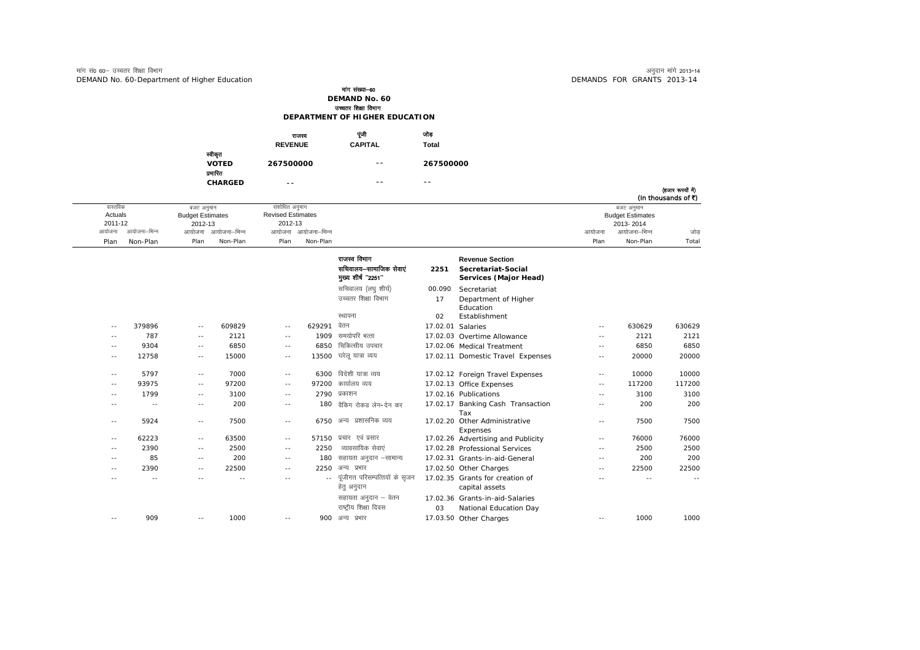मांग संख्या–60
**DEMAND No. 60**
उच्चतर शिक्षा विभाग
**DEPARTMENT OF HIGHER EDUCATION**

| | राजस्व REVENUE | पूंजी CAPITAL | जोड़ Total |
|---|---|---|---|
| स्वीकृत **VOTED** | **267500000** | -- | **267500000** |
| प्रभारित **CHARGED** | -- | -- | -- |

(हजार रूपयों में)
(In thousands of ₹)

| वास्तविक Actuals 2011-12 आयोजना Plan | आयोजना–भिन्न Non-Plan | बजट अनुमान Budget Estimates 2012-13 आयोजना Plan | आयोजना–भिन्न Non-Plan | संशोधित अनुमान Revised Estimates 2012-13 आयोजना Plan | आयोजना–भिन्न Non-Plan | | | | बजट अनुमान Budget Estimates 2013-2014 आयोजना Plan | आयोजना–भिन्न Non-Plan | जोड़ Total |
|---|---|---|---|---|---|---|---|---|---|---|---|
| | | | | | | राजस्व विभाग | | Revenue Section | | | |
| | | | | | | **सचिवालय–सामाजिक सेवाएं मुख्य शीर्ष "2251"** | **2251** | **Secretariat-Social Services (Major Head)** | | | |
| | | | | | | सचिवालय (लघु शीर्ष) | 00.090 | Secretariat | | | |
| | | | | | | उच्चतर शिक्षा विभाग | 17 | Department of Higher Education | | | |
| | | | | | | स्थापना | 02 | Establishment | | | |
| -- | 379896 | -- | 609829 | -- | 629291 | वेतन | 17.02.01 | Salaries | -- | 630629 | 630629 |
| -- | 787 | -- | 2121 | -- | 1909 | समयोपरि भत्ता | 17.02.03 | Overtime Allowance | -- | 2121 | 2121 |
| -- | 9304 | -- | 6850 | -- | 6850 | चिकित्सीय उपचार | 17.02.06 | Medical Treatment | -- | 6850 | 6850 |
| -- | 12758 | -- | 15000 | -- | 13500 | घरेलू यात्रा व्यय | 17.02.11 | Domestic Travel Expenses | -- | 20000 | 20000 |
| -- | 5797 | -- | 7000 | -- | 6300 | विदेशी यात्रा व्यय | 17.02.12 | Foreign Travel Expenses | -- | 10000 | 10000 |
| -- | 93975 | -- | 97200 | -- | 97200 | कार्यालय व्यय | 17.02.13 | Office Expenses | -- | 117200 | 117200 |
| -- | 1799 | -- | 3100 | -- | 2790 | प्रकाशन | 17.02.16 | Publications | -- | 3100 | 3100 |
| -- | -- | -- | 200 | -- | 180 | बैंकिंग रोकड लेन-देन कर | 17.02.17 | Banking Cash Transaction Tax | -- | 200 | 200 |
| -- | 5924 | -- | 7500 | -- | 6750 | अन्य प्रशासनिक व्यय | 17.02.20 | Other Administrative Expenses | -- | 7500 | 7500 |
| -- | 62223 | -- | 63500 | -- | 57150 | प्रचार एवं प्रसार | 17.02.26 | Advertising and Publicity | -- | 76000 | 76000 |
| -- | 2390 | -- | 2500 | -- | 2250 | व्यावसायिक सेवाएं | 17.02.28 | Professional Services | -- | 2500 | 2500 |
| -- | 85 | -- | 200 | -- | 180 | सहायता अनुदान –सामान्य | 17.02.31 | Grants-in-aid-General | -- | 200 | 200 |
| -- | 2390 | -- | 22500 | -- | 2250 | अन्य प्रभार | 17.02.50 | Other Charges | -- | 22500 | 22500 |
| -- | -- | -- | -- | -- | -- | पूंजीगत परिसम्पत्तियों के सृजन हेतु अनुदान | 17.02.35 | Grants for creation of capital assets | -- | -- | -- |
| | | | | | | सहायता अनुदान – वेतन | 17.02.36 | Grants-in-aid-Salaries | | | |
| | | | | | | राष्ट्रीय शिक्षा दिवस | 03 | National Education Day | | | |
| -- | 909 | -- | 1000 | -- | 900 | अन्य प्रभार | 17.03.50 | Other Charges | -- | 1000 | 1000 |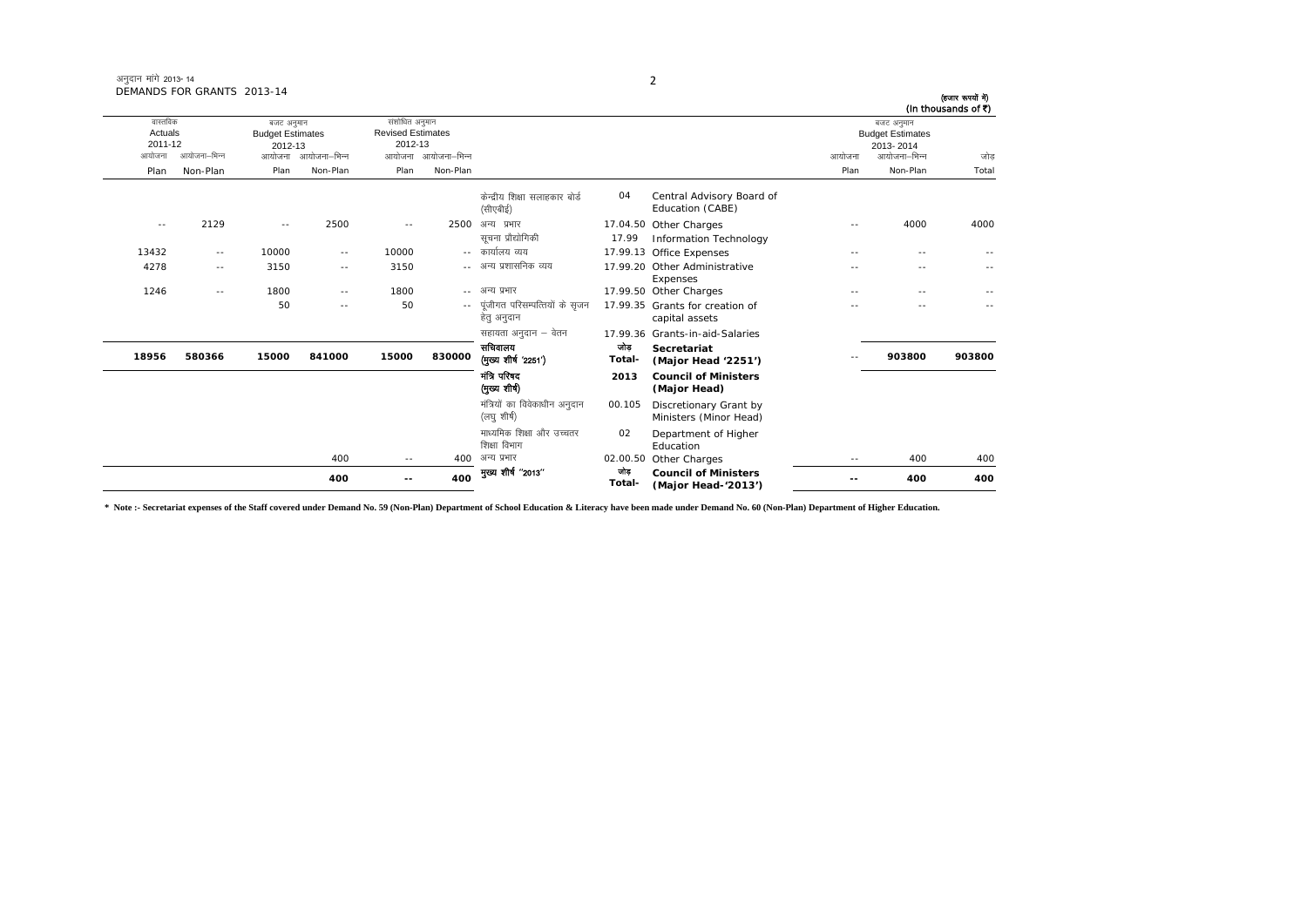अनुदान मांगें 2013-14
DEMANDS FOR GRANTS 2013-14

(हजार रुपयों में)
(In thousands of ₹)

| वास्तविक Actuals 2011-12 | | बजट अनुमान Budget Estimates 2012-13 | | संशोधित अनुमान Revised Estimates 2012-13 | | | | | बजट अनुमान Budget Estimates 2013-2014 | | |
|---|---|---|---|---|---|---|---|---|---|---|---|
| आयोजना Plan | आयोजना–भिन्न Non-Plan | आयोजना Plan | आयोजना–भिन्न Non-Plan | आयोजना Plan | आयोजना–भिन्न Non-Plan | | | | आयोजना Plan | आयोजना–भिन्न Non-Plan | जोड़ Total |
| | | | | | | केन्द्रीय शिक्षा सलाहकार बोर्ड (सीएबीई) | 04 | Central Advisory Board of Education (CABE) | | | |
| -- | 2129 | -- | 2500 | -- | 2500 | अन्य प्रभार | 17.04.50 | Other Charges | -- | 4000 | 4000 |
| | | | | | | सूचना प्रौद्योगिकी | 17.99 | Information Technology | | | |
| 13432 | -- | 10000 | -- | 10000 | -- | कार्यालय व्यय | 17.99.13 | Office Expenses | -- | -- | -- |
| 4278 | -- | 3150 | -- | 3150 | -- | अन्य प्रशासनिक व्यय | 17.99.20 | Other Administrative Expenses | -- | -- | -- |
| 1246 | -- | 1800 | -- | 1800 | -- | अन्य प्रभार | 17.99.50 | Other Charges | -- | -- | -- |
| | | 50 | -- | 50 | -- | पूंजीगत परिसम्पत्तियों के सृजन हेतु अनुदान | 17.99.35 | Grants for creation of capital assets | -- | -- | -- |
| | | | | | | सहायता अनुदान – वेतन | 17.99.36 | Grants-in-aid-Salaries | | | |
| **18956** | **580366** | **15000** | **841000** | **15000** | **830000** | **सचिवालय (मुख्य शीर्ष '2251')** | **जोड़ Total-** | **Secretariat (Major Head '2251')** | -- | **903800** | **903800** |
| | | | | | | **मंत्रि परिषद (मुख्य शीर्ष)** | **2013** | **Council of Ministers (Major Head)** | | | |
| | | | | | | मंत्रियों का विवेकाधीन अनुदान (लघु शीर्ष) | 00.105 | Discretionary Grant by Ministers (Minor Head) | | | |
| | | | | | | माध्यमिक शिक्षा और उच्चतर शिक्षा विभाग | 02 | Department of Higher Education | | | |
| | | | 400 | -- | 400 | अन्य प्रभार | 02.00.50 | Other Charges | -- | 400 | 400 |
| | | | **400** | **--** | **400** | **मुख्य शीर्ष "2013"** | **जोड़ Total-** | **Council of Ministers (Major Head-'2013')** | **--** | **400** | **400** |

**\* Note :- Secretariat expenses of the Staff covered under Demand No. 59 (Non-Plan) Department of School Education & Literacy have been made under Demand No. 60 (Non-Plan) Department of Higher Education.**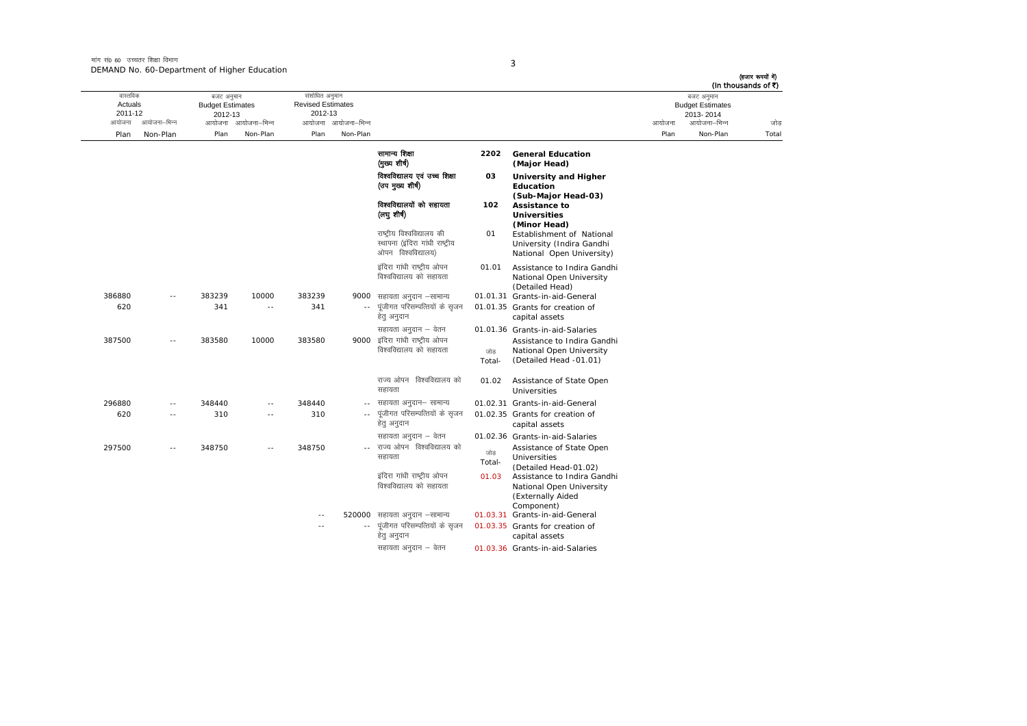मांग सं0 60 उच्चतर शिक्षा विभाग
DEMAND No. 60-Department of Higher Education

(हजार रूपयों में)
(In thousands of ₹)

| वास्तविक Actuals 2011-12 | | बजट अनुमान Budget Estimates 2012-13 | | संशोधित अनुमान Revised Estimates 2012-13 | | | | | बजट अनुमान Budget Estimates 2013-2014 | | |
|---|---|---|---|---|---|---|---|---|---|---|---|
| आयोजना Plan | आयोजना-भिन्न Non-Plan | आयोजना Plan | आयोजना-भिन्न Non-Plan | आयोजना Plan | आयोजना-भिन्न Non-Plan | | | | आयोजना Plan | आयोजना-भिन्न Non-Plan | जोड़ Total |
| | | | | | | सामान्य शिक्षा (मुख्य शीर्ष) | 2202 | **General Education (Major Head)** | | | |
| | | | | | | विश्वविद्यालय एवं उच्च शिक्षा (उप मुख्य शीर्ष) | 03 | **University and Higher Education (Sub-Major Head-03)** | | | |
| | | | | | | विश्वविद्यालयों को सहायता (लघु शीर्ष) | 102 | **Assistance to Universities (Minor Head)** | | | |
| | | | | | | राष्ट्रीय विश्वविद्यालय की स्थापना (इंदिरा गांधी राष्ट्रीय ओपन विश्वविद्यालय) | 01 | Establishment of National University (Indira Gandhi National Open University) | | | |
| | | | | | | इंदिरा गांधी राष्ट्रीय ओपन विश्वविद्यालय को सहायता | 01.01 | Assistance to Indira Gandhi National Open University (Detailed Head) | | | |
| 386880 | -- | 383239 | 10000 | 383239 | 9000 | सहायता अनुदान -सामान्य | 01.01.31 | Grants-in-aid-General | | | |
| 620 | | 341 | -- | 341 | -- | पूंजीगत परिसम्पत्तियों के सृजन हेतु अनुदान | 01.01.35 | Grants for creation of capital assets | | | |
| | | | | | | सहायता अनुदान - वेतन | 01.01.36 | Grants-in-aid-Salaries | | | |
| 387500 | -- | 383580 | 10000 | 383580 | 9000 | इंदिरा गांधी राष्ट्रीय ओपन विश्वविद्यालय को सहायता | जोड़ Total- | Assistance to Indira Gandhi National Open University (Detailed Head -01.01) | | | |
| | | | | | | राज्य ओपन विश्वविद्यालय को सहायता | 01.02 | Assistance of State Open Universities | | | |
| 296880 | -- | 348440 | -- | 348440 | -- | सहायता अनुदान- सामान्य | 01.02.31 | Grants-in-aid-General | | | |
| 620 | -- | 310 | -- | 310 | -- | पूंजीगत परिसम्पत्तियों के सृजन हेतु अनुदान | 01.02.35 | Grants for creation of capital assets | | | |
| | | | | | | सहायता अनुदान - वेतन | 01.02.36 | Grants-in-aid-Salaries | | | |
| 297500 | -- | 348750 | -- | 348750 | -- | राज्य ओपन विश्वविद्यालय को सहायता | जोड़ Total- | Assistance of State Open Universities (Detailed Head-01.02) | | | |
| | | | | | | इंदिरा गांधी राष्ट्रीय ओपन विश्वविद्यालय को सहायता | 01.03 | Assistance to Indira Gandhi National Open University (Externally Aided Component) | | | |
| | | | | -- | 520000 | सहायता अनुदान -सामान्य | 01.03.31 | Grants-in-aid-General | | | |
| | | | | -- | -- | पूंजीगत परिसम्पत्तियों के सृजन हेतु अनुदान | 01.03.35 | Grants for creation of capital assets | | | |
| | | | | | | सहायता अनुदान - वेतन | 01.03.36 | Grants-in-aid-Salaries | | | |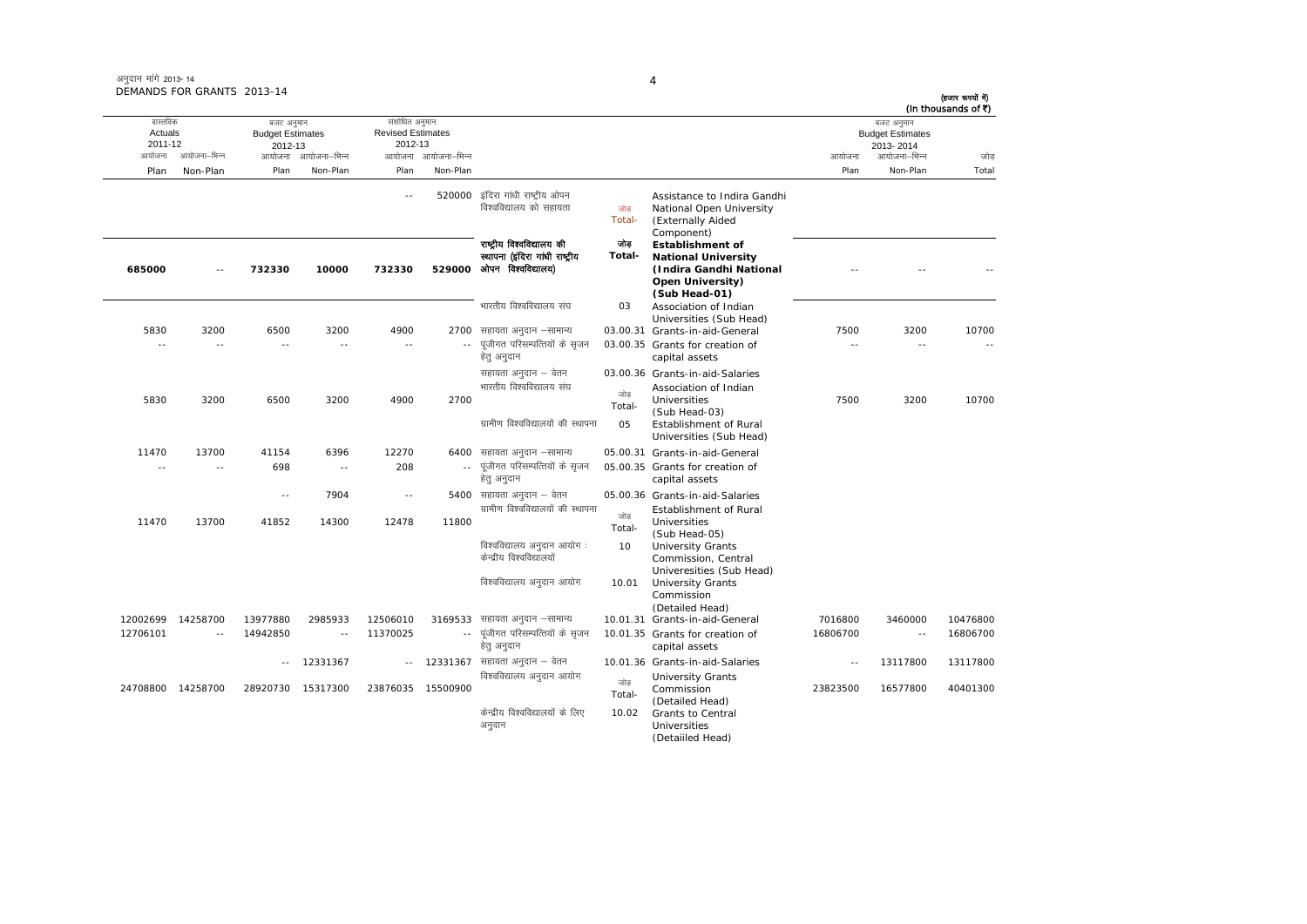अनुदान मांगें 2013-14
DEMANDS FOR GRANTS 2013-14

(हजार रूपयों में)
(In thousands of ₹)

| वास्तविक Actuals 2011-12 | | बजट अनुमान Budget Estimates 2012-13 | | संशोधित अनुमान Revised Estimates 2012-13 | | | | | बजट अनुमान Budget Estimates 2013-2014 | | |
|---|---|---|---|---|---|---|---|---|---|---|---|
| आयोजना Plan | आयोजना-भिन्न Non-Plan | आयोजना Plan | आयोजना-भिन्न Non-Plan | आयोजना Plan | आयोजना-भिन्न Non-Plan | | | | आयोजना Plan | आयोजना-भिन्न Non-Plan | जोड़ Total |
| | | | | -- | 520000 | इंदिरा गांधी राष्ट्रीय ओपन विश्वविद्यालय को सहायता | जोड़ Total- | Assistance to Indira Gandhi National Open University (Externally Aided Component) | | | |
| **685000** | -- | **732330** | **10000** | **732330** | **529000** | **राष्ट्रीय विश्वविद्यालय की स्थापना (इंदिरा गांधी राष्ट्रीय ओपन विश्वविद्यालय)** | **जोड़ Total-** | **Establishment of National University (Indira Gandhi National Open University) (Sub Head-01)** | -- | -- | -- |
| | | | | | | भारतीय विश्वविद्यालय संघ | 03 | Association of Indian Universities (Sub Head) | | | |
| 5830 | 3200 | 6500 | 3200 | 4900 | 2700 | सहायता अनुदान -सामान्य | 03.00.31 | Grants-in-aid-General | 7500 | 3200 | 10700 |
| -- | -- | -- | -- | -- | -- | पूंजीगत परिसम्पत्तियों के सृजन हेतु अनुदान | 03.00.35 | Grants for creation of capital assets | -- | -- | -- |
| | | | | | | सहायता अनुदान - वेतन | 03.00.36 | Grants-in-aid-Salaries | | | |
| 5830 | 3200 | 6500 | 3200 | 4900 | 2700 | भारतीय विश्वविद्यालय संघ | जोड़ Total- | Association of Indian Universities (Sub Head-03) | 7500 | 3200 | 10700 |
| | | | | | | ग्रामीण विश्वविद्यालयों की स्थापना | 05 | Establishment of Rural Universities (Sub Head) | | | |
| 11470 | 13700 | 41154 | 6396 | 12270 | 6400 | सहायता अनुदान -सामान्य | 05.00.31 | Grants-in-aid-General | | | |
| -- | -- | 698 | -- | 208 | -- | पूंजीगत परिसम्पत्तियों के सृजन हेतु अनुदान | 05.00.35 | Grants for creation of capital assets | | | |
| | | -- | 7904 | -- | 5400 | सहायता अनुदान - वेतन | 05.00.36 | Grants-in-aid-Salaries | | | |
| 11470 | 13700 | 41852 | 14300 | 12478 | 11800 | ग्रामीण विश्वविद्यालयों की स्थापना | जोड़ Total- | Establishment of Rural Universities (Sub Head-05) | | | |
| | | | | | | विश्वविद्यालय अनुदान आयोग : केन्द्रीय विश्वविद्यालयों | 10 | University Grants Commission, Central Univeresities (Sub Head) | | | |
| | | | | | | विश्वविद्यालय अनुदान आयोग | 10.01 | University Grants Commission (Detailed Head) | | | |
| 12002699 | 14258700 | 13977880 | 2985933 | 12506010 | 3169533 | सहायता अनुदान -सामान्य | 10.01.31 | Grants-in-aid-General | 7016800 | 3460000 | 10476800 |
| 12706101 | -- | 14942850 | -- | 11370025 | -- | पूंजीगत परिसम्पत्तियों के सृजन हेतु अनुदान | 10.01.35 | Grants for creation of capital assets | 16806700 | -- | 16806700 |
| | | -- | 12331367 | -- | 12331367 | सहायता अनुदान - वेतन | 10.01.36 | Grants-in-aid-Salaries | -- | 13117800 | 13117800 |
| 24708800 | 14258700 | 28920730 | 15317300 | 23876035 | 15500900 | विश्वविद्यालय अनुदान आयोग | जोड़ Total- | University Grants Commission (Detailed Head) | 23823500 | 16577800 | 40401300 |
| | | | | | | केन्द्रीय विश्वविद्यालयों के लिए अनुदान | 10.02 | Grants to Central Universities (Detaiiled Head) | | | |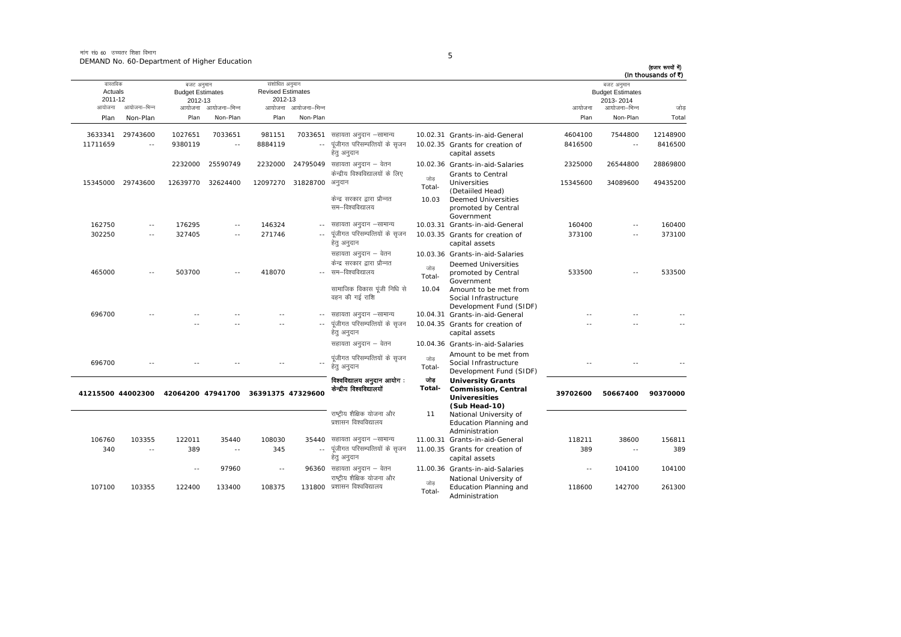मांग सं0 60 उच्चतर शिक्षा विभाग
DEMAND No. 60-Department of Higher Education

(हज़ार रूपयों में)
(In thousands of ₹)

| वास्तविक Actuals 2011-12 | | बजट अनुमान Budget Estimates 2012-13 | | संशोधित अनुमान Revised Estimates 2012-13 | | | | | बजट अनुमान Budget Estimates 2013-2014 | | |
|---|---|---|---|---|---|---|---|---|---|---|---|
| आयोजना Plan | आयोजना–भिन्न Non-Plan | आयोजना Plan | आयोजना–भिन्न Non-Plan | आयोजना Plan | आयोजना–भिन्न Non-Plan | | | | आयोजना Plan | आयोजना–भिन्न Non-Plan | जोड़ Total |
| 3633341 | 29743600 | 1027651 | 7033651 | 981151 | 7033651 | सहायता अनुदान –सामान्य | 10.02.31 | Grants-in-aid-General | 4604100 | 7544800 | 12148900 |
| 11711659 | -- | 9380119 | -- | 8884119 | -- | पूंजीगत परिसम्पत्तियों के सृजन हेतु अनुदान | 10.02.35 | Grants for creation of capital assets | 8416500 | -- | 8416500 |
| | | 2232000 | 25590749 | 2232000 | 24795049 | सहायता अनुदान – वेतन | 10.02.36 | Grants-in-aid-Salaries | 2325000 | 26544800 | 28869800 |
| 15345000 | 29743600 | 12639770 | 32624400 | 12097270 | 31828700 | केन्द्रीय विश्वविद्यालयों के लिए अनुदान | जोड़ Total- | Grants to Central Universities (Detaiiled Head) | 15345600 | 34089600 | 49435200 |
| | | | | | | केन्द्र सरकार द्वारा प्रौन्नत सम–विश्वविद्यालय | 10.03 | Deemed Universities promoted by Central Government | | | |
| 162750 | -- | 176295 | -- | 146324 | -- | सहायता अनुदान –सामान्य | 10.03.31 | Grants-in-aid-General | 160400 | -- | 160400 |
| 302250 | -- | 327405 | -- | 271746 | -- | पूंजीगत परिसम्पत्तियों के सृजन हेतु अनुदान | 10.03.35 | Grants for creation of capital assets | 373100 | -- | 373100 |
| | | | | | | सहायता अनुदान – वेतन | 10.03.36 | Grants-in-aid-Salaries | | | |
| 465000 | -- | 503700 | -- | 418070 | -- | केन्द्र सरकार द्वारा प्रौन्नत सम–विश्वविद्यालय | जोड़ Total- | Deemed Universities promoted by Central Government | 533500 | -- | 533500 |
| | | | | | | सामाजिक विकास पूंजी निधि से वहन की गई राशि | 10.04 | Amount to be met from Social Infrastructure Development Fund (SIDF) | | | |
| 696700 | -- | -- | -- | -- | -- | सहायता अनुदान –सामान्य | 10.04.31 | Grants-in-aid-General | -- | -- | -- |
| | -- | -- | -- | -- | -- | पूंजीगत परिसम्पत्तियों के सृजन हेतु अनुदान | 10.04.35 | Grants for creation of capital assets | -- | -- | -- |
| | | | | | | सहायता अनुदान – वेतन | 10.04.36 | Grants-in-aid-Salaries | | | |
| 696700 | -- | -- | -- | -- | -- | पूंजीगत परिसम्पत्तियों के सृजन हेतु अनुदान | जोड़ Total- | Amount to be met from Social Infrastructure Development Fund (SIDF) | -- | -- | -- |
| **41215500** | **44002300** | **42064200** | **47941700** | **36391375** | **47329600** | **विश्वविद्यालय अनुदान आयोग : केन्द्रीय विश्वविद्यालयों** | **जोड़ Total-** | **University Grants Commission, Central Univeresities (Sub Head-10)** | **39702600** | **50667400** | **90370000** |
| | | | | | | राष्ट्रीय शैक्षिक योजना और प्रशासन विश्वविद्यालय | 11 | National University of Education Planning and Administration | | | |
| 106760 | 103355 | 122011 | 35440 | 108030 | 35440 | सहायता अनुदान –सामान्य | 11.00.31 | Grants-in-aid-General | 118211 | 38600 | 156811 |
| 340 | -- | 389 | -- | 345 | -- | पूंजीगत परिसम्पत्तियों के सृजन हेतु अनुदान | 11.00.35 | Grants for creation of capital assets | 389 | -- | 389 |
| | | -- | 97960 | -- | 96360 | सहायता अनुदान – वेतन | 11.00.36 | Grants-in-aid-Salaries | -- | 104100 | 104100 |
| 107100 | 103355 | 122400 | 133400 | 108375 | 131800 | राष्ट्रीय शैक्षिक योजना और प्रशासन विश्वविद्यालय | जोड़ Total- | National University of Education Planning and Administration | 118600 | 142700 | 261300 |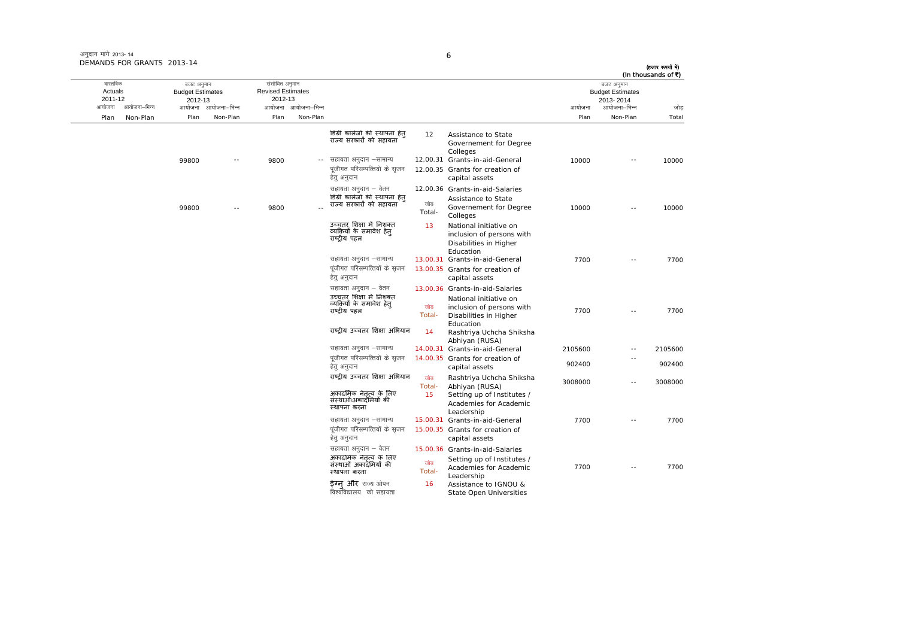अनुदान मांगें 2013-14
DEMANDS FOR GRANTS 2013-14

(हजार रूपयों में)
(In thousands of ₹)

| वास्तविक Actuals 2011-12 | | बजट अनुमान Budget Estimates 2012-13 | | संशोधित अनुमान Revised Estimates 2012-13 | | | | | बजट अनुमान Budget Estimates 2013-2014 | | |
|---|---|---|---|---|---|---|---|---|---|---|---|
| आयोजना Plan | आयोजना-भिन्न Non-Plan | आयोजना Plan | आयोजना-भिन्न Non-Plan | आयोजना Plan | आयोजना-भिन्न Non-Plan | | | | आयोजना Plan | आयोजना-भिन्न Non-Plan | जोड़ Total |
| | | | | | | डिग्री कालेजों की स्थापना हेतु राज्य सरकारों को सहायता | 12 | Assistance to State Governement for Degree Colleges | | | |
| | | 99800 | -- | 9800 | -- | सहायता अनुदान -सामान्य | 12.00.31 | Grants-in-aid-General | 10000 | -- | 10000 |
| | | | | | | पूंजीगत परिसम्पत्तियों के सृजन हेतु अनुदान | 12.00.35 | Grants for creation of capital assets | | | |
| | | | | | | सहायता अनुदान - वेतन | 12.00.36 | Grants-in-aid-Salaries | | | |
| | | 99800 | -- | 9800 | -- | डिग्री कालेजों की स्थापना हेतु राज्य सरकारों को सहायता | जोड़ Total- | Assistance to State Governement for Degree Colleges | 10000 | -- | 10000 |
| | | | | | | उच्चतर शिक्षा में निशक्त व्यक्तियों के समावेश हेतु राष्ट्रीय पहल | 13 | National initiative on inclusion of persons with Disabilities in Higher Education | | | |
| | | | | | | सहायता अनुदान -सामान्य | 13.00.31 | Grants-in-aid-General | 7700 | -- | 7700 |
| | | | | | | पूंजीगत परिसम्पत्तियों के सृजन हेतु अनुदान | 13.00.35 | Grants for creation of capital assets | | | |
| | | | | | | सहायता अनुदान - वेतन | 13.00.36 | Grants-in-aid-Salaries | | | |
| | | | | | | उच्चतर शिक्षा में निशक्त व्यक्तियों के समावेश हेतु राष्ट्रीय पहल | जोड़ Total- | National initiative on inclusion of persons with Disabilities in Higher Education | 7700 | -- | 7700 |
| | | | | | | राष्ट्रीय उच्चतर शिक्षा अभियान | 14 | Rashtriya Uchcha Shiksha Abhiyan (RUSA) | | | |
| | | | | | | सहायता अनुदान -सामान्य | 14.00.31 | Grants-in-aid-General | 2105600 | -- | 2105600 |
| | | | | | | पूंजीगत परिसम्पत्तियों के सृजन हेतु अनुदान | 14.00.35 | Grants for creation of capital assets | 902400 | -- | 902400 |
| | | | | | | राष्ट्रीय उच्चतर शिक्षा अभियान | जोड़ Total- | Rashtriya Uchcha Shiksha Abhiyan (RUSA) | 3008000 | -- | 3008000 |
| | | | | | | अकादमिक नेतृत्व के लिए संस्थाओं/अकादमियों की स्थापना करना | 15 | Setting up of Institutes / Academies for Academic Leadership | | | |
| | | | | | | सहायता अनुदान -सामान्य | 15.00.31 | Grants-in-aid-General | 7700 | -- | 7700 |
| | | | | | | पूंजीगत परिसम्पत्तियों के सृजन हेतु अनुदान | 15.00.35 | Grants for creation of capital assets | | | |
| | | | | | | सहायता अनुदान - वेतन | 15.00.36 | Grants-in-aid-Salaries | | | |
| | | | | | | अकादमिक नेतृत्व के लिए संस्थाओं अकादमियों की स्थापना करना | जोड़ Total- | Setting up of Institutes / Academies for Academic Leadership | 7700 | -- | 7700 |
| | | | | | | इग्नु और राज्य ओपन विश्वविद्यालय को सहायता | 16 | Assistance to IGNOU & State Open Universities | | | |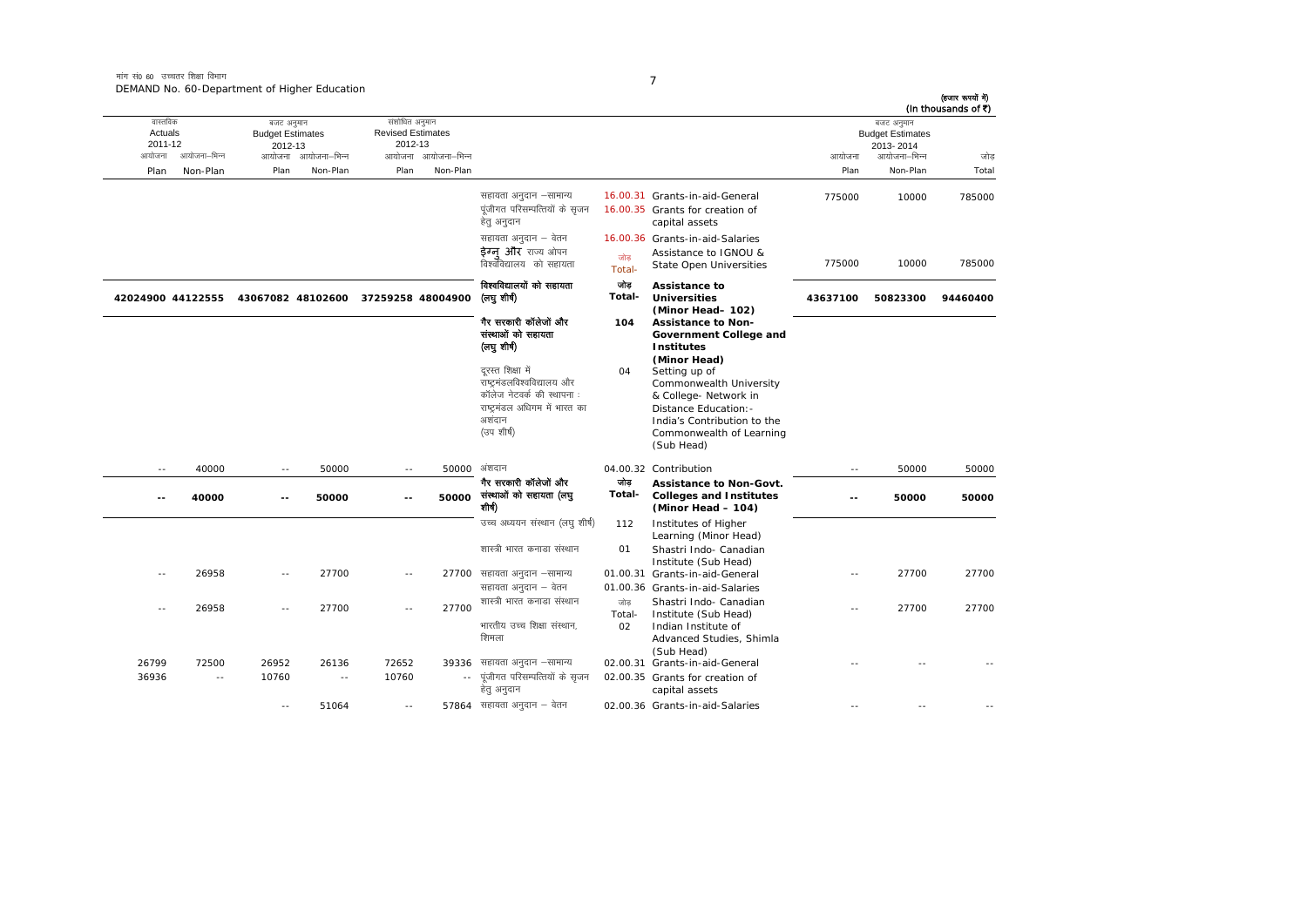मांग सं0 60 उच्चतर शिक्षा विभाग
DEMAND No. 60-Department of Higher Education

(हजार रूपयों में)
(In thousands of ₹)

| वास्तविक Actuals 2011-12 | | बजट अनुमान Budget Estimates 2012-13 | | संशोधित अनुमान Revised Estimates 2012-13 | | | | | बजट अनुमान Budget Estimates 2013-2014 | | |
|---|---|---|---|---|---|---|---|---|---|---|---|
| आयोजना Plan | आयोजना–भिन्न Non-Plan | आयोजना Plan | आयोजना–भिन्न Non-Plan | आयोजना Plan | आयोजना–भिन्न Non-Plan | | | | आयोजना Plan | आयोजना–भिन्न Non-Plan | जोड़ Total |
| | | | | | | सहायता अनुदान –सामान्य | 16.00.31 | Grants-in-aid-General | 775000 | 10000 | 785000 |
| | | | | | | पूंजीगत परिसम्पत्तियों के सृजन हेतु अनुदान | 16.00.35 | Grants for creation of capital assets | | | |
| | | | | | | सहायता अनुदान – वेतन | 16.00.36 | Grants-in-aid-Salaries | | | |
| | | | | | | इग्नु और राज्य ओपन विश्वविद्यालय को सहायता | जोड़ Total- | Assistance to IGNOU & State Open Universities | 775000 | 10000 | 785000 |
| **42024900** | **44122555** | **43067082** | **48102600** | **37259258** | **48004900** | **विश्वविद्यालयों को सहायता (लघु शीर्ष)** | **जोड़ Total-** | **Assistance to Universities (Minor Head- 102)** | **43637100** | **50823300** | **94460400** |
| | | | | | | **गैर सरकारी कॉलेजों और संस्थाओं को सहायता (लघु शीर्ष)** | **104** | **Assistance to Non-Government College and Institutes (Minor Head)** | | | |
| | | | | | | दूरस्त शिक्षा में राष्ट्रमंडलविश्वविद्यालय और कॉलेज नेटवर्क की स्थापना : राष्ट्रमंडल अधिगम में भारत का अशंदान (उप शीर्ष) | 04 | Setting up of Commonwealth University & College- Network in Distance Education:- India's Contribution to the Commonwealth of Learning (Sub Head) | | | |
| -- | 40000 | -- | 50000 | -- | 50000 | अंशदान | 04.00.32 | Contribution | -- | 50000 | 50000 |
| **--** | **40000** | **--** | **50000** | **--** | **50000** | **गैर सरकारी कॉलेजों और संस्थाओं को सहायता (लघु शीर्ष)** | **जोड़ Total-** | **Assistance to Non-Govt. Colleges and Institutes (Minor Head – 104)** | **--** | **50000** | **50000** |
| | | | | | | उच्च अध्ययन संस्थान (लघु शीर्ष) | 112 | Institutes of Higher Learning (Minor Head) | | | |
| | | | | | | शास्त्री भारत कनाडा संस्थान | 01 | Shastri Indo- Canadian Institute (Sub Head) | | | |
| -- | 26958 | -- | 27700 | -- | 27700 | सहायता अनुदान –सामान्य | 01.00.31 | Grants-in-aid-General | -- | 27700 | 27700 |
| | | | | | | सहायता अनुदान – वेतन | 01.00.36 | Grants-in-aid-Salaries | | | |
| -- | 26958 | -- | 27700 | -- | 27700 | शास्त्री भारत कनाडा संस्थान | जोड़ Total- | Shastri Indo- Canadian Institute (Sub Head) | -- | 27700 | 27700 |
| | | | | | | भारतीय उच्च शिक्षा संस्थान, शिमला | 02 | Indian Institute of Advanced Studies, Shimla (Sub Head) | | | |
| 26799 | 72500 | 26952 | 26136 | 72652 | 39336 | सहायता अनुदान –सामान्य | 02.00.31 | Grants-in-aid-General | -- | -- | -- |
| 36936 | -- | 10760 | -- | 10760 | -- | पूंजीगत परिसम्पत्तियों के सृजन हेतु अनुदान | 02.00.35 | Grants for creation of capital assets | | | |
| | | -- | 51064 | -- | 57864 | सहायता अनुदान – वेतन | 02.00.36 | Grants-in-aid-Salaries | -- | -- | -- |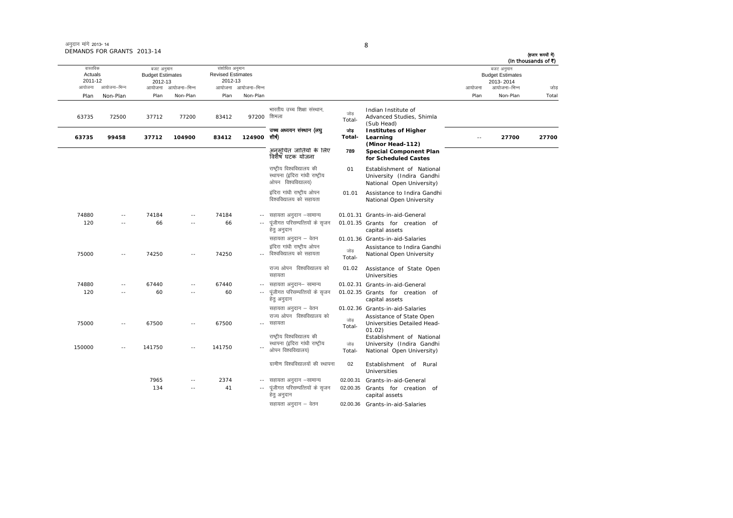अनुदान मांगे 2013-14
DEMANDS FOR GRANTS 2013-14

(हजार रूपयों में)
(In thousands of ₹)

| वास्तविक Actuals 2011-12 | | बजट अनुमान Budget Estimates 2012-13 | | संशोधित अनुमान Revised Estimates 2012-13 | | | | | बजट अनुमान Budget Estimates 2013-2014 | | |
|---|---|---|---|---|---|---|---|---|---|---|---|
| आयोजना Plan | आयोजना–भिन्न Non-Plan | आयोजना Plan | आयोजना–भिन्न Non-Plan | आयोजना Plan | आयोजना–भिन्न Non-Plan | | | | आयोजना Plan | आयोजना–भिन्न Non-Plan | जोड़ Total |
| 63735 | 72500 | 37712 | 77200 | 83412 | 97200 | भारतीय उच्च शिक्षा संस्थान, शिमला | जोड़ Total- | Indian Institute of Advanced Studies, Shimla (Sub Head) | | | |
| **63735** | **99458** | **37712** | **104900** | **83412** | **124900** | **उच्च अध्ययन संस्थान (लघु शीर्ष)** | **जोड़ Total-** | **Institutes of Higher Learning (Minor Head-112)** | -- | **27700** | **27700** |
| | | | | | | **अनुसूचित जातियों के लिए विशेष घटक योजना** | **789** | **Special Component Plan for Scheduled Castes** | | | |
| | | | | | | राष्ट्रीय विश्वविद्यालय की स्थापना (इंदिरा गांधी राष्ट्रीय ओपन विश्वविद्यालय) | 01 | Establishment of National University (Indira Gandhi National Open University) | | | |
| | | | | | | इंदिरा गांधी राष्ट्रीय ओपन विश्वविद्यालय को सहायता | 01.01 | Assistance to Indira Gandhi National Open University | | | |
| 74880 | -- | 74184 | -- | 74184 | -- | सहायता अनुदान –सामान्य | 01.01.31 | Grants-in-aid-General | | | |
| 120 | -- | 66 | -- | 66 | -- | पूंजीगत परिसम्पत्तियों के सृजन हेतु अनुदान | 01.01.35 | Grants for creation of capital assets | | | |
| | | | | | | सहायता अनुदान – वेतन | 01.01.36 | Grants-in-aid-Salaries | | | |
| 75000 | -- | 74250 | -- | 74250 | -- | इंदिरा गांधी राष्ट्रीय ओपन विश्वविद्यालय को सहायता | जोड़ Total- | Assistance to Indira Gandhi National Open University | | | |
| | | | | | | राज्य ओपन विश्वविद्यालय को सहायता | 01.02 | Assistance of State Open Universities | | | |
| 74880 | -- | 67440 | -- | 67440 | -- | सहायता अनुदान– सामान्य | 01.02.31 | Grants-in-aid-General | | | |
| 120 | -- | 60 | -- | 60 | -- | पूंजीगत परिसम्पत्तियों के सृजन हेतु अनुदान | 01.02.35 | Grants for creation of capital assets | | | |
| | | | | | | सहायता अनुदान – वेतन | 01.02.36 | Grants-in-aid-Salaries | | | |
| 75000 | -- | 67500 | -- | 67500 | -- | राज्य ओपन विश्वविद्यालय को सहायता | जोड़ Total- | Assistance of State Open Universities Detailed Head-01.02) | | | |
| 150000 | -- | 141750 | -- | 141750 | -- | राष्ट्रीय विश्वविद्यालय की स्थापना (इंदिरा गांधी राष्ट्रीय ओपन विश्वविद्यालय) | जोड़ Total- | Establishment of National University (Indira Gandhi National Open University) | | | |
| | | | | | | ग्रामीण विश्वविद्यालयों की स्थापना | 02 | Establishment of Rural Universities | | | |
| | | 7965 | -- | 2374 | -- | सहायता अनुदान –सामान्य | 02.00.31 | Grants-in-aid-General | | | |
| | | 134 | -- | 41 | -- | पूंजीगत परिसम्पत्तियों के सृजन हेतु अनुदान | 02.00.35 | Grants for creation of capital assets | | | |
| | | | | | | सहायता अनुदान – वेतन | 02.00.36 | Grants-in-aid-Salaries | | | |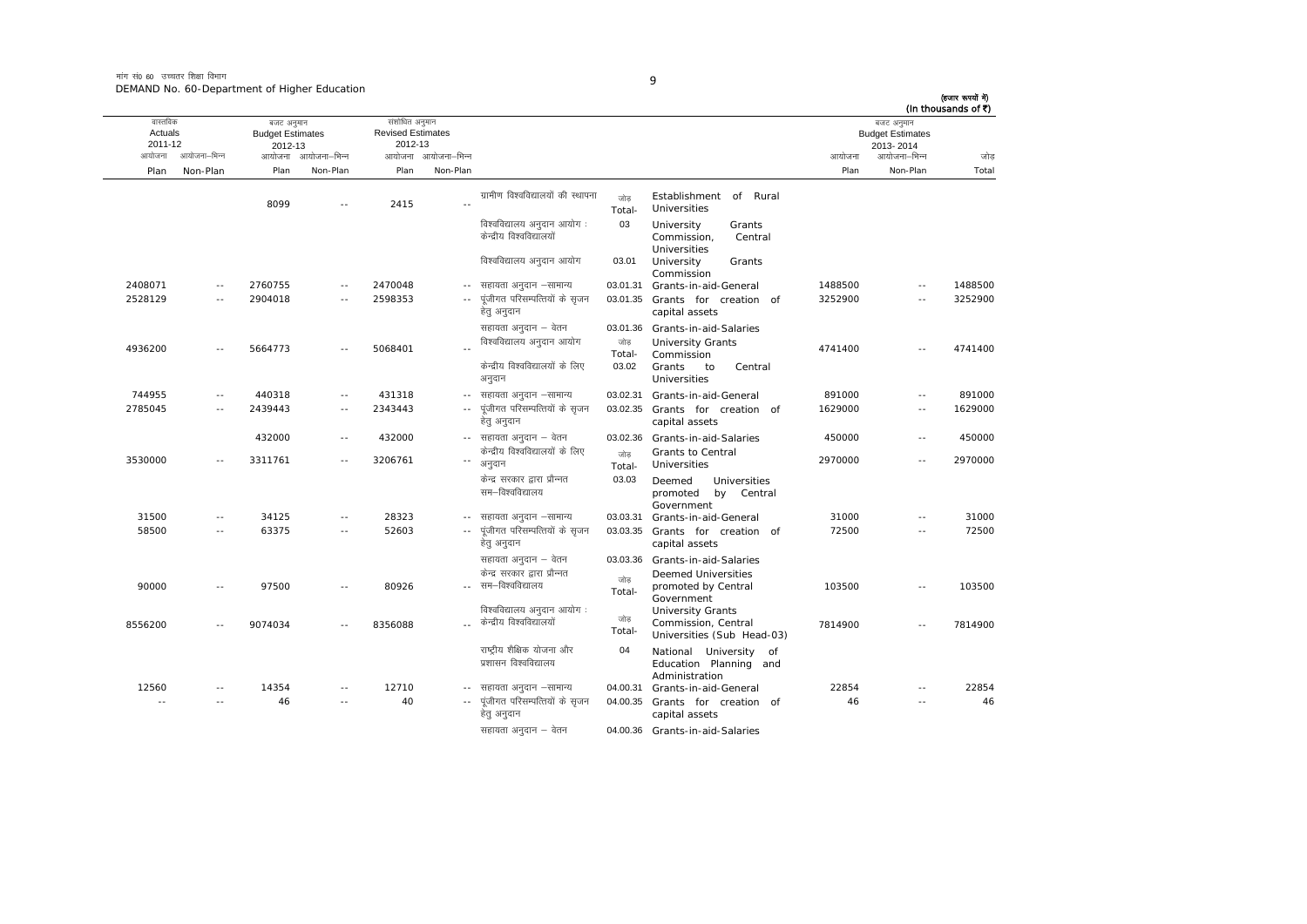मांग सं0 60 उच्चतर शिक्षा विभाग
DEMAND No. 60-Department of Higher Education

(हजार रूपयों में)
(In thousands of ₹)

| वास्तविक Actuals 2011-12 | | बजट अनुमान Budget Estimates 2012-13 | | संशोधित अनुमान Revised Estimates 2012-13 | | | | | बजट अनुमान Budget Estimates 2013-2014 | | |
|---|---|---|---|---|---|---|---|---|---|---|---|
| आयोजना Plan | आयोजना-भिन्न Non-Plan | आयोजना Plan | आयोजना-भिन्न Non-Plan | आयोजना Plan | आयोजना-भिन्न Non-Plan | | | | आयोजना Plan | आयोजना-भिन्न Non-Plan | जोड़ Total |
| | | 8099 | -- | 2415 | -- | ग्रामीण विश्वविद्यालयों की स्थापना | जोड़ Total- | Establishment of Rural Universities | | | |
| | | | | | | विश्वविद्यालय अनुदान आयोग : केन्द्रीय विश्वविद्यालयों | 03 | University Grants Commission, Central Universities | | | |
| | | | | | | विश्वविद्यालय अनुदान आयोग | 03.01 | University Grants Commission | | | |
| 2408071 | -- | 2760755 | -- | 2470048 | -- | सहायता अनुदान –सामान्य | 03.01.31 | Grants-in-aid-General | 1488500 | -- | 1488500 |
| 2528129 | -- | 2904018 | -- | 2598353 | -- | पूंजीगत परिसम्पत्तियों के सृजन हेतु अनुदान | 03.01.35 | Grants for creation of capital assets | 3252900 | -- | 3252900 |
| | | | | | | सहायता अनुदान – वेतन | 03.01.36 | Grants-in-aid-Salaries | | | |
| 4936200 | -- | 5664773 | -- | 5068401 | -- | विश्वविद्यालय अनुदान आयोग | जोड़ Total- | University Grants Commission | 4741400 | -- | 4741400 |
| | | | | | | केंद्रीय विश्वविद्यालयों के लिए अनुदान | 03.02 | Grants to Central Universities | | | |
| 744955 | -- | 440318 | -- | 431318 | -- | सहायता अनुदान –सामान्य | 03.02.31 | Grants-in-aid-General | 891000 | -- | 891000 |
| 2785045 | -- | 2439443 | -- | 2343443 | -- | पूंजीगत परिसम्पत्तियों के सृजन हेतु अनुदान | 03.02.35 | Grants for creation of capital assets | 1629000 | -- | 1629000 |
| | | 432000 | -- | 432000 | -- | सहायता अनुदान – वेतन | 03.02.36 | Grants-in-aid-Salaries | 450000 | -- | 450000 |
| 3530000 | -- | 3311761 | -- | 3206761 | -- | केंद्रीय विश्वविद्यालयों के लिए अनुदान | जोड़ Total- | Grants to Central Universities | 2970000 | -- | 2970000 |
| | | | | | | केन्द्र सरकार द्वारा प्रौन्नत सम–विश्वविद्यालय | 03.03 | Deemed Universities promoted by Central Government | | | |
| 31500 | -- | 34125 | -- | 28323 | -- | सहायता अनुदान –सामान्य | 03.03.31 | Grants-in-aid-General | 31000 | -- | 31000 |
| 58500 | -- | 63375 | -- | 52603 | -- | पूंजीगत परिसम्पत्तियों के सृजन हेतु अनुदान | 03.03.35 | Grants for creation of capital assets | 72500 | -- | 72500 |
| | | | | | | सहायता अनुदान – वेतन | 03.03.36 | Grants-in-aid-Salaries | | | |
| 90000 | -- | 97500 | -- | 80926 | -- | केन्द्र सरकार द्वारा प्रौन्नत सम–विश्वविद्यालय | जोड़ Total- | Deemed Universities promoted by Central Government | 103500 | -- | 103500 |
| 8556200 | -- | 9074034 | -- | 8356088 | -- | विश्वविद्यालय अनुदान आयोग : केन्द्रीय विश्वविद्यालयों | जोड़ Total- | University Grants Commission, Central Universities (Sub Head-03) | 7814900 | -- | 7814900 |
| | | | | | | राष्ट्रीय शैक्षिक योजना और प्रशासन विश्वविद्यालय | 04 | National University of Education Planning and Administration | | | |
| 12560 | -- | 14354 | -- | 12710 | -- | सहायता अनुदान –सामान्य | 04.00.31 | Grants-in-aid-General | 22854 | -- | 22854 |
| -- | -- | 46 | -- | 40 | -- | पूंजीगत परिसम्पत्तियों के सृजन हेतु अनुदान | 04.00.35 | Grants for creation of capital assets | 46 | -- | 46 |
| | | | | | | सहायता अनुदान – वेतन | 04.00.36 | Grants-in-aid-Salaries | | | |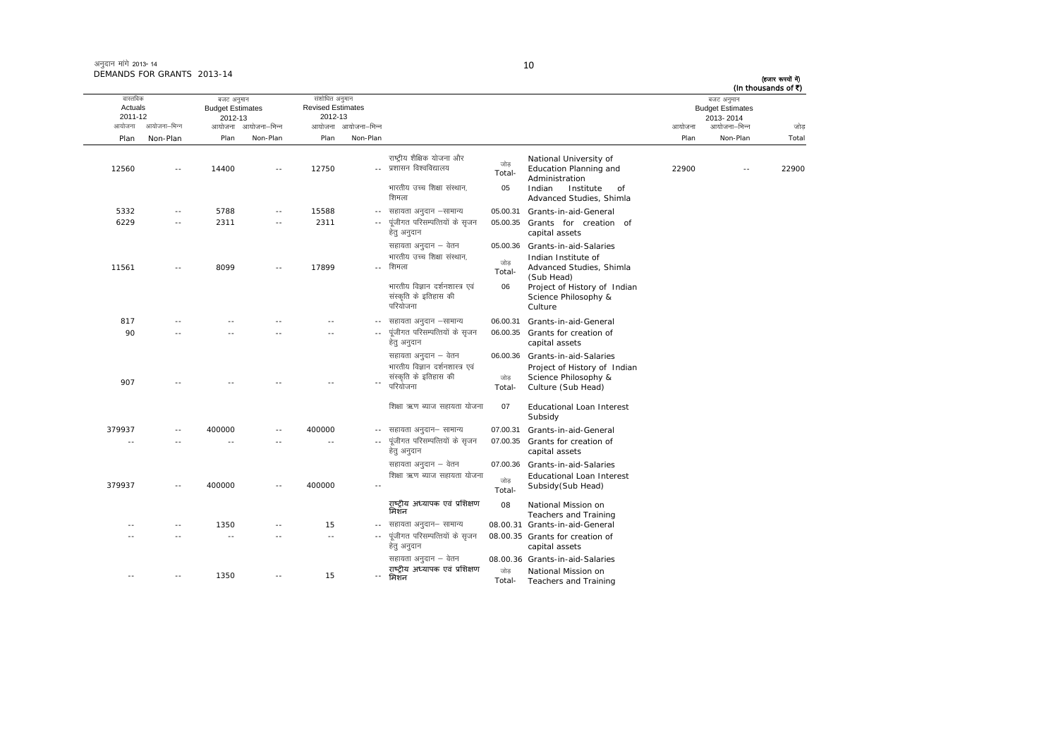अनुदान मांगें 2013-14
DEMANDS FOR GRANTS 2013-14

(हजार रूपयों में)
(In thousands of ₹)

| वास्तविक Actuals 2011-12 | | बजट अनुमान Budget Estimates 2012-13 | | संशोधित अनुमान Revised Estimates 2012-13 | | | | | बजट अनुमान Budget Estimates 2013-2014 | | |
|---|---|---|---|---|---|---|---|---|---|---|---|
| आयोजना Plan | आयोजना-भिन्न Non-Plan | आयोजना Plan | आयोजना-भिन्न Non-Plan | आयोजना Plan | आयोजना-भिन्न Non-Plan | | | | आयोजना Plan | आयोजना-भिन्न Non-Plan | जोड़ Total |
| 12560 | -- | 14400 | -- | 12750 | -- | राष्ट्रीय शैक्षिक योजना और प्रशासन विश्वविद्यालय | जोड़ Total- | National University of Education Planning and Administration | 22900 | -- | 22900 |
| | | | | | | भारतीय उच्च शिक्षा संस्थान, शिमला | 05 | Indian Institute of Advanced Studies, Shimla | | | |
| 5332 | -- | 5788 | -- | 15588 | -- | सहायता अनुदान –सामान्य | 05.00.31 | Grants-in-aid-General | | | |
| 6229 | -- | 2311 | -- | 2311 | -- | पूंजीगत परिसम्पत्तियों के सृजन हेतु अनुदान | 05.00.35 | Grants for creation of capital assets | | | |
| | | | | | | सहायता अनुदान – वेतन | 05.00.36 | Grants-in-aid-Salaries | | | |
| 11561 | -- | 8099 | -- | 17899 | -- | भारतीय उच्च शिक्षा संस्थान, शिमला | जोड़ Total- | Indian Institute of Advanced Studies, Shimla (Sub Head) | | | |
| | | | | | | भारतीय विज्ञान दर्शनशास्त्र एवं संस्कृति के इतिहास की परियोजना | 06 | Project of History of Indian Science Philosophy & Culture | | | |
| 817 | -- | -- | -- | -- | -- | सहायता अनुदान –सामान्य | 06.00.31 | Grants-in-aid-General | | | |
| 90 | -- | -- | -- | -- | -- | पूंजीगत परिसम्पत्तियों के सृजन हेतु अनुदान | 06.00.35 | Grants for creation of capital assets | | | |
| | | | | | | सहायता अनुदान – वेतन | 06.00.36 | Grants-in-aid-Salaries | | | |
| 907 | -- | -- | -- | -- | -- | भारतीय विज्ञान दर्शनशास्त्र एवं संस्कृति के इतिहास की परियोजना | जोड़ Total- | Project of History of Indian Science Philosophy & Culture (Sub Head) | | | |
| | | | | | | शिक्षा ऋण ब्याज सहायता योजना | 07 | Educational Loan Interest Subsidy | | | |
| 379937 | -- | 400000 | -- | 400000 | -- | सहायता अनुदान– सामान्य | 07.00.31 | Grants-in-aid-General | | | |
| -- | -- | -- | -- | -- | -- | पूंजीगत परिसम्पत्तियों के सृजन हेतु अनुदान | 07.00.35 | Grants for creation of capital assets | | | |
| | | | | | | सहायता अनुदान – वेतन | 07.00.36 | Grants-in-aid-Salaries | | | |
| 379937 | -- | 400000 | -- | 400000 | -- | शिक्षा ऋण ब्याज सहायता योजना | जोड़ Total- | Educational Loan Interest Subsidy(Sub Head) | | | |
| | | | | | | राष्ट्रीय अध्यापक एवं प्रशिक्षण मिशन | 08 | National Mission on Teachers and Training | | | |
| -- | -- | 1350 | -- | 15 | -- | सहायता अनुदान– सामान्य | 08.00.31 | Grants-in-aid-General | | | |
| -- | -- | -- | -- | -- | -- | पूंजीगत परिसम्पत्तियों के सृजन हेतु अनुदान | 08.00.35 | Grants for creation of capital assets | | | |
| | | | | | | सहायता अनुदान – वेतन | 08.00.36 | Grants-in-aid-Salaries | | | |
| -- | -- | 1350 | -- | 15 | -- | राष्ट्रीय अध्यापक एवं प्रशिक्षण मिशन | जोड़ Total- | National Mission on Teachers and Training | | | |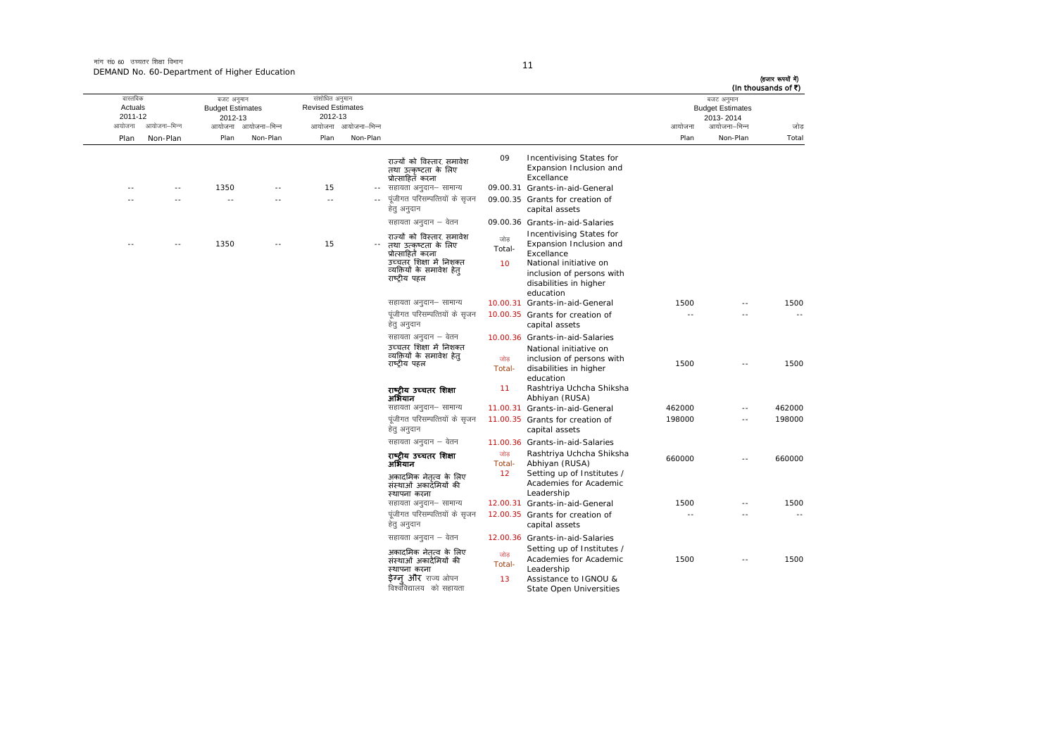मांग सं0 60 उच्चतर शिक्षा विभाग
DEMAND No. 60-Department of Higher Education

(हजार रूपयों में)
(In thousands of ₹)

| वास्तविक Actuals 2011-12 | | बजट अनुमान Budget Estimates 2012-13 | | संशोधित अनुमान Revised Estimates 2012-13 | | | | | बजट अनुमान Budget Estimates 2013-2014 | | |
|---|---|---|---|---|---|---|---|---|---|---|---|
| आयोजना Plan | आयोजना–भिन्न Non-Plan | आयोजना Plan | आयोजना–भिन्न Non-Plan | आयोजना Plan | आयोजना–भिन्न Non-Plan | | | | आयोजना Plan | आयोजना–भिन्न Non-Plan | जोड़ Total |
| | | | | | | राज्यों को विस्तार, समावेश तथा उत्कृष्टता के लिए प्रोत्साहित करना | 09 | Incentivising States for Expansion Inclusion and Excellance | | | |
| -- | -- | 1350 | -- | 15 | -- | सहायता अनुदान– सामान्य | 09.00.31 | Grants-in-aid-General | | | |
| -- | -- | -- | -- | -- | -- | पूंजीगत परिसम्पत्तियों के सृजन हेतु अनुदान | 09.00.35 | Grants for creation of capital assets | | | |
| | | | | | | सहायता अनुदान – वेतन | 09.00.36 | Grants-in-aid-Salaries | | | |
| -- | -- | 1350 | -- | 15 | -- | राज्यों को विस्तार, समावेश तथा उत्कृष्टता के लिए प्रोत्साहित करना | जोड़ Total- | Incentivising States for Expansion Inclusion and Excellance | | | |
| | | | | | | उच्चतर शिक्षा में निशक्त व्यक्तियों के समावेश हेतु राष्ट्रीय पहल | 10 | National initiative on inclusion of persons with disabilities in higher education | | | |
| | | | | | | सहायता अनुदान– सामान्य | 10.00.31 | Grants-in-aid-General | 1500 | -- | 1500 |
| | | | | | | पूंजीगत परिसम्पत्तियों के सृजन हेतु अनुदान | 10.00.35 | Grants for creation of capital assets | -- | -- | -- |
| | | | | | | सहायता अनुदान – वेतन | 10.00.36 | Grants-in-aid-Salaries | | | |
| | | | | | | उच्चतर शिक्षा में निशक्त व्यक्तियों के समावेश हेतु राष्ट्रीय पहल | जोड़ Total- | National initiative on inclusion of persons with disabilities in higher education | 1500 | -- | 1500 |
| | | | | | | **राष्ट्रीय उच्चतर शिक्षा अभियान** | 11 | Rashtriya Uchcha Shiksha Abhiyan (RUSA) | | | |
| | | | | | | सहायता अनुदान– सामान्य | 11.00.31 | Grants-in-aid-General | 462000 | -- | 462000 |
| | | | | | | पूंजीगत परिसम्पत्तियों के सृजन हेतु अनुदान | 11.00.35 | Grants for creation of capital assets | 198000 | -- | 198000 |
| | | | | | | सहायता अनुदान – वेतन | 11.00.36 | Grants-in-aid-Salaries | | | |
| | | | | | | **राष्ट्रीय उच्चतर शिक्षा अभियान** | जोड़ Total- | Rashtriya Uchcha Shiksha Abhiyan (RUSA) | 660000 | -- | 660000 |
| | | | | | | अकादमिक नेतृत्व के लिए संस्थाओं अकादमियों की स्थापना करना | 12 | Setting up of Institutes / Academies for Academic Leadership | | | |
| | | | | | | सहायता अनुदान– सामान्य | 12.00.31 | Grants-in-aid-General | 1500 | -- | 1500 |
| | | | | | | पूंजीगत परिसम्पत्तियों के सृजन हेतु अनुदान | 12.00.35 | Grants for creation of capital assets | -- | -- | -- |
| | | | | | | सहायता अनुदान – वेतन | 12.00.36 | Grants-in-aid-Salaries | | | |
| | | | | | | अकादमिक नेतृत्व के लिए संस्थाओं अकादमियों की स्थापना करना | जोड़ Total- | Setting up of Institutes / Academies for Academic Leadership | 1500 | -- | 1500 |
| | | | | | | **इग्नु और** राज्य ओपन विश्वविद्यालय को सहायता | 13 | Assistance to IGNOU & State Open Universities | | | |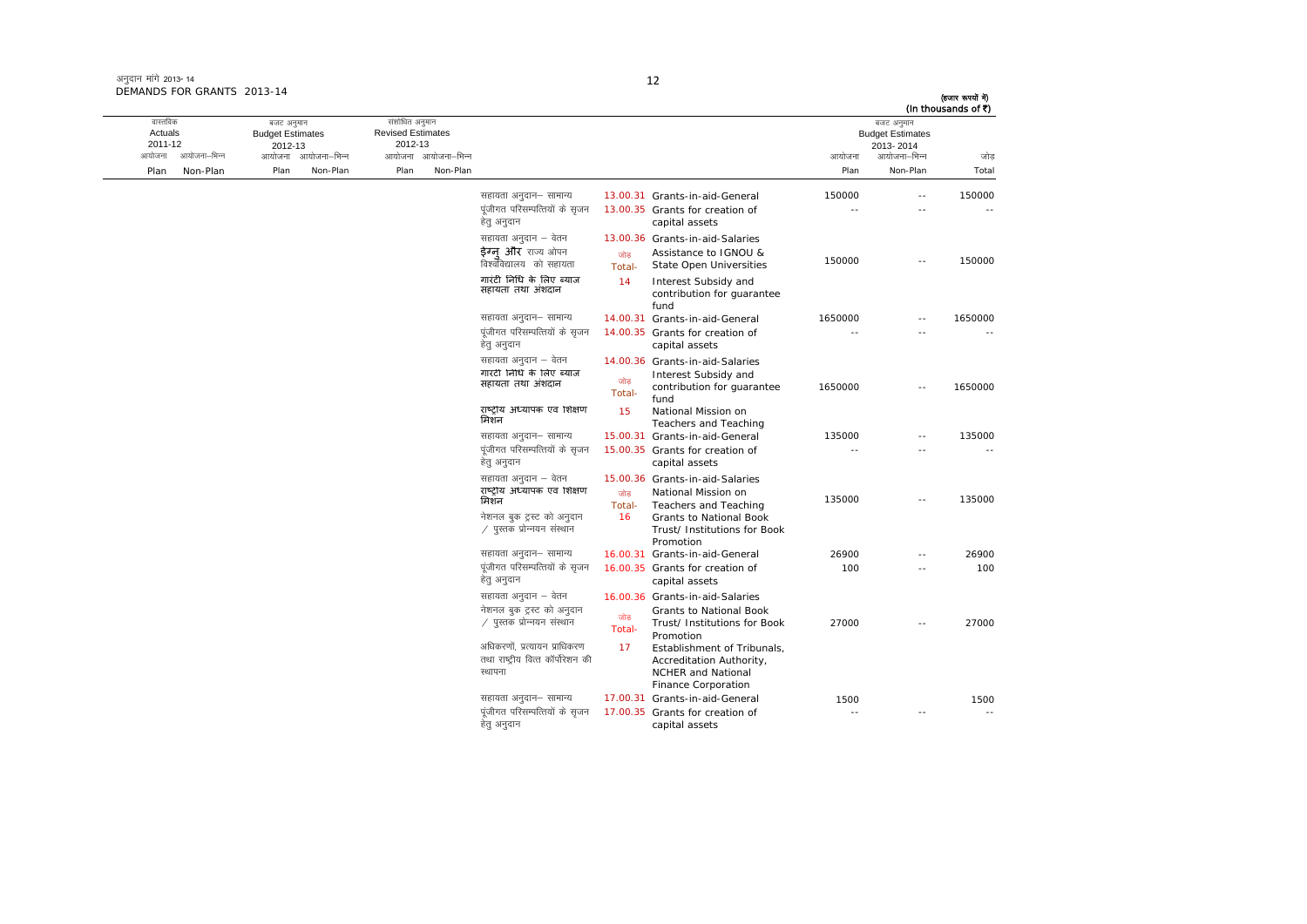अनुदान मांगें 2013-14
DEMANDS FOR GRANTS 2013-14

(हजार रूपयों में)
(In thousands of ₹)

| वास्तविक Actuals 2011-12 | | बजट अनुमान Budget Estimates 2012-13 | | संशोधित अनुमान Revised Estimates 2012-13 | | | | | बजट अनुमान Budget Estimates 2013-2014 | | |
|---|---|---|---|---|---|---|---|---|---|---|---|
| आयोजना Plan | आयोजना-भिन्न Non-Plan | आयोजना Plan | आयोजना-भिन्न Non-Plan | आयोजना Plan | आयोजना-भिन्न Non-Plan | | | | आयोजना Plan | आयोजना-भिन्न Non-Plan | जोड़ Total |
| | | | | | | सहायता अनुदान- सामान्य | 13.00.31 | Grants-in-aid-General | 150000 | -- | 150000 |
| | | | | | | पूंजीगत परिसम्पत्तियों के सृजन हेतु अनुदान | 13.00.35 | Grants for creation of capital assets | -- | -- | -- |
| | | | | | | सहायता अनुदान - वेतन | 13.00.36 | Grants-in-aid-Salaries | | | |
| | | | | | | इग्नु और राज्य ओपन विश्वविद्यालय को सहायता | जोड़ Total- | Assistance to IGNOU & State Open Universities | 150000 | -- | 150000 |
| | | | | | | गारंटी निधि के लिए ब्याज सहायता तथा अंशदान | 14 | Interest Subsidy and contribution for guarantee fund | | | |
| | | | | | | सहायता अनुदान- सामान्य | 14.00.31 | Grants-in-aid-General | 1650000 | -- | 1650000 |
| | | | | | | पूंजीगत परिसम्पत्तियों के सृजन हेतु अनुदान | 14.00.35 | Grants for creation of capital assets | -- | -- | -- |
| | | | | | | सहायता अनुदान - वेतन | 14.00.36 | Grants-in-aid-Salaries | | | |
| | | | | | | गारंटी निधि के लिए ब्याज सहायता तथा अंशदान | जोड़ Total- | Interest Subsidy and contribution for guarantee fund | 1650000 | -- | 1650000 |
| | | | | | | राष्ट्रीय अध्यापक एवं शिक्षण मिशन | 15 | National Mission on Teachers and Teaching | | | |
| | | | | | | सहायता अनुदान- सामान्य | 15.00.31 | Grants-in-aid-General | 135000 | -- | 135000 |
| | | | | | | पूंजीगत परिसम्पत्तियों के सृजन हेतु अनुदान | 15.00.35 | Grants for creation of capital assets | -- | -- | -- |
| | | | | | | सहायता अनुदान - वेतन | 15.00.36 | Grants-in-aid-Salaries | | | |
| | | | | | | राष्ट्रीय अध्यापक एवं शिक्षण मिशन | जोड़ Total- | National Mission on Teachers and Teaching | 135000 | -- | 135000 |
| | | | | | | नेशनल बुक ट्रस्ट को अनुदान / पुस्तक प्रोन्नयन संस्थान | 16 | Grants to National Book Trust/ Institutions for Book Promotion | | | |
| | | | | | | सहायता अनुदान- सामान्य | 16.00.31 | Grants-in-aid-General | 26900 | -- | 26900 |
| | | | | | | पूंजीगत परिसम्पत्तियों के सृजन हेतु अनुदान | 16.00.35 | Grants for creation of capital assets | 100 | -- | 100 |
| | | | | | | सहायता अनुदान - वेतन | 16.00.36 | Grants-in-aid-Salaries | | | |
| | | | | | | नेशनल बुक ट्रस्ट को अनुदान / पुस्तक प्रोन्नयन संस्थान | जोड़ Total- | Grants to National Book Trust/ Institutions for Book Promotion | 27000 | -- | 27000 |
| | | | | | | अधिकरणों, प्रत्यायन प्राधिकरण तथा राष्ट्रीय वित्त कॉर्पोरेशन की स्थापना | 17 | Establishment of Tribunals, Accreditation Authority, NCHER and National Finance Corporation | | | |
| | | | | | | सहायता अनुदान- सामान्य | 17.00.31 | Grants-in-aid-General | 1500 | | 1500 |
| | | | | | | पूंजीगत परिसम्पत्तियों के सृजन हेतु अनुदान | 17.00.35 | Grants for creation of capital assets | -- | -- | -- |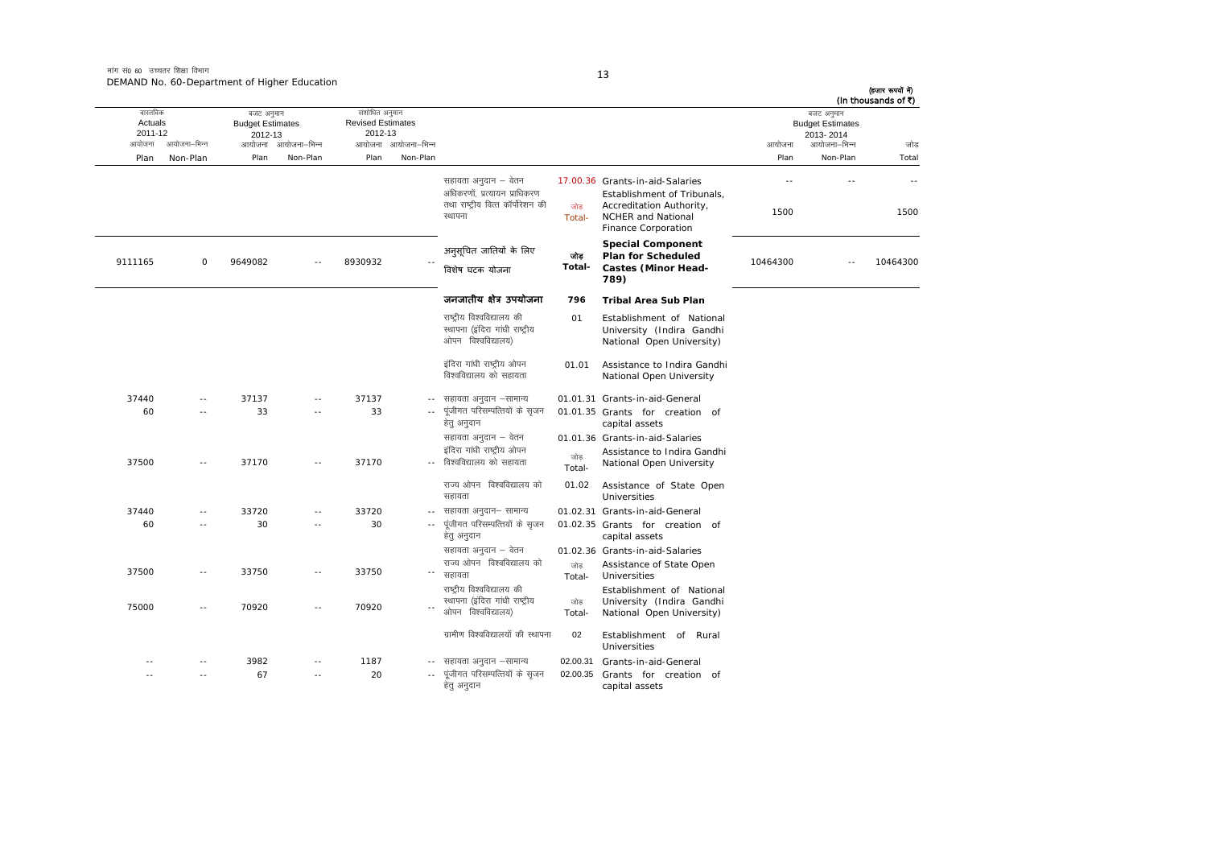मांग सं0 60 उच्चतर शिक्षा विभाग
DEMAND No. 60-Department of Higher Education

(हजार रुपयों में)
(In thousands of ₹)

| वास्तविक Actuals 2011-12 | | बजट अनुमान Budget Estimates 2012-13 | | संशोधित अनुमान Revised Estimates 2012-13 | | | | | बजट अनुमान Budget Estimates 2013-2014 | | |
|---|---|---|---|---|---|---|---|---|---|---|---|
| आयोजना Plan | आयोजना-भिन्न Non-Plan | आयोजना Plan | आयोजना-भिन्न Non-Plan | आयोजना Plan | आयोजना-भिन्न Non-Plan | | | | आयोजना Plan | आयोजना-भिन्न Non-Plan | जोड़ Total |
| | | | | | | सहायता अनुदान – वेतन | 17.00.36 | Grants-in-aid-Salaries | -- | -- | -- |
| | | | | | | अधिकरणों, प्रत्यायन प्राधिकरण तथा राष्ट्रीय वित्त कॉर्पोरेशन की स्थापना | जोड़ Total- | Establishment of Tribunals, Accreditation Authority, NCHER and National Finance Corporation | 1500 | | 1500 |
| 9111165 | 0 | 9649082 | -- | 8930932 | -- | **अनुसूचित जातियों के लिए विशेष घटक योजना** | **जोड़ Total-** | **Special Component Plan for Scheduled Castes (Minor Head-789)** | 10464300 | -- | 10464300 |
| | | | | | | **जनजातीय क्षेत्र उपयोजना** | **796** | **Tribal Area Sub Plan** | | | |
| | | | | | | राष्ट्रीय विश्वविद्यालय की स्थापना (इंदिरा गांधी राष्ट्रीय ओपन विश्वविद्यालय) | 01 | Establishment of National University (Indira Gandhi National Open University) | | | |
| | | | | | | इंदिरा गांधी राष्ट्रीय ओपन विश्वविद्यालय को सहायता | 01.01 | Assistance to Indira Gandhi National Open University | | | |
| 37440 | -- | 37137 | -- | 37137 | -- | सहायता अनुदान –सामान्य | 01.01.31 | Grants-in-aid-General | | | |
| 60 | -- | 33 | -- | 33 | -- | पूंजीगत परिसम्पत्तियों के सृजन हेतु अनुदान | 01.01.35 | Grants for creation of capital assets | | | |
| | | | | | | सहायता अनुदान – वेतन | 01.01.36 | Grants-in-aid-Salaries | | | |
| 37500 | -- | 37170 | -- | 37170 | -- | इंदिरा गांधी राष्ट्रीय ओपन विश्वविद्यालय को सहायता | जोड़ Total- | Assistance to Indira Gandhi National Open University | | | |
| | | | | | | राज्य ओपन विश्वविद्यालय को सहायता | 01.02 | Assistance of State Open Universities | | | |
| 37440 | -- | 33720 | -- | 33720 | -- | सहायता अनुदान– सामान्य | 01.02.31 | Grants-in-aid-General | | | |
| 60 | -- | 30 | -- | 30 | -- | पूंजीगत परिसम्पत्तियों के सृजन हेतु अनुदान | 01.02.35 | Grants for creation of capital assets | | | |
| | | | | | | सहायता अनुदान – वेतन | 01.02.36 | Grants-in-aid-Salaries | | | |
| 37500 | -- | 33750 | -- | 33750 | -- | राज्य ओपन विश्वविद्यालय को सहायता | जोड़ Total- | Assistance of State Open Universities | | | |
| 75000 | -- | 70920 | -- | 70920 | -- | राष्ट्रीय विश्वविद्यालय की स्थापना (इंदिरा गांधी राष्ट्रीय ओपन विश्वविद्यालय) | जोड़ Total- | Establishment of National University (Indira Gandhi National Open University) | | | |
| | | | | | | ग्रामीण विश्वविद्यालयों की स्थापना | 02 | Establishment of Rural Universities | | | |
| -- | -- | 3982 | -- | 1187 | -- | सहायता अनुदान –सामान्य | 02.00.31 | Grants-in-aid-General | | | |
| -- | -- | 67 | -- | 20 | -- | पूंजीगत परिसम्पत्तियों के सृजन हेतु अनुदान | 02.00.35 | Grants for creation of capital assets | | | |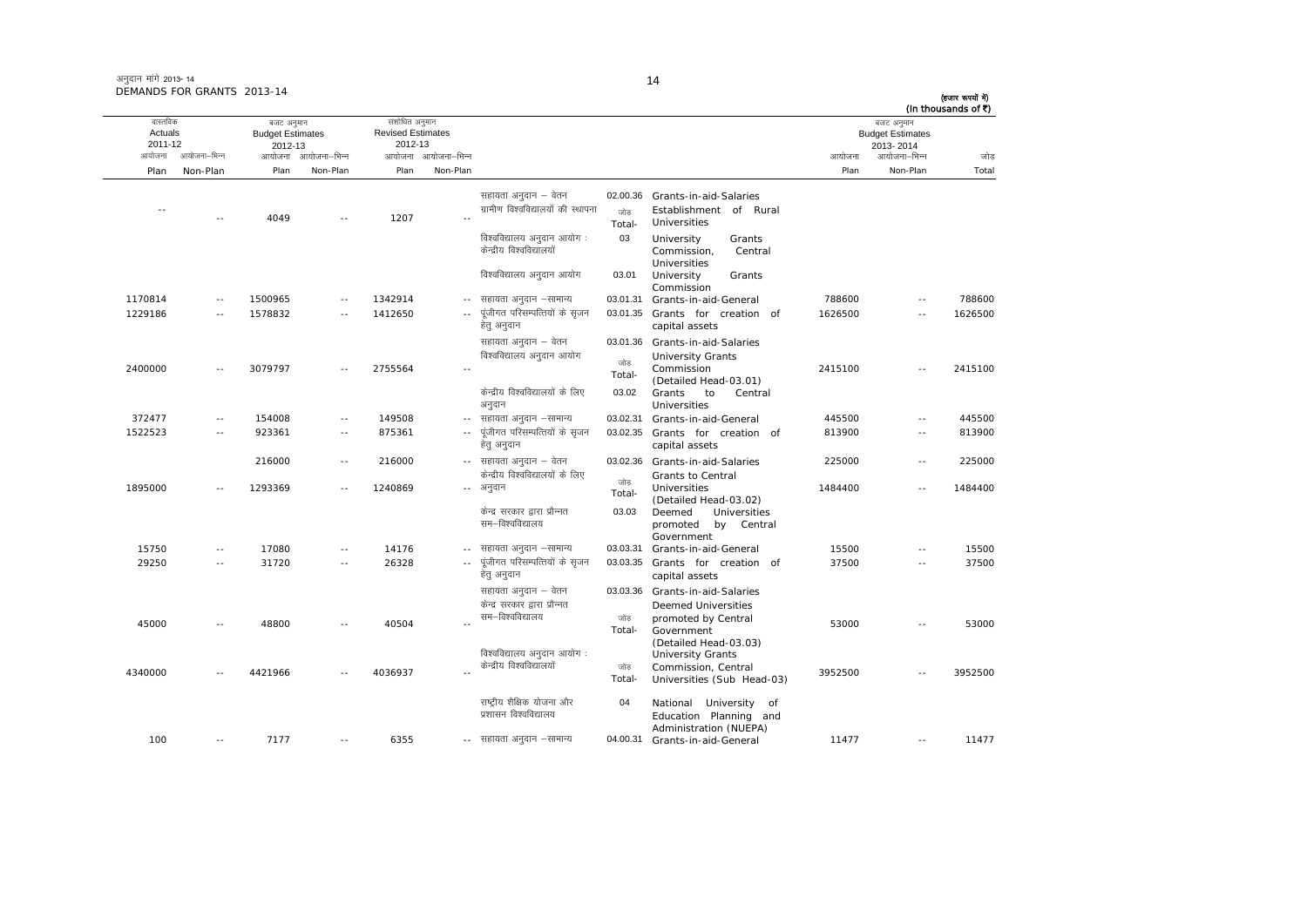अनुदान मांगें 2013-14
DEMANDS FOR GRANTS 2013-14

(हजार रूपयों में)
(In thousands of ₹)

| वास्तविक Actuals 2011-12 | | बजट अनुमान Budget Estimates 2012-13 | | संशोधित अनुमान Revised Estimates 2012-13 | | | | | बजट अनुमान Budget Estimates 2013-2014 | | |
|---|---|---|---|---|---|---|---|---|---|---|---|
| आयोजना Plan | आयोजना–भिन्न Non-Plan | आयोजना Plan | आयोजना–भिन्न Non-Plan | आयोजना Plan | आयोजना–भिन्न Non-Plan | | | | आयोजना Plan | आयोजना–भिन्न Non-Plan | जोड़ Total |
| | | | | | | सहायता अनुदान – वेतन | 02.00.36 | Grants-in-aid-Salaries | | | |
| -- | -- | 4049 | -- | 1207 | -- | ग्रामीण विश्वविद्यालयों की स्थापना | जोड़ Total- | Establishment of Rural Universities | | | |
| | | | | | | विश्वविद्यालय अनुदान आयोग : केन्द्रीय विश्वविद्यालयों | 03 | University Grants Commission, Central Universities | | | |
| | | | | | | विश्वविद्यालय अनुदान आयोग | 03.01 | University Grants Commission | | | |
| 1170814 | -- | 1500965 | -- | 1342914 | -- | सहायता अनुदान –सामान्य | 03.01.31 | Grants-in-aid-General | 788600 | -- | 788600 |
| 1229186 | -- | 1578832 | -- | 1412650 | -- | पूंजीगत परिसम्पत्तियों के सृजन हेतु अनुदान | 03.01.35 | Grants for creation of capital assets | 1626500 | -- | 1626500 |
| | | | | | | सहायता अनुदान – वेतन | 03.01.36 | Grants-in-aid-Salaries | | | |
| 2400000 | -- | 3079797 | -- | 2755564 | -- | विश्वविद्यालय अनुदान आयोग | जोड़ Total- | University Grants Commission (Detailed Head-03.01) | 2415100 | -- | 2415100 |
| | | | | | | केंद्रीय विश्वविद्यालयों के लिए अनुदान | 03.02 | Grants to Central Universities | | | |
| 372477 | -- | 154008 | -- | 149508 | -- | सहायता अनुदान –सामान्य | 03.02.31 | Grants-in-aid-General | 445500 | -- | 445500 |
| 1522523 | -- | 923361 | -- | 875361 | -- | पूंजीगत परिसम्पत्तियों के सृजन हेतु अनुदान | 03.02.35 | Grants for creation of capital assets | 813900 | -- | 813900 |
| | | 216000 | -- | 216000 | -- | सहायता अनुदान – वेतन | 03.02.36 | Grants-in-aid-Salaries | 225000 | -- | 225000 |
| 1895000 | -- | 1293369 | -- | 1240869 | -- | केंद्रीय विश्वविद्यालयों के लिए अनुदान | जोड़ Total- | Grants to Central Universities (Detailed Head-03.02) | 1484400 | -- | 1484400 |
| | | | | | | केन्द्र सरकार द्वारा प्रौन्नत सम–विश्वविद्यालय | 03.03 | Deemed Universities promoted by Central Government | | | |
| 15750 | -- | 17080 | -- | 14176 | -- | सहायता अनुदान –सामान्य | 03.03.31 | Grants-in-aid-General | 15500 | -- | 15500 |
| 29250 | -- | 31720 | -- | 26328 | -- | पूंजीगत परिसम्पत्तियों के सृजन हेतु अनुदान | 03.03.35 | Grants for creation of capital assets | 37500 | -- | 37500 |
| | | | | | | सहायता अनुदान – वेतन | 03.03.36 | Grants-in-aid-Salaries | | | |
| 45000 | -- | 48800 | -- | 40504 | -- | केन्द्र सरकार द्वारा प्रौन्नत सम–विश्वविद्यालय | जोड़ Total- | Deemed Universities promoted by Central Government (Detailed Head-03.03) | 53000 | -- | 53000 |
| 4340000 | -- | 4421966 | -- | 4036937 | -- | विश्वविद्यालय अनुदान आयोग : केन्द्रीय विश्वविद्यालयों | जोड़ Total- | University Grants Commission, Central Universities (Sub Head-03) | 3952500 | -- | 3952500 |
| | | | | | | राष्ट्रीय शैक्षिक योजना और प्रशासन विश्वविद्यालय | 04 | National University of Education Planning and Administration (NUEPA) | | | |
| 100 | -- | 7177 | -- | 6355 | -- | सहायता अनुदान –सामान्य | 04.00.31 | Grants-in-aid-General | 11477 | -- | 11477 |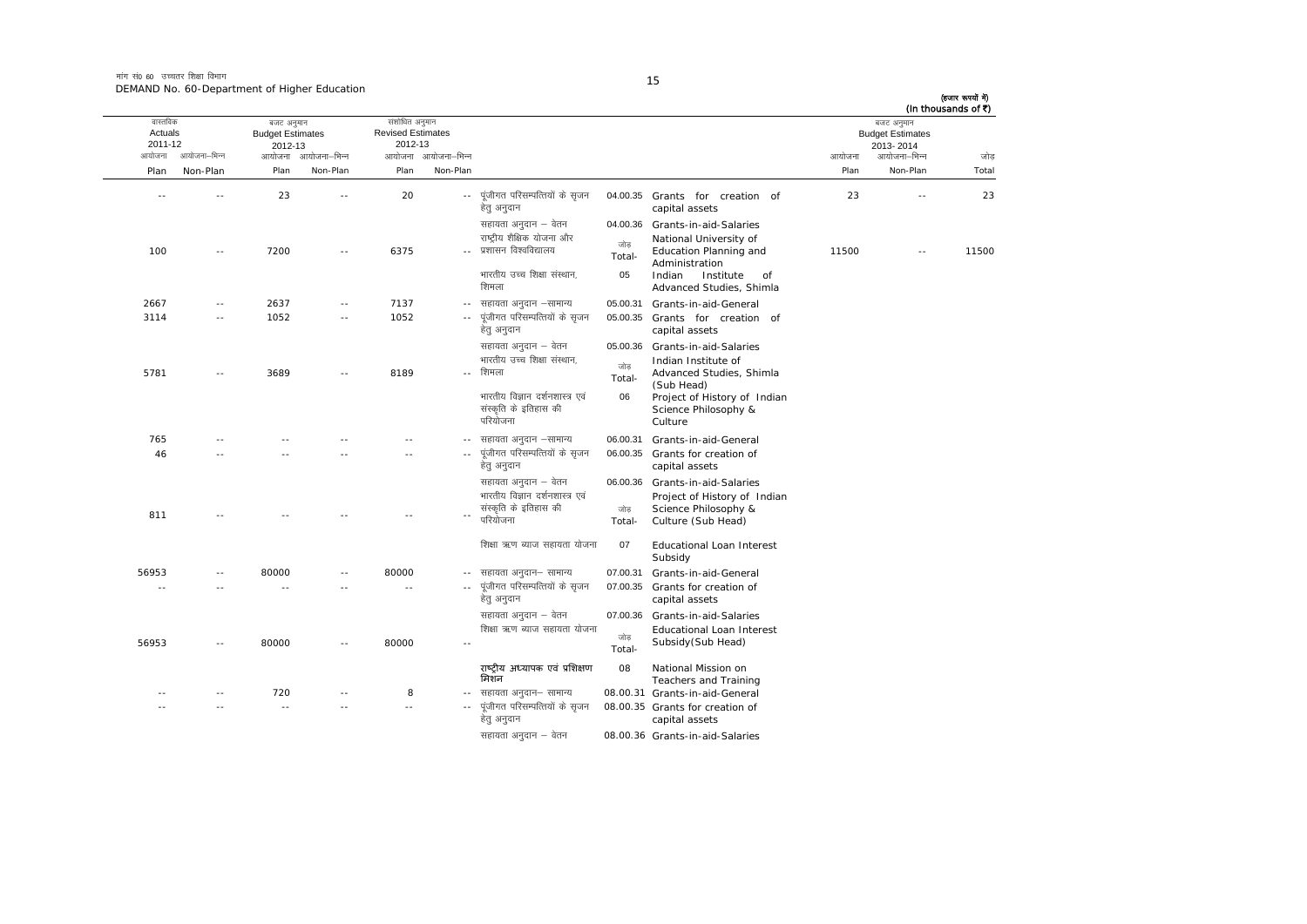मांग सं0 60 उच्चतर शिक्षा विभाग
DEMAND No. 60-Department of Higher Education

(हजार रूपयों में)
(In thousands of ₹)

| वास्तविक Actuals 2011-12 | | बजट अनुमान Budget Estimates 2012-13 | | संशोधित अनुमान Revised Estimates 2012-13 | | | | | बजट अनुमान Budget Estimates 2013-2014 | | |
|---|---|---|---|---|---|---|---|---|---|---|---|
| आयोजना Plan | आयोजना–भिन्न Non-Plan | आयोजना Plan | आयोजना–भिन्न Non-Plan | आयोजना Plan | आयोजना–भिन्न Non-Plan | | | | आयोजना Plan | आयोजना–भिन्न Non-Plan | जोड़ Total |
| -- | -- | 23 | -- | 20 | -- | पूंजीगत परिसम्पत्तियों के सृजन हेतु अनुदान | 04.00.35 | Grants for creation of capital assets | 23 | -- | 23 |
| | | | | | | सहायता अनुदान – वेतन | 04.00.36 | Grants-in-aid-Salaries | | | |
| 100 | -- | 7200 | -- | 6375 | -- | राष्ट्रीय शैक्षिक योजना और प्रशासन विश्वविद्यालय | जोड़ Total- | National University of Education Planning and Administration | 11500 | -- | 11500 |
| | | | | | | भारतीय उच्च शिक्षा संस्थान, शिमला | 05 | Indian Institute of Advanced Studies, Shimla | | | |
| 2667 | -- | 2637 | -- | 7137 | -- | सहायता अनुदान –सामान्य | 05.00.31 | Grants-in-aid-General | | | |
| 3114 | -- | 1052 | -- | 1052 | -- | पूंजीगत परिसम्पत्तियों के सृजन हेतु अनुदान | 05.00.35 | Grants for creation of capital assets | | | |
| | | | | | | सहायता अनुदान – वेतन | 05.00.36 | Grants-in-aid-Salaries | | | |
| 5781 | -- | 3689 | -- | 8189 | -- | भारतीय उच्च शिक्षा संस्थान, शिमला | जोड़ Total- | Indian Institute of Advanced Studies, Shimla (Sub Head) | | | |
| | | | | | | भारतीय विज्ञान दर्शनशास्त्र एवं संस्कृति के इतिहास की परियोजना | 06 | Project of History of Indian Science Philosophy & Culture | | | |
| 765 | -- | -- | -- | -- | -- | सहायता अनुदान –सामान्य | 06.00.31 | Grants-in-aid-General | | | |
| 46 | -- | -- | -- | -- | -- | पूंजीगत परिसम्पत्तियों के सृजन हेतु अनुदान | 06.00.35 | Grants for creation of capital assets | | | |
| | | | | | | सहायता अनुदान – वेतन | 06.00.36 | Grants-in-aid-Salaries | | | |
| 811 | -- | -- | -- | -- | -- | भारतीय विज्ञान दर्शनशास्त्र एवं संस्कृति के इतिहास की परियोजना | जोड़ Total- | Project of History of Indian Science Philosophy & Culture (Sub Head) | | | |
| | | | | | | शिक्षा ऋण ब्याज सहायता योजना | 07 | Educational Loan Interest Subsidy | | | |
| 56953 | -- | 80000 | -- | 80000 | -- | सहायता अनुदान– सामान्य | 07.00.31 | Grants-in-aid-General | | | |
| -- | -- | -- | -- | -- | -- | पूंजीगत परिसम्पत्तियों के सृजन हेतु अनुदान | 07.00.35 | Grants for creation of capital assets | | | |
| | | | | | | सहायता अनुदान – वेतन | 07.00.36 | Grants-in-aid-Salaries | | | |
| 56953 | -- | 80000 | -- | 80000 | -- | शिक्षा ऋण ब्याज सहायता योजना | जोड़ Total- | Educational Loan Interest Subsidy(Sub Head) | | | |
| | | | | | | राष्ट्रीय अध्यापक एवं प्रशिक्षण मिशन | 08 | National Mission on Teachers and Training | | | |
| -- | -- | 720 | -- | 8 | -- | सहायता अनुदान– सामान्य | 08.00.31 | Grants-in-aid-General | | | |
| -- | -- | -- | -- | -- | -- | पूंजीगत परिसम्पत्तियों के सृजन हेतु अनुदान | 08.00.35 | Grants for creation of capital assets | | | |
| | | | | | | सहायता अनुदान – वेतन | 08.00.36 | Grants-in-aid-Salaries | | | |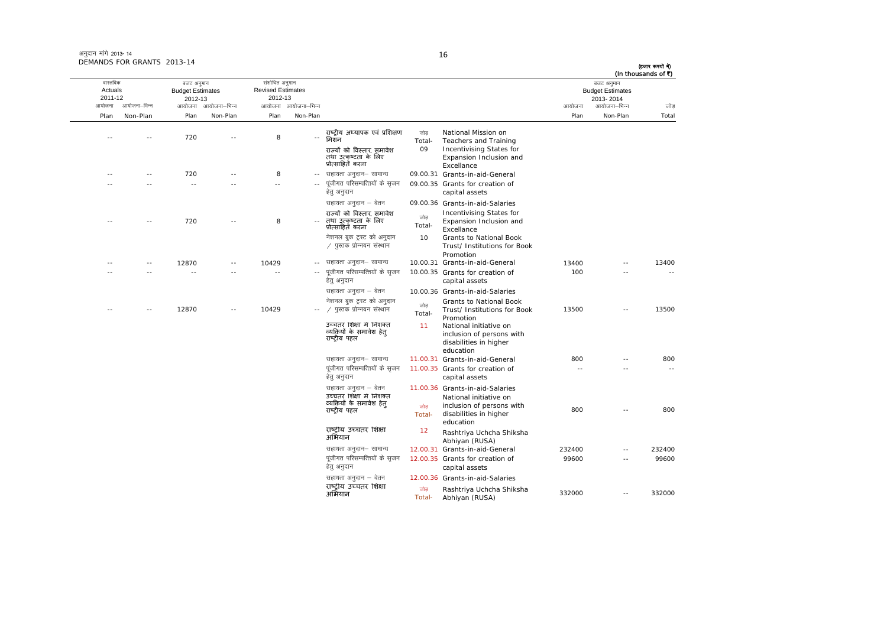अनुदान मांगें 2013-14
DEMANDS FOR GRANTS 2013-14

(हजार रूपयों में)
(In thousands of ₹)

| वास्तविक Actuals 2011-12 | | बजट अनुमान Budget Estimates 2012-13 | | संशोधित अनुमान Revised Estimates 2012-13 | | | | | बजट अनुमान Budget Estimates 2013-2014 | | |
|---|---|---|---|---|---|---|---|---|---|---|---|
| आयोजना Plan | आयोजना-भिन्न Non-Plan | आयोजना Plan | आयोजना-भिन्न Non-Plan | आयोजना Plan | आयोजना-भिन्न Non-Plan | | | | आयोजना Plan | आयोजना-भिन्न Non-Plan | जोड़ Total |
| -- | -- | 720 | -- | 8 | -- | राष्ट्रीय अध्यापक एवं प्रशिक्षण मिशन | जोड़ Total- | National Mission on Teachers and Training | | | |
| | | | | | | राज्यों को विस्तार, समावेश तथा उत्कृष्टता के लिए प्रोत्साहित करना | 09 | Incentivising States for Expansion Inclusion and Excellence | | | |
| -- | -- | 720 | -- | 8 | -- | सहायता अनुदान– सामान्य | 09.00.31 | Grants-in-aid-General | | | |
| -- | -- | -- | -- | -- | -- | पूंजीगत परिसम्पत्तियों के सृजन हेतु अनुदान | 09.00.35 | Grants for creation of capital assets | | | |
| | | | | | | सहायता अनुदान – वेतन | 09.00.36 | Grants-in-aid-Salaries | | | |
| -- | -- | 720 | -- | 8 | -- | राज्यों को विस्तार, समावेश तथा उत्कृष्टता के लिए प्रोत्साहित करना | जोड़ Total- | Incentivising States for Expansion Inclusion and Excellence | | | |
| | | | | | | नेशनल बुक ट्रस्ट को अनुदान / पुस्तक प्रोन्नयन संस्थान | 10 | Grants to National Book Trust/ Institutions for Book Promotion | | | |
| -- | -- | 12870 | -- | 10429 | -- | सहायता अनुदान– सामान्य | 10.00.31 | Grants-in-aid-General | 13400 | -- | 13400 |
| -- | -- | -- | -- | -- | -- | पूंजीगत परिसम्पत्तियों के सृजन हेतु अनुदान | 10.00.35 | Grants for creation of capital assets | 100 | -- | -- |
| | | | | | | सहायता अनुदान – वेतन | 10.00.36 | Grants-in-aid-Salaries | | | |
| -- | -- | 12870 | -- | 10429 | -- | नेशनल बुक ट्रस्ट को अनुदान / पुस्तक प्रोन्नयन संस्थान | जोड़ Total- | Grants to National Book Trust/ Institutions for Book Promotion | 13500 | -- | 13500 |
| | | | | | | उच्चतर शिक्षा में निशक्त व्यक्तियों के समावेश हेतु राष्ट्रीय पहल | 11 | National initiative on inclusion of persons with disabilities in higher education | | | |
| | | | | | | सहायता अनुदान– सामान्य | 11.00.31 | Grants-in-aid-General | 800 | -- | 800 |
| | | | | | | पूंजीगत परिसम्पत्तियों के सृजन हेतु अनुदान | 11.00.35 | Grants for creation of capital assets | -- | -- | -- |
| | | | | | | सहायता अनुदान – वेतन | 11.00.36 | Grants-in-aid-Salaries | | | |
| | | | | | | उच्चतर शिक्षा में निशक्त व्यक्तियों के समावेश हेतु राष्ट्रीय पहल | जोड़ Total- | National initiative on inclusion of persons with disabilities in higher education | 800 | -- | 800 |
| | | | | | | राष्ट्रीय उच्चतर शिक्षा अभियान | 12 | Rashtriya Uchcha Shiksha Abhiyan (RUSA) | | | |
| | | | | | | सहायता अनुदान– सामान्य | 12.00.31 | Grants-in-aid-General | 232400 | -- | 232400 |
| | | | | | | पूंजीगत परिसम्पत्तियों के सृजन हेतु अनुदान | 12.00.35 | Grants for creation of capital assets | 99600 | -- | 99600 |
| | | | | | | सहायता अनुदान – वेतन | 12.00.36 | Grants-in-aid-Salaries | | | |
| | | | | | | राष्ट्रीय उच्चतर शिक्षा अभियान | जोड़ Total- | Rashtriya Uchcha Shiksha Abhiyan (RUSA) | 332000 | -- | 332000 |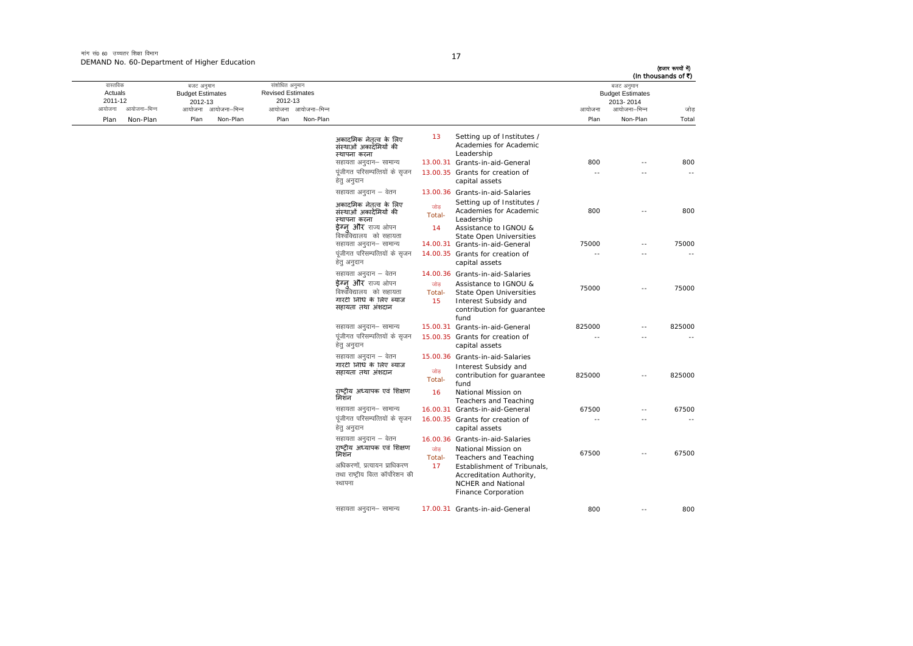मांग सं0 60 उच्चतर शिक्षा विभाग
DEMAND No. 60-Department of Higher Education

(हजार रूपयों में)
(In thousands of ₹)

| वास्तविक Actuals 2011-12 | | बजट अनुमान Budget Estimates 2012-13 | | संशोधित अनुमान Revised Estimates 2012-13 | | | | | बजट अनुमान Budget Estimates 2013-2014 | | |
|---|---|---|---|---|---|---|---|---|---|---|---|
| आयोजना Plan | आयोजना-भिन्न Non-Plan | आयोजना Plan | आयोजना-भिन्न Non-Plan | आयोजना Plan | आयोजना-भिन्न Non-Plan | | | | आयोजना Plan | आयोजना-भिन्न Non-Plan | जोड़ Total |
| | | | | | | अकादमिक नेतृत्व के लिए संस्थाओं अकादमियों की स्थापना करना | 13 | Setting up of Institutes / Academies for Academic Leadership | | | |
| | | | | | | सहायता अनुदान- सामान्य | 13.00.31 | Grants-in-aid-General | 800 | -- | 800 |
| | | | | | | पूंजीगत परिसम्पत्तियों के सृजन हेतु अनुदान | 13.00.35 | Grants for creation of capital assets | -- | -- | -- |
| | | | | | | सहायता अनुदान - वेतन | 13.00.36 | Grants-in-aid-Salaries | | | |
| | | | | | | अकादमिक नेतृत्व के लिए संस्थाओं अकादमियों की स्थापना करना | जोड़ Total- | Setting up of Institutes / Academies for Academic Leadership | 800 | -- | 800 |
| | | | | | | इग्नु और राज्य ओपन विश्वविद्यालय को सहायता | 14 | Assistance to IGNOU & State Open Universities | | | |
| | | | | | | सहायता अनुदान- सामान्य | 14.00.31 | Grants-in-aid-General | 75000 | -- | 75000 |
| | | | | | | पूंजीगत परिसम्पत्तियों के सृजन हेतु अनुदान | 14.00.35 | Grants for creation of capital assets | -- | -- | -- |
| | | | | | | सहायता अनुदान - वेतन | 14.00.36 | Grants-in-aid-Salaries | | | |
| | | | | | | इग्नु और राज्य ओपन विश्वविद्यालय को सहायता | जोड़ Total- | Assistance to IGNOU & State Open Universities | 75000 | -- | 75000 |
| | | | | | | गारंटी निधि के लिए ब्याज सहायता तथा अंशदान | 15 | Interest Subsidy and contribution for guarantee fund | | | |
| | | | | | | सहायता अनुदान- सामान्य | 15.00.31 | Grants-in-aid-General | 825000 | -- | 825000 |
| | | | | | | पूंजीगत परिसम्पत्तियों के सृजन हेतु अनुदान | 15.00.35 | Grants for creation of capital assets | -- | -- | -- |
| | | | | | | सहायता अनुदान - वेतन | 15.00.36 | Grants-in-aid-Salaries | | | |
| | | | | | | गारंटी निधि के लिए ब्याज सहायता तथा अंशदान | जोड़ Total- | Interest Subsidy and contribution for guarantee fund | 825000 | -- | 825000 |
| | | | | | | राष्ट्रीय अध्यापक एवं शिक्षण मिशन | 16 | National Mission on Teachers and Teaching | | | |
| | | | | | | सहायता अनुदान- सामान्य | 16.00.31 | Grants-in-aid-General | 67500 | -- | 67500 |
| | | | | | | पूंजीगत परिसम्पत्तियों के सृजन हेतु अनुदान | 16.00.35 | Grants for creation of capital assets | -- | -- | -- |
| | | | | | | सहायता अनुदान - वेतन | 16.00.36 | Grants-in-aid-Salaries | | | |
| | | | | | | राष्ट्रीय अध्यापक एवं शिक्षण मिशन | जोड़ Total- | National Mission on Teachers and Teaching | 67500 | -- | 67500 |
| | | | | | | अधिकरणों, प्रत्यायन प्राधिकरण तथा राष्ट्रीय वित्त कॉर्पोरेशन की स्थापना | 17 | Establishment of Tribunals, Accreditation Authority, NCHER and National Finance Corporation | | | |
| | | | | | | सहायता अनुदान- सामान्य | 17.00.31 | Grants-in-aid-General | 800 | -- | 800 |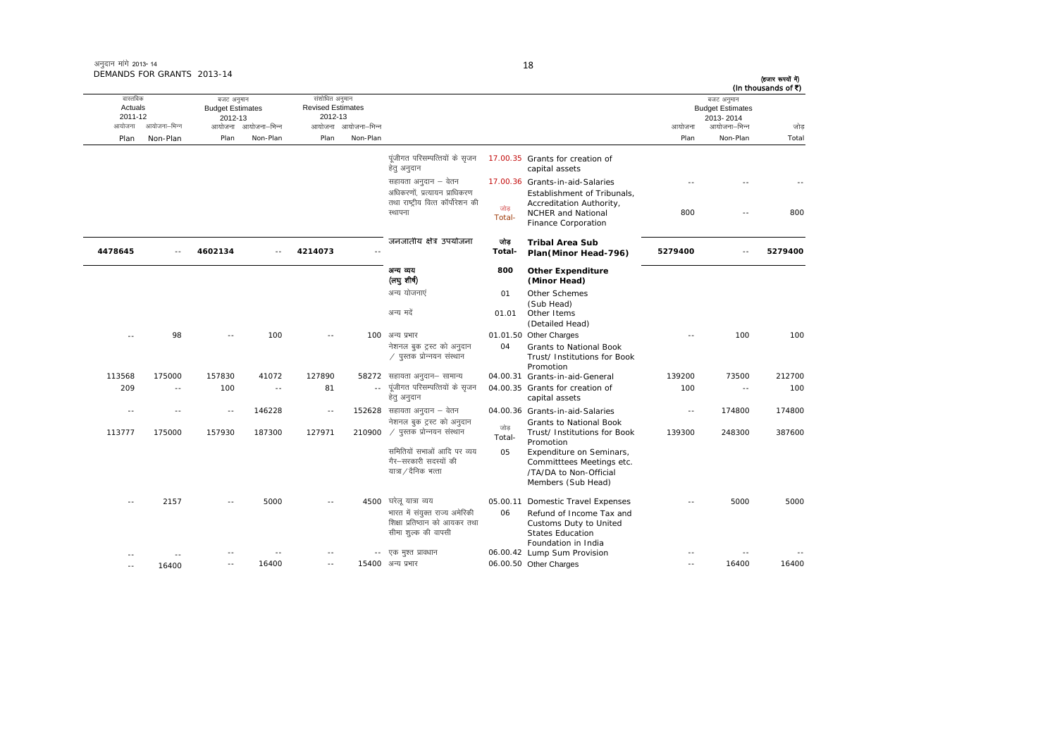अनुदान मांगें 2013-14
DEMANDS FOR GRANTS 2013-14

(हजार रूपयों में)
(In thousands of ₹)

| वास्तविक Actuals 2011-12 | | बजट अनुमान Budget Estimates 2012-13 | | संशोधित अनुमान Revised Estimates 2012-13 | | | | | बजट अनुमान Budget Estimates 2013-2014 | | |
|---|---|---|---|---|---|---|---|---|---|---|---|
| आयोजना Plan | आयोजना-भिन्न Non-Plan | आयोजना Plan | आयोजना-भिन्न Non-Plan | आयोजना Plan | आयोजना-भिन्न Non-Plan | | | | आयोजना Plan | आयोजना-भिन्न Non-Plan | जोड़ Total |
| | | | | | | पूंजीगत परिसम्पत्तियों के सृजन हेतु अनुदान | 17.00.35 | Grants for creation of capital assets | | | |
| | | | | | | सहायता अनुदान – वेतन | 17.00.36 | Grants-in-aid-Salaries | -- | -- | -- |
| | | | | | | अधिकरणों, प्रत्यायन प्राधिकरण तथा राष्ट्रीय वित्त कॉर्पोरेशन की स्थापना | जोड़ Total- | Establishment of Tribunals, Accreditation Authority, NCHER and National Finance Corporation | 800 | -- | 800 |
| 4478645 | -- | 4602134 | -- | 4214073 | -- | जनजातीय क्षेत्र उपयोजना | जोड़ Total- | **Tribal Area Sub Plan(Minor Head-796)** | 5279400 | -- | 5279400 |
| | | | | | | अन्य व्यय (लघु शीर्ष) | 800 | **Other Expenditure (Minor Head)** | | | |
| | | | | | | अन्य योजनाएं | 01 | Other Schemes (Sub Head) | | | |
| | | | | | | अन्य मदें | 01.01 | Other Items (Detailed Head) | | | |
| -- | 98 | -- | 100 | -- | 100 | अन्य प्रभार | 01.01.50 | Other Charges | -- | 100 | 100 |
| | | | | | | नेशनल बुक ट्रस्ट को अनुदान / पुस्तक प्रोन्नयन संस्थान | 04 | Grants to National Book Trust/ Institutions for Book Promotion | | | |
| 113568 | 175000 | 157830 | 41072 | 127890 | 58272 | सहायता अनुदान– सामान्य | 04.00.31 | Grants-in-aid-General | 139200 | 73500 | 212700 |
| 209 | -- | 100 | -- | 81 | -- | पूंजीगत परिसम्पत्तियों के सृजन हेतु अनुदान | 04.00.35 | Grants for creation of capital assets | 100 | -- | 100 |
| -- | -- | -- | 146228 | -- | 152628 | सहायता अनुदान – वेतन | 04.00.36 | Grants-in-aid-Salaries | -- | 174800 | 174800 |
| 113777 | 175000 | 157930 | 187300 | 127971 | 210900 | नेशनल बुक ट्रस्ट को अनुदान / पुस्तक प्रोन्नयन संस्थान | जोड़ Total- | Grants to National Book Trust/ Institutions for Book Promotion | 139300 | 248300 | 387600 |
| | | | | | | समितियों सभाओं आदि पर व्यय गैर–सरकारी सदस्यों की यात्रा/दैनिक भत्ता | 05 | Expenditure on Seminars, Committtees Meetings etc. /TA/DA to Non-Official Members (Sub Head) | | | |
| -- | 2157 | -- | 5000 | -- | 4500 | घरेलू यात्रा व्यय | 05.00.11 | Domestic Travel Expenses | -- | 5000 | 5000 |
| | | | | | | भारत में संयुक्त राज्य अमेरिकी शिक्षा प्रतिष्ठान को आयकर तथा सीमा शुल्क की वापसी | 06 | Refund of Income Tax and Customs Duty to United States Education Foundation in India | | | |
| -- | -- | -- | -- | -- | -- | एक मुश्त प्रावधान | 06.00.42 | Lump Sum Provision | -- | -- | -- |
| -- | 16400 | -- | 16400 | -- | 15400 | अन्य प्रभार | 06.00.50 | Other Charges | -- | 16400 | 16400 |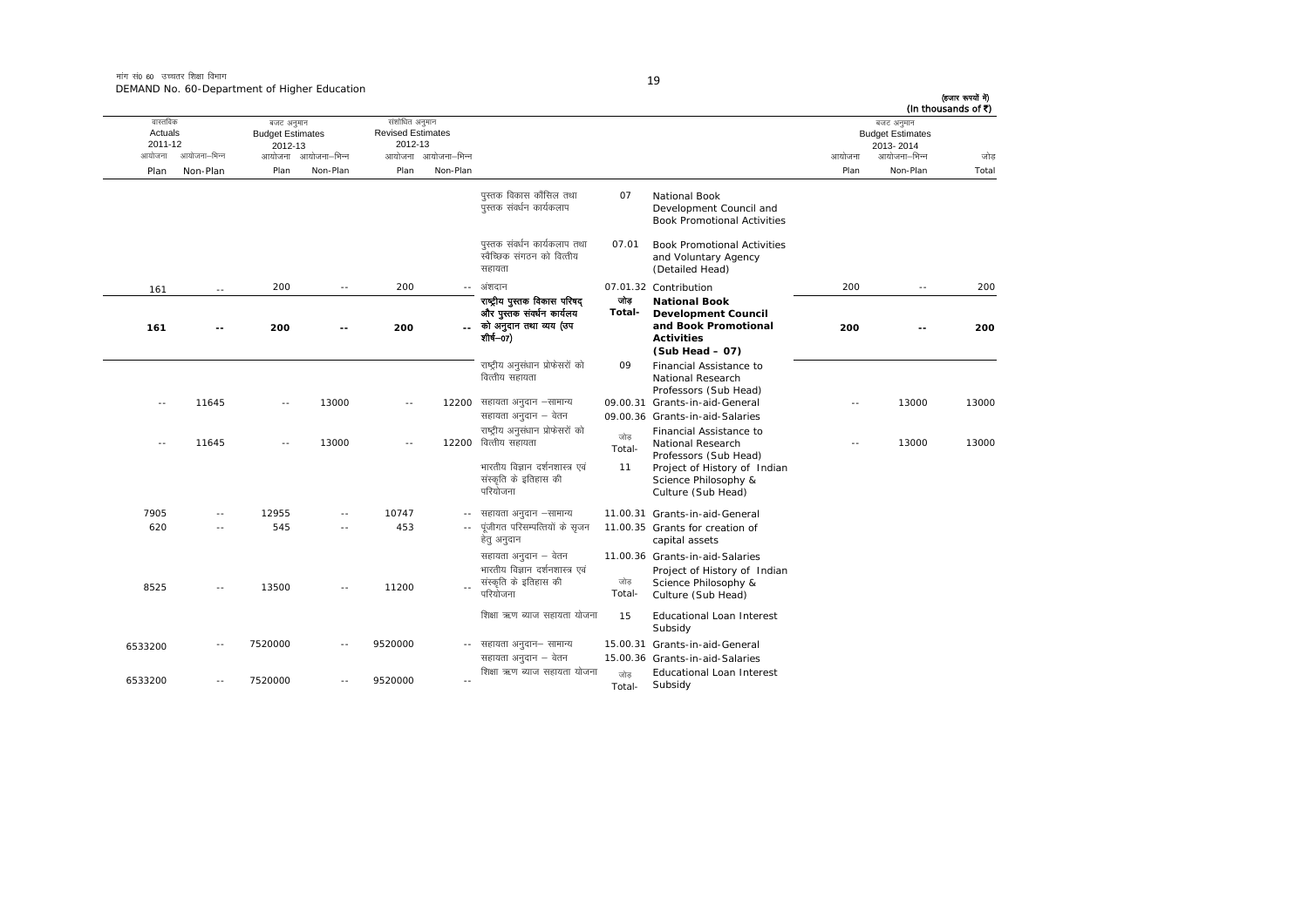मांग सं0 60 उच्चतर शिक्षा विभाग
DEMAND No. 60-Department of Higher Education

(हजार रूपयों में)
(In thousands of ₹)

| वास्तविक Actuals 2011-12 | | बजट अनुमान Budget Estimates 2012-13 | | संशोधित अनुमान Revised Estimates 2012-13 | | | | | बजट अनुमान Budget Estimates 2013-2014 | | |
|---|---|---|---|---|---|---|---|---|---|---|---|
| आयोजना Plan | आयोजना–भिन्न Non-Plan | आयोजना Plan | आयोजना–भिन्न Non-Plan | आयोजना Plan | आयोजना–भिन्न Non-Plan | | | | आयोजना Plan | आयोजना–भिन्न Non-Plan | जोड़ Total |
| | | | | | | पुस्तक विकास कौंसिल तथा पुस्तक संवर्धन कार्यकलाप | 07 | National Book Development Council and Book Promotional Activities | | | |
| | | | | | | पुस्तक संवर्धन कार्यकलाप तथा स्वैच्छिक संगठन को वित्तीय सहायता | 07.01 | Book Promotional Activities and Voluntary Agency (Detailed Head) | | | |
| 161 | -- | 200 | -- | 200 | -- | अंशदान | 07.01.32 | Contribution | 200 | -- | 200 |
| **161** | **--** | **200** | **--** | **200** | **--** | **राष्ट्रीय पुस्तक विकास परिषद् और पुस्तक संवर्धन कार्यलय को अनुदान तथा व्यय (उप शीर्ष–07)** | **जोड़ Total-** | **National Book Development Council and Book Promotional Activities (Sub Head - 07)** | **200** | **--** | **200** |
| | | | | | | राष्ट्रीय अनुसंधान प्रोफेसरों को वित्तीय सहायता | 09 | Financial Assistance to National Research Professors (Sub Head) | | | |
| -- | 11645 | -- | 13000 | -- | 12200 | सहायता अनुदान –सामान्य | 09.00.31 | Grants-in-aid-General | -- | 13000 | 13000 |
| | | | | | | सहायता अनुदान – वेतन | 09.00.36 | Grants-in-aid-Salaries | | | |
| -- | 11645 | -- | 13000 | -- | 12200 | राष्ट्रीय अनुसंधान प्रोफेसरों को वित्तीय सहायता | जोड़ Total- | Financial Assistance to National Research Professors (Sub Head) | -- | 13000 | 13000 |
| | | | | | | भारतीय विज्ञान दर्शनशास्त्र एवं संस्कृति के इतिहास की परियोजना | 11 | Project of History of Indian Science Philosophy & Culture (Sub Head) | | | |
| 7905 | -- | 12955 | -- | 10747 | -- | सहायता अनुदान –सामान्य | 11.00.31 | Grants-in-aid-General | | | |
| 620 | -- | 545 | -- | 453 | -- | पूंजीगत परिसम्पत्तियों के सृजन हेतु अनुदान | 11.00.35 | Grants for creation of capital assets | | | |
| | | | | | | सहायता अनुदान – वेतन | 11.00.36 | Grants-in-aid-Salaries | | | |
| 8525 | -- | 13500 | -- | 11200 | -- | भारतीय विज्ञान दर्शनशास्त्र एवं संस्कृति के इतिहास की परियोजना | जोड़ Total- | Project of History of Indian Science Philosophy & Culture (Sub Head) | | | |
| | | | | | | शिक्षा ऋण ब्याज सहायता योजना | 15 | Educational Loan Interest Subsidy | | | |
| 6533200 | -- | 7520000 | -- | 9520000 | -- | सहायता अनुदान– सामान्य | 15.00.31 | Grants-in-aid-General | | | |
| | | | | | | सहायता अनुदान – वेतन | 15.00.36 | Grants-in-aid-Salaries | | | |
| 6533200 | -- | 7520000 | -- | 9520000 | -- | शिक्षा ऋण ब्याज सहायता योजना | जोड़ Total- | Educational Loan Interest Subsidy | | | |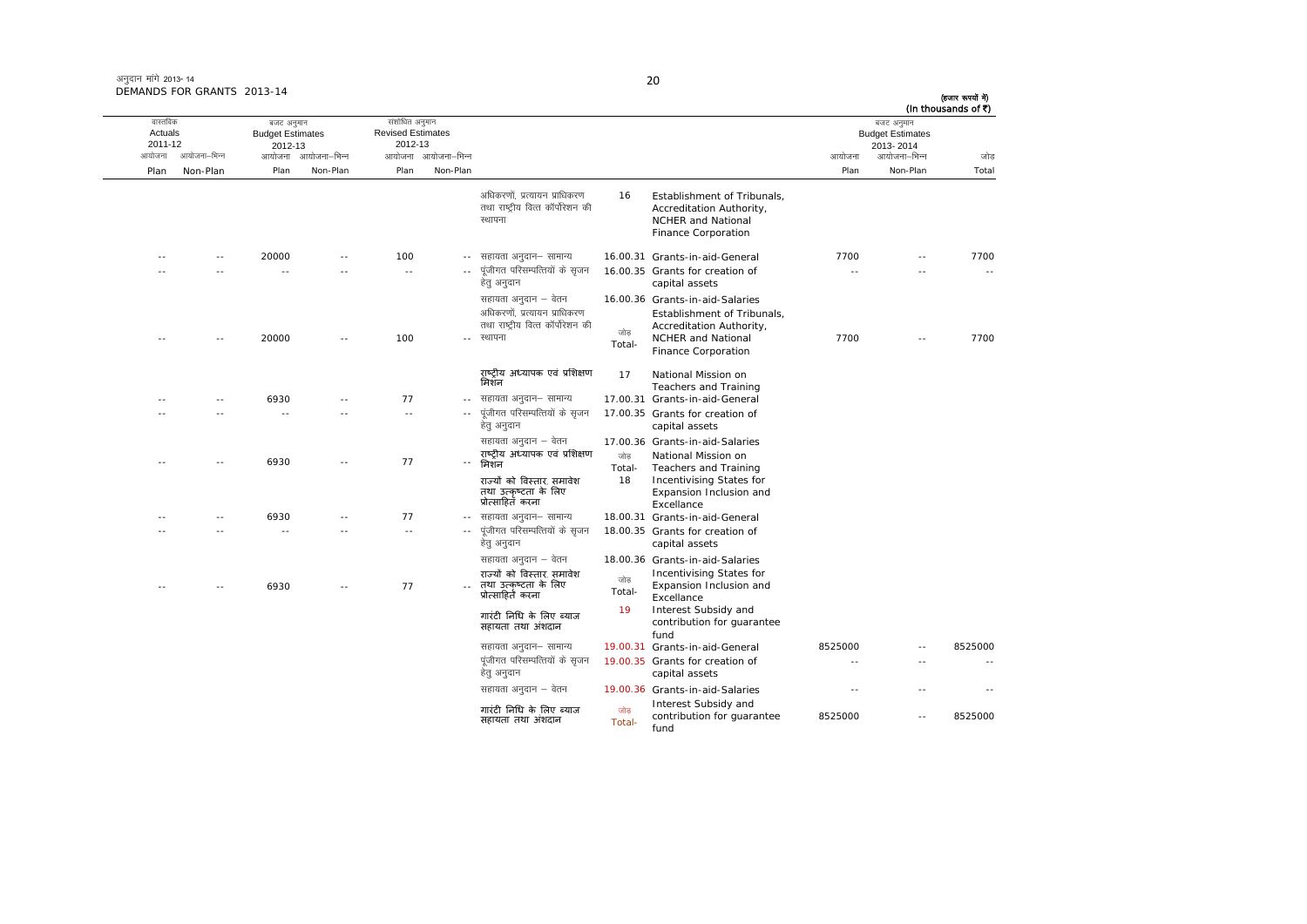अनुदान मांगे 2013-14
DEMANDS FOR GRANTS 2013-14

(हजार रूपयों में)
(In thousands of ₹)

| वास्तविक Actuals 2011-12 | | बजट अनुमान Budget Estimates 2012-13 | | संशोधित अनुमान Revised Estimates 2012-13 | | | | | बजट अनुमान Budget Estimates 2013-2014 | | |
|---|---|---|---|---|---|---|---|---|---|---|---|
| आयोजना Plan | आयोजना–भिन्न Non-Plan | आयोजना Plan | आयोजना–भिन्न Non-Plan | आयोजना Plan | आयोजना–भिन्न Non-Plan | | | | आयोजना Plan | आयोजना–भिन्न Non-Plan | जोड़ Total |
| | | | | | | अधिकरणों, प्रत्यायन प्राधिकरण तथा राष्ट्रीय वित्त कॉर्पोरेशन की स्थापना | 16 | Establishment of Tribunals, Accreditation Authority, NCHER and National Finance Corporation | | | |
| -- | -- | 20000 | -- | 100 | -- | सहायता अनुदान– सामान्य | 16.00.31 | Grants-in-aid-General | 7700 | -- | 7700 |
| -- | -- | -- | -- | -- | -- | पूंजीगत परिसम्पत्तियों के सृजन हेतु अनुदान | 16.00.35 | Grants for creation of capital assets | -- | -- | -- |
| | | | | | | सहायता अनुदान – वेतन | 16.00.36 | Grants-in-aid-Salaries | | | |
| -- | -- | 20000 | -- | 100 | -- | अधिकरणों, प्रत्यायन प्राधिकरण तथा राष्ट्रीय वित्त कॉर्पोरेशन की स्थापना | जोड़ Total- | Establishment of Tribunals, Accreditation Authority, NCHER and National Finance Corporation | 7700 | -- | 7700 |
| | | | | | | राष्ट्रीय अध्यापक एवं प्रशिक्षण मिशन | 17 | National Mission on Teachers and Training | | | |
| -- | -- | 6930 | -- | 77 | -- | सहायता अनुदान– सामान्य | 17.00.31 | Grants-in-aid-General | | | |
| -- | -- | -- | -- | -- | -- | पूंजीगत परिसम्पत्तियों के सृजन हेतु अनुदान | 17.00.35 | Grants for creation of capital assets | | | |
| | | | | | | सहायता अनुदान – वेतन | 17.00.36 | Grants-in-aid-Salaries | | | |
| -- | -- | 6930 | -- | 77 | -- | राष्ट्रीय अध्यापक एवं प्रशिक्षण मिशन | जोड़ Total- | National Mission on Teachers and Training | | | |
| | | | | | | राज्यों को विस्तार, समावेश तथा उत्कृष्टता के लिए प्रोत्साहित करना | 18 | Incentivising States for Expansion Inclusion and Excellance | | | |
| -- | -- | 6930 | -- | 77 | -- | सहायता अनुदान– सामान्य | 18.00.31 | Grants-in-aid-General | | | |
| -- | -- | -- | -- | -- | -- | पूंजीगत परिसम्पत्तियों के सृजन हेतु अनुदान | 18.00.35 | Grants for creation of capital assets | | | |
| | | | | | | सहायता अनुदान – वेतन | 18.00.36 | Grants-in-aid-Salaries | | | |
| -- | -- | 6930 | -- | 77 | -- | राज्यों को विस्तार, समावेश तथा उत्कृष्टता के लिए प्रोत्साहित करना | जोड़ Total- | Incentivising States for Expansion Inclusion and Excellance | | | |
| | | | | | | गारंटी निधि के लिए ब्याज सहायता तथा अंशदान | 19 | Interest Subsidy and contribution for guarantee fund | | | |
| | | | | | | सहायता अनुदान– सामान्य | 19.00.31 | Grants-in-aid-General | 8525000 | -- | 8525000 |
| | | | | | | पूंजीगत परिसम्पत्तियों के सृजन हेतु अनुदान | 19.00.35 | Grants for creation of capital assets | -- | -- | -- |
| | | | | | | सहायता अनुदान – वेतन | 19.00.36 | Grants-in-aid-Salaries | -- | -- | -- |
| | | | | | | गारंटी निधि के लिए ब्याज सहायता तथा अंशदान | जोड़ Total- | Interest Subsidy and contribution for guarantee fund | 8525000 | -- | 8525000 |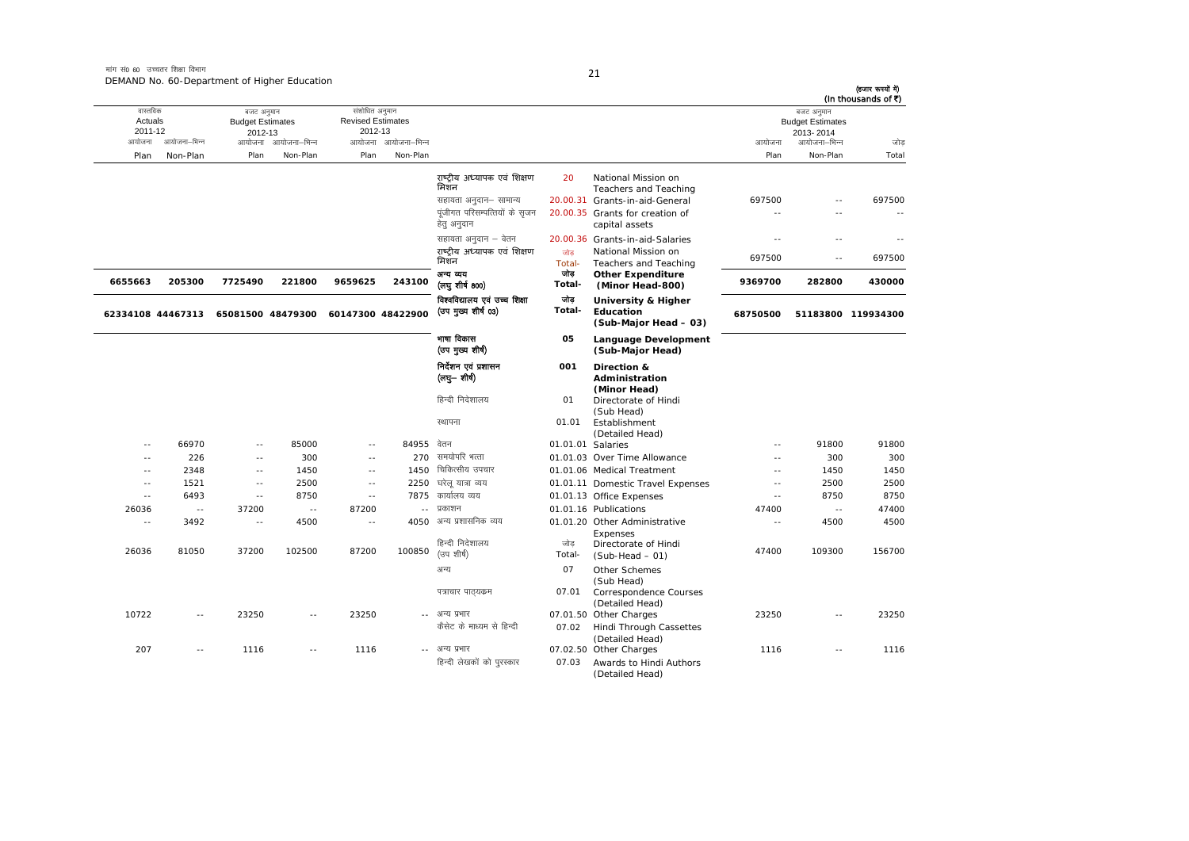मांग सं0 60 उच्चतर शिक्षा विभाग
DEMAND No. 60-Department of Higher Education

(हजार रूपयों में)
(In thousands of ₹)

| वास्तविक Actuals 2011-12 | | बजट अनुमान Budget Estimates 2012-13 | | संशोधित अनुमान Revised Estimates 2012-13 | | | | | बजट अनुमान Budget Estimates 2013-2014 | | |
|---|---|---|---|---|---|---|---|---|---|---|---|
| आयोजना Plan | आयोजना–भिन्न Non-Plan | आयोजना Plan | आयोजना–भिन्न Non-Plan | आयोजना Plan | आयोजना–भिन्न Non-Plan | | | | आयोजना Plan | आयोजना–भिन्न Non-Plan | जोड़ Total |
| | | | | | | राष्ट्रीय अध्यापक एवं शिक्षण मिशन | 20 | National Mission on Teachers and Teaching | | | |
| | | | | | | सहायता अनुदान– सामान्य | 20.00.31 | Grants-in-aid-General | 697500 | -- | 697500 |
| | | | | | | पूंजीगत परिसम्पत्तियों के सृजन हेतु अनुदान | 20.00.35 | Grants for creation of capital assets | -- | -- | -- |
| | | | | | | सहायता अनुदान – वेतन | 20.00.36 | Grants-in-aid-Salaries | -- | -- | -- |
| | | | | | | राष्ट्रीय अध्यापक एवं शिक्षण मिशन | जोड़ Total- | National Mission on Teachers and Teaching | 697500 | -- | 697500 |
| **6655663** | **205300** | **7725490** | **221800** | **9659625** | **243100** | **अन्य व्यय (लघु शीर्ष 800)** | **जोड़ Total-** | **Other Expenditure (Minor Head-800)** | **9369700** | **282800** | **430000** |
| **62334108** | **44467313** | **65081500** | **48479300** | **60147300** | **48422900** | **विश्वविद्यालय एवं उच्च शिक्षा (उप मुख्य शीर्ष 03)** | **जोड़ Total-** | **University & Higher Education (Sub-Major Head – 03)** | **68750500** | **51183800** | **119934300** |
| | | | | | | **भाषा विकास (उप मुख्य शीर्ष)** | **05** | **Language Development (Sub-Major Head)** | | | |
| | | | | | | **निर्देशन एवं प्रशासन (लघु– शीर्ष)** | **001** | **Direction & Administration (Minor Head)** | | | |
| | | | | | | हिन्दी निदेशालय | 01 | Directorate of Hindi (Sub Head) | | | |
| | | | | | | स्थापना | 01.01 | Establishment (Detailed Head) | | | |
| -- | 66970 | -- | 85000 | -- | 84955 | वेतन | 01.01.01 | Salaries | -- | 91800 | 91800 |
| -- | 226 | -- | 300 | -- | 270 | समयोपरि भत्ता | 01.01.03 | Over Time Allowance | -- | 300 | 300 |
| -- | 2348 | -- | 1450 | -- | 1450 | चिकित्सीय उपचार | 01.01.06 | Medical Treatment | -- | 1450 | 1450 |
| -- | 1521 | -- | 2500 | -- | 2250 | घरेलू यात्रा व्यय | 01.01.11 | Domestic Travel Expenses | -- | 2500 | 2500 |
| -- | 6493 | -- | 8750 | -- | 7875 | कार्यालय व्यय | 01.01.13 | Office Expenses | -- | 8750 | 8750 |
| 26036 | -- | 37200 | -- | 87200 | -- | प्रकाशन | 01.01.16 | Publications | 47400 | -- | 47400 |
| -- | 3492 | -- | 4500 | -- | 4050 | अन्य प्रशासनिक व्यय | 01.01.20 | Other Administrative Expenses | -- | 4500 | 4500 |
| 26036 | 81050 | 37200 | 102500 | 87200 | 100850 | हिन्दी निदेशालय (उप शीर्ष) | जोड़ Total- | Directorate of Hindi (Sub-Head – 01) | 47400 | 109300 | 156700 |
| | | | | | | अन्य | 07 | Other Schemes (Sub Head) | | | |
| | | | | | | पत्राचार पाठ्यक्रम | 07.01 | Correspondence Courses (Detailed Head) | | | |
| 10722 | -- | 23250 | -- | 23250 | -- | अन्य प्रभार | 07.01.50 | Other Charges | 23250 | -- | 23250 |
| | | | | | | कैसेट के माध्यम से हिन्दी | 07.02 | Hindi Through Cassettes (Detailed Head) | | | |
| 207 | -- | 1116 | -- | 1116 | -- | अन्य प्रभार | 07.02.50 | Other Charges | 1116 | -- | 1116 |
| | | | | | | हिन्दी लेखकों को पुरस्कार | 07.03 | Awards to Hindi Authors (Detailed Head) | | | |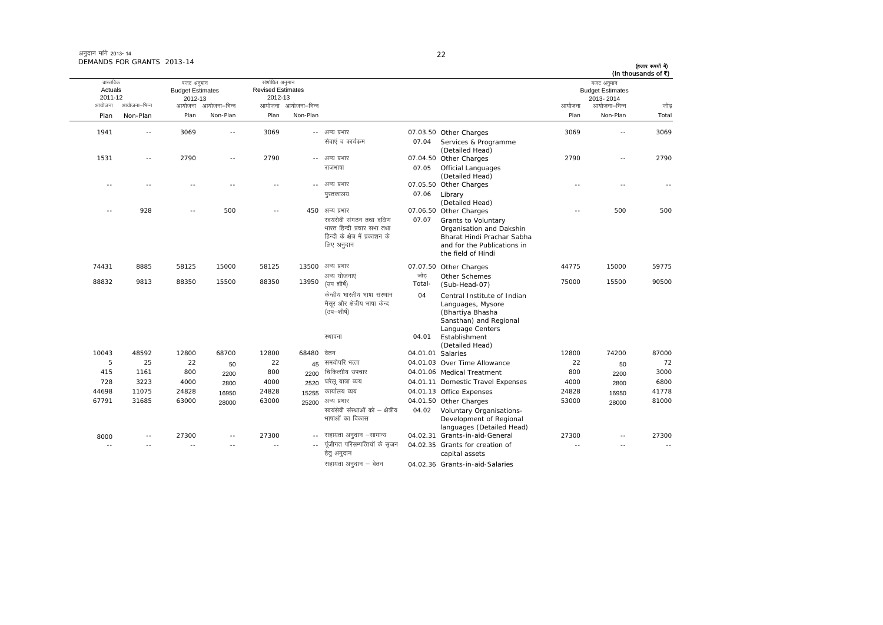अनुदान मांगें 2013-14
DEMANDS FOR GRANTS 2013-14

(हजार रूपयों में)
(In thousands of ₹)

| वास्तविक Actuals 2011-12 | | बजट अनुमान Budget Estimates 2012-13 | | संशोधित अनुमान Revised Estimates 2012-13 | | | | | बजट अनुमान Budget Estimates 2013-2014 | | |
|---|---|---|---|---|---|---|---|---|---|---|---|
| आयोजना Plan | आयोजना-भिन्न Non-Plan | आयोजना Plan | आयोजना-भिन्न Non-Plan | आयोजना Plan | आयोजना-भिन्न Non-Plan | | | | आयोजना Plan | आयोजना-भिन्न Non-Plan | जोड़ Total |
| 1941 | -- | 3069 | -- | 3069 | -- | अन्य प्रभार | 07.03.50 | Other Charges | 3069 | -- | 3069 |
| | | | | | | सेवाएं व कार्यक्रम | 07.04 | Services & Programme (Detailed Head) | | | |
| 1531 | -- | 2790 | -- | 2790 | -- | अन्य प्रभार | 07.04.50 | Other Charges | 2790 | -- | 2790 |
| | | | | | | राजभाषा | 07.05 | Official Languages (Detailed Head) | | | |
| -- | -- | -- | -- | -- | -- | अन्य प्रभार | 07.05.50 | Other Charges | -- | -- | -- |
| | | | | | | पुस्तकालय | 07.06 | Library (Detailed Head) | | | |
| -- | 928 | -- | 500 | -- | 450 | अन्य प्रभार | 07.06.50 | Other Charges | -- | 500 | 500 |
| | | | | | | स्वयंसेवी संगठन तथा दक्षिण भारत हिन्दी प्रचार सभा तथा हिन्दी के क्षेत्र में प्रकाशन के लिए अनुदान | 07.07 | Grants to Voluntary Organisation and Dakshin Bharat Hindi Prachar Sabha and for the Publications in the field of Hindi | | | |
| 74431 | 8885 | 58125 | 15000 | 58125 | 13500 | अन्य प्रभार | 07.07.50 | Other Charges | 44775 | 15000 | 59775 |
| 88832 | 9813 | 88350 | 15500 | 88350 | 13950 | अन्य योजनाएं (उप शीर्ष) | जोड़ Total- | Other Schemes (Sub-Head-07) | 75000 | 15500 | 90500 |
| | | | | | | केन्द्रीय भारतीय भाषा संस्थान मैसूर और क्षेत्रीय भाषा केन्द्र (उप-शीर्ष) | 04 | Central Institute of Indian Languages, Mysore (Bhartiya Bhasha Sansthan) and Regional Language Centers | | | |
| | | | | | | स्थापना | 04.01 | Establishment (Detailed Head) | | | |
| 10043 | 48592 | 12800 | 68700 | 12800 | 68480 | वेतन | 04.01.01 | Salaries | 12800 | 74200 | 87000 |
| 5 | 25 | 22 | 50 | 22 | 45 | समयोपरि भत्ता | 04.01.03 | Over Time Allowance | 22 | 50 | 72 |
| 415 | 1161 | 800 | 2200 | 800 | 2200 | चिकित्सीय उपचार | 04.01.06 | Medical Treatment | 800 | 2200 | 3000 |
| 728 | 3223 | 4000 | 2800 | 4000 | 2520 | घरेलू यात्रा व्यय | 04.01.11 | Domestic Travel Expenses | 4000 | 2800 | 6800 |
| 44698 | 11075 | 24828 | 16950 | 24828 | 15255 | कार्यालय व्यय | 04.01.13 | Office Expenses | 24828 | 16950 | 41778 |
| 67791 | 31685 | 63000 | 28000 | 63000 | 25200 | अन्य प्रभार | 04.01.50 | Other Charges | 53000 | 28000 | 81000 |
| | | | | | | स्वयंसेवी संस्थाओं को - क्षेत्रीय भाषाओं का विकास | 04.02 | Voluntary Organisations-Development of Regional languages (Detailed Head) | | | |
| 8000 | -- | 27300 | -- | 27300 | -- | सहायता अनुदान -सामान्य | 04.02.31 | Grants-in-aid-General | 27300 | -- | 27300 |
| -- | -- | -- | -- | -- | -- | पूंजीगत परिसम्पत्तियों के सृजन हेतु अनुदान | 04.02.35 | Grants for creation of capital assets | -- | -- | -- |
| | | | | | | सहायता अनुदान - वेतन | 04.02.36 | Grants-in-aid-Salaries | | | |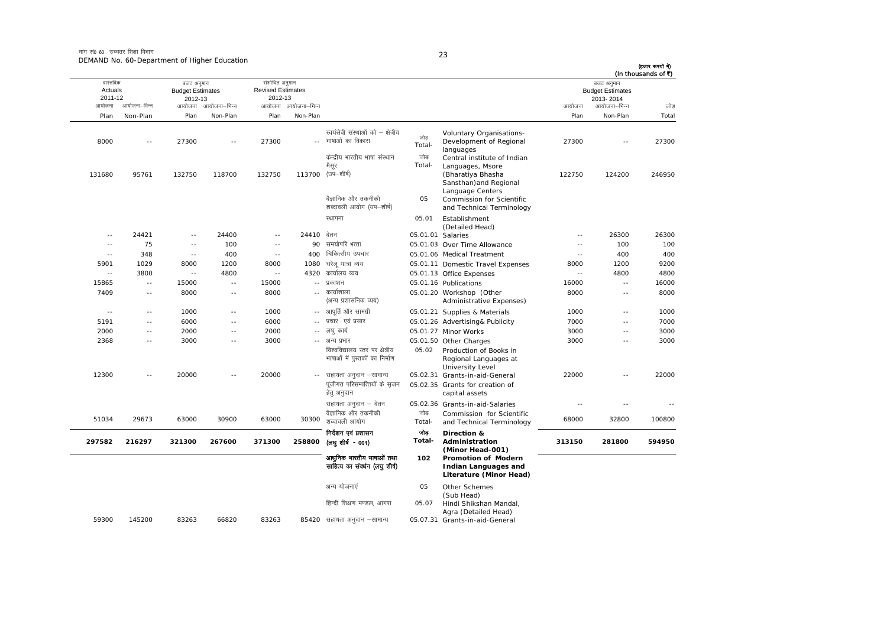मांग सं0 60 उच्चतर शिक्षा विभाग
DEMAND No. 60-Department of Higher Education

(हजार रूपयों में)
(In thousands of ₹)

| वास्तविक Actuals 2011-12 | | बजट अनुमान Budget Estimates 2012-13 | | संशोधित अनुमान Revised Estimates 2012-13 | | | | | बजट अनुमान Budget Estimates 2013-2014 | | |
|---|---|---|---|---|---|---|---|---|---|---|---|
| आयोजना Plan | आयोजना-भिन्न Non-Plan | आयोजना Plan | आयोजना-भिन्न Non-Plan | आयोजना Plan | आयोजना-भिन्न Non-Plan | | | | आयोजना Plan | आयोजना-भिन्न Non-Plan | जोड़ Total |
| 8000 | -- | 27300 | -- | 27300 | -- | स्वयंसेवी संस्थाओं को – क्षेत्रीय भाषाओं का विकास | जोड़ Total- | Voluntary Organisations- Development of Regional languages | 27300 | -- | 27300 |
| 131680 | 95761 | 132750 | 118700 | 132750 | 113700 | केन्द्रीय भारतीय भाषा संस्थान मैसूर (उप–शीर्ष) | जोड़ Total- | Central institute of Indian Languages, Msore (Bharatiya Bhasha Sansthan)and Regional Language Centers | 122750 | 124200 | 246950 |
| | | | | | | वैज्ञानिक और तकनीकी शब्दावली आयोग (उप–शीर्ष) | 05 | Commission for Scientific and Technical Terminology | | | |
| | | | | | | स्थापना | 05.01 | Establishment (Detailed Head) | | | |
| -- | 24421 | -- | 24400 | -- | 24410 | वेतन | 05.01.01 | Salaries | -- | 26300 | 26300 |
| -- | 75 | -- | 100 | -- | 90 | समयोपरि भत्ता | 05.01.03 | Over Time Allowance | -- | 100 | 100 |
| -- | 348 | -- | 400 | -- | 400 | चिकित्सीय उपचार | 05.01.06 | Medical Treatment | -- | 400 | 400 |
| 5901 | 1029 | 8000 | 1200 | 8000 | 1080 | घरेलू यात्रा व्यय | 05.01.11 | Domestic Travel Expenses | 8000 | 1200 | 9200 |
| -- | 3800 | -- | 4800 | -- | 4320 | कार्यालय व्यय | 05.01.13 | Office Expenses | -- | 4800 | 4800 |
| 15865 | -- | 15000 | -- | 15000 | -- | प्रकाशन | 05.01.16 | Publications | 16000 | -- | 16000 |
| 7409 | -- | 8000 | -- | 8000 | -- | कार्याशाला (अन्य प्रशासनिक व्यय) | 05.01.20 | Workshop (Other Administrative Expenses) | 8000 | -- | 8000 |
| -- | -- | 1000 | -- | 1000 | -- | आपूर्ति और सामग्री | 05.01.21 | Supplies & Materials | 1000 | -- | 1000 |
| 5191 | -- | 6000 | -- | 6000 | -- | प्रचार एवं प्रसार | 05.01.26 | Advertising& Publicity | 7000 | -- | 7000 |
| 2000 | -- | 2000 | -- | 2000 | -- | लघु कार्य | 05.01.27 | Minor Works | 3000 | -- | 3000 |
| 2368 | -- | 3000 | -- | 3000 | -- | अन्य प्रभार | 05.01.50 | Other Charges | 3000 | -- | 3000 |
| | | | | | | विश्वविद्यालय स्तर पर क्षेत्रीय भाषाओं में पुस्तकों का निर्माण | 05.02 | Production of Books in Regional Languages at University Level | | | |
| 12300 | -- | 20000 | -- | 20000 | -- | सहायता अनुदान –सामान्य | 05.02.31 | Grants-in-aid-General | 22000 | -- | 22000 |
| | | | | | | पूंजीगत परिसम्पत्तियों के सृजन हेतु अनुदान | 05.02.35 | Grants for creation of capital assets | | | |
| | | | | | | सहायता अनुदान – वेतन | 05.02.36 | Grants-in-aid-Salaries | -- | -- | -- |
| 51034 | 29673 | 63000 | 30900 | 63000 | 30300 | वैज्ञानिक और तकनीकी शब्दावली आयोग | जोड़ Total- | Commission for Scientific and Technical Terminology | 68000 | 32800 | 100800 |
| **297582** | **216297** | **321300** | **267600** | **371300** | **258800** | **निर्देशन एवं प्रशासन (लघु शीर्ष - 001)** | **जोड़ Total-** | **Direction & Administration (Minor Head-001)** | **313150** | **281800** | **594950** |
| | | | | | | **आधुनिक भारतीय भाषाओं तथा साहित्य का संवर्धन (लघु शीर्ष)** | **102** | **Promotion of Modern Indian Languages and Literature (Minor Head)** | | | |
| | | | | | | अन्य योजनाएं | 05 | Other Schemes (Sub Head) | | | |
| | | | | | | हिन्दी शिक्षण मण्डल, आगरा | 05.07 | Hindi Shikshan Mandal, Agra (Detailed Head) | | | |
| 59300 | 145200 | 83263 | 66820 | 83263 | 85420 | सहायता अनुदान –सामान्य | 05.07.31 | Grants-in-aid-General | | | |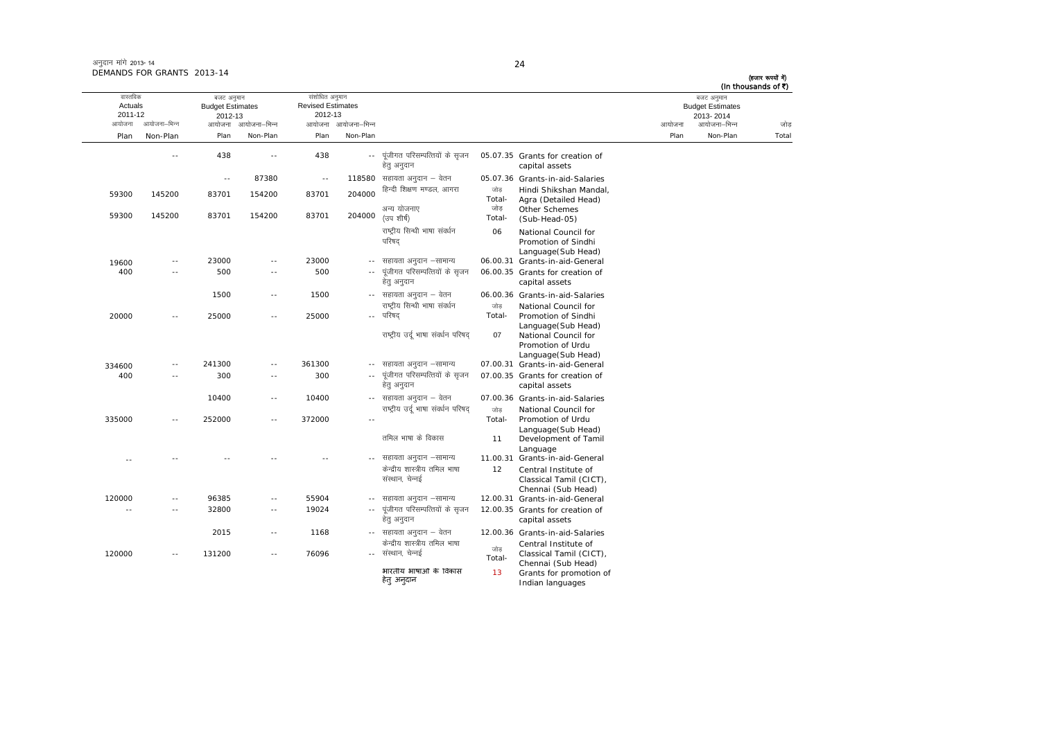अनुदान मांगें 2013-14
DEMANDS FOR GRANTS 2013-14

(हज़ार रूपयों में)
(In thousands of ₹)

| वास्तविक Actuals 2011-12 | | बजट अनुमान Budget Estimates 2012-13 | | संशोधित अनुमान Revised Estimates 2012-13 | | | | | बजट अनुमान Budget Estimates 2013-2014 | | |
|---|---|---|---|---|---|---|---|---|---|---|---|
| आयोजना Plan | आयोजना-भिन्न Non-Plan | आयोजना Plan | आयोजना-भिन्न Non-Plan | आयोजना Plan | आयोजना-भिन्न Non-Plan | | | | आयोजना Plan | आयोजना-भिन्न Non-Plan | जोड़ Total |
| | -- | 438 | -- | 438 | -- | पूंजीगत परिसम्पत्तियों के सृजन हेतु अनुदान | 05.07.35 | Grants for creation of capital assets | | | |
| | | -- | 87380 | -- | 118580 | सहायता अनुदान – वेतन | 05.07.36 | Grants-in-aid-Salaries | | | |
| 59300 | 145200 | 83701 | 154200 | 83701 | 204000 | हिन्दी शिक्षण मण्डल, आगरा | जोड़ Total- | Hindi Shikshan Mandal, Agra (Detailed Head) | | | |
| 59300 | 145200 | 83701 | 154200 | 83701 | 204000 | अन्य योजनाए (उप शीर्ष) | जोड़ Total- | Other Schemes (Sub-Head-05) | | | |
| | | | | | | राष्ट्रीय सिन्धी भाषा संवर्धन परिषद् | 06 | National Council for Promotion of Sindhi Language(Sub Head) | | | |
| 19600 | -- | 23000 | -- | 23000 | -- | सहायता अनुदान –सामान्य | 06.00.31 | Grants-in-aid-General | | | |
| 400 | -- | 500 | -- | 500 | -- | पूंजीगत परिसम्पत्तियों के सृजन हेतु अनुदान | 06.00.35 | Grants for creation of capital assets | | | |
| | | 1500 | -- | 1500 | -- | सहायता अनुदान – वेतन | 06.00.36 | Grants-in-aid-Salaries | | | |
| 20000 | -- | 25000 | -- | 25000 | -- | राष्ट्रीय सिन्धी भाषा संवर्धन परिषद् | जोड़ Total- | National Council for Promotion of Sindhi Language(Sub Head) | | | |
| | | | | | | राष्ट्रीय उर्दू भाषा संवर्धन परिषद् | 07 | National Council for Promotion of Urdu Language(Sub Head) | | | |
| 334600 | -- | 241300 | -- | 361300 | -- | सहायता अनुदान –सामान्य | 07.00.31 | Grants-in-aid-General | | | |
| 400 | -- | 300 | -- | 300 | -- | पूंजीगत परिसम्पत्तियों के सृजन हेतु अनुदान | 07.00.35 | Grants for creation of capital assets | | | |
| | | 10400 | -- | 10400 | -- | सहायता अनुदान – वेतन | 07.00.36 | Grants-in-aid-Salaries | | | |
| 335000 | -- | 252000 | -- | 372000 | -- | राष्ट्रीय उर्दू भाषा संवर्धन परिषद् | जोड़ Total- | National Council for Promotion of Urdu Language(Sub Head) | | | |
| | | | | | | तमिल भाषा के विकास | 11 | Development of Tamil Language | | | |
| -- | -- | -- | -- | -- | -- | सहायता अनुदान –सामान्य | 11.00.31 | Grants-in-aid-General | | | |
| | | | | | | केन्द्रीय शास्त्रीय तमिल भाषा संस्थान, चेन्नई | 12 | Central Institute of Classical Tamil (CICT), Chennai (Sub Head) | | | |
| 120000 | -- | 96385 | -- | 55904 | -- | सहायता अनुदान –सामान्य | 12.00.31 | Grants-in-aid-General | | | |
| -- | -- | 32800 | -- | 19024 | -- | पूंजीगत परिसम्पत्तियों के सृजन हेतु अनुदान | 12.00.35 | Grants for creation of capital assets | | | |
| | | 2015 | -- | 1168 | -- | सहायता अनुदान – वेतन | 12.00.36 | Grants-in-aid-Salaries | | | |
| 120000 | -- | 131200 | -- | 76096 | -- | केन्द्रीय शास्त्रीय तमिल भाषा संस्थान, चेन्नई | जोड़ Total- | Central Institute of Classical Tamil (CICT), Chennai (Sub Head) | | | |
| | | | | | | भारतीय भाषाओं के विकास हेतु अनुदान | 13 | Grants for promotion of Indian languages | | | |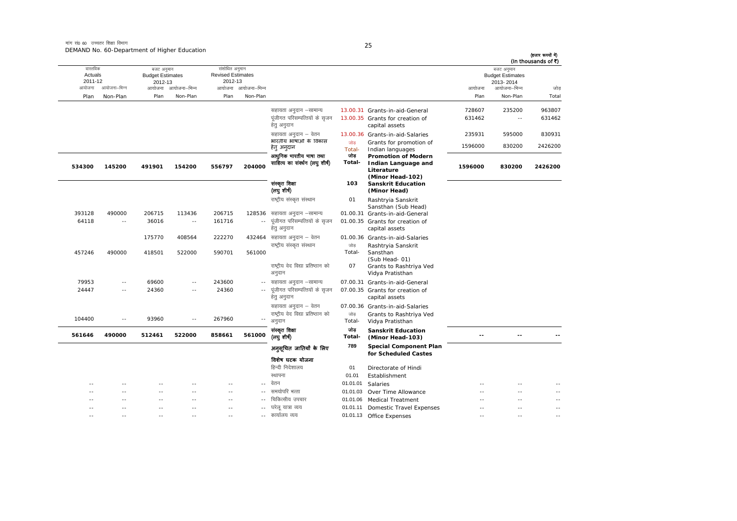मांग सं0 60 उच्चतर शिक्षा विभाग
DEMAND No. 60-Department of Higher Education

(हजार रूपयों में)
(In thousands of ₹)

| वास्तविक Actuals 2011-12 | | बजट अनुमान Budget Estimates 2012-13 | | संशोधित अनुमान Revised Estimates 2012-13 | | | | | बजट अनुमान Budget Estimates 2013-2014 | | |
|---|---|---|---|---|---|---|---|---|---|---|---|
| आयोजना Plan | आयोजना-भिन्न Non-Plan | आयोजना Plan | आयोजना-भिन्न Non-Plan | आयोजना Plan | आयोजना-भिन्न Non-Plan | | | | आयोजना Plan | आयोजना-भिन्न Non-Plan | जोड़ Total |
| | | | | | | सहायता अनुदान –सामान्य | 13.00.31 | Grants-in-aid-General | 728607 | 235200 | 963807 |
| | | | | | | पूंजीगत परिसम्पत्तियों के सृजन हेतु अनुदान | 13.00.35 | Grants for creation of capital assets | 631462 | -- | 631462 |
| | | | | | | सहायता अनुदान – वेतन | 13.00.36 | Grants-in-aid-Salaries | 235931 | 595000 | 830931 |
| | | | | | | भारतीय भाषाओं के विकास हेतु अनुदान | जोड़ Total- | Grants for promotion of Indian languages | 1596000 | 830200 | 2426200 |
| **534300** | **145200** | **491901** | **154200** | **556797** | **204000** | **आधुनिक भारतीय भाषा तथा साहित्य का संवर्धन (लघु शीर्ष)** | **जोड़ Total-** | **Promotion of Modern Indian Language and Literature (Minor Head-102)** | **1596000** | **830200** | **2426200** |
| | | | | | | **संस्कृत शिक्षा (लघु शीर्ष)** | **103** | **Sanskrit Education (Minor Head)** | | | |
| | | | | | | राष्ट्रीय संस्कृत संस्थान | 01 | Rashtryia Sanskrit Sansthan (Sub Head) | | | |
| 393128 | 490000 | 206715 | 113436 | 206715 | 128536 | सहायता अनुदान –सामान्य | 01.00.31 | Grants-in-aid-General | | | |
| 64118 | -- | 36016 | -- | 161716 | -- | पूंजीगत परिसम्पत्तियों के सृजन हेतु अनुदान | 01.00.35 | Grants for creation of capital assets | | | |
| | | 175770 | 408564 | 222270 | 432464 | सहायता अनुदान – वेतन | 01.00.36 | Grants-in-aid-Salaries | | | |
| 457246 | 490000 | 418501 | 522000 | 590701 | 561000 | राष्ट्रीय संस्कृत संस्थान | जोड़ Total- | Rashtryia Sanskrit Sansthan (Sub Head- 01) | | | |
| | | | | | | राष्ट्रीय वेद विद्या प्रतिष्ठान को अनुदान | 07 | Grants to Rashtriya Ved Vidya Pratisthan | | | |
| 79953 | -- | 69600 | -- | 243600 | -- | सहायता अनुदान –सामान्य | 07.00.31 | Grants-in-aid-General | | | |
| 24447 | -- | 24360 | -- | 24360 | -- | पूंजीगत परिसम्पत्तियों के सृजन हेतु अनुदान | 07.00.35 | Grants for creation of capital assets | | | |
| | | | | | | सहायता अनुदान – वेतन | 07.00.36 | Grants-in-aid-Salaries | | | |
| 104400 | -- | 93960 | -- | 267960 | -- | राष्ट्रीय वेद विद्या प्रतिष्ठान को अनुदान | जोड़ Total- | Grants to Rashtriya Ved Vidya Pratisthan | | | |
| **561646** | **490000** | **512461** | **522000** | **858661** | **561000** | **संस्कृत शिक्षा (लघु शीर्ष)** | **जोड़ Total-** | **Sanskrit Education (Minor Head-103)** | **--** | **--** | **--** |
| | | | | | | **अनुसूचित जातियों के लिए विशेष घटक योजना** | **789** | **Special Component Plan for Scheduled Castes** | | | |
| | | | | | | हिन्दी निदेशालय | 01 | Directorate of Hindi | | | |
| | | | | | | स्थापना | 01.01 | Establishment | | | |
| -- | -- | -- | -- | -- | -- | वेतन | 01.01.01 | Salaries | -- | -- | -- |
| -- | -- | -- | -- | -- | -- | समयोपरि भत्ता | 01.01.03 | Over Time Allowance | -- | -- | -- |
| -- | -- | -- | -- | -- | -- | चिकित्सीय उपचार | 01.01.06 | Medical Treatment | -- | -- | -- |
| -- | -- | -- | -- | -- | -- | घरेलू यात्रा व्यय | 01.01.11 | Domestic Travel Expenses | -- | -- | -- |
| -- | -- | -- | -- | -- | -- | कार्यालय व्यय | 01.01.13 | Office Expenses | -- | -- | -- |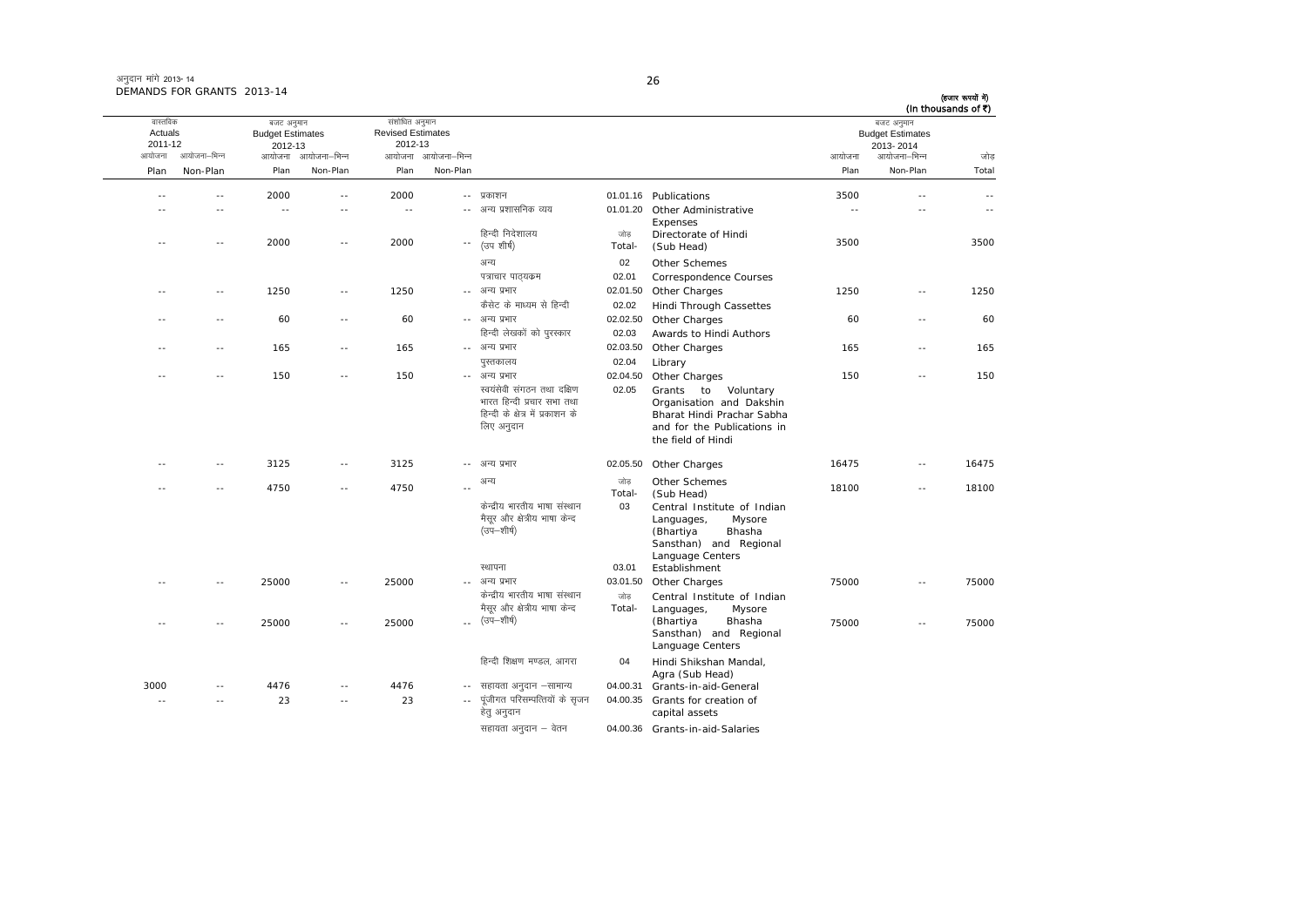अनुदान मांगे 2013-14
DEMANDS FOR GRANTS 2013-14

(हजार रूपयों में)
(In thousands of ₹)

| वास्तविक Actuals 2011-12 | | बजट अनुमान Budget Estimates 2012-13 | | संशोधित अनुमान Revised Estimates 2012-13 | | | | | बजट अनुमान Budget Estimates 2013-2014 | | |
|---|---|---|---|---|---|---|---|---|---|---|---|
| आयोजना Plan | आयोजना–भिन्न Non-Plan | आयोजना Plan | आयोजना–भिन्न Non-Plan | आयोजना Plan | आयोजना–भिन्न Non-Plan | | | | आयोजना Plan | आयोजना–भिन्न Non-Plan | जोड़ Total |
| -- | -- | 2000 | -- | 2000 | -- | प्रकाशन | 01.01.16 | Publications | 3500 | -- | -- |
| -- | -- | -- | -- | -- | -- | अन्य प्रशासनिक व्यय | 01.01.20 | Other Administrative Expenses | -- | -- | -- |
| -- | -- | 2000 | -- | 2000 | -- | हिन्दी निदेशालय (उप शीर्ष) | जोड़ Total- | Directorate of Hindi (Sub Head) | 3500 | | 3500 |
| | | | | | | अन्य | 02 | Other Schemes | | | |
| | | | | | | पत्राचार पादयक्रम | 02.01 | Correspondence Courses | | | |
| -- | -- | 1250 | -- | 1250 | -- | अन्य प्रभार | 02.01.50 | Other Charges | 1250 | -- | 1250 |
| | | | | | | कैसेट के माध्यम से हिन्दी | 02.02 | Hindi Through Cassettes | | | |
| -- | -- | 60 | -- | 60 | -- | अन्य प्रभार | 02.02.50 | Other Charges | 60 | -- | 60 |
| | | | | | | हिन्दी लेखकों को पुरस्कार | 02.03 | Awards to Hindi Authors | | | |
| -- | -- | 165 | -- | 165 | -- | अन्य प्रभार | 02.03.50 | Other Charges | 165 | -- | 165 |
| | | | | | | पुस्तकालय | 02.04 | Library | | | |
| -- | -- | 150 | -- | 150 | -- | अन्य प्रभार | 02.04.50 | Other Charges | 150 | -- | 150 |
| | | | | | | स्वयंसेवी संगठन तथा दक्षिण भारत हिन्दी प्रचार सभा तथा हिन्दी के क्षेत्र में प्रकाशन के लिए अनुदान | 02.05 | Grants to Voluntary Organisation and Dakshin Bharat Hindi Prachar Sabha and for the Publications in the field of Hindi | | | |
| -- | -- | 3125 | -- | 3125 | -- | अन्य प्रभार | 02.05.50 | Other Charges | 16475 | -- | 16475 |
| -- | -- | 4750 | -- | 4750 | -- | अन्य | जोड़ Total- | Other Schemes (Sub Head) | 18100 | -- | 18100 |
| | | | | | | केन्द्रीय भारतीय भाषा संस्थान मैसूर और क्षेत्रीय भाषा केन्द (उप–शीर्ष) | 03 | Central Institute of Indian Languages, Mysore (Bhartiya Bhasha Sansthan) and Regional Language Centers | | | |
| | | | | | | स्थापना | 03.01 | Establishment | | | |
| -- | -- | 25000 | -- | 25000 | -- | अन्य प्रभार | 03.01.50 | Other Charges | 75000 | -- | 75000 |
| -- | -- | 25000 | -- | 25000 | -- | केन्द्रीय भारतीय भाषा संस्थान मैसूर और क्षेत्रीय भाषा केन्द (उप–शीर्ष) | जोड़ Total- | Central Institute of Indian Languages, Mysore (Bhartiya Bhasha Sansthan) and Regional Language Centers | 75000 | -- | 75000 |
| | | | | | | हिन्दी शिक्षण मण्डल, आगरा | 04 | Hindi Shikshan Mandal, Agra (Sub Head) | | | |
| 3000 | -- | 4476 | -- | 4476 | -- | सहायता अनुदान –सामान्य | 04.00.31 | Grants-in-aid-General | | | |
| -- | -- | 23 | -- | 23 | -- | पूंजीगत परिसम्पत्तियों के सृजन हेतु अनुदान | 04.00.35 | Grants for creation of capital assets | | | |
| | | | | | | सहायता अनुदान – वेतन | 04.00.36 | Grants-in-aid-Salaries | | | |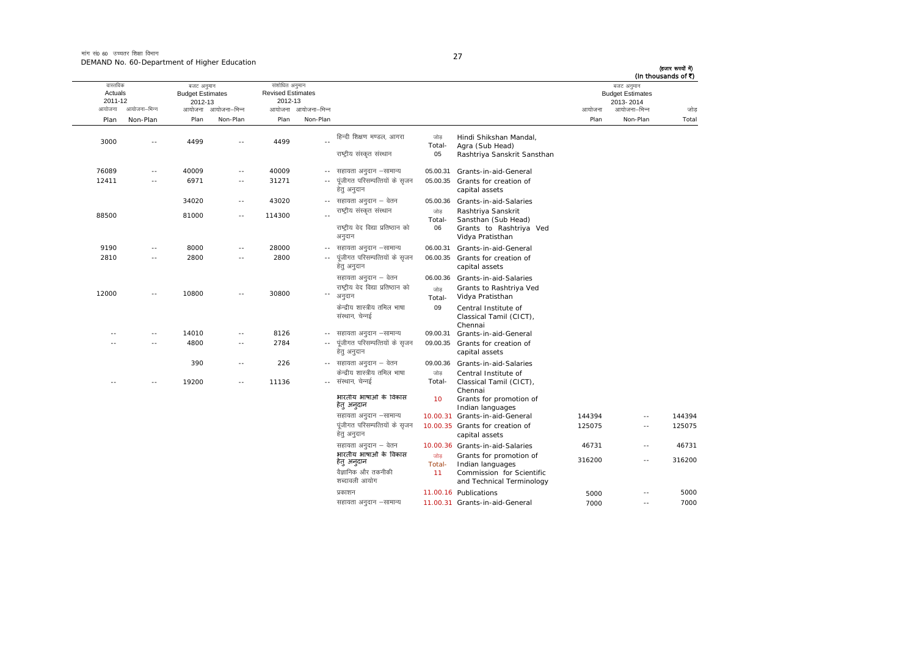मांग सं0 60 उच्चतर शिक्षा विभाग
DEMAND No. 60-Department of Higher Education

(हजार रूपयों में)
(In thousands of ₹)

| वास्तविक Actuals 2011-12 | | बजट अनुमान Budget Estimates 2012-13 | | संशोधित अनुमान Revised Estimates 2012-13 | | | | | बजट अनुमान Budget Estimates 2013-2014 | | |
|---|---|---|---|---|---|---|---|---|---|---|---|
| आयोजना Plan | आयोजना–भिन्न Non-Plan | आयोजना Plan | आयोजना–भिन्न Non-Plan | आयोजना Plan | आयोजना–भिन्न Non-Plan | | | | आयोजना Plan | आयोजना–भिन्न Non-Plan | जोड़ Total |
| 3000 | -- | 4499 | -- | 4499 | -- | हिन्दी शिक्षण मण्डल, आगरा | जोड़ Total- | Hindi Shikshan Mandal, Agra (Sub Head) | | | |
| | | | | | | राष्ट्रीय संस्कृत संस्थान | 05 | Rashtriya Sanskrit Sansthan | | | |
| 76089 | -- | 40009 | -- | 40009 | -- | सहायता अनुदान –सामान्य | 05.00.31 | Grants-in-aid-General | | | |
| 12411 | -- | 6971 | -- | 31271 | -- | पूंजीगत परिसम्पत्तियों के सृजन हेतु अनुदान | 05.00.35 | Grants for creation of capital assets | | | |
| | | 34020 | -- | 43020 | -- | सहायता अनुदान – वेतन | 05.00.36 | Grants-in-aid-Salaries | | | |
| 88500 | | 81000 | -- | 114300 | -- | राष्ट्रीय संस्कृत संस्थान | जोड़ Total- | Rashtriya Sanskrit Sansthan (Sub Head) | | | |
| | | | | | | राष्ट्रीय वेद विद्या प्रतिष्ठान को अनुदान | 06 | Grants to Rashtriya Ved Vidya Pratisthan | | | |
| 9190 | -- | 8000 | -- | 28000 | -- | सहायता अनुदान –सामान्य | 06.00.31 | Grants-in-aid-General | | | |
| 2810 | -- | 2800 | -- | 2800 | -- | पूंजीगत परिसम्पत्तियों के सृजन हेतु अनुदान | 06.00.35 | Grants for creation of capital assets | | | |
| | | | | | | सहायता अनुदान – वेतन | 06.00.36 | Grants-in-aid-Salaries | | | |
| 12000 | -- | 10800 | -- | 30800 | -- | राष्ट्रीय वेद विद्या प्रतिष्ठान को अनुदान | जोड़ Total- | Grants to Rashtriya Ved Vidya Pratisthan | | | |
| | | | | | | केन्द्रीय शास्त्रीय तमिल भाषा संस्थान, चेन्नई | 09 | Central Institute of Classical Tamil (CICT), Chennai | | | |
| -- | -- | 14010 | -- | 8126 | -- | सहायता अनुदान –सामान्य | 09.00.31 | Grants-in-aid-General | | | |
| -- | -- | 4800 | -- | 2784 | -- | पूंजीगत परिसम्पत्तियों के सृजन हेतु अनुदान | 09.00.35 | Grants for creation of capital assets | | | |
| | | 390 | -- | 226 | -- | सहायता अनुदान – वेतन | 09.00.36 | Grants-in-aid-Salaries | | | |
| -- | -- | 19200 | -- | 11136 | -- | केन्द्रीय शास्त्रीय तमिल भाषा संस्थान, चेन्नई | जोड़ Total- | Central Institute of Classical Tamil (CICT), Chennai | | | |
| | | | | | | भारतीय भाषाओं के विकास हेतु अनुदान | 10 | Grants for promotion of Indian languages | | | |
| | | | | | | सहायता अनुदान –सामान्य | 10.00.31 | Grants-in-aid-General | 144394 | -- | 144394 |
| | | | | | | पूंजीगत परिसम्पत्तियों के सृजन हेतु अनुदान | 10.00.35 | Grants for creation of capital assets | 125075 | -- | 125075 |
| | | | | | | सहायता अनुदान – वेतन | 10.00.36 | Grants-in-aid-Salaries | 46731 | -- | 46731 |
| | | | | | | भारतीय भाषाओं के विकास हेतु अनुदान | जोड़ Total- | Grants for promotion of Indian languages | 316200 | -- | 316200 |
| | | | | | | वैज्ञानिक और तकनीकी शब्दावली आयोग | 11 | Commission for Scientific and Technical Terminology | | | |
| | | | | | | प्रकाशन | 11.00.16 | Publications | 5000 | -- | 5000 |
| | | | | | | सहायता अनुदान –सामान्य | 11.00.31 | Grants-in-aid-General | 7000 | -- | 7000 |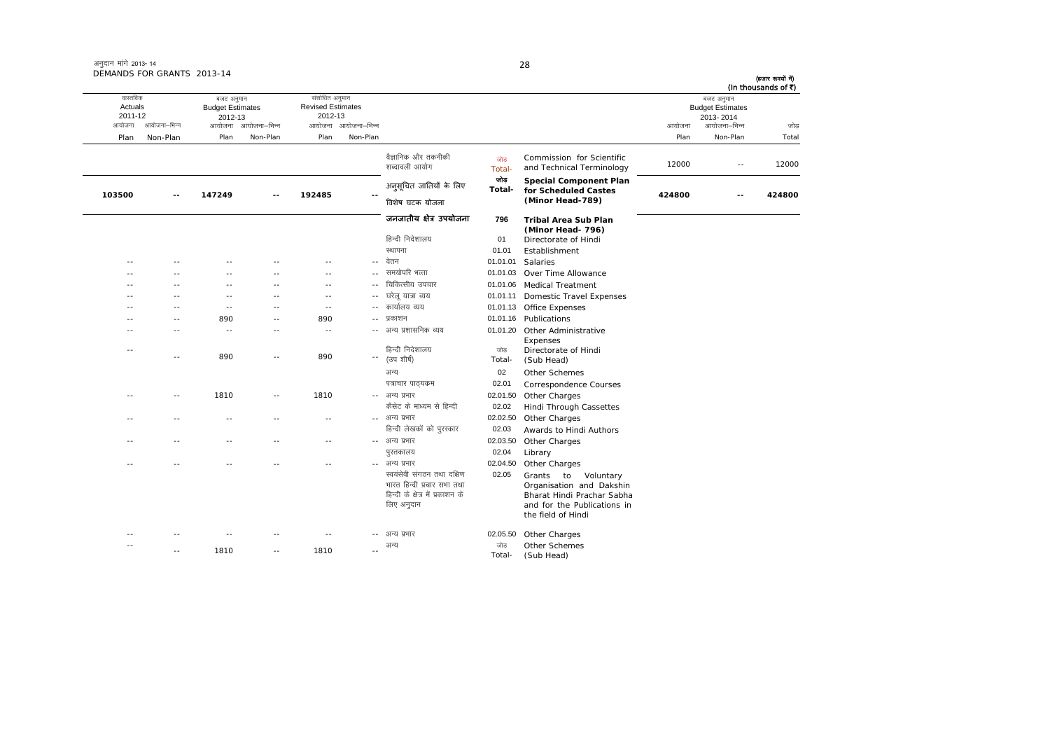अनुदान मांगें 2013-14
DEMANDS FOR GRANTS 2013-14

(हजार रूपयों में)
(In thousands of ₹)

| वास्तविक Actuals 2011-12 | | बजट अनुमान Budget Estimates 2012-13 | | संशोधित अनुमान Revised Estimates 2012-13 | | | | | बजट अनुमान Budget Estimates 2013-2014 | | |
|---|---|---|---|---|---|---|---|---|---|---|---|
| आयोजना Plan | आयोजना-भिन्न Non-Plan | आयोजना Plan | आयोजना-भिन्न Non-Plan | आयोजना Plan | आयोजना-भिन्न Non-Plan | | | | आयोजना Plan | आयोजना-भिन्न Non-Plan | जोड़ Total |
| | | | | | | वैज्ञानिक और तकनीकी शब्दावली आयोग | जोड़ Total- | Commission for Scientific and Technical Terminology | 12000 | -- | 12000 |
| 103500 | -- | 147249 | -- | 192485 | -- | अनुसूचित जातियों के लिए विशेष घटक योजना | जोड़ Total- | **Special Component Plan for Scheduled Castes (Minor Head-789)** | 424800 | -- | 424800 |
| | | | | | | **जनजातीय क्षेत्र उपयोजना** | **796** | **Tribal Area Sub Plan (Minor Head- 796)** | | | |
| | | | | | | हिन्दी निदेशालय | 01 | Directorate of Hindi | | | |
| | | | | | | स्थापना | 01.01 | Establishment | | | |
| -- | -- | -- | -- | -- | -- | वेतन | 01.01.01 | Salaries | | | |
| -- | -- | -- | -- | -- | -- | समयोपरि भत्ता | 01.01.03 | Over Time Allowance | | | |
| -- | -- | -- | -- | -- | -- | चिकित्सीय उपचार | 01.01.06 | Medical Treatment | | | |
| -- | -- | -- | -- | -- | -- | घरेलू यात्रा व्यय | 01.01.11 | Domestic Travel Expenses | | | |
| -- | -- | -- | -- | -- | -- | कार्यालय व्यय | 01.01.13 | Office Expenses | | | |
| -- | -- | 890 | -- | 890 | -- | प्रकाशन | 01.01.16 | Publications | | | |
| -- | -- | -- | -- | -- | -- | अन्य प्रशासनिक व्यय | 01.01.20 | Other Administrative Expenses | | | |
| -- | -- | 890 | -- | 890 | -- | हिन्दी निदेशालय (उप शीर्ष) | जोड़ Total- | Directorate of Hindi (Sub Head) | | | |
| | | | | | | अन्य | 02 | Other Schemes | | | |
| | | | | | | पत्राचार पाठ्यक्रम | 02.01 | Correspondence Courses | | | |
| -- | -- | 1810 | -- | 1810 | -- | अन्य प्रभार | 02.01.50 | Other Charges | | | |
| | | | | | | कैसेट के माध्यम से हिन्दी | 02.02 | Hindi Through Cassettes | | | |
| -- | -- | -- | -- | -- | -- | अन्य प्रभार | 02.02.50 | Other Charges | | | |
| | | | | | | हिन्दी लेखकों को पुरस्कार | 02.03 | Awards to Hindi Authors | | | |
| -- | -- | -- | -- | -- | -- | अन्य प्रभार | 02.03.50 | Other Charges | | | |
| | | | | | | पुस्तकालय | 02.04 | Library | | | |
| -- | -- | -- | -- | -- | -- | अन्य प्रभार | 02.04.50 | Other Charges | | | |
| | | | | | | स्वयंसेवी संगठन तथा दक्षिण भारत हिन्दी प्रचार सभा तथा हिन्दी के क्षेत्र में प्रकाशन के लिए अनुदान | 02.05 | Grants to Voluntary Organisation and Dakshin Bharat Hindi Prachar Sabha and for the Publications in the field of Hindi | | | |
| -- | -- | -- | -- | -- | -- | अन्य प्रभार | 02.05.50 | Other Charges | | | |
| -- | -- | 1810 | -- | 1810 | -- | अन्य | जोड़ Total- | Other Schemes (Sub Head) | | | |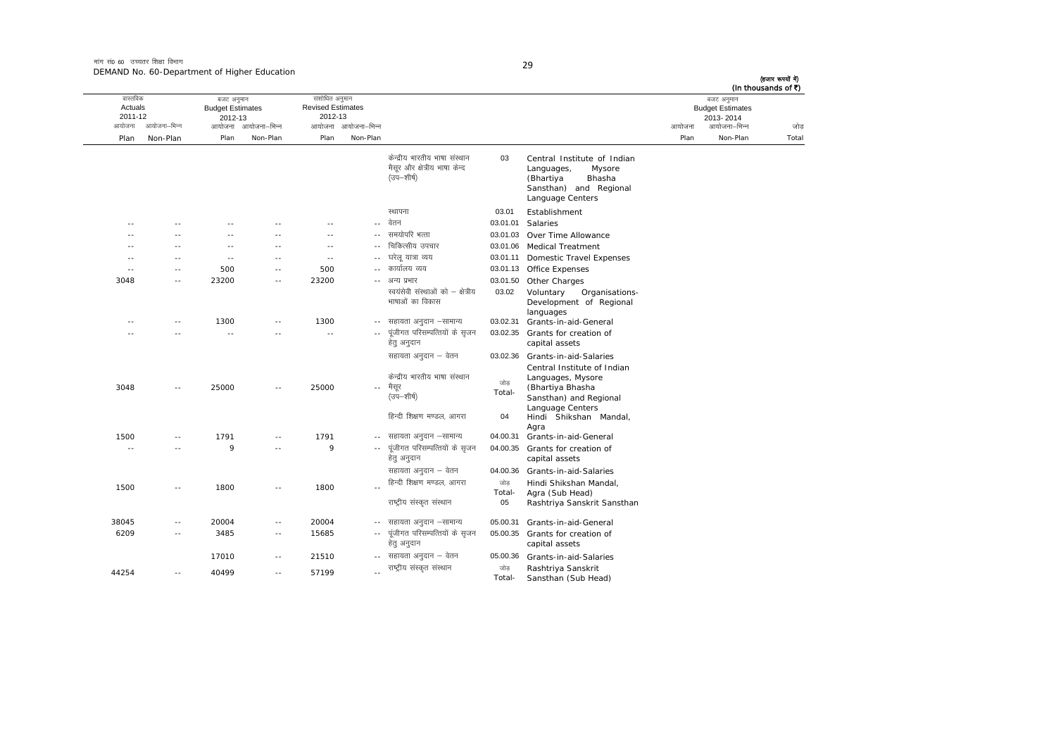मांग सं0 60 उच्चतर शिक्षा विभाग
DEMAND No. 60-Department of Higher Education

(हजार रूपयों में)
(In thousands of ₹)

| वास्तविक Actuals 2011-12 | | बजट अनुमान Budget Estimates 2012-13 | | संशोधित अनुमान Revised Estimates 2012-13 | | | | | बजट अनुमान Budget Estimates 2013-2014 | | |
|---|---|---|---|---|---|---|---|---|---|---|---|
| आयोजना Plan | आयोजना-भिन्न Non-Plan | आयोजना Plan | आयोजना-भिन्न Non-Plan | आयोजना Plan | आयोजना-भिन्न Non-Plan | | | | आयोजना Plan | आयोजना-भिन्न Non-Plan | जोड़ Total |
| | | | | | | केन्द्रीय भारतीय भाषा संस्थान मैसूर और क्षेत्रीय भाषा केन्द (उप-शीर्ष) | 03 | Central Institute of Indian Languages, Mysore (Bhartiya Bhasha Sansthan) and Regional Language Centers | | | |
| | | | | | | स्थापना | 03.01 | Establishment | | | |
| -- | -- | -- | -- | -- | -- | वेतन | 03.01.01 | Salaries | | | |
| -- | -- | -- | -- | -- | -- | समयोपरि भत्ता | 03.01.03 | Over Time Allowance | | | |
| -- | -- | -- | -- | -- | -- | चिकित्सीय उपचार | 03.01.06 | Medical Treatment | | | |
| -- | -- | -- | -- | -- | -- | घरेलू यात्रा व्यय | 03.01.11 | Domestic Travel Expenses | | | |
| -- | -- | 500 | -- | 500 | -- | कार्यालय व्यय | 03.01.13 | Office Expenses | | | |
| 3048 | -- | 23200 | -- | 23200 | -- | अन्य प्रभार | 03.01.50 | Other Charges | | | |
| | | | | | | स्वयंसेवी संस्थाओं को – क्षेत्रीय भाषाओं का विकास | 03.02 | Voluntary Organisations- Development of Regional languages | | | |
| -- | -- | 1300 | -- | 1300 | -- | सहायता अनुदान –सामान्य | 03.02.31 | Grants-in-aid-General | | | |
| -- | -- | -- | -- | -- | -- | पूंजीगत परिसम्पत्तियों के सृजन हेतु अनुदान | 03.02.35 | Grants for creation of capital assets | | | |
| | | | | | | सहायता अनुदान – वेतन | 03.02.36 | Grants-in-aid-Salaries | | | |
| 3048 | -- | 25000 | -- | 25000 | -- | केन्द्रीय भारतीय भाषा संस्थान मैसूर (उप-शीर्ष) | जोड़ Total- | Central Institute of Indian Languages, Mysore (Bhartiya Bhasha Sansthan) and Regional Language Centers | | | |
| | | | | | | हिन्दी शिक्षण मण्डल, आगरा | 04 | Hindi Shikshan Mandal, Agra | | | |
| 1500 | -- | 1791 | -- | 1791 | -- | सहायता अनुदान –सामान्य | 04.00.31 | Grants-in-aid-General | | | |
| -- | -- | 9 | -- | 9 | -- | पूंजीगत परिसम्पत्तियों के सृजन हेतु अनुदान | 04.00.35 | Grants for creation of capital assets | | | |
| | | | | | | सहायता अनुदान – वेतन | 04.00.36 | Grants-in-aid-Salaries | | | |
| 1500 | -- | 1800 | -- | 1800 | -- | हिन्दी शिक्षण मण्डल, आगरा | जोड़ Total- | Hindi Shikshan Mandal, Agra (Sub Head) | | | |
| | | | | | | राष्ट्रीय संस्कृत संस्थान | 05 | Rashtriya Sanskrit Sansthan | | | |
| 38045 | -- | 20004 | -- | 20004 | -- | सहायता अनुदान –सामान्य | 05.00.31 | Grants-in-aid-General | | | |
| 6209 | -- | 3485 | -- | 15685 | -- | पूंजीगत परिसम्पत्तियों के सृजन हेतु अनुदान | 05.00.35 | Grants for creation of capital assets | | | |
| | | 17010 | -- | 21510 | -- | सहायता अनुदान – वेतन | 05.00.36 | Grants-in-aid-Salaries | | | |
| 44254 | -- | 40499 | -- | 57199 | -- | राष्ट्रीय संस्कृत संस्थान | जोड़ Total- | Rashtriya Sanskrit Sansthan (Sub Head) | | | |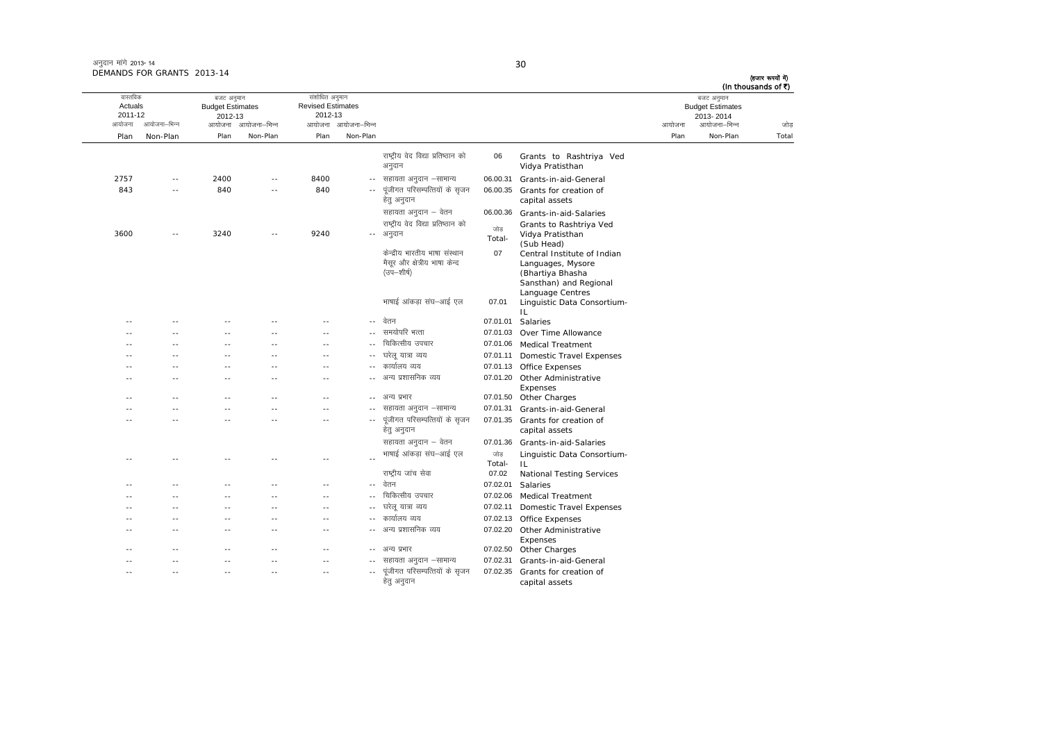अनुदान मांगें 2013-14
DEMANDS FOR GRANTS 2013-14

(हजार रूपयों में)
(In thousands of ₹)

| वास्तविक Actuals 2011-12 | | बजट अनुमान Budget Estimates 2012-13 | | संशोधित अनुमान Revised Estimates 2012-13 | | | | | बजट अनुमान Budget Estimates 2013-2014 | | |
|---|---|---|---|---|---|---|---|---|---|---|---|
| आयोजना Plan | आयोजना-भिन्न Non-Plan | आयोजना Plan | आयोजना-भिन्न Non-Plan | आयोजना Plan | आयोजना-भिन्न Non-Plan | | | | आयोजना Plan | आयोजना-भिन्न Non-Plan | जोड़ Total |
| | | | | | | राष्ट्रीय वेद विद्या प्रतिष्ठान को अनुदान | 06 | Grants to Rashtriya Ved Vidya Pratisthan | | | |
| 2757 | -- | 2400 | -- | 8400 | -- | सहायता अनुदान –सामान्य | 06.00.31 | Grants-in-aid-General | | | |
| 843 | -- | 840 | -- | 840 | -- | पूंजीगत परिसम्पत्तियों के सृजन हेतु अनुदान | 06.00.35 | Grants for creation of capital assets | | | |
| | | | | | | सहायता अनुदान – वेतन | 06.00.36 | Grants-in-aid-Salaries | | | |
| 3600 | -- | 3240 | -- | 9240 | -- | राष्ट्रीय वेद विद्या प्रतिष्ठान को अनुदान | जोड़ Total- | Grants to Rashtriya Ved Vidya Pratisthan (Sub Head) | | | |
| | | | | | | केन्द्रीय भारतीय भाषा संस्थान मैसूर और क्षेत्रीय भाषा केन्द (उप-शीर्ष) | 07 | Central Institute of Indian Languages, Mysore (Bhartiya Bhasha Sansthan) and Regional Language Centres | | | |
| | | | | | | भाषाई आंकड़ा संघ-आई एल | 07.01 | Linguistic Data Consortium-IL | | | |
| -- | -- | -- | -- | -- | -- | वेतन | 07.01.01 | Salaries | | | |
| -- | -- | -- | -- | -- | -- | समयोपरि भत्ता | 07.01.03 | Over Time Allowance | | | |
| -- | -- | -- | -- | -- | -- | चिकित्सीय उपचार | 07.01.06 | Medical Treatment | | | |
| -- | -- | -- | -- | -- | -- | घरेलू यात्रा व्यय | 07.01.11 | Domestic Travel Expenses | | | |
| -- | -- | -- | -- | -- | -- | कार्यालय व्यय | 07.01.13 | Office Expenses | | | |
| -- | -- | -- | -- | -- | -- | अन्य प्रशासनिक व्यय | 07.01.20 | Other Administrative Expenses | | | |
| -- | -- | -- | -- | -- | -- | अन्य प्रभार | 07.01.50 | Other Charges | | | |
| -- | -- | -- | -- | -- | -- | सहायता अनुदान –सामान्य | 07.01.31 | Grants-in-aid-General | | | |
| -- | -- | -- | -- | -- | -- | पूंजीगत परिसम्पत्तियों के सृजन हेतु अनुदान | 07.01.35 | Grants for creation of capital assets | | | |
| | | | | | | सहायता अनुदान – वेतन | 07.01.36 | Grants-in-aid-Salaries | | | |
| -- | -- | -- | -- | -- | -- | भाषाई आंकड़ा संघ-आई एल | जोड़ Total- | Linguistic Data Consortium-IL | | | |
| | | | | | | राष्ट्रीय जांच सेवा | 07.02 | National Testing Services | | | |
| -- | -- | -- | -- | -- | -- | वेतन | 07.02.01 | Salaries | | | |
| -- | -- | -- | -- | -- | -- | चिकित्सीय उपचार | 07.02.06 | Medical Treatment | | | |
| -- | -- | -- | -- | -- | -- | घरेलू यात्रा व्यय | 07.02.11 | Domestic Travel Expenses | | | |
| -- | -- | -- | -- | -- | -- | कार्यालय व्यय | 07.02.13 | Office Expenses | | | |
| -- | -- | -- | -- | -- | -- | अन्य प्रशासनिक व्यय | 07.02.20 | Other Administrative Expenses | | | |
| -- | -- | -- | -- | -- | -- | अन्य प्रभार | 07.02.50 | Other Charges | | | |
| -- | -- | -- | -- | -- | -- | सहायता अनुदान –सामान्य | 07.02.31 | Grants-in-aid-General | | | |
| -- | -- | -- | -- | -- | -- | पूंजीगत परिसम्पत्तियों के सृजन हेतु अनुदान | 07.02.35 | Grants for creation of capital assets | | | |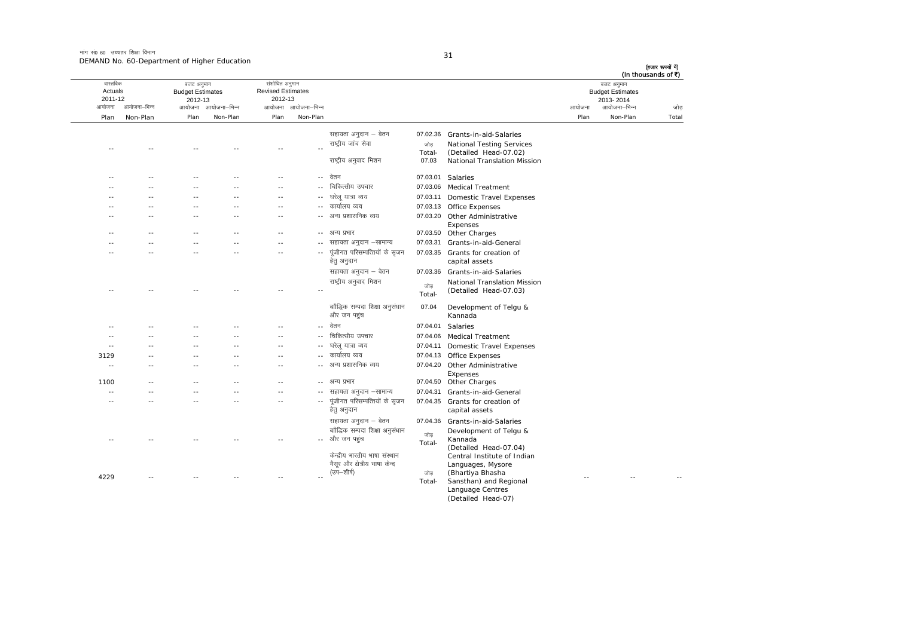मांग सं0 60 उच्चतर शिक्षा विभाग
DEMAND No. 60-Department of Higher Education

(हजार रूपयों में)
(In thousands of ₹)

| वास्तविक Actuals 2011-12 | | बजट अनुमान Budget Estimates 2012-13 | | संशोधित अनुमान Revised Estimates 2012-13 | | | | | बजट अनुमान Budget Estimates 2013-2014 | | |
|---|---|---|---|---|---|---|---|---|---|---|---|
| आयोजना Plan | आयोजना–भिन्न Non-Plan | आयोजना Plan | आयोजना–भिन्न Non-Plan | आयोजना Plan | आयोजना–भिन्न Non-Plan | | | | आयोजना Plan | आयोजना–भिन्न Non-Plan | जोड़ Total |
| | | | | | | सहायता अनुदान – वेतन | 07.02.36 | Grants-in-aid-Salaries | | | |
| -- | -- | -- | -- | -- | -- | राष्ट्रीय जांच सेवा | जोड़ Total- | National Testing Services (Detailed Head-07.02) | | | |
| | | | | | | राष्ट्रीय अनुवाद मिशन | 07.03 | National Translation Mission | | | |
| -- | -- | -- | -- | -- | -- | वेतन | 07.03.01 | Salaries | | | |
| -- | -- | -- | -- | -- | -- | चिकित्सीय उपचार | 07.03.06 | Medical Treatment | | | |
| -- | -- | -- | -- | -- | -- | घरेलू यात्रा व्यय | 07.03.11 | Domestic Travel Expenses | | | |
| -- | -- | -- | -- | -- | -- | कार्यालय व्यय | 07.03.13 | Office Expenses | | | |
| -- | -- | -- | -- | -- | -- | अन्य प्रशासनिक व्यय | 07.03.20 | Other Administrative Expenses | | | |
| -- | -- | -- | -- | -- | -- | अन्य प्रभार | 07.03.50 | Other Charges | | | |
| -- | -- | -- | -- | -- | -- | सहायता अनुदान –सामान्य | 07.03.31 | Grants-in-aid-General | | | |
| -- | -- | -- | -- | -- | -- | पूंजीगत परिसम्पत्तियों के सृजन हेतु अनुदान | 07.03.35 | Grants for creation of capital assets | | | |
| | | | | | | सहायता अनुदान – वेतन | 07.03.36 | Grants-in-aid-Salaries | | | |
| -- | -- | -- | -- | -- | -- | राष्ट्रीय अनुवाद मिशन | जोड़ Total- | National Translation Mission (Detailed Head-07.03) | | | |
| | | | | | | बौद्धिक सम्पदा शिक्षा अनुसंधान और जन पहुंच | 07.04 | Development of Telgu & Kannada | | | |
| -- | -- | -- | -- | -- | -- | वेतन | 07.04.01 | Salaries | | | |
| -- | -- | -- | -- | -- | -- | चिकित्सीय उपचार | 07.04.06 | Medical Treatment | | | |
| -- | -- | -- | -- | -- | -- | घरेलू यात्रा व्यय | 07.04.11 | Domestic Travel Expenses | | | |
| 3129 | -- | -- | -- | -- | -- | कार्यालय व्यय | 07.04.13 | Office Expenses | | | |
| -- | -- | -- | -- | -- | -- | अन्य प्रशासनिक व्यय | 07.04.20 | Other Administrative Expenses | | | |
| 1100 | -- | -- | -- | -- | -- | अन्य प्रभार | 07.04.50 | Other Charges | | | |
| -- | -- | -- | -- | -- | -- | सहायता अनुदान –सामान्य | 07.04.31 | Grants-in-aid-General | | | |
| -- | -- | -- | -- | -- | -- | पूंजीगत परिसम्पत्तियों के सृजन हेतु अनुदान | 07.04.35 | Grants for creation of capital assets | | | |
| | | | | | | सहायता अनुदान – वेतन | 07.04.36 | Grants-in-aid-Salaries | | | |
| -- | -- | -- | -- | -- | -- | बौद्धिक सम्पदा शिक्षा अनुसंधान और जन पहुंच | जोड़ Total- | Development of Telgu & Kannada (Detailed Head-07.04) | | | |
| 4229 | -- | -- | -- | -- | -- | केन्द्रीय भारतीय भाषा संस्थान मैसूर और क्षेत्रीय भाषा केन्द (उप–शीर्ष) | जोड़ Total- | Central Institute of Indian Languages, Mysore (Bhartiya Bhasha Sansthan) and Regional Language Centres (Detailed Head-07) | -- | -- | -- |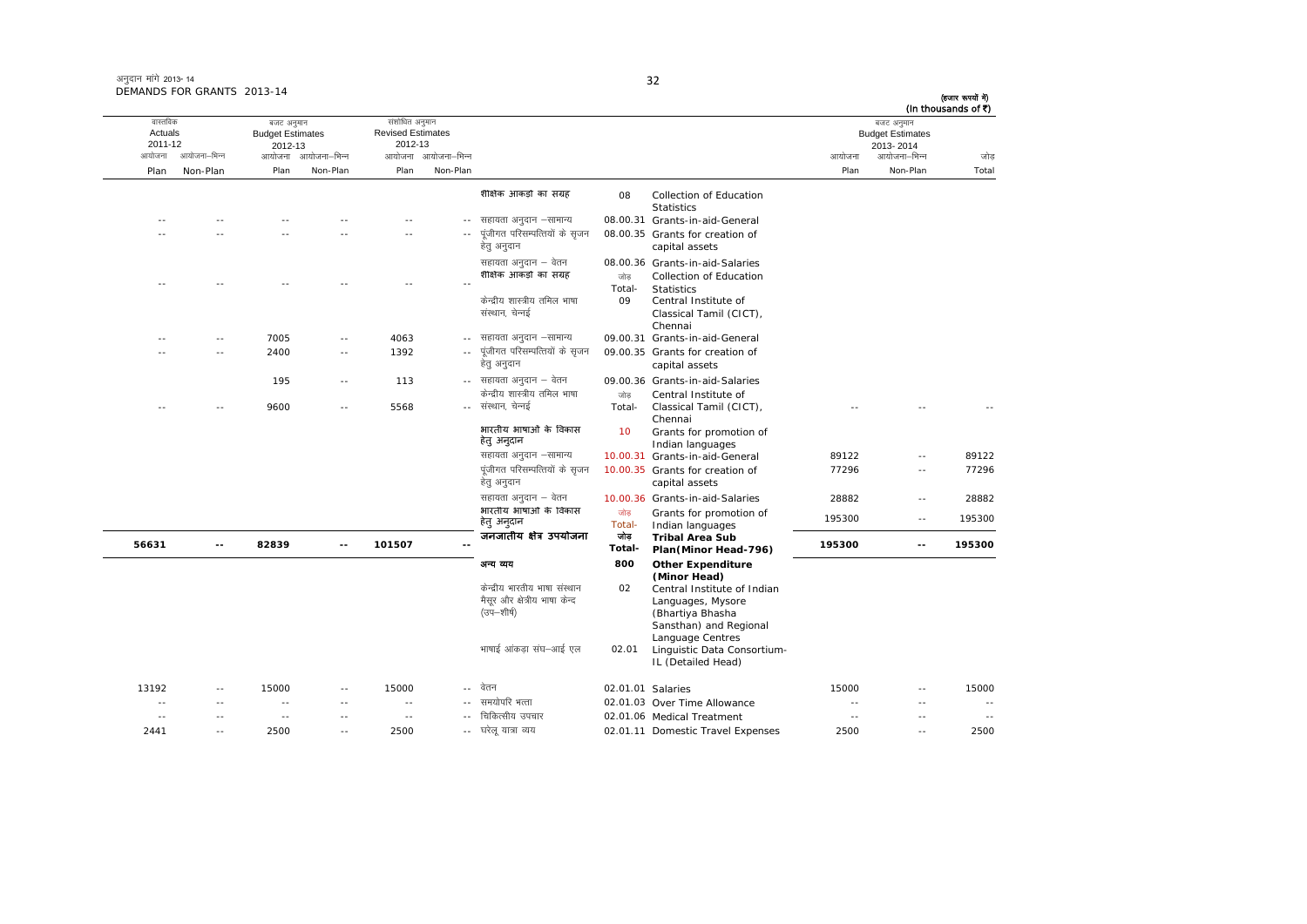अनुदान मांगें 2013-14
DEMANDS FOR GRANTS 2013-14

(हजार रूपयों में)
(In thousands of ₹)

| वास्तविक Actuals 2011-12 | | बजट अनुमान Budget Estimates 2012-13 | | संशोधित अनुमान Revised Estimates 2012-13 | | | | | बजट अनुमान Budget Estimates 2013-2014 | | |
|---|---|---|---|---|---|---|---|---|---|---|---|
| आयोजना Plan | आयोजना-भिन्न Non-Plan | आयोजना Plan | आयोजना-भिन्न Non-Plan | आयोजना Plan | आयोजना-भिन्न Non-Plan | | | | आयोजना Plan | आयोजना-भिन्न Non-Plan | जोड़ Total |
| | | | | | | शैक्षिक आकड़ों का संग्रह | 08 | Collection of Education Statistics | | | |
| -- | -- | -- | -- | -- | -- | सहायता अनुदान –सामान्य | 08.00.31 | Grants-in-aid-General | | | |
| -- | -- | -- | -- | -- | -- | पूंजीगत परिसम्पत्तियों के सृजन हेतु अनुदान | 08.00.35 | Grants for creation of capital assets | | | |
| | | | | | | सहायता अनुदान – वेतन | 08.00.36 | Grants-in-aid-Salaries | | | |
| -- | -- | -- | -- | -- | -- | शैक्षिक आकड़ों का संग्रह | जोड़ Total- | Collection of Education Statistics | | | |
| | | | | | | केन्द्रीय शास्त्रीय तमिल भाषा संस्थान, चेन्नई | 09 | Central Institute of Classical Tamil (CICT), Chennai | | | |
| -- | -- | 7005 | -- | 4063 | -- | सहायता अनुदान –सामान्य | 09.00.31 | Grants-in-aid-General | | | |
| -- | -- | 2400 | -- | 1392 | -- | पूंजीगत परिसम्पत्तियों के सृजन हेतु अनुदान | 09.00.35 | Grants for creation of capital assets | | | |
| | | 195 | -- | 113 | -- | सहायता अनुदान – वेतन | 09.00.36 | Grants-in-aid-Salaries | | | |
| -- | -- | 9600 | -- | 5568 | -- | केन्द्रीय शास्त्रीय तमिल भाषा संस्थान, चेन्नई | जोड़ Total- | Central Institute of Classical Tamil (CICT), Chennai | -- | -- | -- |
| | | | | | | भारतीय भाषाओं के विकास हेतु अनुदान | 10 | Grants for promotion of Indian languages | | | |
| | | | | | | सहायता अनुदान –सामान्य | 10.00.31 | Grants-in-aid-General | 89122 | -- | 89122 |
| | | | | | | पूंजीगत परिसम्पत्तियों के सृजन हेतु अनुदान | 10.00.35 | Grants for creation of capital assets | 77296 | -- | 77296 |
| | | | | | | सहायता अनुदान – वेतन | 10.00.36 | Grants-in-aid-Salaries | 28882 | -- | 28882 |
| | | | | | | भारतीय भाषाओं के विकास हेतु अनुदान | जोड़ Total- | Grants for promotion of Indian languages | 195300 | -- | 195300 |
| **56631** | **--** | **82839** | **--** | **101507** | **--** | **जनजातीय क्षेत्र उपयोजना** | **जोड़ Total-** | **Tribal Area Sub Plan(Minor Head-796)** | **195300** | **--** | **195300** |
| | | | | | | **अन्य व्यय** | **800** | **Other Expenditure (Minor Head)** | | | |
| | | | | | | केन्द्रीय भारतीय भाषा संस्थान मैसूर और क्षेत्रीय भाषा केन्द (उप–शीर्ष) | 02 | Central Institute of Indian Languages, Mysore (Bhartiya Bhasha Sansthan) and Regional Language Centres | | | |
| | | | | | | भाषाई आंकड़ा संघ–आई एल | 02.01 | Linguistic Data Consortium-IL (Detailed Head) | | | |
| 13192 | -- | 15000 | -- | 15000 | -- | वेतन | 02.01.01 | Salaries | 15000 | -- | 15000 |
| -- | -- | -- | -- | -- | -- | समयोपरि भत्ता | 02.01.03 | Over Time Allowance | -- | -- | -- |
| -- | -- | -- | -- | -- | -- | चिकित्सीय उपचार | 02.01.06 | Medical Treatment | -- | -- | -- |
| 2441 | -- | 2500 | -- | 2500 | -- | घरेलू यात्रा व्यय | 02.01.11 | Domestic Travel Expenses | 2500 | -- | 2500 |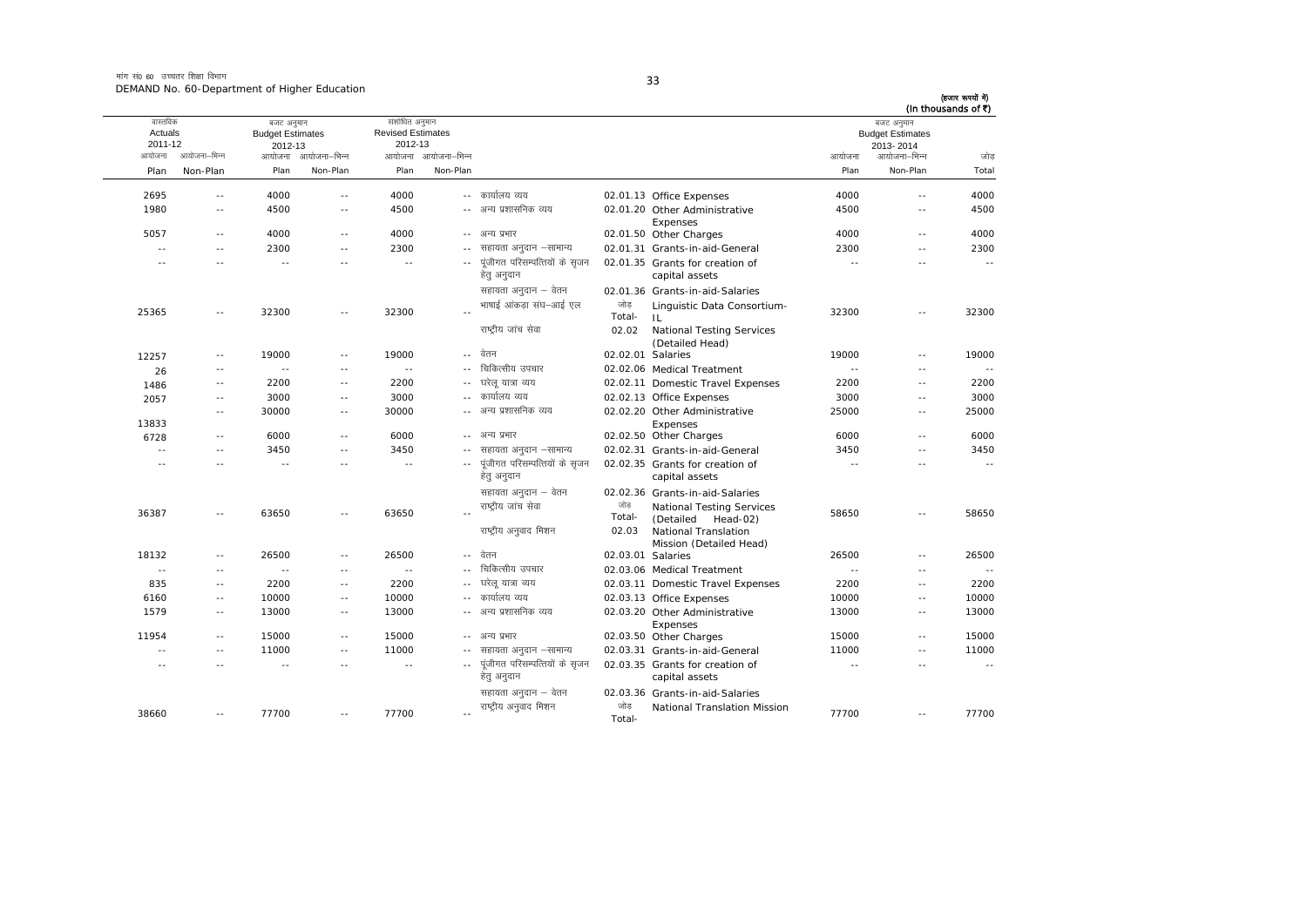मांग सं0 60 उच्चतर शिक्षा विभाग
DEMAND No. 60-Department of Higher Education

(हजार रूपयों में)
(In thousands of ₹)

| वास्तविक Actuals 2011-12 | | बजट अनुमान Budget Estimates 2012-13 | | संशोधित अनुमान Revised Estimates 2012-13 | | | | | बजट अनुमान Budget Estimates 2013-2014 | | |
|---|---|---|---|---|---|---|---|---|---|---|---|
| आयोजना Plan | आयोजना-भिन्न Non-Plan | आयोजना Plan | आयोजना-भिन्न Non-Plan | आयोजना Plan | आयोजना-भिन्न Non-Plan | | | | आयोजना Plan | आयोजना-भिन्न Non-Plan | जोड़ Total |
| 2695 | -- | 4000 | -- | 4000 | -- | कार्यालय व्यय | 02.01.13 | Office Expenses | 4000 | -- | 4000 |
| 1980 | -- | 4500 | -- | 4500 | -- | अन्य प्रशासनिक व्यय | 02.01.20 | Other Administrative Expenses | 4500 | -- | 4500 |
| 5057 | -- | 4000 | -- | 4000 | -- | अन्य प्रभार | 02.01.50 | Other Charges | 4000 | -- | 4000 |
| -- | -- | 2300 | -- | 2300 | -- | सहायता अनुदान –सामान्य | 02.01.31 | Grants-in-aid-General | 2300 | -- | 2300 |
| -- | -- | -- | -- | -- | -- | पूंजीगत परिसम्पत्तियों के सृजन हेतु अनुदान | 02.01.35 | Grants for creation of capital assets | -- | -- | -- |
| | | | | | | सहायता अनुदान – वेतन | 02.01.36 | Grants-in-aid-Salaries | | | |
| 25365 | -- | 32300 | -- | 32300 | -- | भाषाई आंकड़ा संघ–आई एल | जोड़ Total- | Linguistic Data Consortium-IL | 32300 | -- | 32300 |
| | | | | | | राष्ट्रीय जांच सेवा | 02.02 | National Testing Services (Detailed Head) | | | |
| 12257 | -- | 19000 | -- | 19000 | -- | वेतन | 02.02.01 | Salaries | 19000 | -- | 19000 |
| 26 | -- | -- | -- | -- | -- | चिकित्सीय उपचार | 02.02.06 | Medical Treatment | -- | -- | -- |
| 1486 | -- | 2200 | -- | 2200 | -- | घरेलू यात्रा व्यय | 02.02.11 | Domestic Travel Expenses | 2200 | -- | 2200 |
| 2057 | -- | 3000 | -- | 3000 | -- | कार्यालय व्यय | 02.02.13 | Office Expenses | 3000 | -- | 3000 |
| 13833 | -- | 30000 | -- | 30000 | -- | अन्य प्रशासनिक व्यय | 02.02.20 | Other Administrative Expenses | 25000 | -- | 25000 |
| 6728 | -- | 6000 | -- | 6000 | -- | अन्य प्रभार | 02.02.50 | Other Charges | 6000 | -- | 6000 |
| -- | -- | 3450 | -- | 3450 | -- | सहायता अनुदान –सामान्य | 02.02.31 | Grants-in-aid-General | 3450 | -- | 3450 |
| -- | -- | -- | -- | -- | -- | पूंजीगत परिसम्पत्तियों के सृजन हेतु अनुदान | 02.02.35 | Grants for creation of capital assets | -- | -- | -- |
| | | | | | | सहायता अनुदान – वेतन | 02.02.36 | Grants-in-aid-Salaries | | | |
| 36387 | -- | 63650 | -- | 63650 | -- | राष्ट्रीय जांच सेवा | जोड़ Total- | National Testing Services (Detailed Head-02) | 58650 | -- | 58650 |
| | | | | | | राष्ट्रीय अनुवाद मिशन | 02.03 | National Translation Mission (Detailed Head) | | | |
| 18132 | -- | 26500 | -- | 26500 | -- | वेतन | 02.03.01 | Salaries | 26500 | -- | 26500 |
| -- | -- | -- | -- | -- | -- | चिकित्सीय उपचार | 02.03.06 | Medical Treatment | -- | -- | -- |
| 835 | -- | 2200 | -- | 2200 | -- | घरेलू यात्रा व्यय | 02.03.11 | Domestic Travel Expenses | 2200 | -- | 2200 |
| 6160 | -- | 10000 | -- | 10000 | -- | कार्यालय व्यय | 02.03.13 | Office Expenses | 10000 | -- | 10000 |
| 1579 | -- | 13000 | -- | 13000 | -- | अन्य प्रशासनिक व्यय | 02.03.20 | Other Administrative Expenses | 13000 | -- | 13000 |
| 11954 | -- | 15000 | -- | 15000 | -- | अन्य प्रभार | 02.03.50 | Other Charges | 15000 | -- | 15000 |
| -- | -- | 11000 | -- | 11000 | -- | सहायता अनुदान –सामान्य | 02.03.31 | Grants-in-aid-General | 11000 | -- | 11000 |
| -- | -- | -- | -- | -- | -- | पूंजीगत परिसम्पत्तियों के सृजन हेतु अनुदान | 02.03.35 | Grants for creation of capital assets | -- | -- | -- |
| | | | | | | सहायता अनुदान – वेतन | 02.03.36 | Grants-in-aid-Salaries | | | |
| 38660 | -- | 77700 | -- | 77700 | -- | राष्ट्रीय अनुवाद मिशन | जोड़ Total- | National Translation Mission | 77700 | -- | 77700 |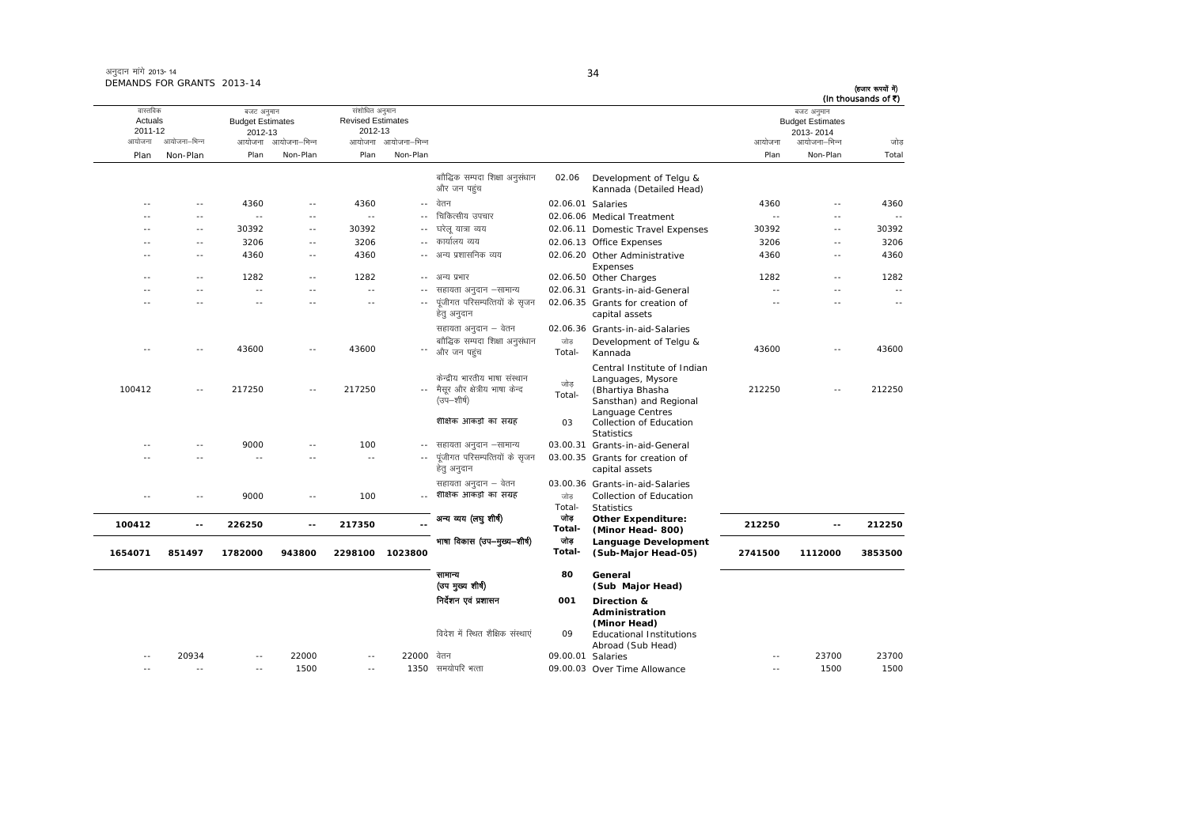अनुदान मांगे 2013-14
DEMANDS FOR GRANTS 2013-14

(हजार रूपयों में)
(In thousands of ₹)

| वास्तविक Actuals 2011-12 | | बजट अनुमान Budget Estimates 2012-13 | | संशोधित अनुमान Revised Estimates 2012-13 | | | | | बजट अनुमान Budget Estimates 2013-2014 | | |
|---|---|---|---|---|---|---|---|---|---|---|---|
| आयोजना Plan | आयोजना-भिन्न Non-Plan | आयोजना Plan | आयोजना-भिन्न Non-Plan | आयोजना Plan | आयोजना-भिन्न Non-Plan | | | | आयोजना Plan | आयोजना-भिन्न Non-Plan | जोड़ Total |
| | | | | | | बौद्धिक सम्पदा शिक्षा अनुसंधान और जन पहुंच | 02.06 | Development of Telgu & Kannada (Detailed Head) | | | |
| -- | -- | 4360 | -- | 4360 | -- | वेतन | 02.06.01 | Salaries | 4360 | -- | 4360 |
| -- | -- | -- | -- | -- | -- | चिकित्सीय उपचार | 02.06.06 | Medical Treatment | -- | -- | -- |
| -- | -- | 30392 | -- | 30392 | -- | घरेलू यात्रा व्यय | 02.06.11 | Domestic Travel Expenses | 30392 | -- | 30392 |
| -- | -- | 3206 | -- | 3206 | -- | कार्यालय व्यय | 02.06.13 | Office Expenses | 3206 | -- | 3206 |
| -- | -- | 4360 | -- | 4360 | -- | अन्य प्रशासनिक व्यय | 02.06.20 | Other Administrative Expenses | 4360 | -- | 4360 |
| -- | -- | 1282 | -- | 1282 | -- | अन्य प्रभार | 02.06.50 | Other Charges | 1282 | -- | 1282 |
| -- | -- | -- | -- | -- | -- | सहायता अनुदान –सामान्य | 02.06.31 | Grants-in-aid-General | -- | -- | -- |
| -- | -- | -- | -- | -- | -- | पूंजीगत परिसम्पत्तियों के सृजन हेतु अनुदान | 02.06.35 | Grants for creation of capital assets | -- | -- | -- |
| | | | | | | सहायता अनुदान – वेतन | 02.06.36 | Grants-in-aid-Salaries | | | |
| -- | -- | 43600 | -- | 43600 | -- | बौद्धिक सम्पदा शिक्षा अनुसंधान और जन पहुंच | जोड़ Total- | Development of Telgu & Kannada | 43600 | -- | 43600 |
| 100412 | -- | 217250 | -- | 217250 | -- | केन्द्रीय भारतीय भाषा संस्थान मैसूर और क्षेत्रीय भाषा केन्द (उप-शीर्ष) | जोड़ Total- | Central Institute of Indian Languages, Mysore (Bhartiya Bhasha Sansthan) and Regional Language Centres | 212250 | -- | 212250 |
| | | | | | | शैक्षिक आकड़ों का सग्रह | 03 | Collection of Education Statistics | | | |
| -- | -- | 9000 | -- | 100 | -- | सहायता अनुदान –सामान्य | 03.00.31 | Grants-in-aid-General | | | |
| -- | -- | -- | -- | -- | -- | पूंजीगत परिसम्पत्तियों के सृजन हेतु अनुदान | 03.00.35 | Grants for creation of capital assets | | | |
| | | | | | | सहायता अनुदान – वेतन | 03.00.36 | Grants-in-aid-Salaries | | | |
| -- | -- | 9000 | -- | 100 | -- | शैक्षिक आकड़ों का सग्रह | जोड़ Total- | Collection of Education Statistics | | | |
| **100412** | **--** | **226250** | **--** | **217350** | **--** | **अन्य व्यय (लघु शीर्ष)** | **जोड़ Total-** | **Other Expenditure: (Minor Head- 800)** | **212250** | **--** | **212250** |
| **1654071** | **851497** | **1782000** | **943800** | **2298100** | **1023800** | **भाषा विकास (उप-मुख्य-शीर्ष)** | **जोड़ Total-** | **Language Development (Sub-Major Head-05)** | **2741500** | **1112000** | **3853500** |
| | | | | | | **सामान्य (उप मुख्य शीर्ष)** | **80** | **General (Sub Major Head)** | | | |
| | | | | | | **निर्देशन एवं प्रशासन** | **001** | **Direction & Administration (Minor Head)** | | | |
| | | | | | | विदेश में स्थित शैक्षिक संस्थाएं | 09 | Educational Institutions Abroad (Sub Head) | | | |
| -- | 20934 | -- | 22000 | -- | 22000 | वेतन | 09.00.01 | Salaries | -- | 23700 | 23700 |
| -- | -- | -- | 1500 | -- | 1350 | समयोपरि भत्ता | 09.00.03 | Over Time Allowance | -- | 1500 | 1500 |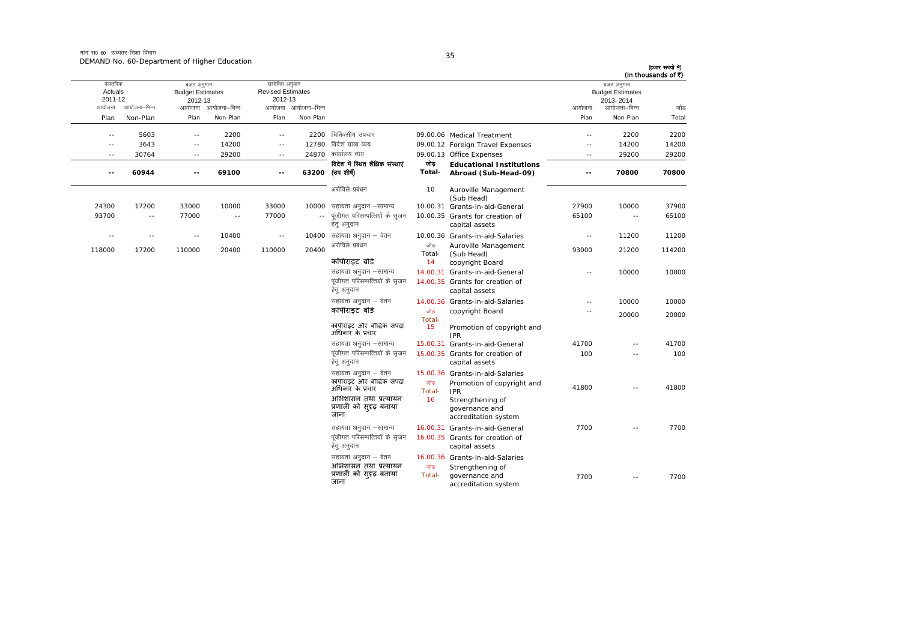मांग सं0 60 उच्चतर शिक्षा विभाग
DEMAND No. 60-Department of Higher Education

(हजार रूपयों में)
(In thousands of ₹)

| वास्तविक Actuals 2011-12 | | बजट अनुमान Budget Estimates 2012-13 | | संशोधित अनुमान Revised Estimates 2012-13 | | | | | | बजट अनुमान Budget Estimates 2013-2014 | | |
|---|---|---|---|---|---|---|---|---|---|---|---|---|
| आयोजना Plan | आयोजना–भिन्न Non-Plan | आयोजना Plan | आयोजना–भिन्न Non-Plan | आयोजना Plan | आयोजना–भिन्न Non-Plan | | | | | आयोजना Plan | आयोजना–भिन्न Non-Plan | जोड़ Total |
| -- | 5603 | -- | 2200 | -- | 2200 | चिकित्सीय उपचार | 09.00.06 | Medical Treatment | | -- | 2200 | 2200 |
| -- | 3643 | -- | 14200 | -- | 12780 | विदेश यात्रा व्यय | 09.00.12 | Foreign Travel Expenses | | -- | 14200 | 14200 |
| -- | 30764 | -- | 29200 | -- | 24870 | कार्यालय व्यय | 09.00.13 | Office Expenses | | -- | 29200 | 29200 |
| **--** | **60944** | **--** | **69100** | **--** | **63200** | **विदेश में स्थित शैक्षिक संस्थाएं (उप शीर्ष)** | **जोड़ Total-** | **Educational Institutions Abroad (Sub-Head-09)** | | **--** | **70800** | **70800** |
| | | | | | | अरोविले प्रबंधन | 10 | Auroville Management (Sub Head) | | | | |
| 24300 | 17200 | 33000 | 10000 | 33000 | 10000 | सहायता अनुदान –सामान्य | 10.00.31 | Grants-in-aid-General | | 27900 | 10000 | 37900 |
| 93700 | -- | 77000 | -- | 77000 | -- | पूंजीगत परिसम्पत्तियों के सृजन हेतु अनुदान | 10.00.35 | Grants for creation of capital assets | | 65100 | -- | 65100 |
| -- | -- | -- | 10400 | -- | 10400 | सहायता अनुदान – वेतन | 10.00.36 | Grants-in-aid-Salaries | | -- | 11200 | 11200 |
| 118000 | 17200 | 110000 | 20400 | 110000 | 20400 | अरोविले प्रबंधन | जोड़ Total- | Auroville Management (Sub Head) | | 93000 | 21200 | 114200 |
| | | | | | | कॉपीराइट बोर्ड | 14 | copyright Board | | | | |
| | | | | | | सहायता अनुदान –सामान्य | 14.00.31 | Grants-in-aid-General | | -- | 10000 | 10000 |
| | | | | | | पूंजीगत परिसम्पत्तियों के सृजन हेतु अनुदान | 14.00.35 | Grants for creation of capital assets | | | | |
| | | | | | | सहायता अनुदान – वेतन | 14.00.36 | Grants-in-aid-Salaries | | -- | 10000 | 10000 |
| | | | | | | कॉपीराइट बोर्ड | जोड़ Total- | copyright Board | | -- | 20000 | 20000 |
| | | | | | | कॉपीराइट और बौद्धिक संपदा अधिकार के प्रचार | 15 | Promotion of copyright and IPR | | | | |
| | | | | | | सहायता अनुदान –सामान्य | 15.00.31 | Grants-in-aid-General | | 41700 | -- | 41700 |
| | | | | | | पूंजीगत परिसम्पत्तियों के सृजन हेतु अनुदान | 15.00.35 | Grants for creation of capital assets | | 100 | -- | 100 |
| | | | | | | सहायता अनुदान – वेतन | 15.00.36 | Grants-in-aid-Salaries | | | | |
| | | | | | | कॉपीराइट और बौद्धिक संपदा अधिकार के प्रचार | जोड़ Total- | Promotion of copyright and IPR | | 41800 | -- | 41800 |
| | | | | | | अभिशासन तथा प्रत्यायन प्रणाली को सुदृढ बनाया जाना | 16 | Strengthening of governance and accreditation system | | | | |
| | | | | | | सहायता अनुदान –सामान्य | 16.00.31 | Grants-in-aid-General | | 7700 | -- | 7700 |
| | | | | | | पूंजीगत परिसम्पत्तियों के सृजन हेतु अनुदान | 16.00.35 | Grants for creation of capital assets | | | | |
| | | | | | | सहायता अनुदान – वेतन | 16.00.36 | Grants-in-aid-Salaries | | | | |
| | | | | | | अभिशासन तथा प्रत्यायन प्रणाली को सुदृढ बनाया जाना | जोड़ Total- | Strengthening of governance and accreditation system | | 7700 | -- | 7700 |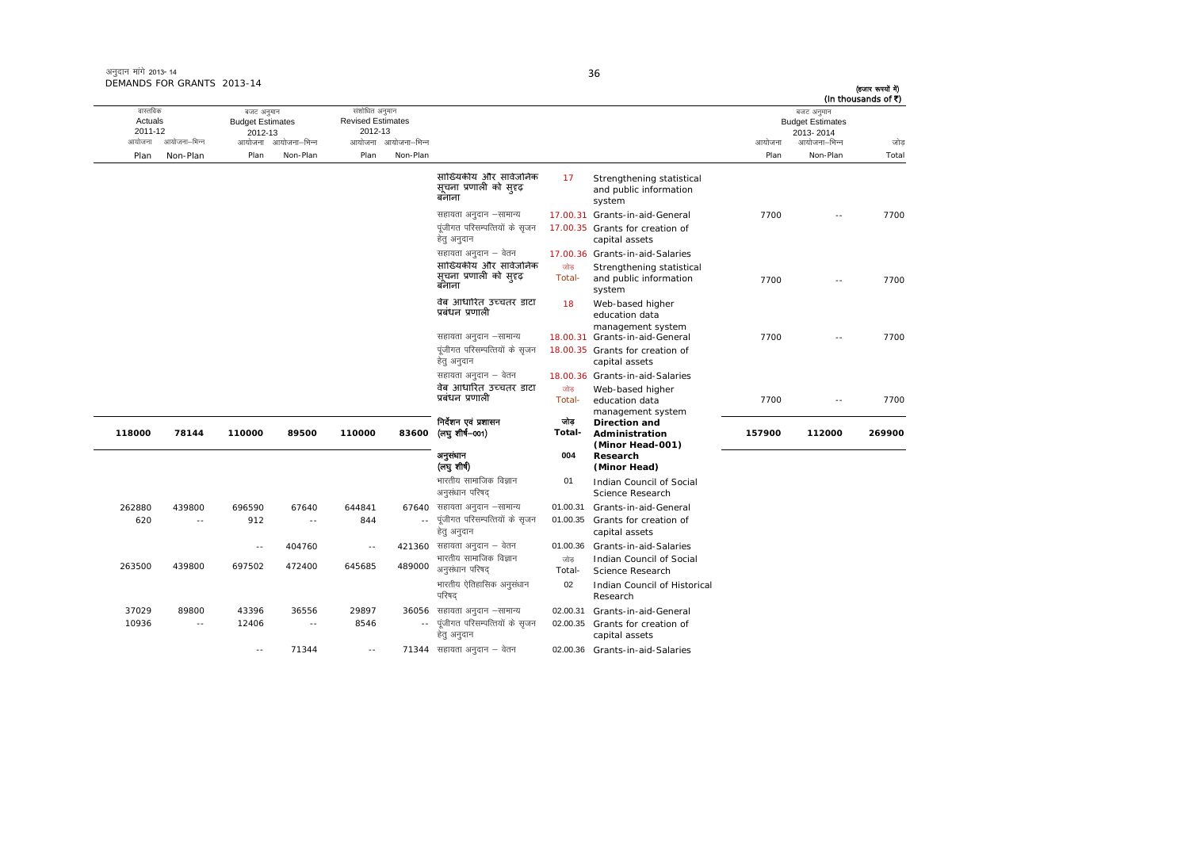अनुदान मांगे 2013-14
DEMANDS FOR GRANTS 2013-14

(हजार रूपयों में)
(In thousands of ₹)

| वास्तविक Actuals 2011-12 | | बजट अनुमान Budget Estimates 2012-13 | | संशोधित अनुमान Revised Estimates 2012-13 | | | | | बजट अनुमान Budget Estimates 2013-2014 | | |
|---|---|---|---|---|---|---|---|---|---|---|---|
| आयोजना Plan | आयोजना-भिन्न Non-Plan | आयोजना Plan | आयोजना-भिन्न Non-Plan | आयोजना Plan | आयोजना-भिन्न Non-Plan | | | | आयोजना Plan | आयोजना-भिन्न Non-Plan | जोड़ Total |
| | | | | | | सांख्यिकीय और सार्वजनिक सूचना प्रणाली को सुदृढ बनाना | 17 | Strengthening statistical and public information system | | | |
| | | | | | | सहायता अनुदान –सामान्य | 17.00.31 | Grants-in-aid-General | 7700 | -- | 7700 |
| | | | | | | पूंजीगत परिसम्पत्तियों के सृजन हेतु अनुदान | 17.00.35 | Grants for creation of capital assets | | | |
| | | | | | | सहायता अनुदान – वेतन | 17.00.36 | Grants-in-aid-Salaries | | | |
| | | | | | | सांख्यिकीय और सार्वजनिक सूचना प्रणाली को सुदृढ बनाना | जोड़ Total- | Strengthening statistical and public information system | 7700 | -- | 7700 |
| | | | | | | वेब आधारित उच्चतर डाटा प्रबंधन प्रणाली | 18 | Web-based higher education data management system | | | |
| | | | | | | सहायता अनुदान –सामान्य | 18.00.31 | Grants-in-aid-General | 7700 | -- | 7700 |
| | | | | | | पूंजीगत परिसम्पत्तियों के सृजन हेतु अनुदान | 18.00.35 | Grants for creation of capital assets | | | |
| | | | | | | सहायता अनुदान – वेतन | 18.00.36 | Grants-in-aid-Salaries | | | |
| | | | | | | वेब आधारित उच्चतर डाटा प्रबंधन प्रणाली | जोड़ Total- | Web-based higher education data management system | 7700 | -- | 7700 |
| **118000** | **78144** | **110000** | **89500** | **110000** | **83600** | **निर्देशन एवं प्रशासन (लघु शीर्ष–001)** | **जोड़ Total-** | **Direction and Administration (Minor Head-001)** | **157900** | **112000** | **269900** |
| | | | | | | **अनुसंधान (लघु शीर्ष)** | **004** | **Research (Minor Head)** | | | |
| | | | | | | भारतीय सामाजिक विज्ञान अनुसंधान परिषद् | 01 | Indian Council of Social Science Research | | | |
| 262880 | 439800 | 696590 | 67640 | 644841 | 67640 | सहायता अनुदान –सामान्य | 01.00.31 | Grants-in-aid-General | | | |
| 620 | -- | 912 | -- | 844 | -- | पूंजीगत परिसम्पत्तियों के सृजन हेतु अनुदान | 01.00.35 | Grants for creation of capital assets | | | |
| | | -- | 404760 | -- | 421360 | सहायता अनुदान – वेतन | 01.00.36 | Grants-in-aid-Salaries | | | |
| 263500 | 439800 | 697502 | 472400 | 645685 | 489000 | भारतीय सामाजिक विज्ञान अनुसंधान परिषद् | जोड़ Total- | Indian Council of Social Science Research | | | |
| | | | | | | भारतीय ऐतिहासिक अनुसंधान परिषद् | 02 | Indian Council of Historical Research | | | |
| 37029 | 89800 | 43396 | 36556 | 29897 | 36056 | सहायता अनुदान –सामान्य | 02.00.31 | Grants-in-aid-General | | | |
| 10936 | -- | 12406 | -- | 8546 | -- | पूंजीगत परिसम्पत्तियों के सृजन हेतु अनुदान | 02.00.35 | Grants for creation of capital assets | | | |
| | | -- | 71344 | -- | 71344 | सहायता अनुदान – वेतन | 02.00.36 | Grants-in-aid-Salaries | | | |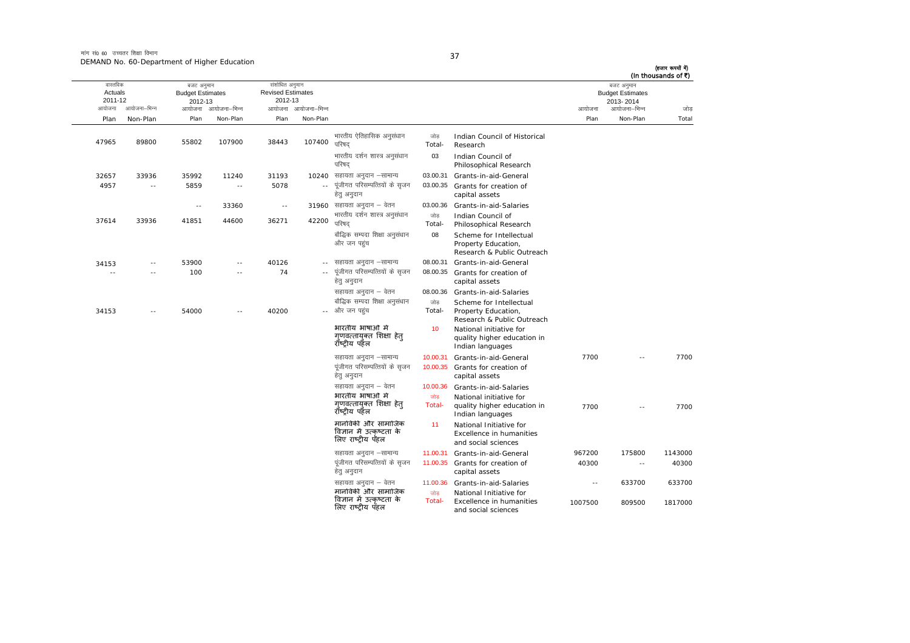मांग सं0 60 उच्चतर शिक्षा विभाग
DEMAND No. 60-Department of Higher Education

(हजार रूपयों में)
(In thousands of ₹)

| वास्तविक Actuals 2011-12 | | बजट अनुमान Budget Estimates 2012-13 | | संशोधित अनुमान Revised Estimates 2012-13 | | | | | बजट अनुमान Budget Estimates 2013-2014 | | |
|---|---|---|---|---|---|---|---|---|---|---|---|
| आयोजना Plan | आयोजना-भिन्न Non-Plan | आयोजना Plan | आयोजना-भिन्न Non-Plan | आयोजना Plan | आयोजना-भिन्न Non-Plan | | | | आयोजना Plan | आयोजना-भिन्न Non-Plan | जोड़ Total |
| 47965 | 89800 | 55802 | 107900 | 38443 | 107400 | भारतीय ऐतिहासिक अनुसंधान परिषद् | जोड़ Total- | Indian Council of Historical Research | | | |
| | | | | | | भारतीय दर्शन शास्त्र अनुसंधान परिषद् | 03 | Indian Council of Philosophical Research | | | |
| 32657 | 33936 | 35992 | 11240 | 31193 | 10240 | सहायता अनुदान –सामान्य | 03.00.31 | Grants-in-aid-General | | | |
| 4957 | -- | 5859 | -- | 5078 | -- | पूंजीगत परिसम्पत्तियों के सृजन हेतु अनुदान | 03.00.35 | Grants for creation of capital assets | | | |
| | | -- | 33360 | -- | 31960 | सहायता अनुदान – वेतन | 03.00.36 | Grants-in-aid-Salaries | | | |
| 37614 | 33936 | 41851 | 44600 | 36271 | 42200 | भारतीय दर्शन शास्त्र अनुसंधान परिषद् | जोड़ Total- | Indian Council of Philosophical Research | | | |
| | | | | | | बौद्धिक सम्पदा शिक्षा अनुसंधान और जन पहुंच | 08 | Scheme for Intellectual Property Education, Research & Public Outreach | | | |
| 34153 | -- | 53900 | -- | 40126 | -- | सहायता अनुदान –सामान्य | 08.00.31 | Grants-in-aid-General | | | |
| -- | -- | 100 | -- | 74 | -- | पूंजीगत परिसम्पत्तियों के सृजन हेतु अनुदान | 08.00.35 | Grants for creation of capital assets | | | |
| | | | | | | सहायता अनुदान – वेतन | 08.00.36 | Grants-in-aid-Salaries | | | |
| 34153 | -- | 54000 | -- | 40200 | -- | बौद्धिक सम्पदा शिक्षा अनुसंधान और जन पहुंच | जोड़ Total- | Scheme for Intellectual Property Education, Research & Public Outreach | | | |
| | | | | | | भारतीय भाषाओं में गुणवत्तायुक्त शिक्षा हेतु राष्ट्रीय पहल | 10 | National initiative for quality higher education in Indian languages | | | |
| | | | | | | सहायता अनुदान –सामान्य | 10.00.31 | Grants-in-aid-General | 7700 | -- | 7700 |
| | | | | | | पूंजीगत परिसम्पत्तियों के सृजन हेतु अनुदान | 10.00.35 | Grants for creation of capital assets | | | |
| | | | | | | सहायता अनुदान – वेतन | 10.00.36 | Grants-in-aid-Salaries | | | |
| | | | | | | भारतीय भाषाओं में गुणवत्तायुक्त शिक्षा हेतु राष्ट्रीय पहल | जोड़ Total- | National initiative for quality higher education in Indian languages | 7700 | -- | 7700 |
| | | | | | | मानविकी और सामाजिक विज्ञान में उत्कृष्टता के लिए राष्ट्रीय पहल | 11 | National Initiative for Excellence in humanities and social sciences | | | |
| | | | | | | सहायता अनुदान –सामान्य | 11.00.31 | Grants-in-aid-General | 967200 | 175800 | 1143000 |
| | | | | | | पूंजीगत परिसम्पत्तियों के सृजन हेतु अनुदान | 11.00.35 | Grants for creation of capital assets | 40300 | -- | 40300 |
| | | | | | | सहायता अनुदान – वेतन | 11.00.36 | Grants-in-aid-Salaries | -- | 633700 | 633700 |
| | | | | | | मानविकी और सामाजिक विज्ञान में उत्कृष्टता के लिए राष्ट्रीय पहल | जोड़ Total- | National Initiative for Excellence in humanities and social sciences | 1007500 | 809500 | 1817000 |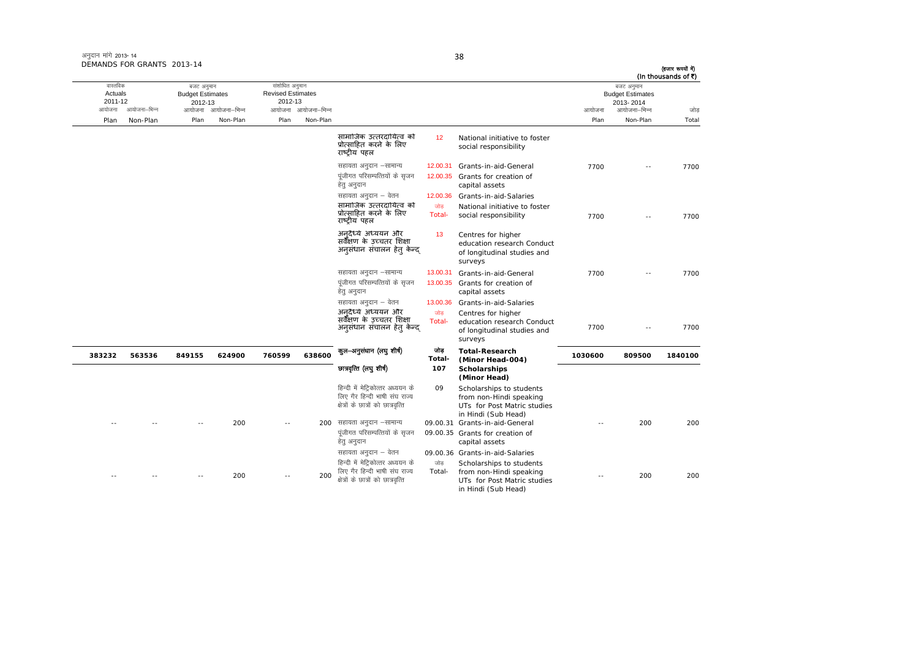अनुदान मांगे 2013-14
DEMANDS FOR GRANTS 2013-14

(हजार रूपयों में)
(In thousands of ₹)

| वास्तविक Actuals 2011-12 | | बजट अनुमान Budget Estimates 2012-13 | | संशोधित अनुमान Revised Estimates 2012-13 | | | | | बजट अनुमान Budget Estimates 2013-2014 | | |
|---|---|---|---|---|---|---|---|---|---|---|---|
| आयोजना Plan | आयोजना-भिन्न Non-Plan | आयोजना Plan | आयोजना-भिन्न Non-Plan | आयोजना Plan | आयोजना-भिन्न Non-Plan | | | | आयोजना Plan | आयोजना-भिन्न Non-Plan | जोड़ Total |
| | | | | | | सामाजिक उत्तरदायित्व को प्रोत्साहित करने के लिए राष्ट्रीय पहल | 12 | National initiative to foster social responsibility | | | |
| | | | | | | सहायता अनुदान –सामान्य | 12.00.31 | Grants-in-aid-General | 7700 | -- | 7700 |
| | | | | | | पूंजीगत परिसम्पत्तियों के सृजन हेतु अनुदान | 12.00.35 | Grants for creation of capital assets | | | |
| | | | | | | सहायता अनुदान – वेतन | 12.00.36 | Grants-in-aid-Salaries | | | |
| | | | | | | सामाजिक उत्तरदायित्व को प्रोत्साहित करने के लिए राष्ट्रीय पहल | जोड़ Total- | National initiative to foster social responsibility | 7700 | -- | 7700 |
| | | | | | | अनुदैध्य अध्ययन और सर्वेक्षण के उच्चतर शिक्षा अनुसंधान संचालन हेतु केन्द् | 13 | Centres for higher education research Conduct of longitudinal studies and surveys | | | |
| | | | | | | सहायता अनुदान –सामान्य | 13.00.31 | Grants-in-aid-General | 7700 | -- | 7700 |
| | | | | | | पूंजीगत परिसम्पत्तियों के सृजन हेतु अनुदान | 13.00.35 | Grants for creation of capital assets | | | |
| | | | | | | सहायता अनुदान – वेतन | 13.00.36 | Grants-in-aid-Salaries | | | |
| | | | | | | अनुदैध्य अध्ययन और सर्वेक्षण के उच्चतर शिक्षा अनुसंधान संचालन हेतु केन्द् | जोड़ Total- | Centres for higher education research Conduct of longitudinal studies and surveys | 7700 | -- | 7700 |
| **383232** | **563536** | **849155** | **624900** | **760599** | **638600** | **कुल-अनुसंधान (लघु शीर्ष)** | **जोड़ Total-** | **Total-Research (Minor Head-004)** | **1030600** | **809500** | **1840100** |
| | | | | | | **छात्रवृत्ति (लघु शीर्ष)** | **107** | **Scholarships (Minor Head)** | | | |
| | | | | | | हिन्दी में मेट्रिकोत्तर अध्ययन के लिए गैर हिन्दी भाषी संघ राज्य क्षेत्रों के छात्रों को छात्रवृत्ति | 09 | Scholarships to students from non-Hindi speaking UTs for Post Matric studies in Hindi (Sub Head) | | | |
| -- | -- | -- | 200 | -- | 200 | सहायता अनुदान –सामान्य | 09.00.31 | Grants-in-aid-General | -- | 200 | 200 |
| | | | | | | पूंजीगत परिसम्पत्तियों के सृजन हेतु अनुदान | 09.00.35 | Grants for creation of capital assets | | | |
| | | | | | | सहायता अनुदान – वेतन | 09.00.36 | Grants-in-aid-Salaries | | | |
| -- | -- | -- | 200 | -- | 200 | हिन्दी में मेट्रिकोत्तर अध्ययन के लिए गैर हिन्दी भाषी संघ राज्य क्षेत्रों के छात्रों को छात्रवृत्ति | जोड़ Total- | Scholarships to students from non-Hindi speaking UTs for Post Matric studies in Hindi (Sub Head) | -- | 200 | 200 |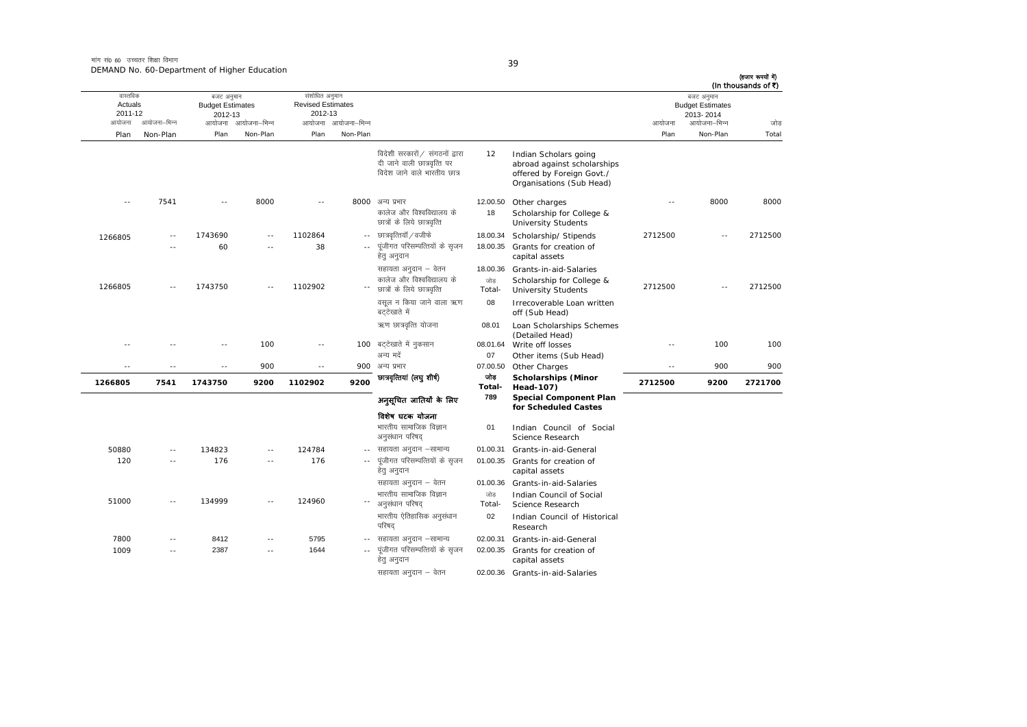मांग सं0 60 उच्चतर शिक्षा विभाग
DEMAND No. 60-Department of Higher Education

(हजार रुपयों में)
(In thousands of ₹)

| वास्तविक Actuals 2011-12 | | बजट अनुमान Budget Estimates 2012-13 | | संशोधित अनुमान Revised Estimates 2012-13 | | | | | बजट अनुमान Budget Estimates 2013-2014 | | |
|---|---|---|---|---|---|---|---|---|---|---|---|
| आयोजना Plan | आयोजना-भिन्न Non-Plan | आयोजना Plan | आयोजना-भिन्न Non-Plan | आयोजना Plan | आयोजना-भिन्न Non-Plan | | | | आयोजना Plan | आयोजना-भिन्न Non-Plan | जोड़ Total |
| | | | | | | विदेशी सरकारों/ संगठनों द्वारा दी जाने वाली छात्रवृत्ति पर विदेश जाने वाले भारतीय छात्र | 12 | Indian Scholars going abroad against scholarships offered by Foreign Govt./ Organisations (Sub Head) | | | |
| -- | 7541 | -- | 8000 | -- | 8000 | अन्य प्रभार | 12.00.50 | Other charges | -- | 8000 | 8000 |
| | | | | | | कालेज और विश्वविद्यालय के छात्रों के लिये छात्रवृत्ति | 18 | Scholarship for College & University Students | | | |
| 1266805 | -- | 1743690 | -- | 1102864 | -- | छात्रवृत्तियाँ/वजीफे | 18.00.34 | Scholarship/ Stipends | 2712500 | -- | 2712500 |
| -- | -- | 60 | -- | 38 | -- | पूंजीगत परिसम्पत्तियों के सृजन हेतु अनुदान | 18.00.35 | Grants for creation of capital assets | | | |
| | | | | | | सहायता अनुदान – वेतन | 18.00.36 | Grants-in-aid-Salaries | | | |
| 1266805 | -- | 1743750 | -- | 1102902 | -- | कालेज और विश्वविद्यालय के छात्रों के लिये छात्रवृत्ति | जोड़ Total- | Scholarship for College & University Students | 2712500 | -- | 2712500 |
| | | | | | | वसूल न किया जाने वाला ऋण बट्टेखाते में | 08 | Irrecoverable Loan written off (Sub Head) | | | |
| | | | | | | ऋण छात्रवृत्ति योजना | 08.01 | Loan Scholarships Schemes (Detailed Head) | | | |
| -- | -- | -- | 100 | -- | 100 | बट्टेखाते में नुकसान | 08.01.64 | Write off losses | -- | 100 | 100 |
| | | | | | | अन्य मदें | 07 | Other items (Sub Head) | | | |
| -- | -- | -- | 900 | -- | 900 | अन्य प्रभार | 07.00.50 | Other Charges | -- | 900 | 900 |
| **1266805** | **7541** | **1743750** | **9200** | **1102902** | **9200** | **छात्रवृत्तियां (लघु शीर्ष)** | **जोड़ Total-** | **Scholarships (Minor Head-107)** | **2712500** | **9200** | **2721700** |
| | | | | | | **अनुसूचित जातियों के लिए विशेष घटक योजना** | **789** | **Special Component Plan for Scheduled Castes** | | | |
| | | | | | | भारतीय सामाजिक विज्ञान अनुसंधान परिषद् | 01 | Indian Council of Social Science Research | | | |
| 50880 | -- | 134823 | -- | 124784 | -- | सहायता अनुदान –सामान्य | 01.00.31 | Grants-in-aid-General | | | |
| 120 | -- | 176 | -- | 176 | -- | पूंजीगत परिसम्पत्तियों के सृजन हेतु अनुदान | 01.00.35 | Grants for creation of capital assets | | | |
| | | | | | | सहायता अनुदान – वेतन | 01.00.36 | Grants-in-aid-Salaries | | | |
| 51000 | -- | 134999 | -- | 124960 | -- | भारतीय सामाजिक विज्ञान अनुसंधान परिषद् | जोड़ Total- | Indian Council of Social Science Research | | | |
| | | | | | | भारतीय ऐतिहासिक अनुसंधान परिषद् | 02 | Indian Council of Historical Research | | | |
| 7800 | -- | 8412 | -- | 5795 | -- | सहायता अनुदान –सामान्य | 02.00.31 | Grants-in-aid-General | | | |
| 1009 | -- | 2387 | -- | 1644 | -- | पूंजीगत परिसम्पत्तियों के सृजन हेतु अनुदान | 02.00.35 | Grants for creation of capital assets | | | |
| | | | | | | सहायता अनुदान – वेतन | 02.00.36 | Grants-in-aid-Salaries | | | |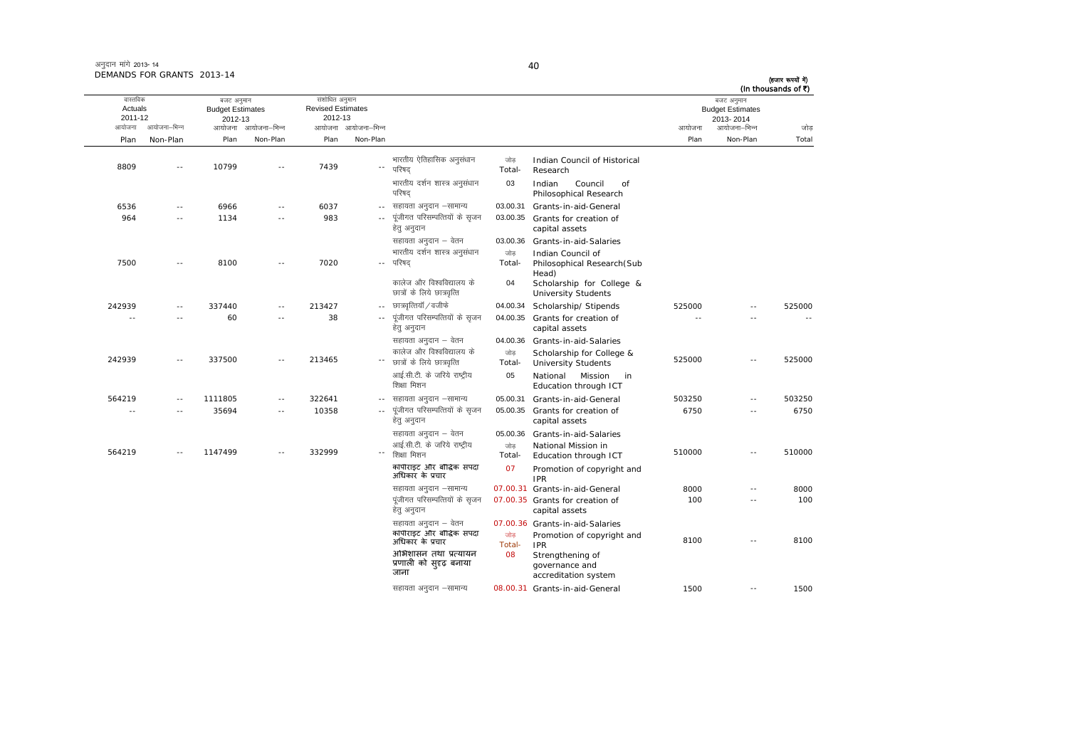अनुदान मांगें 2013-14
DEMANDS FOR GRANTS 2013-14

(हजार रूपयों में)
(In thousands of ₹)

| वास्तविक Actuals 2011-12 | | बजट अनुमान Budget Estimates 2012-13 | | संशोधित अनुमान Revised Estimates 2012-13 | | | | | | बजट अनुमान Budget Estimates 2013-2014 | | |
|---|---|---|---|---|---|---|---|---|---|---|---|---|
| आयोजना Plan | आयोजना-भिन्न Non-Plan | आयोजना Plan | आयोजना-भिन्न Non-Plan | आयोजना Plan | आयोजना-भिन्न Non-Plan | | | | | आयोजना Plan | आयोजना-भिन्न Non-Plan | जोड़ Total |
| 8809 | -- | 10799 | -- | 7439 | -- | भारतीय ऐतिहासिक अनुसंधान परिषद् | जोड़ Total- | | Indian Council of Historical Research | | | |
| | | | | | | भारतीय दर्शन शास्त्र अनुसंधान परिषद् | 03 | | Indian Council of Philosophical Research | | | |
| 6536 | -- | 6966 | -- | 6037 | -- | सहायता अनुदान –सामान्य | 03.00.31 | | Grants-in-aid-General | | | |
| 964 | -- | 1134 | -- | 983 | -- | पूंजीगत परिसम्पत्तियों के सृजन हेतु अनुदान | 03.00.35 | | Grants for creation of capital assets | | | |
| | | | | | | सहायता अनुदान – वेतन | 03.00.36 | | Grants-in-aid-Salaries | | | |
| 7500 | -- | 8100 | -- | 7020 | -- | भारतीय दर्शन शास्त्र अनुसंधान परिषद् | जोड़ Total- | | Indian Council of Philosophical Research(Sub Head) | | | |
| | | | | | | कालेज और विश्वविद्यालय के छात्रों के लिये छात्रवृत्ति | 04 | | Scholarship for College & University Students | | | |
| 242939 | -- | 337440 | -- | 213427 | -- | छात्रवृत्तियाँ/वजीफे | 04.00.34 | | Scholarship/ Stipends | 525000 | -- | 525000 |
| -- | -- | 60 | -- | 38 | -- | पूंजीगत परिसम्पत्तियों के सृजन हेतु अनुदान | 04.00.35 | | Grants for creation of capital assets | -- | -- | -- |
| | | | | | | सहायता अनुदान – वेतन | 04.00.36 | | Grants-in-aid-Salaries | | | |
| 242939 | -- | 337500 | -- | 213465 | -- | कालेज और विश्वविद्यालय के छात्रों के लिये छात्रवृत्ति | जोड़ Total- | | Scholarship for College & University Students | 525000 | -- | 525000 |
| | | | | | | आई.सी.टी. के जरिये राष्ट्रीय शिक्षा मिशन | 05 | | National Mission in Education through ICT | | | |
| 564219 | -- | 1111805 | -- | 322641 | -- | सहायता अनुदान –सामान्य | 05.00.31 | | Grants-in-aid-General | 503250 | -- | 503250 |
| -- | -- | 35694 | -- | 10358 | -- | पूंजीगत परिसम्पत्तियों के सृजन हेतु अनुदान | 05.00.35 | | Grants for creation of capital assets | 6750 | -- | 6750 |
| | | | | | | सहायता अनुदान – वेतन | 05.00.36 | | Grants-in-aid-Salaries | | | |
| 564219 | -- | 1147499 | -- | 332999 | -- | आई.सी.टी. के जरिये राष्ट्रीय शिक्षा मिशन | जोड़ Total- | | National Mission in Education through ICT | 510000 | -- | 510000 |
| | | | | | | कापीराइट और बौद्धिक संपदा अधिकार के प्रचार | 07 | | Promotion of copyright and IPR | | | |
| | | | | | | सहायता अनुदान –सामान्य | 07.00.31 | | Grants-in-aid-General | 8000 | -- | 8000 |
| | | | | | | पूंजीगत परिसम्पत्तियों के सृजन हेतु अनुदान | 07.00.35 | | Grants for creation of capital assets | 100 | -- | 100 |
| | | | | | | सहायता अनुदान – वेतन | 07.00.36 | | Grants-in-aid-Salaries | | | |
| | | | | | | कापीराइट और बौद्धिक संपदा अधिकार के प्रचार | जोड़ Total- | | Promotion of copyright and IPR | 8100 | -- | 8100 |
| | | | | | | अभिशासन तथा प्रत्यायन प्रणाली को सुदृढ बनाया जाना | 08 | | Strengthening of governance and accreditation system | | | |
| | | | | | | सहायता अनुदान –सामान्य | 08.00.31 | | Grants-in-aid-General | 1500 | -- | 1500 |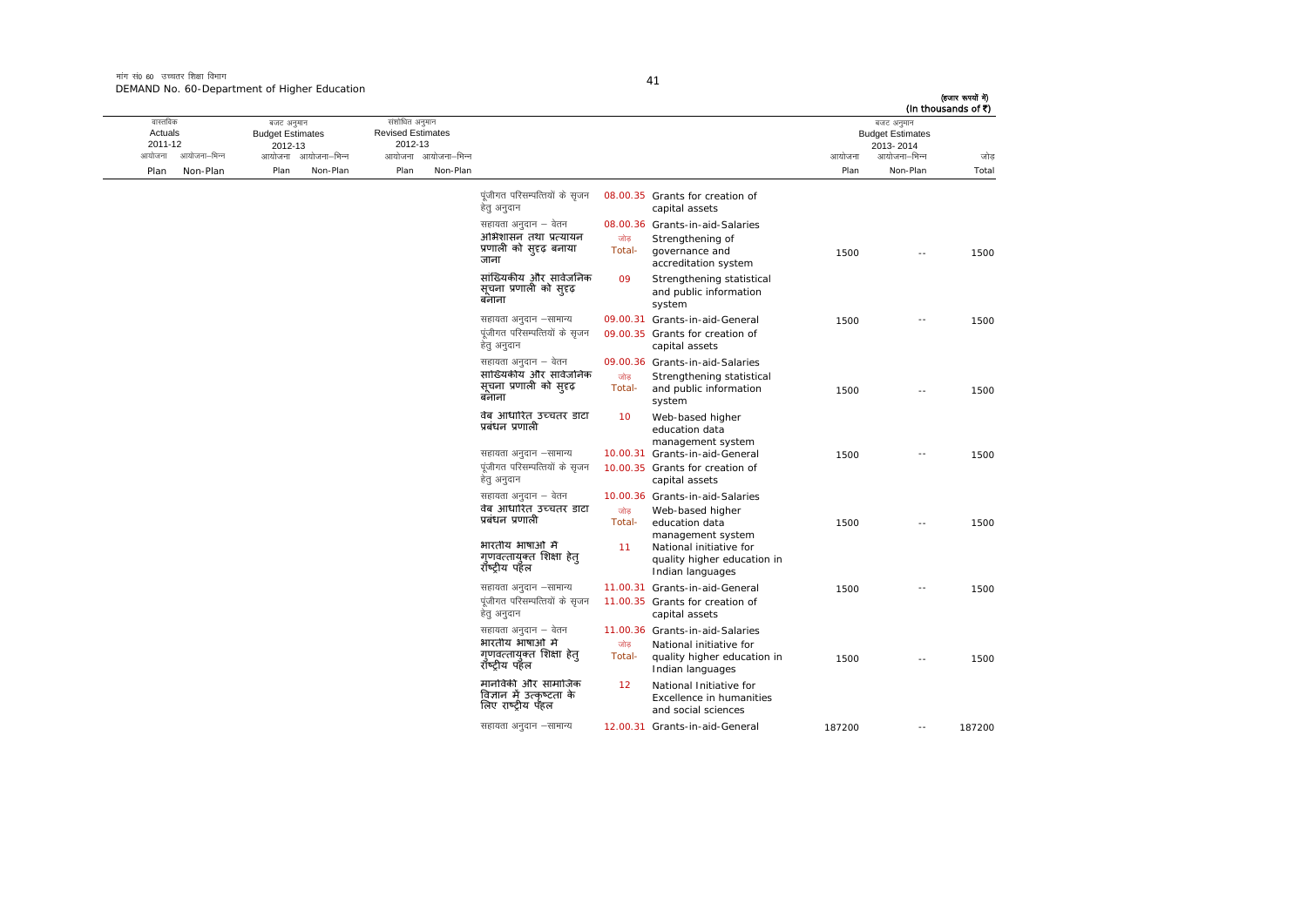मांग सं0 60 उच्चतर शिक्षा विभाग
DEMAND No. 60-Department of Higher Education

(हजार रूपयों में)
(In thousands of ₹)

| वास्तविक Actuals 2011-12 | | बजट अनुमान Budget Estimates 2012-13 | | संशोधित अनुमान Revised Estimates 2012-13 | | | | | बजट अनुमान Budget Estimates 2013-2014 | | |
|---|---|---|---|---|---|---|---|---|---|---|---|
| आयोजना Plan | आयोजना-भिन्न Non-Plan | आयोजना Plan | आयोजना-भिन्न Non-Plan | आयोजना Plan | आयोजना-भिन्न Non-Plan | | | | आयोजना Plan | आयोजना-भिन्न Non-Plan | जोड़ Total |
| | | | | | | पूंजीगत परिसम्पत्तियों के सृजन हेतु अनुदान | 08.00.35 | Grants for creation of capital assets | | | |
| | | | | | | सहायता अनुदान – वेतन | 08.00.36 | Grants-in-aid-Salaries | | | |
| | | | | | | **अभिशासन तथा प्रत्यायन प्रणाली को सुदृढ बनाया जाना** | जोड़ Total- | Strengthening of governance and accreditation system | 1500 | -- | 1500 |
| | | | | | | **सांख्यिकीय और सार्वजनिक सूचना प्रणाली को सुदृढ बनाना** | 09 | Strengthening statistical and public information system | | | |
| | | | | | | सहायता अनुदान –सामान्य | 09.00.31 | Grants-in-aid-General | 1500 | -- | 1500 |
| | | | | | | पूंजीगत परिसम्पत्तियों के सृजन हेतु अनुदान | 09.00.35 | Grants for creation of capital assets | | | |
| | | | | | | सहायता अनुदान – वेतन | 09.00.36 | Grants-in-aid-Salaries | | | |
| | | | | | | **सांख्यिकीय और सार्वजनिक सूचना प्रणाली को सुदृढ बनाना** | जोड़ Total- | Strengthening statistical and public information system | 1500 | -- | 1500 |
| | | | | | | **वेब आधारित उच्चतर डाटा प्रबंधन प्रणाली** | 10 | Web-based higher education data management system | | | |
| | | | | | | सहायता अनुदान –सामान्य | 10.00.31 | Grants-in-aid-General | 1500 | -- | 1500 |
| | | | | | | पूंजीगत परिसम्पत्तियों के सृजन हेतु अनुदान | 10.00.35 | Grants for creation of capital assets | | | |
| | | | | | | सहायता अनुदान – वेतन | 10.00.36 | Grants-in-aid-Salaries | | | |
| | | | | | | **वेब आधारित उच्चतर डाटा प्रबंधन प्रणाली** | जोड़ Total- | Web-based higher education data management system | 1500 | -- | 1500 |
| | | | | | | **भारतीय भाषाओं में गुणवत्तायुक्त शिक्षा हेतु राष्ट्रीय पहल** | 11 | National initiative for quality higher education in Indian languages | | | |
| | | | | | | सहायता अनुदान –सामान्य | 11.00.31 | Grants-in-aid-General | 1500 | -- | 1500 |
| | | | | | | पूंजीगत परिसम्पत्तियों के सृजन हेतु अनुदान | 11.00.35 | Grants for creation of capital assets | | | |
| | | | | | | सहायता अनुदान – वेतन | 11.00.36 | Grants-in-aid-Salaries | | | |
| | | | | | | **भारतीय भाषाओं में गुणवत्तायुक्त शिक्षा हेतु राष्ट्रीय पहल** | जोड़ Total- | National initiative for quality higher education in Indian languages | 1500 | -- | 1500 |
| | | | | | | **मानविकी और सामाजिक विज्ञान में उत्कृष्टता के लिए राष्ट्रीय पहल** | 12 | National Initiative for Excellence in humanities and social sciences | | | |
| | | | | | | सहायता अनुदान –सामान्य | 12.00.31 | Grants-in-aid-General | 187200 | -- | 187200 |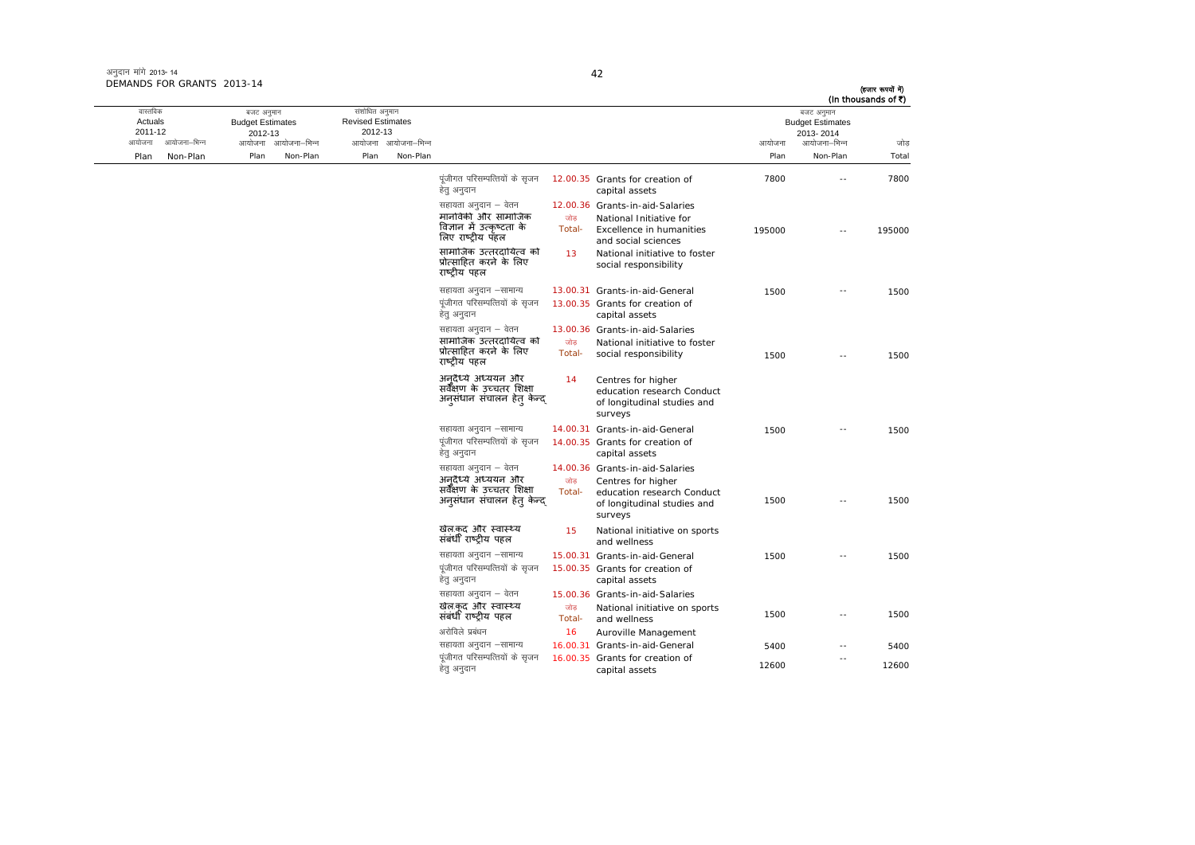अनुदान मांगें 2013-14
DEMANDS FOR GRANTS 2013-14

(हजार रूपयों में)
(In thousands of ₹)

| वास्तविक Actuals 2011-12 | | बजट अनुमान Budget Estimates 2012-13 | | संशोधित अनुमान Revised Estimates 2012-13 | | | | | बजट अनुमान Budget Estimates 2013-2014 | | |
|---|---|---|---|---|---|---|---|---|---|---|---|
| आयोजना Plan | आयोजना–भिन्न Non-Plan | आयोजना Plan | आयोजना–भिन्न Non-Plan | आयोजना Plan | आयोजना–भिन्न Non-Plan | | | | आयोजना Plan | आयोजना–भिन्न Non-Plan | जोड़ Total |
| | | | | | | पूंजीगत परिसम्पत्तियों के सृजन हेतु अनुदान | 12.00.35 | Grants for creation of capital assets | 7800 | -- | 7800 |
| | | | | | | सहायता अनुदान – वेतन | 12.00.36 | Grants-in-aid-Salaries | | | |
| | | | | | | **मानविकी और सामाजिक विज्ञान में उत्कृष्टता के लिए राष्ट्रीय पहल** | जोड़ Total- | National Initiative for Excellence in humanities and social sciences | 195000 | -- | 195000 |
| | | | | | | **सामाजिक उत्तरदायित्व को प्रोत्साहित करने के लिए राष्ट्रीय पहल** | 13 | National initiative to foster social responsibility | | | |
| | | | | | | सहायता अनुदान –सामान्य | 13.00.31 | Grants-in-aid-General | 1500 | -- | 1500 |
| | | | | | | पूंजीगत परिसम्पत्तियों के सृजन हेतु अनुदान | 13.00.35 | Grants for creation of capital assets | | | |
| | | | | | | सहायता अनुदान – वेतन | 13.00.36 | Grants-in-aid-Salaries | | | |
| | | | | | | **सामाजिक उत्तरदायित्व को प्रोत्साहित करने के लिए राष्ट्रीय पहल** | जोड़ Total- | National initiative to foster social responsibility | 1500 | -- | 1500 |
| | | | | | | **अनुदैर्ध्य अध्ययन और सर्वेक्षण के उच्चतर शिक्षा अनुसंधान संचालन हेतु केन्द्** | 14 | Centres for higher education research Conduct of longitudinal studies and surveys | | | |
| | | | | | | सहायता अनुदान –सामान्य | 14.00.31 | Grants-in-aid-General | 1500 | -- | 1500 |
| | | | | | | पूंजीगत परिसम्पत्तियों के सृजन हेतु अनुदान | 14.00.35 | Grants for creation of capital assets | | | |
| | | | | | | सहायता अनुदान – वेतन | 14.00.36 | Grants-in-aid-Salaries | | | |
| | | | | | | **अनुदैर्ध्य अध्ययन और सर्वेक्षण के उच्चतर शिक्षा अनुसंधान संचालन हेतु केन्द्** | जोड़ Total- | Centres for higher education research Conduct of longitudinal studies and surveys | 1500 | -- | 1500 |
| | | | | | | **खेलकूद और स्वास्थ्य संबंधी राष्ट्रीय पहल** | 15 | National initiative on sports and wellness | | | |
| | | | | | | सहायता अनुदान –सामान्य | 15.00.31 | Grants-in-aid-General | 1500 | -- | 1500 |
| | | | | | | पूंजीगत परिसम्पत्तियों के सृजन हेतु अनुदान | 15.00.35 | Grants for creation of capital assets | | | |
| | | | | | | सहायता अनुदान – वेतन | 15.00.36 | Grants-in-aid-Salaries | | | |
| | | | | | | **खेलकूद और स्वास्थ्य संबंधी राष्ट्रीय पहल** | जोड़ Total- | National initiative on sports and wellness | 1500 | -- | 1500 |
| | | | | | | अरोविले प्रबंधन | 16 | Auroville Management | | | |
| | | | | | | सहायता अनुदान –सामान्य | 16.00.31 | Grants-in-aid-General | 5400 | -- | 5400 |
| | | | | | | पूंजीगत परिसम्पत्तियों के सृजन हेतु अनुदान | 16.00.35 | Grants for creation of capital assets | 12600 | -- | 12600 |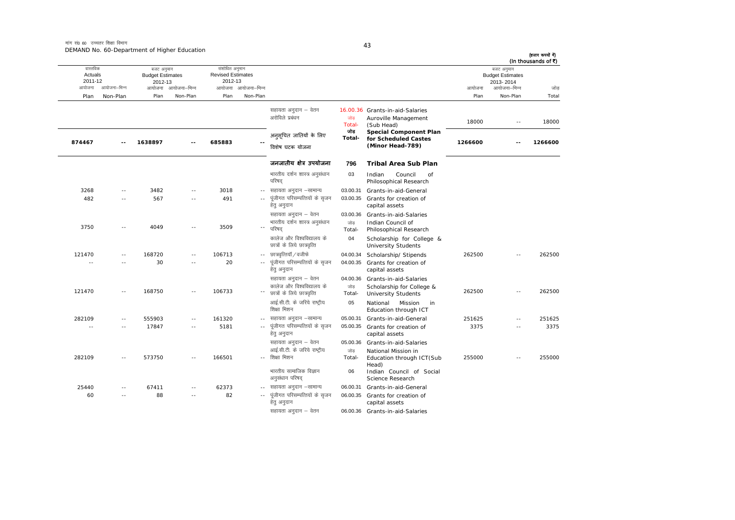मांग सं0 60 उच्चतर शिक्षा विभाग
DEMAND No. 60-Department of Higher Education

(हजार रूपयों में)
(In thousands of ₹)

| वास्तविक Actuals 2011-12 | | बजट अनुमान Budget Estimates 2012-13 | | संशोधित अनुमान Revised Estimates 2012-13 | | | | | बजट अनुमान Budget Estimates 2013-2014 | | |
|---|---|---|---|---|---|---|---|---|---|---|---|
| आयोजना Plan | आयोजना-भिन्न Non-Plan | आयोजना Plan | आयोजना-भिन्न Non-Plan | आयोजना Plan | आयोजना-भिन्न Non-Plan | | | | आयोजना Plan | आयोजना-भिन्न Non-Plan | जोड़ Total |
| | | | | | | सहायता अनुदान – वेतन | 16.00.36 | Grants-in-aid-Salaries | | | |
| | | | | | | अरोविले प्रबंधन | जोड़ Total- | Auroville Management (Sub Head) | 18000 | -- | 18000 |
| **874467** | **--** | **1638897** | **--** | **685883** | **--** | **अनुसूचित जातियों के लिए विशेष घटक योजना** | **जोड़ Total-** | **Special Component Plan for Scheduled Castes (Minor Head-789)** | **1266600** | **--** | **1266600** |
| | | | | | | **जनजातीय क्षेत्र उपयोजना** | **796** | **Tribal Area Sub Plan** | | | |
| | | | | | | भारतीय दर्शन शास्त्र अनुसंधान परिषद् | 03 | Indian Council of Philosophical Research | | | |
| 3268 | -- | 3482 | -- | 3018 | -- | सहायता अनुदान –सामान्य | 03.00.31 | Grants-in-aid-General | | | |
| 482 | -- | 567 | -- | 491 | -- | पूंजीगत परिसम्पत्तियों के सृजन हेतु अनुदान | 03.00.35 | Grants for creation of capital assets | | | |
| | | | | | | सहायता अनुदान – वेतन | 03.00.36 | Grants-in-aid-Salaries | | | |
| 3750 | -- | 4049 | -- | 3509 | -- | भारतीय दर्शन शास्त्र अनुसंधान परिषद् | जोड़ Total- | Indian Council of Philosophical Research | | | |
| | | | | | | कालेज और विश्वविद्यालय के छात्रों के लिये छात्रवृत्ति | 04 | Scholarship for College & University Students | | | |
| 121470 | -- | 168720 | -- | 106713 | -- | छात्रवृत्तियॉं/वजीफे | 04.00.34 | Scholarship/ Stipends | 262500 | -- | 262500 |
| -- | -- | 30 | -- | 20 | -- | पूंजीगत परिसम्पत्तियों के सृजन हेतु अनुदान | 04.00.35 | Grants for creation of capital assets | | | |
| | | | | | | सहायता अनुदान – वेतन | 04.00.36 | Grants-in-aid-Salaries | | | |
| 121470 | -- | 168750 | -- | 106733 | -- | कालेज और विश्वविद्यालय के छात्रों के लिये छात्रवृत्ति | जोड़ Total- | Scholarship for College & University Students | 262500 | -- | 262500 |
| | | | | | | आई.सी.टी. के जरिये राष्ट्रीय शिक्षा मिशन | 05 | National Mission in Education through ICT | | | |
| 282109 | -- | 555903 | -- | 161320 | -- | सहायता अनुदान –सामान्य | 05.00.31 | Grants-in-aid-General | 251625 | -- | 251625 |
| -- | -- | 17847 | -- | 5181 | -- | पूंजीगत परिसम्पत्तियों के सृजन हेतु अनुदान | 05.00.35 | Grants for creation of capital assets | 3375 | -- | 3375 |
| | | | | | | सहायता अनुदान – वेतन | 05.00.36 | Grants-in-aid-Salaries | | | |
| 282109 | -- | 573750 | -- | 166501 | -- | आई.सी.टी. के जरिये राष्ट्रीय शिक्षा मिशन | जोड़ Total- | National Mission in Education through ICT(Sub Head) | 255000 | -- | 255000 |
| | | | | | | भारतीय सामाजिक विज्ञान अनुसंधान परिषद् | 06 | Indian Council of Social Science Research | | | |
| 25440 | -- | 67411 | -- | 62373 | -- | सहायता अनुदान –सामान्य | 06.00.31 | Grants-in-aid-General | | | |
| 60 | -- | 88 | -- | 82 | -- | पूंजीगत परिसम्पत्तियों के सृजन हेतु अनुदान | 06.00.35 | Grants for creation of capital assets | | | |
| | | | | | | सहायता अनुदान – वेतन | 06.00.36 | Grants-in-aid-Salaries | | | |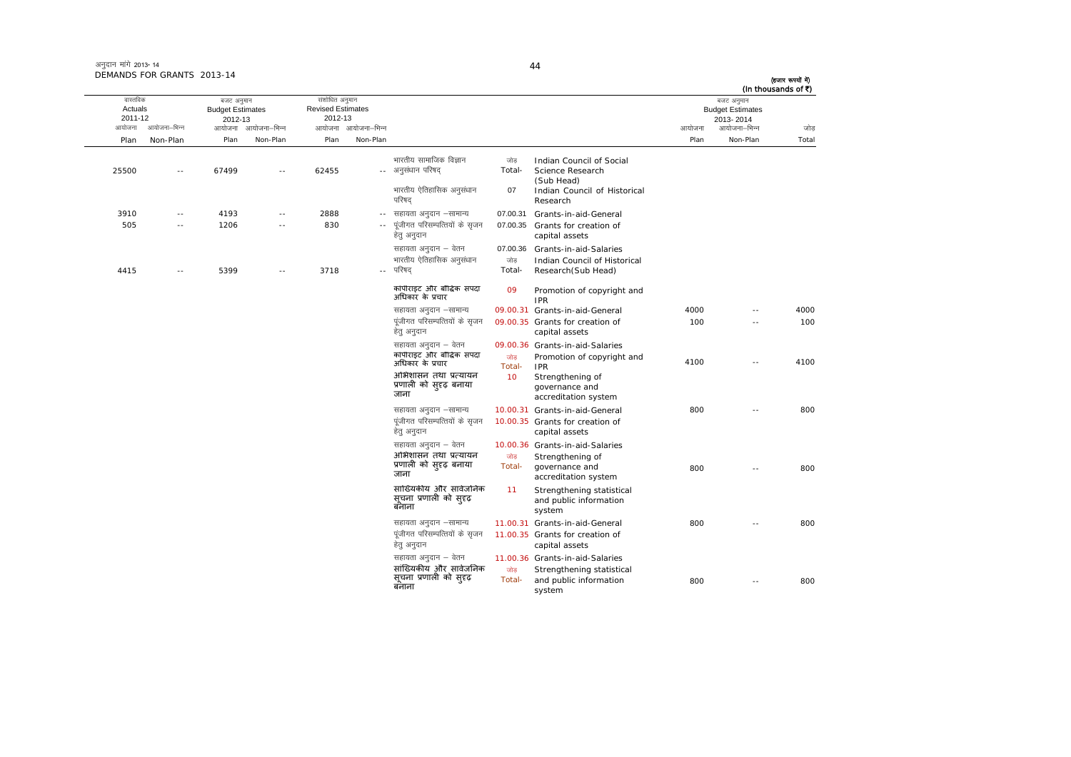अनुदान मांगे 2013-14
DEMANDS FOR GRANTS 2013-14

(हजार रूपयों में)
(In thousands of ₹)

| वास्तविक Actuals 2011-12 | | बजट अनुमान Budget Estimates 2012-13 | | संशोधित अनुमान Revised Estimates 2012-13 | | | | | बजट अनुमान Budget Estimates 2013-2014 | | |
|---|---|---|---|---|---|---|---|---|---|---|---|
| आयोजना Plan | आयोजना–भिन्न Non-Plan | आयोजना Plan | आयोजना–भिन्न Non-Plan | आयोजना Plan | आयोजना–भिन्न Non-Plan | | | | आयोजना Plan | आयोजना–भिन्न Non-Plan | जोड़ Total |
| 25500 | -- | 67499 | -- | 62455 | -- | भारतीय सामाजिक विज्ञान अनुसंधान परिषद् | जोड़ Total- | Indian Council of Social Science Research (Sub Head) | | | |
| | | | | | | भारतीय ऐतिहासिक अनुसंधान परिषद् | 07 | Indian Council of Historical Research | | | |
| 3910 | -- | 4193 | -- | 2888 | -- | सहायता अनुदान –सामान्य | 07.00.31 | Grants-in-aid-General | | | |
| 505 | -- | 1206 | -- | 830 | -- | पूंजीगत परिसम्पत्तियों के सृजन हेतु अनुदान | 07.00.35 | Grants for creation of capital assets | | | |
| | | | | | | सहायता अनुदान – वेतन | 07.00.36 | Grants-in-aid-Salaries | | | |
| 4415 | -- | 5399 | -- | 3718 | -- | भारतीय ऐतिहासिक अनुसंधान परिषद् | जोड़ Total- | Indian Council of Historical Research(Sub Head) | | | |
| | | | | | | **कापीराइट और बौद्धिक सपदा अधिकार के प्रचार** | 09 | Promotion of copyright and IPR | | | |
| | | | | | | सहायता अनुदान –सामान्य | 09.00.31 | Grants-in-aid-General | 4000 | -- | 4000 |
| | | | | | | पूंजीगत परिसम्पत्तियों के सृजन हेतु अनुदान | 09.00.35 | Grants for creation of capital assets | 100 | -- | 100 |
| | | | | | | सहायता अनुदान – वेतन | 09.00.36 | Grants-in-aid-Salaries | | | |
| | | | | | | **कापीराइट और बौद्धिक सपदा अधिकार के प्रचार** | जोड़ Total- | Promotion of copyright and IPR | 4100 | -- | 4100 |
| | | | | | | **अभिशासन तथा प्रत्यायन प्रणाली को सुदृढ बनाया जाना** | 10 | Strengthening of governance and accreditation system | | | |
| | | | | | | सहायता अनुदान –सामान्य | 10.00.31 | Grants-in-aid-General | 800 | -- | 800 |
| | | | | | | पूंजीगत परिसम्पत्तियों के सृजन हेतु अनुदान | 10.00.35 | Grants for creation of capital assets | | | |
| | | | | | | सहायता अनुदान – वेतन | 10.00.36 | Grants-in-aid-Salaries | | | |
| | | | | | | **अभिशासन तथा प्रत्यायन प्रणाली को सुदृढ बनाया जाना** | जोड़ Total- | Strengthening of governance and accreditation system | 800 | -- | 800 |
| | | | | | | **सांख्यिकीय और सार्वजनिक सूचना प्रणाली को सुदृढ बनाना** | 11 | Strengthening statistical and public information system | | | |
| | | | | | | सहायता अनुदान –सामान्य | 11.00.31 | Grants-in-aid-General | 800 | -- | 800 |
| | | | | | | पूंजीगत परिसम्पत्तियों के सृजन हेतु अनुदान | 11.00.35 | Grants for creation of capital assets | | | |
| | | | | | | सहायता अनुदान – वेतन | 11.00.36 | Grants-in-aid-Salaries | | | |
| | | | | | | **सांख्यिकीय और सार्वजनिक सूचना प्रणाली को सुदृढ बनाना** | जोड़ Total- | Strengthening statistical and public information system | 800 | -- | 800 |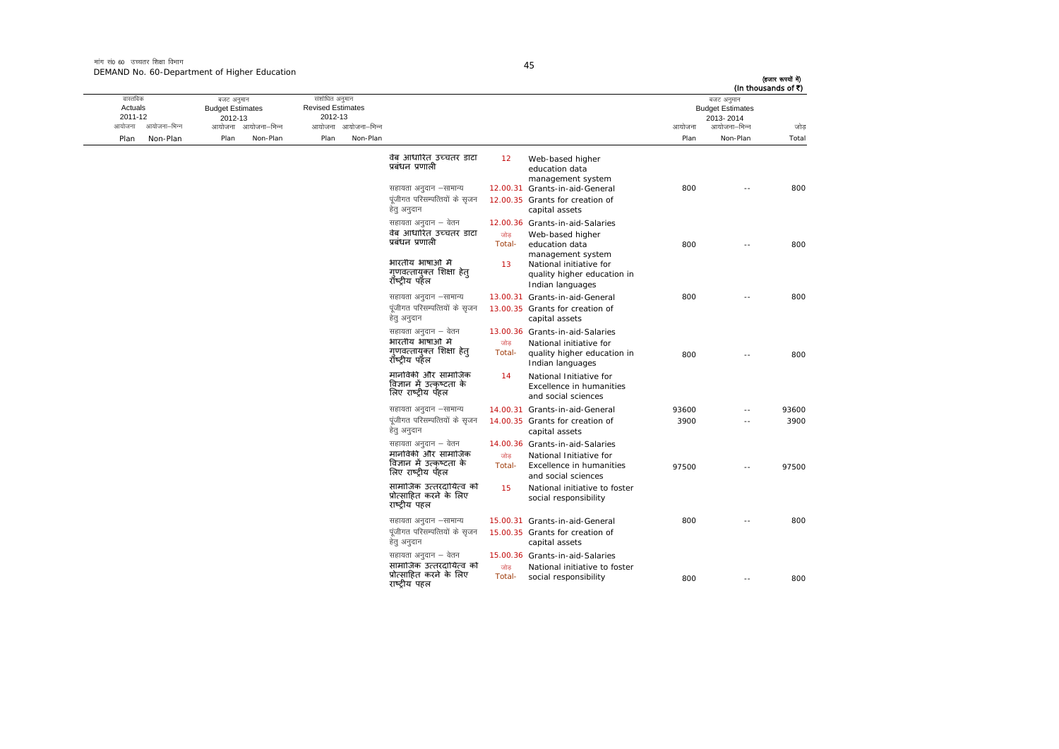मांग सं0 60 उच्चतर शिक्षा विभाग
DEMAND No. 60-Department of Higher Education

(हजार रूपयों में)
(In thousands of ₹)

| वास्तविक Actuals 2011-12 | | बजट अनुमान Budget Estimates 2012-13 | | संशोधित अनुमान Revised Estimates 2012-13 | | | | | बजट अनुमान Budget Estimates 2013-2014 | | |
|---|---|---|---|---|---|---|---|---|---|---|---|
| आयोजना Plan | आयोजना-भिन्न Non-Plan | आयोजना Plan | आयोजना-भिन्न Non-Plan | आयोजना Plan | आयोजना-भिन्न Non-Plan | | | | आयोजना Plan | आयोजना-भिन्न Non-Plan | जोड़ Total |
| | | | | | | वेब आधारित उच्चतर डाटा प्रबंधन प्रणाली | 12 | Web-based higher education data management system | | | |
| | | | | | | सहायता अनुदान -सामान्य | 12.00.31 | Grants-in-aid-General | 800 | -- | 800 |
| | | | | | | पूंजीगत परिसम्पत्तियों के सृजन हेतु अनुदान | 12.00.35 | Grants for creation of capital assets | | | |
| | | | | | | सहायता अनुदान - वेतन | 12.00.36 | Grants-in-aid-Salaries | | | |
| | | | | | | वेब आधारित उच्चतर डाटा प्रबंधन प्रणाली | जोड़ Total- | Web-based higher education data management system | 800 | -- | 800 |
| | | | | | | भारतीय भाषाओं में गुणवत्तायुक्त शिक्षा हेतु राष्ट्रीय पहल | 13 | National initiative for quality higher education in Indian languages | | | |
| | | | | | | सहायता अनुदान -सामान्य | 13.00.31 | Grants-in-aid-General | 800 | -- | 800 |
| | | | | | | पूंजीगत परिसम्पत्तियों के सृजन हेतु अनुदान | 13.00.35 | Grants for creation of capital assets | | | |
| | | | | | | सहायता अनुदान - वेतन | 13.00.36 | Grants-in-aid-Salaries | | | |
| | | | | | | भारतीय भाषाओं में गुणवत्तायुक्त शिक्षा हेतु राष्ट्रीय पहल | जोड़ Total- | National initiative for quality higher education in Indian languages | 800 | -- | 800 |
| | | | | | | मानविकी और सामाजिक विज्ञान में उत्कृष्टता के लिए राष्ट्रीय पहल | 14 | National Initiative for Excellence in humanities and social sciences | | | |
| | | | | | | सहायता अनुदान -सामान्य | 14.00.31 | Grants-in-aid-General | 93600 | -- | 93600 |
| | | | | | | पूंजीगत परिसम्पत्तियों के सृजन हेतु अनुदान | 14.00.35 | Grants for creation of capital assets | 3900 | -- | 3900 |
| | | | | | | सहायता अनुदान - वेतन | 14.00.36 | Grants-in-aid-Salaries | | | |
| | | | | | | मानविकी और सामाजिक विज्ञान में उत्कृष्टता के लिए राष्ट्रीय पहल | जोड़ Total- | National Initiative for Excellence in humanities and social sciences | 97500 | -- | 97500 |
| | | | | | | सामाजिक उत्तरदायित्व को प्रोत्साहित करने के लिए राष्ट्रीय पहल | 15 | National initiative to foster social responsibility | | | |
| | | | | | | सहायता अनुदान -सामान्य | 15.00.31 | Grants-in-aid-General | 800 | -- | 800 |
| | | | | | | पूंजीगत परिसम्पत्तियों के सृजन हेतु अनुदान | 15.00.35 | Grants for creation of capital assets | | | |
| | | | | | | सहायता अनुदान - वेतन | 15.00.36 | Grants-in-aid-Salaries | | | |
| | | | | | | सामाजिक उत्तरदायित्व को प्रोत्साहित करने के लिए राष्ट्रीय पहल | जोड़ Total- | National initiative to foster social responsibility | 800 | -- | 800 |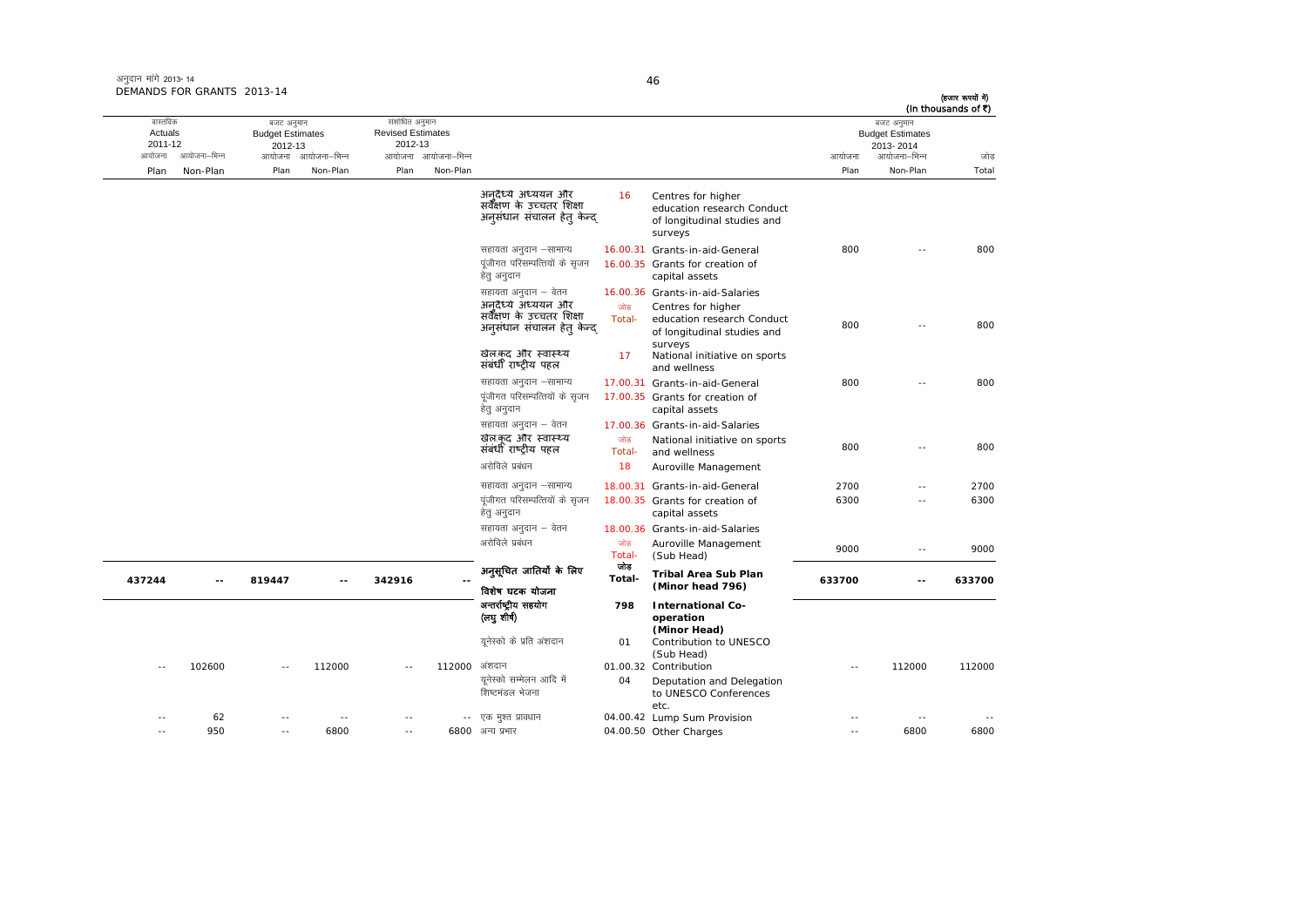अनुदान मांगें 2013-14
DEMANDS FOR GRANTS 2013-14

(हजार रूपयों में)
(In thousands of ₹)

| वास्तविक Actuals 2011-12 | | बजट अनुमान Budget Estimates 2012-13 | | संशोधित अनुमान Revised Estimates 2012-13 | | | | | बजट अनुमान Budget Estimates 2013-2014 | | |
|---|---|---|---|---|---|---|---|---|---|---|---|
| आयोजना Plan | आयोजना-भिन्न Non-Plan | आयोजना Plan | आयोजना-भिन्न Non-Plan | आयोजना Plan | आयोजना-भिन्न Non-Plan | | | | आयोजना Plan | आयोजना-भिन्न Non-Plan | जोड़ Total |
| | | | | | | अनुदैर्ध्य अध्ययन और सर्वेक्षण के उच्चतर शिक्षा अनुसंधान संचालन हेतु केन्द्र | 16 | Centres for higher education research Conduct of longitudinal studies and surveys | | | |
| | | | | | | सहायता अनुदान -सामान्य | 16.00.31 | Grants-in-aid-General | 800 | -- | 800 |
| | | | | | | पूंजीगत परिसम्पत्तियों के सृजन हेतु अनुदान | 16.00.35 | Grants for creation of capital assets | | | |
| | | | | | | सहायता अनुदान - वेतन | 16.00.36 | Grants-in-aid-Salaries | | | |
| | | | | | | अनुदैर्ध्य अध्ययन और सर्वेक्षण के उच्चतर शिक्षा अनुसंधान संचालन हेतु केन्द्र | जोड़ Total- | Centres for higher education research Conduct of longitudinal studies and surveys | 800 | -- | 800 |
| | | | | | | खेलकूद और स्वास्थ्य संबंधी राष्ट्रीय पहल | 17 | National initiative on sports and wellness | | | |
| | | | | | | सहायता अनुदान -सामान्य | 17.00.31 | Grants-in-aid-General | 800 | -- | 800 |
| | | | | | | पूंजीगत परिसम्पत्तियों के सृजन हेतु अनुदान | 17.00.35 | Grants for creation of capital assets | | | |
| | | | | | | सहायता अनुदान - वेतन | 17.00.36 | Grants-in-aid-Salaries | | | |
| | | | | | | खेलकूद और स्वास्थ्य संबंधी राष्ट्रीय पहल | जोड़ Total- | National initiative on sports and wellness | 800 | -- | 800 |
| | | | | | | अरोविले प्रबंधन | 18 | Auroville Management | | | |
| | | | | | | सहायता अनुदान -सामान्य | 18.00.31 | Grants-in-aid-General | 2700 | -- | 2700 |
| | | | | | | पूंजीगत परिसम्पत्तियों के सृजन हेतु अनुदान | 18.00.35 | Grants for creation of capital assets | 6300 | -- | 6300 |
| | | | | | | सहायता अनुदान - वेतन | 18.00.36 | Grants-in-aid-Salaries | | | |
| | | | | | | अरोविले प्रबंधन | जोड़ Total- | Auroville Management (Sub Head) | 9000 | -- | 9000 |
| **437244** | **--** | **819447** | **--** | **342916** | **--** | **अनुसूचित जातियों के लिए विशेष घटक योजना** | **जोड़ Total-** | **Tribal Area Sub Plan (Minor head 796)** | **633700** | **--** | **633700** |
| | | | | | | **अन्तर्राष्ट्रीय सहयोग (लघु शीर्ष)** | **798** | **International Co-operation (Minor Head)** | | | |
| | | | | | | यूनेस्को के प्रति अंशदान | 01 | Contribution to UNESCO (Sub Head) | | | |
| -- | 102600 | -- | 112000 | -- | 112000 | अंशदान | 01.00.32 | Contribution | -- | 112000 | 112000 |
| | | | | | | यूनेस्को सम्मेलन आदि में शिष्टमंडल भेजना | 04 | Deputation and Delegation to UNESCO Conferences etc. | | | |
| -- | 62 | -- | -- | -- | -- | एक मुश्त प्रावधान | 04.00.42 | Lump Sum Provision | -- | -- | -- |
| -- | 950 | -- | 6800 | -- | 6800 | अन्य प्रभार | 04.00.50 | Other Charges | -- | 6800 | 6800 |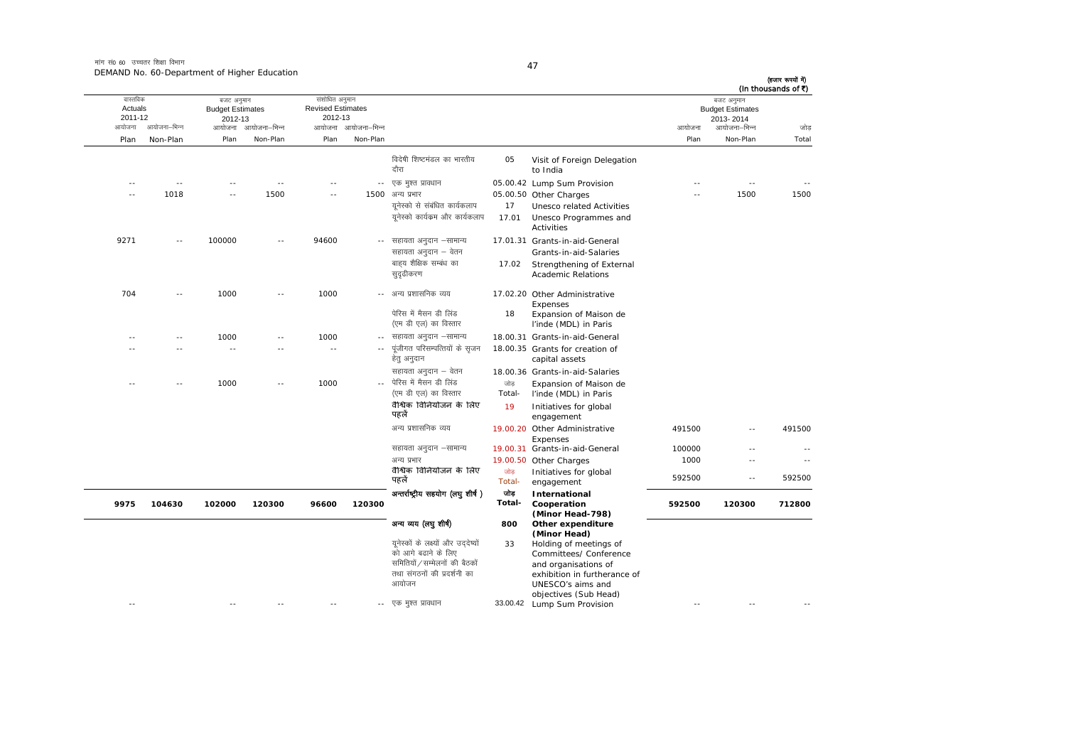मांग सं0 60 उच्चतर शिक्षा विभाग
DEMAND No. 60-Department of Higher Education

(हज़ार रूपयों में)
(In thousands of ₹)

| वास्तविक Actuals 2011-12 | | बजट अनुमान Budget Estimates 2012-13 | | संशोधित अनुमान Revised Estimates 2012-13 | | | | | बजट अनुमान Budget Estimates 2013-2014 | | |
|---|---|---|---|---|---|---|---|---|---|---|---|
| आयोजना Plan | आयोजना-भिन्न Non-Plan | आयोजना Plan | आयोजना-भिन्न Non-Plan | आयोजना Plan | आयोजना-भिन्न Non-Plan | | | | आयोजना Plan | आयोजना-भिन्न Non-Plan | जोड़ Total |
| | | | | | | विदेशी शिष्टमंडल का भारतीय दौरा | 05 | Visit of Foreign Delegation to India | | | |
| -- | -- | -- | -- | -- | -- | एक मुश्त प्रावधान | 05.00.42 | Lump Sum Provision | -- | -- | -- |
| -- | 1018 | -- | 1500 | -- | 1500 | अन्य प्रभार | 05.00.50 | Other Charges | -- | 1500 | 1500 |
| | | | | | | यूनेस्को से संबंधित कार्यकलाप | 17 | Unesco related Activities | | | |
| | | | | | | यूनेस्को कार्यक्रम और कार्यकलाप | 17.01 | Unesco Programmes and Activities | | | |
| 9271 | -- | 100000 | -- | 94600 | -- | सहायता अनुदान -सामान्य | 17.01.31 | Grants-in-aid-General | | | |
| | | | | | | सहायता अनुदान - वेतन | | Grants-in-aid-Salaries | | | |
| | | | | | | बाह्य शैक्षिक सम्बंध का सुदृढीकरण | 17.02 | Strengthening of External Academic Relations | | | |
| 704 | -- | 1000 | -- | 1000 | -- | अन्य प्रशासनिक व्यय | 17.02.20 | Other Administrative Expenses | | | |
| | | | | | | पेरिस में मैसन डी लिंड (एम डी एल) का विस्तार | 18 | Expansion of Maison de l'inde (MDL) in Paris | | | |
| -- | -- | 1000 | -- | 1000 | -- | सहायता अनुदान -सामान्य | 18.00.31 | Grants-in-aid-General | | | |
| -- | -- | -- | -- | -- | -- | पूंजीगत परिसम्पत्तियों के सृजन हेतु अनुदान | 18.00.35 | Grants for creation of capital assets | | | |
| | | | | | | सहायता अनुदान - वेतन | 18.00.36 | Grants-in-aid-Salaries | | | |
| -- | -- | 1000 | -- | 1000 | -- | पेरिस में मैसन डी लिंड (एम डी एल) का विस्तार | जोड़ Total- | Expansion of Maison de l'inde (MDL) in Paris | | | |
| | | | | | | वैश्विक विनियोजन के लिए पहलें | 19 | Initiatives for global engagement | | | |
| | | | | | | अन्य प्रशासनिक व्यय | 19.00.20 | Other Administrative Expenses | 491500 | -- | 491500 |
| | | | | | | सहायता अनुदान -सामान्य | 19.00.31 | Grants-in-aid-General | 100000 | -- | -- |
| | | | | | | अन्य प्रभार | 19.00.50 | Other Charges | 1000 | -- | -- |
| | | | | | | वैश्विक विनियोजन के लिए पहलें | जोड़ Total- | Initiatives for global engagement | 592500 | -- | 592500 |
| **9975** | **104630** | **102000** | **120300** | **96600** | **120300** | **अन्तर्राष्ट्रीय सहयोग (लघु शीर्ष )** | **जोड़ Total-** | **International Cooperation (Minor Head-798)** | **592500** | **120300** | **712800** |
| | | | | | | **अन्य व्यय (लघु शीर्ष)** | **800** | **Other expenditure (Minor Head)** | | | |
| | | | | | | यूनेस्कों के लक्ष्यों और उद्देश्यों को आगे बढाने के लिए समितियों/सम्मेलनों की बैठकों तथा संगठनों की प्रदर्शनी का आयोजन | 33 | Holding of meetings of Committees/ Conference and organisations of exhibition in furtherance of UNESCO's aims and objectives (Sub Head) | | | |
| -- | | -- | -- | -- | -- | एक मुश्त प्रावधान | 33.00.42 | Lump Sum Provision | -- | -- | -- |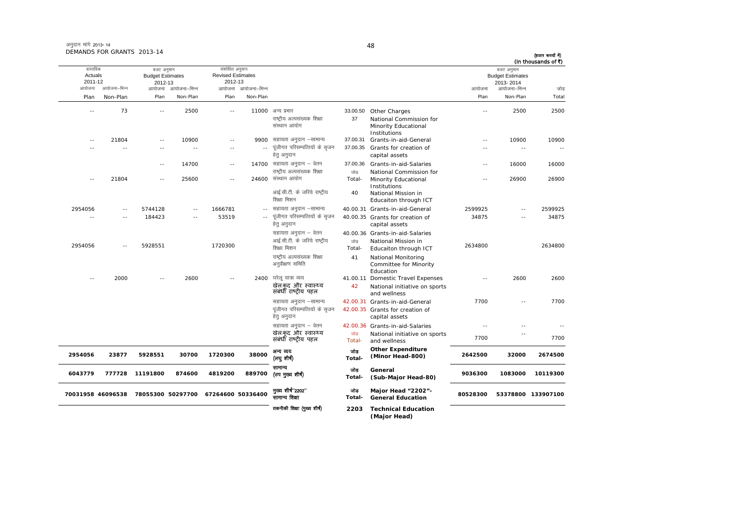अनुदान मांगें 2013-14
DEMANDS FOR GRANTS 2013-14

(हजार रूपयों में)
(In thousands of ₹)

| वास्तविक Actuals 2011-12 | | बजट अनुमान Budget Estimates 2012-13 | | संशोधित अनुमान Revised Estimates 2012-13 | | | | | बजट अनुमान Budget Estimates 2013-2014 | | |
|---|---|---|---|---|---|---|---|---|---|---|---|
| आयोजना Plan | आयोजना-भिन्न Non-Plan | आयोजना Plan | आयोजना-भिन्न Non-Plan | आयोजना Plan | आयोजना-भिन्न Non-Plan | | | | आयोजना Plan | आयोजना-भिन्न Non-Plan | जोड़ Total |
| -- | 73 | -- | 2500 | -- | 11000 | अन्य प्रभार | 33.00.50 | Other Charges | -- | 2500 | 2500 |
| | | | | | | राष्ट्रीय अल्पसंख्यक शिक्षा संस्थान आयोग | 37 | National Commission for Minority Educational Institutions | | | |
| -- | 21804 | -- | 10900 | -- | 9900 | सहायता अनुदान –सामान्य | 37.00.31 | Grants-in-aid-General | -- | 10900 | 10900 |
| -- | -- | -- | -- | -- | -- | पूंजीगत परिसम्पत्तियों के सृजन हेतु अनुदान | 37.00.35 | Grants for creation of capital assets | -- | -- | -- |
| | | -- | 14700 | -- | 14700 | सहायता अनुदान – वेतन | 37.00.36 | Grants-in-aid-Salaries | -- | 16000 | 16000 |
| -- | 21804 | -- | 25600 | -- | 24600 | राष्ट्रीय अल्पसंख्यक शिक्षा संस्थान आयोग | जोड़ Total- | National Commission for Minority Educational Institutions | -- | 26900 | 26900 |
| | | | | | | आई.सी.टी. के जरिये राष्ट्रीय शिक्षा मिशन | 40 | National Mission in Educaiton through ICT | | | |
| 2954056 | -- | 5744128 | -- | 1666781 | -- | सहायता अनुदान –सामान्य | 40.00.31 | Grants-in-aid-General | 2599925 | -- | 2599925 |
| -- | -- | 184423 | -- | 53519 | -- | पूंजीगत परिसम्पत्तियों के सृजन हेतु अनुदान | 40.00.35 | Grants for creation of capital assets | 34875 | -- | 34875 |
| | | | | | | सहायता अनुदान – वेतन | 40.00.36 | Grants-in-aid-Salaries | | | |
| 2954056 | -- | 5928551 | | 1720300 | | आई.सी.टी. के जरिये राष्ट्रीय शिक्षा मिशन | जोड़ Total- | National Mission in Educaiton through ICT | 2634800 | | 2634800 |
| | | | | | | राष्ट्रीय अल्पसंख्यक शिक्षा अनुवीक्षण समिति | 41 | National Monitoring Committee for Minority Education | | | |
| -- | 2000 | -- | 2600 | -- | 2400 | घरेलू यात्रा व्यय | 41.00.11 | Domestic Travel Expenses | -- | 2600 | 2600 |
| | | | | | | खेलकूद और स्वास्थ्य संबंधी राष्ट्रीय पहल | 42 | National initiative on sports and wellness | | | |
| | | | | | | सहायता अनुदान –सामान्य | 42.00.31 | Grants-in-aid-General | 7700 | -- | 7700 |
| | | | | | | पूंजीगत परिसम्पत्तियों के सृजन हेतु अनुदान | 42.00.35 | Grants for creation of capital assets | | | |
| | | | | | | सहायता अनुदान – वेतन | 42.00.36 | Grants-in-aid-Salaries | -- | -- | -- |
| | | | | | | खेलकूद और स्वास्थ्य संबंधी राष्ट्रीय पहल | जोड़ Total- | National initiative on sports and wellness | 7700 | -- | 7700 |
| **2954056** | **23877** | **5928551** | **30700** | **1720300** | **38000** | **अन्य व्यय (लघु शीर्ष)** | **जोड़ Total-** | **Other Expenditure (Minor Head-800)** | **2642500** | **32000** | **2674500** |
| **6043779** | **777728** | **11191800** | **874600** | **4819200** | **889700** | **सामान्य (उप मुख्य शीर्ष)** | **जोड़ Total-** | **General (Sub-Major Head-80)** | **9036300** | **1083000** | **10119300** |
| **70031958** | **46096538** | **78055300** | **50297700** | **67264600** | **50336400** | **मुख्य शीर्ष"2202" सामान्य शिक्षा** | **जोड़ Total-** | **Major Head "2202"- General Education** | **80528300** | **53378800** | **133907100** |
| | | | | | | **तकनीकी शिक्षा (मुख्य शीर्ष)** | **2203** | **Technical Education (Major Head)** | | | |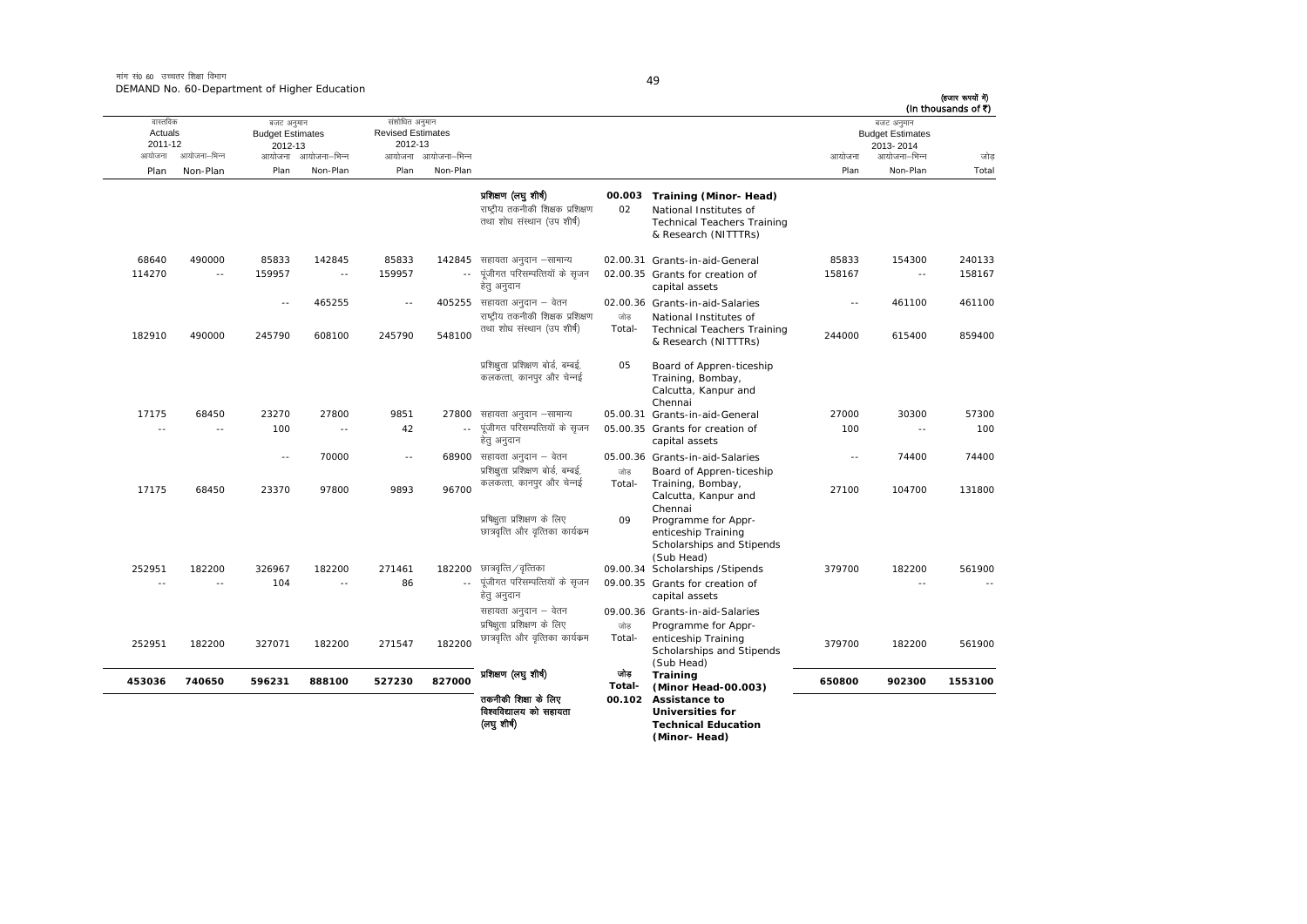मांग सं0 60 उच्चतर शिक्षा विभाग
DEMAND No. 60-Department of Higher Education

(हज़ार रूपयों में)
(In thousands of ₹)

| वास्तविक Actuals 2011-12 | | बजट अनुमान Budget Estimates 2012-13 | | संशोधित अनुमान Revised Estimates 2012-13 | | | | | बजट अनुमान Budget Estimates 2013-2014 | | |
|---|---|---|---|---|---|---|---|---|---|---|---|
| आयोजना Plan | आयोजना-भिन्न Non-Plan | आयोजना Plan | आयोजना-भिन्न Non-Plan | आयोजना Plan | आयोजना-भिन्न Non-Plan | | | | आयोजना Plan | आयोजना-भिन्न Non-Plan | जोड़ Total |
| | | | | | | प्रशिक्षण (लघु शीर्ष) | **00.003** | **Training (Minor- Head)** | | | |
| | | | | | | राष्ट्रीय तकनीकी शिक्षक प्रशिक्षण तथा शोध संस्थान (उप शीर्ष) | 02 | National Institutes of Technical Teachers Training & Research (NITTTRs) | | | |
| 68640 | 490000 | 85833 | 142845 | 85833 | 142845 | सहायता अनुदान –सामान्य | 02.00.31 | Grants-in-aid-General | 85833 | 154300 | 240133 |
| 114270 | -- | 159957 | -- | 159957 | -- | पूंजीगत परिसम्पत्तियों के सृजन हेतु अनुदान | 02.00.35 | Grants for creation of capital assets | 158167 | -- | 158167 |
| | | -- | 465255 | -- | 405255 | सहायता अनुदान – वेतन | 02.00.36 | Grants-in-aid-Salaries | -- | 461100 | 461100 |
| 182910 | 490000 | 245790 | 608100 | 245790 | 548100 | राष्ट्रीय तकनीकी शिक्षक प्रशिक्षण तथा शोध संस्थान (उप शीर्ष) | जोड़ Total- | National Institutes of Technical Teachers Training & Research (NITTTRs) | 244000 | 615400 | 859400 |
| | | | | | | प्रशिक्षुता प्रशिक्षण बोर्ड, बम्बई, कलकत्ता, कानपुर और चेन्नई | 05 | Board of Appren-ticeship Training, Bombay, Calcutta, Kanpur and Chennai | | | |
| 17175 | 68450 | 23270 | 27800 | 9851 | 27800 | सहायता अनुदान –सामान्य | 05.00.31 | Grants-in-aid-General | 27000 | 30300 | 57300 |
| -- | -- | 100 | -- | 42 | -- | पूंजीगत परिसम्पत्तियों के सृजन हेतु अनुदान | 05.00.35 | Grants for creation of capital assets | 100 | -- | 100 |
| | | -- | 70000 | -- | 68900 | सहायता अनुदान – वेतन | 05.00.36 | Grants-in-aid-Salaries | -- | 74400 | 74400 |
| 17175 | 68450 | 23370 | 97800 | 9893 | 96700 | प्रशिक्षुता प्रशिक्षण बोर्ड, बम्बई, कलकत्ता, कानपुर और चेन्नई | जोड़ Total- | Board of Appren-ticeship Training, Bombay, Calcutta, Kanpur and Chennai | 27100 | 104700 | 131800 |
| | | | | | | प्रशिक्षुता प्रशिक्षण के लिए छात्रवृत्ति और वृत्तिका कार्यक्रम | 09 | Programme for Appr-enticeship Training Scholarships and Stipends (Sub Head) | | | |
| 252951 | 182200 | 326967 | 182200 | 271461 | 182200 | छात्रवृत्ति/वृत्तिका | 09.00.34 | Scholarships /Stipends | 379700 | 182200 | 561900 |
| -- | -- | 104 | -- | 86 | -- | पूंजीगत परिसम्पत्तियों के सृजन हेतु अनुदान | 09.00.35 | Grants for creation of capital assets | | -- | -- |
| | | | | | | सहायता अनुदान – वेतन | 09.00.36 | Grants-in-aid-Salaries | | | |
| 252951 | 182200 | 327071 | 182200 | 271547 | 182200 | प्रशिक्षुता प्रशिक्षण के लिए छात्रवृत्ति और वृत्तिका कार्यक्रम | जोड़ Total- | Programme for Appr-enticeship Training Scholarships and Stipends (Sub Head) | 379700 | 182200 | 561900 |
| **453036** | **740650** | **596231** | **888100** | **527230** | **827000** | **प्रशिक्षण (लघु शीर्ष)** | **जोड़ Total-** | **Training (Minor Head-00.003)** | **650800** | **902300** | **1553100** |
| | | | | | | **तकनीकी शिक्षा के लिए विश्वविद्यालय को सहायता (लघु शीर्ष)** | **00.102** | **Assistance to Universities for Technical Education (Minor- Head)** | | | |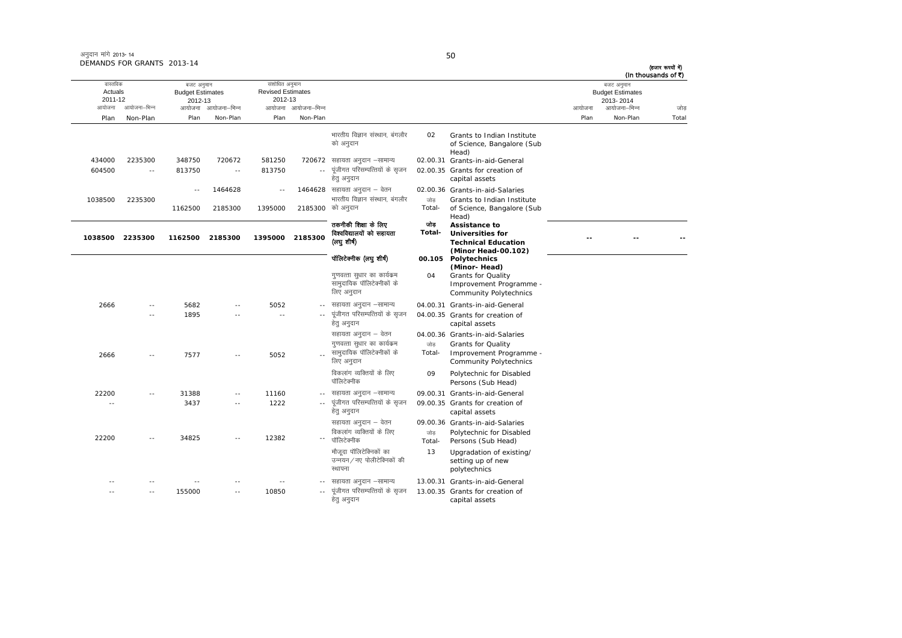अनुदान मांगें 2013-14
DEMANDS FOR GRANTS 2013-14

(हजार रूपयों में)
(In thousands of ₹)

| वास्तविक Actuals 2011-12 | | बजट अनुमान Budget Estimates 2012-13 | | संशोधित अनुमान Revised Estimates 2012-13 | | | | | बजट अनुमान Budget Estimates 2013-2014 | | |
|---|---|---|---|---|---|---|---|---|---|---|---|
| आयोजना Plan | आयोजना-भिन्न Non-Plan | आयोजना Plan | आयोजना-भिन्न Non-Plan | आयोजना Plan | आयोजना-भिन्न Non-Plan | | | | आयोजना Plan | आयोजना-भिन्न Non-Plan | जोड़ Total |
| | | | | | | भारतीय विज्ञान संस्थान, बंगलौर को अनुदान | 02 | Grants to Indian Institute of Science, Bangalore (Sub Head) | | | |
| 434000 | 2235300 | 348750 | 720672 | 581250 | 720672 | सहायता अनुदान –सामान्य | 02.00.31 | Grants-in-aid-General | | | |
| 604500 | -- | 813750 | -- | 813750 | -- | पूंजीगत परिसम्पत्तियों के सृजन हेतु अनुदान | 02.00.35 | Grants for creation of capital assets | | | |
| | | -- | 1464628 | -- | 1464628 | सहायता अनुदान – वेतन | 02.00.36 | Grants-in-aid-Salaries | | | |
| 1038500 | 2235300 | 1162500 | 2185300 | 1395000 | 2185300 | जोड़ भारतीय विज्ञान संस्थान, बंगलौर को अनुदान | Total- | Grants to Indian Institute of Science, Bangalore (Sub Head) | | | |
| **1038500** | **2235300** | **1162500** | **2185300** | **1395000** | **2185300** | **जोड़ तकनीकी शिक्षा के लिए विश्वविद्यालयों को सहायता (लघु शीर्ष)** | **Total-** | **Assistance to Universities for Technical Education (Minor Head-00.102)** | **--** | **--** | **--** |
| | | | | | | **पॉलिटेक्नीक (लघु शीर्ष)** | **00.105** | **Polytechnics (Minor- Head)** | | | |
| | | | | | | गुणवत्ता सुधार का कार्यक्रम सामुदायिक पॉलिटेक्नीकों के लिए अनुदान | 04 | Grants for Quality Improvement Programme - Community Polytechnics | | | |
| 2666 | -- | 5682 | -- | 5052 | -- | सहायता अनुदान –सामान्य | 04.00.31 | Grants-in-aid-General | | | |
| -- | -- | 1895 | -- | -- | -- | पूंजीगत परिसम्पत्तियों के सृजन हेतु अनुदान | 04.00.35 | Grants for creation of capital assets | | | |
| | | | | | | सहायता अनुदान – वेतन | 04.00.36 | Grants-in-aid-Salaries | | | |
| 2666 | -- | 7577 | -- | 5052 | -- | जोड़ गुणवत्ता सुधार का कार्यक्रम सामुदायिक पॉलिटेक्नीकों के लिए अनुदान | Total- | Grants for Quality Improvement Programme - Community Polytechnics | | | |
| | | | | | | विकलांग व्यक्तियों के लिए पॉलिटेक्नीक | 09 | Polytechnic for Disabled Persons (Sub Head) | | | |
| 22200 | -- | 31388 | -- | 11160 | -- | सहायता अनुदान –सामान्य | 09.00.31 | Grants-in-aid-General | | | |
| -- | | 3437 | -- | 1222 | -- | पूंजीगत परिसम्पत्तियों के सृजन हेतु अनुदान | 09.00.35 | Grants for creation of capital assets | | | |
| | | | | | | सहायता अनुदान – वेतन | 09.00.36 | Grants-in-aid-Salaries | | | |
| 22200 | -- | 34825 | -- | 12382 | -- | जोड़ विकलांग व्यक्तियों के लिए पॉलिटेक्नीक | Total- | Polytechnic for Disabled Persons (Sub Head) | | | |
| | | | | | | मौजूदा पॉलिटेक्निकों का उन्नयन/नए पोलीटेक्निकों की स्थापना | 13 | Upgradation of existing/ setting up of new polytechnics | | | |
| -- | -- | -- | -- | -- | -- | सहायता अनुदान –सामान्य | 13.00.31 | Grants-in-aid-General | | | |
| -- | -- | 155000 | -- | 10850 | -- | पूंजीगत परिसम्पत्तियों के सृजन हेतु अनुदान | 13.00.35 | Grants for creation of capital assets | | | |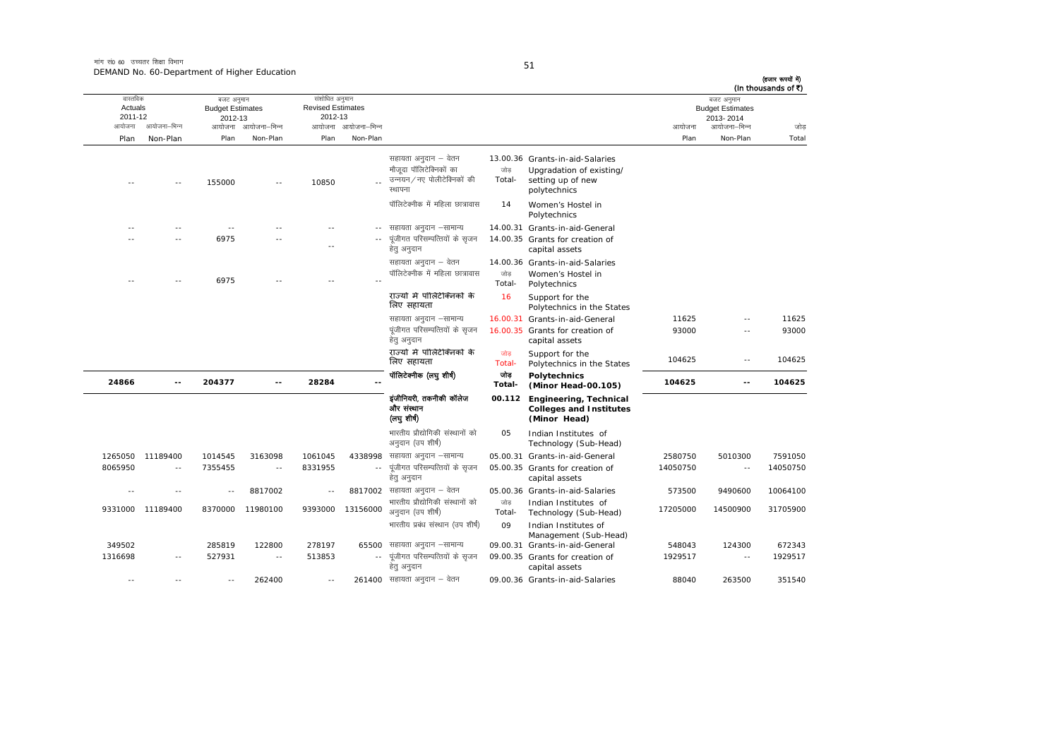मांग सं0 60 उच्चतर शिक्षा विभाग
DEMAND No. 60-Department of Higher Education

(हजार रूपयों में)
(In thousands of ₹)

| वास्तविक Actuals 2011-12 | | बजट अनुमान Budget Estimates 2012-13 | | संशोधित अनुमान Revised Estimates 2012-13 | | | | | बजट अनुमान Budget Estimates 2013-2014 | | |
|---|---|---|---|---|---|---|---|---|---|---|---|
| आयोजना Plan | आयोजना-भिन्न Non-Plan | आयोजना Plan | आयोजना-भिन्न Non-Plan | आयोजना Plan | आयोजना-भिन्न Non-Plan | | | | आयोजना Plan | आयोजना-भिन्न Non-Plan | जोड़ Total |
| | | | | | | सहायता अनुदान – वेतन | 13.00.36 | Grants-in-aid-Salaries | | | |
| -- | -- | 155000 | -- | 10850 | -- | मौजूदा पॉलिटेक्निकों का उन्नयन/नए पोलीटेक्निकों की स्थापना | जोड़ Total- | Upgradation of existing/ setting up of new polytechnics | | | |
| | | | | | | पॉलिटेक्नीक में महिला छात्रावास | 14 | Women's Hostel in Polytechnics | | | |
| -- | -- | -- | -- | -- | -- | सहायता अनुदान –सामान्य | 14.00.31 | Grants-in-aid-General | | | |
| -- | -- | 6975 | -- | -- | -- | पूंजीगत परिसम्पत्तियों के सृजन हेतु अनुदान | 14.00.35 | Grants for creation of capital assets | | | |
| | | | | | | सहायता अनुदान – वेतन | 14.00.36 | Grants-in-aid-Salaries | | | |
| -- | -- | 6975 | -- | -- | -- | पॉलिटेक्नीक में महिला छात्रावास | जोड़ Total- | Women's Hostel in Polytechnics | | | |
| | | | | | | राज्यों में पॉलिटेक्निकों के लिए सहायता | 16 | Support for the Polytechnics in the States | | | |
| | | | | | | सहायता अनुदान –सामान्य | 16.00.31 | Grants-in-aid-General | 11625 | -- | 11625 |
| | | | | | | पूंजीगत परिसम्पत्तियों के सृजन हेतु अनुदान | 16.00.35 | Grants for creation of capital assets | 93000 | -- | 93000 |
| | | | | | | राज्यों में पॉलिटेक्निकों के लिए सहायता | जोड़ Total- | Support for the Polytechnics in the States | 104625 | -- | 104625 |
| **24866** | **--** | **204377** | **--** | **28284** | **--** | **पॉलिटेक्नीक (लघु शीर्ष)** | **जोड़ Total-** | **Polytechnics (Minor Head-00.105)** | **104625** | **--** | **104625** |
| | | | | | | **इंजीनियरी, तकनीकी कॉलेज और संस्थान (लघु शीर्ष)** | **00.112** | **Engineering, Technical Colleges and Institutes (Minor Head)** | | | |
| | | | | | | भारतीय प्रौद्योगिकी संस्थानों को अनुदान (उप शीर्ष) | 05 | Indian Institutes of Technology (Sub-Head) | | | |
| 1265050 | 11189400 | 1014545 | 3163098 | 1061045 | 4338998 | सहायता अनुदान –सामान्य | 05.00.31 | Grants-in-aid-General | 2580750 | 5010300 | 7591050 |
| 8065950 | -- | 7355455 | -- | 8331955 | -- | पूंजीगत परिसम्पत्तियों के सृजन हेतु अनुदान | 05.00.35 | Grants for creation of capital assets | 14050750 | -- | 14050750 |
| -- | -- | -- | 8817002 | -- | 8817002 | सहायता अनुदान – वेतन | 05.00.36 | Grants-in-aid-Salaries | 573500 | 9490600 | 10064100 |
| 9331000 | 11189400 | 8370000 | 11980100 | 9393000 | 13156000 | भारतीय प्रौद्योगिकी संस्थानों को अनुदान (उप शीर्ष) | जोड़ Total- | Indian Institutes of Technology (Sub-Head) | 17205000 | 14500900 | 31705900 |
| | | | | | | भारतीय प्रबंध संस्थान (उप शीर्ष) | 09 | Indian Institutes of Management (Sub-Head) | | | |
| 349502 | | 285819 | 122800 | 278197 | 65500 | सहायता अनुदान –सामान्य | 09.00.31 | Grants-in-aid-General | 548043 | 124300 | 672343 |
| 1316698 | -- | 527931 | -- | 513853 | -- | पूंजीगत परिसम्पत्तियों के सृजन हेतु अनुदान | 09.00.35 | Grants for creation of capital assets | 1929517 | -- | 1929517 |
| -- | -- | -- | 262400 | -- | 261400 | सहायता अनुदान – वेतन | 09.00.36 | Grants-in-aid-Salaries | 88040 | 263500 | 351540 |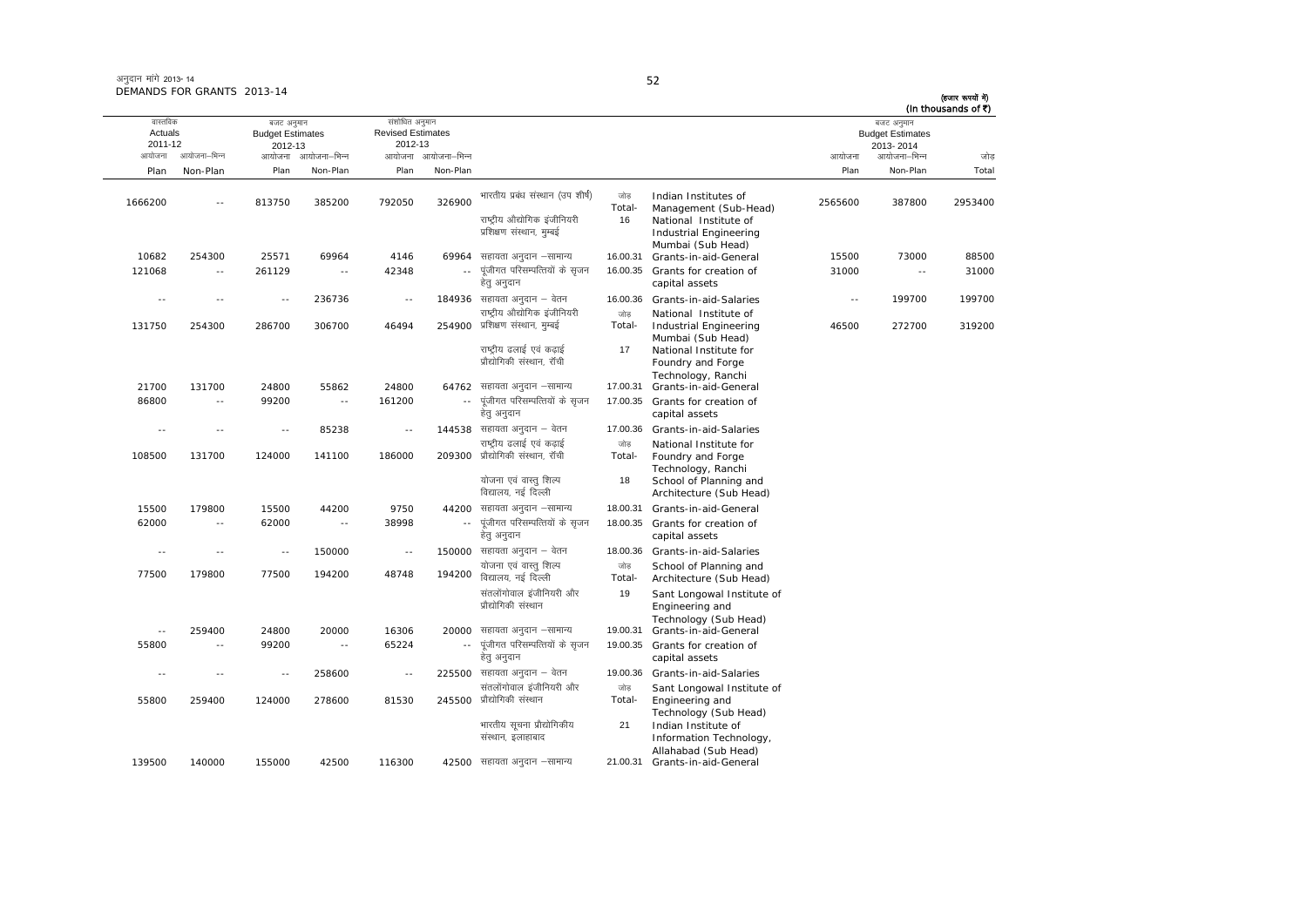अनुदान मांगे 2013-14
DEMANDS FOR GRANTS 2013-14

(हजार रूपयों में)
(In thousands of ₹)

| वास्तविक Actuals 2011-12 | | बजट अनुमान Budget Estimates 2012-13 | | संशोधित अनुमान Revised Estimates 2012-13 | | | | | बजट अनुमान Budget Estimates 2013-2014 | | |
|---|---|---|---|---|---|---|---|---|---|---|---|
| आयोजना Plan | आयोजना–भिन्न Non-Plan | आयोजना Plan | आयोजना–भिन्न Non-Plan | आयोजना Plan | आयोजना–भिन्न Non-Plan | | | | आयोजना Plan | आयोजना–भिन्न Non-Plan | जोड़ Total |
| 1666200 | -- | 813750 | 385200 | 792050 | 326900 | भारतीय प्रबंध संस्थान (उप शीर्ष) | जोड़ Total- | Indian Institutes of Management (Sub-Head) | 2565600 | 387800 | 2953400 |
| | | | | | | राष्ट्रीय औद्योगिक इंजीनियरी प्रशिक्षण संस्थान, मुम्बई | 16 | National Institute of Industrial Engineering Mumbai (Sub Head) | | | |
| 10682 | 254300 | 25571 | 69964 | 4146 | 69964 | सहायता अनुदान –सामान्य | 16.00.31 | Grants-in-aid-General | 15500 | 73000 | 88500 |
| 121068 | -- | 261129 | -- | 42348 | -- | पूंजीगत परिसम्पत्तियों के सृजन हेतु अनुदान | 16.00.35 | Grants for creation of capital assets | 31000 | -- | 31000 |
| -- | -- | -- | 236736 | -- | 184936 | सहायता अनुदान – वेतन | 16.00.36 | Grants-in-aid-Salaries | -- | 199700 | 199700 |
| 131750 | 254300 | 286700 | 306700 | 46494 | 254900 | राष्ट्रीय औद्योगिक इंजीनियरी प्रशिक्षण संस्थान, मुम्बई | जोड़ Total- | National Institute of Industrial Engineering Mumbai (Sub Head) | 46500 | 272700 | 319200 |
| | | | | | | राष्ट्रीय ढलाई एवं कढ़ाई प्रौद्योगिकी संस्थान, रॉंची | 17 | National Institute for Foundry and Forge Technology, Ranchi | | | |
| 21700 | 131700 | 24800 | 55862 | 24800 | 64762 | सहायता अनुदान –सामान्य | 17.00.31 | Grants-in-aid-General | | | |
| 86800 | -- | 99200 | -- | 161200 | -- | पूंजीगत परिसम्पत्तियों के सृजन हेतु अनुदान | 17.00.35 | Grants for creation of capital assets | | | |
| -- | -- | -- | 85238 | -- | 144538 | सहायता अनुदान – वेतन | 17.00.36 | Grants-in-aid-Salaries | | | |
| 108500 | 131700 | 124000 | 141100 | 186000 | 209300 | राष्ट्रीय ढलाई एवं कढ़ाई प्रौद्योगिकी संस्थान, रॉंची | जोड़ Total- | National Institute for Foundry and Forge Technology, Ranchi | | | |
| | | | | | | योजना एवं वास्तु शिल्प विद्यालय, नई दिल्ली | 18 | School of Planning and Architecture (Sub Head) | | | |
| 15500 | 179800 | 15500 | 44200 | 9750 | 44200 | सहायता अनुदान –सामान्य | 18.00.31 | Grants-in-aid-General | | | |
| 62000 | -- | 62000 | -- | 38998 | -- | पूंजीगत परिसम्पत्तियों के सृजन हेतु अनुदान | 18.00.35 | Grants for creation of capital assets | | | |
| -- | -- | -- | 150000 | -- | 150000 | सहायता अनुदान – वेतन | 18.00.36 | Grants-in-aid-Salaries | | | |
| 77500 | 179800 | 77500 | 194200 | 48748 | 194200 | योजना एवं वास्तु शिल्प विद्यालय, नई दिल्ली | जोड़ Total- | School of Planning and Architecture (Sub Head) | | | |
| | | | | | | संतलोंगोवाल इंजीनियरी और प्रौद्योगिकी संस्थान | 19 | Sant Longowal Institute of Engineering and Technology (Sub Head) | | | |
| -- | 259400 | 24800 | 20000 | 16306 | 20000 | सहायता अनुदान –सामान्य | 19.00.31 | Grants-in-aid-General | | | |
| 55800 | -- | 99200 | -- | 65224 | -- | पूंजीगत परिसम्पत्तियों के सृजन हेतु अनुदान | 19.00.35 | Grants for creation of capital assets | | | |
| -- | -- | -- | 258600 | -- | 225500 | सहायता अनुदान – वेतन | 19.00.36 | Grants-in-aid-Salaries | | | |
| 55800 | 259400 | 124000 | 278600 | 81530 | 245500 | संतलोंगोवाल इंजीनियरी और प्रौद्योगिकी संस्थान | जोड़ Total- | Sant Longowal Institute of Engineering and Technology (Sub Head) | | | |
| | | | | | | भारतीय सूचना प्रौद्योगिकीय संस्थान, इलाहाबाद | 21 | Indian Institute of Information Technology, Allahabad (Sub Head) | | | |
| 139500 | 140000 | 155000 | 42500 | 116300 | 42500 | सहायता अनुदान –सामान्य | 21.00.31 | Grants-in-aid-General | | | |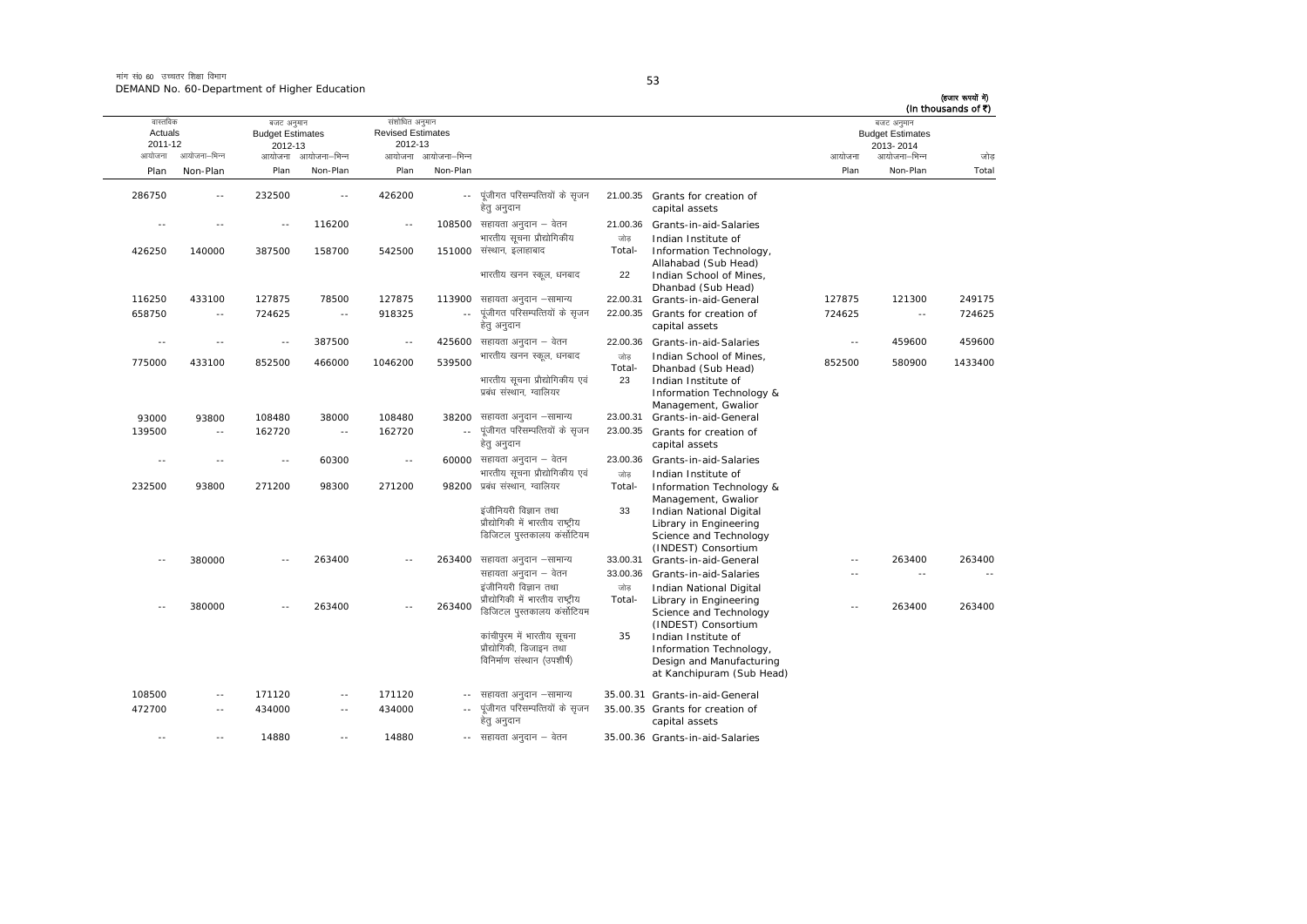मांग सं0 60 उच्चतर शिक्षा विभाग
DEMAND No. 60-Department of Higher Education

(हजार रूपयों में)
(In thousands of ₹)

| वास्तविक Actuals 2011-12 | | बजट अनुमान Budget Estimates 2012-13 | | संशोधित अनुमान Revised Estimates 2012-13 | | | | | बजट अनुमान Budget Estimates 2013-2014 | | |
|---|---|---|---|---|---|---|---|---|---|---|---|
| आयोजना Plan | आयोजना-भिन्न Non-Plan | आयोजना Plan | आयोजना-भिन्न Non-Plan | आयोजना Plan | आयोजना-भिन्न Non-Plan | | | | आयोजना Plan | आयोजना-भिन्न Non-Plan | जोड़ Total |
| 286750 | -- | 232500 | -- | 426200 | -- | पूंजीगत परिसम्पत्तियों के सृजन हेतु अनुदान | 21.00.35 | Grants for creation of capital assets | | | |
| -- | -- | -- | 116200 | -- | 108500 | सहायता अनुदान – वेतन | 21.00.36 | Grants-in-aid-Salaries | | | |
| 426250 | 140000 | 387500 | 158700 | 542500 | 151000 | भारतीय सूचना प्रौद्योगिकीय संस्थान, इलाहाबाद | जोड़ Total- | Indian Institute of Information Technology, Allahabad (Sub Head) | | | |
| | | | | | | भारतीय खनन स्कूल, धनबाद | 22 | Indian School of Mines, Dhanbad (Sub Head) | | | |
| 116250 | 433100 | 127875 | 78500 | 127875 | 113900 | सहायता अनुदान –सामान्य | 22.00.31 | Grants-in-aid-General | 127875 | 121300 | 249175 |
| 658750 | -- | 724625 | -- | 918325 | -- | पूंजीगत परिसम्पत्तियों के सृजन हेतु अनुदान | 22.00.35 | Grants for creation of capital assets | 724625 | -- | 724625 |
| -- | -- | -- | 387500 | -- | 425600 | सहायता अनुदान – वेतन | 22.00.36 | Grants-in-aid-Salaries | -- | 459600 | 459600 |
| 775000 | 433100 | 852500 | 466000 | 1046200 | 539500 | भारतीय खनन स्कूल, धनबाद | जोड़ Total- | Indian School of Mines, Dhanbad (Sub Head) | 852500 | 580900 | 1433400 |
| | | | | | | भारतीय सूचना प्रौद्योगिकीय एवं प्रबंध संस्थान, ग्वालियर | 23 | Indian Institute of Information Technology & Management, Gwalior | | | |
| 93000 | 93800 | 108480 | 38000 | 108480 | 38200 | सहायता अनुदान –सामान्य | 23.00.31 | Grants-in-aid-General | | | |
| 139500 | -- | 162720 | -- | 162720 | -- | पूंजीगत परिसम्पत्तियों के सृजन हेतु अनुदान | 23.00.35 | Grants for creation of capital assets | | | |
| -- | -- | -- | 60300 | -- | 60000 | सहायता अनुदान – वेतन | 23.00.36 | Grants-in-aid-Salaries | | | |
| 232500 | 93800 | 271200 | 98300 | 271200 | 98200 | भारतीय सूचना प्रौद्योगिकीय एवं प्रबंध संस्थान, ग्वालियर | जोड़ Total- | Indian Institute of Information Technology & Management, Gwalior | | | |
| | | | | | | इंजीनियरी विज्ञान तथा प्रौद्योगिकी में भारतीय राष्ट्रीय डिजिटल पुस्तकालय कंसोटियम | 33 | Indian National Digital Library in Engineering Science and Technology (INDEST) Consortium | | | |
| -- | 380000 | -- | 263400 | -- | 263400 | सहायता अनुदान –सामान्य | 33.00.31 | Grants-in-aid-General | -- | 263400 | 263400 |
| | | | | | | सहायता अनुदान – वेतन | 33.00.36 | Grants-in-aid-Salaries | -- | -- | -- |
| -- | 380000 | -- | 263400 | -- | 263400 | इंजीनियरी विज्ञान तथा प्रौद्योगिकी में भारतीय राष्ट्रीय डिजिटल पुस्तकालय कंसोटियम | जोड़ Total- | Indian National Digital Library in Engineering Science and Technology (INDEST) Consortium | -- | 263400 | 263400 |
| | | | | | | कांचीपुरम में भारतीय सूचना प्रौद्योगिकी, डिजाइन तथा विनिर्माण संस्थान (उपशीर्ष) | 35 | Indian Institute of Information Technology, Design and Manufacturing at Kanchipuram (Sub Head) | | | |
| 108500 | -- | 171120 | -- | 171120 | -- | सहायता अनुदान –सामान्य | 35.00.31 | Grants-in-aid-General | | | |
| 472700 | -- | 434000 | -- | 434000 | -- | पूंजीगत परिसम्पत्तियों के सृजन हेतु अनुदान | 35.00.35 | Grants for creation of capital assets | | | |
| -- | -- | 14880 | -- | 14880 | -- | सहायता अनुदान – वेतन | 35.00.36 | Grants-in-aid-Salaries | | | |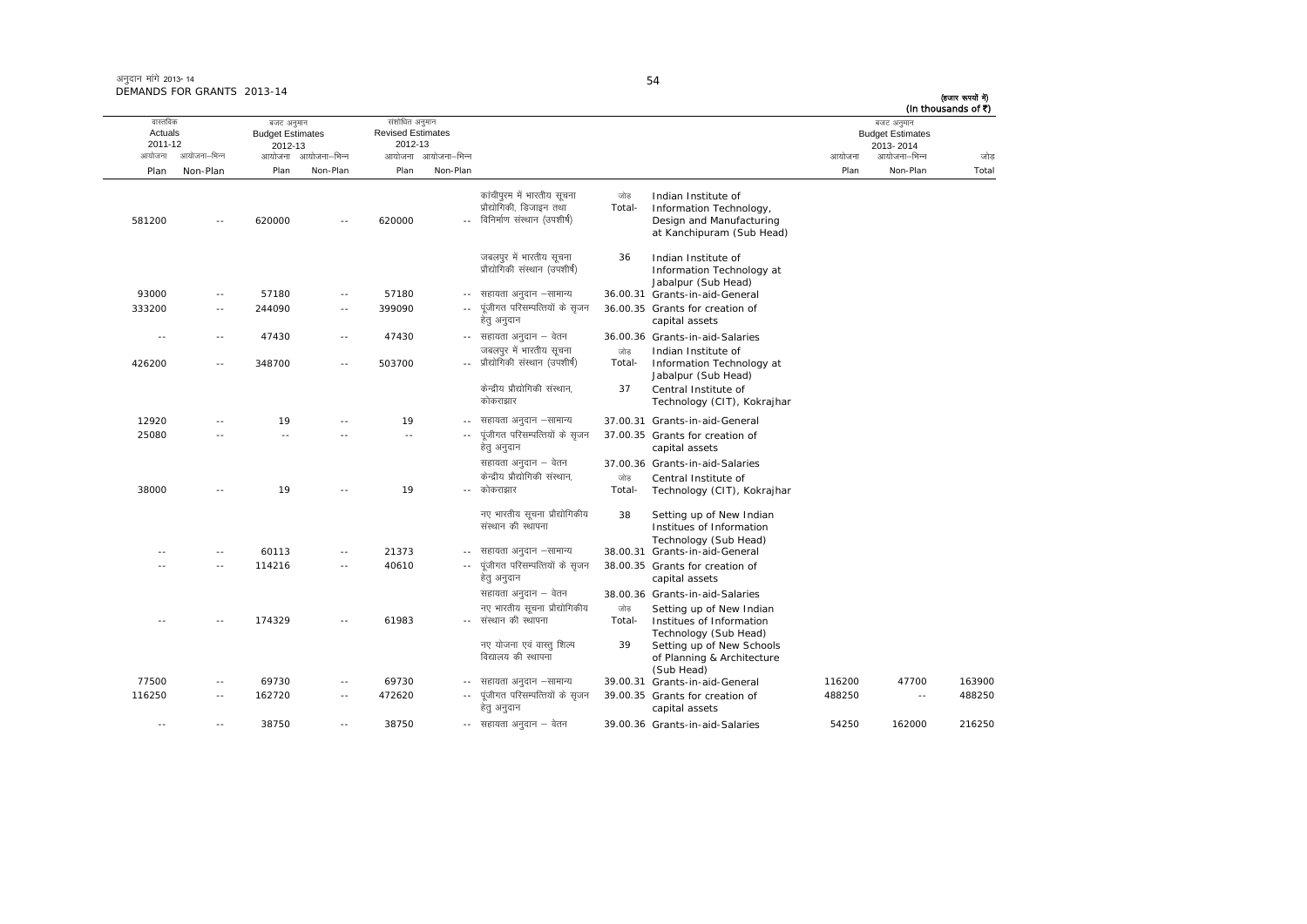अनुदान मांगे 2013-14
DEMANDS FOR GRANTS 2013-14

(हजार रूपयों में)
(In thousands of ₹)

| वास्तविक Actuals 2011-12 | | बजट अनुमान Budget Estimates 2012-13 | | संशोधित अनुमान Revised Estimates 2012-13 | | | | | | बजट अनुमान Budget Estimates 2013-2014 | | |
|---|---|---|---|---|---|---|---|---|---|---|---|---|
| आयोजना Plan | आयोजना-भिन्न Non-Plan | आयोजना Plan | आयोजना-भिन्न Non-Plan | आयोजना Plan | आयोजना-भिन्न Non-Plan | | | | | आयोजना Plan | आयोजना-भिन्न Non-Plan | जोड़ Total |
| 581200 | -- | 620000 | -- | 620000 | -- | कांचीपुरम में भारतीय सूचना प्रौद्योगिकी, डिजाइन तथा विनिर्माण संस्थान (उपशीर्ष) | जोड़ Total- | Indian Institute of Information Technology, Design and Manufacturing at Kanchipuram (Sub Head) | | | | |
| | | | | | | जबलपुर में भारतीय सूचना प्रौद्योगिकी संस्थान (उपशीर्ष) | 36 | Indian Institute of Information Technology at Jabalpur (Sub Head) | | | | |
| 93000 | -- | 57180 | -- | 57180 | -- | सहायता अनुदान –सामान्य | 36.00.31 | Grants-in-aid-General | | | | |
| 333200 | -- | 244090 | -- | 399090 | -- | पूंजीगत परिसम्पत्तियों के सृजन हेतु अनुदान | 36.00.35 | Grants for creation of capital assets | | | | |
| -- | -- | 47430 | -- | 47430 | -- | सहायता अनुदान – वेतन | 36.00.36 | Grants-in-aid-Salaries | | | | |
| 426200 | -- | 348700 | -- | 503700 | -- | जबलपुर में भारतीय सूचना प्रौद्योगिकी संस्थान (उपशीर्ष) | जोड़ Total- | Indian Institute of Information Technology at Jabalpur (Sub Head) | | | | |
| | | | | | | केन्द्रीय प्रौद्योगिकी संस्थान, कोकराझार | 37 | Central Institute of Technology (CIT), Kokrajhar | | | | |
| 12920 | -- | 19 | -- | 19 | -- | सहायता अनुदान –सामान्य | 37.00.31 | Grants-in-aid-General | | | | |
| 25080 | -- | -- | -- | -- | -- | पूंजीगत परिसम्पत्तियों के सृजन हेतु अनुदान | 37.00.35 | Grants for creation of capital assets | | | | |
| | | | | | | सहायता अनुदान – वेतन | 37.00.36 | Grants-in-aid-Salaries | | | | |
| 38000 | -- | 19 | -- | 19 | -- | केन्द्रीय प्रौद्योगिकी संस्थान, कोकराझार | जोड़ Total- | Central Institute of Technology (CIT), Kokrajhar | | | | |
| | | | | | | नए भारतीय सूचना प्रौद्योगिकीय संस्थान की स्थापना | 38 | Setting up of New Indian Institues of Information Technology (Sub Head) | | | | |
| -- | -- | 60113 | -- | 21373 | -- | सहायता अनुदान –सामान्य | 38.00.31 | Grants-in-aid-General | | | | |
| -- | -- | 114216 | -- | 40610 | -- | पूंजीगत परिसम्पत्तियों के सृजन हेतु अनुदान | 38.00.35 | Grants for creation of capital assets | | | | |
| | | | | | | सहायता अनुदान – वेतन | 38.00.36 | Grants-in-aid-Salaries | | | | |
| -- | -- | 174329 | -- | 61983 | -- | नए भारतीय सूचना प्रौद्योगिकीय संस्थान की स्थापना | जोड़ Total- | Setting up of New Indian Institues of Information Technology (Sub Head) | | | | |
| | | | | | | नए योजना एवं वास्तु शिल्प विद्यालय की स्थापना | 39 | Setting up of New Schools of Planning & Architecture (Sub Head) | | | | |
| 77500 | -- | 69730 | -- | 69730 | -- | सहायता अनुदान –सामान्य | 39.00.31 | Grants-in-aid-General | | 116200 | 47700 | 163900 |
| 116250 | -- | 162720 | -- | 472620 | -- | पूंजीगत परिसम्पत्तियों के सृजन हेतु अनुदान | 39.00.35 | Grants for creation of capital assets | | 488250 | -- | 488250 |
| -- | -- | 38750 | -- | 38750 | -- | सहायता अनुदान – वेतन | 39.00.36 | Grants-in-aid-Salaries | | 54250 | 162000 | 216250 |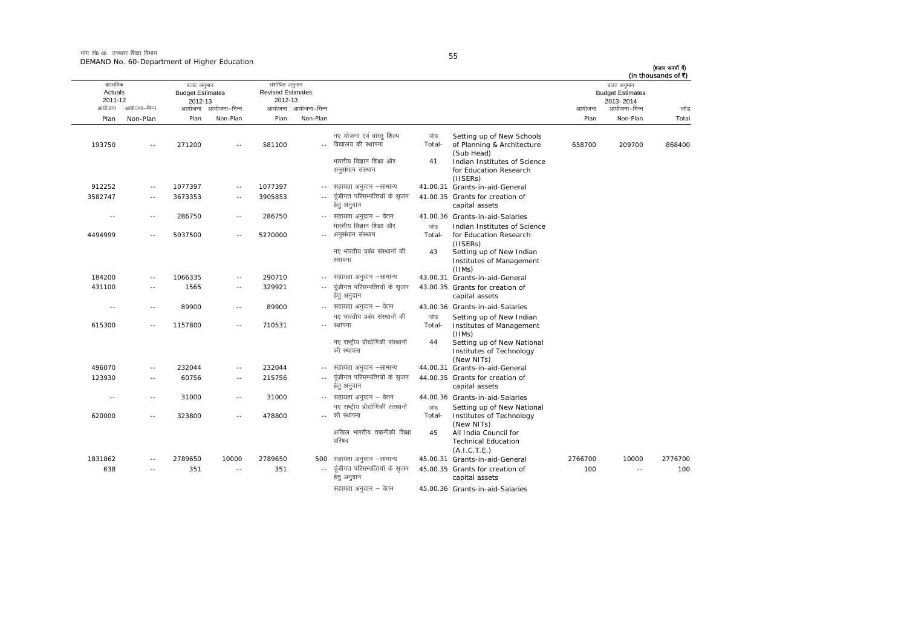मांग सं0 60 उच्चतर शिक्षा विभाग
DEMAND No. 60-Department of Higher Education

(हजार रूपयों में)
(In thousands of ₹)

| वास्तविक Actuals 2011-12 | | बजट अनुमान Budget Estimates 2012-13 | | संशोधित अनुमान Revised Estimates 2012-13 | | | | | बजट अनुमान Budget Estimates 2013-2014 | | |
|---|---|---|---|---|---|---|---|---|---|---|---|
| आयोजना Plan | आयोजना-भिन्न Non-Plan | आयोजना Plan | आयोजना-भिन्न Non-Plan | आयोजना Plan | आयोजना-भिन्न Non-Plan | | | | आयोजना Plan | आयोजना-भिन्न Non-Plan | जोड़ Total |
| 193750 | -- | 271200 | -- | 581100 | -- | नए योजना एवं वास्तु शिल्प विद्यालय की स्थापना | जोड़ Total- | Setting up of New Schools of Planning & Architecture (Sub Head) | 658700 | 209700 | 868400 |
| | | | | | | भारतीय विज्ञान शिक्षा और अनुसंधान संस्थान | 41 | Indian Institutes of Science for Education Research (IISERs) | | | |
| 912252 | -- | 1077397 | -- | 1077397 | -- | सहायता अनुदान –सामान्य | 41.00.31 | Grants-in-aid-General | | | |
| 3582747 | -- | 3673353 | -- | 3905853 | -- | पूंजीगत परिसम्पत्तियों के सृजन हेतु अनुदान | 41.00.35 | Grants for creation of capital assets | | | |
| -- | -- | 286750 | -- | 286750 | -- | सहायता अनुदान – वेतन | 41.00.36 | Grants-in-aid-Salaries | | | |
| 4494999 | -- | 5037500 | -- | 5270000 | -- | भारतीय विज्ञान शिक्षा और अनुसंधान संस्थान | जोड़ Total- | Indian Institutes of Science for Education Research (IISERs) | | | |
| | | | | | | नए भारतीय प्रबंध संस्थानों की स्थापना | 43 | Setting up of New Indian Institutes of Management (IIMs) | | | |
| 184200 | -- | 1066335 | -- | 290710 | -- | सहायता अनुदान –सामान्य | 43.00.31 | Grants-in-aid-General | | | |
| 431100 | -- | 1565 | -- | 329921 | -- | पूंजीगत परिसम्पत्तियों के सृजन हेतु अनुदान | 43.00.35 | Grants for creation of capital assets | | | |
| -- | -- | 89900 | -- | 89900 | -- | सहायता अनुदान – वेतन | 43.00.36 | Grants-in-aid-Salaries | | | |
| 615300 | -- | 1157800 | -- | 710531 | -- | नए भारतीय प्रबंध संस्थानों की स्थापना | जोड़ Total- | Setting up of New Indian Institutes of Management (IIMs) | | | |
| | | | | | | नए राष्ट्रीय प्रौद्योगिकी संस्थानों की स्थापना | 44 | Setting up of New National Institutes of Technology (New NITs) | | | |
| 496070 | -- | 232044 | -- | 232044 | -- | सहायता अनुदान –सामान्य | 44.00.31 | Grants-in-aid-General | | | |
| 123930 | -- | 60756 | -- | 215756 | -- | पूंजीगत परिसम्पत्तियों के सृजन हेतु अनुदान | 44.00.35 | Grants for creation of capital assets | | | |
| -- | -- | 31000 | -- | 31000 | -- | सहायता अनुदान – वेतन | 44.00.36 | Grants-in-aid-Salaries | | | |
| 620000 | -- | 323800 | -- | 478800 | -- | नए राष्ट्रीय प्रौद्योगिकी संस्थानों की स्थापना | जोड़ Total- | Setting up of New National Institutes of Technology (New NITs) | | | |
| | | | | | | अखिल भारतीय तकनीकी शिक्षा परिषद | 45 | All India Council for Technical Education (A.I.C.T.E.) | | | |
| 1831862 | -- | 2789650 | 10000 | 2789650 | 500 | सहायता अनुदान –सामान्य | 45.00.31 | Grants-in-aid-General | 2766700 | 10000 | 2776700 |
| 638 | -- | 351 | -- | 351 | -- | पूंजीगत परिसम्पत्तियों के सृजन हेतु अनुदान | 45.00.35 | Grants for creation of capital assets | 100 | -- | 100 |
| | | | | | | सहायता अनुदान – वेतन | 45.00.36 | Grants-in-aid-Salaries | | | |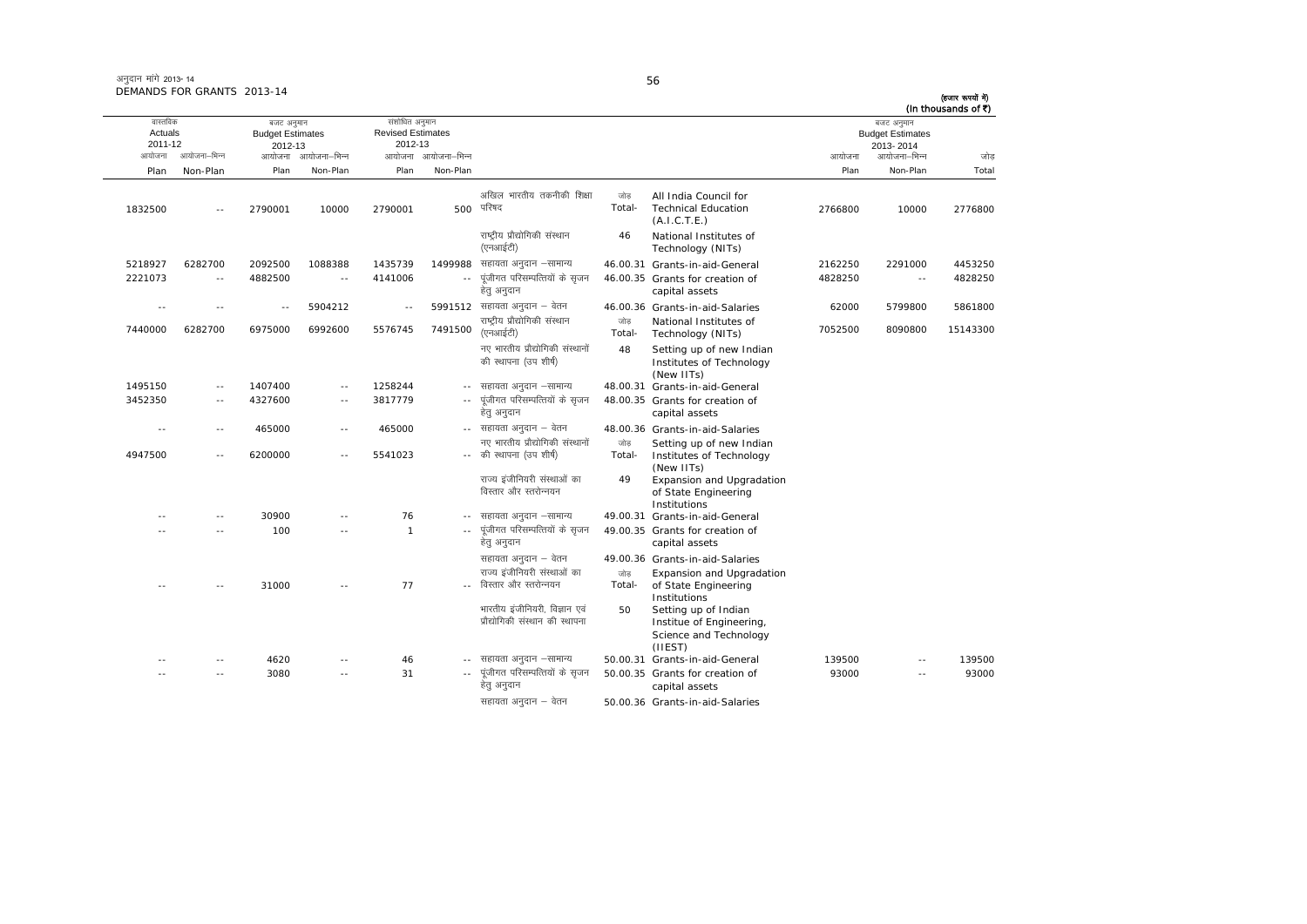अनुदान मांगे 2013-14
DEMANDS FOR GRANTS 2013-14

(हजार रूपयों में)
(In thousands of ₹)

| वास्तविक Actuals 2011-12 | | बजट अनुमान Budget Estimates 2012-13 | | संशोधित अनुमान Revised Estimates 2012-13 | | | | | बजट अनुमान Budget Estimates 2013-2014 | | |
|---|---|---|---|---|---|---|---|---|---|---|---|
| आयोजना Plan | आयोजना–भिन्न Non-Plan | आयोजना Plan | आयोजना–भिन्न Non-Plan | आयोजना Plan | आयोजना–भिन्न Non-Plan | | | | आयोजना Plan | आयोजना–भिन्न Non-Plan | जोड़ Total |
| 1832500 | -- | 2790001 | 10000 | 2790001 | 500 | अखिल भारतीय तकनीकी शिक्षा परिषद | जोड़ Total- | All India Council for Technical Education (A.I.C.T.E.) | 2766800 | 10000 | 2776800 |
| | | | | | | राष्ट्रीय प्रौद्योगिकी संस्थान (एनआईटी) | 46 | National Institutes of Technology (NITs) | | | |
| 5218927 | 6282700 | 2092500 | 1088388 | 1435739 | 1499988 | सहायता अनुदान –सामान्य | 46.00.31 | Grants-in-aid-General | 2162250 | 2291000 | 4453250 |
| 2221073 | -- | 4882500 | -- | 4141006 | -- | पूंजीगत परिसम्पत्तियों के सृजन हेतु अनुदान | 46.00.35 | Grants for creation of capital assets | 4828250 | -- | 4828250 |
| -- | -- | -- | 5904212 | -- | 5991512 | सहायता अनुदान – वेतन | 46.00.36 | Grants-in-aid-Salaries | 62000 | 5799800 | 5861800 |
| 7440000 | 6282700 | 6975000 | 6992600 | 5576745 | 7491500 | राष्ट्रीय प्रौद्योगिकी संस्थान (एनआईटी) | जोड़ Total- | National Institutes of Technology (NITs) | 7052500 | 8090800 | 15143300 |
| | | | | | | नए भारतीय प्रौद्योगिकी संस्थानों की स्थापना (उप शीर्ष) | 48 | Setting up of new Indian Institutes of Technology (New IITs) | | | |
| 1495150 | -- | 1407400 | -- | 1258244 | -- | सहायता अनुदान –सामान्य | 48.00.31 | Grants-in-aid-General | | | |
| 3452350 | -- | 4327600 | -- | 3817779 | -- | पूंजीगत परिसम्पत्तियों के सृजन हेतु अनुदान | 48.00.35 | Grants for creation of capital assets | | | |
| -- | -- | 465000 | -- | 465000 | -- | सहायता अनुदान – वेतन | 48.00.36 | Grants-in-aid-Salaries | | | |
| 4947500 | -- | 6200000 | -- | 5541023 | -- | नए भारतीय प्रौद्योगिकी संस्थानों की स्थापना (उप शीर्ष) | जोड़ Total- | Setting up of new Indian Institutes of Technology (New IITs) | | | |
| | | | | | | राज्य इंजीनियरी संस्थाओं का विस्तार और स्तरोन्नयन | 49 | Expansion and Upgradation of State Engineering Institutions | | | |
| -- | -- | 30900 | -- | 76 | -- | सहायता अनुदान –सामान्य | 49.00.31 | Grants-in-aid-General | | | |
| -- | -- | 100 | -- | 1 | -- | पूंजीगत परिसम्पत्तियों के सृजन हेतु अनुदान | 49.00.35 | Grants for creation of capital assets | | | |
| | | | | | | सहायता अनुदान – वेतन | 49.00.36 | Grants-in-aid-Salaries | | | |
| -- | -- | 31000 | -- | 77 | -- | राज्य इंजीनियरी संस्थाओं का विस्तार और स्तरोन्नयन | जोड़ Total- | Expansion and Upgradation of State Engineering Institutions | | | |
| | | | | | | भारतीय इंजीनियरी, विज्ञान एवं प्रौद्योगिकी संस्थान की स्थापना | 50 | Setting up of Indian Institue of Engineering, Science and Technology (IIEST) | | | |
| -- | -- | 4620 | -- | 46 | -- | सहायता अनुदान –सामान्य | 50.00.31 | Grants-in-aid-General | 139500 | -- | 139500 |
| -- | -- | 3080 | -- | 31 | -- | पूंजीगत परिसम्पत्तियों के सृजन हेतु अनुदान | 50.00.35 | Grants for creation of capital assets | 93000 | -- | 93000 |
| | | | | | | सहायता अनुदान – वेतन | 50.00.36 | Grants-in-aid-Salaries | | | |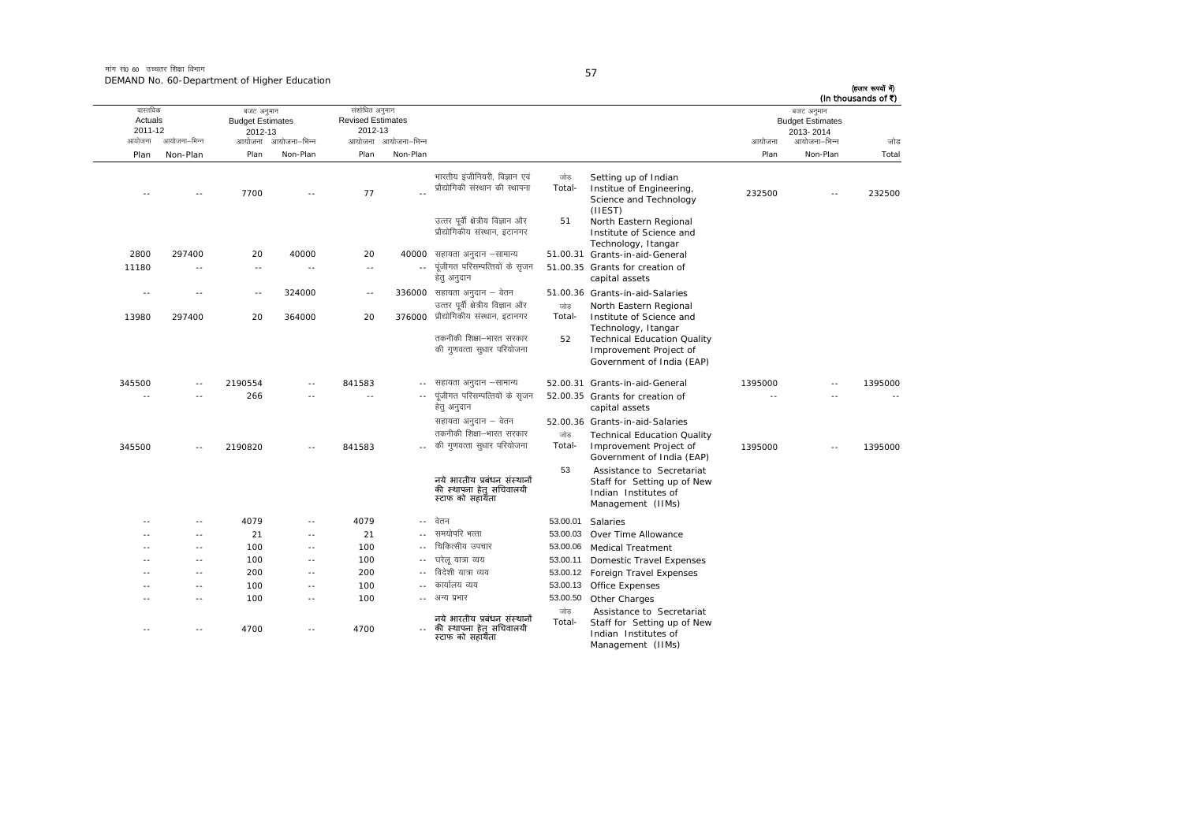मांग सं0 60 उच्चतर शिक्षा विभाग
DEMAND No. 60-Department of Higher Education

(हजार रूपयों में)
(In thousands of ₹)

| वास्तविक Actuals 2011-12 | | बजट अनुमान Budget Estimates 2012-13 | | संशोधित अनुमान Revised Estimates 2012-13 | | | | | बजट अनुमान Budget Estimates 2013-2014 | | |
|---|---|---|---|---|---|---|---|---|---|---|---|
| आयोजना Plan | आयोजना-भिन्न Non-Plan | आयोजना Plan | आयोजना-भिन्न Non-Plan | आयोजना Plan | आयोजना-भिन्न Non-Plan | | | | आयोजना Plan | आयोजना-भिन्न Non-Plan | जोड़ Total |
| -- | -- | 7700 | -- | 77 | -- | भारतीय इंजीनियरी, विज्ञान एवं प्रौद्योगिकी संस्थान की स्थापना | जोड़ Total- | Setting up of Indian Institue of Engineering, Science and Technology (IIEST) | 232500 | -- | 232500 |
| | | | | | | उत्तर पूर्वी क्षेत्रीय विज्ञान और प्रौद्योगिकीय संस्थान, इटानगर | 51 | North Eastern Regional Institute of Science and Technology, Itangar | | | |
| 2800 | 297400 | 20 | 40000 | 20 | 40000 | सहायता अनुदान -सामान्य | 51.00.31 | Grants-in-aid-General | | | |
| 11180 | -- | -- | -- | -- | -- | पूंजीगत परिसम्पत्तियों के सृजन हेतु अनुदान | 51.00.35 | Grants for creation of capital assets | | | |
| -- | -- | -- | 324000 | -- | 336000 | सहायता अनुदान - वेतन | 51.00.36 | Grants-in-aid-Salaries | | | |
| 13980 | 297400 | 20 | 364000 | 20 | 376000 | उत्तर पूर्वी क्षेत्रीय विज्ञान और प्रौद्योगिकीय संस्थान, इटानगर | जोड़ Total- | North Eastern Regional Institute of Science and Technology, Itangar | | | |
| | | | | | | तकनीकी शिक्षा-भारत सरकार की गुणवत्ता सुधार परियोजना | 52 | Technical Education Quality Improvement Project of Government of India (EAP) | | | |
| 345500 | -- | 2190554 | -- | 841583 | -- | सहायता अनुदान -सामान्य | 52.00.31 | Grants-in-aid-General | 1395000 | -- | 1395000 |
| -- | -- | 266 | -- | -- | -- | पूंजीगत परिसम्पत्तियों के सृजन हेतु अनुदान | 52.00.35 | Grants for creation of capital assets | -- | -- | -- |
| | | | | | | सहायता अनुदान - वेतन | 52.00.36 | Grants-in-aid-Salaries | | | |
| 345500 | -- | 2190820 | -- | 841583 | -- | तकनीकी शिक्षा-भारत सरकार की गुणवत्ता सुधार परियोजना | जोड़ Total- | Technical Education Quality Improvement Project of Government of India (EAP) | 1395000 | -- | 1395000 |
| | | | | | | **नये भारतीय प्रबंधन संस्थानों की स्थापना हेतु सचिवालयी स्टाफ को सहायता** | 53 | Assistance to Secretariat Staff for Setting up of New Indian Institutes of Management (IIMs) | | | |
| -- | -- | 4079 | -- | 4079 | -- | वेतन | 53.00.01 | Salaries | | | |
| -- | -- | 21 | -- | 21 | -- | समयोपरि भत्ता | 53.00.03 | Over Time Allowance | | | |
| -- | -- | 100 | -- | 100 | -- | चिकित्सीय उपचार | 53.00.06 | Medical Treatment | | | |
| -- | -- | 100 | -- | 100 | -- | घरेलू यात्रा व्यय | 53.00.11 | Domestic Travel Expenses | | | |
| -- | -- | 200 | -- | 200 | -- | विदेशी यात्रा व्यय | 53.00.12 | Foreign Travel Expenses | | | |
| -- | -- | 100 | -- | 100 | -- | कार्यालय व्यय | 53.00.13 | Office Expenses | | | |
| -- | -- | 100 | -- | 100 | -- | अन्य प्रभार | 53.00.50 | Other Charges | | | |
| -- | -- | 4700 | -- | 4700 | -- | **नये भारतीय प्रबंधन संस्थानों की स्थापना हेतु सचिवालयी स्टाफ को सहायता** | जोड़ Total- | Assistance to Secretariat Staff for Setting up of New Indian Institutes of Management (IIMs) | | | |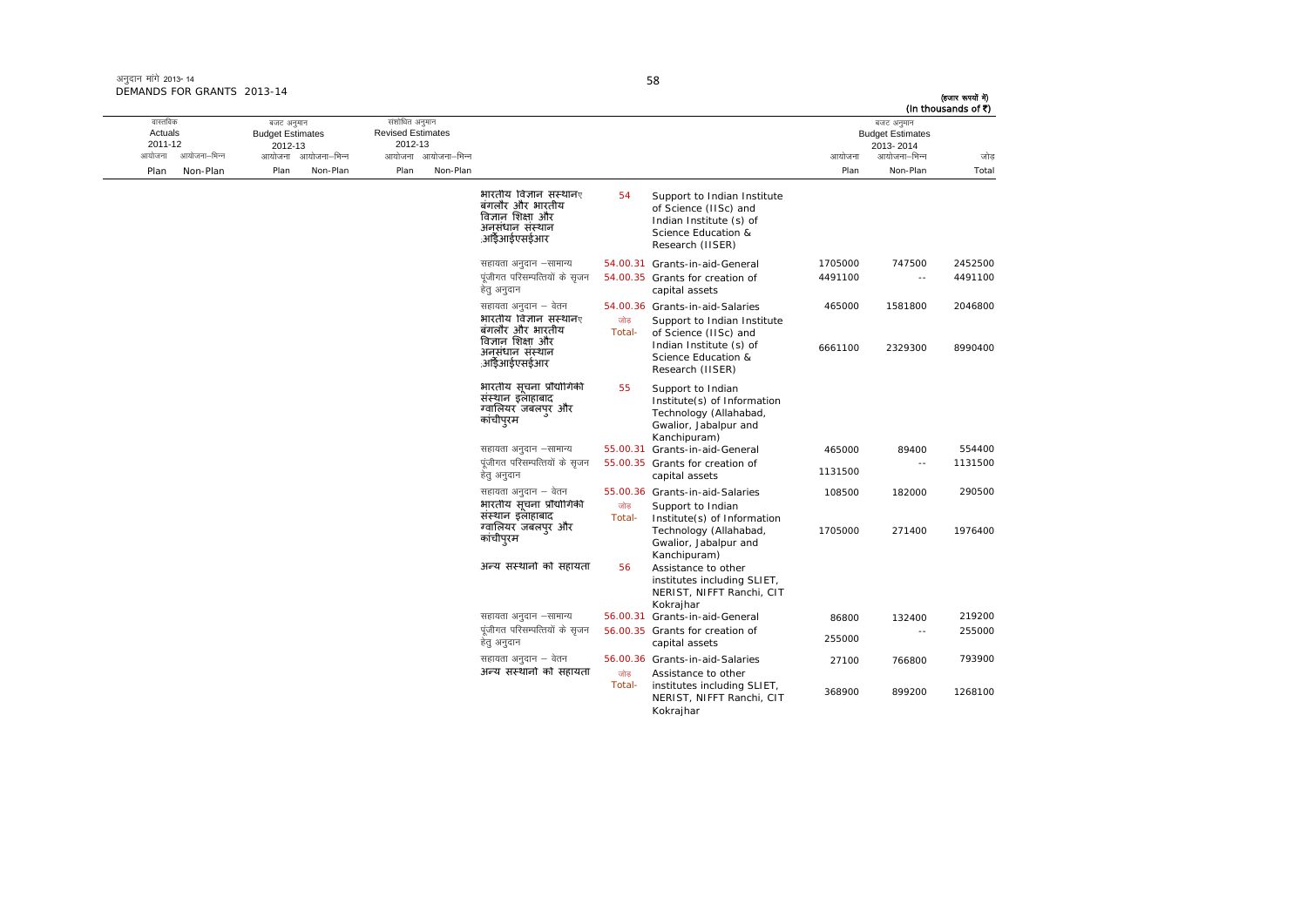अनुदान मांगें 2013-14
DEMANDS FOR GRANTS 2013-14

(हजार रूपयों में)
(In thousands of ₹)

| वास्तविक Actuals 2011-12 | | बजट अनुमान Budget Estimates 2012-13 | | संशोधित अनुमान Revised Estimates 2012-13 | | | | | बजट अनुमान Budget Estimates 2013-2014 | | |
|---|---|---|---|---|---|---|---|---|---|---|---|
| आयोजना Plan | आयोजना–भिन्न Non-Plan | आयोजना Plan | आयोजना–भिन्न Non-Plan | आयोजना Plan | आयोजना–भिन्न Non-Plan | | | | आयोजना Plan | आयोजना–भिन्न Non-Plan | जोड़ Total |
| | | | | | | भारतीय विज्ञान संस्थान, बंगलौर और भारतीय विज्ञान शिक्षा और अनुसंधान संस्थान .आईईआईएसईआर | 54 | Support to Indian Institute of Science (IISc) and Indian Institute (s) of Science Education & Research (IISER) | | | |
| | | | | | | सहायता अनुदान –सामान्य | 54.00.31 | Grants-in-aid-General | 1705000 | 747500 | 2452500 |
| | | | | | | पूंजीगत परिसम्पत्तियों के सृजन हेतु अनुदान | 54.00.35 | Grants for creation of capital assets | 4491100 | -- | 4491100 |
| | | | | | | सहायता अनुदान – वेतन | 54.00.36 | Grants-in-aid-Salaries | 465000 | 1581800 | 2046800 |
| | | | | | | भारतीय विज्ञान संस्थान, बंगलौर और भारतीय विज्ञान शिक्षा और अनुसंधान संस्थान .आईईआईएसईआर | जोड़ Total- | Support to Indian Institute of Science (IISc) and Indian Institute (s) of Science Education & Research (IISER) | 6661100 | 2329300 | 8990400 |
| | | | | | | भारतीय सूचना प्रौद्योगिकी संस्थान इलाहाबाद ग्वालियर जबलपुर और कांचीपुरम | 55 | Support to Indian Institute(s) of Information Technology (Allahabad, Gwalior, Jabalpur and Kanchipuram) | | | |
| | | | | | | सहायता अनुदान –सामान्य | 55.00.31 | Grants-in-aid-General | 465000 | 89400 | 554400 |
| | | | | | | पूंजीगत परिसम्पत्तियों के सृजन हेतु अनुदान | 55.00.35 | Grants for creation of capital assets | 1131500 | -- | 1131500 |
| | | | | | | सहायता अनुदान – वेतन | 55.00.36 | Grants-in-aid-Salaries | 108500 | 182000 | 290500 |
| | | | | | | भारतीय सूचना प्रौद्योगिकी संस्थान इलाहाबाद ग्वालियर जबलपुर और कांचीपुरम | जोड़ Total- | Support to Indian Institute(s) of Information Technology (Allahabad, Gwalior, Jabalpur and Kanchipuram) | 1705000 | 271400 | 1976400 |
| | | | | | | अन्य संस्थानों को सहायता | 56 | Assistance to other institutes including SLIET, NERIST, NIFFT Ranchi, CIT Kokrajhar | | | |
| | | | | | | सहायता अनुदान –सामान्य | 56.00.31 | Grants-in-aid-General | 86800 | 132400 | 219200 |
| | | | | | | पूंजीगत परिसम्पत्तियों के सृजन हेतु अनुदान | 56.00.35 | Grants for creation of capital assets | 255000 | -- | 255000 |
| | | | | | | सहायता अनुदान – वेतन | 56.00.36 | Grants-in-aid-Salaries | 27100 | 766800 | 793900 |
| | | | | | | अन्य संस्थानों को सहायता | जोड़ Total- | Assistance to other institutes including SLIET, NERIST, NIFFT Ranchi, CIT Kokrajhar | 368900 | 899200 | 1268100 |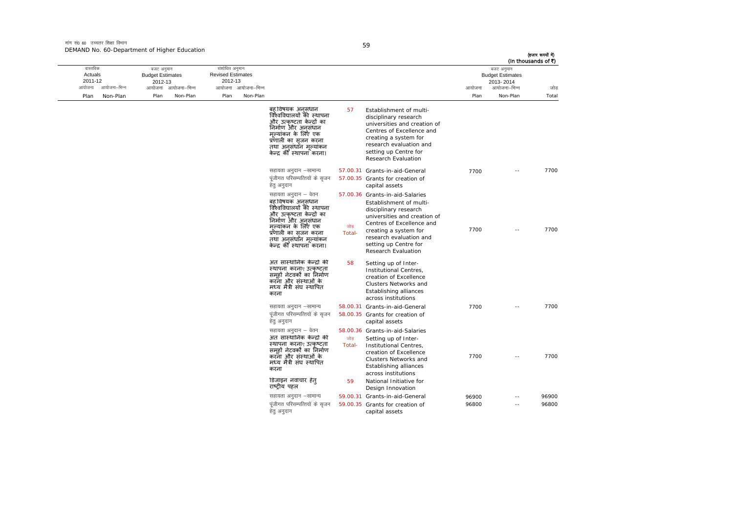मांग सं0 60 उच्चतर शिक्षा विभाग
DEMAND No. 60-Department of Higher Education

(हजार रूपयों में)
(In thousands of ₹)

| वास्तविक Actuals 2011-12 | | बजट अनुमान Budget Estimates 2012-13 | | संशोधित अनुमान Revised Estimates 2012-13 | | | | | बजट अनुमान Budget Estimates 2013-2014 | | |
|---|---|---|---|---|---|---|---|---|---|---|---|
| आयोजना Plan | आयोजना–भिन्न Non-Plan | आयोजना Plan | आयोजना–भिन्न Non-Plan | आयोजना Plan | आयोजना–भिन्न Non-Plan | | | | आयोजना Plan | आयोजना–भिन्न Non-Plan | जोड़ Total |
| | | | | | | बहु विषयक अनुसंधान विश्वविद्यालयों की स्थापना और उत्कृष्टता केन्द्रों का निर्माण और अनुसंधान मूल्यांकन के लिए एक प्रणाली का सृजन करना तथा अनुसंधान मूल्यांकन केन्द्र की स्थापना करना। | 57 | Establishment of multi-disciplinary research universities and creation of Centres of Excellence and creating a system for research evaluation and setting up Centre for Research Evaluation | | | |
| | | | | | | सहायता अनुदान –सामान्य | 57.00.31 | Grants-in-aid-General | 7700 | -- | 7700 |
| | | | | | | पूंजीगत परिसम्पत्तियों के सृजन हेतु अनुदान | 57.00.35 | Grants for creation of capital assets | | | |
| | | | | | | सहायता अनुदान – वेतन | 57.00.36 | Grants-in-aid-Salaries | | | |
| | | | | | | बहु विषयक अनुसंधान विश्वविद्यालयों की स्थापना और उत्कृष्टता केन्द्रों का निर्माण और अनुसंधान मूल्यांकन के लिए एक प्रणाली का सृजन करना तथा अनुसंधान मूल्यांकन केन्द्र की स्थापना करना। | जोड़ Total- | Establishment of multi-disciplinary research universities and creation of Centres of Excellence and creating a system for research evaluation and setting up Centre for Research Evaluation | 7700 | -- | 7700 |
| | | | | | | अत सास्थानिक केन्द्रो की स्थापना करनाए उत्कृष्टता समूहों नेटवर्कों का निर्माण करना और संस्थाओं के मध्य मैत्री संघ स्थापित करना | 58 | Setting up of Inter-Institutional Centres, creation of Excellence Clusters Networks and Establishing alliances across institutions | | | |
| | | | | | | सहायता अनुदान –सामान्य | 58.00.31 | Grants-in-aid-General | 7700 | -- | 7700 |
| | | | | | | पूंजीगत परिसम्पत्तियों के सृजन हेतु अनुदान | 58.00.35 | Grants for creation of capital assets | | | |
| | | | | | | सहायता अनुदान – वेतन | 58.00.36 | Grants-in-aid-Salaries | | | |
| | | | | | | अत सास्थानिक केन्द्रो की स्थापना करनाए उत्कृष्टता समूहों नेटवर्कों का निर्माण करना और संस्थाओं के मध्य मैत्री संघ स्थापित करना | जोड़ Total- | Setting up of Inter-Institutional Centres, creation of Excellence Clusters Networks and Establishing alliances across institutions | 7700 | -- | 7700 |
| | | | | | | डिजाइन नवाचार हेतु राष्ट्रीय पहल | 59 | National Initiative for Design Innovation | | | |
| | | | | | | सहायता अनुदान –सामान्य | 59.00.31 | Grants-in-aid-General | 96900 | -- | 96900 |
| | | | | | | पूंजीगत परिसम्पत्तियों के सृजन हेतु अनुदान | 59.00.35 | Grants for creation of capital assets | 96800 | -- | 96800 |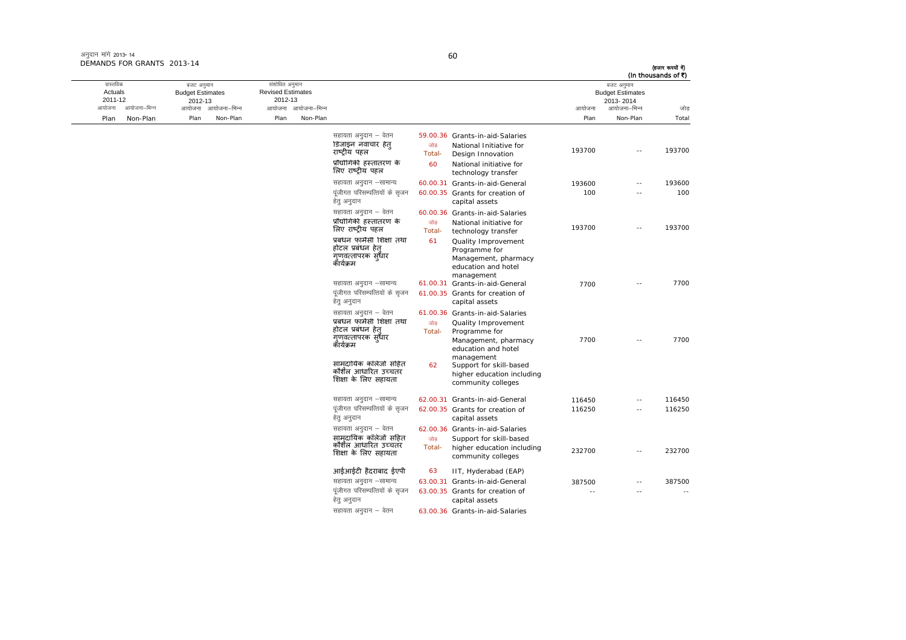अनुदान मांगे 2013-14
DEMANDS FOR GRANTS 2013-14

(हजार रूपयों में)
(In thousands of ₹)

| वास्तविक Actuals 2011-12 | | बजट अनुमान Budget Estimates 2012-13 | | संशोधित अनुमान Revised Estimates 2012-13 | | | | | बजट अनुमान Budget Estimates 2013-2014 | | |
|---|---|---|---|---|---|---|---|---|---|---|---|
| आयोजना Plan | आयोजना-भिन्न Non-Plan | आयोजना Plan | आयोजना-भिन्न Non-Plan | आयोजना Plan | आयोजना-भिन्न Non-Plan | | | | आयोजना Plan | आयोजना-भिन्न Non-Plan | जोड़ Total |
| | | | | | | सहायता अनुदान – वेतन | 59.00.36 | Grants-in-aid-Salaries | | | |
| | | | | | | डिजाइन नवाचार हेतु राष्ट्रीय पहल | जोड़ Total- | National Initiative for Design Innovation | 193700 | -- | 193700 |
| | | | | | | प्रौद्योगिकी हस्तांतरण के लिए राष्ट्रीय पहल | 60 | National initiative for technology transfer | | | |
| | | | | | | सहायता अनुदान –सामान्य | 60.00.31 | Grants-in-aid-General | 193600 | -- | 193600 |
| | | | | | | पूंजीगत परिसम्पत्तियों के सृजन हेतु अनुदान | 60.00.35 | Grants for creation of capital assets | 100 | -- | 100 |
| | | | | | | सहायता अनुदान – वेतन | 60.00.36 | Grants-in-aid-Salaries | | | |
| | | | | | | प्रौद्योगिकी हस्तांतरण के लिए राष्ट्रीय पहल | जोड़ Total- | National initiative for technology transfer | 193700 | -- | 193700 |
| | | | | | | प्रबंधन फार्मेसी शिक्षा तथा होटल प्रबंधन हेतु गुणवत्तापरक सुधार कार्यक्रम | 61 | Quality Improvement Programme for Management, pharmacy education and hotel management | | | |
| | | | | | | सहायता अनुदान –सामान्य | 61.00.31 | Grants-in-aid-General | 7700 | -- | 7700 |
| | | | | | | पूंजीगत परिसम्पत्तियों के सृजन हेतु अनुदान | 61.00.35 | Grants for creation of capital assets | | | |
| | | | | | | सहायता अनुदान – वेतन | 61.00.36 | Grants-in-aid-Salaries | | | |
| | | | | | | प्रबंधन फार्मेसी शिक्षा तथा होटल प्रबंधन हेतु गुणवत्तापरक सुधार कार्यक्रम | जोड़ Total- | Quality Improvement Programme for Management, pharmacy education and hotel management | 7700 | -- | 7700 |
| | | | | | | सामुदायिक कॉलेजों सहित कौशल आधारित उच्चतर शिक्षा के लिए सहायता | 62 | Support for skill-based higher education including community colleges | | | |
| | | | | | | सहायता अनुदान –सामान्य | 62.00.31 | Grants-in-aid-General | 116450 | -- | 116450 |
| | | | | | | पूंजीगत परिसम्पत्तियों के सृजन हेतु अनुदान | 62.00.35 | Grants for creation of capital assets | 116250 | -- | 116250 |
| | | | | | | सहायता अनुदान – वेतन | 62.00.36 | Grants-in-aid-Salaries | | | |
| | | | | | | सामुदायिक कॉलेजों सहित कौशल आधारित उच्चतर शिक्षा के लिए सहायता | जोड़ Total- | Support for skill-based higher education including community colleges | 232700 | -- | 232700 |
| | | | | | | आईआईटी हैदराबाद ईएपी | 63 | IIT, Hyderabad (EAP) | | | |
| | | | | | | सहायता अनुदान –सामान्य | 63.00.31 | Grants-in-aid-General | 387500 | -- | 387500 |
| | | | | | | पूंजीगत परिसम्पत्तियों के सृजन हेतु अनुदान | 63.00.35 | Grants for creation of capital assets | -- | -- | -- |
| | | | | | | सहायता अनुदान – वेतन | 63.00.36 | Grants-in-aid-Salaries | | | |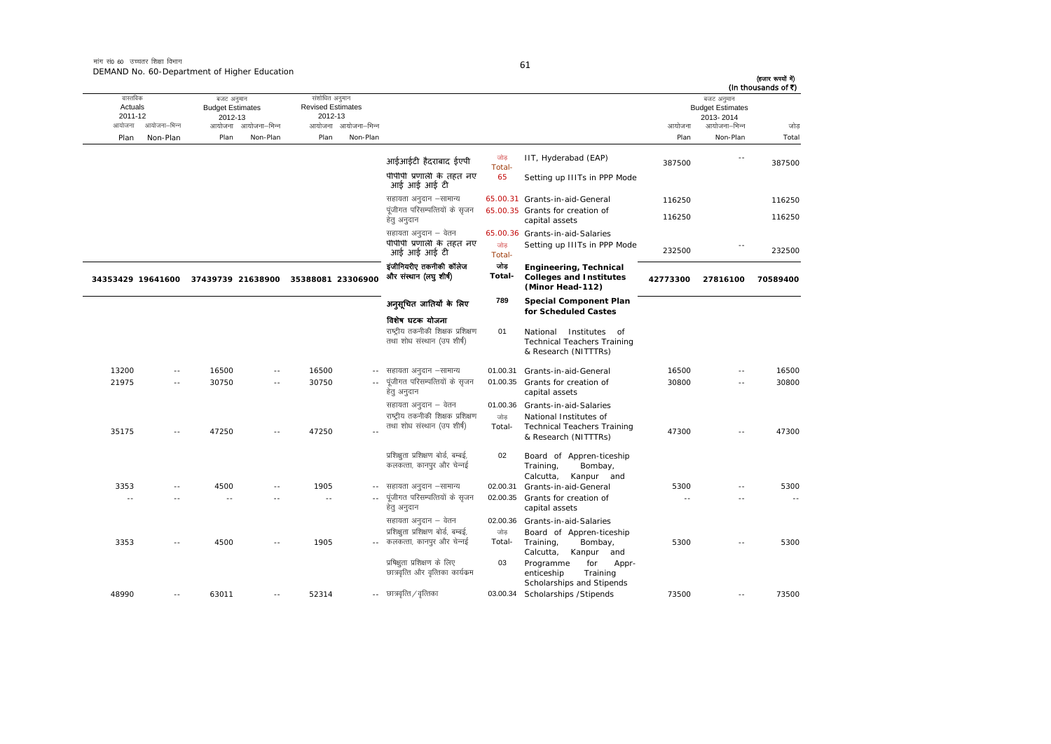मांग सं0 60 उच्चतर शिक्षा विभाग
DEMAND No. 60-Department of Higher Education

(हजार रूपयों में)
(In thousands of ₹)

| वास्तविक Actuals 2011-12 | | बजट अनुमान Budget Estimates 2012-13 | | संशोधित अनुमान Revised Estimates 2012-13 | | | | | बजट अनुमान Budget Estimates 2013-2014 | | |
|---|---|---|---|---|---|---|---|---|---|---|---|
| आयोजना Plan | आयोजना-भिन्न Non-Plan | आयोजना Plan | आयोजना-भिन्न Non-Plan | आयोजना Plan | आयोजना-भिन्न Non-Plan | | | | आयोजना Plan | आयोजना-भिन्न Non-Plan | जोड़ Total |
| | | | | | | आईआईटी हैदराबाद ईएपी | जोड़ Total- | IIT, Hyderabad (EAP) | 387500 | -- | 387500 |
| | | | | | | पीपीपी प्रणाली के तहत नए आई आई आई टी | 65 | Setting up IIITs in PPP Mode | | | |
| | | | | | | सहायता अनुदान –सामान्य | 65.00.31 | Grants-in-aid-General | 116250 | | 116250 |
| | | | | | | पूंजीगत परिसम्पत्तियों के सृजन हेतु अनुदान | 65.00.35 | Grants for creation of capital assets | 116250 | | 116250 |
| | | | | | | सहायता अनुदान – वेतन | 65.00.36 | Grants-in-aid-Salaries | | | |
| | | | | | | पीपीपी प्रणाली के तहत नए आई आई आई टी | जोड़ Total- | Setting up IIITs in PPP Mode | 232500 | -- | 232500 |
| **34353429** | **19641600** | **37439739** | **21638900** | **35388081** | **23306900** | **इंजीनियरीए तकनीकी कॉलेज और संस्थान (लघु शीर्ष)** | **जोड़ Total-** | **Engineering, Technical Colleges and Institutes (Minor Head-112)** | **42773300** | **27816100** | **70589400** |
| | | | | | | **अनुसूचित जातियों के लिए विशेष घटक योजना** | **789** | **Special Component Plan for Scheduled Castes** | | | |
| | | | | | | राष्ट्रीय तकनीकी शिक्षक प्रशिक्षण तथा शोध संस्थान (उप शीर्ष) | 01 | National Institutes of Technical Teachers Training & Research (NITTTRs) | | | |
| 13200 | -- | 16500 | -- | 16500 | -- | सहायता अनुदान –सामान्य | 01.00.31 | Grants-in-aid-General | 16500 | -- | 16500 |
| 21975 | -- | 30750 | -- | 30750 | -- | पूंजीगत परिसम्पत्तियों के सृजन हेतु अनुदान | 01.00.35 | Grants for creation of capital assets | 30800 | -- | 30800 |
| | | | | | | सहायता अनुदान – वेतन | 01.00.36 | Grants-in-aid-Salaries | | | |
| 35175 | -- | 47250 | -- | 47250 | -- | राष्ट्रीय तकनीकी शिक्षक प्रशिक्षण तथा शोध संस्थान (उप शीर्ष) | जोड़ Total- | National Institutes of Technical Teachers Training & Research (NITTTRs) | 47300 | -- | 47300 |
| | | | | | | प्रशिक्षुता प्रशिक्षण बोर्ड, बम्बई, कलकत्ता, कानपुर और चेन्नई | 02 | Board of Appren-ticeship Training, Bombay, Calcutta, Kanpur and | | | |
| 3353 | -- | 4500 | -- | 1905 | -- | सहायता अनुदान –सामान्य | 02.00.31 | Grants-in-aid-General | 5300 | -- | 5300 |
| -- | -- | -- | -- | -- | -- | पूंजीगत परिसम्पत्तियों के सृजन हेतु अनुदान | 02.00.35 | Grants for creation of capital assets | -- | -- | -- |
| | | | | | | सहायता अनुदान – वेतन | 02.00.36 | Grants-in-aid-Salaries | | | |
| 3353 | -- | 4500 | -- | 1905 | -- | प्रशिक्षुता प्रशिक्षण बोर्ड, बम्बई, कलकत्ता, कानपुर और चेन्नई | जोड़ Total- | Board of Appren-ticeship Training, Bombay, Calcutta, Kanpur and | 5300 | -- | 5300 |
| | | | | | | प्रशिक्षुता प्रशिक्षण के लिए छात्रवृत्ति और वृत्तिका कार्यक्रम | 03 | Programme for Appr-enticeship Training Scholarships and Stipends | | | |
| 48990 | -- | 63011 | -- | 52314 | -- | छात्रवृत्ति/वृत्तिका | 03.00.34 | Scholarships /Stipends | 73500 | -- | 73500 |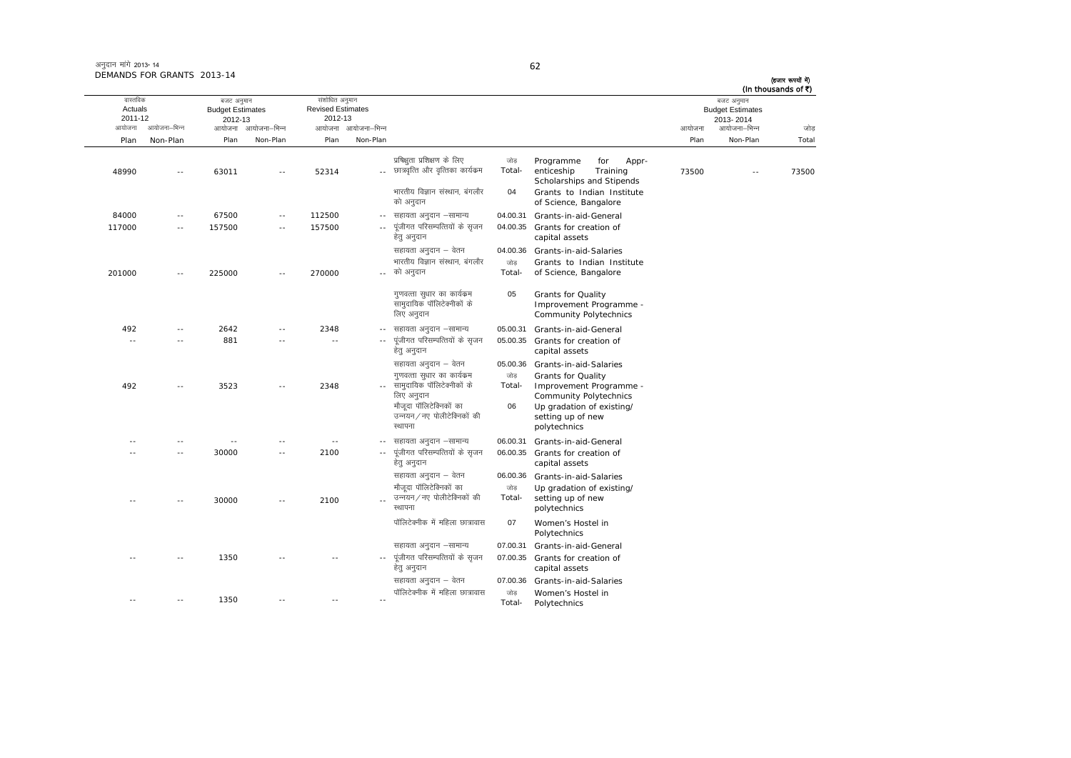अनुदान मांगें 2013-14
DEMANDS FOR GRANTS 2013-14

(हजार रूपयों में)
(In thousands of ₹)

| वास्तविक Actuals 2011-12 | | बजट अनुमान Budget Estimates 2012-13 | | संशोधित अनुमान Revised Estimates 2012-13 | | | | | | बजट अनुमान Budget Estimates 2013-2014 | | |
|---|---|---|---|---|---|---|---|---|---|---|---|---|
| आयोजना Plan | आयोजना-भिन्न Non-Plan | आयोजना Plan | आयोजना-भिन्न Non-Plan | आयोजना Plan | आयोजना-भिन्न Non-Plan | | | | | आयोजना Plan | आयोजना-भिन्न Non-Plan | जोड़ Total |
| 48990 | -- | 63011 | -- | 52314 | -- | प्रशिक्षुता प्रशिक्षण के लिए छात्रवृत्ति और वृत्तिका कार्यक्रम | जोड़ Total- | Programme for Apprenticeship Training Scholarships and Stipends | | 73500 | -- | 73500 |
| | | | | | | भारतीय विज्ञान संस्थान, बंगलौर को अनुदान | 04 | Grants to Indian Institute of Science, Bangalore | | | | |
| 84000 | -- | 67500 | -- | 112500 | -- | सहायता अनुदान –सामान्य | 04.00.31 | Grants-in-aid-General | | | | |
| 117000 | -- | 157500 | -- | 157500 | -- | पूंजीगत परिसम्पत्तियों के सृजन हेतु अनुदान | 04.00.35 | Grants for creation of capital assets | | | | |
| | | | | | | सहायता अनुदान – वेतन | 04.00.36 | Grants-in-aid-Salaries | | | | |
| 201000 | -- | 225000 | -- | 270000 | -- | भारतीय विज्ञान संस्थान, बंगलौर को अनुदान | जोड़ Total- | Grants to Indian Institute of Science, Bangalore | | | | |
| | | | | | | गुणवत्ता सुधार का कार्यक्रम सामुदायिक पॉलिटेक्नीकों के लिए अनुदान | 05 | Grants for Quality Improvement Programme - Community Polytechnics | | | | |
| 492 | -- | 2642 | -- | 2348 | -- | सहायता अनुदान –सामान्य | 05.00.31 | Grants-in-aid-General | | | | |
| -- | -- | 881 | -- | -- | -- | पूंजीगत परिसम्पत्तियों के सृजन हेतु अनुदान | 05.00.35 | Grants for creation of capital assets | | | | |
| | | | | | | सहायता अनुदान – वेतन | 05.00.36 | Grants-in-aid-Salaries | | | | |
| 492 | -- | 3523 | -- | 2348 | -- | गुणवत्ता सुधार का कार्यक्रम सामुदायिक पॉलिटेक्नीकों के लिए अनुदान | जोड़ Total- | Grants for Quality Improvement Programme - Community Polytechnics | | | | |
| | | | | | | मौजूदा पॉलिटेक्निकों का उन्नयन/नए पोलीटेक्निकों की स्थापना | 06 | Up gradation of existing/ setting up of new polytechnics | | | | |
| -- | -- | -- | -- | -- | -- | सहायता अनुदान –सामान्य | 06.00.31 | Grants-in-aid-General | | | | |
| -- | -- | 30000 | -- | 2100 | -- | पूंजीगत परिसम्पत्तियों के सृजन हेतु अनुदान | 06.00.35 | Grants for creation of capital assets | | | | |
| | | | | | | सहायता अनुदान – वेतन | 06.00.36 | Grants-in-aid-Salaries | | | | |
| -- | -- | 30000 | -- | 2100 | -- | मौजूदा पॉलिटेक्निकों का उन्नयन/नए पोलीटेक्निकों की स्थापना | जोड़ Total- | Up gradation of existing/ setting up of new polytechnics | | | | |
| | | | | | | पॉलिटेक्नीक में महिला छात्रावास | 07 | Women's Hostel in Polytechnics | | | | |
| | | | | | | सहायता अनुदान –सामान्य | 07.00.31 | Grants-in-aid-General | | | | |
| -- | -- | 1350 | -- | -- | -- | पूंजीगत परिसम्पत्तियों के सृजन हेतु अनुदान | 07.00.35 | Grants for creation of capital assets | | | | |
| | | | | | | सहायता अनुदान – वेतन | 07.00.36 | Grants-in-aid-Salaries | | | | |
| -- | -- | 1350 | -- | -- | -- | पॉलिटेक्नीक में महिला छात्रावास | जोड़ Total- | Women's Hostel in Polytechnics | | | | |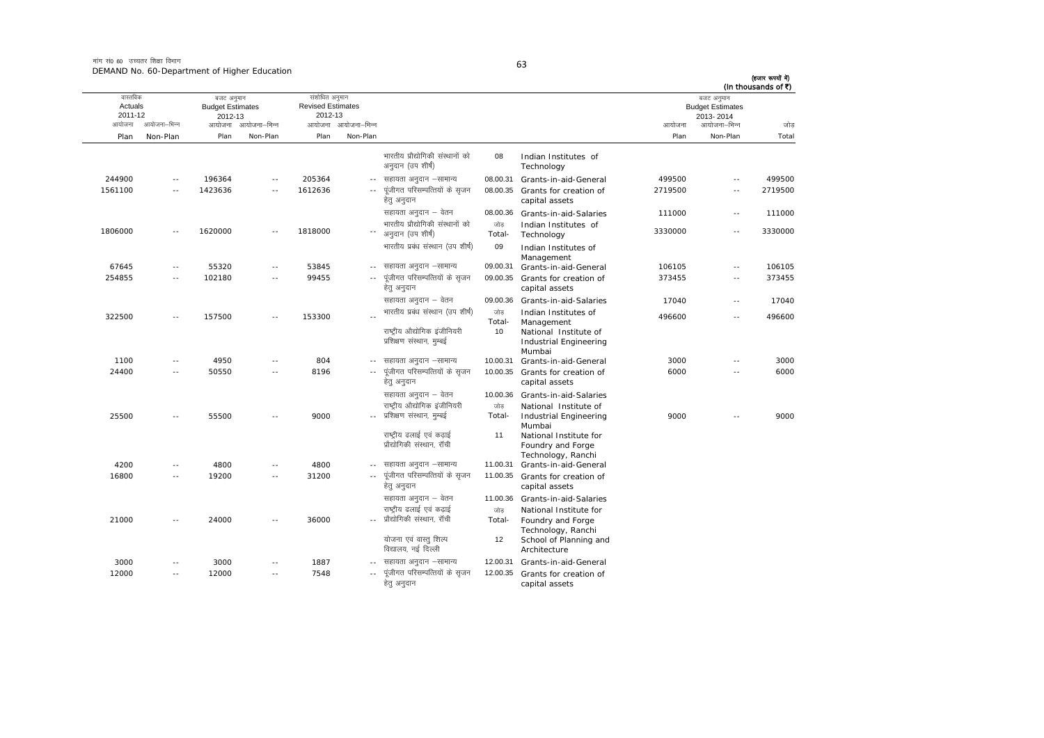मांग सं0 60 उच्चतर शिक्षा विभाग
DEMAND No. 60-Department of Higher Education

(हजार रूपयों में)
(In thousands of ₹)

| वास्तविक Actuals 2011-12 | | बजट अनुमान Budget Estimates 2012-13 | | संशोधित अनुमान Revised Estimates 2012-13 | | | | | बजट अनुमान Budget Estimates 2013-2014 | | |
|---|---|---|---|---|---|---|---|---|---|---|---|
| आयोजना Plan | आयोजना-भिन्न Non-Plan | आयोजना Plan | आयोजना-भिन्न Non-Plan | आयोजना Plan | आयोजना-भिन्न Non-Plan | | | | आयोजना Plan | आयोजना-भिन्न Non-Plan | जोड़ Total |
| | | | | | | भारतीय प्रौद्योगिकी संस्थानों को अनुदान (उप शीर्ष) | 08 | Indian Institutes of Technology | | | |
| 244900 | -- | 196364 | -- | 205364 | -- | सहायता अनुदान –सामान्य | 08.00.31 | Grants-in-aid-General | 499500 | -- | 499500 |
| 1561100 | -- | 1423636 | -- | 1612636 | -- | पूंजीगत परिसम्पत्तियों के सृजन हेतु अनुदान | 08.00.35 | Grants for creation of capital assets | 2719500 | -- | 2719500 |
| | | | | | | सहायता अनुदान – वेतन | 08.00.36 | Grants-in-aid-Salaries | 111000 | -- | 111000 |
| 1806000 | -- | 1620000 | -- | 1818000 | -- | भारतीय प्रौद्योगिकी संस्थानों को अनुदान (उप शीर्ष) | जोड़ Total- | Indian Institutes of Technology | 3330000 | -- | 3330000 |
| | | | | | | भारतीय प्रबंध संस्थान (उप शीर्ष) | 09 | Indian Institutes of Management | | | |
| 67645 | -- | 55320 | -- | 53845 | -- | सहायता अनुदान –सामान्य | 09.00.31 | Grants-in-aid-General | 106105 | -- | 106105 |
| 254855 | -- | 102180 | -- | 99455 | -- | पूंजीगत परिसम्पत्तियों के सृजन हेतु अनुदान | 09.00.35 | Grants for creation of capital assets | 373455 | -- | 373455 |
| | | | | | | सहायता अनुदान – वेतन | 09.00.36 | Grants-in-aid-Salaries | 17040 | -- | 17040 |
| 322500 | -- | 157500 | -- | 153300 | -- | भारतीय प्रबंध संस्थान (उप शीर्ष) | जोड़ Total- | Indian Institutes of Management | 496600 | -- | 496600 |
| | | | | | | राष्ट्रीय औद्योगिक इंजीनियरी प्रशिक्षण संस्थान, मुम्बई | 10 | National Institute of Industrial Engineering Mumbai | | | |
| 1100 | -- | 4950 | -- | 804 | -- | सहायता अनुदान –सामान्य | 10.00.31 | Grants-in-aid-General | 3000 | -- | 3000 |
| 24400 | -- | 50550 | -- | 8196 | -- | पूंजीगत परिसम्पत्तियों के सृजन हेतु अनुदान | 10.00.35 | Grants for creation of capital assets | 6000 | -- | 6000 |
| | | | | | | सहायता अनुदान – वेतन | 10.00.36 | Grants-in-aid-Salaries | | | |
| 25500 | -- | 55500 | -- | 9000 | -- | राष्ट्रीय औद्योगिक इंजीनियरी प्रशिक्षण संस्थान, मुम्बई | जोड़ Total- | National Institute of Industrial Engineering Mumbai | 9000 | -- | 9000 |
| | | | | | | राष्ट्रीय ढलाई एवं कढ़ाई प्रौद्योगिकी संस्थान, रॉंची | 11 | National Institute for Foundry and Forge Technology, Ranchi | | | |
| 4200 | -- | 4800 | -- | 4800 | -- | सहायता अनुदान –सामान्य | 11.00.31 | Grants-in-aid-General | | | |
| 16800 | -- | 19200 | -- | 31200 | -- | पूंजीगत परिसम्पत्तियों के सृजन हेतु अनुदान | 11.00.35 | Grants for creation of capital assets | | | |
| | | | | | | सहायता अनुदान – वेतन | 11.00.36 | Grants-in-aid-Salaries | | | |
| 21000 | -- | 24000 | -- | 36000 | -- | राष्ट्रीय ढलाई एवं कढ़ाई प्रौद्योगिकी संस्थान, रॉंची | जोड़ Total- | National Institute for Foundry and Forge Technology, Ranchi | | | |
| | | | | | | योजना एवं वास्तु शिल्प विद्यालय, नई दिल्ली | 12 | School of Planning and Architecture | | | |
| 3000 | -- | 3000 | -- | 1887 | -- | सहायता अनुदान –सामान्य | 12.00.31 | Grants-in-aid-General | | | |
| 12000 | -- | 12000 | -- | 7548 | -- | पूंजीगत परिसम्पत्तियों के सृजन हेतु अनुदान | 12.00.35 | Grants for creation of capital assets | | | |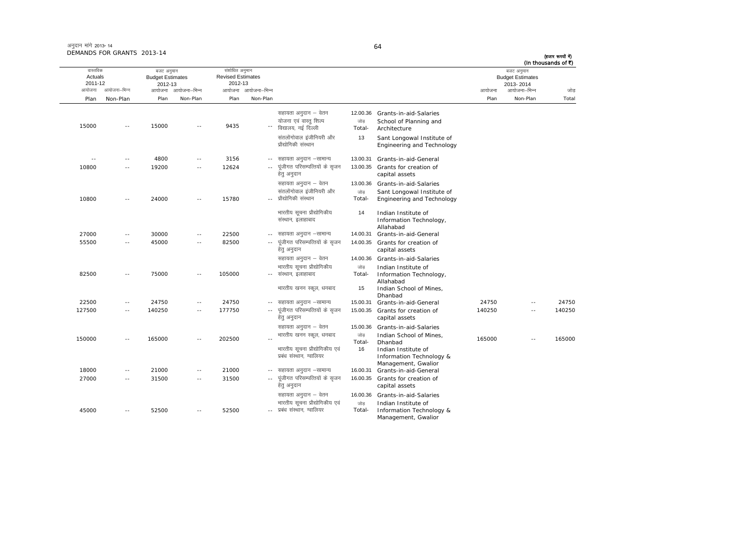अनुदान मांगे 2013-14
DEMANDS FOR GRANTS 2013-14

(हजार रूपयों में)
(In thousands of ₹)

| वास्तविक Actuals 2011-12 | | बजट अनुमान Budget Estimates 2012-13 | | संशोधित अनुमान Revised Estimates 2012-13 | | | | | | बजट अनुमान Budget Estimates 2013-2014 | | |
|---|---|---|---|---|---|---|---|---|---|---|---|---|
| आयोजना Plan | आयोजना–भिन्न Non-Plan | आयोजना Plan | आयोजना–भिन्न Non-Plan | आयोजना Plan | आयोजना–भिन्न Non-Plan | | | | | आयोजना Plan | आयोजना–भिन्न Non-Plan | जोड़ Total |
| | | | | | | सहायता अनुदान – वेतन | 12.00.36 | Grants-in-aid-Salaries | | | | |
| 15000 | -- | 15000 | -- | 9435 | -- | योजना एवं वास्तु शिल्प विद्यालय, नई दिल्ली | जोड़ Total- | School of Planning and Architecture | | | | |
| | | | | | | संतलोंगोवाल इंजीनियरी और प्रौद्योगिकी संस्थान | 13 | Sant Longowal Institute of Engineering and Technology | | | | |
| -- | -- | 4800 | -- | 3156 | -- | सहायता अनुदान –सामान्य | 13.00.31 | Grants-in-aid-General | | | | |
| 10800 | -- | 19200 | -- | 12624 | -- | पूंजीगत परिसम्पत्तियों के सृजन हेतु अनुदान | 13.00.35 | Grants for creation of capital assets | | | | |
| | | | | | | सहायता अनुदान – वेतन | 13.00.36 | Grants-in-aid-Salaries | | | | |
| 10800 | -- | 24000 | -- | 15780 | -- | संतलोंगोवाल इंजीनियरी और प्रौद्योगिकी संस्थान | जोड़ Total- | Sant Longowal Institute of Engineering and Technology | | | | |
| | | | | | | भारतीय सूचना प्रौद्योगिकीय संस्थान, इलाहाबाद | 14 | Indian Institute of Information Technology, Allahabad | | | | |
| 27000 | -- | 30000 | -- | 22500 | -- | सहायता अनुदान –सामान्य | 14.00.31 | Grants-in-aid-General | | | | |
| 55500 | -- | 45000 | -- | 82500 | -- | पूंजीगत परिसम्पत्तियों के सृजन हेतु अनुदान | 14.00.35 | Grants for creation of capital assets | | | | |
| | | | | | | सहायता अनुदान – वेतन | 14.00.36 | Grants-in-aid-Salaries | | | | |
| 82500 | -- | 75000 | -- | 105000 | -- | भारतीय सूचना प्रौद्योगिकीय संस्थान, इलाहाबाद | जोड़ Total- | Indian Institute of Information Technology, Allahabad | | | | |
| | | | | | | भारतीय खनन स्कूल, धनबाद | 15 | Indian School of Mines, Dhanbad | | | | |
| 22500 | -- | 24750 | -- | 24750 | -- | सहायता अनुदान –सामान्य | 15.00.31 | Grants-in-aid-General | | 24750 | -- | 24750 |
| 127500 | -- | 140250 | -- | 177750 | -- | पूंजीगत परिसम्पत्तियों के सृजन हेतु अनुदान | 15.00.35 | Grants for creation of capital assets | | 140250 | -- | 140250 |
| | | | | | | सहायता अनुदान – वेतन | 15.00.36 | Grants-in-aid-Salaries | | | | |
| 150000 | -- | 165000 | -- | 202500 | -- | भारतीय खनन स्कूल, धनबाद | जोड़ Total- | Indian School of Mines, Dhanbad | | 165000 | -- | 165000 |
| | | | | | | भारतीय सूचना प्रौद्योगिकीय एवं प्रबंध संस्थान, ग्वालियर | 16 | Indian Institute of Information Technology & Management, Gwalior | | | | |
| 18000 | -- | 21000 | -- | 21000 | -- | सहायता अनुदान –सामान्य | 16.00.31 | Grants-in-aid-General | | | | |
| 27000 | -- | 31500 | -- | 31500 | -- | पूंजीगत परिसम्पत्तियों के सृजन हेतु अनुदान | 16.00.35 | Grants for creation of capital assets | | | | |
| | | | | | | सहायता अनुदान – वेतन | 16.00.36 | Grants-in-aid-Salaries | | | | |
| 45000 | -- | 52500 | -- | 52500 | -- | भारतीय सूचना प्रौद्योगिकीय एवं प्रबंध संस्थान, ग्वालियर | जोड़ Total- | Indian Institute of Information Technology & Management, Gwalior | | | | |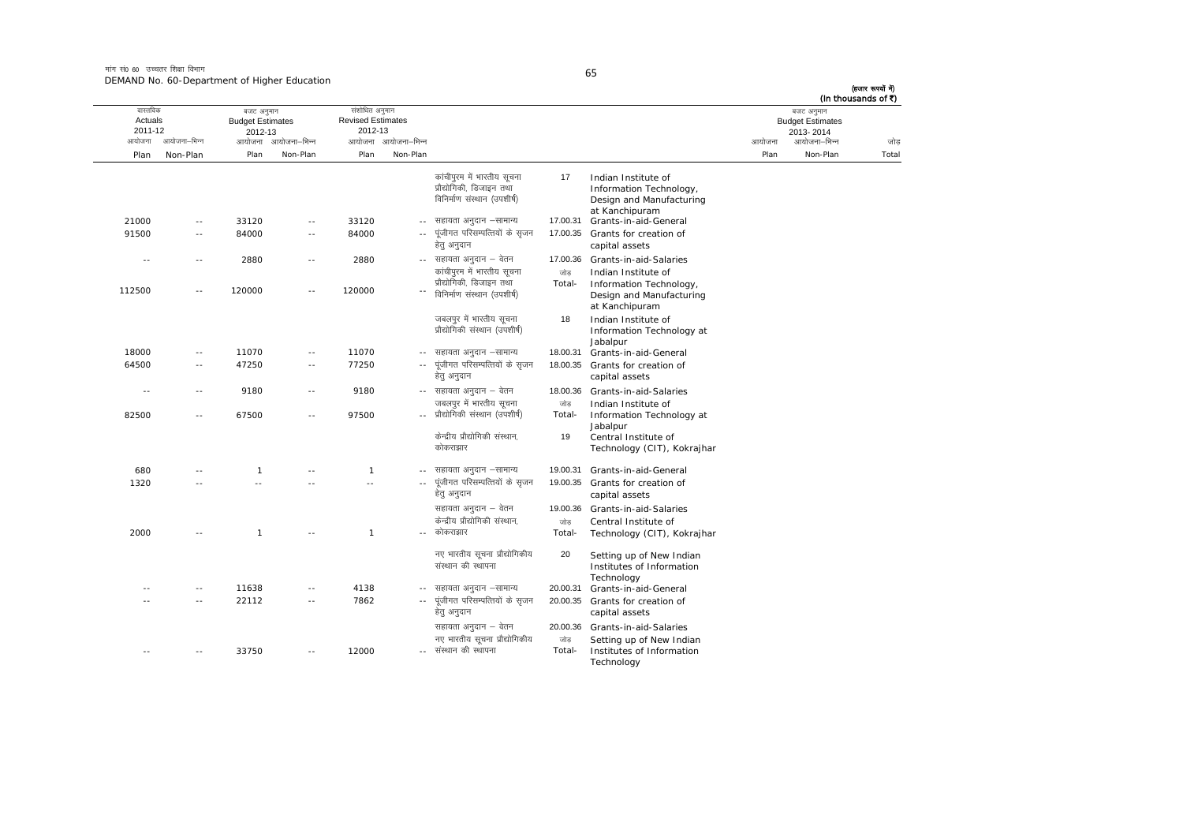मांग सं0 60 उच्चतर शिक्षा विभाग
DEMAND No. 60-Department of Higher Education

(हजार रूपयों में)
(In thousands of ₹)

| वास्तविक Actuals 2011-12 | | बजट अनुमान Budget Estimates 2012-13 | | संशोधित अनुमान Revised Estimates 2012-13 | | | | | बजट अनुमान Budget Estimates 2013-2014 | | |
|---|---|---|---|---|---|---|---|---|---|---|---|
| आयोजना Plan | आयोजना-भिन्न Non-Plan | आयोजना Plan | आयोजना-भिन्न Non-Plan | आयोजना Plan | आयोजना-भिन्न Non-Plan | | | | आयोजना Plan | आयोजना-भिन्न Non-Plan | जोड़ Total |
| | | | | | | कांचीपुरम में भारतीय सूचना प्रौद्योगिकी, डिजाइन तथा विनिर्माण संस्थान (उपशीर्ष) | 17 | Indian Institute of Information Technology, Design and Manufacturing at Kanchipuram | | | |
| 21000 | -- | 33120 | -- | 33120 | -- | सहायता अनुदान –सामान्य | 17.00.31 | Grants-in-aid-General | | | |
| 91500 | -- | 84000 | -- | 84000 | -- | पूंजीगत परिसम्पत्तियों के सृजन हेतु अनुदान | 17.00.35 | Grants for creation of capital assets | | | |
| -- | -- | 2880 | -- | 2880 | -- | सहायता अनुदान – वेतन | 17.00.36 | Grants-in-aid-Salaries | | | |
| 112500 | -- | 120000 | -- | 120000 | -- | जोड़ कांचीपुरम में भारतीय सूचना प्रौद्योगिकी, डिजाइन तथा विनिर्माण संस्थान (उपशीर्ष) | Total- | Indian Institute of Information Technology, Design and Manufacturing at Kanchipuram | | | |
| | | | | | | जबलपुर में भारतीय सूचना प्रौद्योगिकी संस्थान (उपशीर्ष) | 18 | Indian Institute of Information Technology at Jabalpur | | | |
| 18000 | -- | 11070 | -- | 11070 | -- | सहायता अनुदान –सामान्य | 18.00.31 | Grants-in-aid-General | | | |
| 64500 | -- | 47250 | -- | 77250 | -- | पूंजीगत परिसम्पत्तियों के सृजन हेतु अनुदान | 18.00.35 | Grants for creation of capital assets | | | |
| -- | -- | 9180 | -- | 9180 | -- | सहायता अनुदान – वेतन | 18.00.36 | Grants-in-aid-Salaries | | | |
| 82500 | -- | 67500 | -- | 97500 | -- | जोड़ जबलपुर में भारतीय सूचना प्रौद्योगिकी संस्थान (उपशीर्ष) | Total- | Indian Institute of Information Technology at Jabalpur | | | |
| | | | | | | केन्द्रीय प्रौद्योगिकी संस्थान, कोकराझार | 19 | Central Institute of Technology (CIT), Kokrajhar | | | |
| 680 | -- | 1 | -- | 1 | -- | सहायता अनुदान –सामान्य | 19.00.31 | Grants-in-aid-General | | | |
| 1320 | -- | -- | -- | -- | -- | पूंजीगत परिसम्पत्तियों के सृजन हेतु अनुदान | 19.00.35 | Grants for creation of capital assets | | | |
| | | | | | | सहायता अनुदान – वेतन | 19.00.36 | Grants-in-aid-Salaries | | | |
| 2000 | -- | 1 | -- | 1 | -- | जोड़ केन्द्रीय प्रौद्योगिकी संस्थान, कोकराझार | Total- | Central Institute of Technology (CIT), Kokrajhar | | | |
| | | | | | | नए भारतीय सूचना प्रौद्योगिकीय संस्थान की स्थापना | 20 | Setting up of New Indian Institutes of Information Technology | | | |
| -- | -- | 11638 | -- | 4138 | -- | सहायता अनुदान –सामान्य | 20.00.31 | Grants-in-aid-General | | | |
| -- | -- | 22112 | -- | 7862 | -- | पूंजीगत परिसम्पत्तियों के सृजन हेतु अनुदान | 20.00.35 | Grants for creation of capital assets | | | |
| | | | | | | सहायता अनुदान – वेतन | 20.00.36 | Grants-in-aid-Salaries | | | |
| -- | -- | 33750 | -- | 12000 | -- | जोड़ नए भारतीय सूचना प्रौद्योगिकीय संस्थान की स्थापना | Total- | Setting up of New Indian Institutes of Information Technology | | | |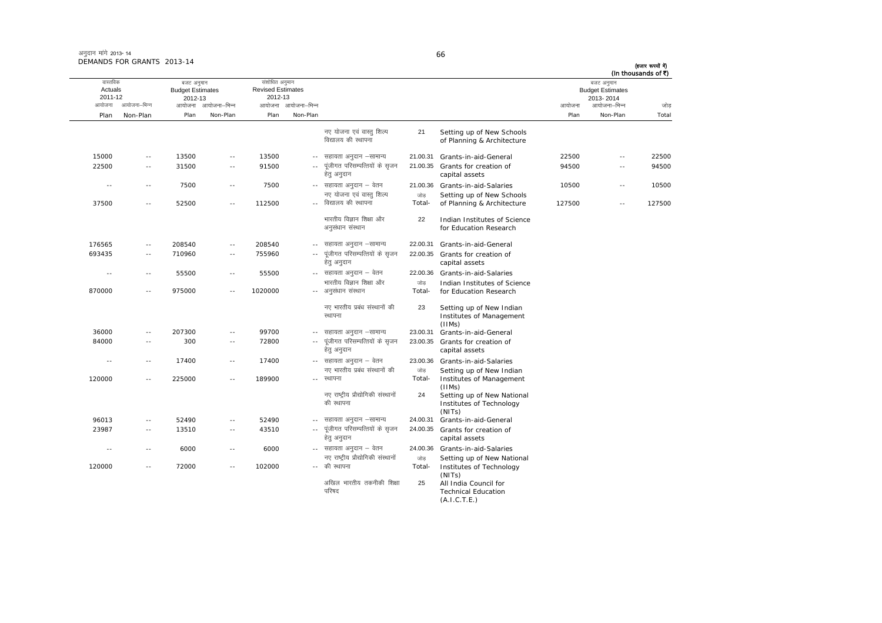अनुदान मांगे 2013-14
DEMANDS FOR GRANTS 2013-14

(हजार रूपयों में)
(In thousands of ₹)

| वास्तविक Actuals 2011-12 | | बजट अनुमान Budget Estimates 2012-13 | | संशोधित अनुमान Revised Estimates 2012-13 | | | | | बजट अनुमान Budget Estimates 2013-2014 | | |
|---|---|---|---|---|---|---|---|---|---|---|---|
| आयोजना Plan | आयोजना-भिन्न Non-Plan | आयोजना Plan | आयोजना-भिन्न Non-Plan | आयोजना Plan | आयोजना-भिन्न Non-Plan | | | | आयोजना Plan | आयोजना-भिन्न Non-Plan | जोड़ Total |
| | | | | | | नए योजना एवं वास्तु शिल्प विद्यालय की स्थापना | 21 | Setting up of New Schools of Planning & Architecture | | | |
| 15000 | -- | 13500 | -- | 13500 | -- | सहायता अनुदान –सामान्य | 21.00.31 | Grants-in-aid-General | 22500 | -- | 22500 |
| 22500 | -- | 31500 | -- | 91500 | -- | पूंजीगत परिसम्पत्तियों के सृजन हेतु अनुदान | 21.00.35 | Grants for creation of capital assets | 94500 | -- | 94500 |
| -- | -- | 7500 | -- | 7500 | -- | सहायता अनुदान – वेतन | 21.00.36 | Grants-in-aid-Salaries | 10500 | -- | 10500 |
| 37500 | -- | 52500 | -- | 112500 | -- | नए योजना एवं वास्तु शिल्प विद्यालय की स्थापना | जोड़ Total- | Setting up of New Schools of Planning & Architecture | 127500 | -- | 127500 |
| | | | | | | भारतीय विज्ञान शिक्षा और अनुसंधान संस्थान | 22 | Indian Institutes of Science for Education Research | | | |
| 176565 | -- | 208540 | -- | 208540 | -- | सहायता अनुदान –सामान्य | 22.00.31 | Grants-in-aid-General | | | |
| 693435 | -- | 710960 | -- | 755960 | -- | पूंजीगत परिसम्पत्तियों के सृजन हेतु अनुदान | 22.00.35 | Grants for creation of capital assets | | | |
| -- | -- | 55500 | -- | 55500 | -- | सहायता अनुदान – वेतन | 22.00.36 | Grants-in-aid-Salaries | | | |
| 870000 | -- | 975000 | -- | 1020000 | -- | भारतीय विज्ञान शिक्षा और अनुसंधान संस्थान | जोड़ Total- | Indian Institutes of Science for Education Research | | | |
| | | | | | | नए भारतीय प्रबंध संस्थानों की स्थापना | 23 | Setting up of New Indian Institutes of Management (IIMs) | | | |
| 36000 | -- | 207300 | -- | 99700 | -- | सहायता अनुदान –सामान्य | 23.00.31 | Grants-in-aid-General | | | |
| 84000 | -- | 300 | -- | 72800 | -- | पूंजीगत परिसम्पत्तियों के सृजन हेतु अनुदान | 23.00.35 | Grants for creation of capital assets | | | |
| -- | -- | 17400 | -- | 17400 | -- | सहायता अनुदान – वेतन | 23.00.36 | Grants-in-aid-Salaries | | | |
| 120000 | -- | 225000 | -- | 189900 | -- | नए भारतीय प्रबंध संस्थानों की स्थापना | जोड़ Total- | Setting up of New Indian Institutes of Management (IIMs) | | | |
| | | | | | | नए राष्ट्रीय प्रौद्योगिकी संस्थानों की स्थापना | 24 | Setting up of New National Institutes of Technology (NITs) | | | |
| 96013 | -- | 52490 | -- | 52490 | -- | सहायता अनुदान –सामान्य | 24.00.31 | Grants-in-aid-General | | | |
| 23987 | -- | 13510 | -- | 43510 | -- | पूंजीगत परिसम्पत्तियों के सृजन हेतु अनुदान | 24.00.35 | Grants for creation of capital assets | | | |
| -- | -- | 6000 | -- | 6000 | -- | सहायता अनुदान – वेतन | 24.00.36 | Grants-in-aid-Salaries | | | |
| 120000 | -- | 72000 | -- | 102000 | -- | नए राष्ट्रीय प्रौद्योगिकी संस्थानों की स्थापना | जोड़ Total- | Setting up of New National Institutes of Technology (NITs) | | | |
| | | | | | | अखिल भारतीय तकनीकी शिक्षा परिषद | 25 | All India Council for Technical Education (A.I.C.T.E.) | | | |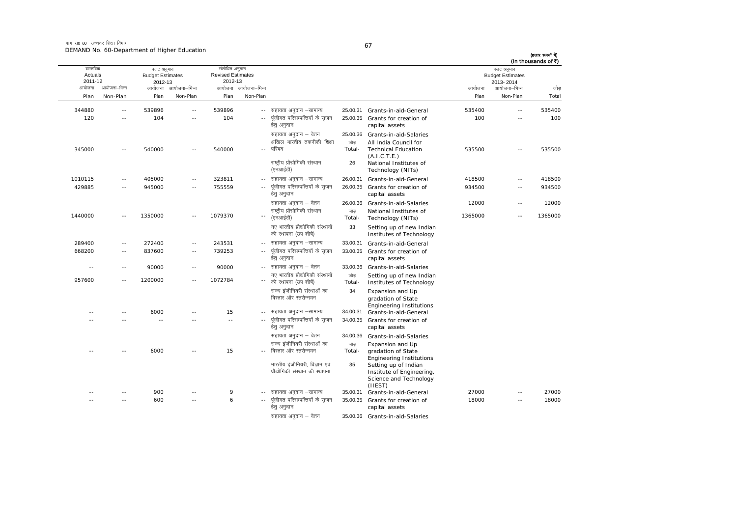मांग सं0 60 उच्चतर शिक्षा विभाग
DEMAND No. 60-Department of Higher Education

(हजार रूपयों में)
(In thousands of ₹)

| वास्तविक Actuals 2011-12 | | बजट अनुमान Budget Estimates 2012-13 | | संशोधित अनुमान Revised Estimates 2012-13 | | | | | बजट अनुमान Budget Estimates 2013-2014 | | |
|---|---|---|---|---|---|---|---|---|---|---|---|
| आयोजना Plan | आयोजना–भिन्न Non-Plan | आयोजना Plan | आयोजना–भिन्न Non-Plan | आयोजना Plan | आयोजना–भिन्न Non-Plan | | | | आयोजना Plan | आयोजना–भिन्न Non-Plan | जोड़ Total |
| 344880 | -- | 539896 | -- | 539896 | -- | सहायता अनुदान –सामान्य | 25.00.31 | Grants-in-aid-General | 535400 | -- | 535400 |
| 120 | -- | 104 | -- | 104 | -- | पूंजीगत परिसम्पत्तियों के सृजन हेतु अनुदान | 25.00.35 | Grants for creation of capital assets | 100 | -- | 100 |
| | | | | | | सहायता अनुदान – वेतन | 25.00.36 | Grants-in-aid-Salaries | | | |
| 345000 | -- | 540000 | -- | 540000 | -- | अखिल भारतीय तकनीकी शिक्षा परिषद | जोड़ Total- | All India Council for Technical Education (A.I.C.T.E.) | 535500 | -- | 535500 |
| | | | | | | राष्ट्रीय प्रौद्योगिकी संस्थान (एनआईटी) | 26 | National Institutes of Technology (NITs) | | | |
| 1010115 | -- | 405000 | -- | 323811 | -- | सहायता अनुदान –सामान्य | 26.00.31 | Grants-in-aid-General | 418500 | -- | 418500 |
| 429885 | -- | 945000 | -- | 755559 | -- | पूंजीगत परिसम्पत्तियों के सृजन हेतु अनुदान | 26.00.35 | Grants for creation of capital assets | 934500 | -- | 934500 |
| | | | | | | सहायता अनुदान – वेतन | 26.00.36 | Grants-in-aid-Salaries | 12000 | -- | 12000 |
| 1440000 | -- | 1350000 | -- | 1079370 | -- | राष्ट्रीय प्रौद्योगिकी संस्थान (एनआईटी) | जोड़ Total- | National Institutes of Technology (NITs) | 1365000 | -- | 1365000 |
| | | | | | | नए भारतीय प्रौद्योगिकी संस्थानों की स्थापना (उप शीर्ष) | 33 | Setting up of new Indian Institutes of Technology | | | |
| 289400 | -- | 272400 | -- | 243531 | -- | सहायता अनुदान –सामान्य | 33.00.31 | Grants-in-aid-General | | | |
| 668200 | -- | 837600 | -- | 739253 | -- | पूंजीगत परिसम्पत्तियों के सृजन हेतु अनुदान | 33.00.35 | Grants for creation of capital assets | | | |
| -- | -- | 90000 | -- | 90000 | -- | सहायता अनुदान – वेतन | 33.00.36 | Grants-in-aid-Salaries | | | |
| 957600 | -- | 1200000 | -- | 1072784 | -- | नए भारतीय प्रौद्योगिकी संस्थानों की स्थापना (उप शीर्ष) | जोड़ Total- | Setting up of new Indian Institutes of Technology | | | |
| | | | | | | राज्य इंजीनियरी संस्थाओं का विस्तार और स्तरोन्नयन | 34 | Expansion and Up gradation of State Engineering Institutions | | | |
| -- | -- | 6000 | -- | 15 | -- | सहायता अनुदान –सामान्य | 34.00.31 | Grants-in-aid-General | | | |
| -- | -- | -- | -- | -- | -- | पूंजीगत परिसम्पत्तियों के सृजन हेतु अनुदान | 34.00.35 | Grants for creation of capital assets | | | |
| | | | | | | सहायता अनुदान – वेतन | 34.00.36 | Grants-in-aid-Salaries | | | |
| -- | -- | 6000 | -- | 15 | -- | राज्य इंजीनियरी संस्थाओं का विस्तार और स्तरोन्नयन | जोड़ Total- | Expansion and Up gradation of State Engineering Institutions | | | |
| | | | | | | भारतीय इंजीनियरी, विज्ञान एवं प्रौद्योगिकी संस्थान की स्थापना | 35 | Setting up of Indian Institute of Engineering, Science and Technology (IIEST) | | | |
| -- | -- | 900 | -- | 9 | -- | सहायता अनुदान –सामान्य | 35.00.31 | Grants-in-aid-General | 27000 | -- | 27000 |
| -- | -- | 600 | -- | 6 | -- | पूंजीगत परिसम्पत्तियों के सृजन हेतु अनुदान | 35.00.35 | Grants for creation of capital assets | 18000 | -- | 18000 |
| | | | | | | सहायता अनुदान – वेतन | 35.00.36 | Grants-in-aid-Salaries | | | |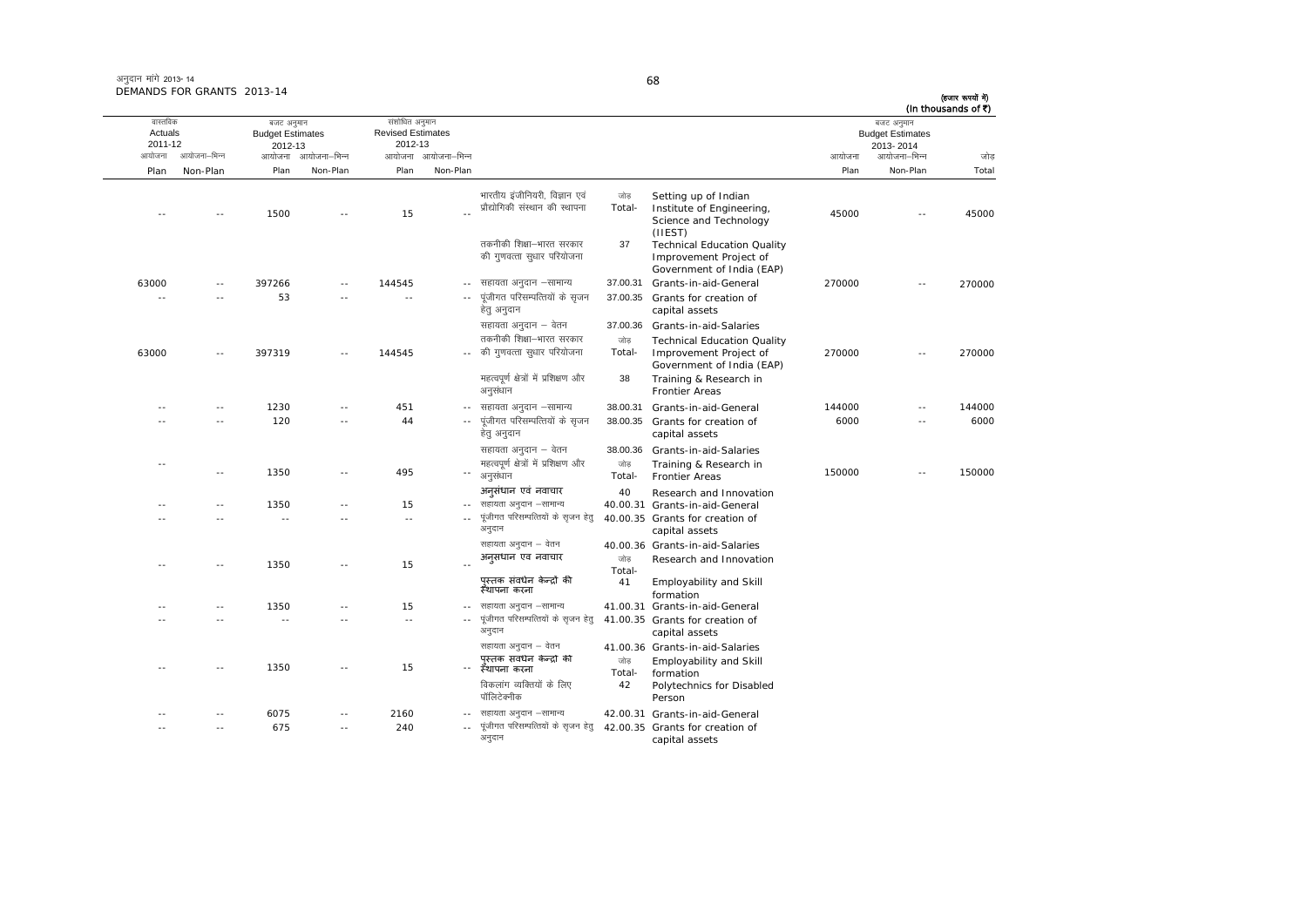अनुदान मांगें 2013-14
DEMANDS FOR GRANTS 2013-14

(हजार रूपयों में)
(In thousands of ₹)

| वास्तविक Actuals 2011-12 | | बजट अनुमान Budget Estimates 2012-13 | | संशोधित अनुमान Revised Estimates 2012-13 | | | | | | बजट अनुमान Budget Estimates 2013-2014 | | |
|---|---|---|---|---|---|---|---|---|---|---|---|---|
| आयोजना Plan | आयोजना-भिन्न Non-Plan | आयोजना Plan | आयोजना-भिन्न Non-Plan | आयोजना Plan | आयोजना-भिन्न Non-Plan | | | | | आयोजना Plan | आयोजना-भिन्न Non-Plan | जोड़ Total |
| -- | -- | 1500 | -- | 15 | -- | भारतीय इंजीनियरी, विज्ञान एवं प्रौद्योगिकी संस्थान की स्थापना | जोड़ Total- | | Setting up of Indian Institute of Engineering, Science and Technology (IIEST) | 45000 | -- | 45000 |
| | | | | | | तकनीकी शिक्षा–भारत सरकार की गुणवत्ता सुधार परियोजना | 37 | | Technical Education Quality Improvement Project of Government of India (EAP) | | | |
| 63000 | -- | 397266 | -- | 144545 | -- | सहायता अनुदान –सामान्य | 37.00.31 | | Grants-in-aid-General | 270000 | -- | 270000 |
| -- | -- | 53 | -- | -- | -- | पूंजीगत परिसम्पत्तियों के सृजन हेतु अनुदान | 37.00.35 | | Grants for creation of capital assets | | | |
| | | | | | | सहायता अनुदान – वेतन | 37.00.36 | | Grants-in-aid-Salaries | | | |
| 63000 | -- | 397319 | -- | 144545 | -- | तकनीकी शिक्षा–भारत सरकार की गुणवत्ता सुधार परियोजना | जोड़ Total- | | Technical Education Quality Improvement Project of Government of India (EAP) | 270000 | -- | 270000 |
| | | | | | | महत्वपूर्ण क्षेत्रों में प्रशिक्षण और अनुसंधान | 38 | | Training & Research in Frontier Areas | | | |
| -- | -- | 1230 | -- | 451 | -- | सहायता अनुदान –सामान्य | 38.00.31 | | Grants-in-aid-General | 144000 | -- | 144000 |
| -- | -- | 120 | -- | 44 | -- | पूंजीगत परिसम्पत्तियों के सृजन हेतु अनुदान | 38.00.35 | | Grants for creation of capital assets | 6000 | -- | 6000 |
| | | | | | | सहायता अनुदान – वेतन | 38.00.36 | | Grants-in-aid-Salaries | | | |
| -- | -- | 1350 | -- | 495 | -- | महत्वपूर्ण क्षेत्रों में प्रशिक्षण और अनुसंधान | जोड़ Total- | | Training & Research in Frontier Areas | 150000 | -- | 150000 |
| | | | | | | अनुसंधान एवं नवाचार | 40 | | Research and Innovation | | | |
| -- | -- | 1350 | -- | 15 | -- | सहायता अनुदान –सामान्य | 40.00.31 | | Grants-in-aid-General | | | |
| -- | -- | -- | -- | -- | -- | पूंजीगत परिसम्पत्तियों के सृजन हेतु अनुदान | 40.00.35 | | Grants for creation of capital assets | | | |
| | | | | | | सहायता अनुदान – वेतन | 40.00.36 | | Grants-in-aid-Salaries | | | |
| -- | -- | 1350 | -- | 15 | -- | अनुसंधान एवं नवाचार | जोड़ Total- | | Research and Innovation | | | |
| | | | | | | पुस्तक संवर्धन केन्द्रों की स्थापना करना | 41 | | Employability and Skill formation | | | |
| -- | -- | 1350 | -- | 15 | -- | सहायता अनुदान –सामान्य | 41.00.31 | | Grants-in-aid-General | | | |
| -- | -- | -- | -- | -- | -- | पूंजीगत परिसम्पत्तियों के सृजन हेतु अनुदान | 41.00.35 | | Grants for creation of capital assets | | | |
| | | | | | | सहायता अनुदान – वेतन | 41.00.36 | | Grants-in-aid-Salaries | | | |
| -- | -- | 1350 | -- | 15 | -- | पुस्तक संवर्धन केन्द्रों की स्थापना करना | जोड़ Total- | | Employability and Skill formation | | | |
| | | | | | | विकलांग व्यक्तियों के लिए पॉलिटेक्नीक | 42 | | Polytechnics for Disabled Person | | | |
| -- | -- | 6075 | -- | 2160 | -- | सहायता अनुदान –सामान्य | 42.00.31 | | Grants-in-aid-General | | | |
| -- | -- | 675 | -- | 240 | -- | पूंजीगत परिसम्पत्तियों के सृजन हेतु अनुदान | 42.00.35 | | Grants for creation of capital assets | | | |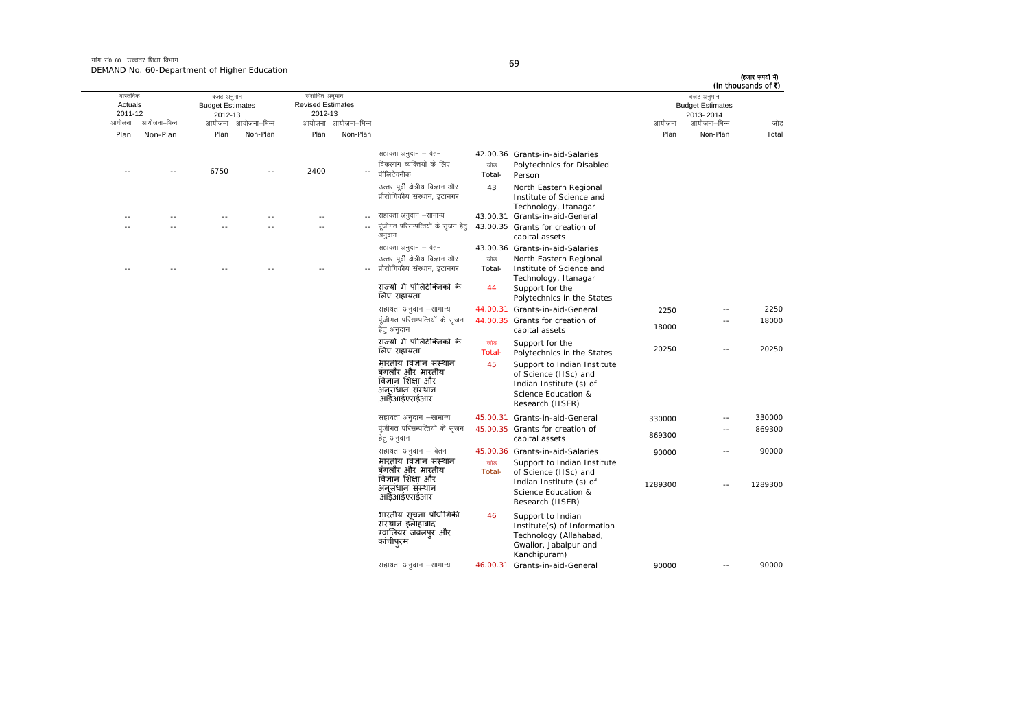मांग सं0 60 उच्चतर शिक्षा विभाग
DEMAND No. 60-Department of Higher Education

(हजार रूपयों में)
(In thousands of ₹)

| वास्तविक Actuals 2011-12 | | बजट अनुमान Budget Estimates 2012-13 | | संशोधित अनुमान Revised Estimates 2012-13 | | | | | बजट अनुमान Budget Estimates 2013-2014 | | |
|---|---|---|---|---|---|---|---|---|---|---|---|
| आयोजना Plan | आयोजना-भिन्न Non-Plan | आयोजना Plan | आयोजना-भिन्न Non-Plan | आयोजना Plan | आयोजना-भिन्न Non-Plan | | | | आयोजना Plan | आयोजना-भिन्न Non-Plan | जोड़ Total |
| | | | | | | सहायता अनुदान – वेतन | 42.00.36 | Grants-in-aid-Salaries | | | |
| -- | -- | 6750 | -- | 2400 | -- | विकलांग व्यक्तियों के लिए पॉलिटेक्नीक | जोड़ Total- | Polytechnics for Disabled Person | | | |
| | | | | | | उत्तर पूर्वी क्षेत्रीय विज्ञान और प्रौद्योगिकीय संस्थान, इटानगर | 43 | North Eastern Regional Institute of Science and Technology, Itanagar | | | |
| -- | -- | -- | -- | -- | -- | सहायता अनुदान –सामान्य | 43.00.31 | Grants-in-aid-General | | | |
| -- | -- | -- | -- | -- | -- | पूंजीगत परिसम्पत्तियों के सृजन हेतु अनुदान | 43.00.35 | Grants for creation of capital assets | | | |
| | | | | | | सहायता अनुदान – वेतन | 43.00.36 | Grants-in-aid-Salaries | | | |
| -- | -- | -- | -- | -- | -- | उत्तर पूर्वी क्षेत्रीय विज्ञान और प्रौद्योगिकीय संस्थान, इटानगर | जोड़ Total- | North Eastern Regional Institute of Science and Technology, Itanagar | | | |
| | | | | | | **राज्यों में पॉलिटेक्निकों के लिए सहायता** | 44 | Support for the Polytechnics in the States | | | |
| | | | | | | सहायता अनुदान –सामान्य | 44.00.31 | Grants-in-aid-General | 2250 | -- | 2250 |
| | | | | | | पूंजीगत परिसम्पत्तियों के सृजन हेतु अनुदान | 44.00.35 | Grants for creation of capital assets | 18000 | -- | 18000 |
| | | | | | | **राज्यों में पॉलिटेक्निकों के लिए सहायता** | जोड़ Total- | Support for the Polytechnics in the States | 20250 | -- | 20250 |
| | | | | | | **भारतीय विज्ञान संस्थान बंगलौर और भारतीय विज्ञान शिक्षा और अनुसंधान संस्थान .आईआईएसईआर** | 45 | Support to Indian Institute of Science (IISc) and Indian Institute (s) of Science Education & Research (IISER) | | | |
| | | | | | | सहायता अनुदान –सामान्य | 45.00.31 | Grants-in-aid-General | 330000 | -- | 330000 |
| | | | | | | पूंजीगत परिसम्पत्तियों के सृजन हेतु अनुदान | 45.00.35 | Grants for creation of capital assets | 869300 | -- | 869300 |
| | | | | | | सहायता अनुदान – वेतन | 45.00.36 | Grants-in-aid-Salaries | 90000 | -- | 90000 |
| | | | | | | **भारतीय विज्ञान संस्थान बंगलौर और भारतीय विज्ञान शिक्षा और अनुसंधान संस्थान .आईआईएसईआर** | जोड़ Total- | Support to Indian Institute of Science (IISc) and Indian Institute (s) of Science Education & Research (IISER) | 1289300 | -- | 1289300 |
| | | | | | | **भारतीय सूचना प्रौद्योगिकी संस्थान इलाहाबाद ग्वालियर जबलपुर और कांचीपुरम** | 46 | Support to Indian Institute(s) of Information Technology (Allahabad, Gwalior, Jabalpur and Kanchipuram) | | | |
| | | | | | | सहायता अनुदान –सामान्य | 46.00.31 | Grants-in-aid-General | 90000 | -- | 90000 |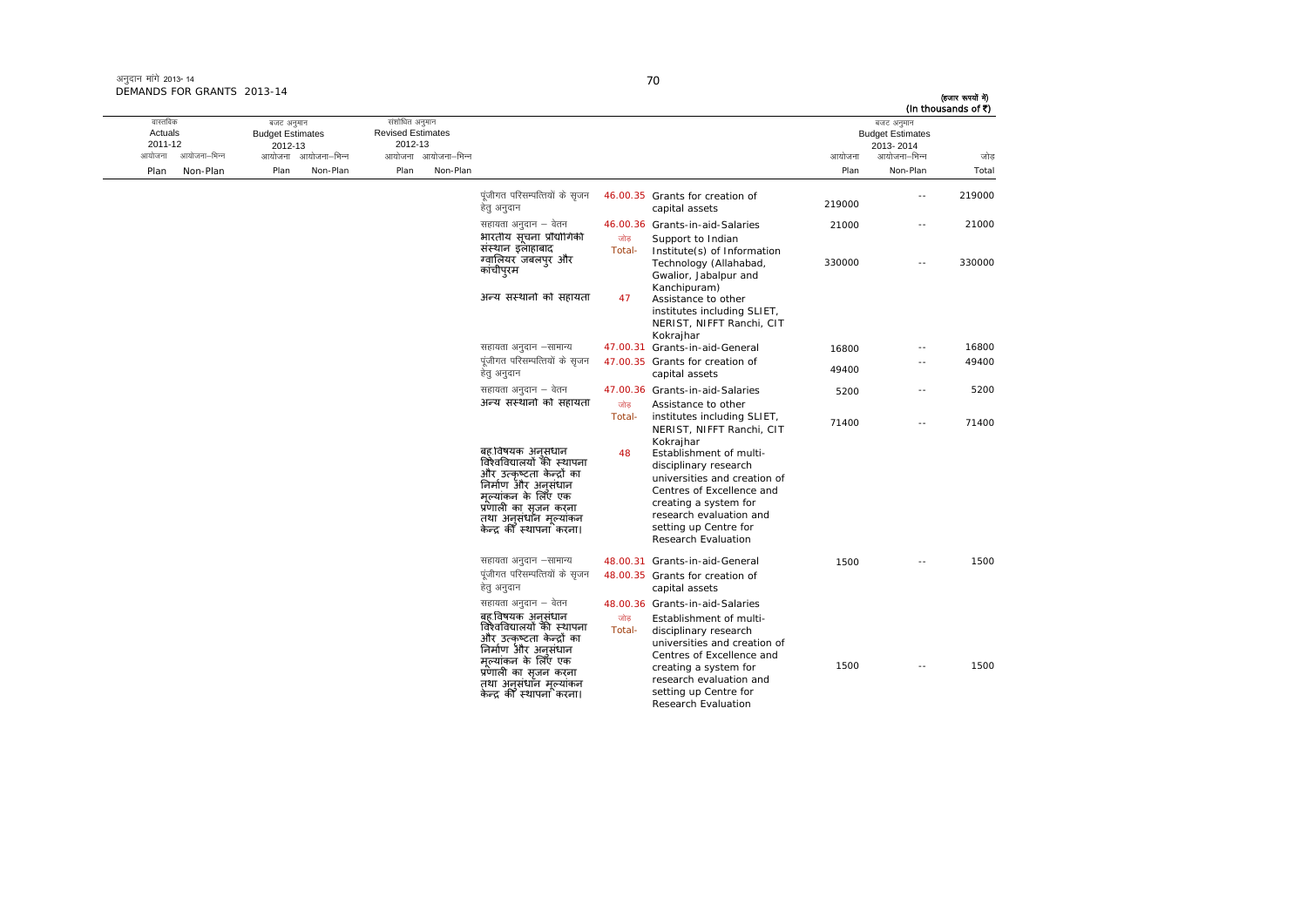अनुदान मांगें 2013-14
DEMANDS FOR GRANTS 2013-14

(हजार रूपयों में)
(In thousands of ₹)

| वास्तविक Actuals 2011-12 | | बजट अनुमान Budget Estimates 2012-13 | | संशोधित अनुमान Revised Estimates 2012-13 | | | | | बजट अनुमान Budget Estimates 2013-2014 | | |
|---|---|---|---|---|---|---|---|---|---|---|---|
| आयोजना Plan | आयोजना-भिन्न Non-Plan | आयोजना Plan | आयोजना-भिन्न Non-Plan | आयोजना Plan | आयोजना-भिन्न Non-Plan | | | | आयोजना Plan | आयोजना-भिन्न Non-Plan | जोड़ Total |
| | | | | | | पूंजीगत परिसम्पत्तियों के सृजन हेतु अनुदान | 46.00.35 | Grants for creation of capital assets | 219000 | -- | 219000 |
| | | | | | | सहायता अनुदान – वेतन | 46.00.36 | Grants-in-aid-Salaries | 21000 | -- | 21000 |
| | | | | | | भारतीय सूचना प्रौद्योगिकी संस्थान इलाहाबाद ग्वालियर जबलपुर और कांचीपुरम | जोड़ Total- | Support to Indian Institute(s) of Information Technology (Allahabad, Gwalior, Jabalpur and Kanchipuram) | 330000 | -- | 330000 |
| | | | | | | अन्य संस्थानों को सहायता | 47 | Assistance to other institutes including SLIET, NERIST, NIFFT Ranchi, CIT Kokrajhar | | | |
| | | | | | | सहायता अनुदान –सामान्य | 47.00.31 | Grants-in-aid-General | 16800 | -- | 16800 |
| | | | | | | पूंजीगत परिसम्पत्तियों के सृजन हेतु अनुदान | 47.00.35 | Grants for creation of capital assets | 49400 | -- | 49400 |
| | | | | | | सहायता अनुदान – वेतन | 47.00.36 | Grants-in-aid-Salaries | 5200 | -- | 5200 |
| | | | | | | अन्य संस्थानों को सहायता | जोड़ Total- | Assistance to other institutes including SLIET, NERIST, NIFFT Ranchi, CIT Kokrajhar | 71400 | -- | 71400 |
| | | | | | | बहुविषयक अनुसंधान विश्वविद्यालयों की स्थापना और उत्कृष्टता केन्द्रों का निर्माण और अनुसंधान मूल्यांकन के लिए एक प्रणाली का सृजन करना तथा अनुसंधान मूल्यांकन केन्द्र की स्थापना करना। | 48 | Establishment of multi-disciplinary research universities and creation of Centres of Excellence and creating a system for research evaluation and setting up Centre for Research Evaluation | | | |
| | | | | | | सहायता अनुदान –सामान्य | 48.00.31 | Grants-in-aid-General | 1500 | -- | 1500 |
| | | | | | | पूंजीगत परिसम्पत्तियों के सृजन हेतु अनुदान | 48.00.35 | Grants for creation of capital assets | | | |
| | | | | | | सहायता अनुदान – वेतन | 48.00.36 | Grants-in-aid-Salaries | | | |
| | | | | | | बहुविषयक अनुसंधान विश्वविद्यालयों की स्थापना और उत्कृष्टता केन्द्रों का निर्माण और अनुसंधान मूल्यांकन के लिए एक प्रणाली का सृजन करना तथा अनुसंधान मूल्यांकन केन्द्र की स्थापना करना। | जोड़ Total- | Establishment of multi-disciplinary research universities and creation of Centres of Excellence and creating a system for research evaluation and setting up Centre for Research Evaluation | 1500 | -- | 1500 |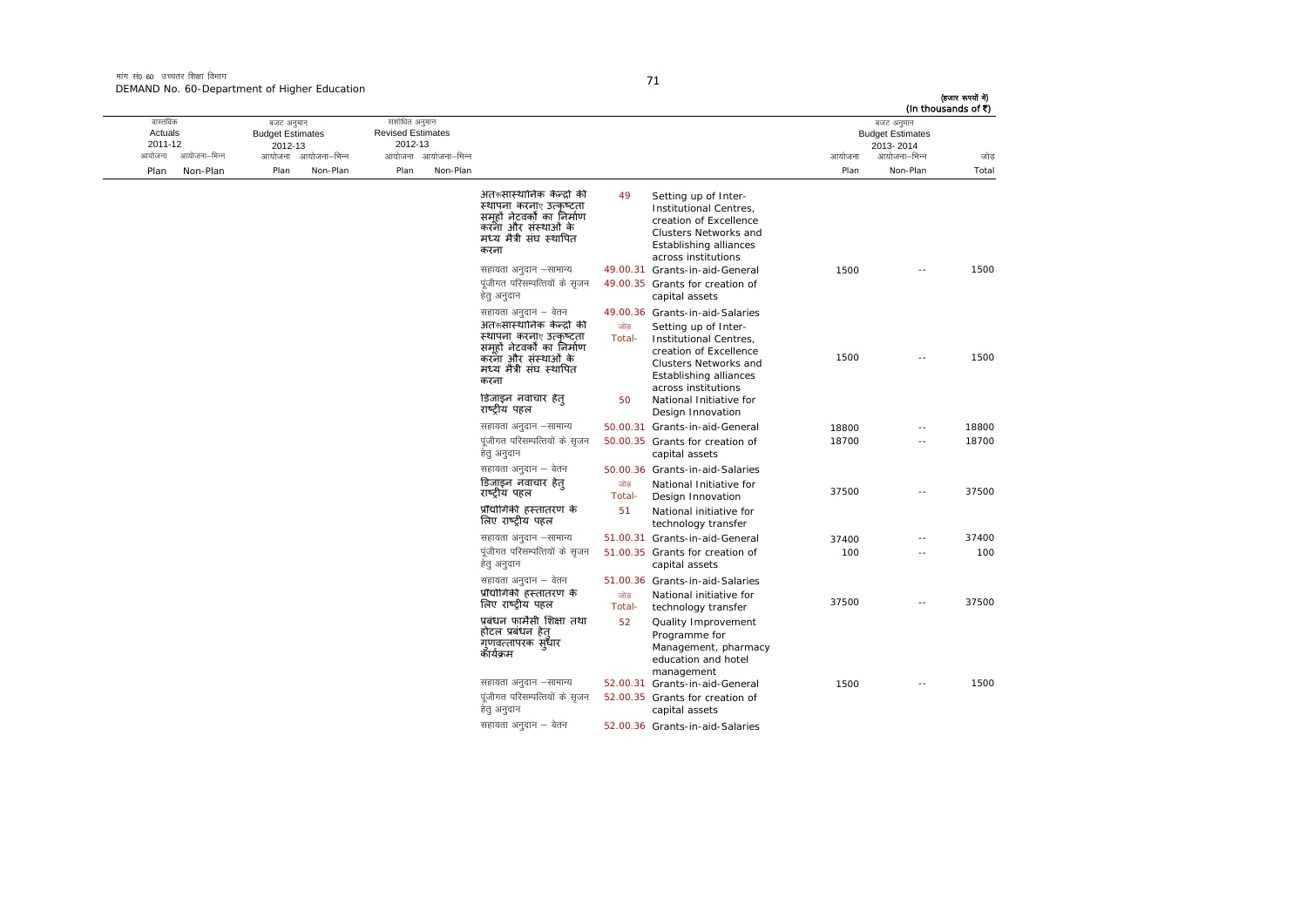मांग सं0 60 उच्चतर शिक्षा विभाग
DEMAND No. 60-Department of Higher Education

(हजार रूपयों में)
(In thousands of ₹)

| वास्तविक Actuals 2011-12 | | बजट अनुमान Budget Estimates 2012-13 | | संशोधित अनुमान Revised Estimates 2012-13 | | | | | बजट अनुमान Budget Estimates 2013-2014 | | |
|---|---|---|---|---|---|---|---|---|---|---|---|
| आयोजना Plan | आयोजना-भिन्न Non-Plan | आयोजना Plan | आयोजना-भिन्न Non-Plan | आयोजना Plan | आयोजना-भिन्न Non-Plan | | | | आयोजना Plan | आयोजना-भिन्न Non-Plan | जोड़ Total |
| | | | | | | अतरूसास्थानिक केन्द्रो की स्थापना करनाए उत्कृष्टता समूहों नेटवर्कों का निर्माण करना और संस्थाओं के मध्य मैत्री संघ स्थापित करना | 49 | Setting up of Inter-Institutional Centres, creation of Excellence Clusters Networks and Establishing alliances across institutions | | | |
| | | | | | | सहायता अनुदान -सामान्य | 49.00.31 | Grants-in-aid-General | 1500 | -- | 1500 |
| | | | | | | पूंजीगत परिसम्पत्तियों के सृजन हेतु अनुदान | 49.00.35 | Grants for creation of capital assets | | | |
| | | | | | | सहायता अनुदान - वेतन | 49.00.36 | Grants-in-aid-Salaries | | | |
| | | | | | | अतरूसास्थानिक केन्द्रो की स्थापना करनाए उत्कृष्टता समूहों नेटवर्कों का निर्माण करना और संस्थाओं के मध्य मैत्री संघ स्थापित करना | जोड़ Total- | Setting up of Inter-Institutional Centres, creation of Excellence Clusters Networks and Establishing alliances across institutions | 1500 | -- | 1500 |
| | | | | | | डिजाइन नवाचार हेतु राष्ट्रीय पहल | 50 | National Initiative for Design Innovation | | | |
| | | | | | | सहायता अनुदान -सामान्य | 50.00.31 | Grants-in-aid-General | 18800 | -- | 18800 |
| | | | | | | पूंजीगत परिसम्पत्तियों के सृजन हेतु अनुदान | 50.00.35 | Grants for creation of capital assets | 18700 | -- | 18700 |
| | | | | | | सहायता अनुदान - वेतन | 50.00.36 | Grants-in-aid-Salaries | | | |
| | | | | | | डिजाइन नवाचार हेतु राष्ट्रीय पहल | जोड़ Total- | National Initiative for Design Innovation | 37500 | -- | 37500 |
| | | | | | | प्रौद्योगिकी हस्तातरण के लिए राष्ट्रीय पहल | 51 | National initiative for technology transfer | | | |
| | | | | | | सहायता अनुदान -सामान्य | 51.00.31 | Grants-in-aid-General | 37400 | -- | 37400 |
| | | | | | | पूंजीगत परिसम्पत्तियों के सृजन हेतु अनुदान | 51.00.35 | Grants for creation of capital assets | 100 | -- | 100 |
| | | | | | | सहायता अनुदान - वेतन | 51.00.36 | Grants-in-aid-Salaries | | | |
| | | | | | | प्रौद्योगिकी हस्तातरण के लिए राष्ट्रीय पहल | जोड़ Total- | National initiative for technology transfer | 37500 | -- | 37500 |
| | | | | | | प्रबंधन फार्मेसी शिक्षा तथा होटल प्रबंधन हेतु गुणवत्तापरक सुधार कार्यक्रम | 52 | Quality Improvement Programme for Management, pharmacy education and hotel management | | | |
| | | | | | | सहायता अनुदान -सामान्य | 52.00.31 | Grants-in-aid-General | 1500 | -- | 1500 |
| | | | | | | पूंजीगत परिसम्पत्तियों के सृजन हेतु अनुदान | 52.00.35 | Grants for creation of capital assets | | | |
| | | | | | | सहायता अनुदान - वेतन | 52.00.36 | Grants-in-aid-Salaries | | | |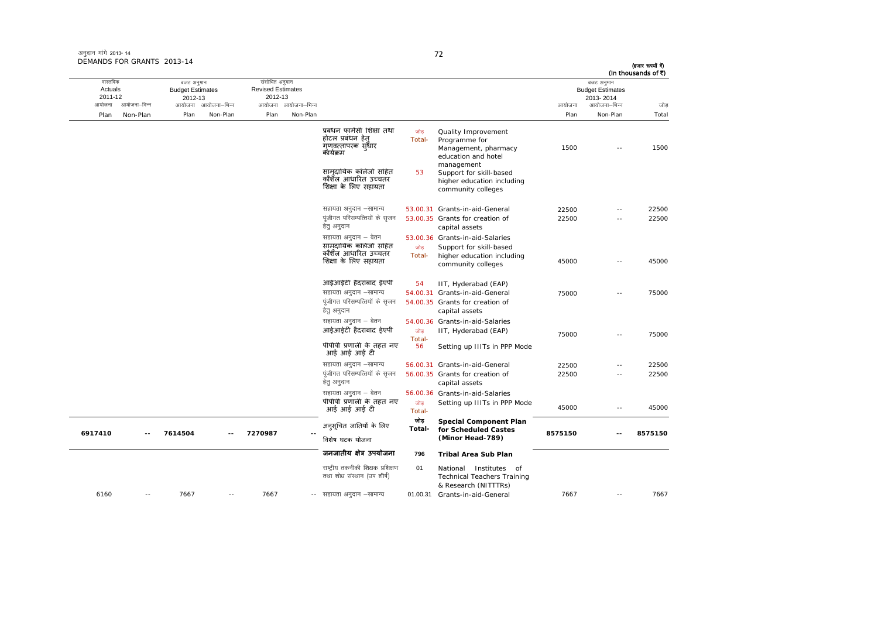अनुदान मांगे 2013-14
DEMANDS FOR GRANTS 2013-14

(हजार रूपयों में)
(In thousands of ₹)

| वास्तविक Actuals 2011-12 | | बजट अनुमान Budget Estimates 2012-13 | | संशोधित अनुमान Revised Estimates 2012-13 | | | | | बजट अनुमान Budget Estimates 2013-2014 | | |
|---|---|---|---|---|---|---|---|---|---|---|---|
| आयोजना Plan | आयोजना–भिन्न Non-Plan | आयोजना Plan | आयोजना–भिन्न Non-Plan | आयोजना Plan | आयोजना–भिन्न Non-Plan | | | | आयोजना Plan | आयोजना–भिन्न Non-Plan | जोड़ Total |
| | | | | | | प्रबंधन फार्मेसी शिक्षा तथा होटल प्रबंधन हेतु गुणवत्तापरक सुधार कार्यक्रम | जोड़ Total- | Quality Improvement Programme for Management, pharmacy education and hotel management | 1500 | -- | 1500 |
| | | | | | | सामुदायिक कॉलेजों सहित कौशल आधारित उच्चतर शिक्षा के लिए सहायता | 53 | Support for skill-based higher education including community colleges | | | |
| | | | | | | सहायता अनुदान –सामान्य | 53.00.31 | Grants-in-aid-General | 22500 | -- | 22500 |
| | | | | | | पूंजीगत परिसम्पत्तियों के सृजन हेतु अनुदान | 53.00.35 | Grants for creation of capital assets | 22500 | -- | 22500 |
| | | | | | | सहायता अनुदान – वेतन | 53.00.36 | Grants-in-aid-Salaries | | | |
| | | | | | | सामुदायिक कॉलेजों सहित कौशल आधारित उच्चतर शिक्षा के लिए सहायता | जोड़ Total- | Support for skill-based higher education including community colleges | 45000 | -- | 45000 |
| | | | | | | आइआइटी हैदराबाद ईएपी | 54 | IIT, Hyderabad (EAP) | | | |
| | | | | | | सहायता अनुदान –सामान्य | 54.00.31 | Grants-in-aid-General | 75000 | -- | 75000 |
| | | | | | | पूंजीगत परिसम्पत्तियों के सृजन हेतु अनुदान | 54.00.35 | Grants for creation of capital assets | | | |
| | | | | | | सहायता अनुदान – वेतन | 54.00.36 | Grants-in-aid-Salaries | | | |
| | | | | | | आइआइटी हैदराबाद ईएपी | जोड़ Total- | IIT, Hyderabad (EAP) | 75000 | -- | 75000 |
| | | | | | | पीपीपी प्रणाली के तहत नए आई आई आई टी | 56 | Setting up IIITs in PPP Mode | | | |
| | | | | | | सहायता अनुदान –सामान्य | 56.00.31 | Grants-in-aid-General | 22500 | -- | 22500 |
| | | | | | | पूंजीगत परिसम्पत्तियों के सृजन हेतु अनुदान | 56.00.35 | Grants for creation of capital assets | 22500 | -- | 22500 |
| | | | | | | सहायता अनुदान – वेतन | 56.00.36 | Grants-in-aid-Salaries | | | |
| | | | | | | पीपीपी प्रणाली के तहत नए आई आई आई टी | जोड़ Total- | Setting up IIITs in PPP Mode | 45000 | -- | 45000 |
| **6917410** | **--** | **7614504** | **--** | **7270987** | **--** | अनुसूचित जातियों के लिए विशेष घटक योजना | **जोड़ Total-** | **Special Component Plan for Scheduled Castes (Minor Head-789)** | **8575150** | **--** | **8575150** |
| | | | | | | **जनजातीय क्षेत्र उपयोजना** | **796** | **Tribal Area Sub Plan** | | | |
| | | | | | | राष्ट्रीय तकनीकी शिक्षक प्रशिक्षण तथा शोध संस्थान (उप शीर्ष) | 01 | National Institutes of Technical Teachers Training & Research (NITTTRs) | | | |
| 6160 | -- | 7667 | -- | 7667 | -- | सहायता अनुदान –सामान्य | 01.00.31 | Grants-in-aid-General | 7667 | -- | 7667 |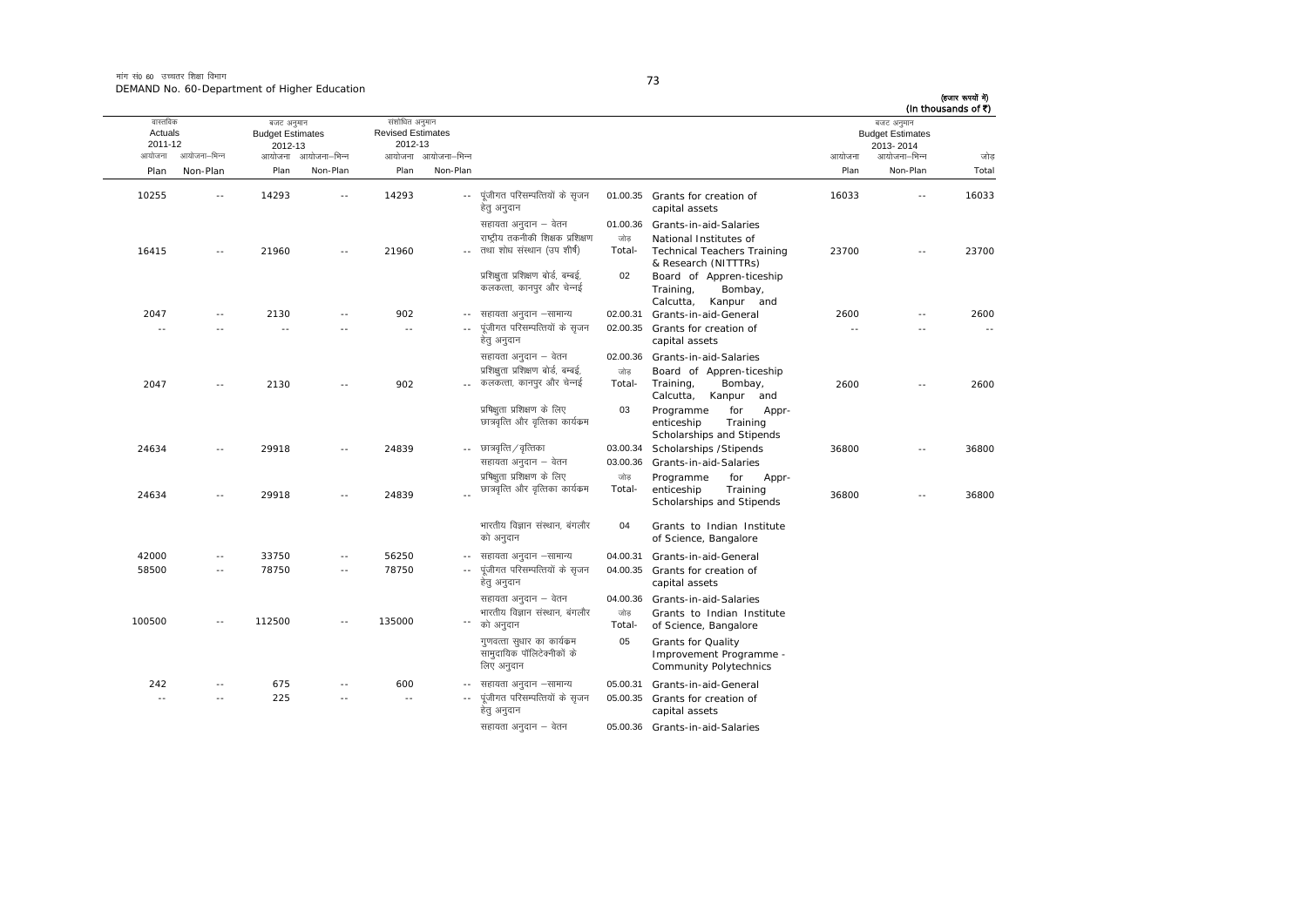मांग सं0 60 उच्चतर शिक्षा विभाग
DEMAND No. 60-Department of Higher Education

(हजार रूपयों में)
(In thousands of ₹)

| वास्तविक Actuals 2011-12 | | बजट अनुमान Budget Estimates 2012-13 | | संशोधित अनुमान Revised Estimates 2012-13 | | | | | बजट अनुमान Budget Estimates 2013-2014 | | |
|---|---|---|---|---|---|---|---|---|---|---|---|
| आयोजना Plan | आयोजना–भिन्न Non-Plan | आयोजना Plan | आयोजना–भिन्न Non-Plan | आयोजना Plan | आयोजना–भिन्न Non-Plan | | | | आयोजना Plan | आयोजना–भिन्न Non-Plan | जोड़ Total |
| 10255 | -- | 14293 | -- | 14293 | -- | पूंजीगत परिसम्पत्तियों के सृजन हेतु अनुदान | 01.00.35 | Grants for creation of capital assets | 16033 | -- | 16033 |
| | | | | | | सहायता अनुदान – वेतन | 01.00.36 | Grants-in-aid-Salaries | | | |
| 16415 | -- | 21960 | -- | 21960 | -- | राष्ट्रीय तकनीकी शिक्षक प्रशिक्षण तथा शोध संस्थान (उप शीर्ष) | जोड़ Total- | National Institutes of Technical Teachers Training & Research (NITTTRs) | 23700 | -- | 23700 |
| | | | | | | प्रशिक्षुता प्रशिक्षण बोर्ड, बम्बई, कलकत्ता, कानपुर और चेन्नई | 02 | Board of Appren-ticeship Training, Bombay, Calcutta, Kanpur and | | | |
| 2047 | -- | 2130 | -- | 902 | -- | सहायता अनुदान –सामान्य | 02.00.31 | Grants-in-aid-General | 2600 | -- | 2600 |
| -- | -- | -- | -- | -- | -- | पूंजीगत परिसम्पत्तियों के सृजन हेतु अनुदान | 02.00.35 | Grants for creation of capital assets | -- | -- | -- |
| | | | | | | सहायता अनुदान – वेतन | 02.00.36 | Grants-in-aid-Salaries | | | |
| 2047 | -- | 2130 | -- | 902 | -- | प्रशिक्षुता प्रशिक्षण बोर्ड, बम्बई, कलकत्ता, कानपुर और चेन्नई | जोड़ Total- | Board of Appren-ticeship Training, Bombay, Calcutta, Kanpur and | 2600 | -- | 2600 |
| | | | | | | प्रशिक्षुता प्रशिक्षण के लिए छात्रवृत्ति और वृत्तिका कार्यक्रम | 03 | Programme for Appr-enticeship Training Scholarships and Stipends | | | |
| 24634 | -- | 29918 | -- | 24839 | -- | छात्रवृत्ति/वृत्तिका | 03.00.34 | Scholarships /Stipends | 36800 | -- | 36800 |
| | | | | | | सहायता अनुदान – वेतन | 03.00.36 | Grants-in-aid-Salaries | | | |
| 24634 | -- | 29918 | -- | 24839 | -- | प्रशिक्षुता प्रशिक्षण के लिए छात्रवृत्ति और वृत्तिका कार्यक्रम | जोड़ Total- | Programme for Appr-enticeship Training Scholarships and Stipends | 36800 | -- | 36800 |
| | | | | | | भारतीय विज्ञान संस्थान, बंगलौर को अनुदान | 04 | Grants to Indian Institute of Science, Bangalore | | | |
| 42000 | -- | 33750 | -- | 56250 | -- | सहायता अनुदान –सामान्य | 04.00.31 | Grants-in-aid-General | | | |
| 58500 | -- | 78750 | -- | 78750 | -- | पूंजीगत परिसम्पत्तियों के सृजन हेतु अनुदान | 04.00.35 | Grants for creation of capital assets | | | |
| | | | | | | सहायता अनुदान – वेतन | 04.00.36 | Grants-in-aid-Salaries | | | |
| 100500 | -- | 112500 | -- | 135000 | -- | भारतीय विज्ञान संस्थान, बंगलौर को अनुदान | जोड़ Total- | Grants to Indian Institute of Science, Bangalore | | | |
| | | | | | | गुणवत्ता सुधार का कार्यक्रम सामुदायिक पॉलिटेक्नीकों के लिए अनुदान | 05 | Grants for Quality Improvement Programme - Community Polytechnics | | | |
| 242 | -- | 675 | -- | 600 | -- | सहायता अनुदान –सामान्य | 05.00.31 | Grants-in-aid-General | | | |
| -- | -- | 225 | -- | -- | -- | पूंजीगत परिसम्पत्तियों के सृजन हेतु अनुदान | 05.00.35 | Grants for creation of capital assets | | | |
| | | | | | | सहायता अनुदान – वेतन | 05.00.36 | Grants-in-aid-Salaries | | | |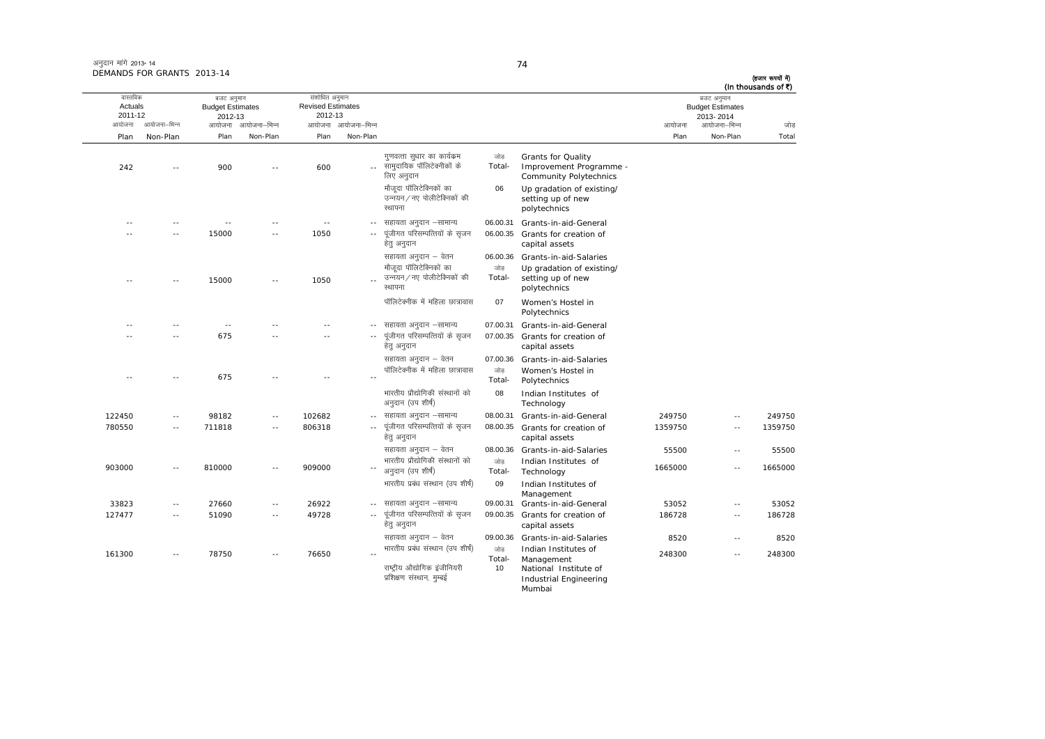अनुदान मांगें 2013-14
DEMANDS FOR GRANTS 2013-14

(हजार रूपयों में)
(In thousands of ₹)

| वास्तविक Actuals 2011-12 | | बजट अनुमान Budget Estimates 2012-13 | | संशोधित अनुमान Revised Estimates 2012-13 | | | | | बजट अनुमान Budget Estimates 2013-2014 | | |
|---|---|---|---|---|---|---|---|---|---|---|---|
| आयोजना Plan | आयोजना-भिन्न Non-Plan | आयोजना Plan | आयोजना-भिन्न Non-Plan | आयोजना Plan | आयोजना-भिन्न Non-Plan | | | | आयोजना Plan | आयोजना-भिन्न Non-Plan | जोड़ Total |
| 242 | -- | 900 | -- | 600 | -- | गुणवत्ता सुधार का कार्यक्रम सामुदायिक पॉलिटेक्नीकों के लिए अनुदान | जोड़ Total- | Grants for Quality Improvement Programme - Community Polytechnics | | | |
| | | | | | | मौजूदा पॉलिटेक्निकों का उन्नयन/नए पोलीटेक्निकों की स्थापना | 06 | Up gradation of existing/ setting up of new polytechnics | | | |
| -- | -- | -- | -- | -- | -- | सहायता अनुदान -सामान्य | 06.00.31 | Grants-in-aid-General | | | |
| -- | -- | 15000 | -- | 1050 | -- | पूंजीगत परिसम्पत्तियों के सृजन हेतु अनुदान | 06.00.35 | Grants for creation of capital assets | | | |
| | | | | | | सहायता अनुदान - वेतन | 06.00.36 | Grants-in-aid-Salaries | | | |
| -- | -- | 15000 | -- | 1050 | -- | मौजूदा पॉलिटेक्निकों का उन्नयन/नए पोलीटेक्निकों की स्थापना | जोड़ Total- | Up gradation of existing/ setting up of new polytechnics | | | |
| | | | | | | पॉलिटेक्नीक में महिला छात्रावास | 07 | Women's Hostel in Polytechnics | | | |
| -- | -- | -- | -- | -- | -- | सहायता अनुदान -सामान्य | 07.00.31 | Grants-in-aid-General | | | |
| -- | -- | 675 | -- | -- | -- | पूंजीगत परिसम्पत्तियों के सृजन हेतु अनुदान | 07.00.35 | Grants for creation of capital assets | | | |
| | | | | | | सहायता अनुदान - वेतन | 07.00.36 | Grants-in-aid-Salaries | | | |
| -- | -- | 675 | -- | -- | -- | पॉलिटेक्नीक में महिला छात्रावास | जोड़ Total- | Women's Hostel in Polytechnics | | | |
| | | | | | | भारतीय प्रौद्योगिकी संस्थानों को अनुदान (उप शीर्ष) | 08 | Indian Institutes of Technology | | | |
| 122450 | -- | 98182 | -- | 102682 | -- | सहायता अनुदान -सामान्य | 08.00.31 | Grants-in-aid-General | 249750 | -- | 249750 |
| 780550 | -- | 711818 | -- | 806318 | -- | पूंजीगत परिसम्पत्तियों के सृजन हेतु अनुदान | 08.00.35 | Grants for creation of capital assets | 1359750 | -- | 1359750 |
| | | | | | | सहायता अनुदान - वेतन | 08.00.36 | Grants-in-aid-Salaries | 55500 | -- | 55500 |
| 903000 | -- | 810000 | -- | 909000 | -- | भारतीय प्रौद्योगिकी संस्थानों को अनुदान (उप शीर्ष) | जोड़ Total- | Indian Institutes of Technology | 1665000 | -- | 1665000 |
| | | | | | | भारतीय प्रबंध संस्थान (उप शीर्ष) | 09 | Indian Institutes of Management | | | |
| 33823 | -- | 27660 | -- | 26922 | -- | सहायता अनुदान -सामान्य | 09.00.31 | Grants-in-aid-General | 53052 | -- | 53052 |
| 127477 | -- | 51090 | -- | 49728 | -- | पूंजीगत परिसम्पत्तियों के सृजन हेतु अनुदान | 09.00.35 | Grants for creation of capital assets | 186728 | -- | 186728 |
| | | | | | | सहायता अनुदान - वेतन | 09.00.36 | Grants-in-aid-Salaries | 8520 | -- | 8520 |
| 161300 | -- | 78750 | -- | 76650 | -- | भारतीय प्रबंध संस्थान (उप शीर्ष) | जोड़ Total- | Indian Institutes of Management | 248300 | -- | 248300 |
| | | | | | | राष्ट्रीय औद्योगिक इंजीनियरी प्रशिक्षण संस्थान, मुम्बई | 10 | National Institute of Industrial Engineering Mumbai | | | |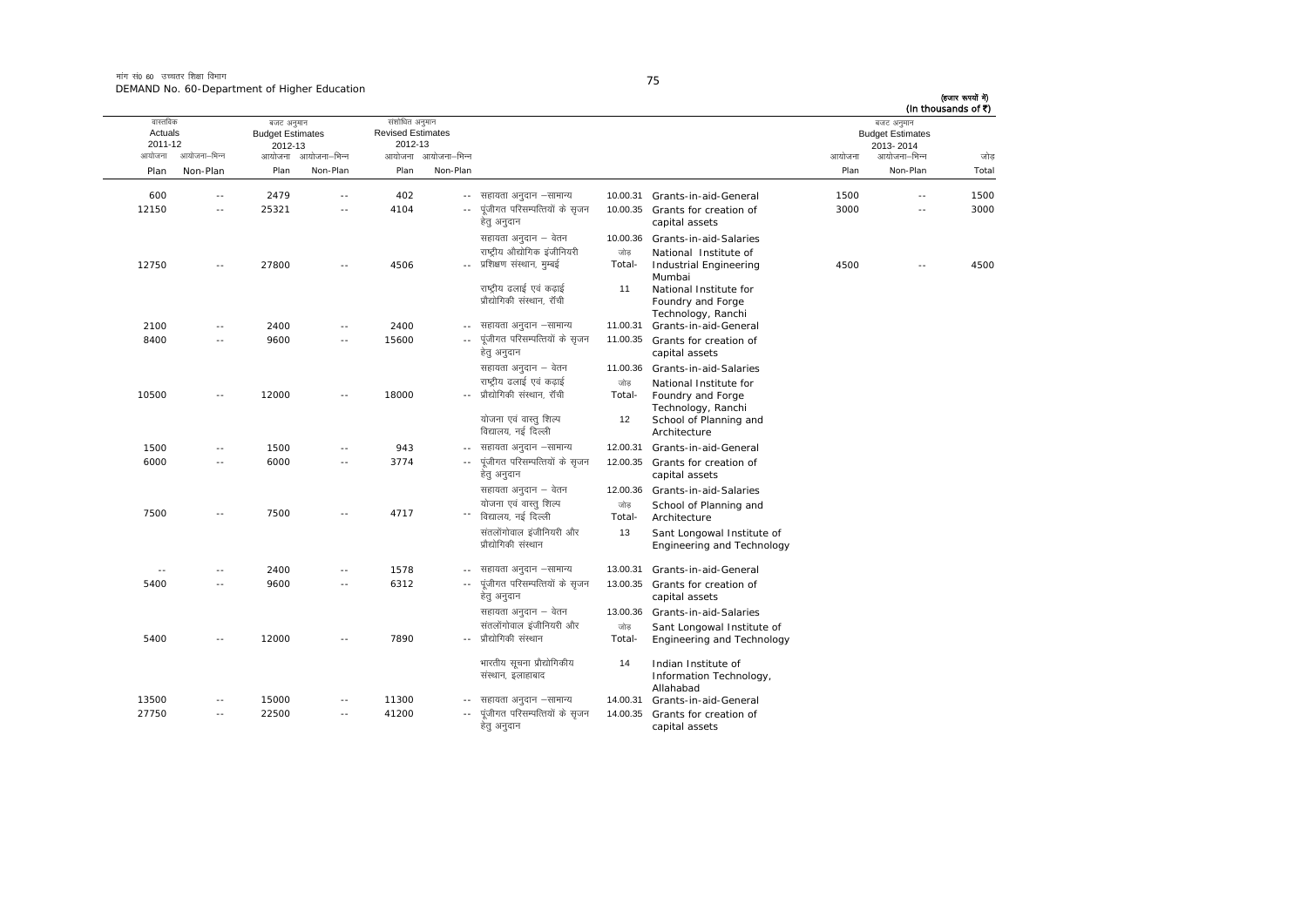मांग सं0 60 उच्चतर शिक्षा विभाग
DEMAND No. 60-Department of Higher Education

(हजार रूपयों में)
(In thousands of ₹)

| वास्तविक Actuals 2011-12 | | बजट अनुमान Budget Estimates 2012-13 | | संशोधित अनुमान Revised Estimates 2012-13 | | | | | बजट अनुमान Budget Estimates 2013-2014 | | |
|---|---|---|---|---|---|---|---|---|---|---|---|
| आयोजना Plan | आयोजना-भिन्न Non-Plan | आयोजना Plan | आयोजना-भिन्न Non-Plan | आयोजना Plan | आयोजना-भिन्न Non-Plan | | | | आयोजना Plan | आयोजना-भिन्न Non-Plan | जोड़ Total |
| 600 | -- | 2479 | -- | 402 | -- | सहायता अनुदान –सामान्य | 10.00.31 | Grants-in-aid-General | 1500 | -- | 1500 |
| 12150 | -- | 25321 | -- | 4104 | -- | पूंजीगत परिसम्पत्तियों के सृजन हेतु अनुदान | 10.00.35 | Grants for creation of capital assets | 3000 | -- | 3000 |
| | | | | | | सहायता अनुदान – वेतन | 10.00.36 | Grants-in-aid-Salaries | | | |
| 12750 | -- | 27800 | -- | 4506 | -- | राष्ट्रीय औद्योगिक इंजीनियरी प्रशिक्षण संस्थान, मुम्बई | जोड़ Total- | National Institute of Industrial Engineering Mumbai | 4500 | -- | 4500 |
| | | | | | | राष्ट्रीय ढलाई एवं कढ़ाई प्रौद्योगिकी संस्थान, रॉची | 11 | National Institute for Foundry and Forge Technology, Ranchi | | | |
| 2100 | -- | 2400 | -- | 2400 | -- | सहायता अनुदान –सामान्य | 11.00.31 | Grants-in-aid-General | | | |
| 8400 | -- | 9600 | -- | 15600 | -- | पूंजीगत परिसम्पत्तियों के सृजन हेतु अनुदान | 11.00.35 | Grants for creation of capital assets | | | |
| | | | | | | सहायता अनुदान – वेतन | 11.00.36 | Grants-in-aid-Salaries | | | |
| 10500 | -- | 12000 | -- | 18000 | -- | राष्ट्रीय ढलाई एवं कढ़ाई प्रौद्योगिकी संस्थान, रॉची | जोड़ Total- | National Institute for Foundry and Forge Technology, Ranchi | | | |
| | | | | | | योजना एवं वास्तु शिल्प विद्यालय, नई दिल्ली | 12 | School of Planning and Architecture | | | |
| 1500 | -- | 1500 | -- | 943 | -- | सहायता अनुदान –सामान्य | 12.00.31 | Grants-in-aid-General | | | |
| 6000 | -- | 6000 | -- | 3774 | -- | पूंजीगत परिसम्पत्तियों के सृजन हेतु अनुदान | 12.00.35 | Grants for creation of capital assets | | | |
| | | | | | | सहायता अनुदान – वेतन | 12.00.36 | Grants-in-aid-Salaries | | | |
| 7500 | -- | 7500 | -- | 4717 | -- | योजना एवं वास्तु शिल्प विद्यालय, नई दिल्ली | जोड़ Total- | School of Planning and Architecture | | | |
| | | | | | | संतलोंगोवाल इंजीनियरी और प्रौद्योगिकी संस्थान | 13 | Sant Longowal Institute of Engineering and Technology | | | |
| -- | -- | 2400 | -- | 1578 | -- | सहायता अनुदान –सामान्य | 13.00.31 | Grants-in-aid-General | | | |
| 5400 | -- | 9600 | -- | 6312 | -- | पूंजीगत परिसम्पत्तियों के सृजन हेतु अनुदान | 13.00.35 | Grants for creation of capital assets | | | |
| | | | | | | सहायता अनुदान – वेतन | 13.00.36 | Grants-in-aid-Salaries | | | |
| 5400 | -- | 12000 | -- | 7890 | -- | संतलोंगोवाल इंजीनियरी और प्रौद्योगिकी संस्थान | जोड़ Total- | Sant Longowal Institute of Engineering and Technology | | | |
| | | | | | | भारतीय सूचना प्रौद्योगिकीय संस्थान, इलाहाबाद | 14 | Indian Institute of Information Technology, Allahabad | | | |
| 13500 | -- | 15000 | -- | 11300 | -- | सहायता अनुदान –सामान्य | 14.00.31 | Grants-in-aid-General | | | |
| 27750 | -- | 22500 | -- | 41200 | -- | पूंजीगत परिसम्पत्तियों के सृजन हेतु अनुदान | 14.00.35 | Grants for creation of capital assets | | | |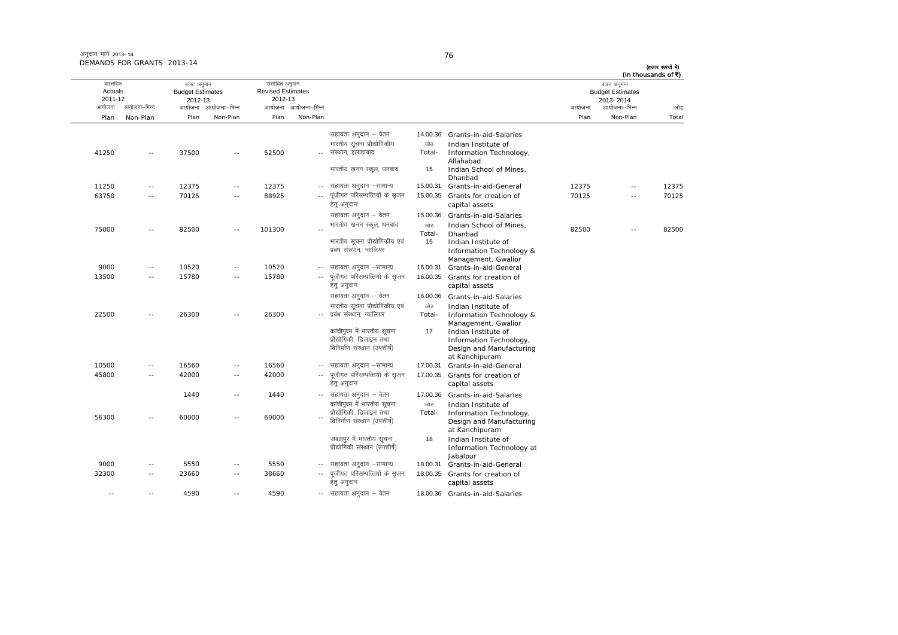अनुदान मांगे 2013-14
DEMANDS FOR GRANTS 2013-14

(हजार रूपयों में)
(In thousands of ₹)

| वास्तविक Actuals 2011-12 | | बजट अनुमान Budget Estimates 2012-13 | | संशोधित अनुमान Revised Estimates 2012-13 | | | | | बजट अनुमान Budget Estimates 2013-2014 | | |
|---|---|---|---|---|---|---|---|---|---|---|---|
| आयोजना Plan | आयोजना–भिन्न Non-Plan | आयोजना Plan | आयोजना–भिन्न Non-Plan | आयोजना Plan | आयोजना–भिन्न Non-Plan | | | | आयोजना Plan | आयोजना–भिन्न Non-Plan | जोड़ Total |
| | | | | | | सहायता अनुदान – वेतन | 14.00.36 | Grants-in-aid-Salaries | | | |
| 41250 | -- | 37500 | -- | 52500 | -- | भारतीय सूचना प्रौद्योगिकीय संस्थान, इलाहाबाद | जोड़ Total- | Indian Institute of Information Technology, Allahabad | | | |
| | | | | | | भारतीय खनन स्कूल, धनबाद | 15 | Indian School of Mines, Dhanbad | | | |
| 11250 | -- | 12375 | -- | 12375 | -- | सहायता अनुदान –सामान्य | 15.00.31 | Grants-in-aid-General | 12375 | -- | 12375 |
| 63750 | -- | 70125 | -- | 88925 | -- | पूंजीगत परिसम्पत्तियों के सृजन हेतु अनुदान | 15.00.35 | Grants for creation of capital assets | 70125 | -- | 70125 |
| | | | | | | सहायता अनुदान – वेतन | 15.00.36 | Grants-in-aid-Salaries | | | |
| 75000 | -- | 82500 | -- | 101300 | -- | भारतीय खनन स्कूल, धनबाद | जोड़ Total- | Indian School of Mines, Dhanbad | 82500 | -- | 82500 |
| | | | | | | भारतीय सूचना प्रौद्योगिकीय एवं प्रबंध संस्थान, ग्वालियर | 16 | Indian Institute of Information Technology & Management, Gwalior | | | |
| 9000 | -- | 10520 | -- | 10520 | -- | सहायता अनुदान –सामान्य | 16.00.31 | Grants-in-aid-General | | | |
| 13500 | -- | 15780 | -- | 15780 | -- | पूंजीगत परिसम्पत्तियों के सृजन हेतु अनुदान | 16.00.35 | Grants for creation of capital assets | | | |
| | | | | | | सहायता अनुदान – वेतन | 16.00.36 | Grants-in-aid-Salaries | | | |
| 22500 | -- | 26300 | -- | 26300 | -- | भारतीय सूचना प्रौद्योगिकीय एवं प्रबंध संस्थान, ग्वालियर | जोड़ Total- | Indian Institute of Information Technology & Management, Gwalior | | | |
| | | | | | | कांचीपुरम में भारतीय सूचना प्रौद्योगिकी, डिजाइन तथा विनिर्माण संस्थान (उपशीर्ष) | 17 | Indian Institute of Information Technology, Design and Manufacturing at Kanchipuram | | | |
| 10500 | -- | 16560 | -- | 16560 | -- | सहायता अनुदान –सामान्य | 17.00.31 | Grants-in-aid-General | | | |
| 45800 | -- | 42000 | -- | 42000 | -- | पूंजीगत परिसम्पत्तियों के सृजन हेतु अनुदान | 17.00.35 | Grants for creation of capital assets | | | |
| | | 1440 | -- | 1440 | -- | सहायता अनुदान – वेतन | 17.00.36 | Grants-in-aid-Salaries | | | |
| 56300 | -- | 60000 | -- | 60000 | -- | कांचीपुरम में भारतीय सूचना प्रौद्योगिकी, डिजाइन तथा विनिर्माण संस्थान (उपशीर्ष) | जोड़ Total- | Indian Institute of Information Technology, Design and Manufacturing at Kanchipuram | | | |
| | | | | | | जबलपुर में भारतीय सूचना प्रौद्योगिकी संस्थान (उपशीर्ष) | 18 | Indian Institute of Information Technology at Jabalpur | | | |
| 9000 | -- | 5550 | -- | 5550 | -- | सहायता अनुदान –सामान्य | 18.00.31 | Grants-in-aid-General | | | |
| 32300 | -- | 23660 | -- | 38660 | -- | पूंजीगत परिसम्पत्तियों के सृजन हेतु अनुदान | 18.00.35 | Grants for creation of capital assets | | | |
| -- | -- | 4590 | -- | 4590 | -- | सहायता अनुदान – वेतन | 18.00.36 | Grants-in-aid-Salaries | | | |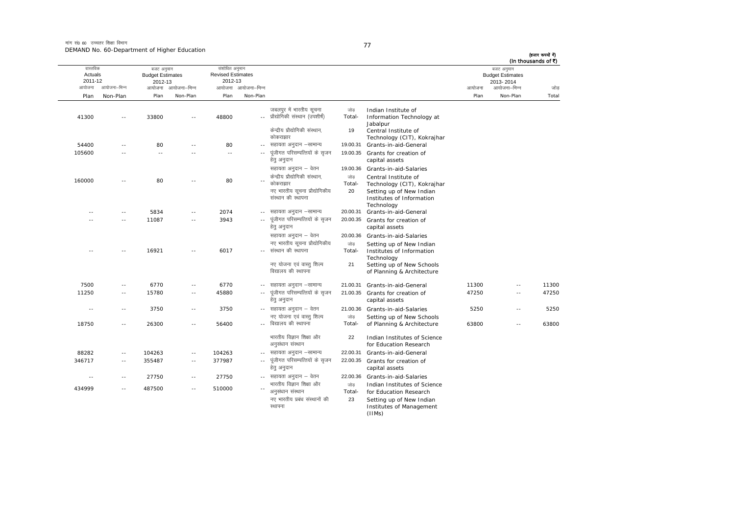मांग सं0 60 उच्चतर शिक्षा विभाग
DEMAND No. 60-Department of Higher Education

(हजार रूपयों में)
(In thousands of ₹)

| वास्तविक Actuals 2011-12 | | बजट अनुमान Budget Estimates 2012-13 | | संशोधित अनुमान Revised Estimates 2012-13 | | | | | बजट अनुमान Budget Estimates 2013-2014 | | |
|---|---|---|---|---|---|---|---|---|---|---|---|
| आयोजना Plan | आयोजना–भिन्न Non-Plan | आयोजना Plan | आयोजना–भिन्न Non-Plan | आयोजना Plan | आयोजना–भिन्न Non-Plan | | | | आयोजना Plan | आयोजना–भिन्न Non-Plan | जोड़ Total |
| 41300 | -- | 33800 | -- | 48800 | -- | जबलपुर में भारतीय सूचना प्रौद्योगिकी संस्थान (उपशीर्ष) | जोड़ Total- | Indian Institute of Information Technology at Jabalpur | | | |
| | | | | | | केन्द्रीय प्रौद्योगिकी संस्थान, कोकराझार | 19 | Central Institute of Technology (CIT), Kokrajhar | | | |
| 54400 | -- | 80 | -- | 80 | -- | सहायता अनुदान –सामान्य | 19.00.31 | Grants-in-aid-General | | | |
| 105600 | -- | -- | -- | -- | -- | पूंजीगत परिसम्पत्तियों के सृजन हेतु अनुदान | 19.00.35 | Grants for creation of capital assets | | | |
| | | | | | | सहायता अनुदान – वेतन | 19.00.36 | Grants-in-aid-Salaries | | | |
| 160000 | -- | 80 | -- | 80 | -- | केन्द्रीय प्रौद्योगिकी संस्थान, कोकराझार | जोड़ Total- | Central Institute of Technology (CIT), Kokrajhar | | | |
| | | | | | | नए भारतीय सूचना प्रौद्योगिकीय संस्थान की स्थापना | 20 | Setting up of New Indian Institutes of Information Technology | | | |
| -- | -- | 5834 | -- | 2074 | -- | सहायता अनुदान –सामान्य | 20.00.31 | Grants-in-aid-General | | | |
| -- | -- | 11087 | -- | 3943 | -- | पूंजीगत परिसम्पत्तियों के सृजन हेतु अनुदान | 20.00.35 | Grants for creation of capital assets | | | |
| | | | | | | सहायता अनुदान – वेतन | 20.00.36 | Grants-in-aid-Salaries | | | |
| -- | -- | 16921 | -- | 6017 | -- | नए भारतीय सूचना प्रौद्योगिकीय संस्थान की स्थापना | जोड़ Total- | Setting up of New Indian Institutes of Information Technology | | | |
| | | | | | | नए योजना एवं वास्तु शिल्प विद्यालय की स्थापना | 21 | Setting up of New Schools of Planning & Architecture | | | |
| 7500 | -- | 6770 | -- | 6770 | -- | सहायता अनुदान –सामान्य | 21.00.31 | Grants-in-aid-General | 11300 | -- | 11300 |
| 11250 | -- | 15780 | -- | 45880 | -- | पूंजीगत परिसम्पत्तियों के सृजन हेतु अनुदान | 21.00.35 | Grants for creation of capital assets | 47250 | -- | 47250 |
| -- | -- | 3750 | -- | 3750 | -- | सहायता अनुदान – वेतन | 21.00.36 | Grants-in-aid-Salaries | 5250 | -- | 5250 |
| 18750 | -- | 26300 | -- | 56400 | -- | नए योजना एवं वास्तु शिल्प विद्यालय की स्थापना | जोड़ Total- | Setting up of New Schools of Planning & Architecture | 63800 | -- | 63800 |
| | | | | | | भारतीय विज्ञान शिक्षा और अनुसंधान संस्थान | 22 | Indian Institutes of Science for Education Research | | | |
| 88282 | -- | 104263 | -- | 104263 | -- | सहायता अनुदान –सामान्य | 22.00.31 | Grants-in-aid-General | | | |
| 346717 | -- | 355487 | -- | 377987 | -- | पूंजीगत परिसम्पत्तियों के सृजन हेतु अनुदान | 22.00.35 | Grants for creation of capital assets | | | |
| -- | -- | 27750 | -- | 27750 | -- | सहायता अनुदान – वेतन | 22.00.36 | Grants-in-aid-Salaries | | | |
| 434999 | -- | 487500 | -- | 510000 | -- | भारतीय विज्ञान शिक्षा और अनुसंधान संस्थान | जोड़ Total- | Indian Institutes of Science for Education Research | | | |
| | | | | | | नए भारतीय प्रबंध संस्थानों की स्थापना | 23 | Setting up of New Indian Institutes of Management (IIMs) | | | |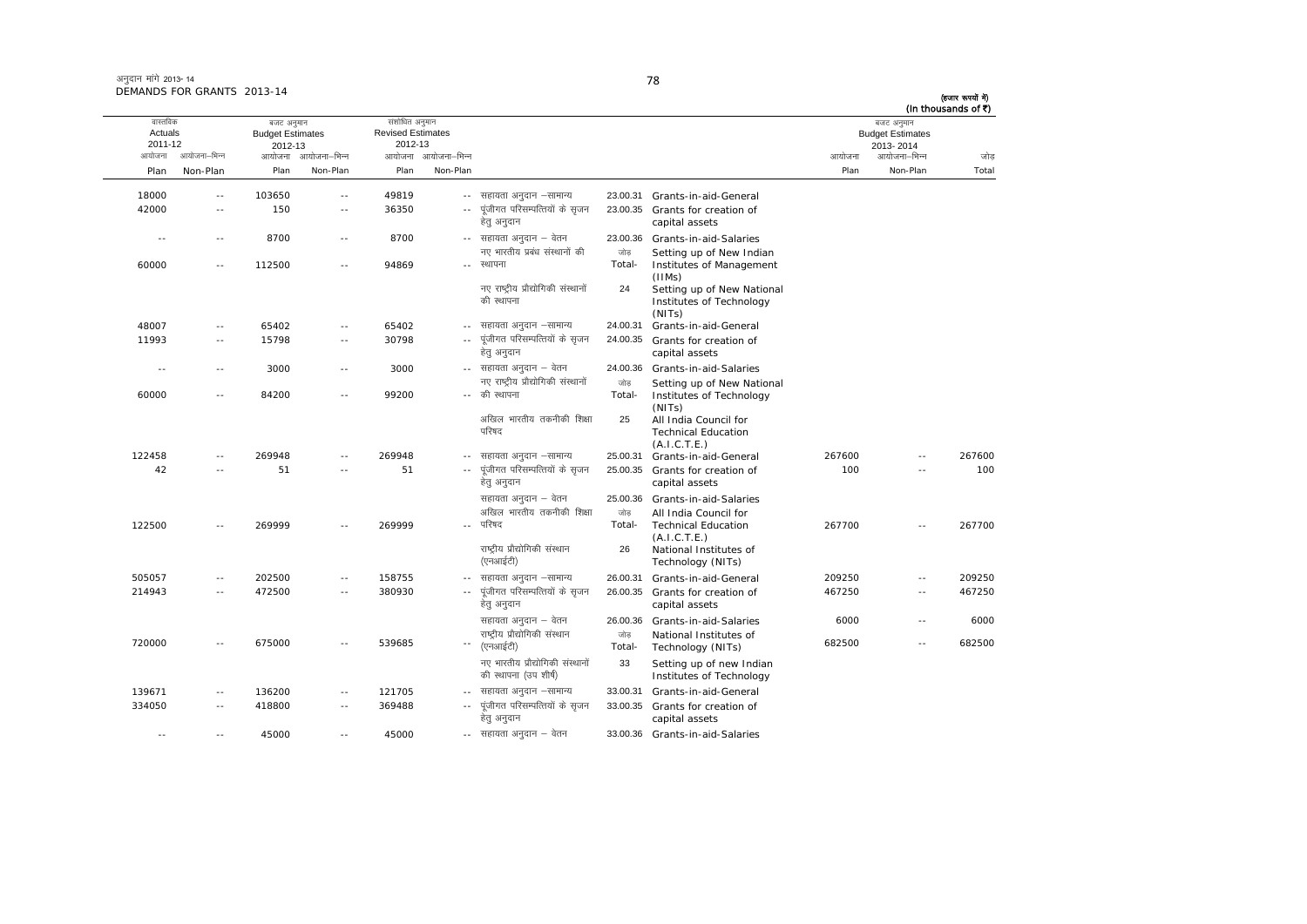अनुदान मांगें 2013-14
DEMANDS FOR GRANTS 2013-14

(हज़ार रूपयों में)
(In thousands of ₹)

| वास्तविक Actuals 2011-12 | | बजट अनुमान Budget Estimates 2012-13 | | संशोधित अनुमान Revised Estimates 2012-13 | | | | | बजट अनुमान Budget Estimates 2013-2014 | | |
|---|---|---|---|---|---|---|---|---|---|---|---|
| आयोजना Plan | आयोजना-भिन्न Non-Plan | आयोजना Plan | आयोजना-भिन्न Non-Plan | आयोजना Plan | आयोजना-भिन्न Non-Plan | | | | आयोजना Plan | आयोजना-भिन्न Non-Plan | जोड़ Total |
| 18000 | -- | 103650 | -- | 49819 | -- | सहायता अनुदान –सामान्य | 23.00.31 | Grants-in-aid-General | | | |
| 42000 | -- | 150 | -- | 36350 | -- | पूंजीगत परिसम्पत्तियों के सृजन हेतु अनुदान | 23.00.35 | Grants for creation of capital assets | | | |
| -- | -- | 8700 | -- | 8700 | -- | सहायता अनुदान – वेतन | 23.00.36 | Grants-in-aid-Salaries | | | |
| 60000 | -- | 112500 | -- | 94869 | -- | नए भारतीय प्रबंध संस्थानों की स्थापना | जोड़ Total- | Setting up of New Indian Institutes of Management (IIMs) | | | |
| | | | | | | नए राष्ट्रीय प्रौद्योगिकी संस्थानों की स्थापना | 24 | Setting up of New National Institutes of Technology (NITs) | | | |
| 48007 | -- | 65402 | -- | 65402 | -- | सहायता अनुदान –सामान्य | 24.00.31 | Grants-in-aid-General | | | |
| 11993 | -- | 15798 | -- | 30798 | -- | पूंजीगत परिसम्पत्तियों के सृजन हेतु अनुदान | 24.00.35 | Grants for creation of capital assets | | | |
| -- | -- | 3000 | -- | 3000 | -- | सहायता अनुदान – वेतन | 24.00.36 | Grants-in-aid-Salaries | | | |
| 60000 | -- | 84200 | -- | 99200 | -- | नए राष्ट्रीय प्रौद्योगिकी संस्थानों की स्थापना | जोड़ Total- | Setting up of New National Institutes of Technology (NITs) | | | |
| | | | | | | अखिल भारतीय तकनीकी शिक्षा परिषद | 25 | All India Council for Technical Education (A.I.C.T.E.) | | | |
| 122458 | -- | 269948 | -- | 269948 | -- | सहायता अनुदान –सामान्य | 25.00.31 | Grants-in-aid-General | 267600 | -- | 267600 |
| 42 | -- | 51 | -- | 51 | -- | पूंजीगत परिसम्पत्तियों के सृजन हेतु अनुदान | 25.00.35 | Grants for creation of capital assets | 100 | -- | 100 |
| | | | | | | सहायता अनुदान – वेतन | 25.00.36 | Grants-in-aid-Salaries | | | |
| 122500 | -- | 269999 | -- | 269999 | -- | अखिल भारतीय तकनीकी शिक्षा परिषद | जोड़ Total- | All India Council for Technical Education (A.I.C.T.E.) | 267700 | -- | 267700 |
| | | | | | | राष्ट्रीय प्रौद्योगिकी संस्थान (एनआईटी) | 26 | National Institutes of Technology (NITs) | | | |
| 505057 | -- | 202500 | -- | 158755 | -- | सहायता अनुदान –सामान्य | 26.00.31 | Grants-in-aid-General | 209250 | -- | 209250 |
| 214943 | -- | 472500 | -- | 380930 | -- | पूंजीगत परिसम्पत्तियों के सृजन हेतु अनुदान | 26.00.35 | Grants for creation of capital assets | 467250 | -- | 467250 |
| | | | | | | सहायता अनुदान – वेतन | 26.00.36 | Grants-in-aid-Salaries | 6000 | -- | 6000 |
| 720000 | -- | 675000 | -- | 539685 | -- | राष्ट्रीय प्रौद्योगिकी संस्थान (एनआईटी) | जोड़ Total- | National Institutes of Technology (NITs) | 682500 | -- | 682500 |
| | | | | | | नए भारतीय प्रौद्योगिकी संस्थानों की स्थापना (उप शीर्ष) | 33 | Setting up of new Indian Institutes of Technology | | | |
| 139671 | -- | 136200 | -- | 121705 | -- | सहायता अनुदान –सामान्य | 33.00.31 | Grants-in-aid-General | | | |
| 334050 | -- | 418800 | -- | 369488 | -- | पूंजीगत परिसम्पत्तियों के सृजन हेतु अनुदान | 33.00.35 | Grants for creation of capital assets | | | |
| -- | -- | 45000 | -- | 45000 | -- | सहायता अनुदान – वेतन | 33.00.36 | Grants-in-aid-Salaries | | | |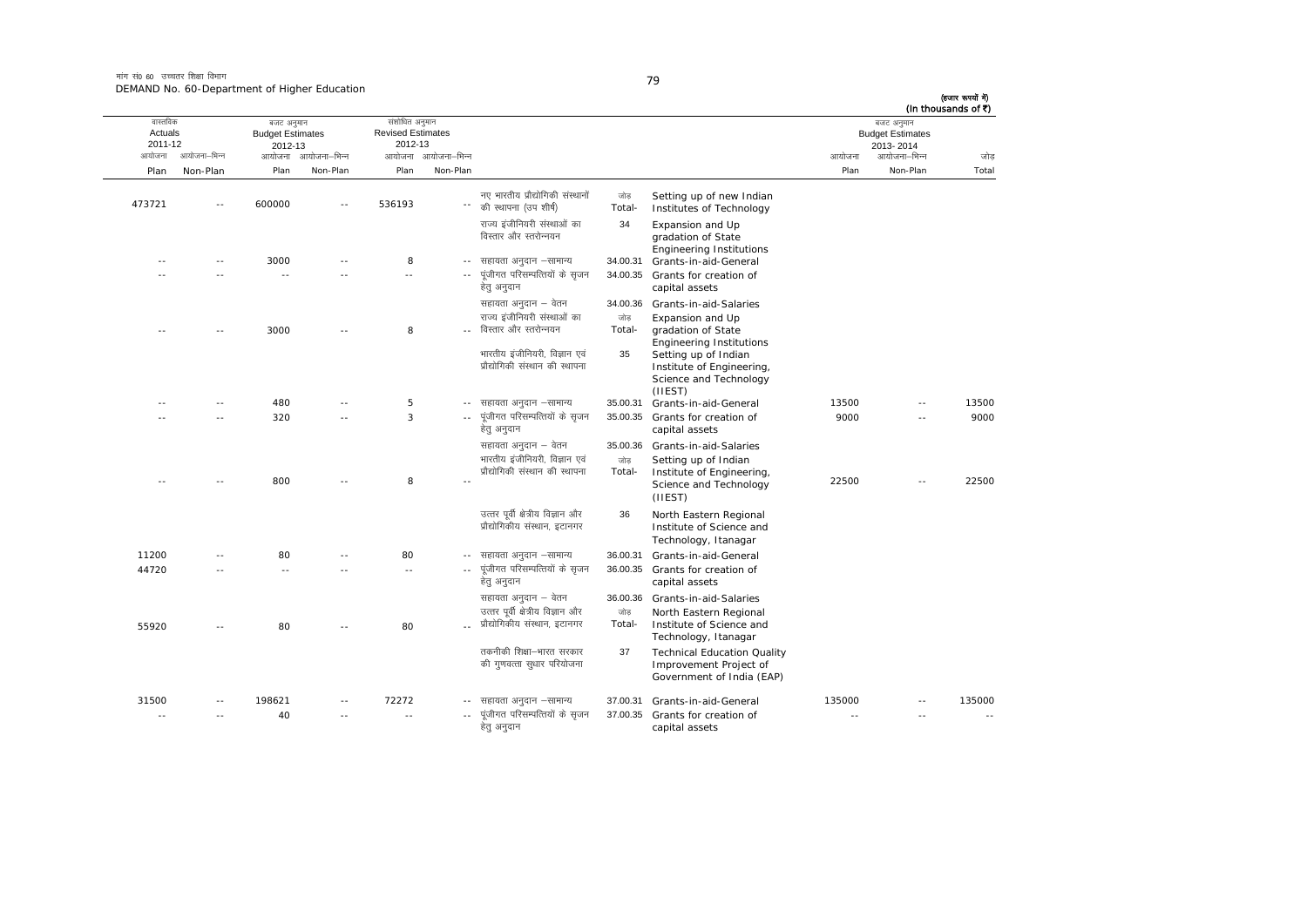मांग सं0 60 उच्चतर शिक्षा विभाग
DEMAND No. 60-Department of Higher Education

(हजार रूपयों में)
(In thousands of ₹)

| वास्तविक Actuals 2011-12 | | बजट अनुमान Budget Estimates 2012-13 | | संशोधित अनुमान Revised Estimates 2012-13 | | | | | बजट अनुमान Budget Estimates 2013-2014 | | |
|---|---|---|---|---|---|---|---|---|---|---|---|
| आयोजना Plan | आयोजना–भिन्न Non-Plan | आयोजना Plan | आयोजना–भिन्न Non-Plan | आयोजना Plan | आयोजना–भिन्न Non-Plan | | | | आयोजना Plan | आयोजना–भिन्न Non-Plan | जोड़ Total |
| 473721 | -- | 600000 | -- | 536193 | -- | नए भारतीय प्रौद्योगिकी संस्थानों की स्थापना (उप शीर्ष) | जोड़ Total- | Setting up of new Indian Institutes of Technology | | | |
| | | | | | | राज्य इंजीनियरी संस्थाओं का विस्तार और स्तरोन्नयन | 34 | Expansion and Up gradation of State Engineering Institutions | | | |
| -- | -- | 3000 | -- | 8 | -- | सहायता अनुदान –सामान्य | 34.00.31 | Grants-in-aid-General | | | |
| -- | -- | -- | -- | -- | -- | पूंजीगत परिसम्पत्तियों के सृजन हेतु अनुदान | 34.00.35 | Grants for creation of capital assets | | | |
| | | | | | | सहायता अनुदान – वेतन | 34.00.36 | Grants-in-aid-Salaries | | | |
| -- | -- | 3000 | -- | 8 | -- | राज्य इंजीनियरी संस्थाओं का विस्तार और स्तरोन्नयन | जोड़ Total- | Expansion and Up gradation of State Engineering Institutions | | | |
| | | | | | | भारतीय इंजीनियरी, विज्ञान एवं प्रौद्योगिकी संस्थान की स्थापना | 35 | Setting up of Indian Institute of Engineering, Science and Technology (IIEST) | | | |
| -- | -- | 480 | -- | 5 | -- | सहायता अनुदान –सामान्य | 35.00.31 | Grants-in-aid-General | 13500 | -- | 13500 |
| -- | -- | 320 | -- | 3 | -- | पूंजीगत परिसम्पत्तियों के सृजन हेतु अनुदान | 35.00.35 | Grants for creation of capital assets | 9000 | -- | 9000 |
| | | | | | | सहायता अनुदान – वेतन | 35.00.36 | Grants-in-aid-Salaries | | | |
| -- | -- | 800 | -- | 8 | -- | भारतीय इंजीनियरी, विज्ञान एवं प्रौद्योगिकी संस्थान की स्थापना | जोड़ Total- | Setting up of Indian Institute of Engineering, Science and Technology (IIEST) | 22500 | -- | 22500 |
| | | | | | | उत्तर पूर्वी क्षेत्रीय विज्ञान और प्रौद्योगिकीय संस्थान, इटानगर | 36 | North Eastern Regional Institute of Science and Technology, Itanagar | | | |
| 11200 | -- | 80 | -- | 80 | -- | सहायता अनुदान –सामान्य | 36.00.31 | Grants-in-aid-General | | | |
| 44720 | -- | -- | -- | -- | -- | पूंजीगत परिसम्पत्तियों के सृजन हेतु अनुदान | 36.00.35 | Grants for creation of capital assets | | | |
| | | | | | | सहायता अनुदान – वेतन | 36.00.36 | Grants-in-aid-Salaries | | | |
| 55920 | -- | 80 | -- | 80 | -- | उत्तर पूर्वी क्षेत्रीय विज्ञान और प्रौद्योगिकीय संस्थान, इटानगर | जोड़ Total- | North Eastern Regional Institute of Science and Technology, Itanagar | | | |
| | | | | | | तकनीकी शिक्षा–भारत सरकार की गुणवत्ता सुधार परियोजना | 37 | Technical Education Quality Improvement Project of Government of India (EAP) | | | |
| 31500 | -- | 198621 | -- | 72272 | -- | सहायता अनुदान –सामान्य | 37.00.31 | Grants-in-aid-General | 135000 | -- | 135000 |
| -- | -- | 40 | -- | -- | -- | पूंजीगत परिसम्पत्तियों के सृजन हेतु अनुदान | 37.00.35 | Grants for creation of capital assets | -- | -- | -- |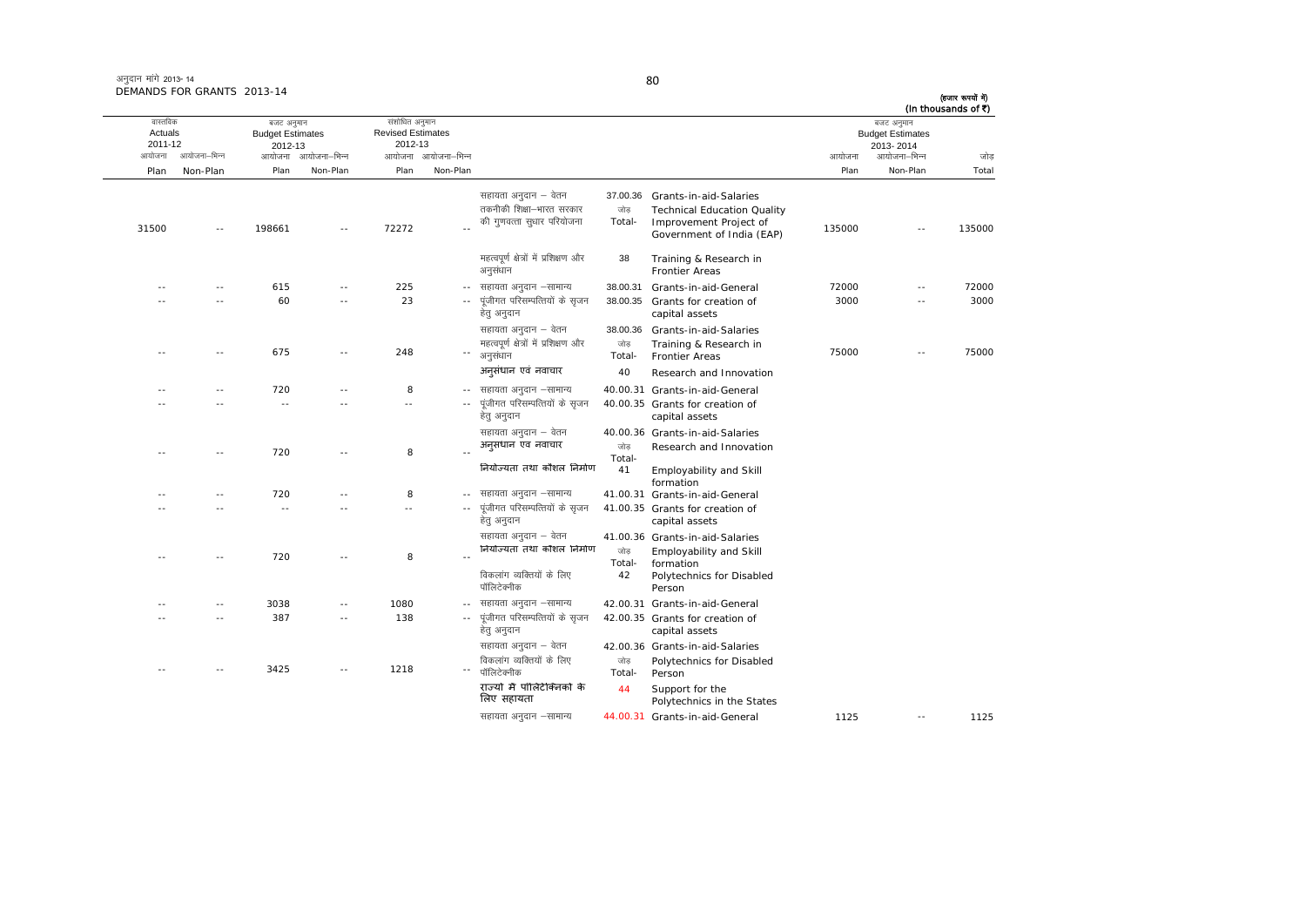अनुदान मांगें 2013-14
DEMANDS FOR GRANTS 2013-14

(हजार रूपयों में)
(In thousands of ₹)

| वास्तविक Actuals 2011-12 | | बजट अनुमान Budget Estimates 2012-13 | | संशोधित अनुमान Revised Estimates 2012-13 | | | | | बजट अनुमान Budget Estimates 2013-2014 | | |
|---|---|---|---|---|---|---|---|---|---|---|---|
| आयोजना Plan | आयोजना-भिन्न Non-Plan | आयोजना Plan | आयोजना-भिन्न Non-Plan | आयोजना Plan | आयोजना-भिन्न Non-Plan | | | | आयोजना Plan | आयोजना-भिन्न Non-Plan | जोड़ Total |
| | | | | | | सहायता अनुदान – वेतन | 37.00.36 | Grants-in-aid-Salaries | | | |
| 31500 | -- | 198661 | -- | 72272 | -- | तकनीकी शिक्षा–भारत सरकार की गुणवत्ता सुधार परियोजना | जोड़ Total- | Technical Education Quality Improvement Project of Government of India (EAP) | 135000 | -- | 135000 |
| | | | | | | महत्वपूर्ण क्षेत्रों में प्रशिक्षण और अनुसंधान | 38 | Training & Research in Frontier Areas | | | |
| -- | -- | 615 | -- | 225 | -- | सहायता अनुदान –सामान्य | 38.00.31 | Grants-in-aid-General | 72000 | -- | 72000 |
| -- | -- | 60 | -- | 23 | -- | पूंजीगत परिसम्पत्तियों के सृजन हेतु अनुदान | 38.00.35 | Grants for creation of capital assets | 3000 | -- | 3000 |
| | | | | | | सहायता अनुदान – वेतन | 38.00.36 | Grants-in-aid-Salaries | | | |
| -- | -- | 675 | -- | 248 | -- | महत्वपूर्ण क्षेत्रों में प्रशिक्षण और अनुसंधान | जोड़ Total- | Training & Research in Frontier Areas | 75000 | -- | 75000 |
| | | | | | | अनुसंधान एवं नवाचार | 40 | Research and Innovation | | | |
| -- | -- | 720 | -- | 8 | -- | सहायता अनुदान –सामान्य | 40.00.31 | Grants-in-aid-General | | | |
| -- | -- | -- | -- | -- | -- | पूंजीगत परिसम्पत्तियों के सृजन हेतु अनुदान | 40.00.35 | Grants for creation of capital assets | | | |
| | | | | | | सहायता अनुदान – वेतन | 40.00.36 | Grants-in-aid-Salaries | | | |
| -- | -- | 720 | -- | 8 | -- | अनुसंधान एवं नवाचार | जोड़ Total- | Research and Innovation | | | |
| | | | | | | नियोज्यता तथा कौशल निर्माण | 41 | Employability and Skill formation | | | |
| -- | -- | 720 | -- | 8 | -- | सहायता अनुदान –सामान्य | 41.00.31 | Grants-in-aid-General | | | |
| -- | -- | -- | -- | -- | -- | पूंजीगत परिसम्पत्तियों के सृजन हेतु अनुदान | 41.00.35 | Grants for creation of capital assets | | | |
| | | | | | | सहायता अनुदान – वेतन | 41.00.36 | Grants-in-aid-Salaries | | | |
| -- | -- | 720 | -- | 8 | -- | नियोज्यता तथा कौशल निर्माण | जोड़ Total- | Employability and Skill formation | | | |
| | | | | | | विकलांग व्यक्तियों के लिए पॉलिटेक्नीक | 42 | Polytechnics for Disabled Person | | | |
| -- | -- | 3038 | -- | 1080 | -- | सहायता अनुदान –सामान्य | 42.00.31 | Grants-in-aid-General | | | |
| -- | -- | 387 | -- | 138 | -- | पूंजीगत परिसम्पत्तियों के सृजन हेतु अनुदान | 42.00.35 | Grants for creation of capital assets | | | |
| | | | | | | सहायता अनुदान – वेतन | 42.00.36 | Grants-in-aid-Salaries | | | |
| -- | -- | 3425 | -- | 1218 | -- | विकलांग व्यक्तियों के लिए पॉलिटेक्नीक | जोड़ Total- | Polytechnics for Disabled Person | | | |
| | | | | | | राज्यों में पॉलिटेक्निकों के लिए सहायता | 44 | Support for the Polytechnics in the States | | | |
| | | | | | | सहायता अनुदान –सामान्य | 44.00.31 | Grants-in-aid-General | 1125 | -- | 1125 |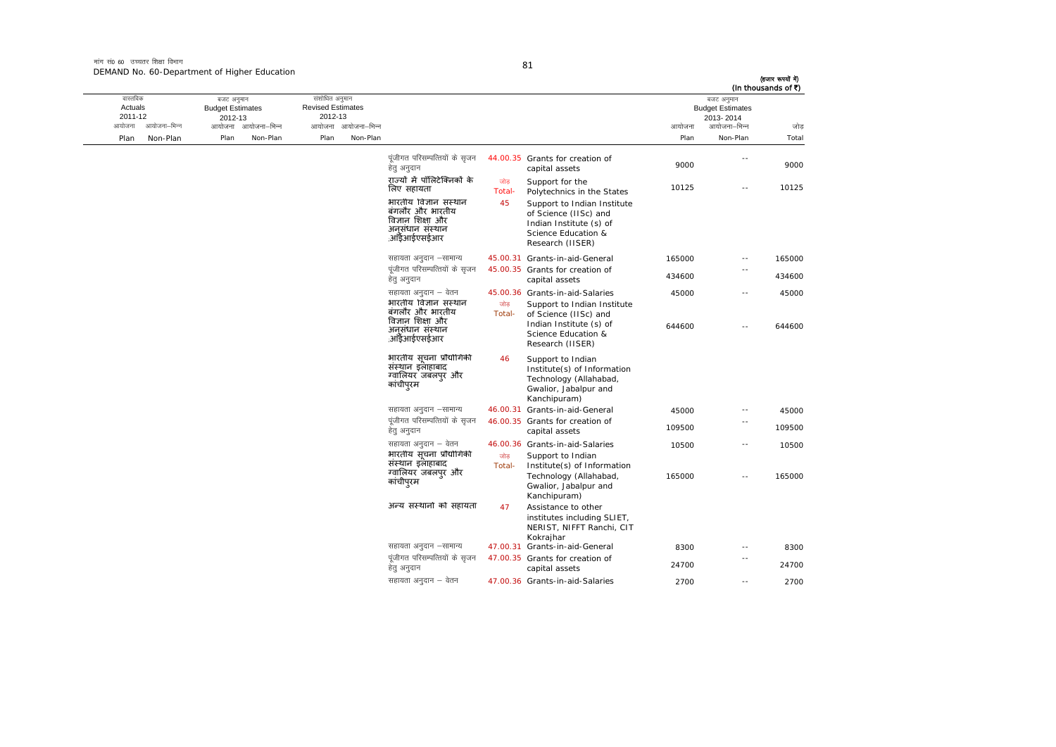मांग सं0 60 उच्चतर शिक्षा विभाग
DEMAND No. 60-Department of Higher Education

(हजार रूपयों में)
(In thousands of ₹)

| वास्तविक Actuals 2011-12 | | बजट अनुमान Budget Estimates 2012-13 | | संशोधित अनुमान Revised Estimates 2012-13 | | | | | बजट अनुमान Budget Estimates 2013-2014 | | |
|---|---|---|---|---|---|---|---|---|---|---|---|
| आयोजना Plan | आयोजना-भिन्न Non-Plan | आयोजना Plan | आयोजना-भिन्न Non-Plan | आयोजना Plan | आयोजना-भिन्न Non-Plan | | | | आयोजना Plan | आयोजना-भिन्न Non-Plan | जोड़ Total |
| | | | | | | पूंजीगत परिसम्पत्तियों के सृजन हेतु अनुदान | 44.00.35 | Grants for creation of capital assets | 9000 | -- | 9000 |
| | | | | | | राज्यों में पॉलिटेक्निकों के लिए सहायता | जोड़ Total- | Support for the Polytechnics in the States | 10125 | -- | 10125 |
| | | | | | | भारतीय विज्ञान संस्थान बंगलौर और भारतीय विज्ञान शिक्षा और अनुसंधान संस्थान .आईआईएसईआर | 45 | Support to Indian Institute of Science (IISc) and Indian Institute (s) of Science Education & Research (IISER) | | | |
| | | | | | | सहायता अनुदान –सामान्य | 45.00.31 | Grants-in-aid-General | 165000 | -- | 165000 |
| | | | | | | पूंजीगत परिसम्पत्तियों के सृजन हेतु अनुदान | 45.00.35 | Grants for creation of capital assets | 434600 | -- | 434600 |
| | | | | | | सहायता अनुदान – वेतन | 45.00.36 | Grants-in-aid-Salaries | 45000 | -- | 45000 |
| | | | | | | भारतीय विज्ञान संस्थान बंगलौर और भारतीय विज्ञान शिक्षा और अनुसंधान संस्थान .आईआईएसईआर | जोड़ Total- | Support to Indian Institute of Science (IISc) and Indian Institute (s) of Science Education & Research (IISER) | 644600 | -- | 644600 |
| | | | | | | भारतीय सूचना प्रौद्योगिकी संस्थान इलाहाबाद ग्वालियर जबलपुर और कांचीपुरम | 46 | Support to Indian Institute(s) of Information Technology (Allahabad, Gwalior, Jabalpur and Kanchipuram) | | | |
| | | | | | | सहायता अनुदान –सामान्य | 46.00.31 | Grants-in-aid-General | 45000 | -- | 45000 |
| | | | | | | पूंजीगत परिसम्पत्तियों के सृजन हेतु अनुदान | 46.00.35 | Grants for creation of capital assets | 109500 | -- | 109500 |
| | | | | | | सहायता अनुदान – वेतन | 46.00.36 | Grants-in-aid-Salaries | 10500 | -- | 10500 |
| | | | | | | भारतीय सूचना प्रौद्योगिकी संस्थान इलाहाबाद ग्वालियर जबलपुर और कांचीपुरम | जोड़ Total- | Support to Indian Institute(s) of Information Technology (Allahabad, Gwalior, Jabalpur and Kanchipuram) | 165000 | -- | 165000 |
| | | | | | | अन्य संस्थानों को सहायता | 47 | Assistance to other institutes including SLIET, NERIST, NIFFT Ranchi, CIT Kokrajhar | | | |
| | | | | | | सहायता अनुदान –सामान्य | 47.00.31 | Grants-in-aid-General | 8300 | -- | 8300 |
| | | | | | | पूंजीगत परिसम्पत्तियों के सृजन हेतु अनुदान | 47.00.35 | Grants for creation of capital assets | 24700 | -- | 24700 |
| | | | | | | सहायता अनुदान – वेतन | 47.00.36 | Grants-in-aid-Salaries | 2700 | -- | 2700 |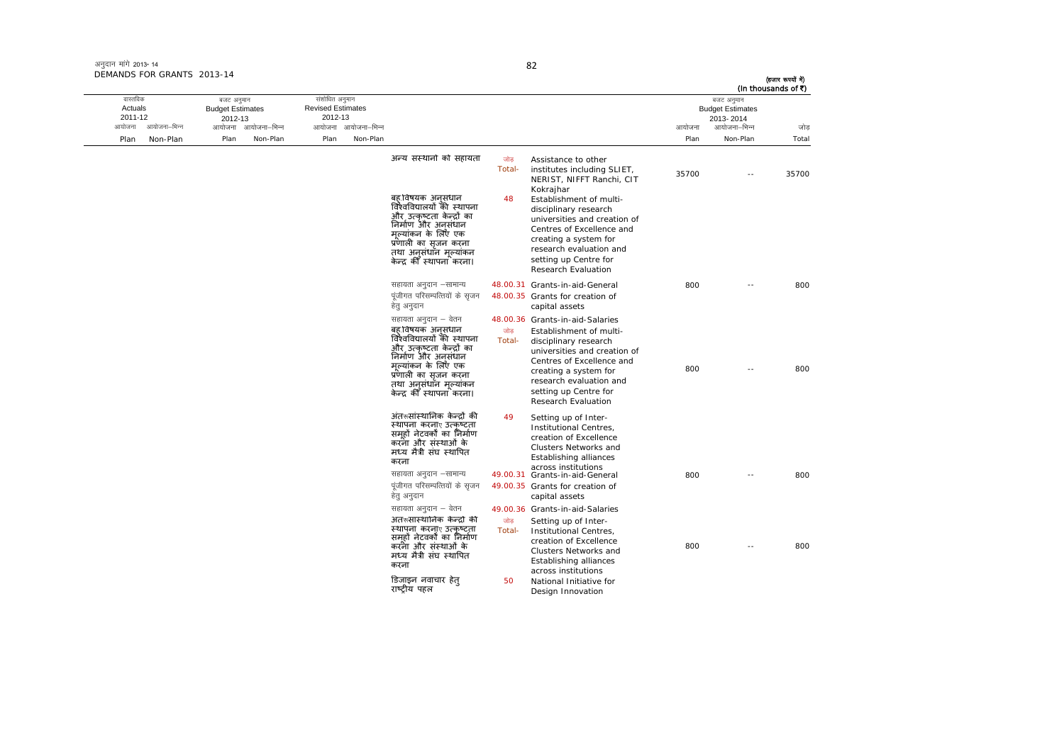अनुदान मांगे 2013-14
DEMANDS FOR GRANTS 2013-14

(हजार रूपयों में)
(In thousands of ₹)

| वास्तविक Actuals 2011-12 | | बजट अनुमान Budget Estimates 2012-13 | | संशोधित अनुमान Revised Estimates 2012-13 | | | | | बजट अनुमान Budget Estimates 2013-2014 | | |
|---|---|---|---|---|---|---|---|---|---|---|---|
| आयोजना Plan | आयोजना-भिन्न Non-Plan | आयोजना Plan | आयोजना-भिन्न Non-Plan | आयोजना Plan | आयोजना-भिन्न Non-Plan | | | | आयोजना Plan | आयोजना-भिन्न Non-Plan | जोड़ Total |
| | | | | | | अन्य संस्थानों को सहायता | जोड़ Total- | Assistance to other institutes including SLIET, NERIST, NIFFT Ranchi, CIT Kokrajhar | 35700 | -- | 35700 |
| | | | | | | बहुविषयक अनुसंधान विश्वविद्यालयों की स्थापना और उत्कृष्टता केन्द्रों का निर्माण और अनुसंधान मूल्यांकन के लिए एक प्रणाली का सृजन करना तथा अनुसंधान मूल्यांकन केन्द्र की स्थापना करना। | 48 | Establishment of multi-disciplinary research universities and creation of Centres of Excellence and creating a system for research evaluation and setting up Centre for Research Evaluation | | | |
| | | | | | | सहायता अनुदान –सामान्य | 48.00.31 | Grants-in-aid-General | 800 | -- | 800 |
| | | | | | | पूंजीगत परिसम्पत्तियों के सृजन हेतु अनुदान | 48.00.35 | Grants for creation of capital assets | | | |
| | | | | | | सहायता अनुदान – वेतन | 48.00.36 | Grants-in-aid-Salaries | | | |
| | | | | | | बहुविषयक अनुसंधान विश्वविद्यालयों की स्थापना और उत्कृष्टता केन्द्रों का निर्माण और अनुसंधान मूल्यांकन के लिए एक प्रणाली का सृजन करना तथा अनुसंधान मूल्यांकन केन्द्र की स्थापना करना। | जोड़ Total- | Establishment of multi-disciplinary research universities and creation of Centres of Excellence and creating a system for research evaluation and setting up Centre for Research Evaluation | 800 | -- | 800 |
| | | | | | | अंतःसांस्थानिक केन्द्रों की स्थापना करना, उत्कृष्टता समूहों नेटवर्कों का निर्माण करना और संस्थाओं के मध्य मैत्री संघ स्थापित करना | 49 | Setting up of Inter-Institutional Centres, creation of Excellence Clusters Networks and Establishing alliances across institutions | | | |
| | | | | | | सहायता अनुदान –सामान्य | 49.00.31 | Grants-in-aid-General | 800 | -- | 800 |
| | | | | | | पूंजीगत परिसम्पत्तियों के सृजन हेतु अनुदान | 49.00.35 | Grants for creation of capital assets | | | |
| | | | | | | सहायता अनुदान – वेतन | 49.00.36 | Grants-in-aid-Salaries | | | |
| | | | | | | अंतःसांस्थानिक केन्द्रों की स्थापना करना, उत्कृष्टता समूहों नेटवर्कों का निर्माण करना और संस्थाओं के मध्य मैत्री संघ स्थापित करना | जोड़ Total- | Setting up of Inter-Institutional Centres, creation of Excellence Clusters Networks and Establishing alliances across institutions | 800 | -- | 800 |
| | | | | | | डिजाइन नवाचार हेतु राष्ट्रीय पहल | 50 | National Initiative for Design Innovation | | | |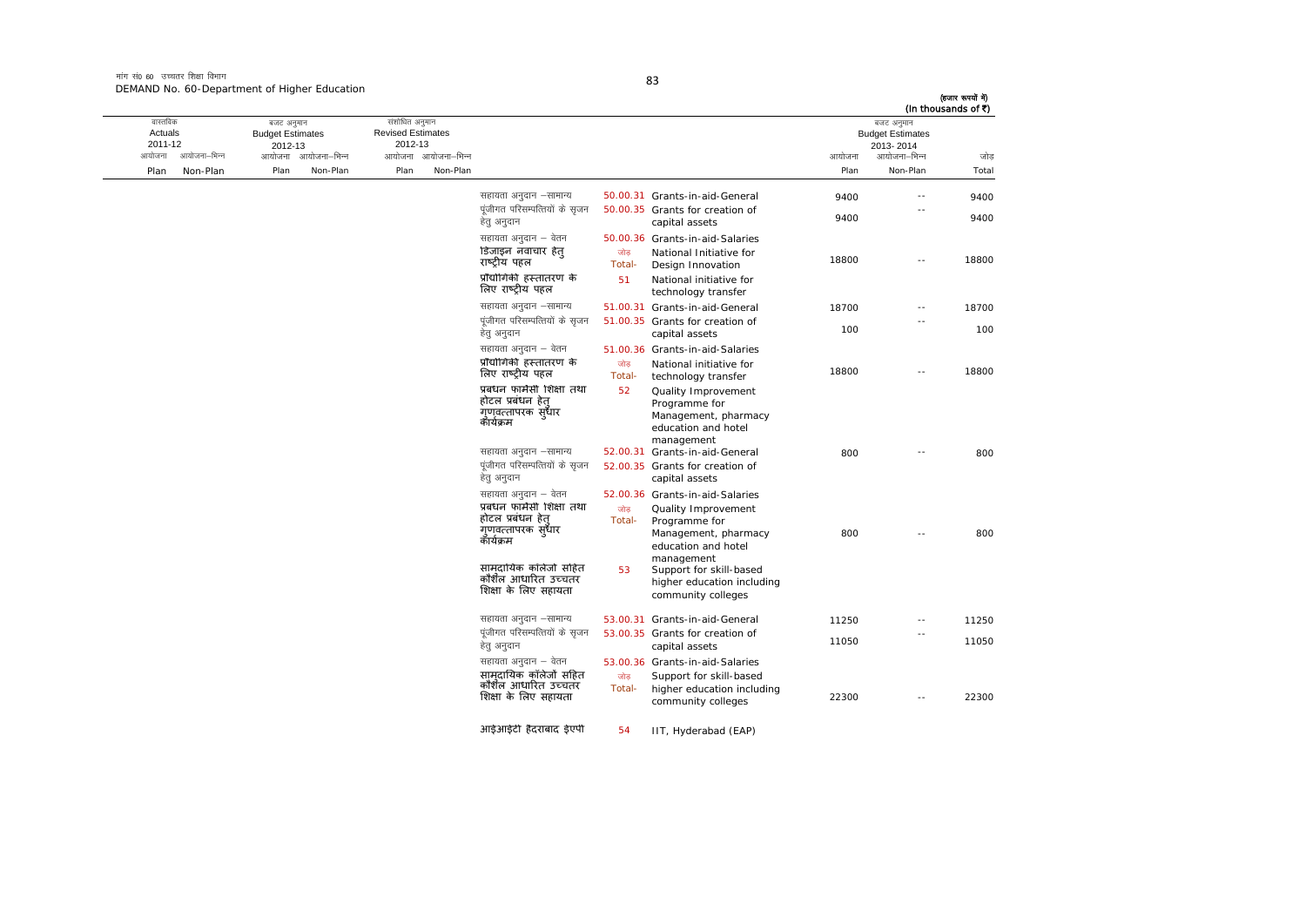मांग सं0 60 उच्चतर शिक्षा विभाग
DEMAND No. 60-Department of Higher Education

(हजार रूपयों में)
(In thousands of ₹)

| वास्तविक Actuals 2011-12 | | बजट अनुमान Budget Estimates 2012-13 | | संशोधित अनुमान Revised Estimates 2012-13 | | | | | बजट अनुमान Budget Estimates 2013-2014 | | |
|---|---|---|---|---|---|---|---|---|---|---|---|
| आयोजना Plan | आयोजना-भिन्न Non-Plan | आयोजना Plan | आयोजना-भिन्न Non-Plan | आयोजना Plan | आयोजना-भिन्न Non-Plan | | | | आयोजना Plan | आयोजना-भिन्न Non-Plan | जोड़ Total |
| | | | | | | सहायता अनुदान –सामान्य | 50.00.31 | Grants-in-aid-General | 9400 | -- | 9400 |
| | | | | | | पूंजीगत परिसम्पत्तियों के सृजन हेतु अनुदान | 50.00.35 | Grants for creation of capital assets | 9400 | -- | 9400 |
| | | | | | | सहायता अनुदान – वेतन | 50.00.36 | Grants-in-aid-Salaries | | | |
| | | | | | | डिजाइन नवाचार हेतु राष्ट्रीय पहल | जोड़ Total- | National Initiative for Design Innovation | 18800 | -- | 18800 |
| | | | | | | प्रौद्योगिकी हस्तांतरण के लिए राष्ट्रीय पहल | 51 | National initiative for technology transfer | | | |
| | | | | | | सहायता अनुदान –सामान्य | 51.00.31 | Grants-in-aid-General | 18700 | -- | 18700 |
| | | | | | | पूंजीगत परिसम्पत्तियों के सृजन हेतु अनुदान | 51.00.35 | Grants for creation of capital assets | 100 | -- | 100 |
| | | | | | | सहायता अनुदान – वेतन | 51.00.36 | Grants-in-aid-Salaries | | | |
| | | | | | | प्रौद्योगिकी हस्तांतरण के लिए राष्ट्रीय पहल | जोड़ Total- | National initiative for technology transfer | 18800 | -- | 18800 |
| | | | | | | प्रबंधन फार्मेसी शिक्षा तथा होटल प्रबंधन हेतु गुणवत्तापरक सुधार कार्यक्रम | 52 | Quality Improvement Programme for Management, pharmacy education and hotel management | | | |
| | | | | | | सहायता अनुदान –सामान्य | 52.00.31 | Grants-in-aid-General | 800 | -- | 800 |
| | | | | | | पूंजीगत परिसम्पत्तियों के सृजन हेतु अनुदान | 52.00.35 | Grants for creation of capital assets | | | |
| | | | | | | सहायता अनुदान – वेतन | 52.00.36 | Grants-in-aid-Salaries | | | |
| | | | | | | प्रबंधन फार्मेसी शिक्षा तथा होटल प्रबंधन हेतु गुणवत्तापरक सुधार कार्यक्रम | जोड़ Total- | Quality Improvement Programme for Management, pharmacy education and hotel management | 800 | -- | 800 |
| | | | | | | सामुदायिक कॉलेजों सहित कौशल आधारित उच्चतर शिक्षा के लिए सहायता | 53 | Support for skill-based higher education including community colleges | | | |
| | | | | | | सहायता अनुदान –सामान्य | 53.00.31 | Grants-in-aid-General | 11250 | -- | 11250 |
| | | | | | | पूंजीगत परिसम्पत्तियों के सृजन हेतु अनुदान | 53.00.35 | Grants for creation of capital assets | 11050 | -- | 11050 |
| | | | | | | सहायता अनुदान – वेतन | 53.00.36 | Grants-in-aid-Salaries | | | |
| | | | | | | सामुदायिक कॉलेजों सहित कौशल आधारित उच्चतर शिक्षा के लिए सहायता | जोड़ Total- | Support for skill-based higher education including community colleges | 22300 | -- | 22300 |
| | | | | | | आइआइटी हैदराबाद इएपी | 54 | IIT, Hyderabad (EAP) | | | |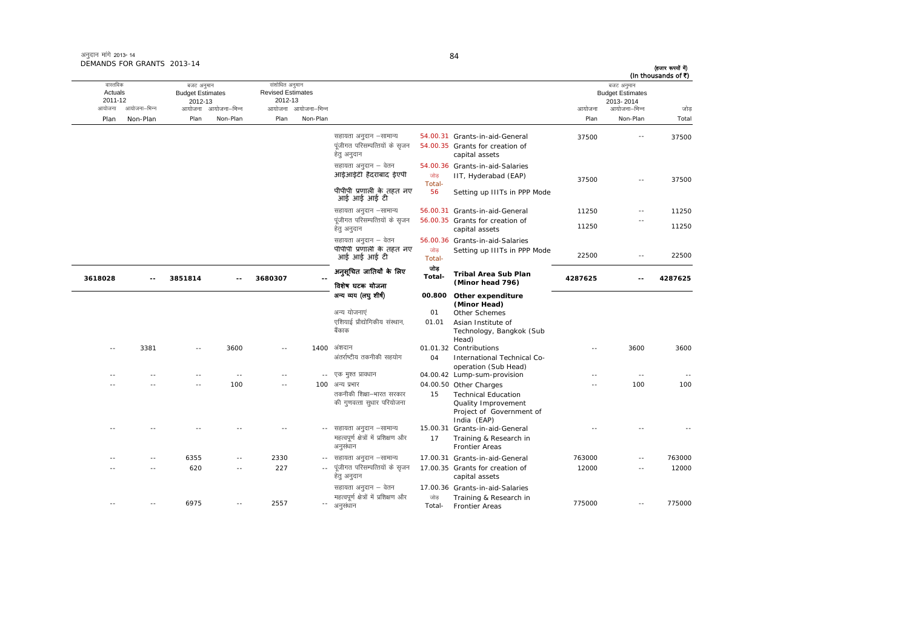अनुदान मांगे 2013-14
DEMANDS FOR GRANTS 2013-14

(हजार रूपयों में)
(In thousands of ₹)

| वास्तविक Actuals 2011-12 | | बजट अनुमान Budget Estimates 2012-13 | | संशोधित अनुमान Revised Estimates 2012-13 | | | | | बजट अनुमान Budget Estimates 2013-2014 | | |
|---|---|---|---|---|---|---|---|---|---|---|---|
| आयोजना Plan | आयोजना-भिन्न Non-Plan | आयोजना Plan | आयोजना-भिन्न Non-Plan | आयोजना Plan | आयोजना-भिन्न Non-Plan | | | | आयोजना Plan | आयोजना-भिन्न Non-Plan | जोड़ Total |
| | | | | | | सहायता अनुदान –सामान्य | 54.00.31 | Grants-in-aid-General | 37500 | -- | 37500 |
| | | | | | | पूंजीगत परिसम्पत्तियों के सृजन हेतु अनुदान | 54.00.35 | Grants for creation of capital assets | | | |
| | | | | | | सहायता अनुदान – वेतन | 54.00.36 | Grants-in-aid-Salaries | | | |
| | | | | | | आइआइटी हैदराबाद इएपी | जोड़ Total- | IIT, Hyderabad (EAP) | 37500 | -- | 37500 |
| | | | | | | पीपीपी प्रणाली के तहत नए आई आई आई टी | 56 | Setting up IIITs in PPP Mode | | | |
| | | | | | | सहायता अनुदान –सामान्य | 56.00.31 | Grants-in-aid-General | 11250 | -- | 11250 |
| | | | | | | पूंजीगत परिसम्पत्तियों के सृजन हेतु अनुदान | 56.00.35 | Grants for creation of capital assets | 11250 | -- | 11250 |
| | | | | | | सहायता अनुदान – वेतन | 56.00.36 | Grants-in-aid-Salaries | | | |
| | | | | | | पीपीपी प्रणाली के तहत नए आई आई आई टी | जोड़ Total- | Setting up IIITs in PPP Mode | 22500 | -- | 22500 |
| **3618028** | **--** | **3851814** | **--** | **3680307** | **--** | **अनुसूचित जातियों के लिए विशेष घटक योजना** | **जोड़ Total-** | **Tribal Area Sub Plan (Minor head 796)** | **4287625** | **--** | **4287625** |
| | | | | | | **अन्य व्यय (लघु शीर्ष)** | **00.800** | **Other expenditure (Minor Head)** | | | |
| | | | | | | अन्य योजनाएं | 01 | Other Schemes | | | |
| | | | | | | एशियाई प्रौद्योगिकीय संस्थान, बैंकाक | 01.01 | Asian Institute of Technology, Bangkok (Sub Head) | | | |
| -- | 3381 | -- | 3600 | -- | 1400 | अंशदान | 01.01.32 | Contributions | -- | 3600 | 3600 |
| | | | | | | अंतर्राष्ट्रीय तकनीकी सहयोग | 04 | International Technical Co-operation (Sub Head) | | | |
| -- | -- | -- | -- | -- | -- | एक मुश्त प्रावधान | 04.00.42 | Lump-sum-provision | -- | -- | -- |
| -- | -- | -- | 100 | -- | 100 | अन्य प्रभार | 04.00.50 | Other Charges | -- | 100 | 100 |
| | | | | | | तकनीकी शिक्षा–भारत सरकार की गुणवत्ता सुधार परियोजना | 15 | Technical Education Quality Improvement Project of Government of India (EAP) | | | |
| -- | -- | -- | -- | -- | -- | सहायता अनुदान –सामान्य | 15.00.31 | Grants-in-aid-General | -- | -- | -- |
| | | | | | | महत्वपूर्ण क्षेत्रों में प्रशिक्षण और अनुसंधान | 17 | Training & Research in Frontier Areas | | | |
| -- | -- | 6355 | -- | 2330 | -- | सहायता अनुदान –सामान्य | 17.00.31 | Grants-in-aid-General | 763000 | -- | 763000 |
| -- | -- | 620 | -- | 227 | -- | पूंजीगत परिसम्पत्तियों के सृजन हेतु अनुदान | 17.00.35 | Grants for creation of capital assets | 12000 | -- | 12000 |
| | | | | | | सहायता अनुदान – वेतन | 17.00.36 | Grants-in-aid-Salaries | | | |
| -- | -- | 6975 | -- | 2557 | -- | महत्वपूर्ण क्षेत्रों में प्रशिक्षण और अनुसंधान | जोड़ Total- | Training & Research in Frontier Areas | 775000 | -- | 775000 |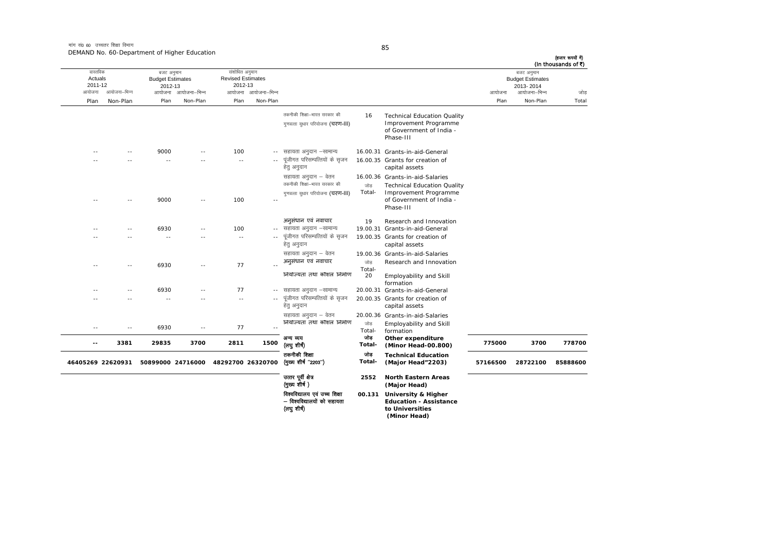मांग सं0 60 उच्चतर शिक्षा विभाग
DEMAND No. 60-Department of Higher Education

(हजार रूपयों में)
(In thousands of ₹)

| वास्तविक Actuals 2011-12 | | बजट अनुमान Budget Estimates 2012-13 | | संशोधित अनुमान Revised Estimates 2012-13 | | | | | बजट अनुमान Budget Estimates 2013-2014 | | |
|---|---|---|---|---|---|---|---|---|---|---|---|
| आयोजना Plan | आयोजना-भिन्न Non-Plan | आयोजना Plan | आयोजना-भिन्न Non-Plan | आयोजना Plan | आयोजना-भिन्न Non-Plan | | | | आयोजना Plan | आयोजना-भिन्न Non-Plan | जोड़ Total |
| | | | | | | तकनीकी शिक्षा-भारत सरकार की गुणवत्ता सुधार परियोजना (चरण-III) | 16 | Technical Education Quality Improvement Programme of Government of India - Phase-III | | | |
| -- | -- | 9000 | -- | 100 | -- | सहायता अनुदान -सामान्य | 16.00.31 | Grants-in-aid-General | | | |
| -- | -- | -- | -- | -- | -- | पूंजीगत परिसम्पत्तियों के सृजन हेतु अनुदान | 16.00.35 | Grants for creation of capital assets | | | |
| | | | | | | सहायता अनुदान - वेतन | 16.00.36 | Grants-in-aid-Salaries | | | |
| -- | -- | 9000 | -- | 100 | -- | तकनीकी शिक्षा-भारत सरकार की गुणवत्ता सुधार परियोजना (चरण-III) | जोड़ Total- | Technical Education Quality Improvement Programme of Government of India - Phase-III | | | |
| | | | | | | अनुसंधान एवं नवाचार | 19 | Research and Innovation | | | |
| -- | -- | 6930 | -- | 100 | -- | सहायता अनुदान -सामान्य | 19.00.31 | Grants-in-aid-General | | | |
| -- | -- | -- | -- | -- | -- | पूंजीगत परिसम्पत्तियों के सृजन हेतु अनुदान | 19.00.35 | Grants for creation of capital assets | | | |
| | | | | | | सहायता अनुदान - वेतन | 19.00.36 | Grants-in-aid-Salaries | | | |
| -- | -- | 6930 | -- | 77 | -- | अनुसंधान एवं नवाचार | जोड़ Total- | Research and Innovation | | | |
| | | | | | | नियोज्यता तथा कौशल निर्माण | 20 | Employability and Skill formation | | | |
| -- | -- | 6930 | -- | 77 | -- | सहायता अनुदान -सामान्य | 20.00.31 | Grants-in-aid-General | | | |
| -- | -- | -- | -- | -- | -- | पूंजीगत परिसम्पत्तियों के सृजन हेतु अनुदान | 20.00.35 | Grants for creation of capital assets | | | |
| | | | | | | सहायता अनुदान - वेतन | 20.00.36 | Grants-in-aid-Salaries | | | |
| -- | -- | 6930 | -- | 77 | -- | नियोज्यता तथा कौशल निर्माण | जोड़ Total- | Employability and Skill formation | | | |
| **--** | **3381** | **29835** | **3700** | **2811** | **1500** | **अन्य व्यय (लघु शीर्ष)** | **जोड़ Total-** | **Other expenditure (Minor Head-00.800)** | **775000** | **3700** | **778700** |
| **46405269** | **22620931** | **50899000** | **24716000** | **48292700** | **26320700** | **तकनीकी शिक्षा (मुख्य शीर्ष "2203")** | **जोड़ Total-** | **Technical Education (Major Head"2203)** | **57166500** | **28722100** | **85888600** |
| | | | | | | **उत्तर पूर्वी क्षेत्र (मुख्य शीर्ष )** | **2552** | **North Eastern Areas (Major Head)** | | | |
| | | | | | | **विश्वविद्यालय एवं उच्च शिक्षा - विश्वविद्यालयों को सहायता (लघु शीर्ष)** | **00.131** | **University & Higher Education - Assistance to Universities (Minor Head)** | | | |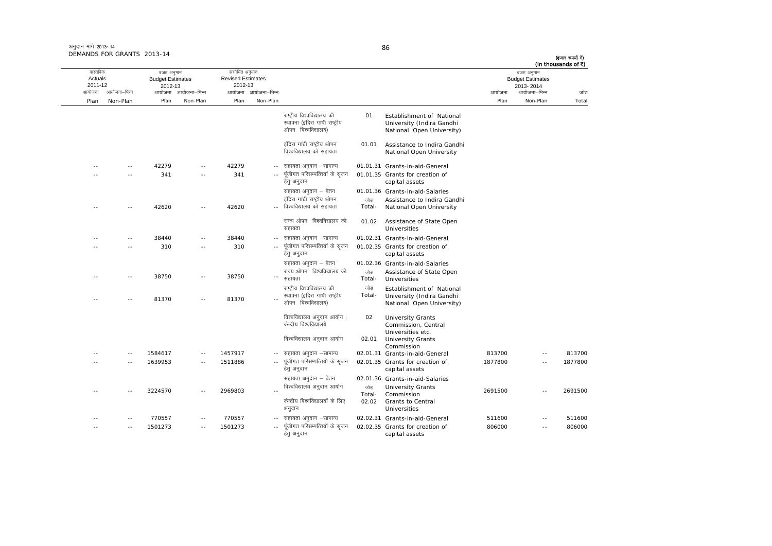अनुदान मांगें 2013-14
DEMANDS FOR GRANTS 2013-14

(हजार रूपयों में)
(In thousands of ₹)

| वास्तविक Actuals 2011-12 | | बजट अनुमान Budget Estimates 2012-13 | | संशोधित अनुमान Revised Estimates 2012-13 | | | | | बजट अनुमान Budget Estimates 2013-2014 | | |
|---|---|---|---|---|---|---|---|---|---|---|---|
| आयोजना Plan | आयोजना-भिन्न Non-Plan | आयोजना Plan | आयोजना-भिन्न Non-Plan | आयोजना Plan | आयोजना-भिन्न Non-Plan | | | | आयोजना Plan | आयोजना-भिन्न Non-Plan | जोड़ Total |
| | | | | | | राष्ट्रीय विश्वविद्यालय की स्थापना (इंदिरा गांधी राष्ट्रीय ओपन विश्वविद्यालय) | 01 | Establishment of National University (Indira Gandhi National Open University) | | | |
| | | | | | | इंदिरा गांधी राष्ट्रीय ओपन विश्वविद्यालय को सहायता | 01.01 | Assistance to Indira Gandhi National Open University | | | |
| -- | -- | 42279 | -- | 42279 | -- | सहायता अनुदान –सामान्य | 01.01.31 | Grants-in-aid-General | | | |
| -- | -- | 341 | -- | 341 | -- | पूंजीगत परिसम्पत्तियों के सृजन हेतु अनुदान | 01.01.35 | Grants for creation of capital assets | | | |
| | | | | | | सहायता अनुदान – वेतन | 01.01.36 | Grants-in-aid-Salaries | | | |
| -- | -- | 42620 | -- | 42620 | -- | इंदिरा गांधी राष्ट्रीय ओपन विश्वविद्यालय को सहायता | जोड़ Total- | Assistance to Indira Gandhi National Open University | | | |
| | | | | | | राज्य ओपन विश्वविद्यालय को सहायता | 01.02 | Assistance of State Open Universities | | | |
| -- | -- | 38440 | -- | 38440 | -- | सहायता अनुदान –सामान्य | 01.02.31 | Grants-in-aid-General | | | |
| -- | -- | 310 | -- | 310 | -- | पूंजीगत परिसम्पत्तियों के सृजन हेतु अनुदान | 01.02.35 | Grants for creation of capital assets | | | |
| | | | | | | सहायता अनुदान – वेतन | 01.02.36 | Grants-in-aid-Salaries | | | |
| -- | -- | 38750 | -- | 38750 | -- | राज्य ओपन विश्वविद्यालय को सहायता | जोड़ Total- | Assistance of State Open Universities | | | |
| -- | -- | 81370 | -- | 81370 | -- | राष्ट्रीय विश्वविद्यालय की स्थापना (इंदिरा गांधी राष्ट्रीय ओपन विश्वविद्यालय) | जोड़ Total- | Establishment of National University (Indira Gandhi National Open University) | | | |
| | | | | | | विश्वविद्यालय अनुदान आयोग : केन्द्रीय विश्वविद्यालये | 02 | University Grants Commission, Central Universities etc. | | | |
| | | | | | | विश्वविद्यालय अनुदान आयोग | 02.01 | University Grants Commission | | | |
| -- | -- | 1584617 | -- | 1457917 | -- | सहायता अनुदान –सामान्य | 02.01.31 | Grants-in-aid-General | 813700 | -- | 813700 |
| -- | -- | 1639953 | -- | 1511886 | -- | पूंजीगत परिसम्पत्तियों के सृजन हेतु अनुदान | 02.01.35 | Grants for creation of capital assets | 1877800 | -- | 1877800 |
| | | | | | | सहायता अनुदान – वेतन | 02.01.36 | Grants-in-aid-Salaries | | | |
| -- | -- | 3224570 | -- | 2969803 | -- | विश्वविद्यालय अनुदान आयोग | जोड़ Total- | University Grants Commission | 2691500 | -- | 2691500 |
| | | | | | | केन्द्रीय विश्वविद्यालयों के लिए अनुदान | 02.02 | Grants to Central Universities | | | |
| -- | -- | 770557 | -- | 770557 | -- | सहायता अनुदान –सामान्य | 02.02.31 | Grants-in-aid-General | 511600 | -- | 511600 |
| -- | -- | 1501273 | -- | 1501273 | -- | पूंजीगत परिसम्पत्तियों के सृजन हेतु अनुदान | 02.02.35 | Grants for creation of capital assets | 806000 | -- | 806000 |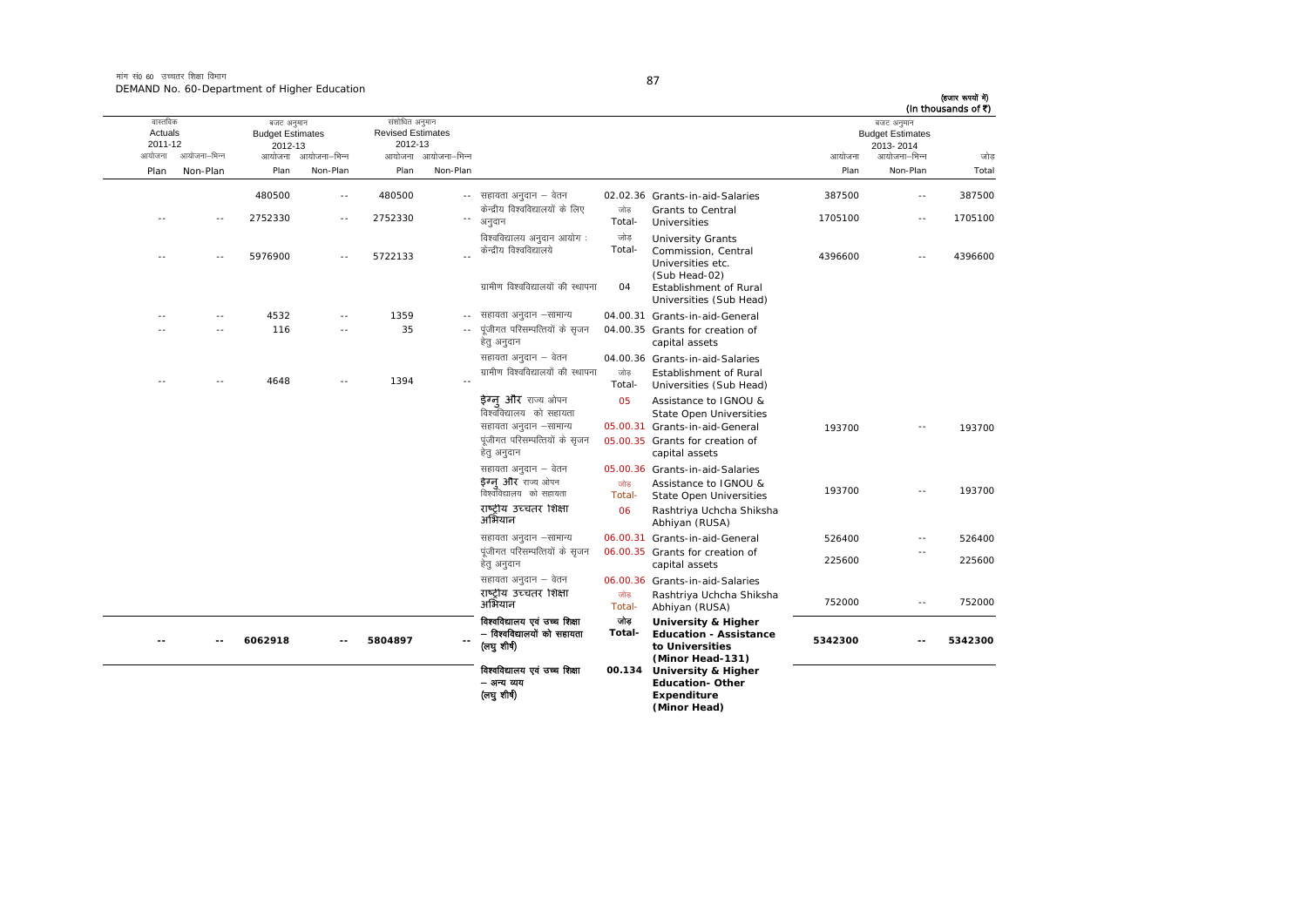मांग सं0 60 उच्चतर शिक्षा विभाग
DEMAND No. 60-Department of Higher Education

(हजार रूपयों में)
(In thousands of ₹)

| वास्तविक Actuals 2011-12 | | बजट अनुमान Budget Estimates 2012-13 | | संशोधित अनुमान Revised Estimates 2012-13 | | | | | बजट अनुमान Budget Estimates 2013-2014 | | |
|---|---|---|---|---|---|---|---|---|---|---|---|
| आयोजना Plan | आयोजना–भिन्न Non-Plan | आयोजना Plan | आयोजना–भिन्न Non-Plan | आयोजना Plan | आयोजना–भिन्न Non-Plan | | | | आयोजना Plan | आयोजना–भिन्न Non-Plan | जोड़ Total |
| | | 480500 | -- | 480500 | -- | सहायता अनुदान – वेतन | 02.02.36 | Grants-in-aid-Salaries | 387500 | -- | 387500 |
| -- | -- | 2752330 | -- | 2752330 | -- | केन्द्रीय विश्वविद्यालयों के लिए अनुदान | जोड़ Total- | Grants to Central Universities | 1705100 | -- | 1705100 |
| -- | -- | 5976900 | -- | 5722133 | -- | विश्वविद्यालय अनुदान आयोग : केन्द्रीय विश्वविद्यालये | जोड़ Total- | University Grants Commission, Central Universities etc. (Sub Head-02) | 4396600 | -- | 4396600 |
| | | | | | | ग्रामीण विश्वविद्यालयों की स्थापना | 04 | Establishment of Rural Universities (Sub Head) | | | |
| -- | -- | 4532 | -- | 1359 | -- | सहायता अनुदान –सामान्य | 04.00.31 | Grants-in-aid-General | | | |
| -- | -- | 116 | -- | 35 | -- | पूंजीगत परिसम्पत्तियों के सृजन हेतु अनुदान | 04.00.35 | Grants for creation of capital assets | | | |
| | | | | | | सहायता अनुदान – वेतन | 04.00.36 | Grants-in-aid-Salaries | | | |
| -- | -- | 4648 | -- | 1394 | -- | ग्रामीण विश्वविद्यालयों की स्थापना | जोड़ Total- | Establishment of Rural Universities (Sub Head) | | | |
| | | | | | | इग्नु और राज्य ओपन विश्वविद्यालय को सहायता | 05 | Assistance to IGNOU & State Open Universities | | | |
| | | | | | | सहायता अनुदान –सामान्य | 05.00.31 | Grants-in-aid-General | 193700 | -- | 193700 |
| | | | | | | पूंजीगत परिसम्पत्तियों के सृजन हेतु अनुदान | 05.00.35 | Grants for creation of capital assets | | | |
| | | | | | | सहायता अनुदान – वेतन | 05.00.36 | Grants-in-aid-Salaries | | | |
| | | | | | | इग्नु और राज्य ओपन विश्वविद्यालय को सहायता | जोड़ Total- | Assistance to IGNOU & State Open Universities | 193700 | -- | 193700 |
| | | | | | | राष्ट्रीय उच्चतर शिक्षा अभियान | 06 | Rashtriya Uchcha Shiksha Abhiyan (RUSA) | | | |
| | | | | | | सहायता अनुदान –सामान्य | 06.00.31 | Grants-in-aid-General | 526400 | -- | 526400 |
| | | | | | | पूंजीगत परिसम्पत्तियों के सृजन हेतु अनुदान | 06.00.35 | Grants for creation of capital assets | 225600 | -- | 225600 |
| | | | | | | सहायता अनुदान – वेतन | 06.00.36 | Grants-in-aid-Salaries | | | |
| | | | | | | राष्ट्रीय उच्चतर शिक्षा अभियान | जोड़ Total- | Rashtriya Uchcha Shiksha Abhiyan (RUSA) | 752000 | -- | 752000 |
| **--** | **--** | **6062918** | **--** | **5804897** | **--** | **विश्वविद्यालय एवं उच्च शिक्षा – विश्वविद्यालयों को सहायता (लघु शीर्ष)** | **जोड़ Total-** | **University & Higher Education - Assistance to Universities (Minor Head-131)** | **5342300** | **--** | **5342300** |
| | | | | | | **विश्वविद्यालय एवं उच्च शिक्षा – अन्य व्यय (लघु शीर्ष)** | **00.134** | **University & Higher Education- Other Expenditure (Minor Head)** | | | |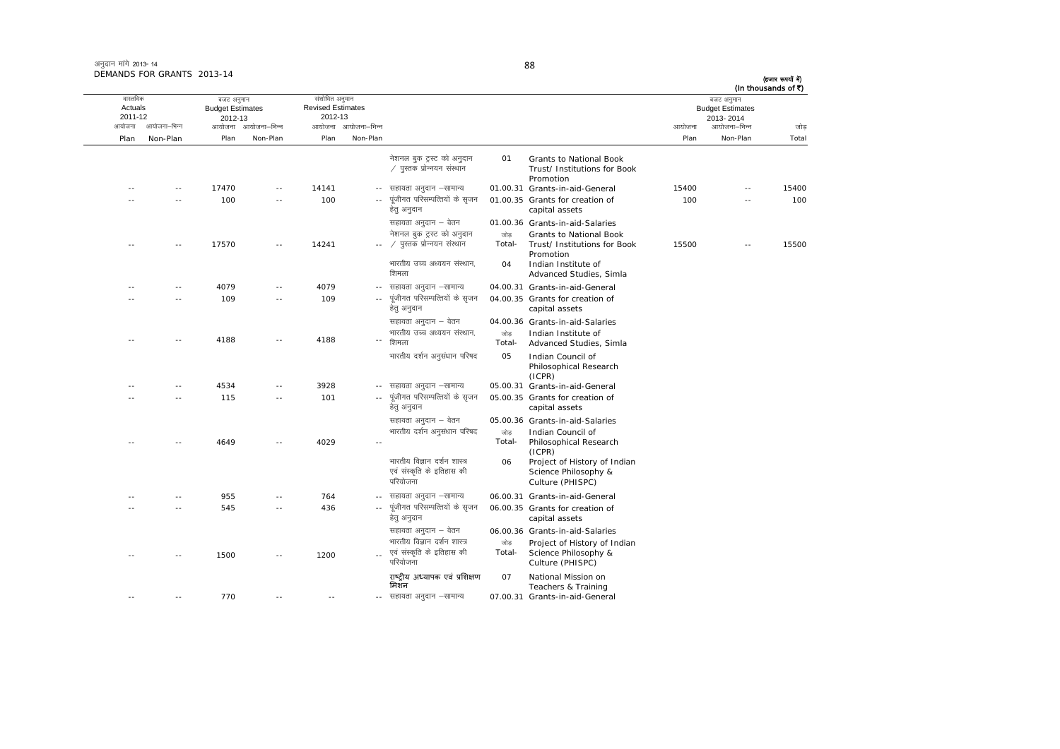अनुदान मांगें 2013-14
DEMANDS FOR GRANTS 2013-14

(हजार रूपयों में)
(In thousands of ₹)

| वास्तविक Actuals 2011-12 | | बजट अनुमान Budget Estimates 2012-13 | | संशोधित अनुमान Revised Estimates 2012-13 | | | | | बजट अनुमान Budget Estimates 2013-2014 | | |
|---|---|---|---|---|---|---|---|---|---|---|---|
| आयोजना Plan | आयोजना-भिन्न Non-Plan | आयोजना Plan | आयोजना-भिन्न Non-Plan | आयोजना Plan | आयोजना-भिन्न Non-Plan | | | | आयोजना Plan | आयोजना-भिन्न Non-Plan | जोड़ Total |
| | | | | | | नेशनल बुक ट्रस्ट को अनुदान / पुस्तक प्रोन्नयन संस्थान | 01 | Grants to National Book Trust/ Institutions for Book Promotion | | | |
| -- | -- | 17470 | -- | 14141 | -- | सहायता अनुदान –सामान्य | 01.00.31 | Grants-in-aid-General | 15400 | -- | 15400 |
| -- | -- | 100 | -- | 100 | -- | पूंजीगत परिसम्पत्तियों के सृजन हेतु अनुदान | 01.00.35 | Grants for creation of capital assets | 100 | -- | 100 |
| | | | | | | सहायता अनुदान – वेतन | 01.00.36 | Grants-in-aid-Salaries | | | |
| -- | -- | 17570 | -- | 14241 | -- | नेशनल बुक ट्रस्ट को अनुदान / पुस्तक प्रोन्नयन संस्थान | जोड़ Total- | Grants to National Book Trust/ Institutions for Book Promotion | 15500 | -- | 15500 |
| | | | | | | भारतीय उच्च अध्ययन संस्थान, शिमला | 04 | Indian Institute of Advanced Studies, Simla | | | |
| -- | -- | 4079 | -- | 4079 | -- | सहायता अनुदान –सामान्य | 04.00.31 | Grants-in-aid-General | | | |
| -- | -- | 109 | -- | 109 | -- | पूंजीगत परिसम्पत्तियों के सृजन हेतु अनुदान | 04.00.35 | Grants for creation of capital assets | | | |
| | | | | | | सहायता अनुदान – वेतन | 04.00.36 | Grants-in-aid-Salaries | | | |
| -- | -- | 4188 | -- | 4188 | -- | भारतीय उच्च अध्ययन संस्थान, शिमला | जोड़ Total- | Indian Institute of Advanced Studies, Simla | | | |
| | | | | | | भारतीय दर्शन अनुसंधान परिषद | 05 | Indian Council of Philosophical Research (ICPR) | | | |
| -- | -- | 4534 | -- | 3928 | -- | सहायता अनुदान –सामान्य | 05.00.31 | Grants-in-aid-General | | | |
| -- | -- | 115 | -- | 101 | -- | पूंजीगत परिसम्पत्तियों के सृजन हेतु अनुदान | 05.00.35 | Grants for creation of capital assets | | | |
| | | | | | | सहायता अनुदान – वेतन | 05.00.36 | Grants-in-aid-Salaries | | | |
| -- | -- | 4649 | -- | 4029 | -- | भारतीय दर्शन अनुसंधान परिषद | जोड़ Total- | Indian Council of Philosophical Research (ICPR) | | | |
| | | | | | | भारतीय विज्ञान दर्शन शास्त्र एवं संस्कृति के इतिहास की परियोजना | 06 | Project of History of Indian Science Philosophy & Culture (PHISPC) | | | |
| -- | -- | 955 | -- | 764 | -- | सहायता अनुदान –सामान्य | 06.00.31 | Grants-in-aid-General | | | |
| -- | -- | 545 | -- | 436 | -- | पूंजीगत परिसम्पत्तियों के सृजन हेतु अनुदान | 06.00.35 | Grants for creation of capital assets | | | |
| | | | | | | सहायता अनुदान – वेतन | 06.00.36 | Grants-in-aid-Salaries | | | |
| -- | -- | 1500 | -- | 1200 | -- | भारतीय विज्ञान दर्शन शास्त्र एवं संस्कृति के इतिहास की परियोजना | जोड़ Total- | Project of History of Indian Science Philosophy & Culture (PHISPC) | | | |
| | | | | | | राष्ट्रीय अध्यापक एवं प्रशिक्षण मिशन | 07 | National Mission on Teachers & Training | | | |
| -- | -- | 770 | -- | -- | -- | सहायता अनुदान –सामान्य | 07.00.31 | Grants-in-aid-General | | | |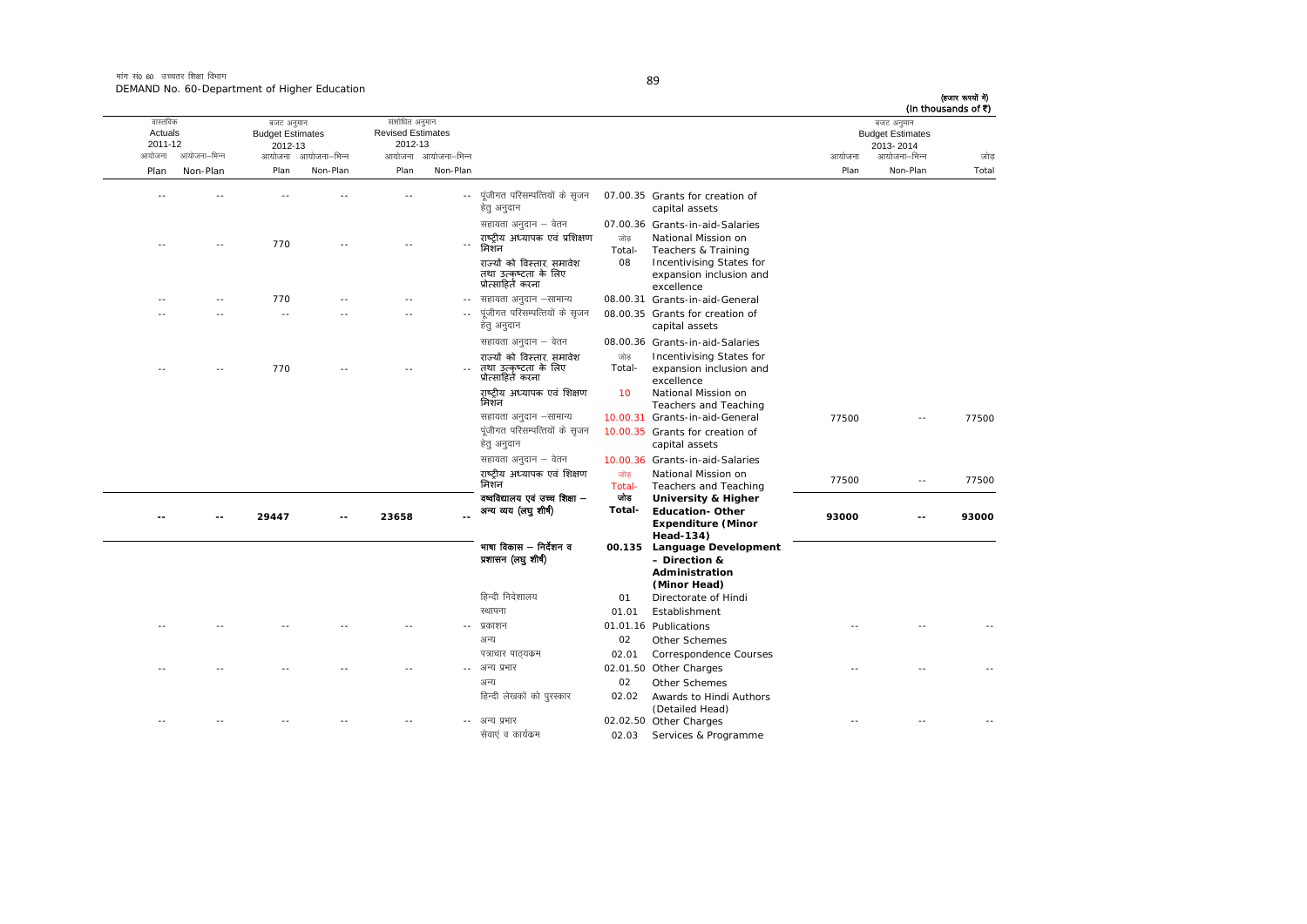मांग सं0 60 उच्चतर शिक्षा विभाग
DEMAND No. 60-Department of Higher Education

(हजार रूपयों में)
(In thousands of ₹)

| वास्तविक Actuals 2011-12 आयोजना Plan | आयोजना–भिन्न Non-Plan | बजट अनुमान Budget Estimates 2012-13 आयोजना Plan | आयोजना–भिन्न Non-Plan | संशोधित अनुमान Revised Estimates 2012-13 आयोजना Plan | आयोजना–भिन्न Non-Plan | | | | बजट अनुमान Budget Estimates 2013-2014 आयोजना Plan | आयोजना–भिन्न Non-Plan | जोड़ Total |
|---|---|---|---|---|---|---|---|---|---|---|---|
| -- | -- | -- | -- | -- | -- | पूंजीगत परिसम्पत्तियों के सृजन हेतु अनुदान | 07.00.35 | Grants for creation of capital assets | | | |
| | | | | | | सहायता अनुदान – वेतन | 07.00.36 | Grants-in-aid-Salaries | | | |
| -- | -- | 770 | -- | -- | -- | राष्ट्रीय अध्यापक एवं प्रशिक्षण मिशन | जोड़ Total- | National Mission on Teachers & Training | | | |
| | | | | | | राज्यों को विस्तार, समावेश तथा उत्कृष्टता के लिए प्रोत्साहित करना | 08 | Incentivising States for expansion inclusion and excellence | | | |
| -- | -- | 770 | -- | -- | -- | सहायता अनुदान –सामान्य | 08.00.31 | Grants-in-aid-General | | | |
| -- | -- | -- | -- | -- | -- | पूंजीगत परिसम्पत्तियों के सृजन हेतु अनुदान | 08.00.35 | Grants for creation of capital assets | | | |
| | | | | | | सहायता अनुदान – वेतन | 08.00.36 | Grants-in-aid-Salaries | | | |
| -- | -- | 770 | -- | -- | -- | राज्यों को विस्तार, समावेश तथा उत्कृष्टता के लिए प्रोत्साहित करना | जोड़ Total- | Incentivising States for expansion inclusion and excellence | | | |
| | | | | | | राष्ट्रीय अध्यापक एवं शिक्षण मिशन | 10 | National Mission on Teachers and Teaching | | | |
| | | | | | | सहायता अनुदान –सामान्य | 10.00.31 | Grants-in-aid-General | 77500 | -- | 77500 |
| | | | | | | पूंजीगत परिसम्पत्तियों के सृजन हेतु अनुदान | 10.00.35 | Grants for creation of capital assets | | | |
| | | | | | | सहायता अनुदान – वेतन | 10.00.36 | Grants-in-aid-Salaries | | | |
| | | | | | | राष्ट्रीय अध्यापक एवं शिक्षण मिशन | जोड़ Total- | National Mission on Teachers and Teaching | 77500 | -- | 77500 |
| **--** | **--** | **29447** | **--** | **23658** | **--** | **वश्वविद्यालय एवं उच्च शिक्षा – अन्य व्यय (लघु शीर्ष)** | **जोड़ Total-** | **University & Higher Education- Other Expenditure (Minor Head-134)** | **93000** | **--** | **93000** |
| | | | | | | **भाषा विकास – निर्देशन व प्रशासन (लघु शीर्ष)** | **00.135** | **Language Development – Direction & Administration (Minor Head)** | | | |
| | | | | | | हिन्दी निदेशालय | 01 | Directorate of Hindi | | | |
| | | | | | | स्थापना | 01.01 | Establishment | | | |
| -- | -- | -- | -- | -- | -- | प्रकाशन | 01.01.16 | Publications | -- | -- | -- |
| | | | | | | अन्य | 02 | Other Schemes | | | |
| | | | | | | पत्राचार पाठ्यक्रम | 02.01 | Correspondence Courses | | | |
| -- | -- | -- | -- | -- | -- | अन्य प्रभार | 02.01.50 | Other Charges | -- | -- | -- |
| | | | | | | अन्य | 02 | Other Schemes | | | |
| | | | | | | हिन्दी लेखकों को पुरस्कार | 02.02 | Awards to Hindi Authors (Detailed Head) | | | |
| -- | -- | -- | -- | -- | -- | अन्य प्रभार | 02.02.50 | Other Charges | -- | -- | -- |
| | | | | | | सेवाएं व कार्यक्रम | 02.03 | Services & Programme | | | |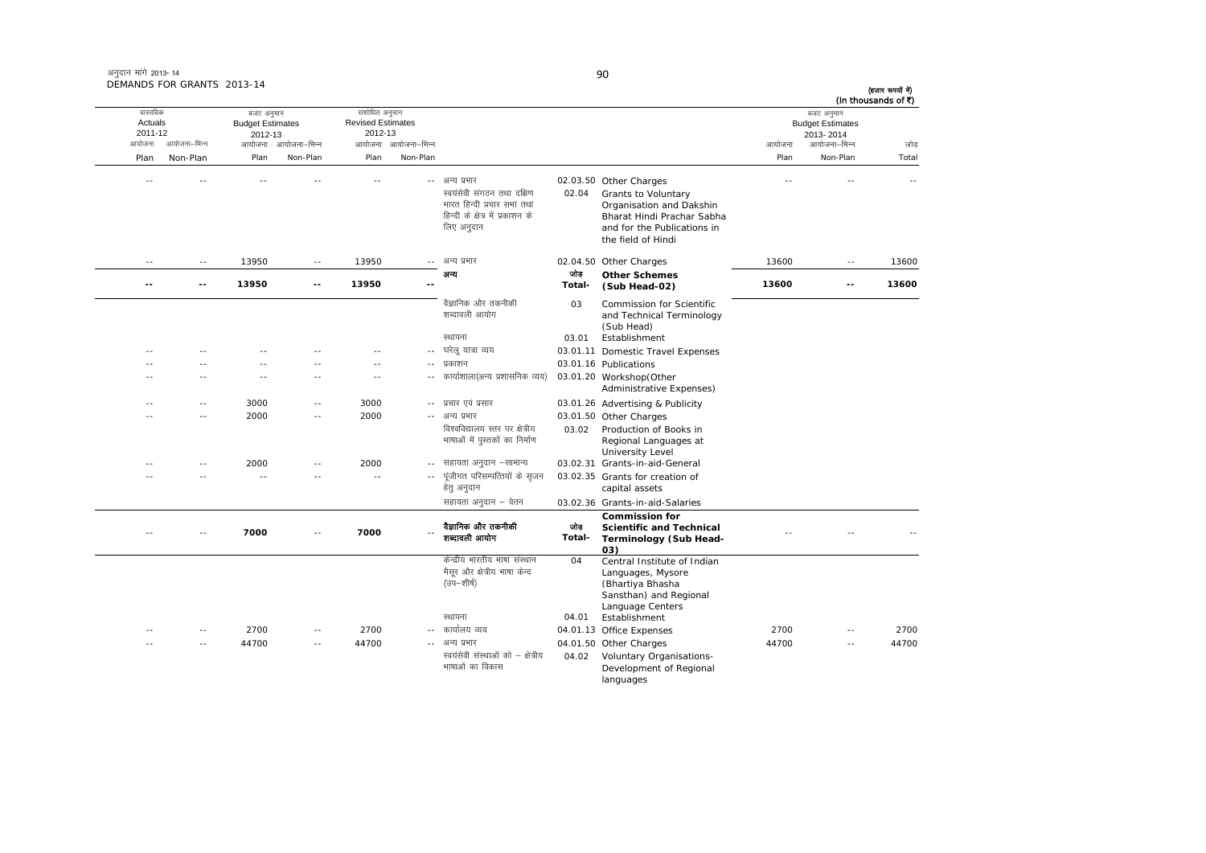अनुदान मांगें 2013-14
DEMANDS FOR GRANTS 2013-14

(हजार रूपयों में)
(In thousands of ₹)

| वास्तविक Actuals 2011-12 | | बजट अनुमान Budget Estimates 2012-13 | | संशोधित अनुमान Revised Estimates 2012-13 | | | | | बजट अनुमान Budget Estimates 2013-2014 | | |
|---|---|---|---|---|---|---|---|---|---|---|---|
| आयोजना Plan | आयोजना-भिन्न Non-Plan | आयोजना Plan | आयोजना-भिन्न Non-Plan | आयोजना Plan | आयोजना-भिन्न Non-Plan | | | | आयोजना Plan | आयोजना-भिन्न Non-Plan | जोड़ Total |
| -- | -- | -- | -- | -- | -- | अन्य प्रभार | 02.03.50 | Other Charges | -- | -- | -- |
| | | | | | | स्वयंसेवी संगठन तथा दक्षिण भारत हिन्दी प्रचार सभा तथा हिन्दी के क्षेत्र में प्रकाशन के लिए अनुदान | 02.04 | Grants to Voluntary Organisation and Dakshin Bharat Hindi Prachar Sabha and for the Publications in the field of Hindi | | | |
| -- | -- | 13950 | -- | 13950 | -- | अन्य प्रभार | 02.04.50 | Other Charges | 13600 | -- | 13600 |
| -- | -- | **13950** | -- | **13950** | -- | **अन्य** | **जोड़ Total-** | **Other Schemes (Sub Head-02)** | **13600** | -- | **13600** |
| | | | | | | वैज्ञानिक और तकनीकी शब्दावली आयोग | 03 | Commission for Scientific and Technical Terminology (Sub Head) | | | |
| | | | | | | स्थापना | 03.01 | Establishment | | | |
| -- | -- | -- | -- | -- | -- | घरेलू यात्रा व्यय | 03.01.11 | Domestic Travel Expenses | | | |
| -- | -- | -- | -- | -- | -- | प्रकाशन | 03.01.16 | Publications | | | |
| -- | -- | -- | -- | -- | -- | कार्यशाला(अन्य प्रशासनिक व्यय) | 03.01.20 | Workshop(Other Administrative Expenses) | | | |
| -- | -- | 3000 | -- | 3000 | -- | प्रचार एवं प्रसार | 03.01.26 | Advertising & Publicity | | | |
| -- | -- | 2000 | -- | 2000 | -- | अन्य प्रभार | 03.01.50 | Other Charges | | | |
| | | | | | | विश्वविद्यालय स्तर पर क्षेत्रीय भाषाओं में पुस्तकों का निर्माण | 03.02 | Production of Books in Regional Languages at University Level | | | |
| -- | -- | 2000 | -- | 2000 | -- | सहायता अनुदान –सामान्य | 03.02.31 | Grants-in-aid-General | | | |
| -- | -- | -- | -- | -- | -- | पूंजीगत परिसम्पत्तियों के सृजन हेतु अनुदान | 03.02.35 | Grants for creation of capital assets | | | |
| | | | | | | सहायता अनुदान – वेतन | 03.02.36 | Grants-in-aid-Salaries | | | |
| -- | -- | **7000** | -- | **7000** | -- | **वैज्ञानिक और तकनीकी शब्दावली आयोग** | **जोड़ Total-** | **Commission for Scientific and Technical Terminology (Sub Head-03)** | -- | -- | -- |
| | | | | | | केन्द्रीय भारतीय भाषा संस्थान मैसूर और क्षेत्रीय भाषा केन्द (उप-शीर्ष) | 04 | Central Institute of Indian Languages, Mysore (Bhartiya Bhasha Sansthan) and Regional Language Centers | | | |
| | | | | | | स्थापना | 04.01 | Establishment | | | |
| -- | -- | 2700 | -- | 2700 | -- | कार्यालय व्यय | 04.01.13 | Office Expenses | 2700 | -- | 2700 |
| -- | -- | 44700 | -- | 44700 | -- | अन्य प्रभार | 04.01.50 | Other Charges | 44700 | -- | 44700 |
| | | | | | | स्वयंसेवी संस्थाओं को – क्षेत्रीय भाषाओं का विकास | 04.02 | Voluntary Organisations-Development of Regional languages | | | |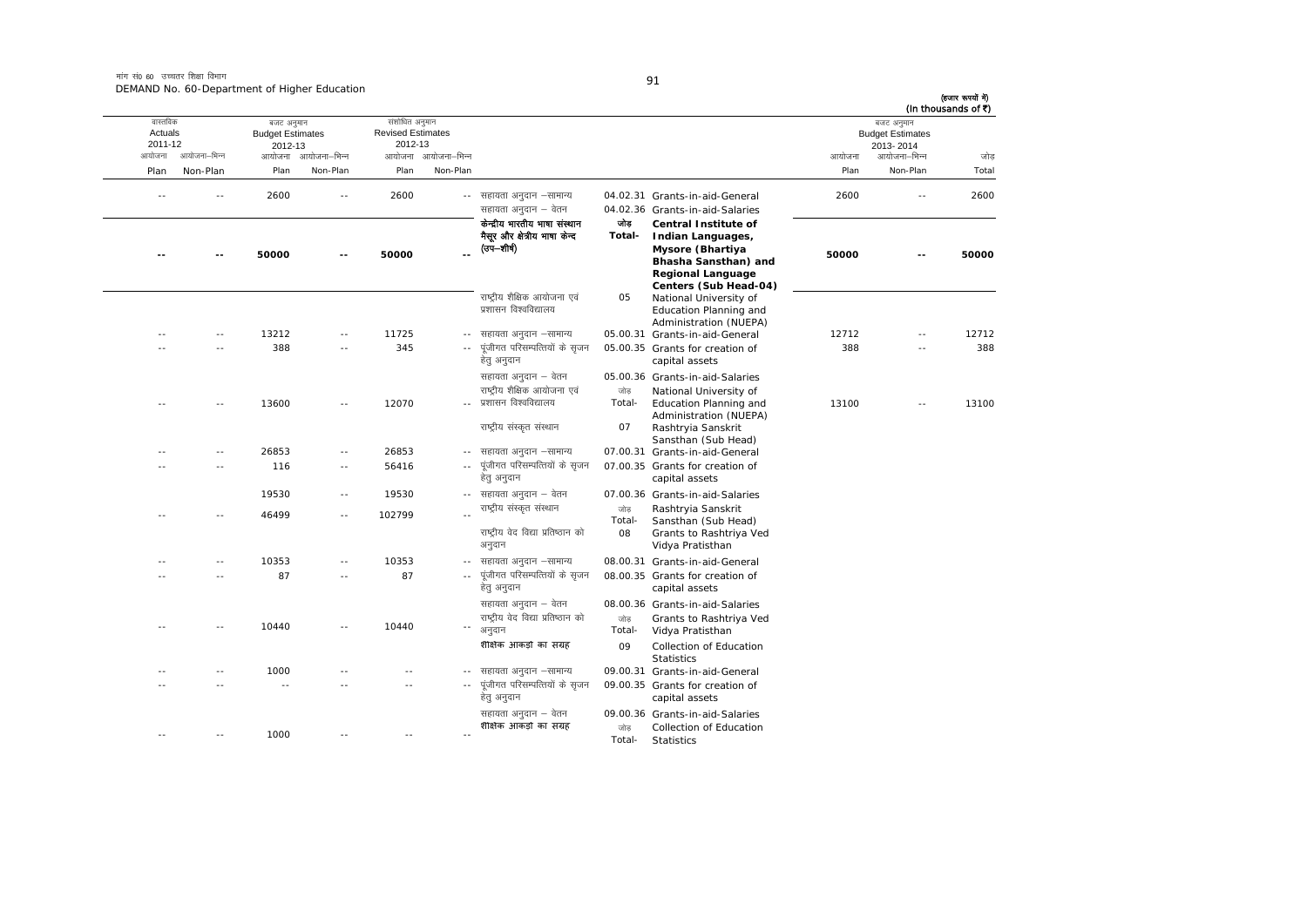मांग सं0 60 उच्चतर शिक्षा विभाग
DEMAND No. 60-Department of Higher Education

(हजार रूपयों में)
(In thousands of ₹)

| वास्तविक Actuals 2011-12 | | बजट अनुमान Budget Estimates 2012-13 | | संशोधित अनुमान Revised Estimates 2012-13 | | | | | बजट अनुमान Budget Estimates 2013-2014 | | |
|---|---|---|---|---|---|---|---|---|---|---|---|
| आयोजना Plan | आयोजना–भिन्न Non-Plan | आयोजना Plan | आयोजना–भिन्न Non-Plan | आयोजना Plan | आयोजना–भिन्न Non-Plan | | | | आयोजना Plan | आयोजना–भिन्न Non-Plan | जोड़ Total |
| -- | -- | 2600 | -- | 2600 | -- | सहायता अनुदान –सामान्य | 04.02.31 | Grants-in-aid-General | 2600 | -- | 2600 |
| | | | | | | सहायता अनुदान – वेतन | 04.02.36 | Grants-in-aid-Salaries | | | |
| **--** | **--** | **50000** | **--** | **50000** | **--** | **केन्द्रीय भारतीय भाषा संस्थान मैसूर और क्षेत्रीय भाषा केन्द (उप–शीर्ष)** | **जोड़ Total-** | **Central Institute of Indian Languages, Mysore (Bhartiya Bhasha Sansthan) and Regional Language Centers (Sub Head-04)** | **50000** | **--** | **50000** |
| | | | | | | राष्ट्रीय शैक्षिक आयोजना एवं प्रशासन विश्वविद्यालय | 05 | National University of Education Planning and Administration (NUEPA) | | | |
| -- | -- | 13212 | -- | 11725 | -- | सहायता अनुदान –सामान्य | 05.00.31 | Grants-in-aid-General | 12712 | -- | 12712 |
| -- | -- | 388 | -- | 345 | -- | पूंजीगत परिसम्पत्तियों के सृजन हेतु अनुदान | 05.00.35 | Grants for creation of capital assets | 388 | -- | 388 |
| | | | | | | सहायता अनुदान – वेतन | 05.00.36 | Grants-in-aid-Salaries | | | |
| -- | -- | 13600 | -- | 12070 | -- | राष्ट्रीय शैक्षिक आयोजना एवं प्रशासन विश्वविद्यालय | जोड़ Total- | National University of Education Planning and Administration (NUEPA) | 13100 | -- | 13100 |
| | | | | | | राष्ट्रीय संस्कृत संस्थान | 07 | Rashtryia Sanskrit Sansthan (Sub Head) | | | |
| -- | -- | 26853 | -- | 26853 | -- | सहायता अनुदान –सामान्य | 07.00.31 | Grants-in-aid-General | | | |
| -- | -- | 116 | -- | 56416 | -- | पूंजीगत परिसम्पत्तियों के सृजन हेतु अनुदान | 07.00.35 | Grants for creation of capital assets | | | |
| | | 19530 | -- | 19530 | -- | सहायता अनुदान – वेतन | 07.00.36 | Grants-in-aid-Salaries | | | |
| -- | -- | 46499 | -- | 102799 | -- | राष्ट्रीय संस्कृत संस्थान | जोड़ Total- | Rashtryia Sanskrit Sansthan (Sub Head) | | | |
| | | | | | | राष्ट्रीय वेद विद्या प्रतिष्ठान को अनुदान | 08 | Grants to Rashtriya Ved Vidya Pratisthan | | | |
| -- | -- | 10353 | -- | 10353 | -- | सहायता अनुदान –सामान्य | 08.00.31 | Grants-in-aid-General | | | |
| -- | -- | 87 | -- | 87 | -- | पूंजीगत परिसम्पत्तियों के सृजन हेतु अनुदान | 08.00.35 | Grants for creation of capital assets | | | |
| | | | | | | सहायता अनुदान – वेतन | 08.00.36 | Grants-in-aid-Salaries | | | |
| -- | -- | 10440 | -- | 10440 | -- | राष्ट्रीय वेद विद्या प्रतिष्ठान को अनुदान | जोड़ Total- | Grants to Rashtriya Ved Vidya Pratisthan | | | |
| | | | | | | शैक्षिक आकड़ो का सग्रह | 09 | Collection of Education Statistics | | | |
| -- | -- | 1000 | -- | -- | -- | सहायता अनुदान –सामान्य | 09.00.31 | Grants-in-aid-General | | | |
| -- | -- | -- | -- | -- | -- | पूंजीगत परिसम्पत्तियों के सृजन हेतु अनुदान | 09.00.35 | Grants for creation of capital assets | | | |
| | | | | | | सहायता अनुदान – वेतन | 09.00.36 | Grants-in-aid-Salaries | | | |
| -- | -- | 1000 | -- | -- | -- | शैक्षिक आकड़ो का सग्रह | जोड़ Total- | Collection of Education Statistics | | | |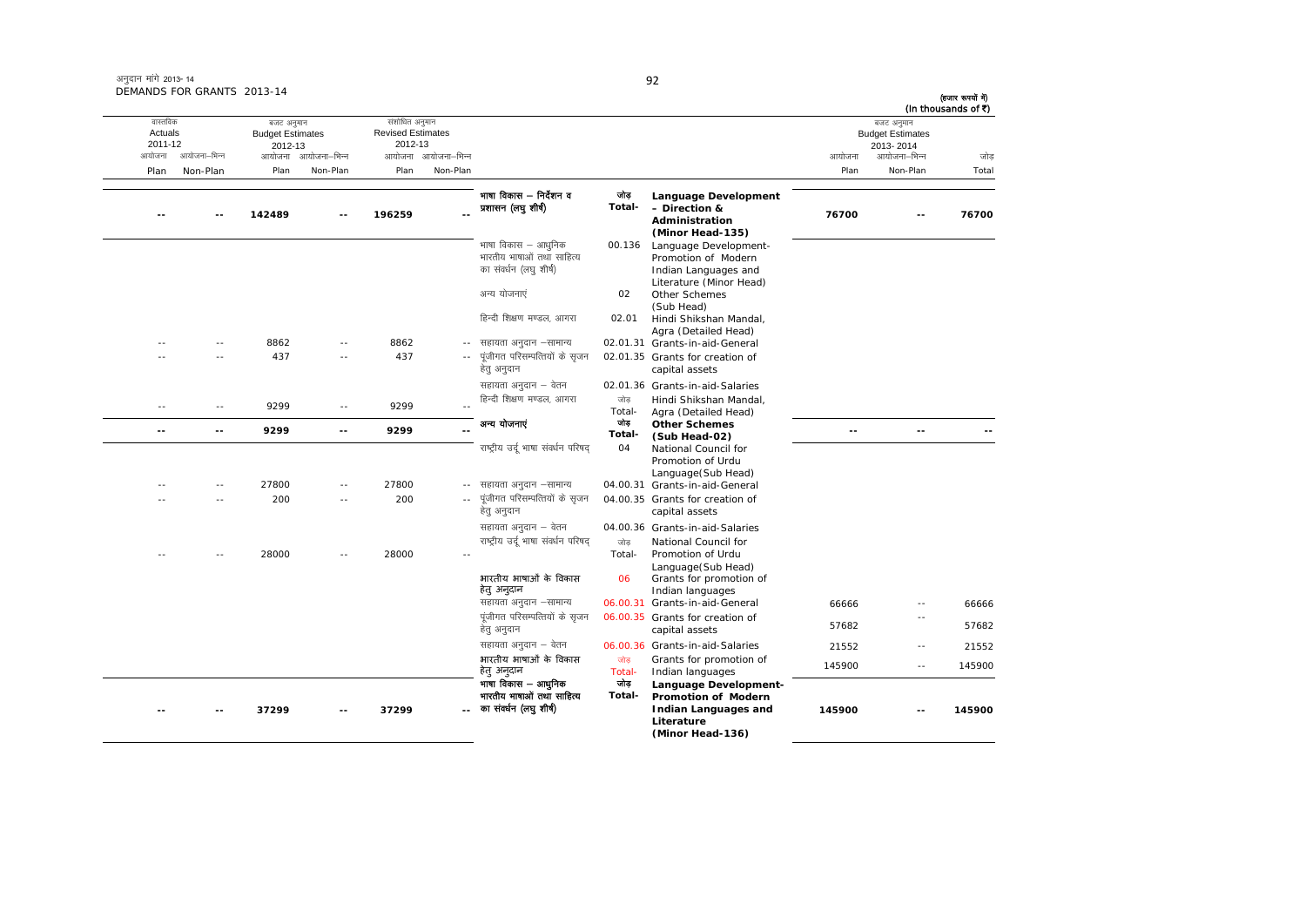अनुदान मांगे 2013-14
DEMANDS FOR GRANTS 2013-14

(हजार रूपयों में)
(In thousands of ₹)

| वास्तविक Actuals 2011-12 | | बजट अनुमान Budget Estimates 2012-13 | | संशोधित अनुमान Revised Estimates 2012-13 | | | | | बजट अनुमान Budget Estimates 2013-2014 | | |
|---|---|---|---|---|---|---|---|---|---|---|---|
| आयोजना Plan | आयोजना-भिन्न Non-Plan | आयोजना Plan | आयोजना-भिन्न Non-Plan | आयोजना Plan | आयोजना-भिन्न Non-Plan | | | | आयोजना Plan | आयोजना-भिन्न Non-Plan | जोड़ Total |
| **--** | **--** | **142489** | **--** | **196259** | **--** | **भाषा विकास – निर्देशन व प्रशासन (लघु शीर्ष)** | **जोड़ Total-** | **Language Development - Direction & Administration (Minor Head-135)** | **76700** | **--** | **76700** |
| | | | | | | भाषा विकास – आधुनिक भारतीय भाषाओं तथा साहित्य का संवर्धन (लघु शीर्ष) | 00.136 | Language Development-Promotion of Modern Indian Languages and Literature (Minor Head) | | | |
| | | | | | | अन्य योजनाएं | 02 | Other Schemes (Sub Head) | | | |
| | | | | | | हिन्दी शिक्षण मण्डल, आगरा | 02.01 | Hindi Shikshan Mandal, Agra (Detailed Head) | | | |
| -- | -- | 8862 | -- | 8862 | -- | सहायता अनुदान –सामान्य | 02.01.31 | Grants-in-aid-General | | | |
| -- | -- | 437 | -- | 437 | -- | पूंजीगत परिसम्पत्तियों के सृजन हेतु अनुदान | 02.01.35 | Grants for creation of capital assets | | | |
| | | | | | | सहायता अनुदान – वेतन | 02.01.36 | Grants-in-aid-Salaries | | | |
| -- | -- | 9299 | -- | 9299 | -- | हिन्दी शिक्षण मण्डल, आगरा | जोड़ Total- | Hindi Shikshan Mandal, Agra (Detailed Head) | | | |
| **--** | **--** | **9299** | **--** | **9299** | **--** | **अन्य योजनाएं** | **जोड़ Total-** | **Other Schemes (Sub Head-02)** | **--** | **--** | **--** |
| | | | | | | राष्ट्रीय उर्दू भाषा संवर्धन परिषद् | 04 | National Council for Promotion of Urdu Language(Sub Head) | | | |
| -- | -- | 27800 | -- | 27800 | -- | सहायता अनुदान –सामान्य | 04.00.31 | Grants-in-aid-General | | | |
| -- | -- | 200 | -- | 200 | -- | पूंजीगत परिसम्पत्तियों के सृजन हेतु अनुदान | 04.00.35 | Grants for creation of capital assets | | | |
| | | | | | | सहायता अनुदान – वेतन | 04.00.36 | Grants-in-aid-Salaries | | | |
| -- | -- | 28000 | -- | 28000 | -- | राष्ट्रीय उर्दू भाषा संवर्धन परिषद् | जोड़ Total- | National Council for Promotion of Urdu Language(Sub Head) | | | |
| | | | | | | भारतीय भाषाओं के विकास हेतु अनुदान | 06 | Grants for promotion of Indian languages | | | |
| | | | | | | सहायता अनुदान –सामान्य | 06.00.31 | Grants-in-aid-General | 66666 | -- | 66666 |
| | | | | | | पूंजीगत परिसम्पत्तियों के सृजन हेतु अनुदान | 06.00.35 | Grants for creation of capital assets | 57682 | -- | 57682 |
| | | | | | | सहायता अनुदान – वेतन | 06.00.36 | Grants-in-aid-Salaries | 21552 | -- | 21552 |
| | | | | | | भारतीय भाषाओं के विकास हेतु अनुदान | जोड़ Total- | Grants for promotion of Indian languages | 145900 | -- | 145900 |
| **--** | **--** | **37299** | **--** | **37299** | **--** | **भाषा विकास – आधुनिक भारतीय भाषाओं तथा साहित्य का संवर्धन (लघु शीर्ष)** | **जोड़ Total-** | **Language Development-Promotion of Modern Indian Languages and Literature (Minor Head-136)** | **145900** | **--** | **145900** |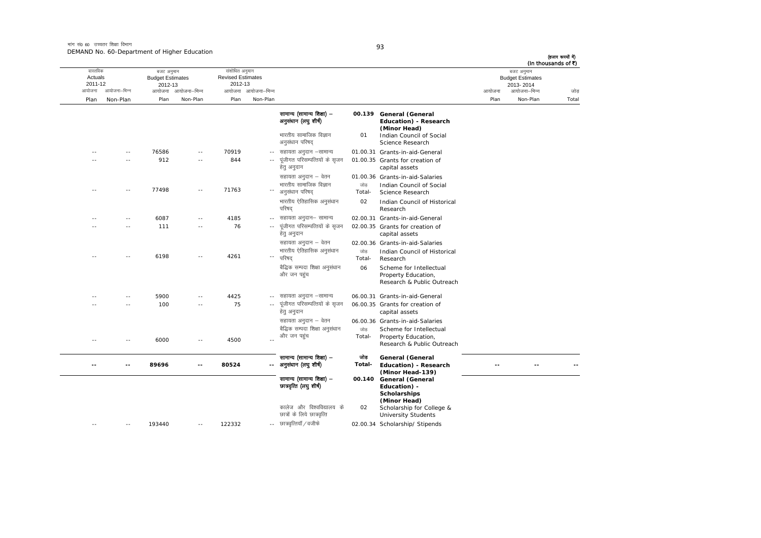मांग सं0 60 उच्चतर शिक्षा विभाग
DEMAND No. 60-Department of Higher Education

(हजार रूपयों में)
(In thousands of ₹)

| वास्तविक Actuals 2011-12 | | बजट अनुमान Budget Estimates 2012-13 | | संशोधित अनुमान Revised Estimates 2012-13 | | | | | बजट अनुमान Budget Estimates 2013-2014 | | |
|---|---|---|---|---|---|---|---|---|---|---|---|
| आयोजना Plan | आयोजना-भिन्न Non-Plan | आयोजना Plan | आयोजना-भिन्न Non-Plan | आयोजना Plan | आयोजना-भिन्न Non-Plan | | | | आयोजना Plan | आयोजना-भिन्न Non-Plan | जोड़ Total |
| | | | | | | सामान्य (सामान्य शिक्षा) – अनुसंधान (लघु शीर्ष) | 00.139 | **General (General Education) - Research (Minor Head)** | | | |
| | | | | | | भारतीय सामाजिक विज्ञान अनुसंधान परिषद् | 01 | Indian Council of Social Science Research | | | |
| -- | -- | 76586 | -- | 70919 | -- | सहायता अनुदान –सामान्य | 01.00.31 | Grants-in-aid-General | | | |
| -- | -- | 912 | -- | 844 | -- | पूंजीगत परिसम्पत्तियों के सृजन हेतु अनुदान | 01.00.35 | Grants for creation of capital assets | | | |
| | | | | | | सहायता अनुदान – वेतन | 01.00.36 | Grants-in-aid-Salaries | | | |
| -- | -- | 77498 | -- | 71763 | -- | भारतीय सामाजिक विज्ञान अनुसंधान परिषद् | जोड़ Total- | Indian Council of Social Science Research | | | |
| | | | | | | भारतीय ऐतिहासिक अनुसंधान परिषद् | 02 | Indian Council of Historical Research | | | |
| -- | -- | 6087 | -- | 4185 | -- | सहायता अनुदान– सामान्य | 02.00.31 | Grants-in-aid-General | | | |
| -- | -- | 111 | -- | 76 | -- | पूंजीगत परिसम्पत्तियों के सृजन हेतु अनुदान | 02.00.35 | Grants for creation of capital assets | | | |
| | | | | | | सहायता अनुदान – वेतन | 02.00.36 | Grants-in-aid-Salaries | | | |
| -- | -- | 6198 | -- | 4261 | -- | भारतीय ऐतिहासिक अनुसंधान परिषद् | जोड़ Total- | Indian Council of Historical Research | | | |
| | | | | | | बैद्धिक सम्पदा शिक्षा अनुसंधान और जन पहुंच | 06 | Scheme for Intellectual Property Education, Research & Public Outreach | | | |
| -- | -- | 5900 | -- | 4425 | -- | सहायता अनुदान –सामान्य | 06.00.31 | Grants-in-aid-General | | | |
| -- | -- | 100 | -- | 75 | -- | पूंजीगत परिसम्पत्तियों के सृजन हेतु अनुदान | 06.00.35 | Grants for creation of capital assets | | | |
| | | | | | | सहायता अनुदान – वेतन | 06.00.36 | Grants-in-aid-Salaries | | | |
| -- | -- | 6000 | -- | 4500 | -- | बैद्धिक सम्पदा शिक्षा अनुसंधान और जन पहुंच | जोड़ Total- | Scheme for Intellectual Property Education, Research & Public Outreach | | | |
| **--** | **--** | **89696** | **--** | **80524** | **--** | **सामान्य (सामान्य शिक्षा) – अनुसंधान (लघु शीर्ष)** | **जोड़ Total-** | **General (General Education) - Research (Minor Head-139)** | **--** | **--** | **--** |
| | | | | | | **सामान्य (सामान्य शिक्षा) – छात्रवृत्ति (लघु शीर्ष)** | **00.140** | **General (General Education) - Scholarships (Minor Head)** | | | |
| | | | | | | कालेज और विश्वविद्यालय के छात्रों के लिये छात्रवृत्ति | 02 | Scholarship for College & University Students | | | |
| -- | -- | 193440 | -- | 122332 | -- | छात्रवृत्तियाँ/वजीफे | 02.00.34 | Scholarship/ Stipends | | | |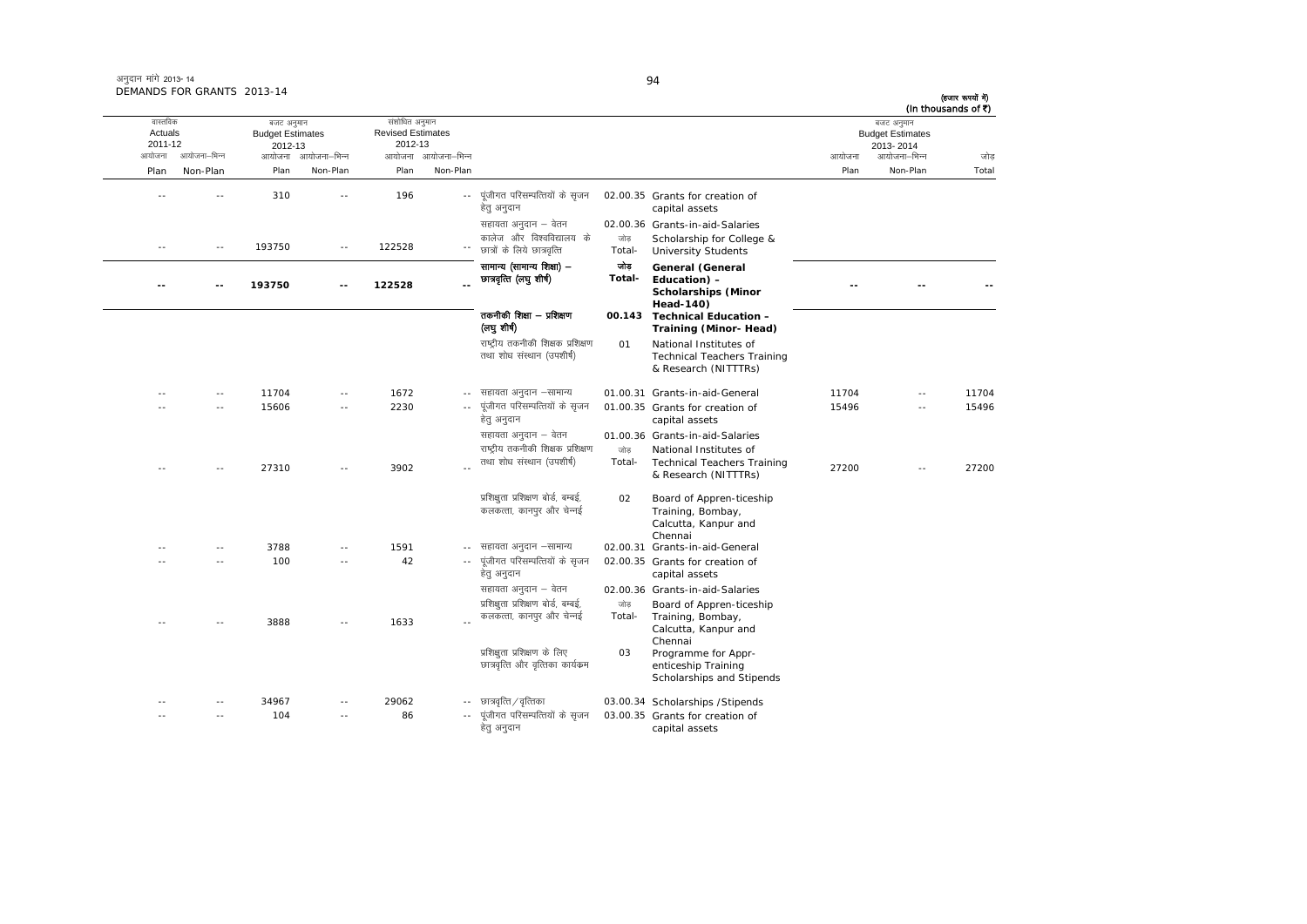अनुदान मांगें 2013-14
DEMANDS FOR GRANTS 2013-14

(हजार रूपयों में)
(In thousands of ₹)

| वास्तविक Actuals 2011-12 | | बजट अनुमान Budget Estimates 2012-13 | | संशोधित अनुमान Revised Estimates 2012-13 | | | | | बजट अनुमान Budget Estimates 2013-2014 | | |
|---|---|---|---|---|---|---|---|---|---|---|---|
| आयोजना Plan | आयोजना-भिन्न Non-Plan | आयोजना Plan | आयोजना-भिन्न Non-Plan | आयोजना Plan | आयोजना-भिन्न Non-Plan | | | | आयोजना Plan | आयोजना-भिन्न Non-Plan | जोड़ Total |
| -- | -- | 310 | -- | 196 | -- | पूंजीगत परिसम्पत्तियों के सृजन हेतु अनुदान | 02.00.35 | Grants for creation of capital assets | | | |
| | | | | | | सहायता अनुदान – वेतन | 02.00.36 | Grants-in-aid-Salaries | | | |
| -- | -- | 193750 | -- | 122528 | -- | कालेज और विश्वविद्यालय के छात्रों के लिये छात्रवृत्ति | जोड़ Total- | Scholarship for College & University Students | | | |
| **--** | **--** | **193750** | **--** | **122528** | **--** | **सामान्य (सामान्य शिक्षा) – छात्रवृत्ति (लघु शीर्ष)** | **जोड़ Total-** | **General (General Education) - Scholarships (Minor Head-140)** | **--** | **--** | **--** |
| | | | | | | **तकनीकी शिक्षा – प्रशिक्षण (लघु शीर्ष)** | **00.143** | **Technical Education - Training (Minor- Head)** | | | |
| | | | | | | राष्ट्रीय तकनीकी शिक्षक प्रशिक्षण तथा शोध संस्थान (उपशीर्ष) | 01 | National Institutes of Technical Teachers Training & Research (NITTTRs) | | | |
| -- | -- | 11704 | -- | 1672 | -- | सहायता अनुदान –सामान्य | 01.00.31 | Grants-in-aid-General | 11704 | -- | 11704 |
| -- | -- | 15606 | -- | 2230 | -- | पूंजीगत परिसम्पत्तियों के सृजन हेतु अनुदान | 01.00.35 | Grants for creation of capital assets | 15496 | -- | 15496 |
| | | | | | | सहायता अनुदान – वेतन | 01.00.36 | Grants-in-aid-Salaries | | | |
| -- | -- | 27310 | -- | 3902 | -- | राष्ट्रीय तकनीकी शिक्षक प्रशिक्षण तथा शोध संस्थान (उपशीर्ष) | जोड़ Total- | National Institutes of Technical Teachers Training & Research (NITTTRs) | 27200 | -- | 27200 |
| | | | | | | प्रशिक्षुता प्रशिक्षण बोर्ड, बम्बई, कलकत्ता, कानपुर और चेन्नई | 02 | Board of Appren-ticeship Training, Bombay, Calcutta, Kanpur and Chennai | | | |
| -- | -- | 3788 | -- | 1591 | -- | सहायता अनुदान –सामान्य | 02.00.31 | Grants-in-aid-General | | | |
| -- | -- | 100 | -- | 42 | -- | पूंजीगत परिसम्पत्तियों के सृजन हेतु अनुदान | 02.00.35 | Grants for creation of capital assets | | | |
| | | | | | | सहायता अनुदान – वेतन | 02.00.36 | Grants-in-aid-Salaries | | | |
| -- | -- | 3888 | -- | 1633 | -- | प्रशिक्षुता प्रशिक्षण बोर्ड, बम्बई, कलकत्ता, कानपुर और चेन्नई | जोड़ Total- | Board of Appren-ticeship Training, Bombay, Calcutta, Kanpur and Chennai | | | |
| | | | | | | प्रशिक्षुता प्रशिक्षण के लिए छात्रवृत्ति और वृत्तिका कार्यक्रम | 03 | Programme for Appr-enticeship Training Scholarships and Stipends | | | |
| -- | -- | 34967 | -- | 29062 | -- | छात्रवृत्ति/वृत्तिका | 03.00.34 | Scholarships /Stipends | | | |
| -- | -- | 104 | -- | 86 | -- | पूंजीगत परिसम्पत्तियों के सृजन हेतु अनुदान | 03.00.35 | Grants for creation of capital assets | | | |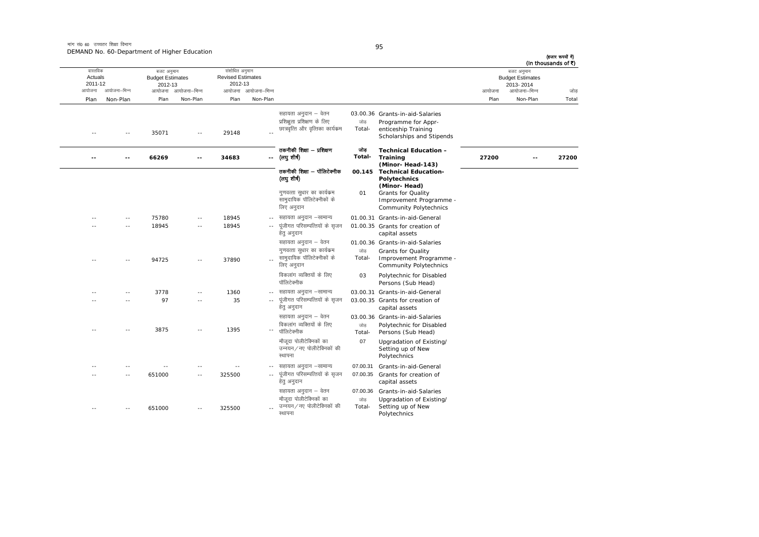मांग सं0 60 उच्चतर शिक्षा विभाग
DEMAND No. 60-Department of Higher Education

(हजार रूपयों में)
(In thousands of ₹)

| वास्तविक Actuals 2011-12 | | बजट अनुमान Budget Estimates 2012-13 | | संशोधित अनुमान Revised Estimates 2012-13 | | | | | बजट अनुमान Budget Estimates 2013-2014 | | |
|---|---|---|---|---|---|---|---|---|---|---|---|
| आयोजना Plan | आयोजना–भिन्न Non-Plan | आयोजना Plan | आयोजना–भिन्न Non-Plan | आयोजना Plan | आयोजना–भिन्न Non-Plan | | | | आयोजना Plan | आयोजना–भिन्न Non-Plan | जोड़ Total |
| | | | | | | सहायता अनुदान – वेतन | 03.00.36 | Grants-in-aid-Salaries | | | |
| -- | -- | 35071 | -- | 29148 | -- | प्रशिक्षुता प्रशिक्षण के लिए छात्रवृत्ति और वृत्तिका कार्यक्रम | जोड़ Total- | Programme for Apprenticeship Training Scholarships and Stipends | | | |
| **--** | **--** | **66269** | **--** | **34683** | **--** | **तकनीकी शिक्षा – प्रशिक्षण (लघु शीर्ष)** | **जोड़ Total-** | **Technical Education – Training (Minor- Head-143)** | **27200** | **--** | **27200** |
| | | | | | | **तकनीकी शिक्षा – पॉलिटेक्नीक (लघु शीर्ष)** | **00.145** | **Technical Education-Polytechnics (Minor- Head)** | | | |
| | | | | | | गुणवत्ता सुधार का कार्यक्रम सामुदायिक पॉलिटेक्नीकों के लिए अनुदान | 01 | Grants for Quality Improvement Programme - Community Polytechnics | | | |
| -- | -- | 75780 | -- | 18945 | -- | सहायता अनुदान –सामान्य | 01.00.31 | Grants-in-aid-General | | | |
| -- | -- | 18945 | -- | 18945 | -- | पूंजीगत परिसम्पत्तियों के सृजन हेतु अनुदान | 01.00.35 | Grants for creation of capital assets | | | |
| | | | | | | सहायता अनुदान – वेतन | 01.00.36 | Grants-in-aid-Salaries | | | |
| -- | -- | 94725 | -- | 37890 | -- | गुणवत्ता सुधार का कार्यक्रम सामुदायिक पॉलिटेक्नीकों के लिए अनुदान | जोड़ Total- | Grants for Quality Improvement Programme - Community Polytechnics | | | |
| | | | | | | विकलांग व्यक्तियों के लिए पॉलिटेक्नीक | 03 | Polytechnic for Disabled Persons (Sub Head) | | | |
| -- | -- | 3778 | -- | 1360 | -- | सहायता अनुदान –सामान्य | 03.00.31 | Grants-in-aid-General | | | |
| -- | -- | 97 | -- | 35 | -- | पूंजीगत परिसम्पत्तियों के सृजन हेतु अनुदान | 03.00.35 | Grants for creation of capital assets | | | |
| | | | | | | सहायता अनुदान – वेतन | 03.00.36 | Grants-in-aid-Salaries | | | |
| -- | -- | 3875 | -- | 1395 | -- | विकलांग व्यक्तियों के लिए पॉलिटेक्नीक | जोड़ Total- | Polytechnic for Disabled Persons (Sub Head) | | | |
| | | | | | | मौजूदा पोलीटेक्निकों का उन्नयन/नए पोलीटेक्निकों की स्थापना | 07 | Upgradation of Existing/ Setting up of New Polytechnics | | | |
| -- | -- | -- | -- | -- | -- | सहायता अनुदान –सामान्य | 07.00.31 | Grants-in-aid-General | | | |
| -- | -- | 651000 | -- | 325500 | -- | पूंजीगत परिसम्पत्तियों के सृजन हेतु अनुदान | 07.00.35 | Grants for creation of capital assets | | | |
| | | | | | | सहायता अनुदान – वेतन | 07.00.36 | Grants-in-aid-Salaries | | | |
| -- | -- | 651000 | -- | 325500 | -- | मौजूदा पोलीटेक्निकों का उन्नयन/नए पोलीटेक्निकों की स्थापना | जोड़ Total- | Upgradation of Existing/ Setting up of New Polytechnics | | | |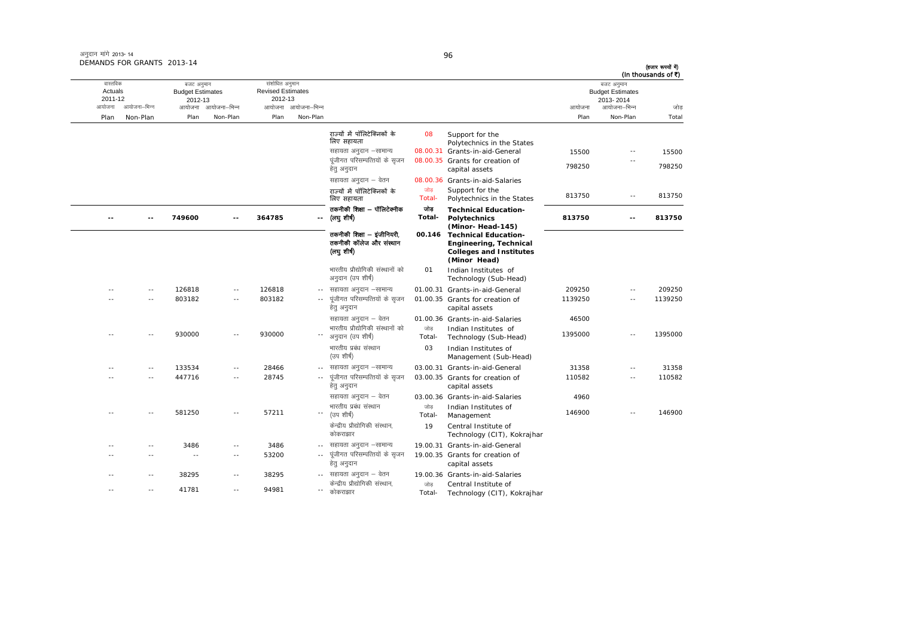अनुदान मांगे 2013-14
DEMANDS FOR GRANTS 2013-14

(हजार रूपयों में)
(In thousands of ₹)

| वास्तविक Actuals 2011-12 | | बजट अनुमान Budget Estimates 2012-13 | | संशोधित अनुमान Revised Estimates 2012-13 | | | | | बजट अनुमान Budget Estimates 2013-2014 | | |
|---|---|---|---|---|---|---|---|---|---|---|---|
| आयोजना Plan | आयोजना-भिन्न Non-Plan | आयोजना Plan | आयोजना-भिन्न Non-Plan | आयोजना Plan | आयोजना-भिन्न Non-Plan | | | | आयोजना Plan | आयोजना-भिन्न Non-Plan | जोड़ Total |
| | | | | | | राज्यों में पॉलिटेक्निकों के लिए सहायता | 08 | Support for the Polytechnics in the States | | | |
| | | | | | | सहायता अनुदान -सामान्य | 08.00.31 | Grants-in-aid-General | 15500 | -- | 15500 |
| | | | | | | पूंजीगत परिसम्पत्तियों के सृजन हेतु अनुदान | 08.00.35 | Grants for creation of capital assets | 798250 | -- | 798250 |
| | | | | | | सहायता अनुदान - वेतन | 08.00.36 | Grants-in-aid-Salaries | | | |
| | | | | | | राज्यों में पॉलिटेक्निकों के लिए सहायता | जोड़ Total- | Support for the Polytechnics in the States | 813750 | -- | 813750 |
| **--** | **--** | **749600** | **--** | **364785** | **--** | **तकनीकी शिक्षा - पॉलिटेक्नीक (लघु शीर्ष)** | **जोड़ Total-** | **Technical Education-Polytechnics (Minor- Head-145)** | **813750** | **--** | **813750** |
| | | | | | | **तकनीकी शिक्षा - इंजीनियरी, तकनीकी कॉलेज और संस्थान (लघु शीर्ष)** | **00.146** | **Technical Education-Engineering, Technical Colleges and Institutes (Minor Head)** | | | |
| | | | | | | भारतीय प्रौद्योगिकी संस्थानों को अनुदान (उप शीर्ष) | 01 | Indian Institutes of Technology (Sub-Head) | | | |
| -- | -- | 126818 | -- | 126818 | -- | सहायता अनुदान -सामान्य | 01.00.31 | Grants-in-aid-General | 209250 | -- | 209250 |
| -- | -- | 803182 | -- | 803182 | -- | पूंजीगत परिसम्पत्तियों के सृजन हेतु अनुदान | 01.00.35 | Grants for creation of capital assets | 1139250 | -- | 1139250 |
| | | | | | | सहायता अनुदान - वेतन | 01.00.36 | Grants-in-aid-Salaries | 46500 | | |
| -- | -- | 930000 | -- | 930000 | -- | भारतीय प्रौद्योगिकी संस्थानों को अनुदान (उप शीर्ष) | जोड़ Total- | Indian Institutes of Technology (Sub-Head) | 1395000 | -- | 1395000 |
| | | | | | | भारतीय प्रबंध संस्थान (उप शीर्ष) | 03 | Indian Institutes of Management (Sub-Head) | | | |
| -- | -- | 133534 | -- | 28466 | -- | सहायता अनुदान -सामान्य | 03.00.31 | Grants-in-aid-General | 31358 | -- | 31358 |
| -- | -- | 447716 | -- | 28745 | -- | पूंजीगत परिसम्पत्तियों के सृजन हेतु अनुदान | 03.00.35 | Grants for creation of capital assets | 110582 | -- | 110582 |
| | | | | | | सहायता अनुदान - वेतन | 03.00.36 | Grants-in-aid-Salaries | 4960 | | |
| -- | -- | 581250 | -- | 57211 | -- | भारतीय प्रबंध संस्थान (उप शीर्ष) | जोड़ Total- | Indian Institutes of Management | 146900 | -- | 146900 |
| | | | | | | केन्द्रीय प्रौद्योगिकी संस्थान, कोकराझार | 19 | Central Institute of Technology (CIT), Kokrajhar | | | |
| -- | -- | 3486 | -- | 3486 | -- | सहायता अनुदान -सामान्य | 19.00.31 | Grants-in-aid-General | | | |
| -- | -- | -- | -- | 53200 | -- | पूंजीगत परिसम्पत्तियों के सृजन हेतु अनुदान | 19.00.35 | Grants for creation of capital assets | | | |
| -- | -- | 38295 | -- | 38295 | -- | सहायता अनुदान - वेतन | 19.00.36 | Grants-in-aid-Salaries | | | |
| -- | -- | 41781 | -- | 94981 | -- | केन्द्रीय प्रौद्योगिकी संस्थान, कोकराझार | जोड़ Total- | Central Institute of Technology (CIT), Kokrajhar | | | |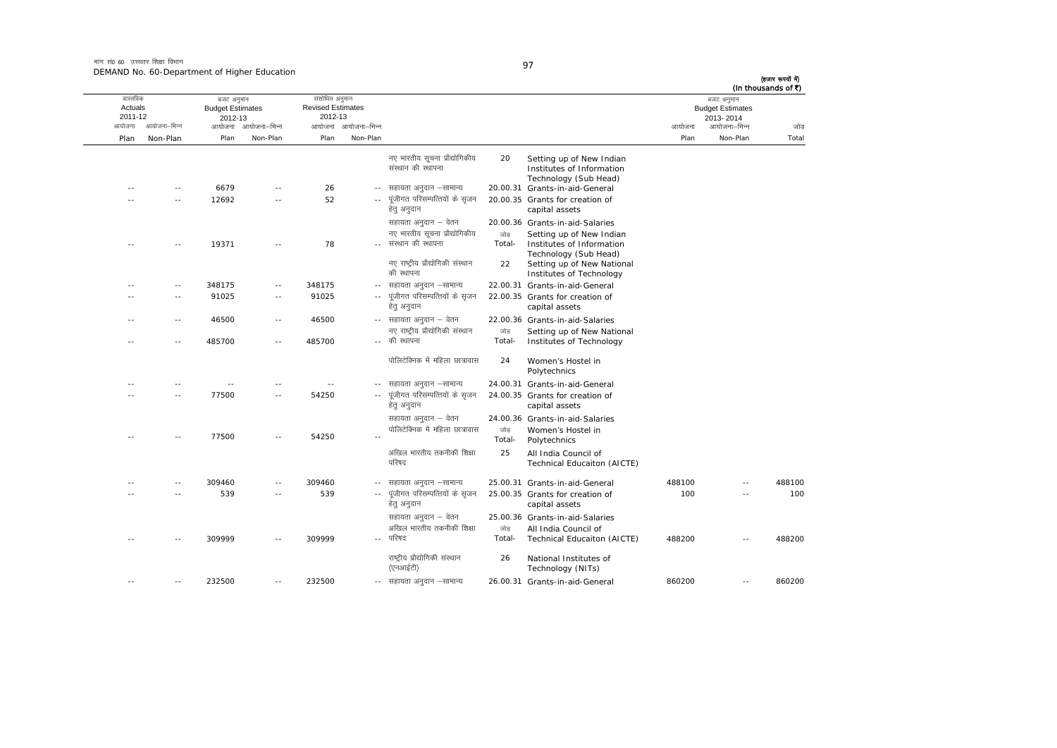मांग सं0 60 उच्चतर शिक्षा विभाग
DEMAND No. 60-Department of Higher Education

(हजार रूपयों में)
(In thousands of ₹)

| वास्तविक Actuals 2011-12 | | बजट अनुमान Budget Estimates 2012-13 | | संशोधित अनुमान Revised Estimates 2012-13 | | | | | बजट अनुमान Budget Estimates 2013-2014 | | |
|---|---|---|---|---|---|---|---|---|---|---|---|
| आयोजना Plan | आयोजना-भिन्न Non-Plan | आयोजना Plan | आयोजना-भिन्न Non-Plan | आयोजना Plan | आयोजना-भिन्न Non-Plan | | | | आयोजना Plan | आयोजना-भिन्न Non-Plan | जोड़ Total |
| | | | | | | नए भारतीय सूचना प्रौद्योगिकीय संस्थान की स्थापना | 20 | Setting up of New Indian Institutes of Information Technology (Sub Head) | | | |
| -- | -- | 6679 | -- | 26 | -- | सहायता अनुदान -सामान्य | 20.00.31 | Grants-in-aid-General | | | |
| -- | -- | 12692 | -- | 52 | -- | पूंजीगत परिसम्पत्तियों के सृजन हेतु अनुदान | 20.00.35 | Grants for creation of capital assets | | | |
| | | | | | | सहायता अनुदान - वेतन | 20.00.36 | Grants-in-aid-Salaries | | | |
| -- | -- | 19371 | -- | 78 | -- | नए भारतीय सूचना प्रौद्योगिकीय संस्थान की स्थापना | जोड़ Total- | Setting up of New Indian Institutes of Information Technology (Sub Head) | | | |
| | | | | | | नए राष्ट्रीय प्रौद्योगिकी संस्थान की स्थापना | 22 | Setting up of New National Institutes of Technology | | | |
| -- | -- | 348175 | -- | 348175 | -- | सहायता अनुदान -सामान्य | 22.00.31 | Grants-in-aid-General | | | |
| -- | -- | 91025 | -- | 91025 | -- | पूंजीगत परिसम्पत्तियों के सृजन हेतु अनुदान | 22.00.35 | Grants for creation of capital assets | | | |
| -- | -- | 46500 | -- | 46500 | -- | सहायता अनुदान - वेतन | 22.00.36 | Grants-in-aid-Salaries | | | |
| -- | -- | 485700 | -- | 485700 | -- | नए राष्ट्रीय प्रौद्योगिकी संस्थान की स्थापना | जोड़ Total- | Setting up of New National Institutes of Technology | | | |
| | | | | | | पोलिटेक्निक में महिला छात्रावास | 24 | Women's Hostel in Polytechnics | | | |
| -- | -- | -- | -- | -- | -- | सहायता अनुदान -सामान्य | 24.00.31 | Grants-in-aid-General | | | |
| -- | -- | 77500 | -- | 54250 | -- | पूंजीगत परिसम्पत्तियों के सृजन हेतु अनुदान | 24.00.35 | Grants for creation of capital assets | | | |
| | | | | | | सहायता अनुदान - वेतन | 24.00.36 | Grants-in-aid-Salaries | | | |
| -- | -- | 77500 | -- | 54250 | -- | पोलिटेक्निक में महिला छात्रावास | जोड़ Total- | Women's Hostel in Polytechnics | | | |
| | | | | | | अखिल भारतीय तकनीकी शिक्षा परिषद | 25 | All India Council of Technical Educaiton (AICTE) | | | |
| -- | -- | 309460 | -- | 309460 | -- | सहायता अनुदान -सामान्य | 25.00.31 | Grants-in-aid-General | 488100 | -- | 488100 |
| -- | -- | 539 | -- | 539 | -- | पूंजीगत परिसम्पत्तियों के सृजन हेतु अनुदान | 25.00.35 | Grants for creation of capital assets | 100 | -- | 100 |
| | | | | | | सहायता अनुदान - वेतन | 25.00.36 | Grants-in-aid-Salaries | | | |
| -- | -- | 309999 | -- | 309999 | -- | अखिल भारतीय तकनीकी शिक्षा परिषद | जोड़ Total- | All India Council of Technical Educaiton (AICTE) | 488200 | -- | 488200 |
| | | | | | | राष्ट्रीय प्रौद्योगिकी संस्थान (एनआईटी) | 26 | National Institutes of Technology (NITs) | | | |
| -- | -- | 232500 | -- | 232500 | -- | सहायता अनुदान -सामान्य | 26.00.31 | Grants-in-aid-General | 860200 | -- | 860200 |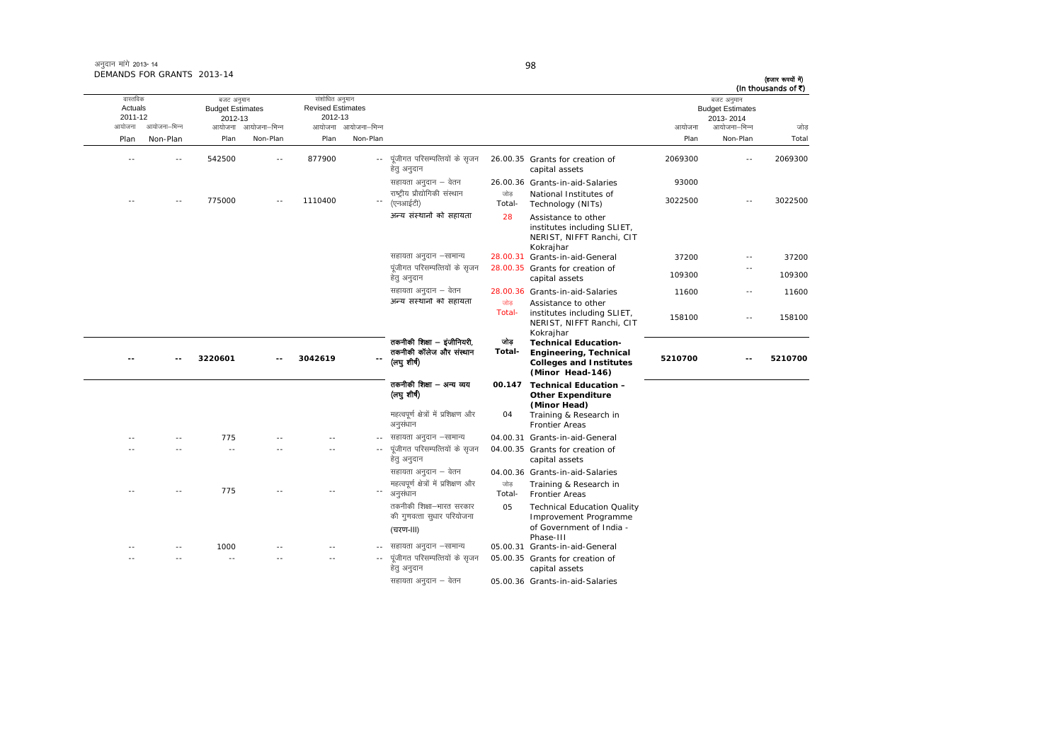अनुदान मांगें 2013-14
DEMANDS FOR GRANTS 2013-14

(हजार रूपयों में)
(In thousands of ₹)

| वास्तविक Actuals 2011-12 | | बजट अनुमान Budget Estimates 2012-13 | | संशोधित अनुमान Revised Estimates 2012-13 | | | | | बजट अनुमान Budget Estimates 2013-2014 | | |
|---|---|---|---|---|---|---|---|---|---|---|---|
| आयोजना Plan | आयोजना-भिन्न Non-Plan | आयोजना Plan | आयोजना-भिन्न Non-Plan | आयोजना Plan | आयोजना-भिन्न Non-Plan | | | | आयोजना Plan | आयोजना-भिन्न Non-Plan | जोड़ Total |
| -- | -- | 542500 | -- | 877900 | -- | पूंजीगत परिसम्पत्तियों के सृजन हेतु अनुदान | 26.00.35 | Grants for creation of capital assets | 2069300 | -- | 2069300 |
| | | | | | | सहायता अनुदान – वेतन | 26.00.36 | Grants-in-aid-Salaries | 93000 | | |
| -- | -- | 775000 | -- | 1110400 | -- | राष्ट्रीय प्रौद्योगिकी संस्थान (एनआईटी) | जोड़ Total- | National Institutes of Technology (NITs) | 3022500 | -- | 3022500 |
| | | | | | | अन्य संस्थानों को सहायता | 28 | Assistance to other institutes including SLIET, NERIST, NIFFT Ranchi, CIT Kokrajhar | | | |
| | | | | | | सहायता अनुदान –सामान्य | 28.00.31 | Grants-in-aid-General | 37200 | -- | 37200 |
| | | | | | | पूंजीगत परिसम्पत्तियों के सृजन हेतु अनुदान | 28.00.35 | Grants for creation of capital assets | 109300 | -- | 109300 |
| | | | | | | सहायता अनुदान – वेतन | 28.00.36 | Grants-in-aid-Salaries | 11600 | -- | 11600 |
| | | | | | | अन्य संस्थानों को सहायता | जोड़ Total- | Assistance to other institutes including SLIET, NERIST, NIFFT Ranchi, CIT Kokrajhar | 158100 | -- | 158100 |
| **--** | **--** | **3220601** | **--** | **3042619** | **--** | **तकनीकी शिक्षा – इंजीनियरी, तकनीकी कॉलेज और संस्थान (लघु शीर्ष)** | **जोड़ Total-** | **Technical Education-Engineering, Technical Colleges and Institutes (Minor Head-146)** | **5210700** | **--** | **5210700** |
| | | | | | | **तकनीकी शिक्षा – अन्य व्यय (लघु शीर्ष)** | **00.147** | **Technical Education - Other Expenditure (Minor Head)** | | | |
| | | | | | | महत्वपूर्ण क्षेत्रों में प्रशिक्षण और अनुसंधान | 04 | Training & Research in Frontier Areas | | | |
| -- | -- | 775 | -- | -- | -- | सहायता अनुदान –सामान्य | 04.00.31 | Grants-in-aid-General | | | |
| -- | -- | -- | -- | -- | -- | पूंजीगत परिसम्पत्तियों के सृजन हेतु अनुदान | 04.00.35 | Grants for creation of capital assets | | | |
| | | | | | | सहायता अनुदान – वेतन | 04.00.36 | Grants-in-aid-Salaries | | | |
| -- | -- | 775 | -- | -- | -- | महत्वपूर्ण क्षेत्रों में प्रशिक्षण और अनुसंधान | जोड़ Total- | Training & Research in Frontier Areas | | | |
| | | | | | | तकनीकी शिक्षा–भारत सरकार की गुणवत्ता सुधार परियोजना (चरण-III) | 05 | Technical Education Quality Improvement Programme of Government of India - Phase-III | | | |
| -- | -- | 1000 | -- | -- | -- | सहायता अनुदान –सामान्य | 05.00.31 | Grants-in-aid-General | | | |
| -- | -- | -- | -- | -- | -- | पूंजीगत परिसम्पत्तियों के सृजन हेतु अनुदान | 05.00.35 | Grants for creation of capital assets | | | |
| | | | | | | सहायता अनुदान – वेतन | 05.00.36 | Grants-in-aid-Salaries | | | |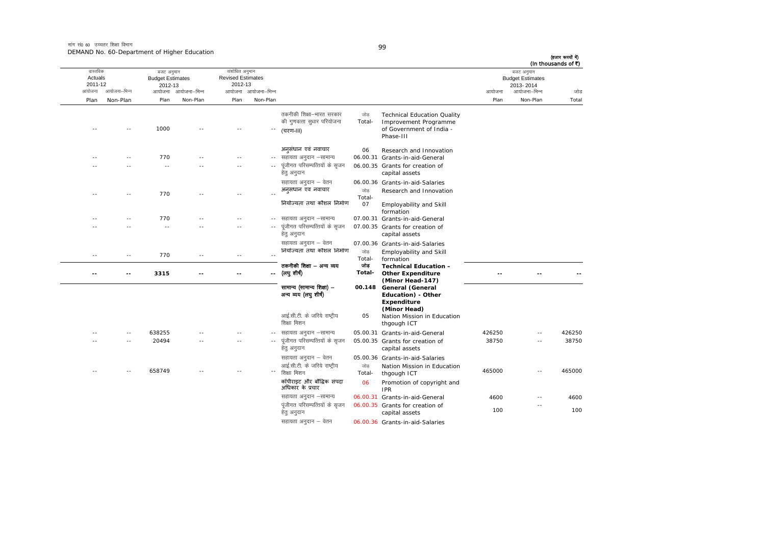मांग सं0 60 उच्चतर शिक्षा विभाग
DEMAND No. 60-Department of Higher Education

(हजार रूपयों में)
(In thousands of ₹)

| वास्तविक Actuals 2011-12 | | बजट अनुमान Budget Estimates 2012-13 | | संशोधित अनुमान Revised Estimates 2012-13 | | | | | बजट अनुमान Budget Estimates 2013-2014 | | |
|---|---|---|---|---|---|---|---|---|---|---|---|
| आयोजना Plan | आयोजना–भिन्न Non-Plan | आयोजना Plan | आयोजना–भिन्न Non-Plan | आयोजना Plan | आयोजना–भिन्न Non-Plan | | | | आयोजना Plan | आयोजना–भिन्न Non-Plan | जोड़ Total |
| -- | -- | 1000 | -- | -- | -- | तकनीकी शिक्षा–भारत सरकार की गुणवत्ता सुधार परियोजना (चरण-III) | जोड़ Total- | Technical Education Quality Improvement Programme of Government of India - Phase-III | | | |
| | | | | | | अनुसंधान एवं नवाचार | 06 | Research and Innovation | | | |
| -- | -- | 770 | -- | -- | -- | सहायता अनुदान –सामान्य | 06.00.31 | Grants-in-aid-General | | | |
| -- | -- | -- | -- | -- | -- | पूंजीगत परिसम्पत्तियों के सृजन हेतु अनुदान | 06.00.35 | Grants for creation of capital assets | | | |
| | | | | | | सहायता अनुदान – वेतन | 06.00.36 | Grants-in-aid-Salaries | | | |
| -- | -- | 770 | -- | -- | -- | अनुसंधान एवं नवाचार | जोड़ Total- | Research and Innovation | | | |
| | | | | | | नियोज्यता तथा कौशल निर्माण | 07 | Employability and Skill formation | | | |
| -- | -- | 770 | -- | -- | -- | सहायता अनुदान –सामान्य | 07.00.31 | Grants-in-aid-General | | | |
| -- | -- | -- | -- | -- | -- | पूंजीगत परिसम्पत्तियों के सृजन हेतु अनुदान | 07.00.35 | Grants for creation of capital assets | | | |
| | | | | | | सहायता अनुदान – वेतन | 07.00.36 | Grants-in-aid-Salaries | | | |
| -- | -- | 770 | -- | -- | -- | नियोज्यता तथा कौशल निर्माण | जोड़ Total- | Employability and Skill formation | | | |
| **--** | **--** | **3315** | **--** | **--** | **--** | **तकनीकी शिक्षा – अन्य व्यय (लघु शीर्ष)** | **जोड़ Total-** | **Technical Education - Other Expenditure (Minor Head-147)** | **--** | **--** | **--** |
| | | | | | | **सामान्य (सामान्य शिक्षा) – अन्य व्यय (लघु शीर्ष)** | **00.148** | **General (General Education) - Other Expenditure (Minor Head)** | | | |
| | | | | | | आई.सी.टी. के जरिये राष्ट्रीय शिक्षा मिशन | 05 | Nation Mission in Education thgough ICT | | | |
| -- | -- | 638255 | -- | -- | -- | सहायता अनुदान –सामान्य | 05.00.31 | Grants-in-aid-General | 426250 | -- | 426250 |
| -- | -- | 20494 | -- | -- | -- | पूंजीगत परिसम्पत्तियों के सृजन हेतु अनुदान | 05.00.35 | Grants for creation of capital assets | 38750 | -- | 38750 |
| | | | | | | सहायता अनुदान – वेतन | 05.00.36 | Grants-in-aid-Salaries | | | |
| -- | -- | 658749 | -- | -- | -- | आई.सी.टी. के जरिये राष्ट्रीय शिक्षा मिशन | जोड़ Total- | Nation Mission in Education thgough ICT | 465000 | -- | 465000 |
| | | | | | | कॉपीराइट और बौद्धिक संपदा अधिकार के प्रचार | 06 | Promotion of copyright and IPR | | | |
| | | | | | | सहायता अनुदान –सामान्य | 06.00.31 | Grants-in-aid-General | 4600 | -- | 4600 |
| | | | | | | पूंजीगत परिसम्पत्तियों के सृजन हेतु अनुदान | 06.00.35 | Grants for creation of capital assets | 100 | -- | 100 |
| | | | | | | सहायता अनुदान – वेतन | 06.00.36 | Grants-in-aid-Salaries | | | |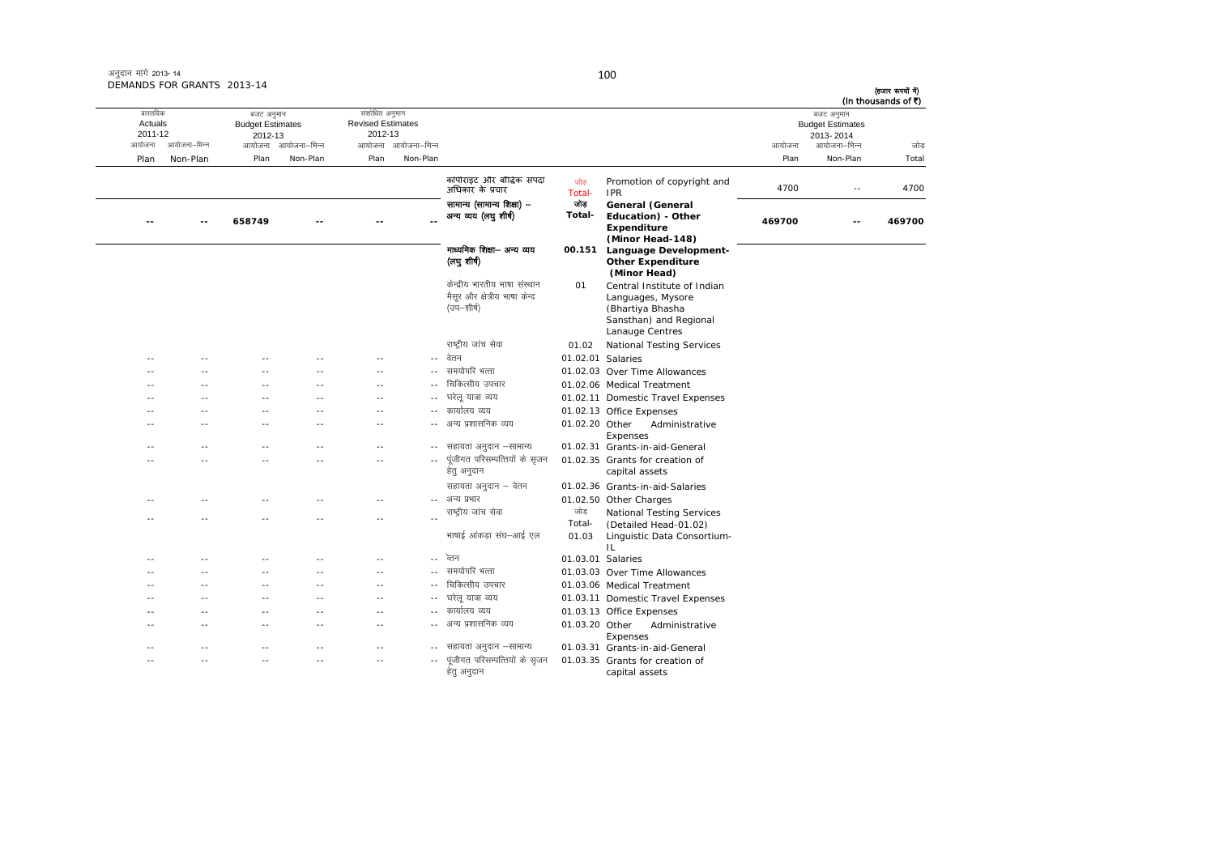अनुदान मांगे 2013-14
DEMANDS FOR GRANTS 2013-14

(हजार रूपयों में)
(In thousands of ₹)

| वास्तविक Actuals 2011-12 | | बजट अनुमान Budget Estimates 2012-13 | | संशोधित अनुमान Revised Estimates 2012-13 | | | | | बजट अनुमान Budget Estimates 2013-2014 | | |
|---|---|---|---|---|---|---|---|---|---|---|---|
| आयोजना Plan | आयोजना-भिन्न Non-Plan | आयोजना Plan | आयोजना-भिन्न Non-Plan | आयोजना Plan | आयोजना-भिन्न Non-Plan | | | | आयोजना Plan | आयोजना-भिन्न Non-Plan | जोड़ Total |
| | | | | | | कापीराइट और बौद्धिक सपंदा अधिकार के प्रचार | जोड़ Total- | Promotion of copyright and IPR | 4700 | -- | 4700 |
| -- | -- | 658749 | -- | -- | -- | **सामान्य (सामान्य शिक्षा) – अन्य व्यय (लघु शीर्ष)** | **जोड़ Total-** | **General (General Education) - Other Expenditure (Minor Head-148)** | **469700** | **--** | **469700** |
| | | | | | | **माध्यमिक शिक्षा– अन्य व्यय (लघु शीर्ष)** | **00.151** | **Language Development-Other Expenditure (Minor Head)** | | | |
| | | | | | | केन्द्रीय भारतीय भाषा संस्थान मैसूर और क्षेत्रीय भाषा केन्द (उप–शीर्ष) | 01 | Central Institute of Indian Languages, Mysore (Bhartiya Bhasha Sansthan) and Regional Lanauge Centres | | | |
| | | | | | | राष्ट्रीय जांच सेवा | 01.02 | National Testing Services | | | |
| -- | -- | -- | -- | -- | -- | वेतन | 01.02.01 | Salaries | | | |
| -- | -- | -- | -- | -- | -- | समयोपरि भत्ता | 01.02.03 | Over Time Allowances | | | |
| -- | -- | -- | -- | -- | -- | चिकित्सीय उपचार | 01.02.06 | Medical Treatment | | | |
| -- | -- | -- | -- | -- | -- | घरेलू यात्रा व्यय | 01.02.11 | Domestic Travel Expenses | | | |
| -- | -- | -- | -- | -- | -- | कार्यालय व्यय | 01.02.13 | Office Expenses | | | |
| -- | -- | -- | -- | -- | -- | अन्य प्रशासनिक व्यय | 01.02.20 | Other Administrative Expenses | | | |
| -- | -- | -- | -- | -- | -- | सहायता अनुदान –सामान्य | 01.02.31 | Grants-in-aid-General | | | |
| -- | -- | -- | -- | -- | -- | पूंजीगत परिसम्पत्तियों के सृजन हेतु अनुदान | 01.02.35 | Grants for creation of capital assets | | | |
| | | | | | | सहायता अनुदान – वेतन | 01.02.36 | Grants-in-aid-Salaries | | | |
| -- | -- | -- | -- | -- | -- | अन्य प्रभार | 01.02.50 | Other Charges | | | |
| -- | -- | -- | -- | -- | -- | राष्ट्रीय जांच सेवा | जोड़ Total- | National Testing Services (Detailed Head-01.02) | | | |
| | | | | | | भाषाई आंकड़ा संघ–आई एल | 01.03 | Linguistic Data Consortium-IL | | | |
| -- | -- | -- | -- | -- | -- | वेतन | 01.03.01 | Salaries | | | |
| -- | -- | -- | -- | -- | -- | समयोपरि भत्ता | 01.03.03 | Over Time Allowances | | | |
| -- | -- | -- | -- | -- | -- | चिकित्सीय उपचार | 01.03.06 | Medical Treatment | | | |
| -- | -- | -- | -- | -- | -- | घरेलू यात्रा व्यय | 01.03.11 | Domestic Travel Expenses | | | |
| -- | -- | -- | -- | -- | -- | कार्यालय व्यय | 01.03.13 | Office Expenses | | | |
| -- | -- | -- | -- | -- | -- | अन्य प्रशासनिक व्यय | 01.03.20 | Other Administrative Expenses | | | |
| -- | -- | -- | -- | -- | -- | सहायता अनुदान –सामान्य | 01.03.31 | Grants-in-aid-General | | | |
| -- | -- | -- | -- | -- | -- | पूंजीगत परिसम्पत्तियों के सृजन हेतु अनुदान | 01.03.35 | Grants for creation of capital assets | | | |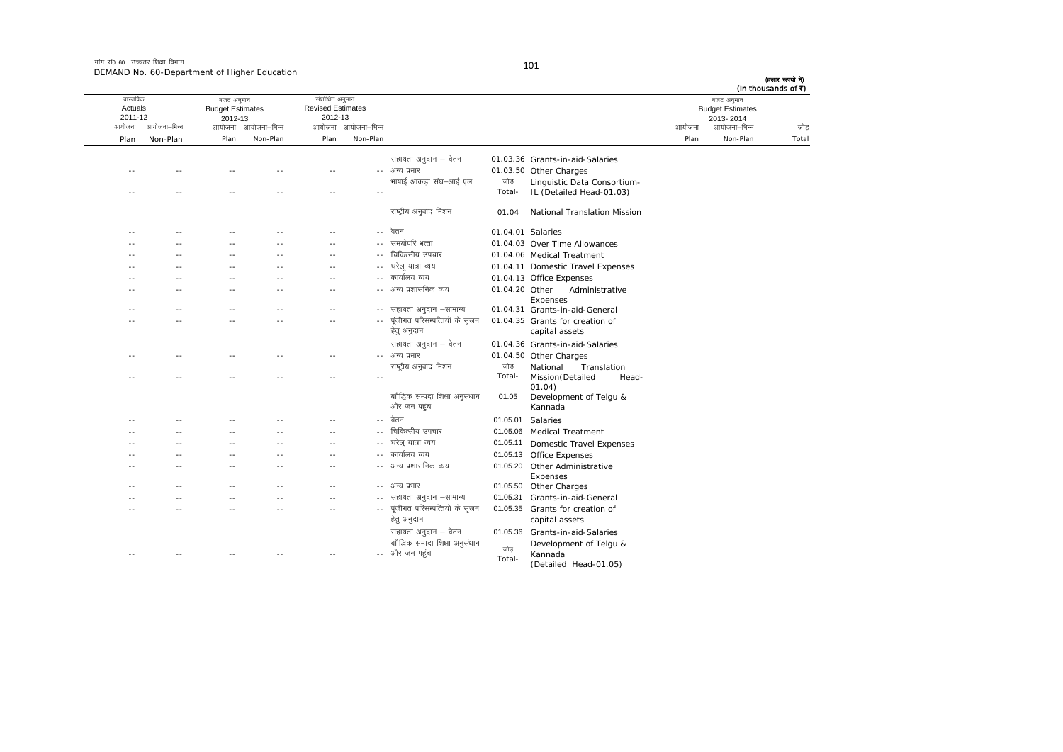मांग सं0 60 उच्चतर शिक्षा विभाग
DEMAND No. 60-Department of Higher Education

(हजार रूपयों में)
(In thousands of ₹)

| वास्तविक Actuals 2011-12 | | बजट अनुमान Budget Estimates 2012-13 | | संशोधित अनुमान Revised Estimates 2012-13 | | | | | बजट अनुमान Budget Estimates 2013-2014 | | |
|---|---|---|---|---|---|---|---|---|---|---|---|
| आयोजना Plan | आयोजना–भिन्न Non-Plan | आयोजना Plan | आयोजना–भिन्न Non-Plan | आयोजना Plan | आयोजना–भिन्न Non-Plan | | | | आयोजना Plan | आयोजना–भिन्न Non-Plan | जोड़ Total |
| | | | | | | सहायता अनुदान – वेतन | 01.03.36 | Grants-in-aid-Salaries | | | |
| -- | -- | -- | -- | -- | -- | अन्य प्रभार | 01.03.50 | Other Charges | | | |
| -- | -- | -- | -- | -- | -- | भाषाई आंकड़ा संघ–आई एल | जोड़ Total- | Linguistic Data Consortium-IL (Detailed Head-01.03) | | | |
| | | | | | | राष्ट्रीय अनुवाद मिशन | 01.04 | National Translation Mission | | | |
| -- | -- | -- | -- | -- | -- | वेतन | 01.04.01 | Salaries | | | |
| -- | -- | -- | -- | -- | -- | समयोपरि भत्ता | 01.04.03 | Over Time Allowances | | | |
| -- | -- | -- | -- | -- | -- | चिकित्सीय उपचार | 01.04.06 | Medical Treatment | | | |
| -- | -- | -- | -- | -- | -- | घरेलू यात्रा व्यय | 01.04.11 | Domestic Travel Expenses | | | |
| -- | -- | -- | -- | -- | -- | कार्यालय व्यय | 01.04.13 | Office Expenses | | | |
| -- | -- | -- | -- | -- | -- | अन्य प्रशासनिक व्यय | 01.04.20 | Other Administrative Expenses | | | |
| -- | -- | -- | -- | -- | -- | सहायता अनुदान –सामान्य | 01.04.31 | Grants-in-aid-General | | | |
| -- | -- | -- | -- | -- | -- | पूंजीगत परिसम्पत्तियों के सृजन हेतु अनुदान | 01.04.35 | Grants for creation of capital assets | | | |
| | | | | | | सहायता अनुदान – वेतन | 01.04.36 | Grants-in-aid-Salaries | | | |
| -- | -- | -- | -- | -- | -- | अन्य प्रभार | 01.04.50 | Other Charges | | | |
| -- | -- | -- | -- | -- | -- | राष्ट्रीय अनुवाद मिशन | जोड़ Total- | National Translation Mission(Detailed Head-01.04) | | | |
| | | | | | | बौद्धिक सम्पदा शिक्षा अनुसंधान और जन पहुंच | 01.05 | Development of Telgu & Kannada | | | |
| -- | -- | -- | -- | -- | -- | वेतन | 01.05.01 | Salaries | | | |
| -- | -- | -- | -- | -- | -- | चिकित्सीय उपचार | 01.05.06 | Medical Treatment | | | |
| -- | -- | -- | -- | -- | -- | घरेलू यात्रा व्यय | 01.05.11 | Domestic Travel Expenses | | | |
| -- | -- | -- | -- | -- | -- | कार्यालय व्यय | 01.05.13 | Office Expenses | | | |
| -- | -- | -- | -- | -- | -- | अन्य प्रशासनिक व्यय | 01.05.20 | Other Administrative Expenses | | | |
| -- | -- | -- | -- | -- | -- | अन्य प्रभार | 01.05.50 | Other Charges | | | |
| -- | -- | -- | -- | -- | -- | सहायता अनुदान –सामान्य | 01.05.31 | Grants-in-aid-General | | | |
| -- | -- | -- | -- | -- | -- | पूंजीगत परिसम्पत्तियों के सृजन हेतु अनुदान | 01.05.35 | Grants for creation of capital assets | | | |
| | | | | | | सहायता अनुदान – वेतन | 01.05.36 | Grants-in-aid-Salaries | | | |
| -- | -- | -- | -- | -- | -- | बौद्धिक सम्पदा शिक्षा अनुसंधान और जन पहुंच | जोड़ Total- | Development of Telgu & Kannada (Detailed Head-01.05) | | | |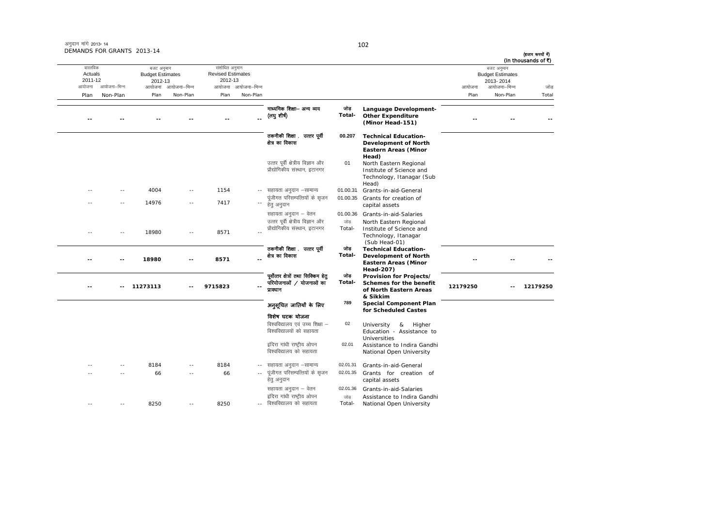अनुदान मांगें 2013-14
DEMANDS FOR GRANTS 2013-14

(हजार रूपयों में)
(In thousands of ₹)

| वास्तविक Actuals 2011-12 | | बजट अनुमान Budget Estimates 2012-13 | | संशोधित अनुमान Revised Estimates 2012-13 | | | | | बजट अनुमान Budget Estimates 2013-2014 | | |
|---|---|---|---|---|---|---|---|---|---|---|---|
| आयोजना Plan | आयोजना-भिन्न Non-Plan | आयोजना Plan | आयोजना-भिन्न Non-Plan | आयोजना Plan | आयोजना-भिन्न Non-Plan | | | | आयोजना Plan | आयोजना-भिन्न Non-Plan | जोड़ Total |
| -- | -- | -- | -- | -- | -- | माध्यमिक शिक्षा- अन्य व्यय (लघु शीर्ष) | जोड़ Total- | **Language Development-Other Expenditure (Minor Head-151)** | -- | -- | -- |
| | | | | | | तकनीकी शिक्षा , उत्तर पूर्वी क्षेत्र का विकास | 00.207 | **Technical Education-Development of North Eastern Areas (Minor Head)** | | | |
| | | | | | | उत्तर पूर्वी क्षेत्रीय विज्ञान और प्रौद्योगिकीय संस्थान, इटानगर | 01 | North Eastern Regional Institute of Science and Technology, Itanagar (Sub Head) | | | |
| -- | -- | 4004 | -- | 1154 | -- | सहायता अनुदान -सामान्य | 01.00.31 | Grants-in-aid-General | | | |
| -- | -- | 14976 | -- | 7417 | -- | पूंजीगत परिसम्पत्तियों के सृजन हेतु अनुदान | 01.00.35 | Grants for creation of capital assets | | | |
| | | | | | | सहायता अनुदान - वेतन | 01.00.36 | Grants-in-aid-Salaries | | | |
| -- | -- | 18980 | -- | 8571 | -- | उत्तर पूर्वी क्षेत्रीय विज्ञान और प्रौद्योगिकीय संस्थान, इटानगर | जोड़ Total- | North Eastern Regional Institute of Science and Technology, Itanagar (Sub Head-01) | | | |
| -- | -- | **18980** | -- | **8571** | -- | तकनीकी शिक्षा , उत्तर पूर्वी क्षेत्र का विकास | जोड़ Total- | **Technical Education-Development of North Eastern Areas (Minor Head-207)** | -- | -- | -- |
| -- | -- | **11273113** | -- | **9715823** | -- | पूर्वोत्तर क्षेत्रों तथा सिक्किम हेतु परियोजनाओं / योजनाओं का प्रावधान | जोड़ Total- | **Provision for Projects/ Schemes for the benefit of North Eastern Areas & Sikkim** | **12179250** | -- | **12179250** |
| | | | | | | अनुसूचित जातियों के लिए विशेष घटक योजना | 789 | **Special Component Plan for Scheduled Castes** | | | |
| | | | | | | विश्वविद्यालय एवं उच्च शिक्षा - विश्वविद्यालयों को सहायता | 02 | University & Higher Education - Assistance to Universities | | | |
| | | | | | | इंदिरा गांधी राष्ट्रीय ओपन विश्वविद्यालय को सहायता | 02.01 | Assistance to Indira Gandhi National Open University | | | |
| -- | -- | 8184 | -- | 8184 | -- | सहायता अनुदान -सामान्य | 02.01.31 | Grants-in-aid-General | | | |
| -- | -- | 66 | -- | 66 | -- | पूंजीगत परिसम्पत्तियों के सृजन हेतु अनुदान | 02.01.35 | Grants for creation of capital assets | | | |
| | | | | | | सहायता अनुदान - वेतन | 02.01.36 | Grants-in-aid-Salaries | | | |
| -- | -- | 8250 | -- | 8250 | -- | इंदिरा गांधी राष्ट्रीय ओपन विश्वविद्यालय को सहायता | जोड़ Total- | Assistance to Indira Gandhi National Open University | | | |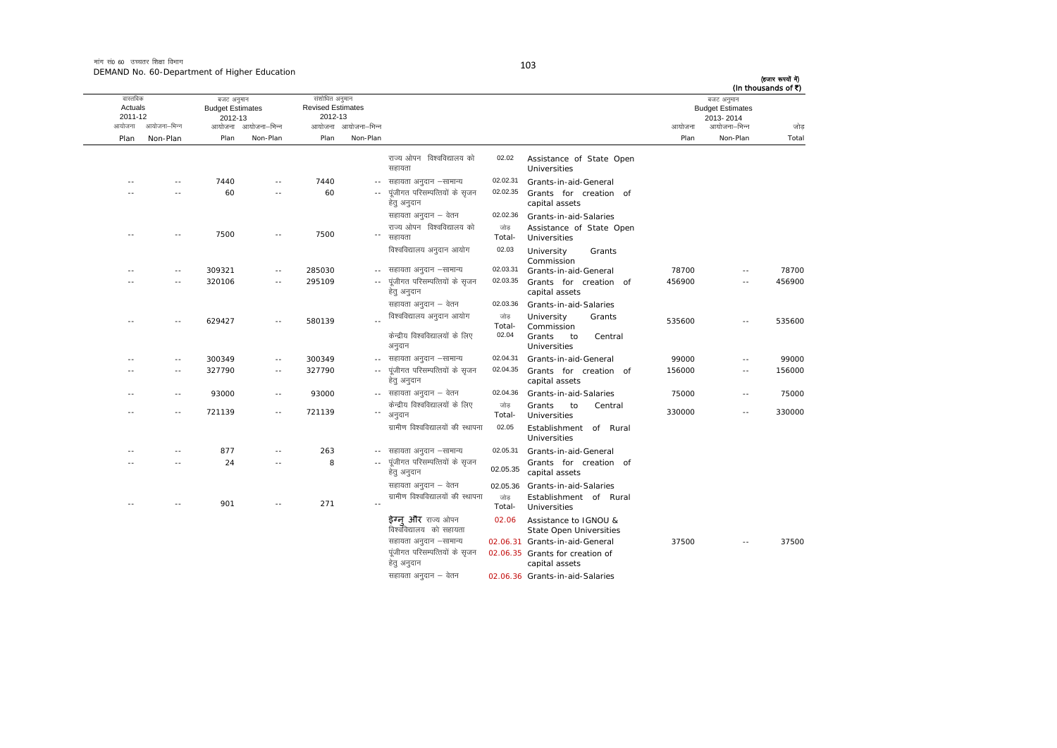मांग सं0 60 उच्चतर शिक्षा विभाग
DEMAND No. 60-Department of Higher Education

(हजार रूपयों में)
(In thousands of ₹)

| वास्तविक Actuals 2011-12 | | बजट अनुमान Budget Estimates 2012-13 | | संशोधित अनुमान Revised Estimates 2012-13 | | | | | बजट अनुमान Budget Estimates 2013-2014 | | |
|---|---|---|---|---|---|---|---|---|---|---|---|
| आयोजना Plan | आयोजना-भिन्न Non-Plan | आयोजना Plan | आयोजना-भिन्न Non-Plan | आयोजना Plan | आयोजना-भिन्न Non-Plan | | | | आयोजना Plan | आयोजना-भिन्न Non-Plan | जोड़ Total |
| | | | | | | राज्य ओपन विश्वविद्यालय को सहायता | 02.02 | Assistance of State Open Universities | | | |
| -- | -- | 7440 | -- | 7440 | -- | सहायता अनुदान -सामान्य | 02.02.31 | Grants-in-aid-General | | | |
| -- | -- | 60 | -- | 60 | -- | पूंजीगत परिसम्पत्तियों के सृजन हेतु अनुदान | 02.02.35 | Grants for creation of capital assets | | | |
| | | | | | | सहायता अनुदान - वेतन | 02.02.36 | Grants-in-aid-Salaries | | | |
| -- | -- | 7500 | -- | 7500 | -- | राज्य ओपन विश्वविद्यालय को सहायता | जोड़ Total- | Assistance of State Open Universities | | | |
| | | | | | | विश्वविद्यालय अनुदान आयोग | 02.03 | University Grants Commission | | | |
| -- | -- | 309321 | -- | 285030 | -- | सहायता अनुदान -सामान्य | 02.03.31 | Grants-in-aid-General | 78700 | -- | 78700 |
| -- | -- | 320106 | -- | 295109 | -- | पूंजीगत परिसम्पत्तियों के सृजन हेतु अनुदान | 02.03.35 | Grants for creation of capital assets | 456900 | -- | 456900 |
| | | | | | | सहायता अनुदान - वेतन | 02.03.36 | Grants-in-aid-Salaries | | | |
| -- | -- | 629427 | -- | 580139 | -- | विश्वविद्यालय अनुदान आयोग | जोड़ Total- | University Grants Commission | 535600 | -- | 535600 |
| | | | | | | केन्द्रीय विश्वविद्यालयों के लिए अनुदान | 02.04 | Grants to Central Universities | | | |
| -- | -- | 300349 | -- | 300349 | -- | सहायता अनुदान -सामान्य | 02.04.31 | Grants-in-aid-General | 99000 | -- | 99000 |
| -- | -- | 327790 | -- | 327790 | -- | पूंजीगत परिसम्पत्तियों के सृजन हेतु अनुदान | 02.04.35 | Grants for creation of capital assets | 156000 | -- | 156000 |
| -- | -- | 93000 | -- | 93000 | -- | सहायता अनुदान - वेतन | 02.04.36 | Grants-in-aid-Salaries | 75000 | -- | 75000 |
| -- | -- | 721139 | -- | 721139 | -- | केन्द्रीय विश्वविद्यालयों के लिए अनुदान | जोड़ Total- | Grants to Central Universities | 330000 | -- | 330000 |
| | | | | | | ग्रामीण विश्वविद्यालयों की स्थापना | 02.05 | Establishment of Rural Universities | | | |
| -- | -- | 877 | -- | 263 | -- | सहायता अनुदान -सामान्य | 02.05.31 | Grants-in-aid-General | | | |
| -- | -- | 24 | -- | 8 | -- | पूंजीगत परिसम्पत्तियों के सृजन हेतु अनुदान | 02.05.35 | Grants for creation of capital assets | | | |
| | | | | | | सहायता अनुदान - वेतन | 02.05.36 | Grants-in-aid-Salaries | | | |
| -- | -- | 901 | -- | 271 | -- | ग्रामीण विश्वविद्यालयों की स्थापना | जोड़ Total- | Establishment of Rural Universities | | | |
| | | | | | | इग्नु और राज्य ओपन विश्वविद्यालय को सहायता | 02.06 | Assistance to IGNOU & State Open Universities | | | |
| | | | | | | सहायता अनुदान -सामान्य | 02.06.31 | Grants-in-aid-General | 37500 | -- | 37500 |
| | | | | | | पूंजीगत परिसम्पत्तियों के सृजन हेतु अनुदान | 02.06.35 | Grants for creation of capital assets | | | |
| | | | | | | सहायता अनुदान - वेतन | 02.06.36 | Grants-in-aid-Salaries | | | |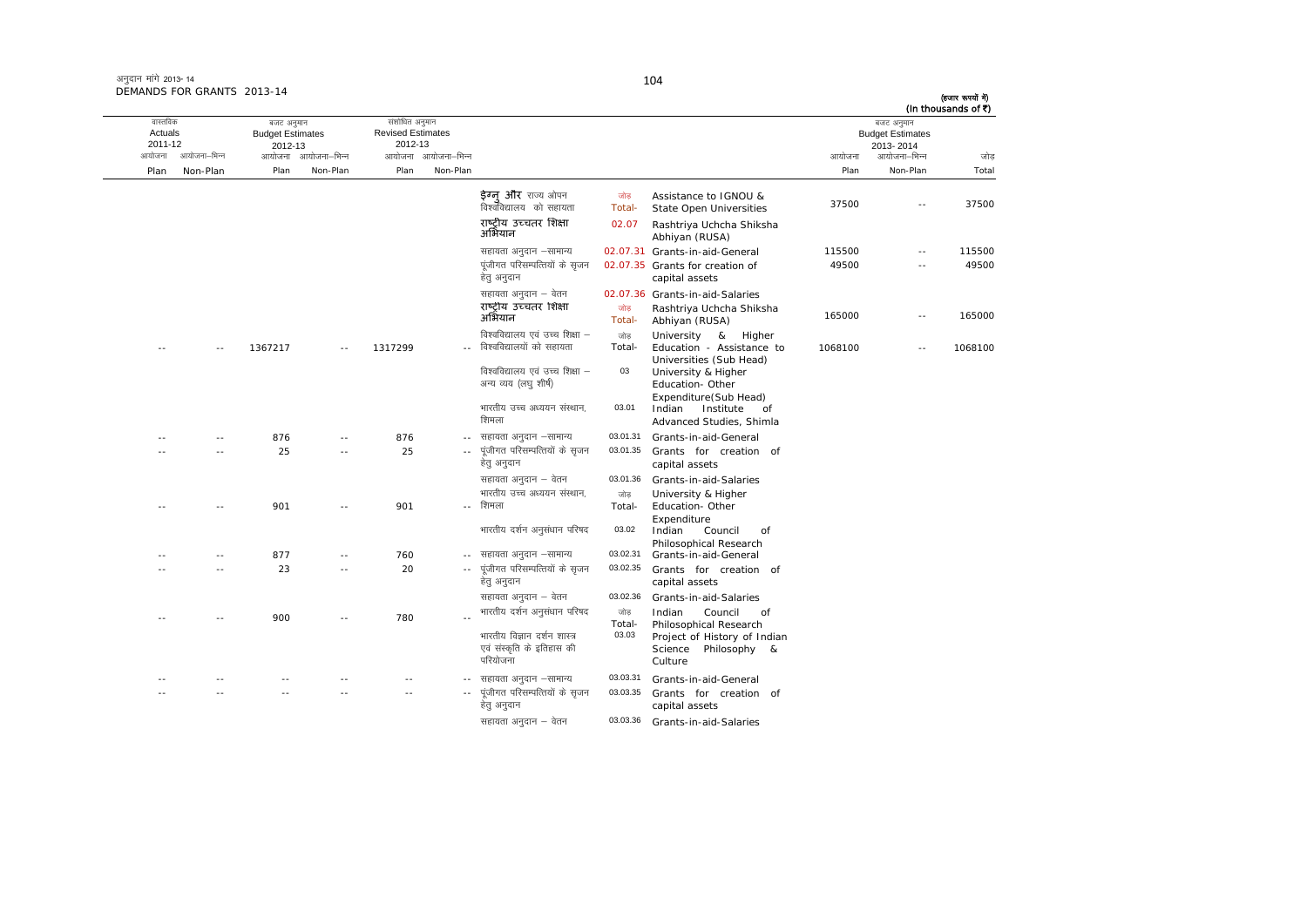अनुदान मांगें 2013-14
DEMANDS FOR GRANTS 2013-14

(हजार रूपयों में)
(In thousands of ₹)

| वास्तविक Actuals 2011-12 | | बजट अनुमान Budget Estimates 2012-13 | | संशोधित अनुमान Revised Estimates 2012-13 | | | | | बजट अनुमान Budget Estimates 2013-2014 | | |
|---|---|---|---|---|---|---|---|---|---|---|---|
| आयोजना Plan | आयोजना-भिन्न Non-Plan | आयोजना Plan | आयोजना-भिन्न Non-Plan | आयोजना Plan | आयोजना-भिन्न Non-Plan | | | | आयोजना Plan | आयोजना-भिन्न Non-Plan | जोड़ Total |
| | | | | | | इग्नु और राज्य ओपन विश्वविद्यालय को सहायता | जोड़ Total- | Assistance to IGNOU & State Open Universities | 37500 | -- | 37500 |
| | | | | | | राष्ट्रीय उच्चतर शिक्षा अभियान | 02.07 | Rashtriya Uchcha Shiksha Abhiyan (RUSA) | | | |
| | | | | | | सहायता अनुदान -सामान्य | 02.07.31 | Grants-in-aid-General | 115500 | -- | 115500 |
| | | | | | | पूंजीगत परिसम्पत्तियों के सृजन हेतु अनुदान | 02.07.35 | Grants for creation of capital assets | 49500 | -- | 49500 |
| | | | | | | सहायता अनुदान - वेतन | 02.07.36 | Grants-in-aid-Salaries | | | |
| | | | | | | राष्ट्रीय उच्चतर शिक्षा अभियान | जोड़ Total- | Rashtriya Uchcha Shiksha Abhiyan (RUSA) | 165000 | -- | 165000 |
| -- | -- | 1367217 | -- | 1317299 | -- | विश्वविद्यालय एवं उच्च शिक्षा - विश्वविद्यालयों को सहायता | जोड़ Total- | University & Higher Education - Assistance to Universities (Sub Head) | 1068100 | -- | 1068100 |
| | | | | | | विश्वविद्यालय एवं उच्च शिक्षा - अन्य व्यय (लघु शीर्ष) | 03 | University & Higher Education- Other Expenditure(Sub Head) | | | |
| | | | | | | भारतीय उच्च अध्ययन संस्थान, शिमला | 03.01 | Indian Institute of Advanced Studies, Shimla | | | |
| -- | -- | 876 | -- | 876 | -- | सहायता अनुदान -सामान्य | 03.01.31 | Grants-in-aid-General | | | |
| -- | -- | 25 | -- | 25 | -- | पूंजीगत परिसम्पत्तियों के सृजन हेतु अनुदान | 03.01.35 | Grants for creation of capital assets | | | |
| | | | | | | सहायता अनुदान - वेतन | 03.01.36 | Grants-in-aid-Salaries | | | |
| -- | -- | 901 | -- | 901 | -- | भारतीय उच्च अध्ययन संस्थान, शिमला | जोड़ Total- | University & Higher Education- Other Expenditure | | | |
| | | | | | | भारतीय दर्शन अनुसंधान परिषद | 03.02 | Indian Council of Philosophical Research | | | |
| -- | -- | 877 | -- | 760 | -- | सहायता अनुदान -सामान्य | 03.02.31 | Grants-in-aid-General | | | |
| -- | -- | 23 | -- | 20 | -- | पूंजीगत परिसम्पत्तियों के सृजन हेतु अनुदान | 03.02.35 | Grants for creation of capital assets | | | |
| | | | | | | सहायता अनुदान - वेतन | 03.02.36 | Grants-in-aid-Salaries | | | |
| -- | -- | 900 | -- | 780 | -- | भारतीय दर्शन अनुसंधान परिषद | जोड़ Total- | Indian Council of Philosophical Research | | | |
| | | | | | | भारतीय विज्ञान दर्शन शास्त्र एवं संस्कृति के इतिहास की परियोजना | 03.03 | Project of History of Indian Science Philosophy & Culture | | | |
| -- | -- | -- | -- | -- | -- | सहायता अनुदान -सामान्य | 03.03.31 | Grants-in-aid-General | | | |
| -- | -- | -- | -- | -- | -- | पूंजीगत परिसम्पत्तियों के सृजन हेतु अनुदान | 03.03.35 | Grants for creation of capital assets | | | |
| | | | | | | सहायता अनुदान - वेतन | 03.03.36 | Grants-in-aid-Salaries | | | |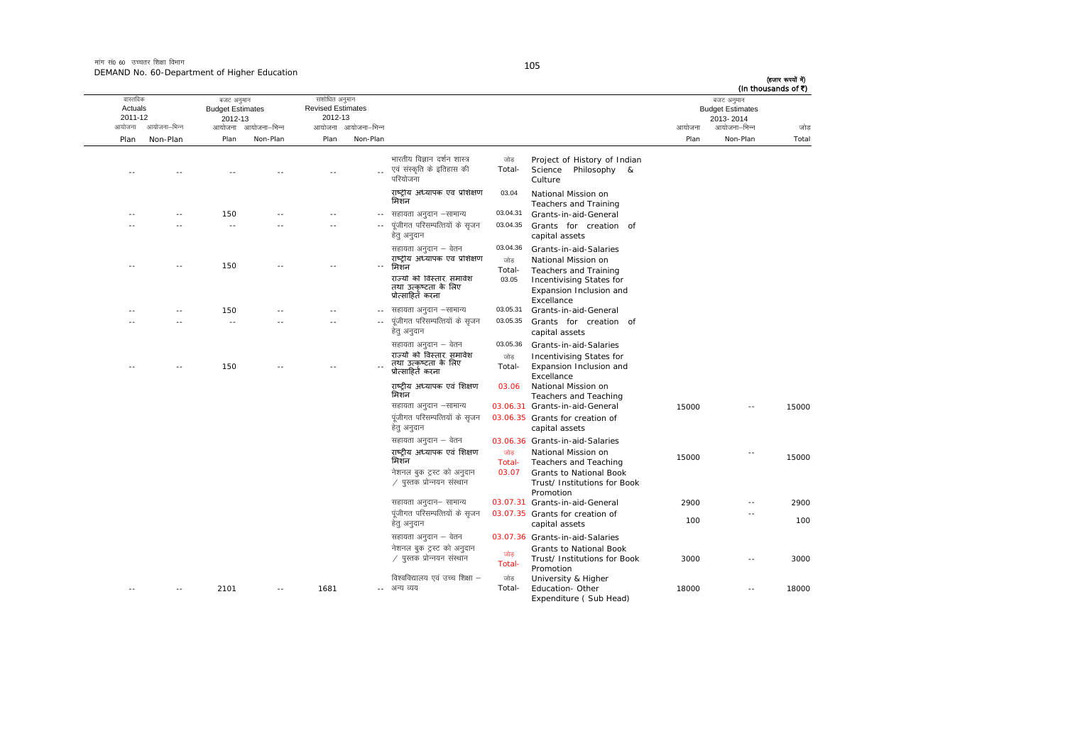मांग सं0 60 उच्चतर शिक्षा विभाग
DEMAND No. 60-Department of Higher Education

(हजार रूपयों में)
(In thousands of ₹)

| वास्तविक Actuals 2011-12 | | बजट अनुमान Budget Estimates 2012-13 | | संशोधित अनुमान Revised Estimates 2012-13 | | | | | बजट अनुमान Budget Estimates 2013-2014 | | |
|---|---|---|---|---|---|---|---|---|---|---|---|
| आयोजना Plan | आयोजना–भिन्न Non-Plan | आयोजना Plan | आयोजना–भिन्न Non-Plan | आयोजना Plan | आयोजना–भिन्न Non-Plan | | | | आयोजना Plan | आयोजना–भिन्न Non-Plan | जोड़ Total |
| -- | -- | -- | -- | -- | -- | भारतीय विज्ञान दर्शन शास्त्र एवं संस्कृति के इतिहास की परियोजना | जोड़ Total- | Project of History of Indian Science Philosophy & Culture | | | |
| | | | | | | राष्ट्रीय अध्यापक एव प्रशिक्षण मिशन | 03.04 | National Mission on Teachers and Training | | | |
| -- | -- | 150 | -- | -- | -- | सहायता अनुदान –सामान्य | 03.04.31 | Grants-in-aid-General | | | |
| -- | -- | -- | -- | -- | -- | पूंजीगत परिसम्पत्तियों के सृजन हेतु अनुदान | 03.04.35 | Grants for creation of capital assets | | | |
| | | | | | | सहायता अनुदान – वेतन | 03.04.36 | Grants-in-aid-Salaries | | | |
| -- | -- | 150 | -- | -- | -- | राष्ट्रीय अध्यापक एव प्रशिक्षण मिशन | जोड़ Total- | National Mission on Teachers and Training | | | |
| | | | | | | राज्यों को विस्तार, समावेश तथा उत्कृष्टता के लिए प्रोत्साहित करना | 03.05 | Incentivising States for Expansion Inclusion and Excellance | | | |
| -- | -- | 150 | -- | -- | -- | सहायता अनुदान –सामान्य | 03.05.31 | Grants-in-aid-General | | | |
| -- | -- | -- | -- | -- | -- | पूंजीगत परिसम्पत्तियों के सृजन हेतु अनुदान | 03.05.35 | Grants for creation of capital assets | | | |
| | | | | | | सहायता अनुदान – वेतन | 03.05.36 | Grants-in-aid-Salaries | | | |
| -- | -- | 150 | -- | -- | -- | राज्यों को विस्तार, समावेश तथा उत्कृष्टता के लिए प्रोत्साहित करना | जोड़ Total- | Incentivising States for Expansion Inclusion and Excellance | | | |
| | | | | | | राष्ट्रीय अध्यापक एवं शिक्षण मिशन | 03.06 | National Mission on Teachers and Teaching | | | |
| | | | | | | सहायता अनुदान –सामान्य | 03.06.31 | Grants-in-aid-General | 15000 | -- | 15000 |
| | | | | | | पूंजीगत परिसम्पत्तियों के सृजन हेतु अनुदान | 03.06.35 | Grants for creation of capital assets | | | |
| | | | | | | सहायता अनुदान – वेतन | 03.06.36 | Grants-in-aid-Salaries | | | |
| | | | | | | राष्ट्रीय अध्यापक एवं शिक्षण मिशन | जोड़ Total- | National Mission on Teachers and Teaching | 15000 | -- | 15000 |
| | | | | | | नेशनल बुक ट्रस्ट को अनुदान / पुस्तक प्रोन्नयन संस्थान | 03.07 | Grants to National Book Trust/ Institutions for Book Promotion | | | |
| | | | | | | सहायता अनुदान– सामान्य | 03.07.31 | Grants-in-aid-General | 2900 | -- | 2900 |
| | | | | | | पूंजीगत परिसम्पत्तियों के सृजन हेतु अनुदान | 03.07.35 | Grants for creation of capital assets | 100 | -- | 100 |
| | | | | | | सहायता अनुदान – वेतन | 03.07.36 | Grants-in-aid-Salaries | | | |
| | | | | | | नेशनल बुक ट्रस्ट को अनुदान / पुस्तक प्रोन्नयन संस्थान | जोड़ Total- | Grants to National Book Trust/ Institutions for Book Promotion | 3000 | -- | 3000 |
| -- | -- | 2101 | -- | 1681 | -- | विश्वविद्यालय एवं उच्च शिक्षा – अन्य व्यय | जोड़ Total- | University & Higher Education- Other Expenditure ( Sub Head) | 18000 | -- | 18000 |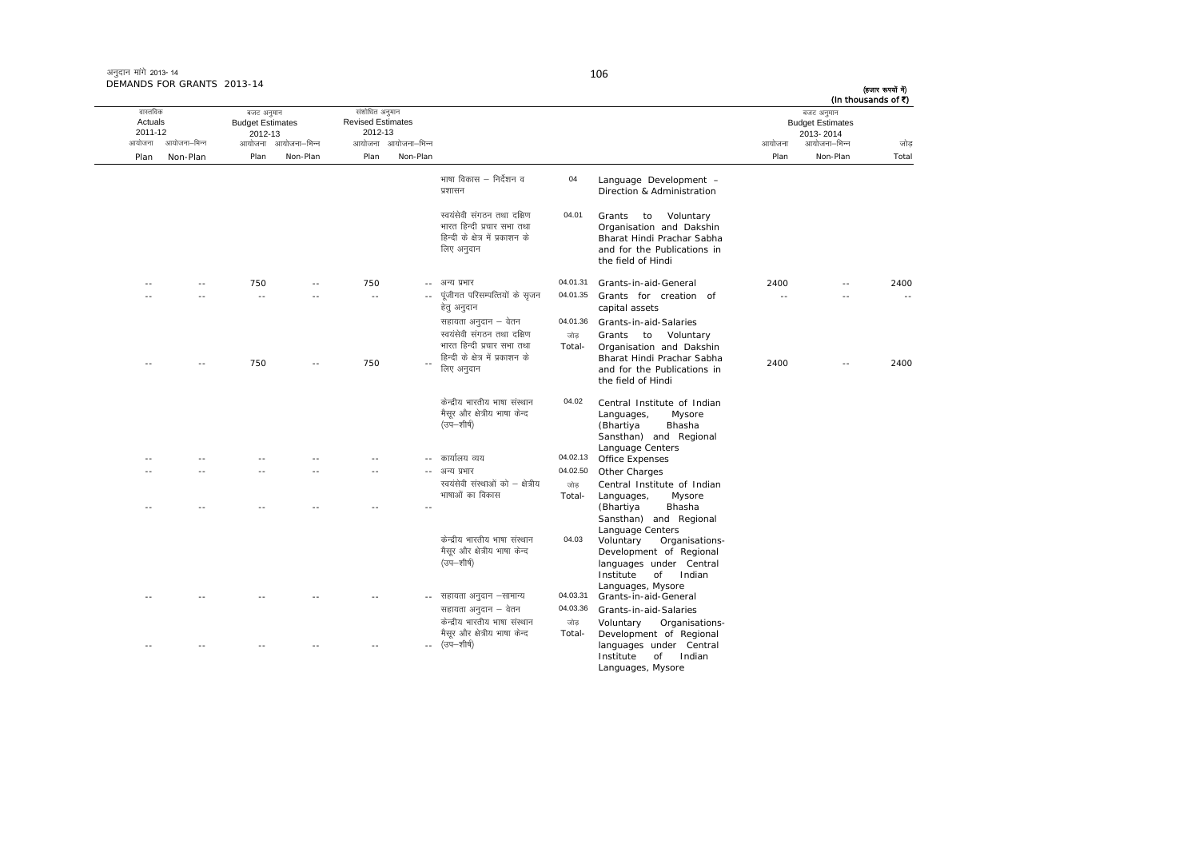अनुदान मांगे 2013-14
DEMANDS FOR GRANTS 2013-14

(हजार रूपयों में)
(In thousands of ₹)

| वास्तविक Actuals 2011-12 | | बजट अनुमान Budget Estimates 2012-13 | | संशोधित अनुमान Revised Estimates 2012-13 | | | | | बजट अनुमान Budget Estimates 2013-2014 | | |
|---|---|---|---|---|---|---|---|---|---|---|---|
| आयोजना Plan | आयोजना-भिन्न Non-Plan | आयोजना Plan | आयोजना-भिन्न Non-Plan | आयोजना Plan | आयोजना-भिन्न Non-Plan | | | | आयोजना Plan | आयोजना-भिन्न Non-Plan | जोड़ Total |
| | | | | | | भाषा विकास – निर्देशन व प्रशासन | 04 | Language Development - Direction & Administration | | | |
| | | | | | | स्वयंसेवी संगठन तथा दक्षिण भारत हिन्दी प्रचार सभा तथा हिन्दी के क्षेत्र में प्रकाशन के लिए अनुदान | 04.01 | Grants to Voluntary Organisation and Dakshin Bharat Hindi Prachar Sabha and for the Publications in the field of Hindi | | | |
| -- | -- | 750 | -- | 750 | -- | अन्य प्रभार | 04.01.31 | Grants-in-aid-General | 2400 | -- | 2400 |
| -- | -- | -- | -- | -- | -- | पूंजीगत परिसम्पत्तियों के सृजन हेतु अनुदान | 04.01.35 | Grants for creation of capital assets | -- | -- | -- |
| | | | | | | सहायता अनुदान – वेतन | 04.01.36 | Grants-in-aid-Salaries | | | |
| -- | -- | 750 | -- | 750 | -- | स्वयंसेवी संगठन तथा दक्षिण भारत हिन्दी प्रचार सभा तथा हिन्दी के क्षेत्र में प्रकाशन के लिए अनुदान | जोड़ Total- | Grants to Voluntary Organisation and Dakshin Bharat Hindi Prachar Sabha and for the Publications in the field of Hindi | 2400 | -- | 2400 |
| | | | | | | केन्द्रीय भारतीय भाषा संस्थान मैसूर और क्षेत्रीय भाषा केन्द (उप-शीर्ष) | 04.02 | Central Institute of Indian Languages, Mysore (Bhartiya Bhasha Sansthan) and Regional Language Centers | | | |
| -- | -- | -- | -- | -- | -- | कार्यालय व्यय | 04.02.13 | Office Expenses | | | |
| -- | -- | -- | -- | -- | -- | अन्य प्रभार | 04.02.50 | Other Charges | | | |
| -- | -- | -- | -- | -- | -- | स्वयंसेवी संस्थाओं को – क्षेत्रीय भाषाओं का विकास | जोड़ Total- | Central Institute of Indian Languages, Mysore (Bhartiya Bhasha Sansthan) and Regional Language Centers | | | |
| | | | | | | केन्द्रीय भारतीय भाषा संस्थान मैसूर और क्षेत्रीय भाषा केन्द (उप-शीर्ष) | 04.03 | Voluntary Organisations-Development of Regional languages under Central Institute of Indian Languages, Mysore | | | |
| -- | -- | -- | -- | -- | -- | सहायता अनुदान –सामान्य | 04.03.31 | Grants-in-aid-General | | | |
| | | | | | | सहायता अनुदान – वेतन | 04.03.36 | Grants-in-aid-Salaries | | | |
| -- | -- | -- | -- | -- | -- | केन्द्रीय भारतीय भाषा संस्थान मैसूर और क्षेत्रीय भाषा केन्द (उप-शीर्ष) | जोड़ Total- | Voluntary Organisations-Development of Regional languages under Central Institute of Indian Languages, Mysore | | | |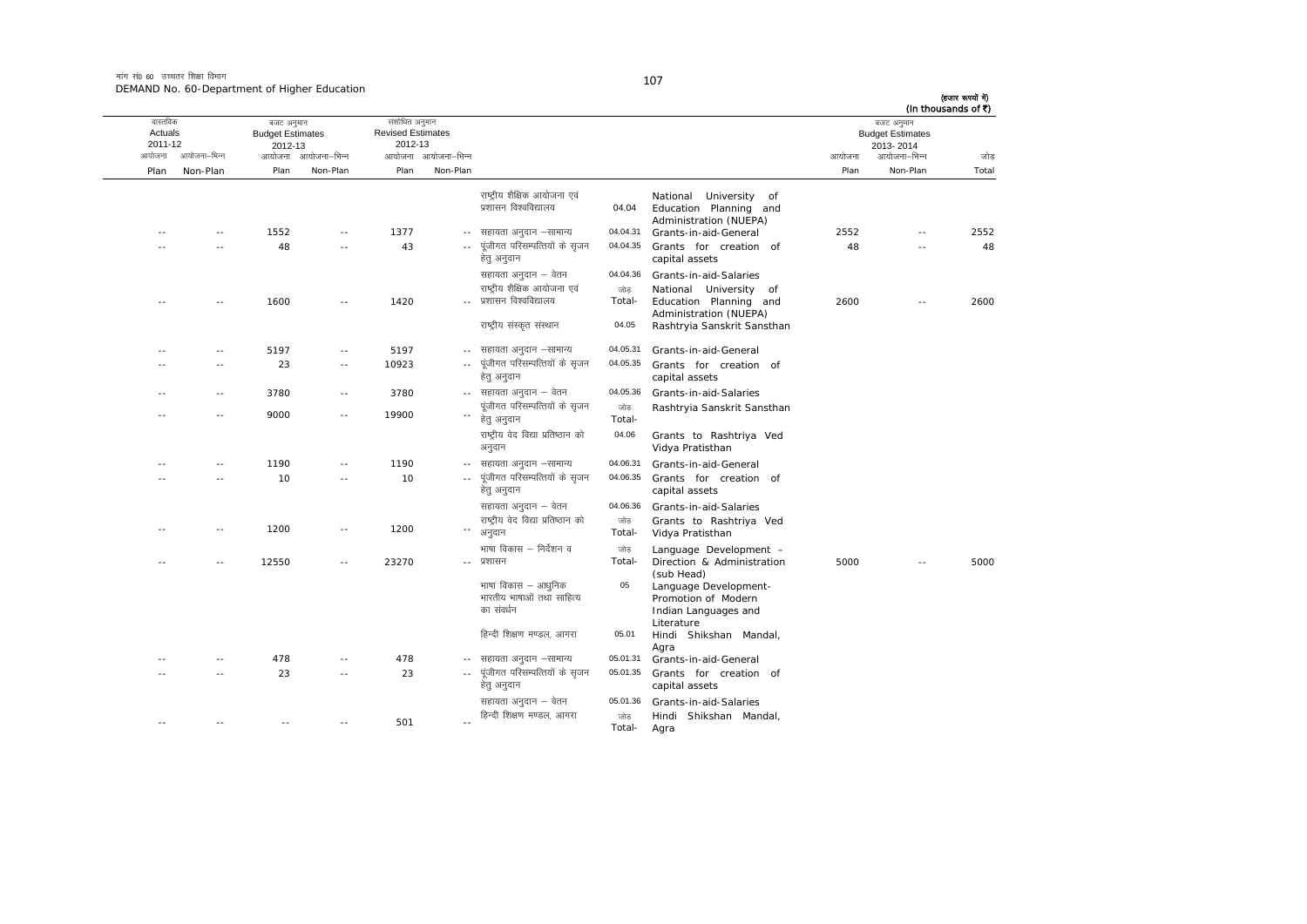मांग सं0 60 उच्चतर शिक्षा विभाग
DEMAND No. 60-Department of Higher Education

(हजार रूपयों में)
(In thousands of ₹)

| वास्तविक Actuals 2011-12 | | बजट अनुमान Budget Estimates 2012-13 | | संशोधित अनुमान Revised Estimates 2012-13 | | | | | बजट अनुमान Budget Estimates 2013-2014 | | |
|---|---|---|---|---|---|---|---|---|---|---|---|
| आयोजना Plan | आयोजना–भिन्न Non-Plan | आयोजना Plan | आयोजना–भिन्न Non-Plan | आयोजना Plan | आयोजना–भिन्न Non-Plan | | | | आयोजना Plan | आयोजना–भिन्न Non-Plan | जोड़ Total |
| | | | | | | राष्ट्रीय शैक्षिक आयोजना एवं प्रशासन विश्वविद्यालय | 04.04 | National University of Education Planning and Administration (NUEPA) | | | |
| -- | -- | 1552 | -- | 1377 | -- | सहायता अनुदान –सामान्य | 04.04.31 | Grants-in-aid-General | 2552 | -- | 2552 |
| -- | -- | 48 | -- | 43 | -- | पूंजीगत परिसम्पत्तियों के सृजन हेतु अनुदान | 04.04.35 | Grants for creation of capital assets | 48 | -- | 48 |
| | | | | | | सहायता अनुदान – वेतन | 04.04.36 | Grants-in-aid-Salaries | | | |
| -- | -- | 1600 | -- | 1420 | -- | राष्ट्रीय शैक्षिक आयोजना एवं प्रशासन विश्वविद्यालय | जोड़ Total- | National University of Education Planning and Administration (NUEPA) | 2600 | -- | 2600 |
| | | | | | | राष्ट्रीय संस्कृत संस्थान | 04.05 | Rashtryia Sanskrit Sansthan | | | |
| -- | -- | 5197 | -- | 5197 | -- | सहायता अनुदान –सामान्य | 04.05.31 | Grants-in-aid-General | | | |
| -- | -- | 23 | -- | 10923 | -- | पूंजीगत परिसम्पत्तियों के सृजन हेतु अनुदान | 04.05.35 | Grants for creation of capital assets | | | |
| -- | -- | 3780 | -- | 3780 | -- | सहायता अनुदान – वेतन | 04.05.36 | Grants-in-aid-Salaries | | | |
| -- | -- | 9000 | -- | 19900 | -- | पूंजीगत परिसम्पत्तियों के सृजन हेतु अनुदान | जोड़ Total- | Rashtryia Sanskrit Sansthan | | | |
| | | | | | | राष्ट्रीय वेद विद्या प्रतिष्ठान को अनुदान | 04.06 | Grants to Rashtriya Ved Vidya Pratisthan | | | |
| -- | -- | 1190 | -- | 1190 | -- | सहायता अनुदान –सामान्य | 04.06.31 | Grants-in-aid-General | | | |
| -- | -- | 10 | -- | 10 | -- | पूंजीगत परिसम्पत्तियों के सृजन हेतु अनुदान | 04.06.35 | Grants for creation of capital assets | | | |
| | | | | | | सहायता अनुदान – वेतन | 04.06.36 | Grants-in-aid-Salaries | | | |
| -- | -- | 1200 | -- | 1200 | -- | राष्ट्रीय वेद विद्या प्रतिष्ठान को अनुदान | जोड़ Total- | Grants to Rashtriya Ved Vidya Pratisthan | | | |
| -- | -- | 12550 | -- | 23270 | -- | भाषा विकास – निर्देशन व प्रशासन | जोड़ Total- | Language Development - Direction & Administration (sub Head) | 5000 | -- | 5000 |
| | | | | | | भाषा विकास – आधुनिक भारतीय भाषाओं तथा साहित्य का संवर्धन | 05 | Language Development- Promotion of Modern Indian Languages and Literature | | | |
| | | | | | | हिन्दी शिक्षण मण्डल, आगरा | 05.01 | Hindi Shikshan Mandal, Agra | | | |
| -- | -- | 478 | -- | 478 | -- | सहायता अनुदान –सामान्य | 05.01.31 | Grants-in-aid-General | | | |
| -- | -- | 23 | -- | 23 | -- | पूंजीगत परिसम्पत्तियों के सृजन हेतु अनुदान | 05.01.35 | Grants for creation of capital assets | | | |
| | | | | | | सहायता अनुदान – वेतन | 05.01.36 | Grants-in-aid-Salaries | | | |
| -- | -- | -- | -- | 501 | -- | हिन्दी शिक्षण मण्डल, आगरा | जोड़ Total- | Hindi Shikshan Mandal, Agra | | | |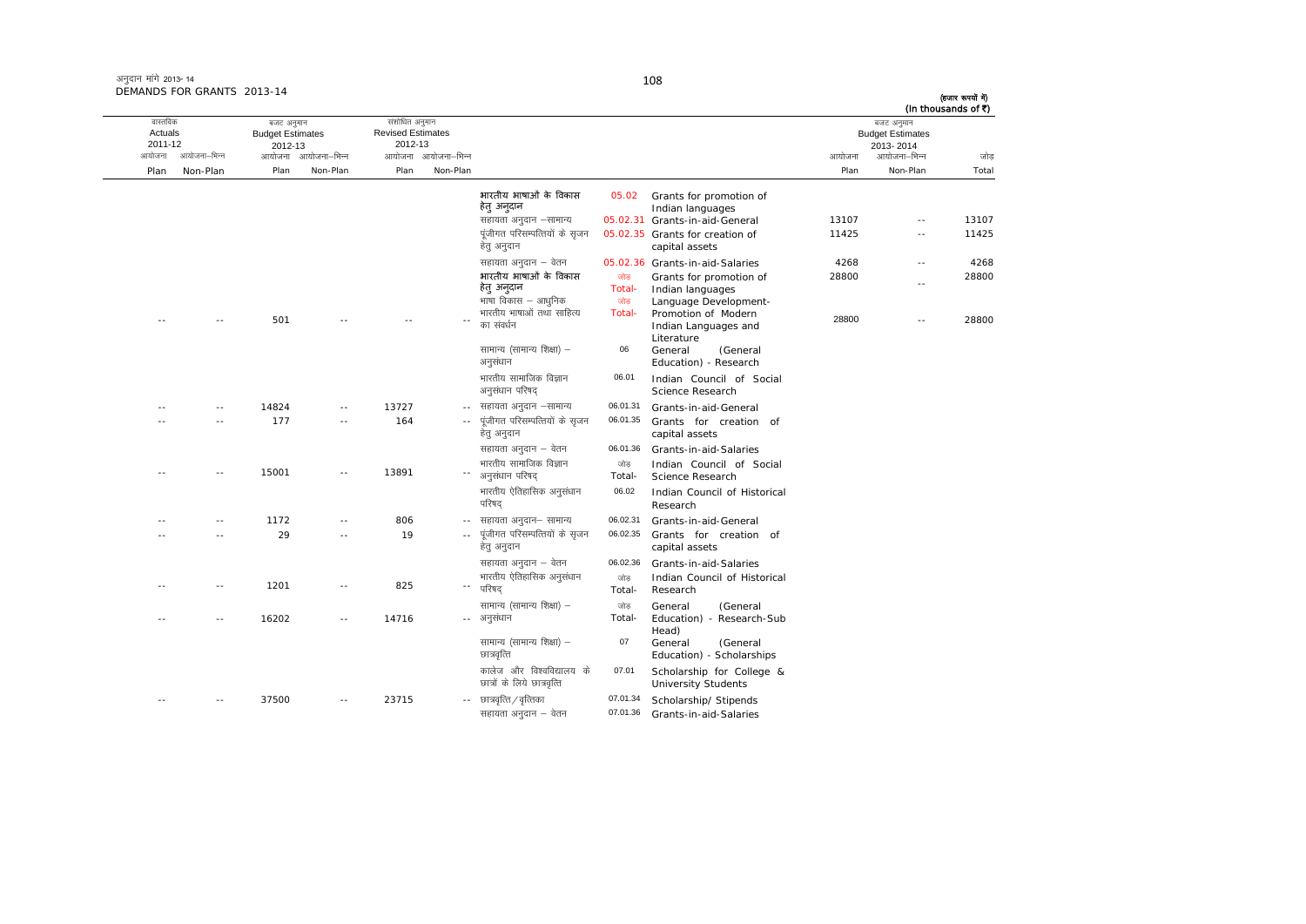अनुदान मांगे 2013-14
DEMANDS FOR GRANTS 2013-14

(हजार रूपयों में)
(In thousands of ₹)

| वास्तविक Actuals 2011-12 | | बजट अनुमान Budget Estimates 2012-13 | | संशोधित अनुमान Revised Estimates 2012-13 | | | | | बजट अनुमान Budget Estimates 2013-2014 | | |
|---|---|---|---|---|---|---|---|---|---|---|---|
| आयोजना Plan | आयोजना-भिन्न Non-Plan | आयोजना Plan | आयोजना-भिन्न Non-Plan | आयोजना Plan | आयोजना-भिन्न Non-Plan | | | | आयोजना Plan | आयोजना-भिन्न Non-Plan | जोड़ Total |
| | | | | | | भारतीय भाषाओं के विकास हेतु अनुदान | 05.02 | Grants for promotion of Indian languages | | | |
| | | | | | | सहायता अनुदान –सामान्य | 05.02.31 | Grants-in-aid-General | 13107 | -- | 13107 |
| | | | | | | पूंजीगत परिसम्पत्तियों के सृजन हेतु अनुदान | 05.02.35 | Grants for creation of capital assets | 11425 | -- | 11425 |
| | | | | | | सहायता अनुदान – वेतन | 05.02.36 | Grants-in-aid-Salaries | 4268 | -- | 4268 |
| | | | | | | भारतीय भाषाओं के विकास हेतु अनुदान | जोड़ Total- | Grants for promotion of Indian languages | 28800 | -- | 28800 |
| | | | | | | भाषा विकास – आधुनिक | जोड़ | Language Development- | | | |
| -- | -- | 501 | -- | -- | -- | भारतीय भाषाओं तथा साहित्य का संवर्धन | Total- | Promotion of Modern Indian Languages and Literature | 28800 | -- | 28800 |
| | | | | | | सामान्य (सामान्य शिक्षा) – अनुसंधान | 06 | General (General Education) - Research | | | |
| | | | | | | भारतीय सामाजिक विज्ञान अनुसंधान परिषद् | 06.01 | Indian Council of Social Science Research | | | |
| -- | -- | 14824 | -- | 13727 | -- | सहायता अनुदान –सामान्य | 06.01.31 | Grants-in-aid-General | | | |
| -- | -- | 177 | -- | 164 | -- | पूंजीगत परिसम्पत्तियों के सृजन हेतु अनुदान | 06.01.35 | Grants for creation of capital assets | | | |
| | | | | | | सहायता अनुदान – वेतन | 06.01.36 | Grants-in-aid-Salaries | | | |
| -- | -- | 15001 | -- | 13891 | -- | भारतीय सामाजिक विज्ञान अनुसंधान परिषद् | जोड़ Total- | Indian Council of Social Science Research | | | |
| | | | | | | भारतीय ऐतिहासिक अनुसंधान परिषद् | 06.02 | Indian Council of Historical Research | | | |
| -- | -- | 1172 | -- | 806 | -- | सहायता अनुदान– सामान्य | 06.02.31 | Grants-in-aid-General | | | |
| -- | -- | 29 | -- | 19 | -- | पूंजीगत परिसम्पत्तियों के सृजन हेतु अनुदान | 06.02.35 | Grants for creation of capital assets | | | |
| | | | | | | सहायता अनुदान – वेतन | 06.02.36 | Grants-in-aid-Salaries | | | |
| -- | -- | 1201 | -- | 825 | -- | भारतीय ऐतिहासिक अनुसंधान परिषद् | जोड़ Total- | Indian Council of Historical Research | | | |
| -- | -- | 16202 | -- | 14716 | -- | सामान्य (सामान्य शिक्षा) – अनुसंधान | जोड़ Total- | General (General Education) - Research-Sub Head) | | | |
| | | | | | | सामान्य (सामान्य शिक्षा) – छात्रवृत्ति | 07 | General (General Education) - Scholarships | | | |
| | | | | | | कालेज और विश्वविद्यालय के छात्रों के लिये छात्रवृत्ति | 07.01 | Scholarship for College & University Students | | | |
| -- | -- | 37500 | -- | 23715 | -- | छात्रवृत्ति/वृत्तिका | 07.01.34 | Scholarship/ Stipends | | | |
| | | | | | | सहायता अनुदान – वेतन | 07.01.36 | Grants-in-aid-Salaries | | | |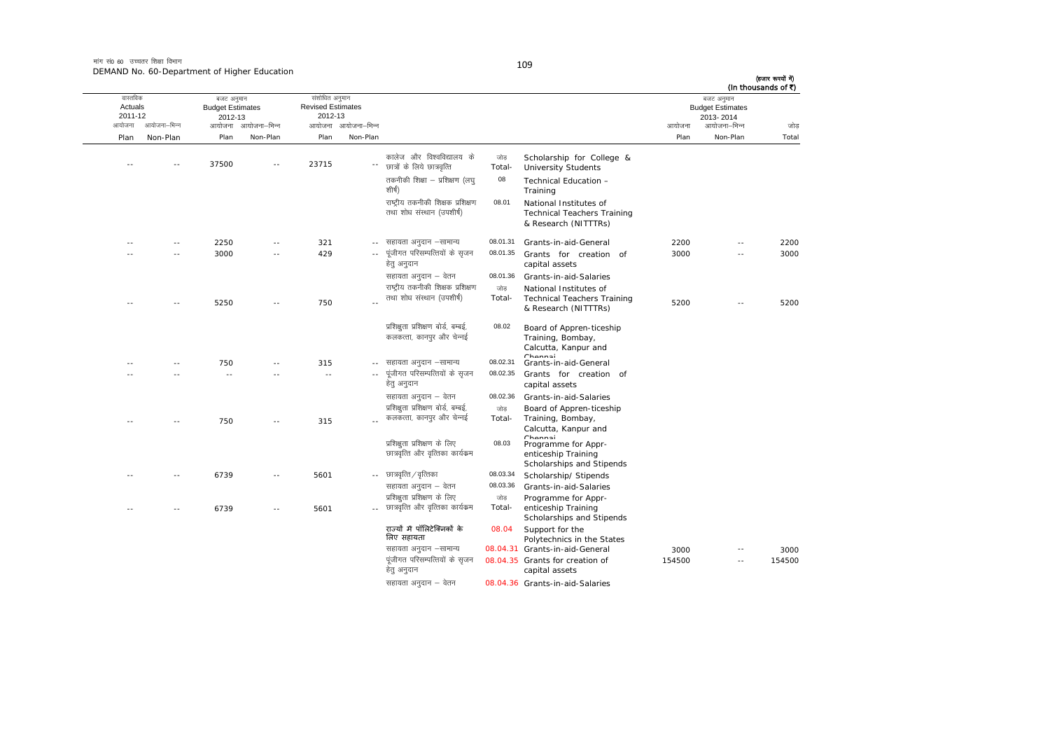मांग सं0 60 उच्चतर शिक्षा विभाग
DEMAND No. 60-Department of Higher Education

(हजार रूपयों में)
(In thousands of ₹)

| वास्तविक Actuals 2011-12 आयोजना Plan | आयोजना–भिन्न Non-Plan | बजट अनुमान Budget Estimates 2012-13 आयोजना Plan | आयोजना–भिन्न Non-Plan | संशोधित अनुमान Revised Estimates 2012-13 आयोजना Plan | आयोजना–भिन्न Non-Plan | | | | बजट अनुमान Budget Estimates 2013-2014 आयोजना Plan | आयोजना–भिन्न Non-Plan | जोड़ Total |
|---|---|---|---|---|---|---|---|---|---|---|---|
| -- | -- | 37500 | -- | 23715 | -- | कालेज और विश्वविद्यालय के छात्रों के लिये छात्रवृत्ति | जोड़ Total- | Scholarship for College & University Students | | | |
| | | | | | | तकनीकी शिक्षा – प्रशिक्षण (लघु शीर्ष) | 08 | Technical Education – Training | | | |
| | | | | | | राष्ट्रीय तकनीकी शिक्षक प्रशिक्षण तथा शोध संस्थान (उपशीर्ष) | 08.01 | National Institutes of Technical Teachers Training & Research (NITTTRs) | | | |
| -- | -- | 2250 | -- | 321 | -- | सहायता अनुदान –सामान्य | 08.01.31 | Grants-in-aid-General | 2200 | -- | 2200 |
| -- | -- | 3000 | -- | 429 | -- | पूंजीगत परिसम्पत्तियों के सृजन हेतु अनुदान | 08.01.35 | Grants for creation of capital assets | 3000 | -- | 3000 |
| | | | | | | सहायता अनुदान – वेतन | 08.01.36 | Grants-in-aid-Salaries | | | |
| -- | -- | 5250 | -- | 750 | -- | राष्ट्रीय तकनीकी शिक्षक प्रशिक्षण तथा शोध संस्थान (उपशीर्ष) | जोड़ Total- | National Institutes of Technical Teachers Training & Research (NITTTRs) | 5200 | -- | 5200 |
| | | | | | | प्रशिक्षुता प्रशिक्षण बोर्ड, बम्बई, कलकत्ता, कानपुर और चेन्नई | 08.02 | Board of Appren-ticeship Training, Bombay, Calcutta, Kanpur and Chennai | | | |
| -- | -- | 750 | -- | 315 | -- | सहायता अनुदान –सामान्य | 08.02.31 | Grants-in-aid-General | | | |
| -- | -- | -- | -- | -- | -- | पूंजीगत परिसम्पत्तियों के सृजन हेतु अनुदान | 08.02.35 | Grants for creation of capital assets | | | |
| | | | | | | सहायता अनुदान – वेतन | 08.02.36 | Grants-in-aid-Salaries | | | |
| -- | -- | 750 | -- | 315 | -- | प्रशिक्षुता प्रशिक्षण बोर्ड, बम्बई, कलकत्ता, कानपुर और चेन्नई | जोड़ Total- | Board of Appren-ticeship Training, Bombay, Calcutta, Kanpur and Chennai | | | |
| | | | | | | प्रशिक्षुता प्रशिक्षण के लिए छात्रवृत्ति और वृत्तिका कार्यक्रम | 08.03 | Programme for Appr-enticeship Training Scholarships and Stipends | | | |
| -- | -- | 6739 | -- | 5601 | -- | छात्रवृत्ति/वृत्तिका | 08.03.34 | Scholarship/ Stipends | | | |
| | | | | | | सहायता अनुदान – वेतन | 08.03.36 | Grants-in-aid-Salaries | | | |
| -- | -- | 6739 | -- | 5601 | -- | प्रशिक्षुता प्रशिक्षण के लिए छात्रवृत्ति और वृत्तिका कार्यक्रम | जोड़ Total- | Programme for Appr-enticeship Training Scholarships and Stipends | | | |
| | | | | | | राज्यों में पॉलिटेक्निकों के लिए सहायता | 08.04 | Support for the Polytechnics in the States | | | |
| | | | | | | सहायता अनुदान –सामान्य | 08.04.31 | Grants-in-aid-General | 3000 | -- | 3000 |
| | | | | | | पूंजीगत परिसम्पत्तियों के सृजन हेतु अनुदान | 08.04.35 | Grants for creation of capital assets | 154500 | -- | 154500 |
| | | | | | | सहायता अनुदान – वेतन | 08.04.36 | Grants-in-aid-Salaries | | | |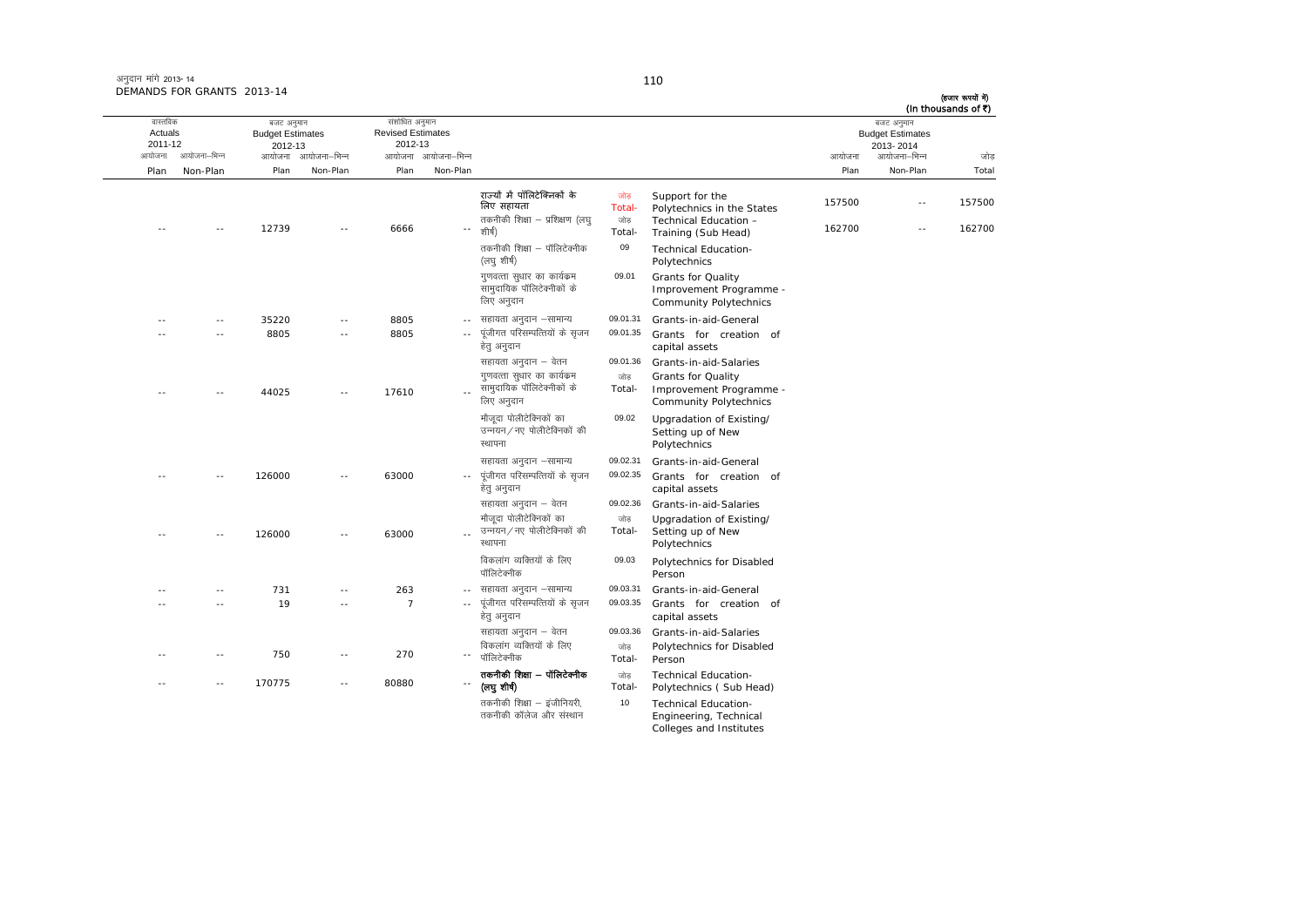अनुदान मांगे 2013-14
DEMANDS FOR GRANTS 2013-14

(हजार रूपयों में)
(In thousands of ₹)

| वास्तविक Actuals 2011-12 आयोजना Plan | आयोजना-भिन्न Non-Plan | बजट अनुमान Budget Estimates 2012-13 आयोजना Plan | आयोजना-भिन्न Non-Plan | संशोधित अनुमान Revised Estimates 2012-13 आयोजना Plan | आयोजना-भिन्न Non-Plan | | | | बजट अनुमान Budget Estimates 2013-2014 आयोजना Plan | आयोजना-भिन्न Non-Plan | जोड़ Total |
|---|---|---|---|---|---|---|---|---|---|---|---|
| | | | | | | राज्यों में पॉलिटेक्निकों के लिए सहायता | जोड़ Total- | Support for the Polytechnics in the States | 157500 | -- | 157500 |
| -- | -- | 12739 | -- | 6666 | -- | तकनीकी शिक्षा – प्रशिक्षण (लघु शीर्ष) | जोड़ Total- | Technical Education – Training (Sub Head) | 162700 | -- | 162700 |
| | | | | | | तकनीकी शिक्षा – पॉलिटेक्नीक (लघु शीर्ष) | 09 | Technical Education-Polytechnics | | | |
| | | | | | | गुणवत्ता सुधार का कार्यक्रम सामुदायिक पॉलिटेक्नीकों के लिए अनुदान | 09.01 | Grants for Quality Improvement Programme - Community Polytechnics | | | |
| -- | -- | 35220 | -- | 8805 | -- | सहायता अनुदान –सामान्य | 09.01.31 | Grants-in-aid-General | | | |
| -- | -- | 8805 | -- | 8805 | -- | पूंजीगत परिसम्पत्तियों के सृजन हेतु अनुदान | 09.01.35 | Grants for creation of capital assets | | | |
| | | | | | | सहायता अनुदान – वेतन | 09.01.36 | Grants-in-aid-Salaries | | | |
| -- | -- | 44025 | -- | 17610 | -- | गुणवत्ता सुधार का कार्यक्रम सामुदायिक पॉलिटेक्नीकों के लिए अनुदान | जोड़ Total- | Grants for Quality Improvement Programme - Community Polytechnics | | | |
| | | | | | | मौजूदा पोलीटेक्निकों का उन्नयन/नए पोलीटेक्निकों की स्थापना | 09.02 | Upgradation of Existing/ Setting up of New Polytechnics | | | |
| | | | | | | सहायता अनुदान –सामान्य | 09.02.31 | Grants-in-aid-General | | | |
| -- | -- | 126000 | -- | 63000 | -- | पूंजीगत परिसम्पत्तियों के सृजन हेतु अनुदान | 09.02.35 | Grants for creation of capital assets | | | |
| | | | | | | सहायता अनुदान – वेतन | 09.02.36 | Grants-in-aid-Salaries | | | |
| -- | -- | 126000 | -- | 63000 | -- | मौजूदा पोलीटेक्निकों का उन्नयन/नए पोलीटेक्निकों की स्थापना | जोड़ Total- | Upgradation of Existing/ Setting up of New Polytechnics | | | |
| | | | | | | विकलांग व्यक्तियों के लिए पॉलिटेक्नीक | 09.03 | Polytechnics for Disabled Person | | | |
| -- | -- | 731 | -- | 263 | -- | सहायता अनुदान –सामान्य | 09.03.31 | Grants-in-aid-General | | | |
| -- | -- | 19 | -- | 7 | -- | पूंजीगत परिसम्पत्तियों के सृजन हेतु अनुदान | 09.03.35 | Grants for creation of capital assets | | | |
| | | | | | | सहायता अनुदान – वेतन | 09.03.36 | Grants-in-aid-Salaries | | | |
| -- | -- | 750 | -- | 270 | -- | विकलांग व्यक्तियों के लिए पॉलिटेक्नीक | जोड़ Total- | Polytechnics for Disabled Person | | | |
| -- | -- | 170775 | -- | 80880 | -- | **तकनीकी शिक्षा – पॉलिटेक्नीक (लघु शीर्ष)** | जोड़ Total- | Technical Education-Polytechnics ( Sub Head) | | | |
| | | | | | | तकनीकी शिक्षा – इंजीनियरी, तकनीकी कॉलेज और संस्थान | 10 | Technical Education-Engineering, Technical Colleges and Institutes | | | |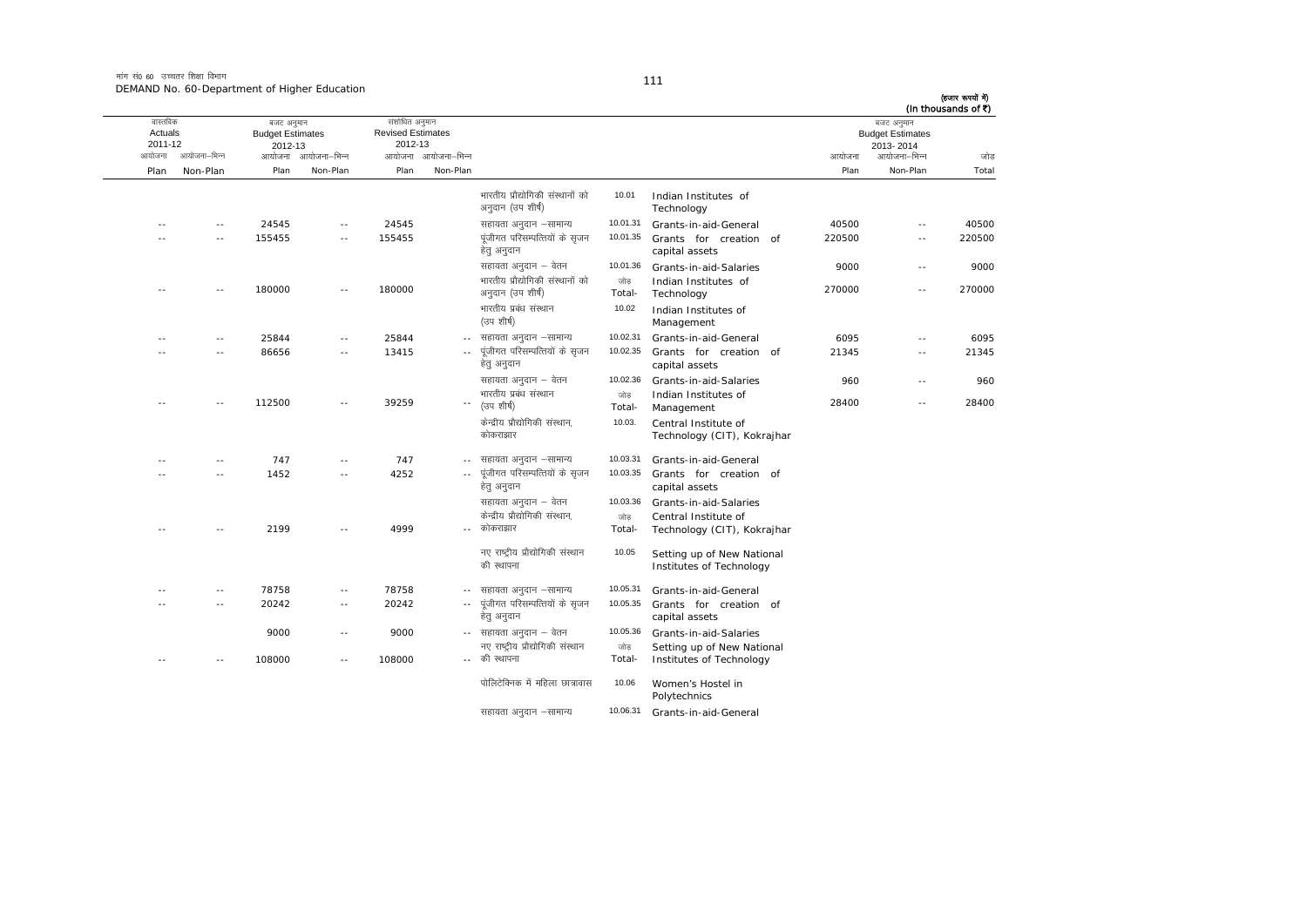मांग सं0 60 उच्चतर शिक्षा विभाग
DEMAND No. 60-Department of Higher Education

(हजार रूपयों में)
(In thousands of ₹)

| वास्तविक Actuals 2011-12 | | बजट अनुमान Budget Estimates 2012-13 | | संशोधित अनुमान Revised Estimates 2012-13 | | | | | बजट अनुमान Budget Estimates 2013-2014 | | |
|---|---|---|---|---|---|---|---|---|---|---|---|
| आयोजना Plan | आयोजना-भिन्न Non-Plan | आयोजना Plan | आयोजना-भिन्न Non-Plan | आयोजना Plan | आयोजना-भिन्न Non-Plan | | | | आयोजना Plan | आयोजना-भिन्न Non-Plan | जोड़ Total |
| | | | | | | भारतीय प्रौद्योगिकी संस्थानों को अनुदान (उप शीर्ष) | 10.01 | Indian Institutes of Technology | | | |
| -- | -- | 24545 | -- | 24545 | | सहायता अनुदान –सामान्य | 10.01.31 | Grants-in-aid-General | 40500 | -- | 40500 |
| -- | -- | 155455 | -- | 155455 | | पूंजीगत परिसम्पत्तियों के सृजन हेतु अनुदान | 10.01.35 | Grants for creation of capital assets | 220500 | -- | 220500 |
| | | | | | | सहायता अनुदान – वेतन | 10.01.36 | Grants-in-aid-Salaries | 9000 | -- | 9000 |
| -- | -- | 180000 | -- | 180000 | | भारतीय प्रौद्योगिकी संस्थानों को अनुदान (उप शीर्ष) | जोड़ Total- | Indian Institutes of Technology | 270000 | -- | 270000 |
| | | | | | | भारतीय प्रबंध संस्थान (उप शीर्ष) | 10.02 | Indian Institutes of Management | | | |
| -- | -- | 25844 | -- | 25844 | -- | सहायता अनुदान –सामान्य | 10.02.31 | Grants-in-aid-General | 6095 | -- | 6095 |
| -- | -- | 86656 | -- | 13415 | -- | पूंजीगत परिसम्पत्तियों के सृजन हेतु अनुदान | 10.02.35 | Grants for creation of capital assets | 21345 | -- | 21345 |
| | | | | | | सहायता अनुदान – वेतन | 10.02.36 | Grants-in-aid-Salaries | 960 | -- | 960 |
| -- | -- | 112500 | -- | 39259 | -- | भारतीय प्रबंध संस्थान (उप शीर्ष) | जोड़ Total- | Indian Institutes of Management | 28400 | -- | 28400 |
| | | | | | | केन्द्रीय प्रौद्योगिकी संस्थान, कोकराझार | 10.03. | Central Institute of Technology (CIT), Kokrajhar | | | |
| -- | -- | 747 | -- | 747 | -- | सहायता अनुदान –सामान्य | 10.03.31 | Grants-in-aid-General | | | |
| -- | -- | 1452 | -- | 4252 | -- | पूंजीगत परिसम्पत्तियों के सृजन हेतु अनुदान | 10.03.35 | Grants for creation of capital assets | | | |
| | | | | | | सहायता अनुदान – वेतन | 10.03.36 | Grants-in-aid-Salaries | | | |
| -- | -- | 2199 | -- | 4999 | -- | केन्द्रीय प्रौद्योगिकी संस्थान, कोकराझार | जोड़ Total- | Central Institute of Technology (CIT), Kokrajhar | | | |
| | | | | | | नए राष्ट्रीय प्रौद्योगिकी संस्थान की स्थापना | 10.05 | Setting up of New National Institutes of Technology | | | |
| -- | -- | 78758 | -- | 78758 | -- | सहायता अनुदान –सामान्य | 10.05.31 | Grants-in-aid-General | | | |
| -- | -- | 20242 | -- | 20242 | -- | पूंजीगत परिसम्पत्तियों के सृजन हेतु अनुदान | 10.05.35 | Grants for creation of capital assets | | | |
| | | 9000 | -- | 9000 | -- | सहायता अनुदान – वेतन | 10.05.36 | Grants-in-aid-Salaries | | | |
| -- | -- | 108000 | -- | 108000 | -- | नए राष्ट्रीय प्रौद्योगिकी संस्थान की स्थापना | जोड़ Total- | Setting up of New National Institutes of Technology | | | |
| | | | | | | पोलिटेक्निक में महिला छात्रावास | 10.06 | Women's Hostel in Polytechnics | | | |
| | | | | | | सहायता अनुदान –सामान्य | 10.06.31 | Grants-in-aid-General | | | |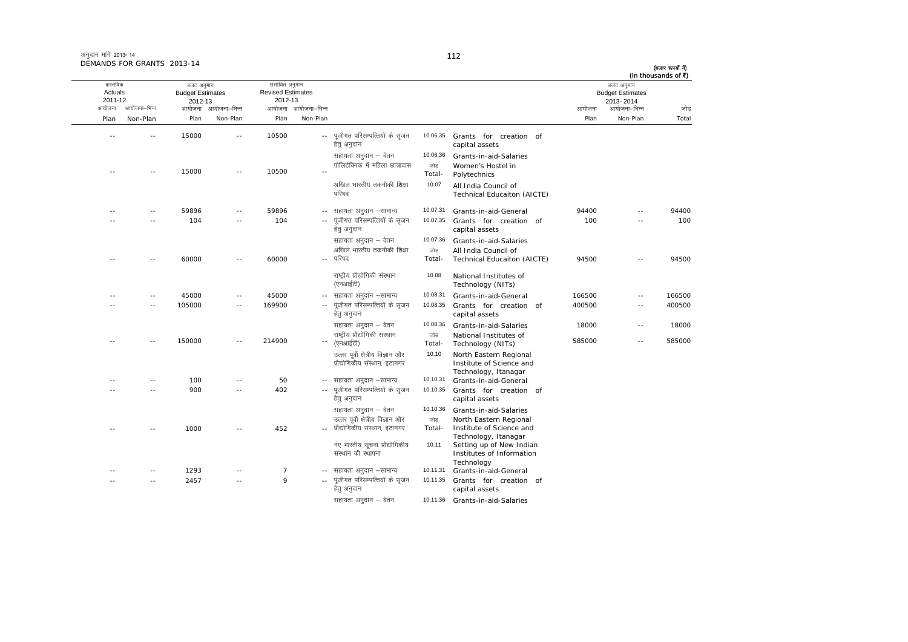अनुदान मांगें 2013-14
DEMANDS FOR GRANTS 2013-14

(हजार रुपयों में)
(In thousands of ₹)

| वास्तविक Actuals 2011-12 | | बजट अनुमान Budget Estimates 2012-13 | | संशोधित अनुमान Revised Estimates 2012-13 | | | | | बजट अनुमान Budget Estimates 2013-2014 | | |
|---|---|---|---|---|---|---|---|---|---|---|---|
| आयोजना Plan | आयोजना–भिन्न Non-Plan | आयोजना Plan | आयोजना–भिन्न Non-Plan | आयोजना Plan | आयोजना–भिन्न Non-Plan | | | | आयोजना Plan | आयोजना–भिन्न Non-Plan | जोड़ Total |
| -- | -- | 15000 | -- | 10500 | -- | पूंजीगत परिसम्पत्तियों के सृजन हेतु अनुदान | 10.06.35 | Grants for creation of capital assets | | | |
| | | | | | | सहायता अनुदान – वेतन | 10.06.36 | Grants-in-aid-Salaries | | | |
| -- | -- | 15000 | -- | 10500 | -- | पोलिटेक्निक में महिला छात्रावास | जोड़ Total- | Women's Hostel in Polytechnics | | | |
| | | | | | | अखिल भारतीय तकनीकी शिक्षा परिषद | 10.07 | All India Council of Technical Educaiton (AICTE) | | | |
| -- | -- | 59896 | -- | 59896 | -- | सहायता अनुदान –सामान्य | 10.07.31 | Grants-in-aid-General | 94400 | -- | 94400 |
| -- | -- | 104 | -- | 104 | -- | पूंजीगत परिसम्पत्तियों के सृजन हेतु अनुदान | 10.07.35 | Grants for creation of capital assets | 100 | -- | 100 |
| | | | | | | सहायता अनुदान – वेतन | 10.07.36 | Grants-in-aid-Salaries | | | |
| -- | -- | 60000 | -- | 60000 | -- | अखिल भारतीय तकनीकी शिक्षा परिषद | जोड़ Total- | All India Council of Technical Educaiton (AICTE) | 94500 | -- | 94500 |
| | | | | | | राष्ट्रीय प्रौद्योगिकी संस्थान (एनआईटी) | 10.08 | National Institutes of Technology (NITs) | | | |
| -- | -- | 45000 | -- | 45000 | -- | सहायता अनुदान –सामान्य | 10.08.31 | Grants-in-aid-General | 166500 | -- | 166500 |
| -- | -- | 105000 | -- | 169900 | -- | पूंजीगत परिसम्पत्तियों के सृजन हेतु अनुदान | 10.08.35 | Grants for creation of capital assets | 400500 | -- | 400500 |
| | | | | | | सहायता अनुदान – वेतन | 10.08.36 | Grants-in-aid-Salaries | 18000 | -- | 18000 |
| -- | -- | 150000 | -- | 214900 | -- | राष्ट्रीय प्रौद्योगिकी संस्थान (एनआईटी) | जोड़ Total- | National Institutes of Technology (NITs) | 585000 | -- | 585000 |
| | | | | | | उत्तर पूर्वी क्षेत्रीय विज्ञान और प्रौद्योगिकीय संस्थान, इटानगर | 10.10 | North Eastern Regional Institute of Science and Technology, Itanagar | | | |
| -- | -- | 100 | -- | 50 | -- | सहायता अनुदान –सामान्य | 10.10.31 | Grants-in-aid-General | | | |
| -- | -- | 900 | -- | 402 | -- | पूंजीगत परिसम्पत्तियों के सृजन हेतु अनुदान | 10.10.35 | Grants for creation of capital assets | | | |
| | | | | | | सहायता अनुदान – वेतन | 10.10.36 | Grants-in-aid-Salaries | | | |
| -- | -- | 1000 | -- | 452 | -- | उत्तर पूर्वी क्षेत्रीय विज्ञान और प्रौद्योगिकीय संस्थान, इटानगर | जोड़ Total- | North Eastern Regional Institute of Science and Technology, Itanagar | | | |
| | | | | | | नए भारतीय सूचना प्रौद्योगिकीय संस्थान की स्थापना | 10.11 | Setting up of New Indian Institutes of Information Technology | | | |
| -- | -- | 1293 | -- | 7 | -- | सहायता अनुदान –सामान्य | 10.11.31 | Grants-in-aid-General | | | |
| -- | -- | 2457 | -- | 9 | -- | पूंजीगत परिसम्पत्तियों के सृजन हेतु अनुदान | 10.11.35 | Grants for creation of capital assets | | | |
| | | | | | | सहायता अनुदान – वेतन | 10.11.36 | Grants-in-aid-Salaries | | | |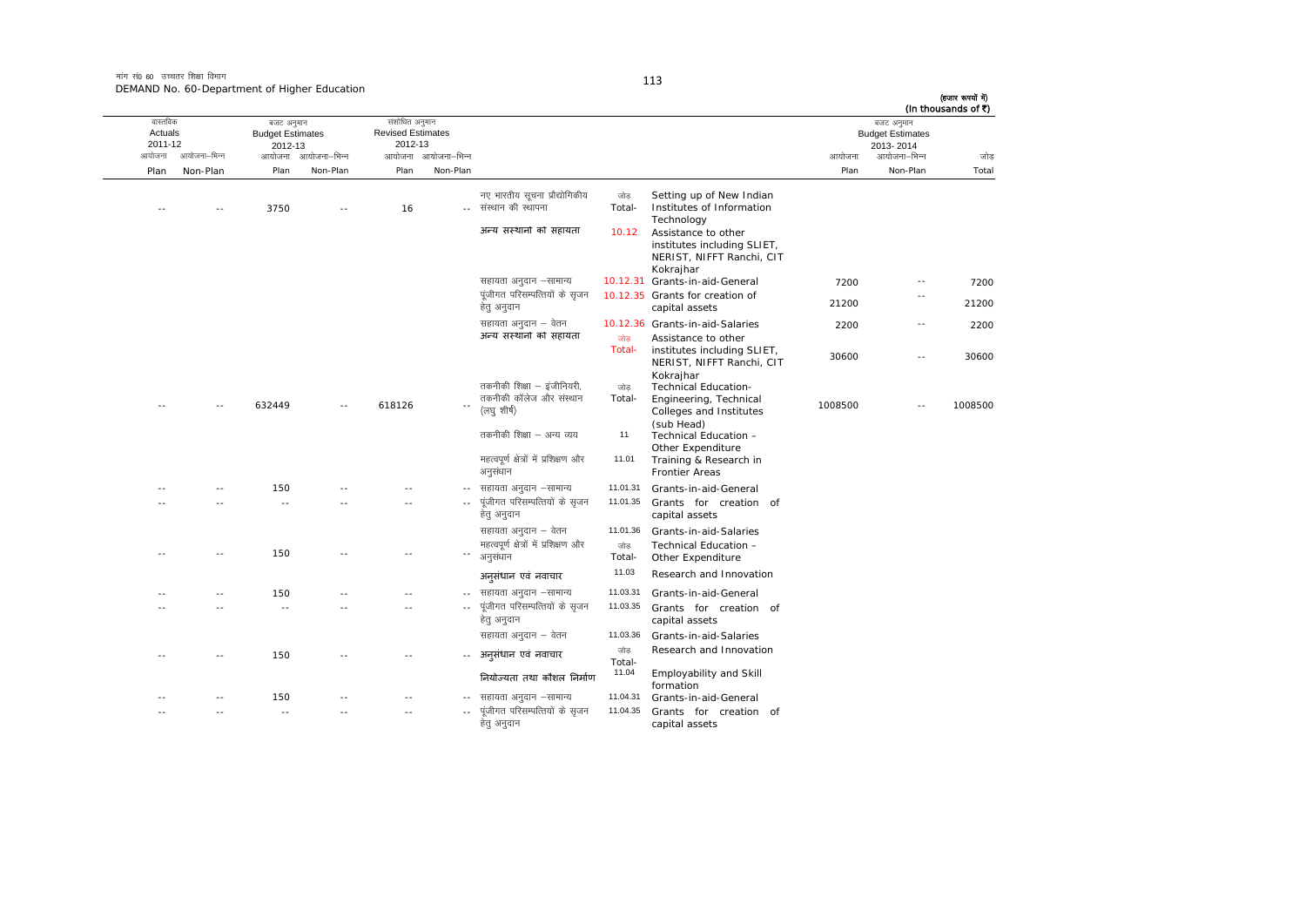मांग सं0 60 उच्चतर शिक्षा विभाग
DEMAND No. 60-Department of Higher Education

(हजार रूपयों में)
(In thousands of ₹)

| वास्तविक Actuals 2011-12 | | बजट अनुमान Budget Estimates 2012-13 | | संशोधित अनुमान Revised Estimates 2012-13 | | | | | बजट अनुमान Budget Estimates 2013-2014 | | |
|---|---|---|---|---|---|---|---|---|---|---|---|
| आयोजना Plan | आयोजना-भिन्न Non-Plan | आयोजना Plan | आयोजना-भिन्न Non-Plan | आयोजना Plan | आयोजना-भिन्न Non-Plan | | | | आयोजना Plan | आयोजना-भिन्न Non-Plan | जोड़ Total |
| -- | -- | 3750 | -- | 16 | -- | नए भारतीय सूचना प्रौद्योगिकीय संस्थान की स्थापना | जोड़ Total- | Setting up of New Indian Institutes of Information Technology | | | |
| | | | | | | अन्य सस्थानो का सहायता | 10.12 | Assistance to other institutes including SLIET, NERIST, NIFFT Ranchi, CIT Kokrajhar | | | |
| | | | | | | सहायता अनुदान –सामान्य | 10.12.31 | Grants-in-aid-General | 7200 | -- | 7200 |
| | | | | | | पूंजीगत परिसम्पत्तियों के सृजन हेतु अनुदान | 10.12.35 | Grants for creation of capital assets | 21200 | -- | 21200 |
| | | | | | | सहायता अनुदान – वेतन | 10.12.36 | Grants-in-aid-Salaries | 2200 | -- | 2200 |
| | | | | | | अन्य सस्थानो का सहायता | जोड़ Total- | Assistance to other institutes including SLIET, NERIST, NIFFT Ranchi, CIT Kokrajhar | 30600 | -- | 30600 |
| -- | -- | 632449 | -- | 618126 | -- | तकनीकी शिक्षा – इंजीनियरी, तकनीकी कॉलेज और संस्थान (लघु शीर्ष) | जोड़ Total- | Technical Education-Engineering, Technical Colleges and Institutes (sub Head) | 1008500 | -- | 1008500 |
| | | | | | | तकनीकी शिक्षा – अन्य व्यय | 11 | Technical Education – Other Expenditure | | | |
| | | | | | | महत्वपूर्ण क्षेत्रों में प्रशिक्षण और अनुसंधान | 11.01 | Training & Research in Frontier Areas | | | |
| -- | -- | 150 | -- | -- | -- | सहायता अनुदान –सामान्य | 11.01.31 | Grants-in-aid-General | | | |
| -- | -- | -- | -- | -- | -- | पूंजीगत परिसम्पत्तियों के सृजन हेतु अनुदान | 11.01.35 | Grants for creation of capital assets | | | |
| | | | | | | सहायता अनुदान – वेतन | 11.01.36 | Grants-in-aid-Salaries | | | |
| -- | -- | 150 | -- | -- | -- | महत्वपूर्ण क्षेत्रों में प्रशिक्षण और अनुसंधान | जोड़ Total- | Technical Education – Other Expenditure | | | |
| | | | | | | अनुसंधान एवं नवाचार | 11.03 | Research and Innovation | | | |
| -- | -- | 150 | -- | -- | -- | सहायता अनुदान –सामान्य | 11.03.31 | Grants-in-aid-General | | | |
| -- | -- | -- | -- | -- | -- | पूंजीगत परिसम्पत्तियों के सृजन हेतु अनुदान | 11.03.35 | Grants for creation of capital assets | | | |
| | | | | | | सहायता अनुदान – वेतन | 11.03.36 | Grants-in-aid-Salaries | | | |
| -- | -- | 150 | -- | -- | -- | अनुसंधान एवं नवाचार | जोड़ Total- | Research and Innovation | | | |
| | | | | | | नियोज्यता तथा कौशल निर्माण | 11.04 | Employability and Skill formation | | | |
| -- | -- | 150 | -- | -- | -- | सहायता अनुदान –सामान्य | 11.04.31 | Grants-in-aid-General | | | |
| -- | -- | -- | -- | -- | -- | पूंजीगत परिसम्पत्तियों के सृजन हेतु अनुदान | 11.04.35 | Grants for creation of capital assets | | | |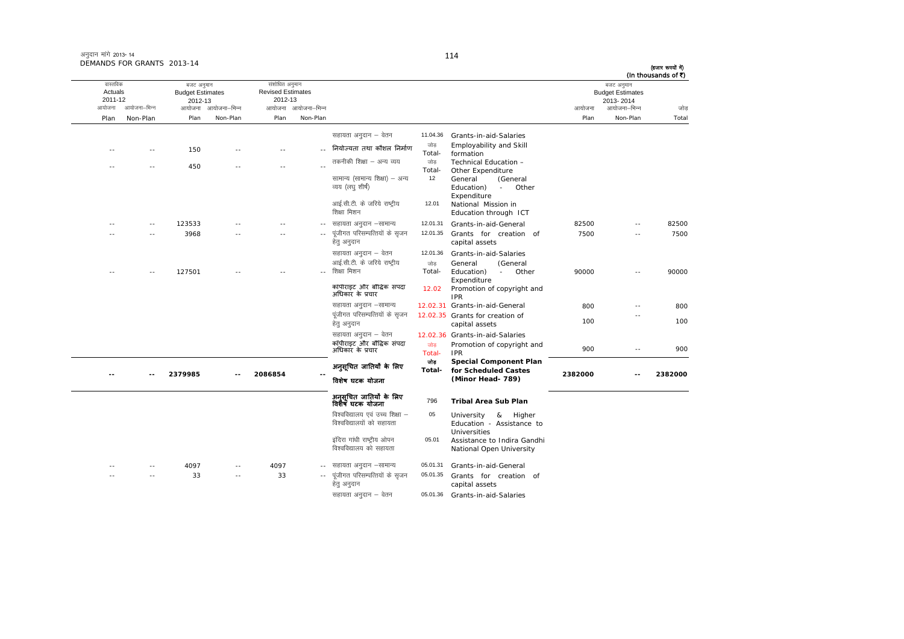अनुदान मांगे 2013- 14
DEMANDS FOR GRANTS 2013-14

(हजार रूपयों में)
(In thousands of ₹)

| वास्तविक Actuals 2011-12 | | बजट अनुमान Budget Estimates 2012-13 | | संशोधित अनुमान Revised Estimates 2012-13 | | | | | बजट अनुमान Budget Estimates 2013-2014 | | |
|---|---|---|---|---|---|---|---|---|---|---|---|
| आयोजना Plan | आयोजना–भिन्न Non-Plan | आयोजना Plan | आयोजना–भिन्न Non-Plan | आयोजना Plan | आयोजना–भिन्न Non-Plan | | | | आयोजना Plan | आयोजना–भिन्न Non-Plan | जोड़ Total |
| | | | | | | सहायता अनुदान – वेतन | 11.04.36 | Grants-in-aid-Salaries | | | |
| -- | -- | 150 | -- | -- | -- | नियोज्यता तथा कौशल निर्माण | जोड़ Total- | Employability and Skill formation | | | |
| -- | -- | 450 | -- | -- | -- | तकनीकी शिक्षा – अन्य व्यय | जोड़ Total- | Technical Education - Other Expenditure | | | |
| | | | | | | सामान्य (सामान्य शिक्षा) – अन्य व्यय (लघु शीर्ष) | 12 | General (General Education) - Other Expenditure | | | |
| | | | | | | आई.सी.टी. के जरिये राष्ट्रीय शिक्षा मिशन | 12.01 | National Mission in Education through ICT | | | |
| -- | -- | 123533 | -- | -- | -- | सहायता अनुदान –सामान्य | 12.01.31 | Grants-in-aid-General | 82500 | -- | 82500 |
| -- | -- | 3968 | -- | -- | -- | पूंजीगत परिसम्पत्तियों के सृजन हेतु अनुदान | 12.01.35 | Grants for creation of capital assets | 7500 | -- | 7500 |
| | | | | | | सहायता अनुदान – वेतन | 12.01.36 | Grants-in-aid-Salaries | | | |
| -- | -- | 127501 | -- | -- | -- | आई.सी.टी. के जरिये राष्ट्रीय शिक्षा मिशन | जोड़ Total- | General (General Education) - Other Expenditure | 90000 | -- | 90000 |
| | | | | | | कापीराइट और बौद्धिक सपदा अधिकार के प्रचार | 12.02 | Promotion of copyright and IPR | | | |
| | | | | | | सहायता अनुदान –सामान्य | 12.02.31 | Grants-in-aid-General | 800 | -- | 800 |
| | | | | | | पूंजीगत परिसम्पत्तियों के सृजन हेतु अनुदान | 12.02.35 | Grants for creation of capital assets | 100 | -- | 100 |
| | | | | | | सहायता अनुदान – वेतन | 12.02.36 | Grants-in-aid-Salaries | | | |
| | | | | | | कॉपीराइट और बौद्धिक संपदा अधिकार के प्रचार | जोड़ Total- | Promotion of copyright and IPR | 900 | -- | 900 |
| -- | -- | 2379985 | -- | 2086854 | -- | **अनुसूचित जातियों के लिए विशेष घटक योजना** | **जोड़ Total-** | **Special Component Plan for Scheduled Castes (Minor Head- 789)** | **2382000** | **--** | **2382000** |
| | | | | | | **अनुसूचित जातियों के लिए विशेष घटक योजना** | 796 | **Tribal Area Sub Plan** | | | |
| | | | | | | विश्वविद्यालय एवं उच्च शिक्षा – विश्वविद्यालयों को सहायता | 05 | University & Higher Education - Assistance to Universities | | | |
| | | | | | | इंदिरा गांधी राष्ट्रीय ओपन विश्वविद्यालय को सहायता | 05.01 | Assistance to Indira Gandhi National Open University | | | |
| -- | -- | 4097 | -- | 4097 | -- | सहायता अनुदान –सामान्य | 05.01.31 | Grants-in-aid-General | | | |
| -- | -- | 33 | -- | 33 | -- | पूंजीगत परिसम्पत्तियों के सृजन हेतु अनुदान | 05.01.35 | Grants for creation of capital assets | | | |
| | | | | | | सहायता अनुदान – वेतन | 05.01.36 | Grants-in-aid-Salaries | | | |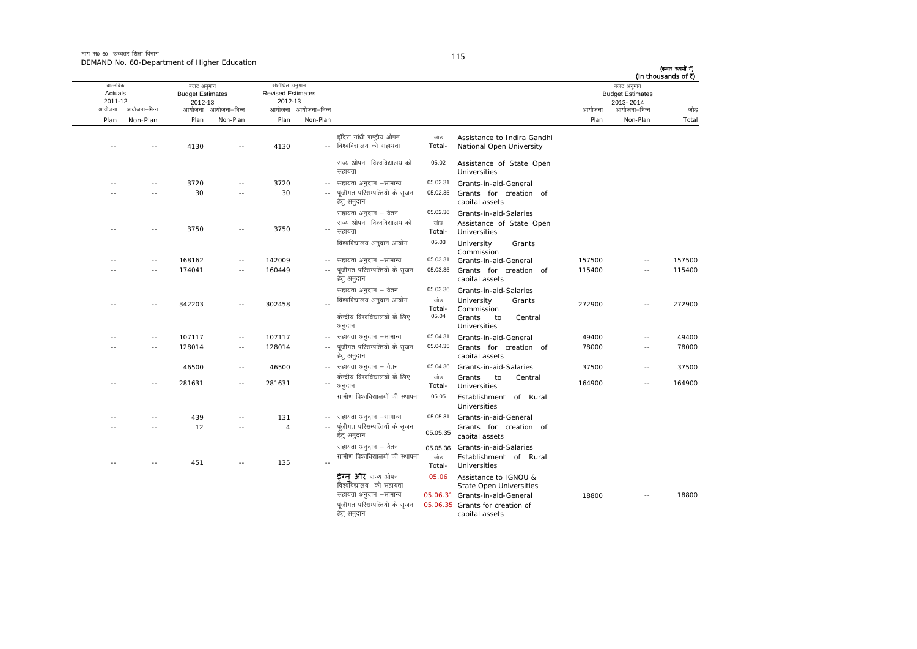मांग सं0 60 उच्चतर शिक्षा विभाग
DEMAND No. 60-Department of Higher Education

(हजार रूपयों में)
(In thousands of ₹)

| वास्तविक Actuals 2011-12 | | बजट अनुमान Budget Estimates 2012-13 | | संशोधित अनुमान Revised Estimates 2012-13 | | | | | बजट अनुमान Budget Estimates 2013-2014 | | |
|---|---|---|---|---|---|---|---|---|---|---|---|
| आयोजना Plan | आयोजना-भिन्न Non-Plan | आयोजना Plan | आयोजना-भिन्न Non-Plan | आयोजना Plan | आयोजना-भिन्न Non-Plan | | | | आयोजना Plan | आयोजना-भिन्न Non-Plan | जोड़ Total |
| -- | -- | 4130 | -- | 4130 | -- | इंदिरा गांधी राष्ट्रीय ओपन विश्वविद्यालय को सहायता | जोड़ Total- | Assistance to Indira Gandhi National Open University | | | |
| | | | | | | राज्य ओपन विश्वविद्यालय को सहायता | 05.02 | Assistance of State Open Universities | | | |
| -- | -- | 3720 | -- | 3720 | -- | सहायता अनुदान -सामान्य | 05.02.31 | Grants-in-aid-General | | | |
| -- | -- | 30 | -- | 30 | -- | पूंजीगत परिसम्पत्तियों के सृजन हेतु अनुदान | 05.02.35 | Grants for creation of capital assets | | | |
| | | | | | | सहायता अनुदान - वेतन | 05.02.36 | Grants-in-aid-Salaries | | | |
| -- | -- | 3750 | -- | 3750 | -- | राज्य ओपन विश्वविद्यालय को सहायता | जोड़ Total- | Assistance of State Open Universities | | | |
| | | | | | | विश्वविद्यालय अनुदान आयोग | 05.03 | University Grants Commission | | | |
| -- | -- | 168162 | -- | 142009 | -- | सहायता अनुदान -सामान्य | 05.03.31 | Grants-in-aid-General | 157500 | -- | 157500 |
| -- | -- | 174041 | -- | 160449 | -- | पूंजीगत परिसम्पत्तियों के सृजन हेतु अनुदान | 05.03.35 | Grants for creation of capital assets | 115400 | -- | 115400 |
| | | | | | | सहायता अनुदान - वेतन | 05.03.36 | Grants-in-aid-Salaries | | | |
| -- | -- | 342203 | -- | 302458 | -- | विश्वविद्यालय अनुदान आयोग | जोड़ Total- | University Grants Commission | 272900 | -- | 272900 |
| | | | | | | केन्द्रीय विश्वविद्यालयों के लिए अनुदान | 05.04 | Grants to Central Universities | | | |
| -- | -- | 107117 | -- | 107117 | -- | सहायता अनुदान -सामान्य | 05.04.31 | Grants-in-aid-General | 49400 | -- | 49400 |
| -- | -- | 128014 | -- | 128014 | -- | पूंजीगत परिसम्पत्तियों के सृजन हेतु अनुदान | 05.04.35 | Grants for creation of capital assets | 78000 | -- | 78000 |
| | | 46500 | -- | 46500 | -- | सहायता अनुदान - वेतन | 05.04.36 | Grants-in-aid-Salaries | 37500 | -- | 37500 |
| -- | -- | 281631 | -- | 281631 | -- | केन्द्रीय विश्वविद्यालयों के लिए अनुदान | जोड़ Total- | Grants to Central Universities | 164900 | -- | 164900 |
| | | | | | | ग्रामीण विश्वविद्यालयों की स्थापना | 05.05 | Establishment of Rural Universities | | | |
| -- | -- | 439 | -- | 131 | -- | सहायता अनुदान -सामान्य | 05.05.31 | Grants-in-aid-General | | | |
| -- | -- | 12 | -- | 4 | -- | पूंजीगत परिसम्पत्तियों के सृजन हेतु अनुदान | 05.05.35 | Grants for creation of capital assets | | | |
| | | | | | | सहायता अनुदान - वेतन | 05.05.36 | Grants-in-aid-Salaries | | | |
| -- | -- | 451 | -- | 135 | -- | ग्रामीण विश्वविद्यालयों की स्थापना | जोड़ Total- | Establishment of Rural Universities | | | |
| | | | | | | इग्नु और राज्य ओपन विश्वविद्यालय को सहायता | 05.06 | Assistance to IGNOU & State Open Universities | | | |
| | | | | | | सहायता अनुदान -सामान्य | 05.06.31 | Grants-in-aid-General | 18800 | -- | 18800 |
| | | | | | | पूंजीगत परिसम्पत्तियों के सृजन हेतु अनुदान | 05.06.35 | Grants for creation of capital assets | | | |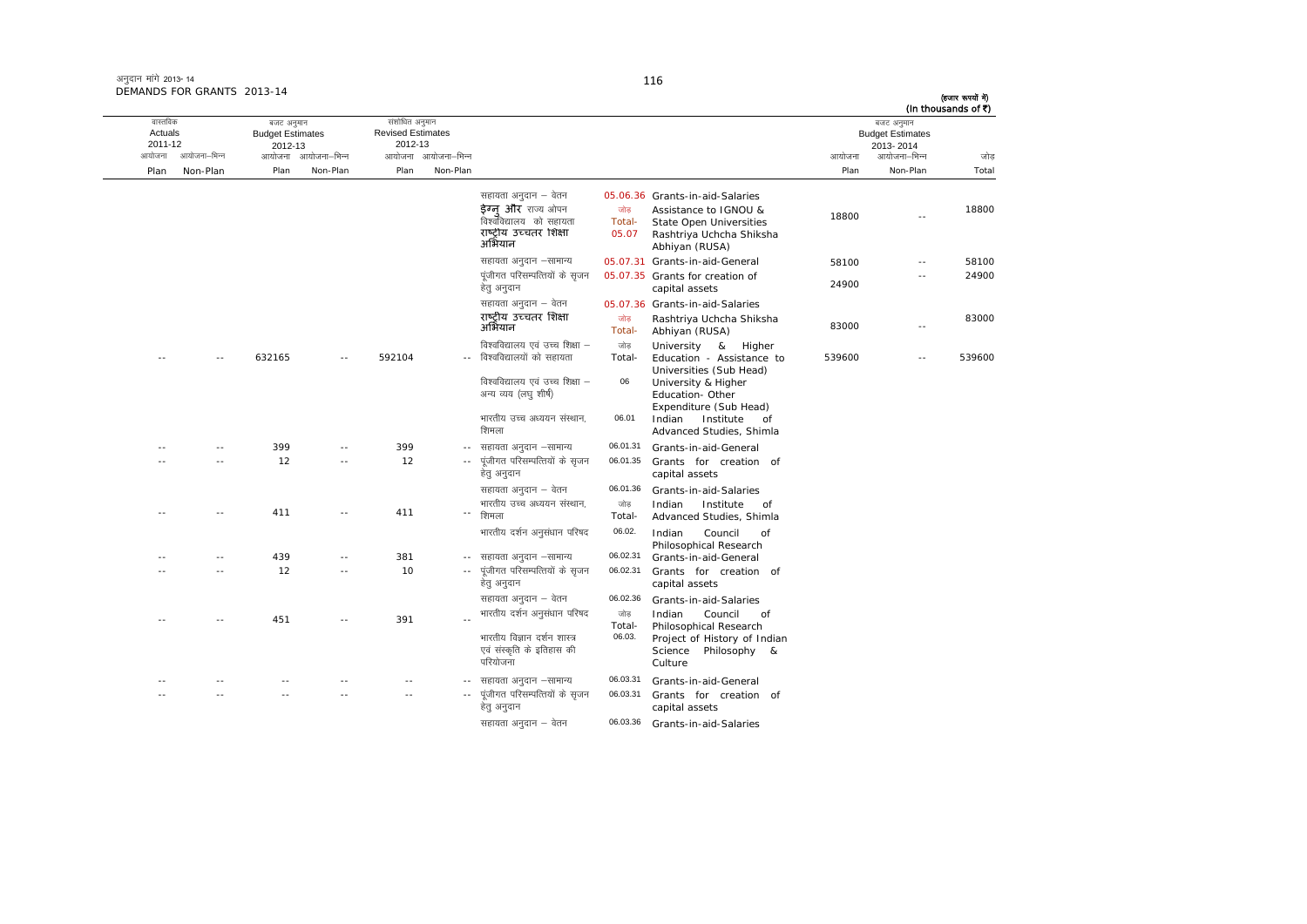अनुदान मांगें 2013-14
DEMANDS FOR GRANTS 2013-14

(हजार रूपयों में)
(In thousands of ₹)

| वास्तविक Actuals 2011-12 | | बजट अनुमान Budget Estimates 2012-13 | | संशोधित अनुमान Revised Estimates 2012-13 | | | | | बजट अनुमान Budget Estimates 2013-2014 | | |
|---|---|---|---|---|---|---|---|---|---|---|---|
| आयोजना Plan | आयोजना-भिन्न Non-Plan | आयोजना Plan | आयोजना-भिन्न Non-Plan | आयोजना Plan | आयोजना-भिन्न Non-Plan | | | | आयोजना Plan | आयोजना-भिन्न Non-Plan | जोड़ Total |
| | | | | | | सहायता अनुदान – वेतन | 05.06.36 | Grants-in-aid-Salaries | | | |
| | | | | | | इग्नु और राज्य ओपन विश्वविद्यालय को सहायता | जोड़ Total- | Assistance to IGNOU & State Open Universities | 18800 | -- | 18800 |
| | | | | | | राष्ट्रीय उच्चतर शिक्षा अभियान | 05.07 | Rashtriya Uchcha Shiksha Abhiyan (RUSA) | | | |
| | | | | | | सहायता अनुदान –सामान्य | 05.07.31 | Grants-in-aid-General | 58100 | -- | 58100 |
| | | | | | | पूंजीगत परिसम्पत्तियों के सृजन हेतु अनुदान | 05.07.35 | Grants for creation of capital assets | 24900 | -- | 24900 |
| | | | | | | सहायता अनुदान – वेतन | 05.07.36 | Grants-in-aid-Salaries | | | |
| | | | | | | राष्ट्रीय उच्चतर शिक्षा अभियान | जोड़ Total- | Rashtriya Uchcha Shiksha Abhiyan (RUSA) | 83000 | -- | 83000 |
| -- | -- | 632165 | -- | 592104 | -- | विश्वविद्यालय एवं उच्च शिक्षा – विश्वविद्यालयों को सहायता | जोड़ Total- | University & Higher Education - Assistance to Universities (Sub Head) | 539600 | -- | 539600 |
| | | | | | | विश्वविद्यालय एवं उच्च शिक्षा – अन्य व्यय (लघु शीर्ष) | 06 | University & Higher Education- Other Expenditure (Sub Head) | | | |
| | | | | | | भारतीय उच्च अध्ययन संस्थान, शिमला | 06.01 | Indian Institute of Advanced Studies, Shimla | | | |
| -- | -- | 399 | -- | 399 | -- | सहायता अनुदान –सामान्य | 06.01.31 | Grants-in-aid-General | | | |
| -- | -- | 12 | -- | 12 | -- | पूंजीगत परिसम्पत्तियों के सृजन हेतु अनुदान | 06.01.35 | Grants for creation of capital assets | | | |
| | | | | | | सहायता अनुदान – वेतन | 06.01.36 | Grants-in-aid-Salaries | | | |
| -- | -- | 411 | -- | 411 | -- | भारतीय उच्च अध्ययन संस्थान, शिमला | जोड़ Total- | Indian Institute of Advanced Studies, Shimla | | | |
| | | | | | | भारतीय दर्शन अनुसंधान परिषद | 06.02. | Indian Council of Philosophical Research | | | |
| -- | -- | 439 | -- | 381 | -- | सहायता अनुदान –सामान्य | 06.02.31 | Grants-in-aid-General | | | |
| -- | -- | 12 | -- | 10 | -- | पूंजीगत परिसम्पत्तियों के सृजन हेतु अनुदान | 06.02.31 | Grants for creation of capital assets | | | |
| | | | | | | सहायता अनुदान – वेतन | 06.02.36 | Grants-in-aid-Salaries | | | |
| -- | -- | 451 | -- | 391 | -- | भारतीय दर्शन अनुसंधान परिषद | जोड़ Total- | Indian Council of Philosophical Research | | | |
| | | | | | | भारतीय विज्ञान दर्शन शास्त्र एवं संस्कृति के इतिहास की परियोजना | 06.03. | Project of History of Indian Science Philosophy & Culture | | | |
| -- | -- | -- | -- | -- | -- | सहायता अनुदान –सामान्य | 06.03.31 | Grants-in-aid-General | | | |
| -- | -- | -- | -- | -- | -- | पूंजीगत परिसम्पत्तियों के सृजन हेतु अनुदान | 06.03.31 | Grants for creation of capital assets | | | |
| | | | | | | सहायता अनुदान – वेतन | 06.03.36 | Grants-in-aid-Salaries | | | |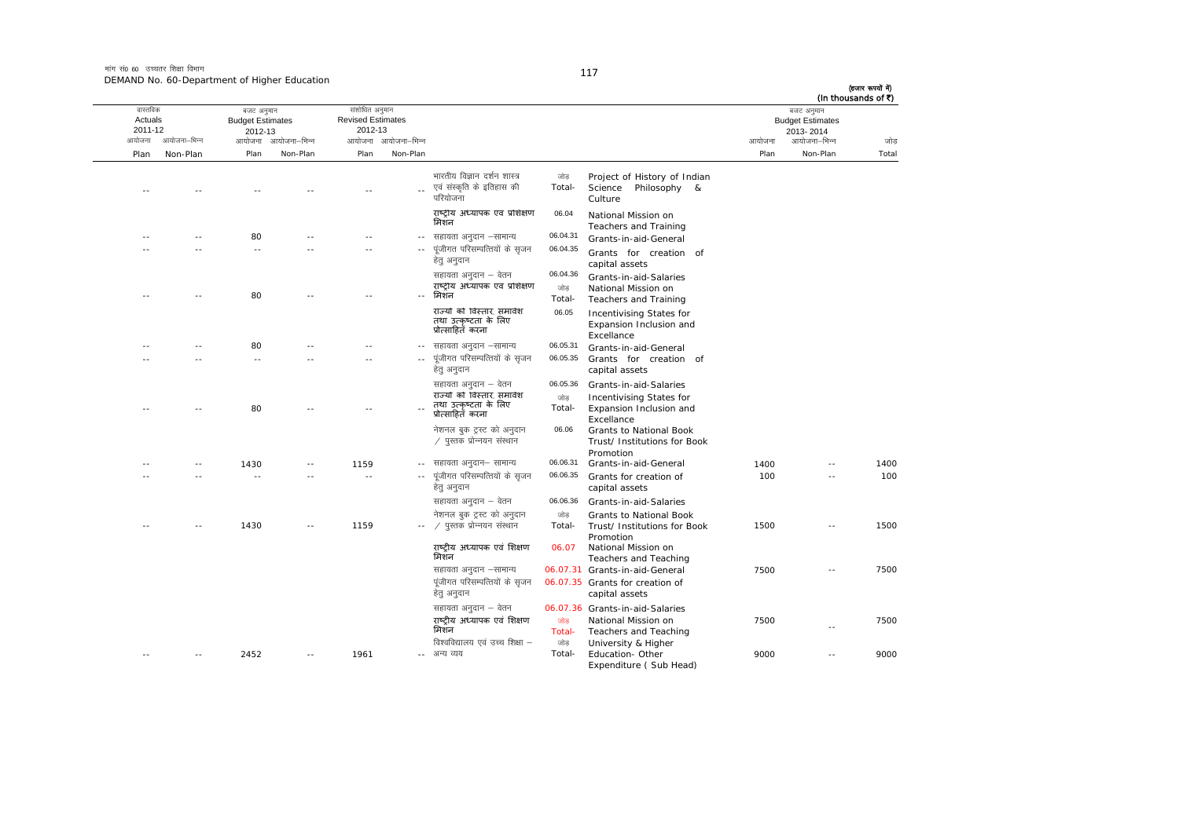मांग सं0 60 उच्चतर शिक्षा विभाग
DEMAND No. 60-Department of Higher Education

(हजार रूपयों में)
(In thousands of ₹)

| वास्तविक Actuals 2011-12 | | बजट अनुमान Budget Estimates 2012-13 | | संशोधित अनुमान Revised Estimates 2012-13 | | | | | बजट अनुमान Budget Estimates 2013-2014 | | |
|---|---|---|---|---|---|---|---|---|---|---|---|
| आयोजना Plan | आयोजना–भिन्न Non-Plan | आयोजना Plan | आयोजना–भिन्न Non-Plan | आयोजना Plan | आयोजना–भिन्न Non-Plan | | | | आयोजना Plan | आयोजना–भिन्न Non-Plan | जोड़ Total |
| -- | -- | -- | -- | -- | -- | भारतीय विज्ञान दर्शन शास्त्र एवं संस्कृति के इतिहास की परियोजना | जोड़ Total- | Project of History of Indian Science Philosophy & Culture | | | |
| | | | | | | **राष्ट्रीय अध्यापक एव प्रशिक्षण मिशन** | 06.04 | National Mission on Teachers and Training | | | |
| -- | -- | 80 | -- | -- | -- | सहायता अनुदान –सामान्य | 06.04.31 | Grants-in-aid-General | | | |
| -- | -- | -- | -- | -- | -- | पूंजीगत परिसम्पत्तियों के सृजन हेतु अनुदान | 06.04.35 | Grants for creation of capital assets | | | |
| | | | | | | सहायता अनुदान – वेतन | 06.04.36 | Grants-in-aid-Salaries | | | |
| -- | -- | 80 | -- | -- | -- | राष्ट्रीय अध्यापक एव प्रशिक्षण मिशन | जोड़ Total- | National Mission on Teachers and Training | | | |
| | | | | | | **राज्यों को विस्तार, समावेश तथा उत्कृष्टता के लिए प्रोत्साहित करना** | 06.05 | Incentivising States for Expansion Inclusion and Excellance | | | |
| -- | -- | 80 | -- | -- | -- | सहायता अनुदान –सामान्य | 06.05.31 | Grants-in-aid-General | | | |
| -- | -- | -- | -- | -- | -- | पूंजीगत परिसम्पत्तियों के सृजन हेतु अनुदान | 06.05.35 | Grants for creation of capital assets | | | |
| | | | | | | सहायता अनुदान – वेतन | 06.05.36 | Grants-in-aid-Salaries | | | |
| -- | -- | 80 | -- | -- | -- | राज्यों को विस्तार, समावेश तथा उत्कृष्टता के लिए प्रोत्साहित करना | जोड़ Total- | Incentivising States for Expansion Inclusion and Excellance | | | |
| | | | | | | नेशनल बुक ट्रस्ट को अनुदान / पुस्तक प्रोन्नयन संस्थान | 06.06 | Grants to National Book Trust/ Institutions for Book Promotion | | | |
| -- | -- | 1430 | -- | 1159 | -- | सहायता अनुदान– सामान्य | 06.06.31 | Grants-in-aid-General | 1400 | -- | 1400 |
| -- | -- | -- | -- | -- | -- | पूंजीगत परिसम्पत्तियों के सृजन हेतु अनुदान | 06.06.35 | Grants for creation of capital assets | 100 | -- | 100 |
| | | | | | | सहायता अनुदान – वेतन | 06.06.36 | Grants-in-aid-Salaries | | | |
| -- | -- | 1430 | -- | 1159 | -- | नेशनल बुक ट्रस्ट को अनुदान / पुस्तक प्रोन्नयन संस्थान | जोड़ Total- | Grants to National Book Trust/ Institutions for Book Promotion | 1500 | -- | 1500 |
| | | | | | | **राष्ट्रीय अध्यापक एवं शिक्षण मिशन** | 06.07 | National Mission on Teachers and Teaching | | | |
| | | | | | | सहायता अनुदान –सामान्य | 06.07.31 | Grants-in-aid-General | 7500 | -- | 7500 |
| | | | | | | पूंजीगत परिसम्पत्तियों के सृजन हेतु अनुदान | 06.07.35 | Grants for creation of capital assets | | | |
| | | | | | | सहायता अनुदान – वेतन | 06.07.36 | Grants-in-aid-Salaries | | | |
| | | | | | | राष्ट्रीय अध्यापक एवं शिक्षण मिशन | जोड़ Total- | National Mission on Teachers and Teaching | 7500 | -- | 7500 |
| -- | -- | 2452 | -- | 1961 | -- | विश्वविद्यालय एवं उच्च शिक्षा – अन्य व्यय | जोड़ Total- | University & Higher Education- Other Expenditure ( Sub Head) | 9000 | -- | 9000 |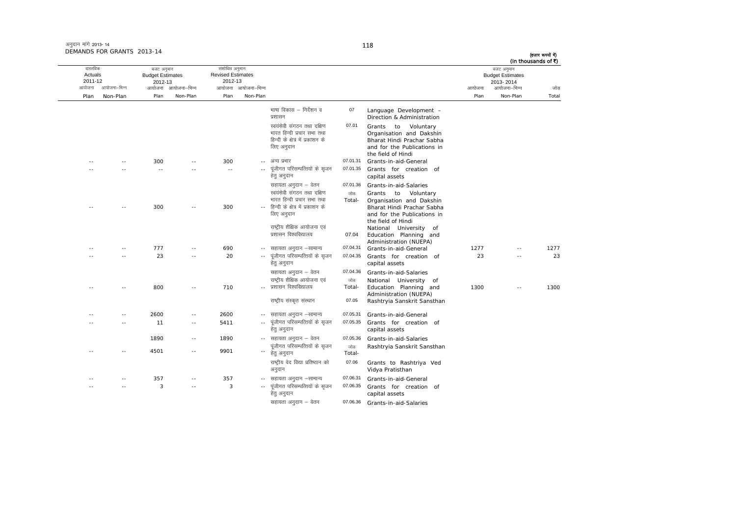अनुदान मांगें 2013-14
DEMANDS FOR GRANTS 2013-14

(हजार रूपयों में)
(In thousands of ₹)

| वास्तविक Actuals 2011-12 | | बजट अनुमान Budget Estimates 2012-13 | | संशोधित अनुमान Revised Estimates 2012-13 | | | | | बजट अनुमान Budget Estimates 2013-2014 | | |
|---|---|---|---|---|---|---|---|---|---|---|---|
| आयोजना Plan | आयोजना-भिन्न Non-Plan | आयोजना Plan | आयोजना-भिन्न Non-Plan | आयोजना Plan | आयोजना-भिन्न Non-Plan | | | | आयोजना Plan | आयोजना-भिन्न Non-Plan | जोड़ Total |
| | | | | | | भाषा विकास – निर्देशन व प्रशासन | 07 | Language Development - Direction & Administration | | | |
| | | | | | | स्वयंसेवी संगठन तथा दक्षिण भारत हिन्दी प्रचार सभा तथा हिन्दी के क्षेत्र में प्रकाशन के लिए अनुदान | 07.01 | Grants to Voluntary Organisation and Dakshin Bharat Hindi Prachar Sabha and for the Publications in the field of Hindi | | | |
| -- | -- | 300 | -- | 300 | -- | अन्य प्रभार | 07.01.31 | Grants-in-aid-General | | | |
| -- | -- | -- | -- | -- | -- | पूंजीगत परिसम्पत्तियों के सृजन हेतु अनुदान | 07.01.35 | Grants for creation of capital assets | | | |
| | | | | | | सहायता अनुदान – वेतन | 07.01.36 | Grants-in-aid-Salaries | | | |
| -- | -- | 300 | -- | 300 | -- | स्वयंसेवी संगठन तथा दक्षिण भारत हिन्दी प्रचार सभा तथा हिन्दी के क्षेत्र में प्रकाशन के लिए अनुदान | जोड़ Total- | Grants to Voluntary Organisation and Dakshin Bharat Hindi Prachar Sabha and for the Publications in the field of Hindi | | | |
| | | | | | | राष्ट्रीय शैक्षिक आयोजना एवं प्रशासन विश्वविद्यालय | 07.04 | National University of Education Planning and Administration (NUEPA) | | | |
| -- | -- | 777 | -- | 690 | -- | सहायता अनुदान –सामान्य | 07.04.31 | Grants-in-aid-General | 1277 | -- | 1277 |
| -- | -- | 23 | -- | 20 | -- | पूंजीगत परिसम्पत्तियों के सृजन हेतु अनुदान | 07.04.35 | Grants for creation of capital assets | 23 | -- | 23 |
| | | | | | | सहायता अनुदान – वेतन | 07.04.36 | Grants-in-aid-Salaries | | | |
| -- | -- | 800 | -- | 710 | -- | राष्ट्रीय शैक्षिक आयोजना एवं प्रशासन विश्वविद्यालय | जोड़ Total- | National University of Education Planning and Administration (NUEPA) | 1300 | -- | 1300 |
| | | | | | | राष्ट्रीय संस्कृत संस्थान | 07.05 | Rashtryia Sanskrit Sansthan | | | |
| -- | -- | 2600 | -- | 2600 | -- | सहायता अनुदान –सामान्य | 07.05.31 | Grants-in-aid-General | | | |
| -- | -- | 11 | -- | 5411 | -- | पूंजीगत परिसम्पत्तियों के सृजन हेतु अनुदान | 07.05.35 | Grants for creation of capital assets | | | |
| | | 1890 | -- | 1890 | -- | सहायता अनुदान – वेतन | 07.05.36 | Grants-in-aid-Salaries | | | |
| -- | -- | 4501 | -- | 9901 | -- | पूंजीगत परिसम्पत्तियों के सृजन हेतु अनुदान | जोड़ Total- | Rashtryia Sanskrit Sansthan | | | |
| | | | | | | राष्ट्रीय वेद विद्या प्रतिष्ठान को अनुदान | 07.06 | Grants to Rashtriya Ved Vidya Pratisthan | | | |
| -- | -- | 357 | -- | 357 | -- | सहायता अनुदान –सामान्य | 07.06.31 | Grants-in-aid-General | | | |
| -- | -- | 3 | -- | 3 | -- | पूंजीगत परिसम्पत्तियों के सृजन हेतु अनुदान | 07.06.35 | Grants for creation of capital assets | | | |
| | | | | | | सहायता अनुदान – वेतन | 07.06.36 | Grants-in-aid-Salaries | | | |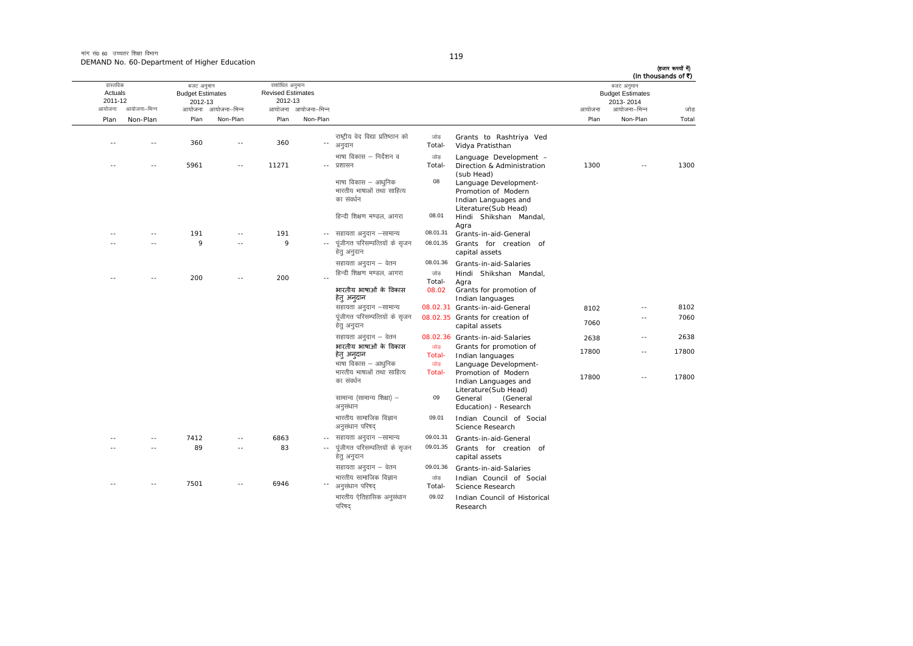मांग सं0 60 उच्चतर शिक्षा विभाग
DEMAND No. 60-Department of Higher Education

(हजार रूपयों में)
(In thousands of ₹)

| वास्तविक Actuals 2011-12 | | बजट अनुमान Budget Estimates 2012-13 | | संशोधित अनुमान Revised Estimates 2012-13 | | | | | बजट अनुमान Budget Estimates 2013-2014 | | |
|---|---|---|---|---|---|---|---|---|---|---|---|
| आयोजना Plan | आयोजना–भिन्न Non-Plan | आयोजना Plan | आयोजना–भिन्न Non-Plan | आयोजना Plan | आयोजना–भिन्न Non-Plan | | | | आयोजना Plan | आयोजना–भिन्न Non-Plan | जोड़ Total |
| -- | -- | 360 | -- | 360 | -- | राष्ट्रीय वेद विद्या प्रतिष्ठान को अनुदान | जोड़ Total- | Grants to Rashtriya Ved Vidya Pratisthan | | | |
| -- | -- | 5961 | -- | 11271 | -- | भाषा विकास – निर्देशन व प्रशासन | जोड़ Total- | Language Development - Direction & Administration (sub Head) | 1300 | -- | 1300 |
| | | | | | | भाषा विकास – आधुनिक भारतीय भाषाओं तथा साहित्य का संवर्धन | 08 | Language Development-Promotion of Modern Indian Languages and Literature(Sub Head) | | | |
| | | | | | | हिन्दी शिक्षण मण्डल, आगरा | 08.01 | Hindi Shikshan Mandal, Agra | | | |
| -- | -- | 191 | -- | 191 | -- | सहायता अनुदान –सामान्य | 08.01.31 | Grants-in-aid-General | | | |
| -- | -- | 9 | -- | 9 | -- | पूंजीगत परिसम्पत्तियों के सृजन हेतु अनुदान | 08.01.35 | Grants for creation of capital assets | | | |
| | | | | | | सहायता अनुदान – वेतन | 08.01.36 | Grants-in-aid-Salaries | | | |
| -- | -- | 200 | -- | 200 | -- | हिन्दी शिक्षण मण्डल, आगरा | जोड़ Total- | Hindi Shikshan Mandal, Agra | | | |
| | | | | | | भारतीय भाषाओं के विकास हेतु अनुदान | 08.02 | Grants for promotion of Indian languages | | | |
| | | | | | | सहायता अनुदान –सामान्य | 08.02.31 | Grants-in-aid-General | 8102 | -- | 8102 |
| | | | | | | पूंजीगत परिसम्पत्तियों के सृजन हेतु अनुदान | 08.02.35 | Grants for creation of capital assets | 7060 | -- | 7060 |
| | | | | | | सहायता अनुदान – वेतन | 08.02.36 | Grants-in-aid-Salaries | 2638 | -- | 2638 |
| | | | | | | भारतीय भाषाओं के विकास हेतु अनुदान | जोड़ Total- | Grants for promotion of Indian languages | 17800 | -- | 17800 |
| | | | | | | भाषा विकास – आधुनिक भारतीय भाषाओं तथा साहित्य का संवर्धन | जोड़ Total- | Language Development-Promotion of Modern Indian Languages and Literature(Sub Head) | 17800 | -- | 17800 |
| | | | | | | सामान्य (सामान्य शिक्षा) – अनुसंधान | 09 | General (General Education) - Research | | | |
| | | | | | | भारतीय सामाजिक विज्ञान अनुसंधान परिषद् | 09.01 | Indian Council of Social Science Research | | | |
| -- | -- | 7412 | -- | 6863 | -- | सहायता अनुदान –सामान्य | 09.01.31 | Grants-in-aid-General | | | |
| -- | -- | 89 | -- | 83 | -- | पूंजीगत परिसम्पत्तियों के सृजन हेतु अनुदान | 09.01.35 | Grants for creation of capital assets | | | |
| | | | | | | सहायता अनुदान – वेतन | 09.01.36 | Grants-in-aid-Salaries | | | |
| -- | -- | 7501 | -- | 6946 | -- | भारतीय सामाजिक विज्ञान अनुसंधान परिषद् | जोड़ Total- | Indian Council of Social Science Research | | | |
| | | | | | | भारतीय ऐतिहासिक अनुसंधान परिषद् | 09.02 | Indian Council of Historical Research | | | |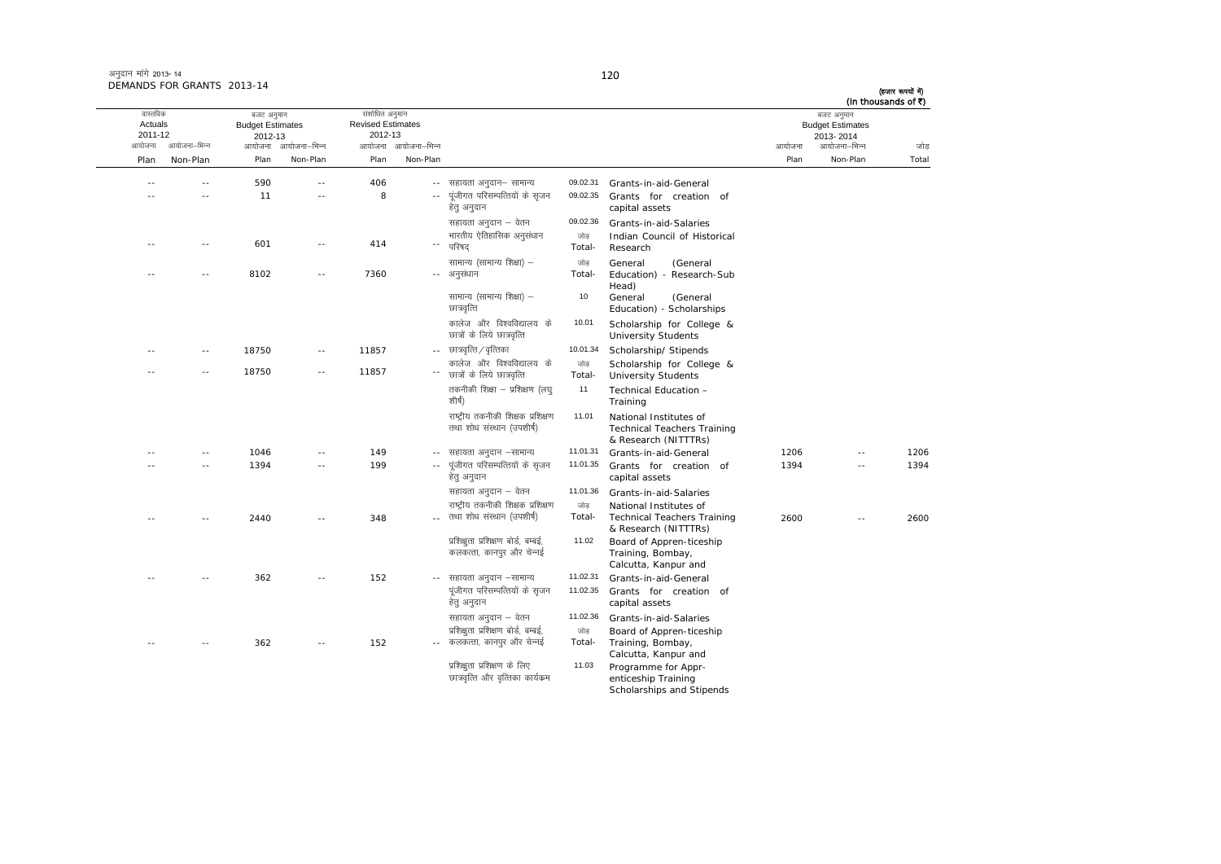अनुदान मांगें 2013-14
DEMANDS FOR GRANTS 2013-14

(हजार रूपयों में)
(In thousands of ₹)

| वास्तविक Actuals 2011-12 | | बजट अनुमान Budget Estimates 2012-13 | | संशोधित अनुमान Revised Estimates 2012-13 | | | | | बजट अनुमान Budget Estimates 2013-2014 | | |
|---|---|---|---|---|---|---|---|---|---|---|---|
| आयोजना Plan | आयोजना–भिन्न Non-Plan | आयोजना Plan | आयोजना–भिन्न Non-Plan | आयोजना Plan | आयोजना–भिन्न Non-Plan | | | | आयोजना Plan | आयोजना–भिन्न Non-Plan | जोड़ Total |
| -- | -- | 590 | -- | 406 | -- | सहायता अनुदान– सामान्य | 09.02.31 | Grants-in-aid-General | | | |
| -- | -- | 11 | -- | 8 | -- | पूंजीगत परिसम्पत्तियों के सृजन हेतु अनुदान | 09.02.35 | Grants for creation of capital assets | | | |
| | | | | | | सहायता अनुदान – वेतन | 09.02.36 | Grants-in-aid-Salaries | | | |
| -- | -- | 601 | -- | 414 | -- | भारतीय ऐतिहासिक अनुसंधान परिषद् | जोड़ Total- | Indian Council of Historical Research | | | |
| -- | -- | 8102 | -- | 7360 | -- | सामान्य (सामान्य शिक्षा) – अनुसंधान | जोड़ Total- | General (General Education) - Research-Sub Head) | | | |
| | | | | | | सामान्य (सामान्य शिक्षा) – छात्रवृत्ति | 10 | General (General Education) - Scholarships | | | |
| | | | | | | कालेज और विश्वविद्यालय के छात्रों के लिये छात्रवृत्ति | 10.01 | Scholarship for College & University Students | | | |
| -- | -- | 18750 | -- | 11857 | -- | छात्रवृत्ति/वृत्तिका | 10.01.34 | Scholarship/ Stipends | | | |
| -- | -- | 18750 | -- | 11857 | -- | कालेज और विश्वविद्यालय के छात्रों के लिये छात्रवृत्ति | जोड़ Total- | Scholarship for College & University Students | | | |
| | | | | | | तकनीकी शिक्षा – प्रशिक्षण (लघु शीर्ष) | 11 | Technical Education - Training | | | |
| | | | | | | राष्ट्रीय तकनीकी शिक्षक प्रशिक्षण तथा शोध संस्थान (उपशीर्ष) | 11.01 | National Institutes of Technical Teachers Training & Research (NITTTRs) | | | |
| -- | -- | 1046 | -- | 149 | -- | सहायता अनुदान –सामान्य | 11.01.31 | Grants-in-aid-General | 1206 | -- | 1206 |
| -- | -- | 1394 | -- | 199 | -- | पूंजीगत परिसम्पत्तियों के सृजन हेतु अनुदान | 11.01.35 | Grants for creation of capital assets | 1394 | -- | 1394 |
| | | | | | | सहायता अनुदान – वेतन | 11.01.36 | Grants-in-aid-Salaries | | | |
| -- | -- | 2440 | -- | 348 | -- | राष्ट्रीय तकनीकी शिक्षक प्रशिक्षण तथा शोध संस्थान (उपशीर्ष) | जोड़ Total- | National Institutes of Technical Teachers Training & Research (NITTTRs) | 2600 | -- | 2600 |
| | | | | | | प्रशिक्षुता प्रशिक्षण बोर्ड, बम्बई, कलकत्ता, कानपुर और चेन्नई | 11.02 | Board of Appren-ticeship Training, Bombay, Calcutta, Kanpur and | | | |
| -- | -- | 362 | -- | 152 | -- | सहायता अनुदान –सामान्य | 11.02.31 | Grants-in-aid-General | | | |
| | | | | | | पूंजीगत परिसम्पत्तियों के सृजन हेतु अनुदान | 11.02.35 | Grants for creation of capital assets | | | |
| | | | | | | सहायता अनुदान – वेतन | 11.02.36 | Grants-in-aid-Salaries | | | |
| -- | -- | 362 | -- | 152 | -- | प्रशिक्षुता प्रशिक्षण बोर्ड, बम्बई, कलकत्ता, कानपुर और चेन्नई | जोड़ Total- | Board of Appren-ticeship Training, Bombay, Calcutta, Kanpur and | | | |
| | | | | | | प्रशिक्षुता प्रशिक्षण के लिए छात्रवृत्ति और वृत्तिका कार्यक्रम | 11.03 | Programme for Appr-enticeship Training Scholarships and Stipends | | | |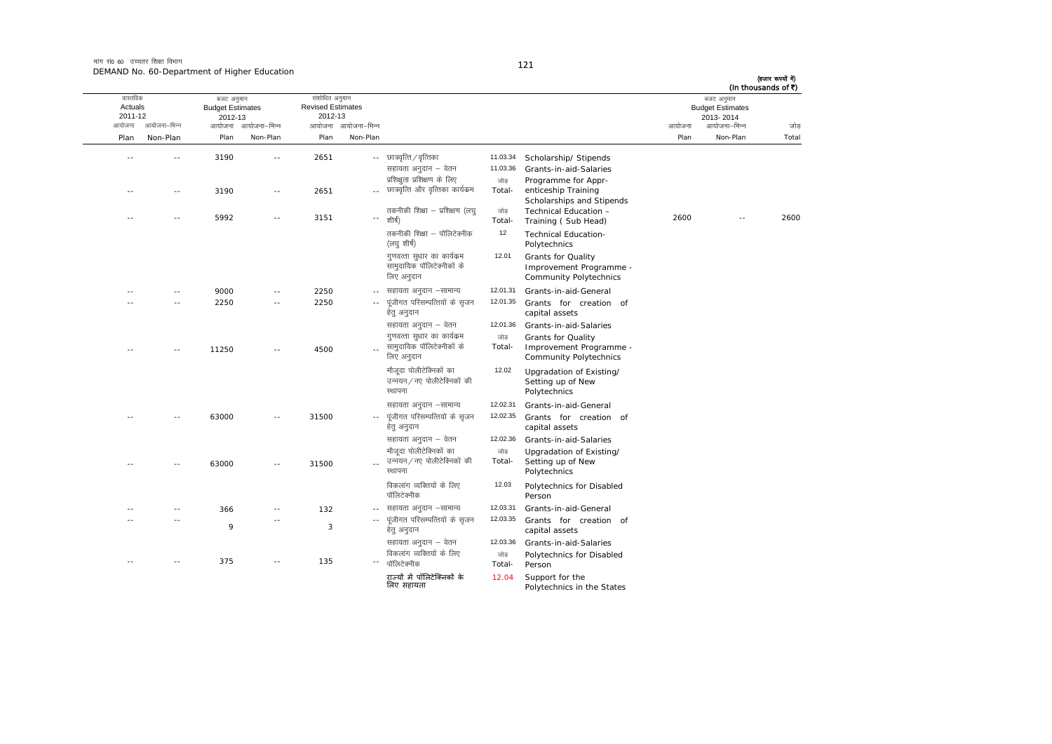मांग सं0 60 उच्चतर शिक्षा विभाग
DEMAND No. 60-Department of Higher Education

(हजार रूपयों में)
(In thousands of ₹)

| वास्तविक Actuals 2011-12 | | बजट अनुमान Budget Estimates 2012-13 | | संशोधित अनुमान Revised Estimates 2012-13 | | | | | बजट अनुमान Budget Estimates 2013-2014 | | |
|---|---|---|---|---|---|---|---|---|---|---|---|
| आयोजना Plan | आयोजना–भिन्न Non-Plan | आयोजना Plan | आयोजना–भिन्न Non-Plan | आयोजना Plan | आयोजना–भिन्न Non-Plan | | | | आयोजना Plan | आयोजना–भिन्न Non-Plan | जोड़ Total |
| -- | -- | 3190 | -- | 2651 | -- | छात्रवृत्ति/वृत्तिका | 11.03.34 | Scholarship/ Stipends | | | |
| | | | | | | सहायता अनुदान – वेतन | 11.03.36 | Grants-in-aid-Salaries | | | |
| -- | -- | 3190 | -- | 2651 | -- | प्रशिक्षुता प्रशिक्षण के लिए छात्रवृत्ति और वृत्तिका कार्यक्रम | जोड़ Total- | Programme for Apprenticeship Training Scholarships and Stipends | | | |
| -- | -- | 5992 | -- | 3151 | -- | तकनीकी शिक्षा – प्रशिक्षण (लघु शीर्ष) | जोड़ Total- | Technical Education – Training ( Sub Head) | 2600 | -- | 2600 |
| | | | | | | तकनीकी शिक्षा – पॉलिटेक्नीक (लघु शीर्ष) | 12 | Technical Education-Polytechnics | | | |
| | | | | | | गुणवत्ता सुधार का कार्यक्रम सामुदायिक पॉलिटेक्नीकों के लिए अनुदान | 12.01 | Grants for Quality Improvement Programme - Community Polytechnics | | | |
| -- | -- | 9000 | -- | 2250 | -- | सहायता अनुदान –सामान्य | 12.01.31 | Grants-in-aid-General | | | |
| -- | -- | 2250 | -- | 2250 | -- | पूंजीगत परिसम्पत्तियों के सृजन हेतु अनुदान | 12.01.35 | Grants for creation of capital assets | | | |
| | | | | | | सहायता अनुदान – वेतन | 12.01.36 | Grants-in-aid-Salaries | | | |
| -- | -- | 11250 | -- | 4500 | -- | गुणवत्ता सुधार का कार्यक्रम सामुदायिक पॉलिटेक्नीकों के लिए अनुदान | जोड़ Total- | Grants for Quality Improvement Programme - Community Polytechnics | | | |
| | | | | | | मौजूदा पोलीटेक्निकों का उन्नयन/नए पोलीटेक्निकों की स्थापना | 12.02 | Upgradation of Existing/ Setting up of New Polytechnics | | | |
| | | | | | | सहायता अनुदान –सामान्य | 12.02.31 | Grants-in-aid-General | | | |
| -- | -- | 63000 | -- | 31500 | -- | पूंजीगत परिसम्पत्तियों के सृजन हेतु अनुदान | 12.02.35 | Grants for creation of capital assets | | | |
| | | | | | | सहायता अनुदान – वेतन | 12.02.36 | Grants-in-aid-Salaries | | | |
| -- | -- | 63000 | -- | 31500 | -- | मौजूदा पोलीटेक्निकों का उन्नयन/नए पोलीटेक्निकों की स्थापना | जोड़ Total- | Upgradation of Existing/ Setting up of New Polytechnics | | | |
| | | | | | | विकलांग व्यक्तियों के लिए पॉलिटेक्नीक | 12.03 | Polytechnics for Disabled Person | | | |
| -- | -- | 366 | -- | 132 | -- | सहायता अनुदान –सामान्य | 12.03.31 | Grants-in-aid-General | | | |
| -- | -- | 9 | -- | 3 | -- | पूंजीगत परिसम्पत्तियों के सृजन हेतु अनुदान | 12.03.35 | Grants for creation of capital assets | | | |
| | | | | | | सहायता अनुदान – वेतन | 12.03.36 | Grants-in-aid-Salaries | | | |
| -- | -- | 375 | -- | 135 | -- | विकलांग व्यक्तियों के लिए पॉलिटेक्नीक | जोड़ Total- | Polytechnics for Disabled Person | | | |
| | | | | | | **राज्यों में पॉलिटेक्निकों के लिए सहायता** | 12.04 | Support for the Polytechnics in the States | | | |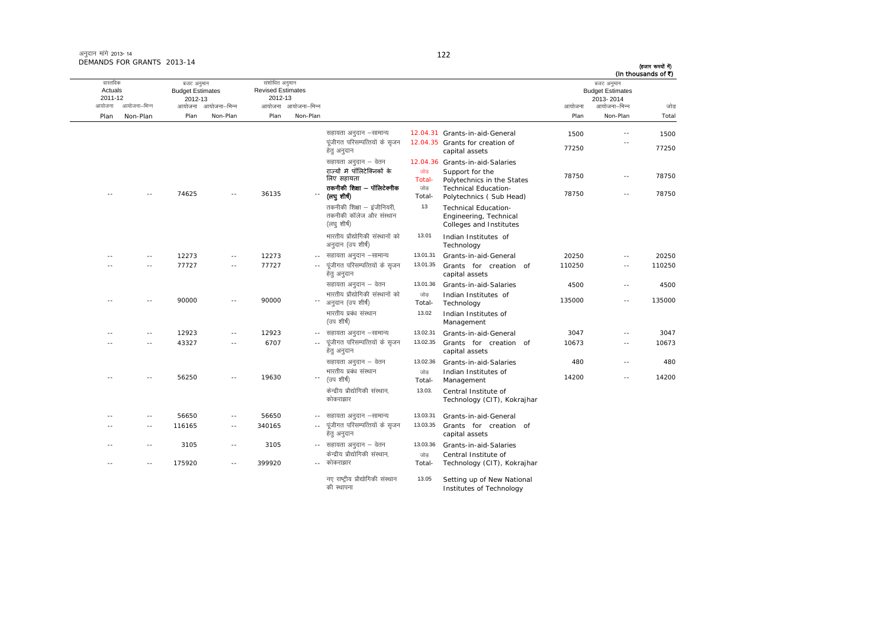अनुदान मांगें 2013-14
DEMANDS FOR GRANTS 2013-14

(हजार रूपयों में)
(In thousands of ₹)

| वास्तविक Actuals 2011-12 | | बजट अनुमान Budget Estimates 2012-13 | | संशोधित अनुमान Revised Estimates 2012-13 | | | | | | बजट अनुमान Budget Estimates 2013-2014 | | |
|---|---|---|---|---|---|---|---|---|---|---|---|---|
| आयोजना Plan | आयोजना–भिन्न Non-Plan | आयोजना Plan | आयोजना–भिन्न Non-Plan | आयोजना Plan | आयोजना–भिन्न Non-Plan | | | | | आयोजना Plan | आयोजना–भिन्न Non-Plan | जोड़ Total |
| | | | | | | सहायता अनुदान –सामान्य | 12.04.31 | Grants-in-aid-General | | 1500 | -- | 1500 |
| | | | | | | पूंजीगत परिसम्पत्तियों के सृजन हेतु अनुदान | 12.04.35 | Grants for creation of capital assets | | 77250 | -- | 77250 |
| | | | | | | सहायता अनुदान – वेतन | 12.04.36 | Grants-in-aid-Salaries | | | | |
| | | | | | | **राज्यों में पॉलिटेक्निकों के लिए सहायता** | जोड़ Total- | Support for the Polytechnics in the States | | 78750 | -- | 78750 |
| -- | -- | 74625 | -- | 36135 | -- | **तकनीकी शिक्षा – पॉलिटेक्नीक (लघु शीर्ष)** | जोड़ Total- | Technical Education-Polytechnics ( Sub Head) | | 78750 | -- | 78750 |
| | | | | | | तकनीकी शिक्षा – इंजीनियरी, तकनीकी कॉलेज और संस्थान (लघु शीर्ष) | 13 | Technical Education-Engineering, Technical Colleges and Institutes | | | | |
| | | | | | | भारतीय प्रौद्योगिकी संस्थानों को अनुदान (उप शीर्ष) | 13.01 | Indian Institutes of Technology | | | | |
| -- | -- | 12273 | -- | 12273 | -- | सहायता अनुदान –सामान्य | 13.01.31 | Grants-in-aid-General | | 20250 | -- | 20250 |
| -- | -- | 77727 | -- | 77727 | -- | पूंजीगत परिसम्पत्तियों के सृजन हेतु अनुदान | 13.01.35 | Grants for creation of capital assets | | 110250 | -- | 110250 |
| | | | | | | सहायता अनुदान – वेतन | 13.01.36 | Grants-in-aid-Salaries | | 4500 | -- | 4500 |
| -- | -- | 90000 | -- | 90000 | -- | भारतीय प्रौद्योगिकी संस्थानों को अनुदान (उप शीर्ष) | जोड़ Total- | Indian Institutes of Technology | | 135000 | -- | 135000 |
| | | | | | | भारतीय प्रबंध संस्थान (उप शीर्ष) | 13.02 | Indian Institutes of Management | | | | |
| -- | -- | 12923 | -- | 12923 | -- | सहायता अनुदान –सामान्य | 13.02.31 | Grants-in-aid-General | | 3047 | -- | 3047 |
| -- | -- | 43327 | -- | 6707 | -- | पूंजीगत परिसम्पत्तियों के सृजन हेतु अनुदान | 13.02.35 | Grants for creation of capital assets | | 10673 | -- | 10673 |
| | | | | | | सहायता अनुदान – वेतन | 13.02.36 | Grants-in-aid-Salaries | | 480 | -- | 480 |
| -- | -- | 56250 | -- | 19630 | -- | भारतीय प्रबंध संस्थान (उप शीर्ष) | जोड़ Total- | Indian Institutes of Management | | 14200 | -- | 14200 |
| | | | | | | केन्द्रीय प्रौद्योगिकी संस्थान, कोकराझार | 13.03. | Central Institute of Technology (CIT), Kokrajhar | | | | |
| -- | -- | 56650 | -- | 56650 | -- | सहायता अनुदान –सामान्य | 13.03.31 | Grants-in-aid-General | | | | |
| -- | -- | 116165 | -- | 340165 | -- | पूंजीगत परिसम्पत्तियों के सृजन हेतु अनुदान | 13.03.35 | Grants for creation of capital assets | | | | |
| -- | -- | 3105 | -- | 3105 | -- | सहायता अनुदान – वेतन | 13.03.36 | Grants-in-aid-Salaries | | | | |
| -- | -- | 175920 | -- | 399920 | -- | केन्द्रीय प्रौद्योगिकी संस्थान, कोकराझार | जोड़ Total- | Central Institute of Technology (CIT), Kokrajhar | | | | |
| | | | | | | नए राष्ट्रीय प्रौद्योगिकी संस्थान की स्थापना | 13.05 | Setting up of New National Institutes of Technology | | | | |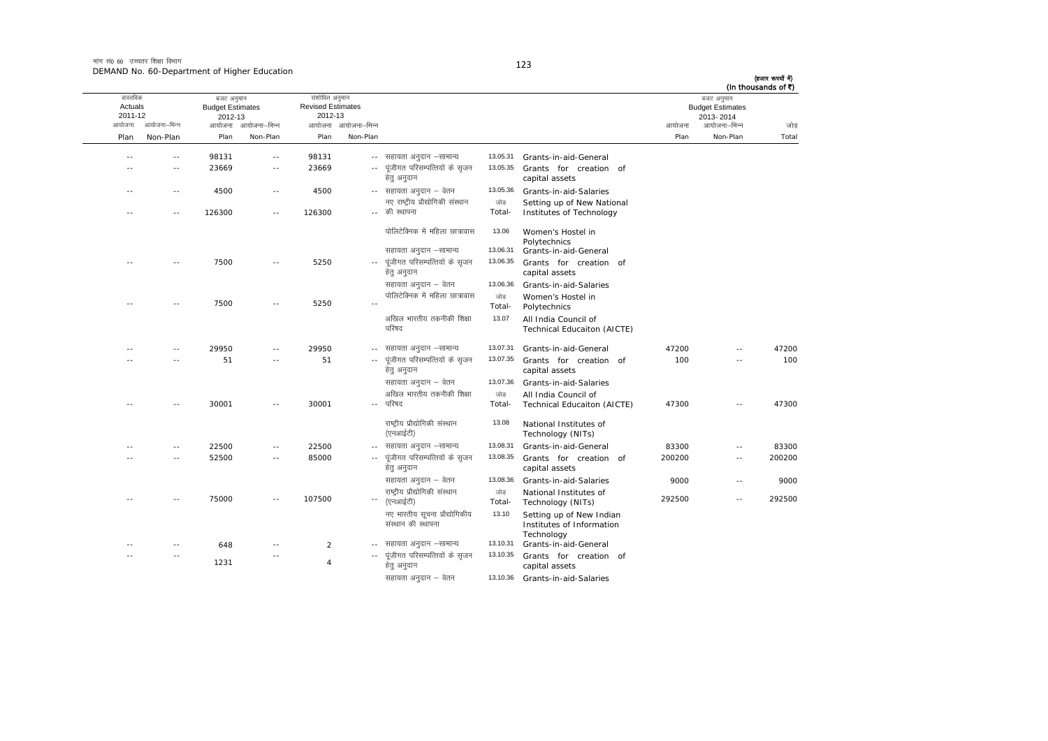मांग सं0 60 उच्चतर शिक्षा विभाग
DEMAND No. 60-Department of Higher Education

(हजार रूपयों में)
(In thousands of ₹)

| वास्तविक Actuals 2011-12 | | बजट अनुमान Budget Estimates 2012-13 | | संशोधित अनुमान Revised Estimates 2012-13 | | | | | बजट अनुमान Budget Estimates 2013-2014 | | |
|---|---|---|---|---|---|---|---|---|---|---|---|
| आयोजना Plan | आयोजना–भिन्न Non-Plan | आयोजना Plan | आयोजना–भिन्न Non-Plan | आयोजना Plan | आयोजना–भिन्न Non-Plan | | | | आयोजना Plan | आयोजना–भिन्न Non-Plan | जोड़ Total |
| -- | -- | 98131 | -- | 98131 | -- | सहायता अनुदान –सामान्य | 13.05.31 | Grants-in-aid-General | | | |
| -- | -- | 23669 | -- | 23669 | -- | पूंजीगत परिसम्पत्तियों के सृजन हेतु अनुदान | 13.05.35 | Grants for creation of capital assets | | | |
| -- | -- | 4500 | -- | 4500 | -- | सहायता अनुदान – वेतन | 13.05.36 | Grants-in-aid-Salaries | | | |
| -- | -- | 126300 | -- | 126300 | -- | नए राष्ट्रीय प्रौद्योगिकी संस्थान की स्थापना | जोड़ Total- | Setting up of New National Institutes of Technology | | | |
| | | | | | | पोलिटेक्निक में महिला छात्रावास | 13.06 | Women's Hostel in Polytechnics | | | |
| | | | | | | सहायता अनुदान –सामान्य | 13.06.31 | Grants-in-aid-General | | | |
| -- | -- | 7500 | -- | 5250 | -- | पूंजीगत परिसम्पत्तियों के सृजन हेतु अनुदान | 13.06.35 | Grants for creation of capital assets | | | |
| | | | | | | सहायता अनुदान – वेतन | 13.06.36 | Grants-in-aid-Salaries | | | |
| -- | -- | 7500 | -- | 5250 | -- | पोलिटेक्निक में महिला छात्रावास | जोड़ Total- | Women's Hostel in Polytechnics | | | |
| | | | | | | अखिल भारतीय तकनीकी शिक्षा परिषद | 13.07 | All India Council of Technical Educaiton (AICTE) | | | |
| -- | -- | 29950 | -- | 29950 | -- | सहायता अनुदान –सामान्य | 13.07.31 | Grants-in-aid-General | 47200 | -- | 47200 |
| -- | -- | 51 | -- | 51 | -- | पूंजीगत परिसम्पत्तियों के सृजन हेतु अनुदान | 13.07.35 | Grants for creation of capital assets | 100 | -- | 100 |
| | | | | | | सहायता अनुदान – वेतन | 13.07.36 | Grants-in-aid-Salaries | | | |
| -- | -- | 30001 | -- | 30001 | -- | अखिल भारतीय तकनीकी शिक्षा परिषद | जोड़ Total- | All India Council of Technical Educaiton (AICTE) | 47300 | -- | 47300 |
| | | | | | | राष्ट्रीय प्रौद्योगिकी संस्थान (एनआईटी) | 13.08 | National Institutes of Technology (NITs) | | | |
| -- | -- | 22500 | -- | 22500 | -- | सहायता अनुदान –सामान्य | 13.08.31 | Grants-in-aid-General | 83300 | -- | 83300 |
| -- | -- | 52500 | -- | 85000 | -- | पूंजीगत परिसम्पत्तियों के सृजन हेतु अनुदान | 13.08.35 | Grants for creation of capital assets | 200200 | -- | 200200 |
| | | | | | | सहायता अनुदान – वेतन | 13.08.36 | Grants-in-aid-Salaries | 9000 | -- | 9000 |
| -- | -- | 75000 | -- | 107500 | -- | राष्ट्रीय प्रौद्योगिकी संस्थान (एनआईटी) | जोड़ Total- | National Institutes of Technology (NITs) | 292500 | -- | 292500 |
| | | | | | | नए भारतीय सूचना प्रौद्योगिकीय संस्थान की स्थापना | 13.10 | Setting up of New Indian Institutes of Information Technology | | | |
| -- | -- | 648 | -- | 2 | -- | सहायता अनुदान –सामान्य | 13.10.31 | Grants-in-aid-General | | | |
| -- | -- | 1231 | -- | 4 | -- | पूंजीगत परिसम्पत्तियों के सृजन हेतु अनुदान | 13.10.35 | Grants for creation of capital assets | | | |
| | | | | | | सहायता अनुदान – वेतन | 13.10.36 | Grants-in-aid-Salaries | | | |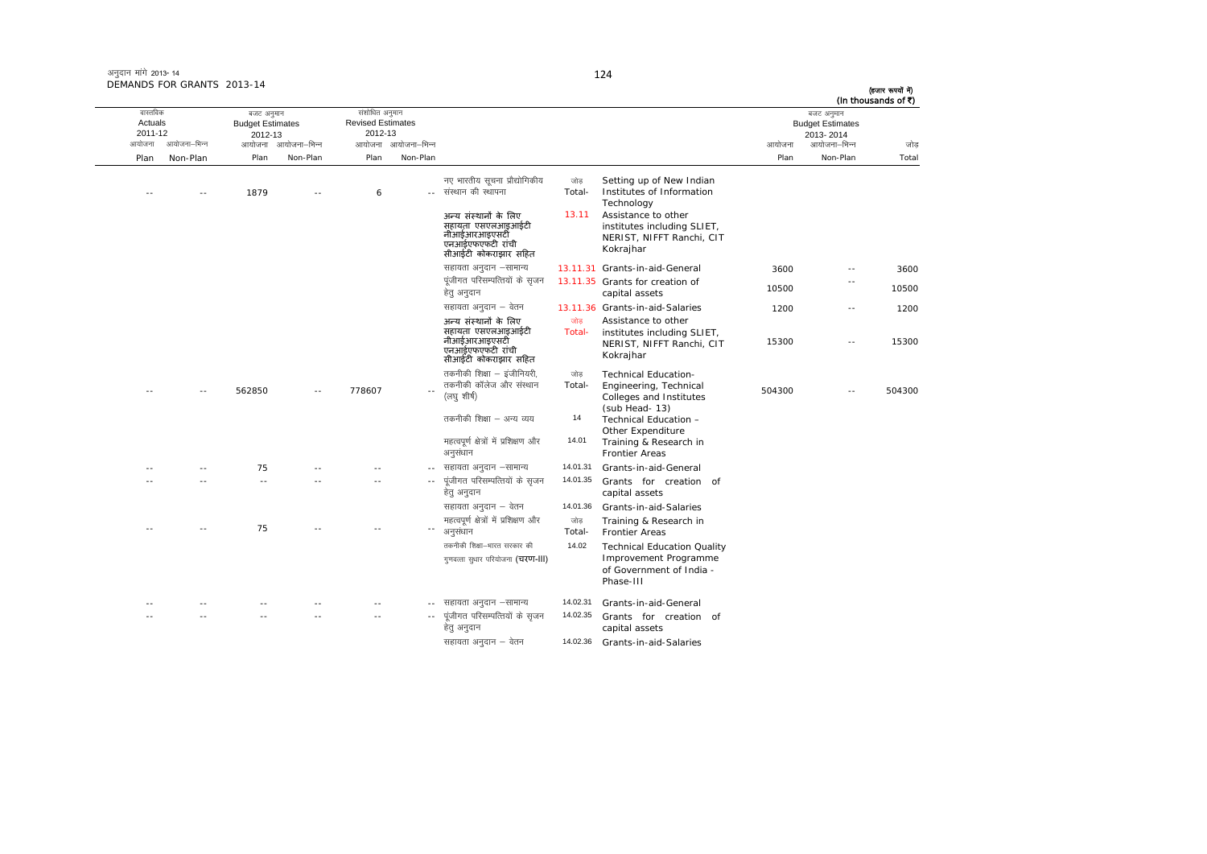अनुदान मांगें 2013-14
DEMANDS FOR GRANTS 2013-14

(हजार रूपयों में)
(In thousands of ₹)

| वास्तविक Actuals 2011-12 | | बजट अनुमान Budget Estimates 2012-13 | | संशोधित अनुमान Revised Estimates 2012-13 | | | | | बजट अनुमान Budget Estimates 2013-2014 | | |
|---|---|---|---|---|---|---|---|---|---|---|---|
| आयोजना Plan | आयोजना–भिन्न Non-Plan | आयोजना Plan | आयोजना–भिन्न Non-Plan | आयोजना Plan | आयोजना–भिन्न Non-Plan | | | | आयोजना Plan | आयोजना–भिन्न Non-Plan | जोड़ Total |
| -- | -- | 1879 | -- | 6 | -- | नए भारतीय सूचना प्रौद्योगिकीय संस्थान की स्थापना | जोड़ Total- | Setting up of New Indian Institutes of Information Technology | | | |
| | | | | | | अन्य संस्थानों के लिए सहायता एसएलआइआईटी नीआईआरआइएसटी एनआईएफएफटी रांची सीआईटी कोकराझार सहित | 13.11 | Assistance to other institutes including SLIET, NERIST, NIFFT Ranchi, CIT Kokrajhar | | | |
| | | | | | | सहायता अनुदान –सामान्य | 13.11.31 | Grants-in-aid-General | 3600 | -- | 3600 |
| | | | | | | पूंजीगत परिसम्पत्तियों के सृजन हेतु अनुदान | 13.11.35 | Grants for creation of capital assets | 10500 | -- | 10500 |
| | | | | | | सहायता अनुदान – वेतन | 13.11.36 | Grants-in-aid-Salaries | 1200 | -- | 1200 |
| | | | | | | अन्य संस्थानों के लिए सहायता एसएलआइआईटी नीआईआरआइएसटी एनआईएफएफटी रांची सीआईटी कोकराझार सहित | जोड़ Total- | Assistance to other institutes including SLIET, NERIST, NIFFT Ranchi, CIT Kokrajhar | 15300 | -- | 15300 |
| -- | -- | 562850 | -- | 778607 | -- | तकनीकी शिक्षा – इंजीनियरी, तकनीकी कॉलेज और संस्थान (लघु शीर्ष) | जोड़ Total- | Technical Education-Engineering, Technical Colleges and Institutes (sub Head- 13) | 504300 | -- | 504300 |
| | | | | | | तकनीकी शिक्षा – अन्य व्यय | 14 | Technical Education – Other Expenditure | | | |
| | | | | | | महत्वपूर्ण क्षेत्रों में प्रशिक्षण और अनुसंधान | 14.01 | Training & Research in Frontier Areas | | | |
| -- | -- | 75 | -- | -- | -- | सहायता अनुदान –सामान्य | 14.01.31 | Grants-in-aid-General | | | |
| -- | -- | -- | -- | -- | -- | पूंजीगत परिसम्पत्तियों के सृजन हेतु अनुदान | 14.01.35 | Grants for creation of capital assets | | | |
| | | | | | | सहायता अनुदान – वेतन | 14.01.36 | Grants-in-aid-Salaries | | | |
| -- | -- | 75 | -- | -- | -- | महत्वपूर्ण क्षेत्रों में प्रशिक्षण और अनुसंधान | जोड़ Total- | Training & Research in Frontier Areas | | | |
| | | | | | | तकनीकी शिक्षा–भारत सरकार की गुणवत्ता सुधार परियोजना (चरण-III) | 14.02 | Technical Education Quality Improvement Programme of Government of India - Phase-III | | | |
| -- | -- | -- | -- | -- | -- | सहायता अनुदान –सामान्य | 14.02.31 | Grants-in-aid-General | | | |
| -- | -- | -- | -- | -- | -- | पूंजीगत परिसम्पत्तियों के सृजन हेतु अनुदान | 14.02.35 | Grants for creation of capital assets | | | |
| | | | | | | सहायता अनुदान – वेतन | 14.02.36 | Grants-in-aid-Salaries | | | |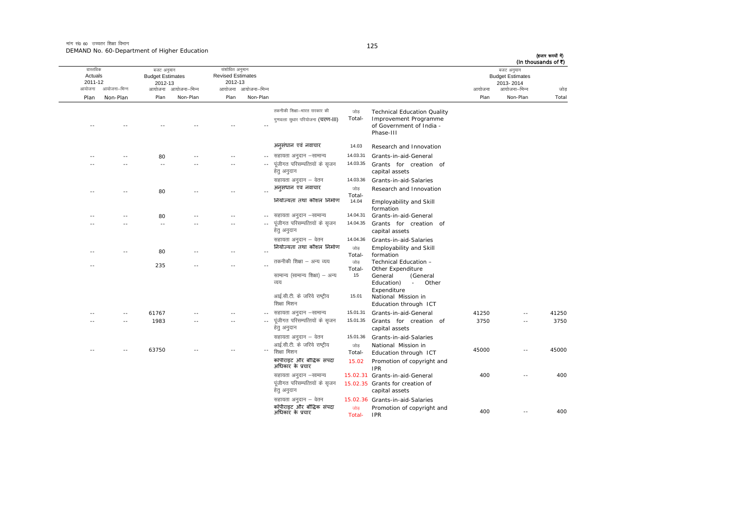मांग सं0 60 उच्चतर शिक्षा विभाग
DEMAND No. 60-Department of Higher Education

(हजार रूपयों में)
(In thousands of ₹)

| वास्तविक Actuals 2011-12 | | बजट अनुमान Budget Estimates 2012-13 | | संशोधित अनुमान Revised Estimates 2012-13 | | | | | बजट अनुमान Budget Estimates 2013-2014 | | |
|---|---|---|---|---|---|---|---|---|---|---|---|
| आयोजना Plan | आयोजना–भिन्न Non-Plan | आयोजना Plan | आयोजना–भिन्न Non-Plan | आयोजना Plan | आयोजना–भिन्न Non-Plan | | | | आयोजना Plan | आयोजना–भिन्न Non-Plan | जोड़ Total |
| -- | -- | -- | -- | -- | -- | तकनीकी शिक्षा–भारत सरकार की गुणवत्ता सुधार परियोजना (चरण-III) | जोड़ Total- | Technical Education Quality Improvement Programme of Government of India - Phase-III | | | |
| | | | | | | अनुसंधान एवं नवाचार | 14.03 | Research and Innovation | | | |
| -- | -- | 80 | -- | -- | -- | सहायता अनुदान –सामान्य | 14.03.31 | Grants-in-aid-General | | | |
| -- | -- | -- | -- | -- | -- | पूंजीगत परिसम्पत्तियों के सृजन हेतु अनुदान | 14.03.35 | Grants for creation of capital assets | | | |
| | | | | | | सहायता अनुदान – वेतन | 14.03.36 | Grants-in-aid-Salaries | | | |
| -- | -- | 80 | -- | -- | -- | अनुसंधान एवं नवाचार | जोड़ Total- | Research and Innovation | | | |
| | | | | | | नियोज्यता तथा कौशल निर्माण | 14.04 | Employability and Skill formation | | | |
| -- | -- | 80 | -- | -- | -- | सहायता अनुदान –सामान्य | 14.04.31 | Grants-in-aid-General | | | |
| -- | -- | -- | -- | -- | -- | पूंजीगत परिसम्पत्तियों के सृजन हेतु अनुदान | 14.04.35 | Grants for creation of capital assets | | | |
| | | | | | | सहायता अनुदान – वेतन | 14.04.36 | Grants-in-aid-Salaries | | | |
| -- | -- | 80 | -- | -- | -- | नियोज्यता तथा कौशल निर्माण | जोड़ Total- | Employability and Skill formation | | | |
| -- | | 235 | -- | -- | -- | तकनीकी शिक्षा – अन्य व्यय | जोड़ Total- | Technical Education – Other Expenditure | | | |
| | | | | | | सामान्य (सामान्य शिक्षा) – अन्य व्यय | 15 | General (General Education) - Other Expenditure | | | |
| | | | | | | आई.सी.टी. के जरिये राष्ट्रीय शिक्षा मिशन | 15.01 | National Mission in Education through ICT | | | |
| -- | -- | 61767 | -- | -- | -- | सहायता अनुदान –सामान्य | 15.01.31 | Grants-in-aid-General | 41250 | -- | 41250 |
| -- | -- | 1983 | -- | -- | -- | पूंजीगत परिसम्पत्तियों के सृजन हेतु अनुदान | 15.01.35 | Grants for creation of capital assets | 3750 | -- | 3750 |
| | | | | | | सहायता अनुदान – वेतन | 15.01.36 | Grants-in-aid-Salaries | | | |
| -- | -- | 63750 | -- | -- | -- | आई.सी.टी. के जरिये राष्ट्रीय शिक्षा मिशन | जोड़ Total- | National Mission in Education through ICT | 45000 | -- | 45000 |
| | | | | | | कॉपीराइट और बौद्धिक संपदा अधिकार के प्रचार | 15.02 | Promotion of copyright and IPR | | | |
| | | | | | | सहायता अनुदान –सामान्य | 15.02.31 | Grants-in-aid-General | 400 | -- | 400 |
| | | | | | | पूंजीगत परिसम्पत्तियों के सृजन हेतु अनुदान | 15.02.35 | Grants for creation of capital assets | | | |
| | | | | | | सहायता अनुदान – वेतन | 15.02.36 | Grants-in-aid-Salaries | | | |
| | | | | | | कॉपीराइट और बौद्धिक संपदा अधिकार के प्रचार | जोड़ Total- | Promotion of copyright and IPR | 400 | -- | 400 |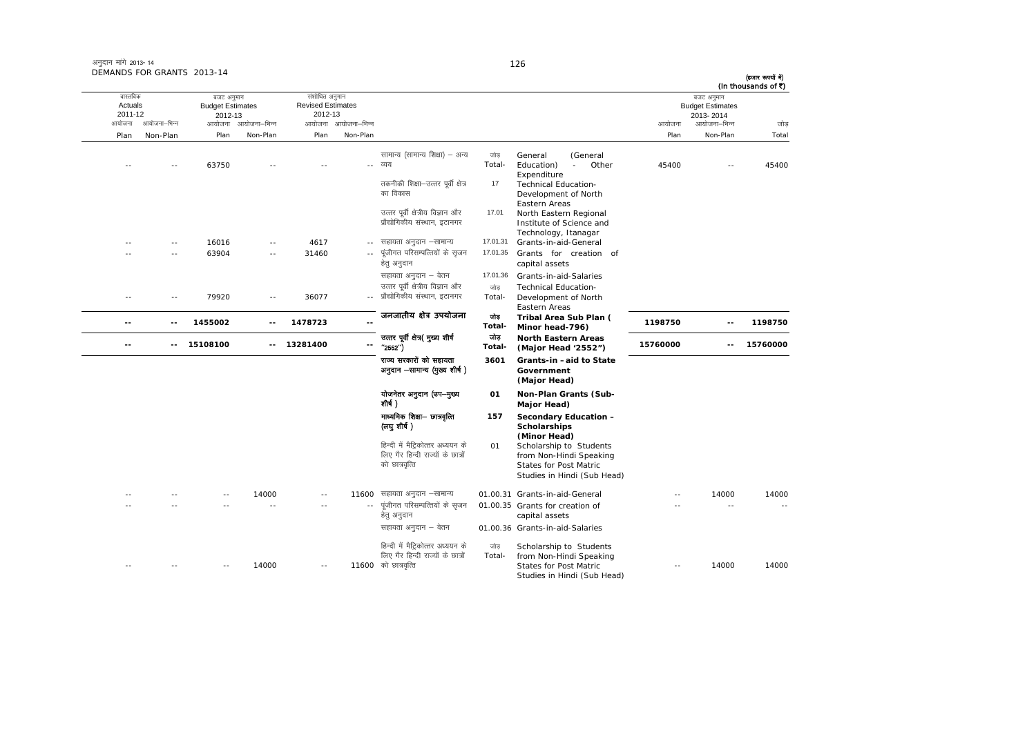अनुदान मांगें 2013-14
DEMANDS FOR GRANTS 2013-14

(हजार रूपयों में)
(In thousands of ₹)

| वास्तविक Actuals 2011-12 | | बजट अनुमान Budget Estimates 2012-13 | | संशोधित अनुमान Revised Estimates 2012-13 | | | | | बजट अनुमान Budget Estimates 2013-2014 | | |
|---|---|---|---|---|---|---|---|---|---|---|---|
| आयोजना Plan | आयोजना-भिन्न Non-Plan | आयोजना Plan | आयोजना-भिन्न Non-Plan | आयोजना Plan | आयोजना-भिन्न Non-Plan | | | | आयोजना Plan | आयोजना-भिन्न Non-Plan | जोड़ Total |
| -- | -- | 63750 | -- | -- | -- | सामान्य (सामान्य शिक्षा) – अन्य व्यय | जोड़ Total- | General (General Education) - Other Expenditure | 45400 | -- | 45400 |
| | | | | | | तकनीकी शिक्षा–उत्तर पूर्वी क्षेत्र का विकास | 17 | Technical Education-Development of North Eastern Areas | | | |
| | | | | | | उत्तर पूर्वी क्षेत्रीय विज्ञान और प्रौद्योगिकीय संस्थान, इटानगर | 17.01 | North Eastern Regional Institute of Science and Technology, Itanagar | | | |
| -- | -- | 16016 | -- | 4617 | -- | सहायता अनुदान –सामान्य | 17.01.31 | Grants-in-aid-General | | | |
| -- | -- | 63904 | -- | 31460 | -- | पूंजीगत परिसम्पत्तियों के सृजन हेतु अनुदान | 17.01.35 | Grants for creation of capital assets | | | |
| | | | | | | सहायता अनुदान – वेतन | 17.01.36 | Grants-in-aid-Salaries | | | |
| -- | -- | 79920 | -- | 36077 | -- | उत्तर पूर्वी क्षेत्रीय विज्ञान और प्रौद्योगिकीय संस्थान, इटानगर | जोड़ Total- | Technical Education-Development of North Eastern Areas | | | |
| **--** | **--** | **1455002** | **--** | **1478723** | **--** | **जनजातीय क्षेत्र उपयोजना** | **जोड़ Total-** | **Tribal Area Sub Plan ( Minor head-796)** | **1198750** | **--** | **1198750** |
| **--** | **--** | **15108100** | **--** | **13281400** | **--** | **उत्तर पूर्वी क्षेत्र( मुख्य शीर्ष "2552")** | **जोड़ Total-** | **North Eastern Areas (Major Head '2552")** | **15760000** | **--** | **15760000** |
| | | | | | | **राज्य सरकारों को सहायता अनुदान –सामान्य (मुख्य शीर्ष )** | **3601** | **Grants-in -aid to State Government (Major Head)** | | | |
| | | | | | | **योजनेतर अनुदान (उप–मुख्य शीर्ष )** | **01** | **Non-Plan Grants (Sub-Major Head)** | | | |
| | | | | | | **माध्यमिक शिक्षा– छात्रवृत्ति (लघु शीर्ष )** | **157** | **Secondary Education - Scholarships (Minor Head)** | | | |
| | | | | | | हिन्दी में मैट्रिकोत्तर अध्ययन के लिए गैर हिन्दी राज्यों के छात्रों को छात्रवृत्ति | 01 | Scholarship to Students from Non-Hindi Speaking States for Post Matric Studies in Hindi (Sub Head) | | | |
| -- | -- | -- | 14000 | -- | 11600 | सहायता अनुदान –सामान्य | 01.00.31 | Grants-in-aid-General | -- | 14000 | 14000 |
| -- | -- | -- | -- | -- | -- | पूंजीगत परिसम्पत्तियों के सृजन हेतु अनुदान | 01.00.35 | Grants for creation of capital assets | -- | -- | -- |
| | | | | | | सहायता अनुदान – वेतन | 01.00.36 | Grants-in-aid-Salaries | | | |
| -- | -- | -- | 14000 | -- | 11600 | हिन्दी में मैट्रिकोत्तर अध्ययन के लिए गैर हिन्दी राज्यों के छात्रों को छात्रवृत्ति | जोड़ Total- | Scholarship to Students from Non-Hindi Speaking States for Post Matric Studies in Hindi (Sub Head) | -- | 14000 | 14000 |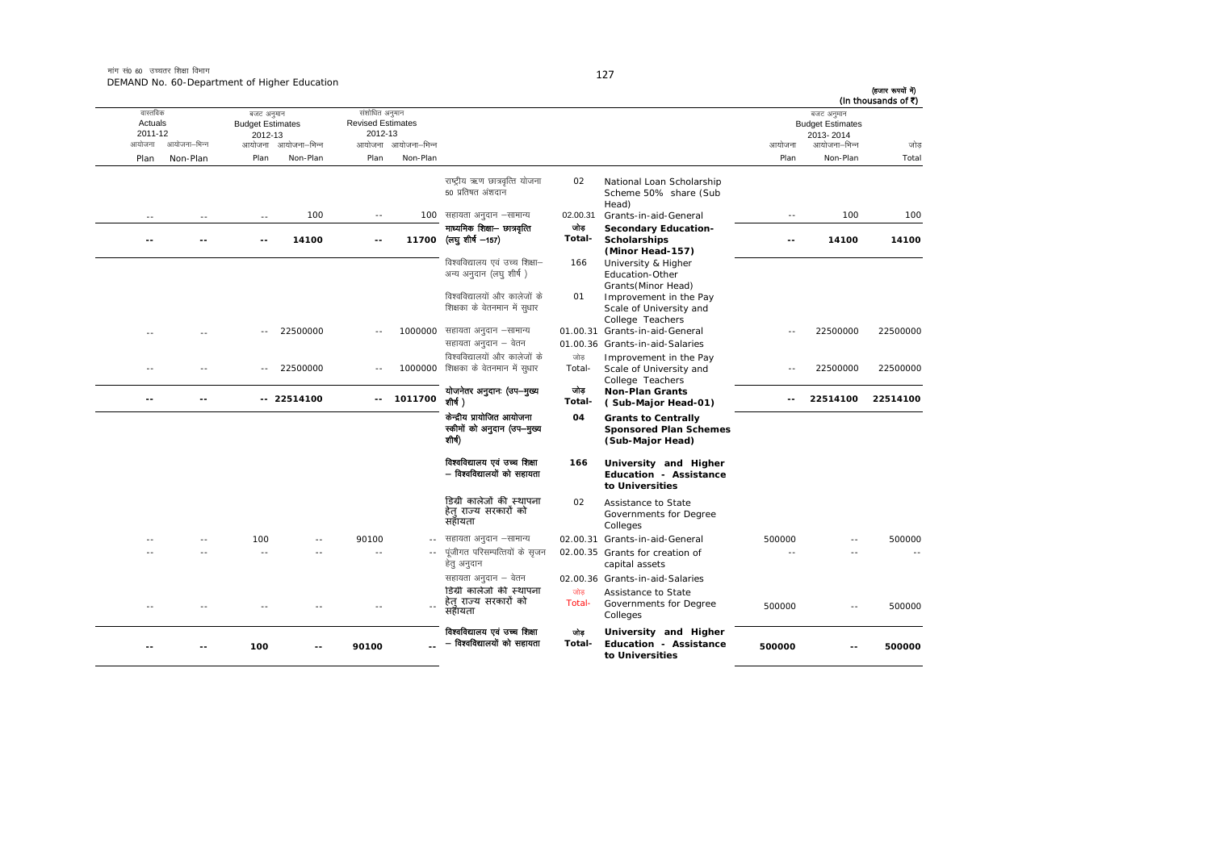मांग सं0 60 उच्चतर शिक्षा विभाग
DEMAND No. 60-Department of Higher Education

(हजार रूपयों में)
(In thousands of ₹)

| वास्तविक Actuals 2011-12 | | बजट अनुमान Budget Estimates 2012-13 | | संशोधित अनुमान Revised Estimates 2012-13 | | | | | बजट अनुमान Budget Estimates 2013-2014 | | |
|---|---|---|---|---|---|---|---|---|---|---|---|
| आयोजना Plan | आयोजना–भिन्न Non-Plan | आयोजना Plan | आयोजना–भिन्न Non-Plan | आयोजना Plan | आयोजना–भिन्न Non-Plan | | | | आयोजना Plan | आयोजना–भिन्न Non-Plan | जोड़ Total |
| | | | | | | राष्ट्रीय ऋण छात्रवृत्ति योजना 50 प्रतिशत अंशदान | 02 | National Loan Scholarship Scheme 50% share (Sub Head) | | | |
| -- | -- | -- | 100 | -- | 100 | सहायता अनुदान –सामान्य | 02.00.31 | Grants-in-aid-General | -- | 100 | 100 |
| **--** | **--** | **--** | **14100** | **--** | **11700** | **माध्यमिक शिक्षा– छात्रवृत्ति (लघु शीर्ष –157)** | **जोड़ Total-** | **Secondary Education-Scholarships (Minor Head-157)** | **--** | **14100** | **14100** |
| | | | | | | विश्वविद्यालय एवं उच्च शिक्षा–अन्य अनुदान (लघु शीर्ष ) | 166 | University & Higher Education-Other Grants(Minor Head) | | | |
| | | | | | | विश्वविद्यालयों और कालेजों के शिक्षका के वेतनमान में सुधार | 01 | Improvement in the Pay Scale of University and College Teachers | | | |
| -- | -- | -- | 22500000 | -- | 1000000 | सहायता अनुदान –सामान्य | 01.00.31 | Grants-in-aid-General | -- | 22500000 | 22500000 |
| | | | | | | सहायता अनुदान – वेतन | 01.00.36 | Grants-in-aid-Salaries | | | |
| -- | -- | -- | 22500000 | -- | 1000000 | विश्वविद्यालयों और कालेजों के शिक्षका के वेतनमान में सुधार | जोड़ Total- | Improvement in the Pay Scale of University and College Teachers | -- | 22500000 | 22500000 |
| **--** | **--** | **--** | **22514100** | **--** | **1011700** | **योजनेतर अनुदानः (उप–मुख्य शीर्ष )** | **जोड़ Total-** | **Non-Plan Grants ( Sub-Major Head-01)** | **--** | **22514100** | **22514100** |
| | | | | | | **केन्द्रीय प्रायोजित आयोजना स्कीमों को अनुदान (उप–मुख्य शीर्ष)** | **04** | **Grants to Centrally Sponsored Plan Schemes (Sub-Major Head)** | | | |
| | | | | | | **विश्वविद्यालय एवं उच्च शिक्षा – विश्वविद्यालयों को सहायता** | **166** | **University and Higher Education - Assistance to Universities** | | | |
| | | | | | | डिग्री कालेजों की स्थापना हेतु राज्य सरकारों को सहायता | 02 | Assistance to State Governments for Degree Colleges | | | |
| -- | -- | 100 | -- | 90100 | -- | सहायता अनुदान –सामान्य | 02.00.31 | Grants-in-aid-General | 500000 | -- | 500000 |
| -- | -- | -- | -- | -- | -- | पूंजीगत परिसम्पत्तियों के सृजन हेतु अनुदान | 02.00.35 | Grants for creation of capital assets | -- | -- | -- |
| | | | | | | सहायता अनुदान – वेतन | 02.00.36 | Grants-in-aid-Salaries | | | |
| -- | -- | -- | -- | -- | -- | डिग्री कालेजों की स्थापना हेतु राज्य सरकारों को सहायता | जोड़ Total- | Assistance to State Governments for Degree Colleges | 500000 | -- | 500000 |
| **--** | **--** | **100** | **--** | **90100** | **--** | **विश्वविद्यालय एवं उच्च शिक्षा – विश्वविद्यालयों को सहायता** | **जोड़ Total-** | **University and Higher Education - Assistance to Universities** | **500000** | **--** | **500000** |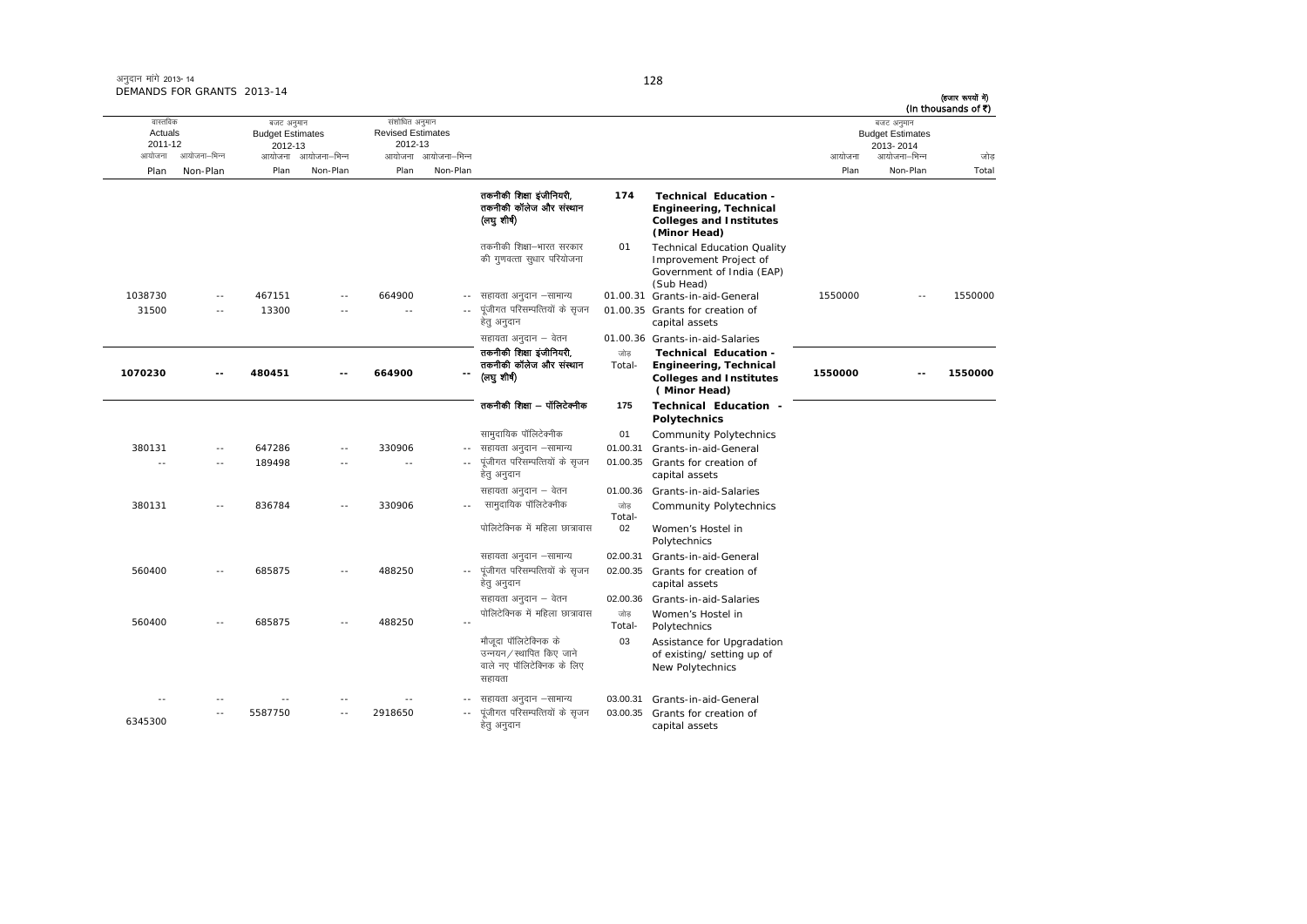अनुदान मांगे 2013-14
DEMANDS FOR GRANTS 2013-14

(हजार रूपयों में)
(In thousands of ₹)

| वास्तविक Actuals 2011-12 | | बजट अनुमान Budget Estimates 2012-13 | | संशोधित अनुमान Revised Estimates 2012-13 | | | | | बजट अनुमान Budget Estimates 2013-2014 | | |
|---|---|---|---|---|---|---|---|---|---|---|---|
| आयोजना Plan | आयोजना-भिन्न Non-Plan | आयोजना Plan | आयोजना-भिन्न Non-Plan | आयोजना Plan | आयोजना-भिन्न Non-Plan | | | | आयोजना Plan | आयोजना-भिन्न Non-Plan | जोड़ Total |
| | | | | | | **तकनीकी शिक्षा इंजीनियरी, तकनीकी कॉलेज और संस्थान (लघु शीर्ष)** | **174** | **Technical Education - Engineering, Technical Colleges and Institutes (Minor Head)** | | | |
| | | | | | | तकनीकी शिक्षा-भारत सरकार की गुणवत्ता सुधार परियोजना | 01 | Technical Education Quality Improvement Project of Government of India (EAP) (Sub Head) | | | |
| 1038730 | -- | 467151 | -- | 664900 | -- | सहायता अनुदान -सामान्य | 01.00.31 | Grants-in-aid-General | 1550000 | -- | 1550000 |
| 31500 | -- | 13300 | -- | -- | -- | पूंजीगत परिसम्पत्तियों के सृजन हेतु अनुदान | 01.00.35 | Grants for creation of capital assets | | | |
| | | | | | | सहायता अनुदान - वेतन | 01.00.36 | Grants-in-aid-Salaries | | | |
| **1070230** | **--** | **480451** | **--** | **664900** | **--** | **तकनीकी शिक्षा इंजीनियरी, तकनीकी कॉलेज और संस्थान (लघु शीर्ष)** | जोड़ Total- | **Technical Education - Engineering, Technical Colleges and Institutes ( Minor Head)** | **1550000** | **--** | **1550000** |
| | | | | | | **तकनीकी शिक्षा - पॉलिटेक्नीक** | **175** | **Technical Education - Polytechnics** | | | |
| | | | | | | सामुदायिक पॉलिटेक्नीक | 01 | Community Polytechnics | | | |
| 380131 | -- | 647286 | -- | 330906 | -- | सहायता अनुदान -सामान्य | 01.00.31 | Grants-in-aid-General | | | |
| -- | -- | 189498 | -- | -- | -- | पूंजीगत परिसम्पत्तियों के सृजन हेतु अनुदान | 01.00.35 | Grants for creation of capital assets | | | |
| | | | | | | सहायता अनुदान - वेतन | 01.00.36 | Grants-in-aid-Salaries | | | |
| 380131 | -- | 836784 | -- | 330906 | -- | सामुदायिक पॉलिटेक्नीक | जोड़ Total- | Community Polytechnics | | | |
| | | | | | | पोलिटेक्निक में महिला छात्रावास | 02 | Women's Hostel in Polytechnics | | | |
| | | | | | | सहायता अनुदान -सामान्य | 02.00.31 | Grants-in-aid-General | | | |
| 560400 | -- | 685875 | -- | 488250 | -- | पूंजीगत परिसम्पत्तियों के सृजन हेतु अनुदान | 02.00.35 | Grants for creation of capital assets | | | |
| | | | | | | सहायता अनुदान - वेतन | 02.00.36 | Grants-in-aid-Salaries | | | |
| 560400 | -- | 685875 | -- | 488250 | -- | पोलिटेक्निक में महिला छात्रावास | जोड़ Total- | Women's Hostel in Polytechnics | | | |
| | | | | | | मौजूदा पॉलिटेक्निक के उन्नयन/स्थापित किए जाने वाले नए पॉलिटेक्निक के लिए सहायता | 03 | Assistance for Upgradation of existing/ setting up of New Polytechnics | | | |
| -- | -- | -- | -- | -- | -- | सहायता अनुदान -सामान्य | 03.00.31 | Grants-in-aid-General | | | |
| 6345300 | -- | 5587750 | -- | 2918650 | -- | पूंजीगत परिसम्पत्तियों के सृजन हेतु अनुदान | 03.00.35 | Grants for creation of capital assets | | | |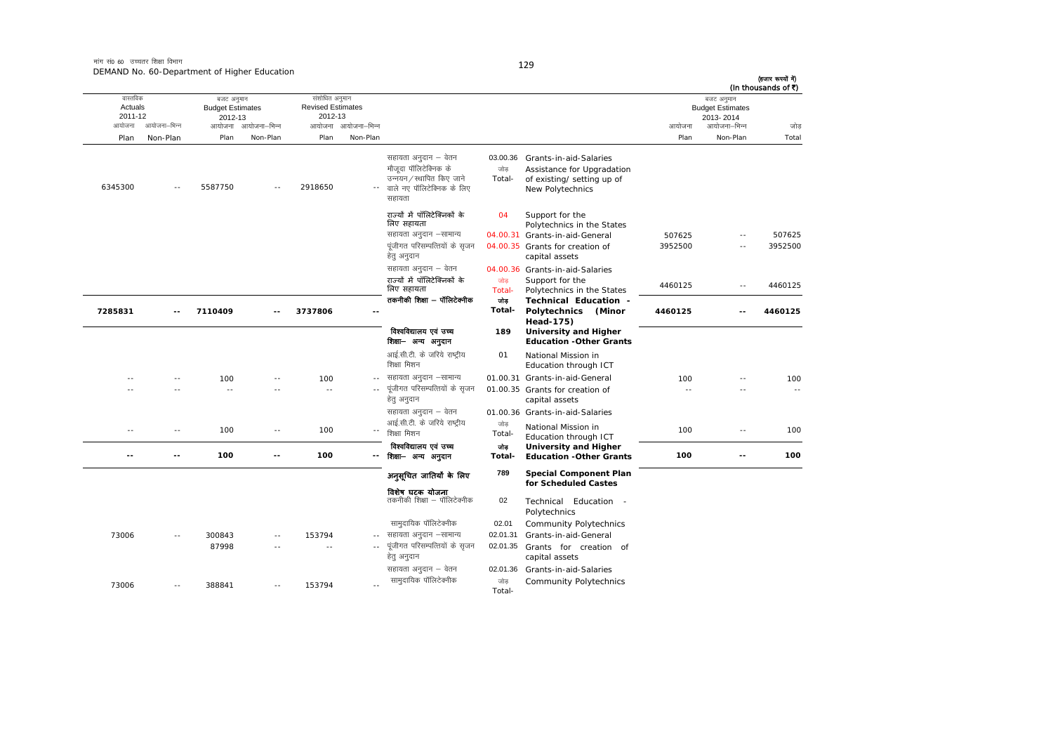मांग सं0 60 उच्चतर शिक्षा विभाग
DEMAND No. 60-Department of Higher Education

(हजार रूपयों में)
(In thousands of ₹)

| वास्तविक Actuals 2011-12 | | बजट अनुमान Budget Estimates 2012-13 | | संशोधित अनुमान Revised Estimates 2012-13 | | | | | बजट अनुमान Budget Estimates 2013-2014 | | |
|---|---|---|---|---|---|---|---|---|---|---|---|
| आयोजना Plan | आयोजना-भिन्न Non-Plan | आयोजना Plan | आयोजना-भिन्न Non-Plan | आयोजना Plan | आयोजना-भिन्न Non-Plan | | | | आयोजना Plan | आयोजना-भिन्न Non-Plan | जोड़ Total |
| | | | | | | सहायता अनुदान – वेतन | 03.00.36 | Grants-in-aid-Salaries | | | |
| 6345300 | -- | 5587750 | -- | 2918650 | -- | मौजूदा पॉलिटेक्निक के उन्नयन/स्थापित किए जाने वाले नए पॉलिटेक्निक के लिए सहायता | जोड़ Total- | Assistance for Upgradation of existing/ setting up of New Polytechnics | | | |
| | | | | | | राज्यों में पॉलिटेक्निकों के लिए सहायता | 04 | Support for the Polytechnics in the States | | | |
| | | | | | | सहायता अनुदान –सामान्य | 04.00.31 | Grants-in-aid-General | 507625 | -- | 507625 |
| | | | | | | पूंजीगत परिसम्पत्तियों के सृजन हेतु अनुदान | 04.00.35 | Grants for creation of capital assets | 3952500 | -- | 3952500 |
| | | | | | | सहायता अनुदान – वेतन | 04.00.36 | Grants-in-aid-Salaries | | | |
| | | | | | | राज्यों में पॉलिटेक्निकों के लिए सहायता | जोड़ Total- | Support for the Polytechnics in the States | 4460125 | -- | 4460125 |
| **7285831** | **--** | **7110409** | **--** | **3737806** | **--** | **तकनीकी शिक्षा – पॉलिटेक्नीक** | **जोड़ Total-** | **Technical Education - Polytechnics (Minor Head-175)** | **4460125** | **--** | **4460125** |
| | | | | | | **विश्वविद्यालय एवं उच्च शिक्षा– अन्य अनुदान** | **189** | **University and Higher Education -Other Grants** | | | |
| | | | | | | आई.सी.टी. के जरिये राष्ट्रीय शिक्षा मिशन | 01 | National Mission in Education through ICT | | | |
| -- | -- | 100 | -- | 100 | -- | सहायता अनुदान –सामान्य | 01.00.31 | Grants-in-aid-General | 100 | -- | 100 |
| -- | -- | -- | -- | -- | -- | पूंजीगत परिसम्पत्तियों के सृजन हेतु अनुदान | 01.00.35 | Grants for creation of capital assets | -- | -- | -- |
| | | | | | | सहायता अनुदान – वेतन | 01.00.36 | Grants-in-aid-Salaries | | | |
| -- | -- | 100 | -- | 100 | -- | आई.सी.टी. के जरिये राष्ट्रीय शिक्षा मिशन | जोड़ Total- | National Mission in Education through ICT | 100 | -- | 100 |
| **--** | **--** | **100** | **--** | **100** | **--** | **विश्वविद्यालय एवं उच्च शिक्षा– अन्य अनुदान** | **जोड़ Total-** | **University and Higher Education -Other Grants** | **100** | **--** | **100** |
| | | | | | | **अनुसूचित जातियों के लिए विशेष घटक योजना** | **789** | **Special Component Plan for Scheduled Castes** | | | |
| | | | | | | तकनीकी शिक्षा – पॉलिटेक्नीक | 02 | Technical Education - Polytechnics | | | |
| | | | | | | सामुदायिक पॉलिटेक्नीक | 02.01 | Community Polytechnics | | | |
| 73006 | -- | 300843 | -- | 153794 | -- | सहायता अनुदान –सामान्य | 02.01.31 | Grants-in-aid-General | | | |
| | | 87998 | -- | -- | -- | पूंजीगत परिसम्पत्तियों के सृजन हेतु अनुदान | 02.01.35 | Grants for creation of capital assets | | | |
| | | | | | | सहायता अनुदान – वेतन | 02.01.36 | Grants-in-aid-Salaries | | | |
| 73006 | -- | 388841 | -- | 153794 | -- | सामुदायिक पॉलिटेक्नीक | जोड़ Total- | Community Polytechnics | | | |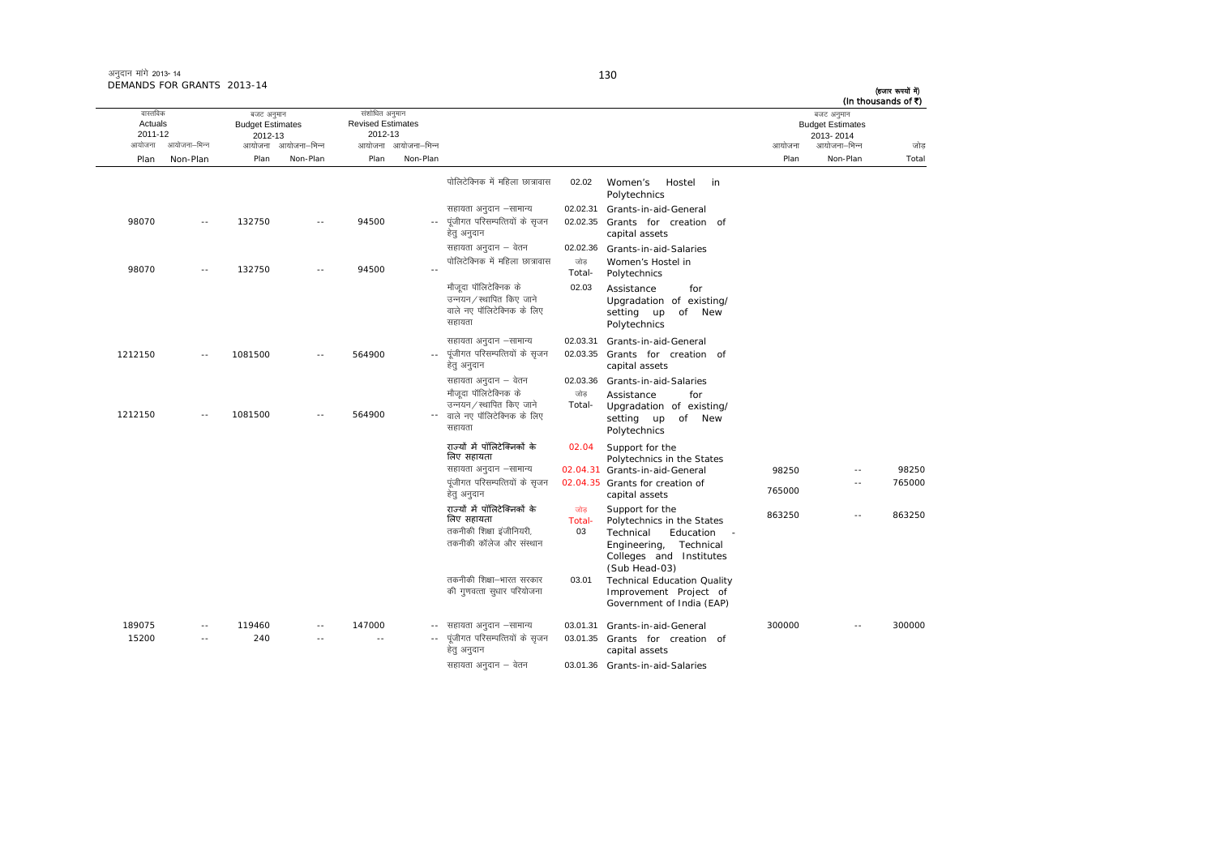अनुदान मांगे 2013-14
DEMANDS FOR GRANTS 2013-14

(हजार रूपयों में)
(In thousands of ₹)

| वास्तविक Actuals 2011-12 | | बजट अनुमान Budget Estimates 2012-13 | | संशोधित अनुमान Revised Estimates 2012-13 | | | | | बजट अनुमान Budget Estimates 2013-2014 | | |
|---|---|---|---|---|---|---|---|---|---|---|---|
| आयोजना Plan | आयोजना-भिन्न Non-Plan | आयोजना Plan | आयोजना-भिन्न Non-Plan | आयोजना Plan | आयोजना-भिन्न Non-Plan | | | | आयोजना Plan | आयोजना-भिन्न Non-Plan | जोड़ Total |
| | | | | | | पोलिटेक्निक में महिला छात्रावास | 02.02 | Women's Hostel in Polytechnics | | | |
| | | | | | | सहायता अनुदान –सामान्य | 02.02.31 | Grants-in-aid-General | | | |
| 98070 | -- | 132750 | -- | 94500 | -- | पूंजीगत परिसम्पत्तियों के सृजन हेतु अनुदान | 02.02.35 | Grants for creation of capital assets | | | |
| | | | | | | सहायता अनुदान – वेतन | 02.02.36 | Grants-in-aid-Salaries | | | |
| 98070 | -- | 132750 | -- | 94500 | -- | पोलिटेक्निक में महिला छात्रावास | जोड़ Total- | Women's Hostel in Polytechnics | | | |
| | | | | | | मौजूदा पॉलिटेक्निक के उन्नयन/स्थापित किए जाने वाले नए पॉलिटेक्निक के लिए सहायता | 02.03 | Assistance for Upgradation of existing/ setting up of New Polytechnics | | | |
| | | | | | | सहायता अनुदान –सामान्य | 02.03.31 | Grants-in-aid-General | | | |
| 1212150 | -- | 1081500 | -- | 564900 | -- | पूंजीगत परिसम्पत्तियों के सृजन हेतु अनुदान | 02.03.35 | Grants for creation of capital assets | | | |
| | | | | | | सहायता अनुदान – वेतन | 02.03.36 | Grants-in-aid-Salaries | | | |
| 1212150 | -- | 1081500 | -- | 564900 | -- | मौजूदा पॉलिटेक्निक के उन्नयन/स्थापित किए जाने वाले नए पॉलिटेक्निक के लिए सहायता | जोड़ Total- | Assistance for Upgradation of existing/ setting up of New Polytechnics | | | |
| | | | | | | **राज्यों में पॉलिटेक्निकों के लिए सहायता** | 02.04 | Support for the Polytechnics in the States | | | |
| | | | | | | सहायता अनुदान –सामान्य | 02.04.31 | Grants-in-aid-General | 98250 | -- | 98250 |
| | | | | | | पूंजीगत परिसम्पत्तियों के सृजन हेतु अनुदान | 02.04.35 | Grants for creation of capital assets | 765000 | -- | 765000 |
| | | | | | | **राज्यों में पॉलिटेक्निकों के लिए सहायता** | जोड़ Total- | Support for the Polytechnics in the States | 863250 | -- | 863250 |
| | | | | | | तकनीकी शिक्षा इंजीनियरी, तकनीकी कॉलेज और संस्थान | 03 | Technical Education - Engineering, Technical Colleges and Institutes (Sub Head-03) | | | |
| | | | | | | तकनीकी शिक्षा–भारत सरकार की गुणवत्ता सुधार परियोजना | 03.01 | Technical Education Quality Improvement Project of Government of India (EAP) | | | |
| 189075 | -- | 119460 | -- | 147000 | -- | सहायता अनुदान –सामान्य | 03.01.31 | Grants-in-aid-General | 300000 | -- | 300000 |
| 15200 | -- | 240 | -- | -- | -- | पूंजीगत परिसम्पत्तियों के सृजन हेतु अनुदान | 03.01.35 | Grants for creation of capital assets | | | |
| | | | | | | सहायता अनुदान – वेतन | 03.01.36 | Grants-in-aid-Salaries | | | |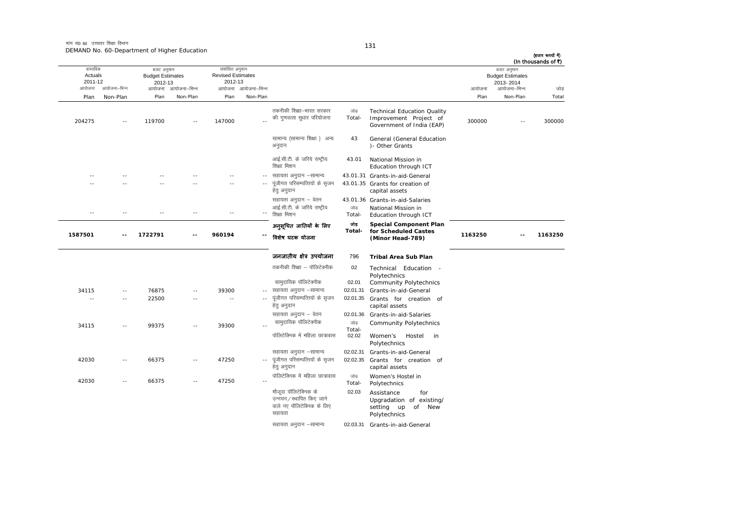मांग सं0 60 उच्चतर शिक्षा विभाग
DEMAND No. 60-Department of Higher Education

(हजार रूपयों में)
(In thousands of ₹)

| वास्तविक Actuals 2011-12 | | बजट अनुमान Budget Estimates 2012-13 | | संशोधित अनुमान Revised Estimates 2012-13 | | | | | बजट अनुमान Budget Estimates 2013-2014 | | |
|---|---|---|---|---|---|---|---|---|---|---|---|
| आयोजना Plan | आयोजना–भिन्न Non-Plan | आयोजना Plan | आयोजना–भिन्न Non-Plan | आयोजना Plan | आयोजना–भिन्न Non-Plan | | | | आयोजना Plan | आयोजना–भिन्न Non-Plan | जोड़ Total |
| 204275 | -- | 119700 | -- | 147000 | -- | तकनीकी शिक्षा–भारत सरकार की गुणवत्ता सुधार परियोजना | जोड़ Total- | Technical Education Quality Improvement Project of Government of India (EAP) | 300000 | -- | 300000 |
| | | | | | | सामान्य (सामान्य शिक्षा ) अन्य अनुदान | 43 | General (General Education )- Other Grants | | | |
| | | | | | | आई.सी.टी. के जरिये राष्ट्रीय शिक्षा मिशन | 43.01 | National Mission in Education through ICT | | | |
| -- | -- | -- | -- | -- | -- | सहायता अनुदान –सामान्य | 43.01.31 | Grants-in-aid-General | | | |
| -- | -- | -- | -- | -- | -- | पूंजीगत परिसम्पत्तियों के सृजन हेतु अनुदान | 43.01.35 | Grants for creation of capital assets | | | |
| | | | | | | सहायता अनुदान – वेतन | 43.01.36 | Grants-in-aid-Salaries | | | |
| -- | -- | -- | -- | -- | -- | आई.सी.टी. के जरिये राष्ट्रीय शिक्षा मिशन | जोड़ Total- | National Mission in Education through ICT | | | |
| **1587501** | **--** | **1722791** | **--** | **960194** | **--** | **अनुसूचित जातियों के लिए विशेष घटक योजना** | **जोड़ Total-** | **Special Component Plan for Scheduled Castes (Minor Head-789)** | **1163250** | **--** | **1163250** |
| | | | | | | **जनजातीय क्षेत्र उपयोजना** | **796** | **Tribal Area Sub Plan** | | | |
| | | | | | | तकनीकी शिक्षा – पॉलिटेक्नीक | 02 | Technical Education - Polytechnics | | | |
| | | | | | | सामुदायिक पॉलिटेक्नीक | 02.01 | Community Polytechnics | | | |
| 34115 | -- | 76875 | -- | 39300 | -- | सहायता अनुदान –सामान्य | 02.01.31 | Grants-in-aid-General | | | |
| -- | -- | 22500 | -- | -- | -- | पूंजीगत परिसम्पत्तियों के सृजन हेतु अनुदान | 02.01.35 | Grants for creation of capital assets | | | |
| | | | | | | सहायता अनुदान – वेतन | 02.01.36 | Grants-in-aid-Salaries | | | |
| 34115 | -- | 99375 | -- | 39300 | -- | सामुदायिक पॉलिटेक्नीक | जोड़ Total- | Community Polytechnics | | | |
| | | | | | | पोलिटेक्निक में महिला छात्रावास | 02.02 | Women's Hostel in Polytechnics | | | |
| | | | | | | सहायता अनुदान –सामान्य | 02.02.31 | Grants-in-aid-General | | | |
| 42030 | -- | 66375 | -- | 47250 | -- | पूंजीगत परिसम्पत्तियों के सृजन हेतु अनुदान | 02.02.35 | Grants for creation of capital assets | | | |
| 42030 | -- | 66375 | -- | 47250 | -- | पोलिटेक्निक में महिला छात्रावास | जोड़ Total- | Women's Hostel in Polytechnics | | | |
| | | | | | | मौजूदा पॉलिटेक्निक के उन्नयन/स्थापित किए जाने वाले नए पॉलिटेक्निक के लिए सहायता | 02.03 | Assistance for Upgradation of existing/ setting up of New Polytechnics | | | |
| | | | | | | सहायता अनुदान –सामान्य | 02.03.31 | Grants-in-aid-General | | | |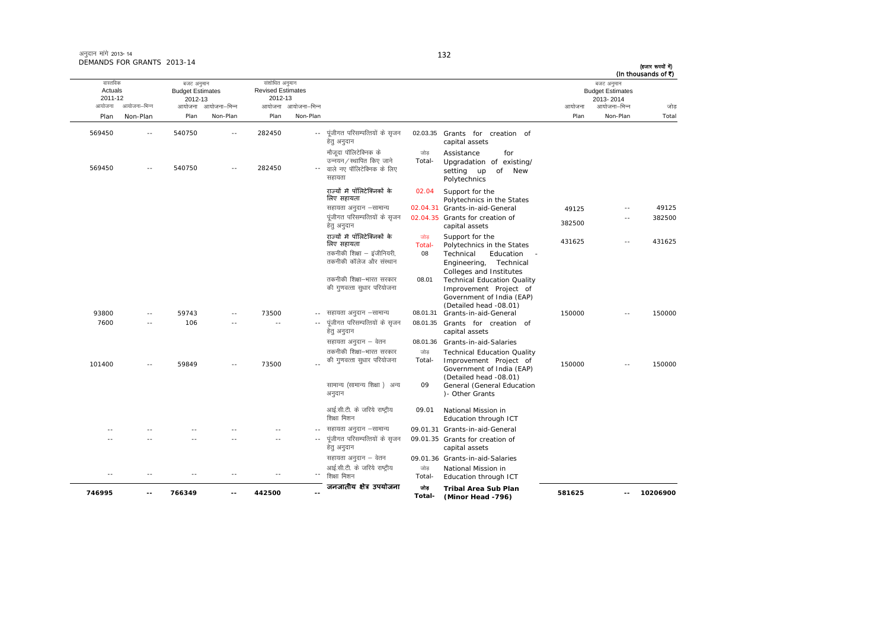अनुदान मांगें 2013-14
DEMANDS FOR GRANTS 2013-14

(हजार रूपयों में)
(In thousands of ₹)

| वास्तविक Actuals 2011-12 | | बजट अनुमान Budget Estimates 2012-13 | | संशोधित अनुमान Revised Estimates 2012-13 | | | | | बजट अनुमान Budget Estimates 2013-2014 | | |
|---|---|---|---|---|---|---|---|---|---|---|---|
| आयोजना Plan | आयोजना-भिन्न Non-Plan | आयोजना Plan | आयोजना-भिन्न Non-Plan | आयोजना Plan | आयोजना-भिन्न Non-Plan | | | | आयोजना Plan | आयोजना-भिन्न Non-Plan | जोड़ Total |
| 569450 | -- | 540750 | -- | 282450 | -- | पूंजीगत परिसम्पत्तियों के सृजन हेतु अनुदान | 02.03.35 | Grants for creation of capital assets | | | |
| 569450 | -- | 540750 | -- | 282450 | -- | मौजूदा पॉलिटेक्निक के उन्नयन/स्थापित किए जाने वाले नए पॉलिटेक्निक के लिए सहायता | जोड़ Total- | Assistance for Upgradation of existing/ setting up of New Polytechnics | | | |
| | | | | | | **राज्यों में पॉलिटेक्निकों के लिए सहायता** | 02.04 | Support for the Polytechnics in the States | | | |
| | | | | | | सहायता अनुदान –सामान्य | 02.04.31 | Grants-in-aid-General | 49125 | -- | 49125 |
| | | | | | | पूंजीगत परिसम्पत्तियों के सृजन हेतु अनुदान | 02.04.35 | Grants for creation of capital assets | 382500 | -- | 382500 |
| | | | | | | **राज्यों में पॉलिटेक्निकों के लिए सहायता** | जोड़ Total- | Support for the Polytechnics in the States | 431625 | -- | 431625 |
| | | | | | | तकनीकी शिक्षा – इंजीनियरी, तकनीकी कॉलेज और संस्थान | 08 | Technical Education - Engineering, Technical Colleges and Institutes | | | |
| | | | | | | तकनीकी शिक्षा–भारत सरकार की गुणवत्ता सुधार परियोजना | 08.01 | Technical Education Quality Improvement Project of Government of India (EAP) (Detailed head -08.01) | | | |
| 93800 | -- | 59743 | -- | 73500 | -- | सहायता अनुदान –सामान्य | 08.01.31 | Grants-in-aid-General | 150000 | -- | 150000 |
| 7600 | -- | 106 | -- | -- | -- | पूंजीगत परिसम्पत्तियों के सृजन हेतु अनुदान | 08.01.35 | Grants for creation of capital assets | | | |
| | | | | | | सहायता अनुदान – वेतन | 08.01.36 | Grants-in-aid-Salaries | | | |
| 101400 | -- | 59849 | -- | 73500 | -- | तकनीकी शिक्षा–भारत सरकार की गुणवत्ता सुधार परियोजना | जोड़ Total- | Technical Education Quality Improvement Project of Government of India (EAP) (Detailed head -08.01) | 150000 | -- | 150000 |
| | | | | | | सामान्य (सामान्य शिक्षा) अन्य अनुदान | 09 | General (General Education )- Other Grants | | | |
| | | | | | | आई.सी.टी. के जरिये राष्ट्रीय शिक्षा मिशन | 09.01 | National Mission in Education through ICT | | | |
| -- | -- | -- | -- | -- | -- | सहायता अनुदान –सामान्य | 09.01.31 | Grants-in-aid-General | | | |
| -- | -- | -- | -- | -- | -- | पूंजीगत परिसम्पत्तियों के सृजन हेतु अनुदान | 09.01.35 | Grants for creation of capital assets | | | |
| | | | | | | सहायता अनुदान – वेतन | 09.01.36 | Grants-in-aid-Salaries | | | |
| -- | -- | -- | -- | -- | -- | आई.सी.टी. के जरिये राष्ट्रीय शिक्षा मिशन | जोड़ Total- | National Mission in Education through ICT | | | |
| **746995** | **--** | **766349** | **--** | **442500** | **--** | **जनजातीय क्षेत्र उपयोजना** | **जोड़ Total-** | **Tribal Area Sub Plan (Minor Head -796)** | **581625** | **--** | **10206900** |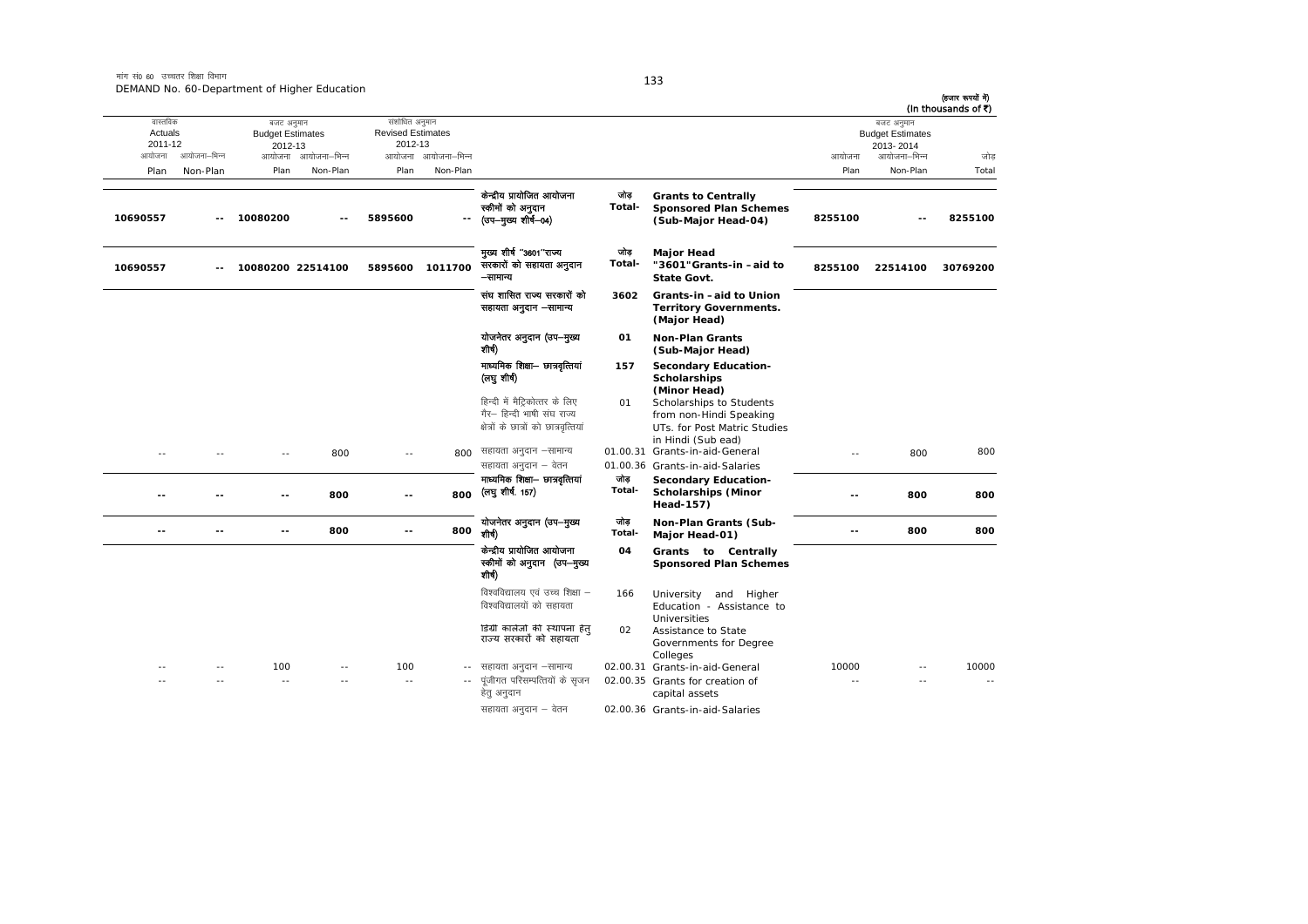मांग सं0 60 उच्चतर शिक्षा विभाग
DEMAND No. 60-Department of Higher Education

(हजार रुपयों में)
(In thousands of ₹)

| वास्तविक Actuals 2011-12 | | बजट अनुमान Budget Estimates 2012-13 | | संशोधित अनुमान Revised Estimates 2012-13 | | | | | बजट अनुमान Budget Estimates 2013-2014 | | |
|---|---|---|---|---|---|---|---|---|---|---|---|
| आयोजना Plan | आयोजना-भिन्न Non-Plan | आयोजना Plan | आयोजना-भिन्न Non-Plan | आयोजना Plan | आयोजना-भिन्न Non-Plan | | | | आयोजना Plan | आयोजना-भिन्न Non-Plan | जोड़ Total |
| **10690557** | **--** | **10080200** | **--** | **5895600** | **--** | **केन्द्रीय प्रायोजित आयोजना स्कीमों को अनुदान (उप-मुख्य शीर्ष-04)** | **जोड़ Total-** | **Grants to Centrally Sponsored Plan Schemes (Sub-Major Head-04)** | **8255100** | **--** | **8255100** |
| **10690557** | **--** | **10080200** | **22514100** | **5895600** | **1011700** | **मुख्य शीर्ष "3601"राज्य सरकारों को सहायता अनुदान -सामान्य** | **जोड़ Total-** | **Major Head "3601"Grants-in -aid to State Govt.** | **8255100** | **22514100** | **30769200** |
| | | | | | | **संघ शासित राज्य सरकारों को सहायता अनुदान -सामान्य** | **3602** | **Grants-in -aid to Union Territory Governments. (Major Head)** | | | |
| | | | | | | **योजनेतर अनुदान (उप-मुख्य शीर्ष)** | **01** | **Non-Plan Grants (Sub-Major Head)** | | | |
| | | | | | | **माध्यमिक शिक्षा- छात्रवृत्तियां (लघु शीर्ष)** | **157** | **Secondary Education-Scholarships (Minor Head)** | | | |
| | | | | | | हिन्दी में मैट्रिकोत्तर के लिए गैर- हिन्दी भाषी संघ राज्य क्षेत्रों के छात्रों को छात्रवृत्तियां | 01 | Scholarships to Students from non-Hindi Speaking UTs. for Post Matric Studies in Hindi (Sub ead) | | | |
| -- | -- | -- | 800 | -- | 800 | सहायता अनुदान -सामान्य | 01.00.31 | Grants-in-aid-General | -- | 800 | 800 |
| | | | | | | सहायता अनुदान - वेतन | 01.00.36 | Grants-in-aid-Salaries | | | |
| **--** | **--** | **--** | **800** | **--** | **800** | **माध्यमिक शिक्षा- छात्रवृत्तियां (लघु शीर्ष. 157)** | **जोड़ Total-** | **Secondary Education-Scholarships (Minor Head-157)** | **--** | **800** | **800** |
| **--** | **--** | **--** | **800** | **--** | **800** | **योजनेतर अनुदान (उप-मुख्य शीर्ष)** | **जोड़ Total-** | **Non-Plan Grants (Sub-Major Head-01)** | **--** | **800** | **800** |
| | | | | | | **केन्द्रीय प्रायोजित आयोजना स्कीमों को अनुदान (उप-मुख्य शीर्ष)** | **04** | **Grants to Centrally Sponsored Plan Schemes** | | | |
| | | | | | | विश्वविद्यालय एवं उच्च शिक्षा - विश्वविद्यालयों को सहायता | 166 | University and Higher Education - Assistance to Universities | | | |
| | | | | | | डिग्री कालेजों की स्थापना हेतु राज्य सरकारों को सहायता | 02 | Assistance to State Governments for Degree Colleges | | | |
| -- | -- | 100 | -- | 100 | -- | सहायता अनुदान -सामान्य | 02.00.31 | Grants-in-aid-General | 10000 | -- | 10000 |
| -- | -- | -- | -- | -- | -- | पूंजीगत परिसम्पत्तियों के सृजन हेतु अनुदान | 02.00.35 | Grants for creation of capital assets | -- | -- | -- |
| | | | | | | सहायता अनुदान - वेतन | 02.00.36 | Grants-in-aid-Salaries | | | |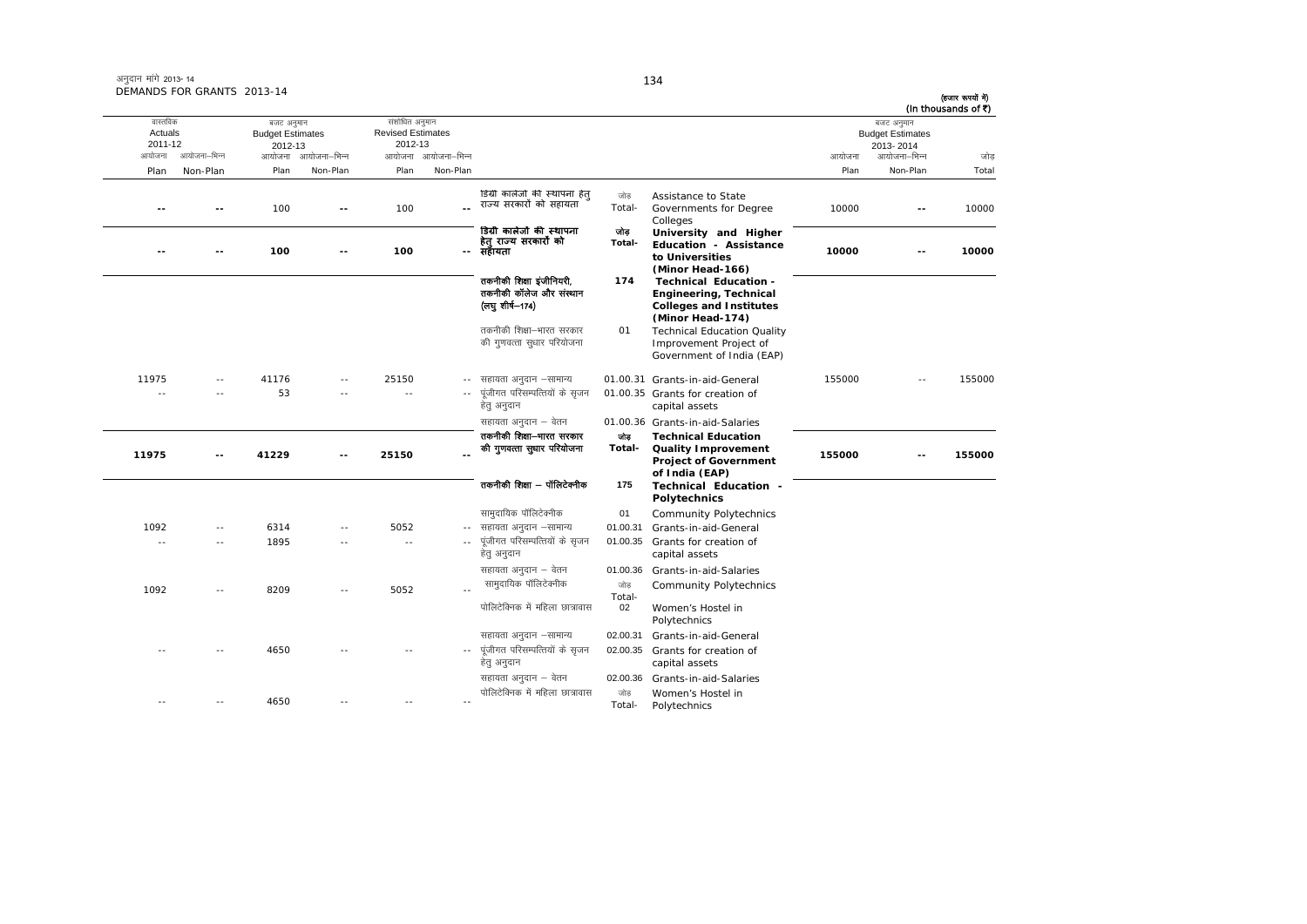अनुदान मांगें 2013-14
DEMANDS FOR GRANTS 2013-14

(हजार रूपयों में)
(In thousands of ₹)

| वास्तविक Actuals 2011-12 | | बजट अनुमान Budget Estimates 2012-13 | | संशोधित अनुमान Revised Estimates 2012-13 | | | | | बजट अनुमान Budget Estimates 2013-2014 | | |
|---|---|---|---|---|---|---|---|---|---|---|---|
| आयोजना Plan | आयोजना–भिन्न Non-Plan | आयोजना Plan | आयोजना–भिन्न Non-Plan | आयोजना Plan | आयोजना–भिन्न Non-Plan | | | | आयोजना Plan | आयोजना–भिन्न Non-Plan | जोड़ Total |
| -- | -- | 100 | -- | 100 | -- | डिग्री कालेजों की स्थापना हेतु राज्य सरकारों को सहायता | जोड़ Total- | Assistance to State Governments for Degree Colleges | 10000 | -- | 10000 |
| **--** | **--** | **100** | **--** | **100** | **--** | **डिग्री कालेजों की स्थापना हेतु राज्य सरकारों को सहायता** | **जोड़ Total-** | **University and Higher Education - Assistance to Universities (Minor Head-166)** | **10000** | **--** | **10000** |
| | | | | | | **तकनीकी शिक्षा इंजीनियरी, तकनीकी कॉलेज और संस्थान (लघु शीर्ष–174)** | **174** | **Technical Education - Engineering, Technical Colleges and Institutes (Minor Head-174)** | | | |
| | | | | | | तकनीकी शिक्षा–भारत सरकार की गुणवत्ता सुधार परियोजना | 01 | Technical Education Quality Improvement Project of Government of India (EAP) | | | |
| 11975 | -- | 41176 | -- | 25150 | -- | सहायता अनुदान –सामान्य | 01.00.31 | Grants-in-aid-General | 155000 | -- | 155000 |
| -- | -- | 53 | -- | -- | -- | पूंजीगत परिसम्पत्तियों के सृजन हेतु अनुदान | 01.00.35 | Grants for creation of capital assets | | | |
| | | | | | | सहायता अनुदान – वेतन | 01.00.36 | Grants-in-aid-Salaries | | | |
| **11975** | **--** | **41229** | **--** | **25150** | **--** | **तकनीकी शिक्षा–भारत सरकार की गुणवत्ता सुधार परियोजना** | **जोड़ Total-** | **Technical Education Quality Improvement Project of Government of India (EAP)** | **155000** | **--** | **155000** |
| | | | | | | **तकनीकी शिक्षा – पॉलिटेक्नीक** | **175** | **Technical Education - Polytechnics** | | | |
| | | | | | | सामुदायिक पॉलिटेक्नीक | 01 | Community Polytechnics | | | |
| 1092 | -- | 6314 | -- | 5052 | -- | सहायता अनुदान –सामान्य | 01.00.31 | Grants-in-aid-General | | | |
| -- | -- | 1895 | -- | -- | -- | पूंजीगत परिसम्पत्तियों के सृजन हेतु अनुदान | 01.00.35 | Grants for creation of capital assets | | | |
| | | | | | | सहायता अनुदान – वेतन | 01.00.36 | Grants-in-aid-Salaries | | | |
| 1092 | -- | 8209 | -- | 5052 | -- | सामुदायिक पॉलिटेक्नीक | जोड़ Total- | Community Polytechnics | | | |
| | | | | | | पोलिटेक्निक में महिला छात्रावास | 02 | Women's Hostel in Polytechnics | | | |
| | | | | | | सहायता अनुदान –सामान्य | 02.00.31 | Grants-in-aid-General | | | |
| -- | -- | 4650 | -- | -- | -- | पूंजीगत परिसम्पत्तियों के सृजन हेतु अनुदान | 02.00.35 | Grants for creation of capital assets | | | |
| | | | | | | सहायता अनुदान – वेतन | 02.00.36 | Grants-in-aid-Salaries | | | |
| -- | -- | 4650 | -- | -- | -- | पोलिटेक्निक में महिला छात्रावास | जोड़ Total- | Women's Hostel in Polytechnics | | | |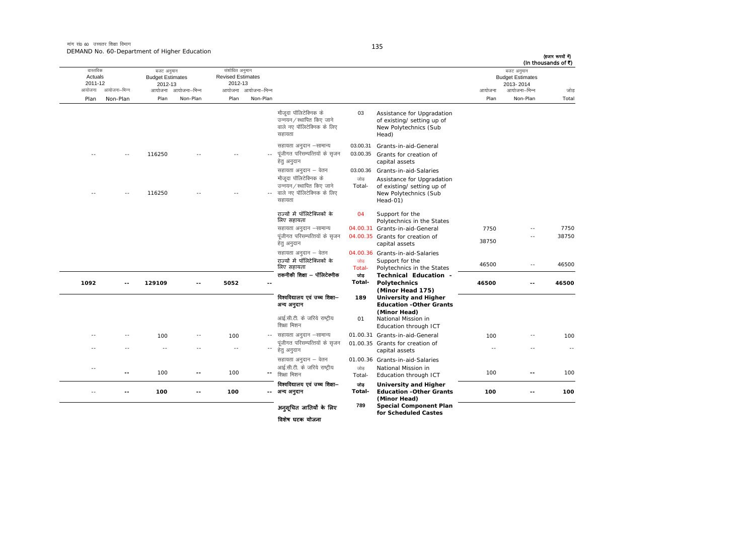मांग सं0 60 उच्चतर शिक्षा विभाग
DEMAND No. 60-Department of Higher Education

(हजार रूपयों में)
(In thousands of ₹)

| वास्तविक Actuals 2011-12 | | बजट अनुमान Budget Estimates 2012-13 | | संशोधित अनुमान Revised Estimates 2012-13 | | | | | बजट अनुमान Budget Estimates 2013-2014 | | |
|---|---|---|---|---|---|---|---|---|---|---|---|
| आयोजना Plan | आयोजना–भिन्न Non-Plan | आयोजना Plan | आयोजना–भिन्न Non-Plan | आयोजना Plan | आयोजना–भिन्न Non-Plan | | | | आयोजना Plan | आयोजना–भिन्न Non-Plan | जोड़ Total |
| | | | | | | मौजूदा पॉलिटेक्निक के उन्नयन/स्थापित किए जाने वाले नए पॉलिटेक्निक के लिए सहायता | 03 | Assistance for Upgradation of existing/ setting up of New Polytechnics (Sub Head) | | | |
| | | | | | | सहायता अनुदान –सामान्य | 03.00.31 | Grants-in-aid-General | | | |
| -- | -- | 116250 | -- | -- | -- | पूंजीगत परिसम्पत्तियों के सृजन हेतु अनुदान | 03.00.35 | Grants for creation of capital assets | | | |
| | | | | | | सहायता अनुदान – वेतन | 03.00.36 | Grants-in-aid-Salaries | | | |
| -- | -- | 116250 | -- | -- | -- | मौजूदा पॉलिटेक्निक के उन्नयन/स्थापित किए जाने वाले नए पॉलिटेक्निक के लिए सहायता | जोड़ Total- | Assistance for Upgradation of existing/ setting up of New Polytechnics (Sub Head-01) | | | |
| | | | | | | राज्यों में पॉलिटेक्निकों के लिए सहायता | 04 | Support for the Polytechnics in the States | | | |
| | | | | | | सहायता अनुदान –सामान्य | 04.00.31 | Grants-in-aid-General | 7750 | -- | 7750 |
| | | | | | | पूंजीगत परिसम्पत्तियों के सृजन हेतु अनुदान | 04.00.35 | Grants for creation of capital assets | 38750 | -- | 38750 |
| | | | | | | सहायता अनुदान – वेतन | 04.00.36 | Grants-in-aid-Salaries | | | |
| | | | | | | राज्यों में पॉलिटेक्निकों के लिए सहायता | जोड़ Total- | Support for the Polytechnics in the States | 46500 | -- | 46500 |
| **1092** | **--** | **129109** | **--** | **5052** | **--** | **तकनीकी शिक्षा – पॉलिटेक्नीक** | **जोड़ Total-** | **Technical Education - Polytechnics (Minor Head 175)** | **46500** | **--** | **46500** |
| | | | | | | **विश्वविद्यालय एवं उच्च शिक्षा–अन्य अनुदान** | **189** | **University and Higher Education -Other Grants (Minor Head)** | | | |
| | | | | | | आई.सी.टी. के जरिये राष्ट्रीय शिक्षा मिशन | 01 | National Mission in Education through ICT | | | |
| -- | -- | 100 | -- | 100 | -- | सहायता अनुदान –सामान्य | 01.00.31 | Grants-in-aid-General | 100 | -- | 100 |
| -- | -- | -- | -- | -- | -- | पूंजीगत परिसम्पत्तियों के सृजन हेतु अनुदान | 01.00.35 | Grants for creation of capital assets | -- | -- | -- |
| | | | | | | सहायता अनुदान – वेतन | 01.00.36 | Grants-in-aid-Salaries | | | |
| -- | -- | 100 | -- | 100 | -- | आई.सी.टी. के जरिये राष्ट्रीय शिक्षा मिशन | जोड़ Total- | National Mission in Education through ICT | 100 | -- | 100 |
| -- | **--** | **100** | **--** | **100** | **--** | **विश्वविद्यालय एवं उच्च शिक्षा–अन्य अनुदान** | **जोड़ Total-** | **University and Higher Education -Other Grants (Minor Head)** | **100** | **--** | **100** |
| | | | | | | **अनुसूचित जातियों के लिए विशेष घटक योजना** | **789** | **Special Component Plan for Scheduled Castes** | | | |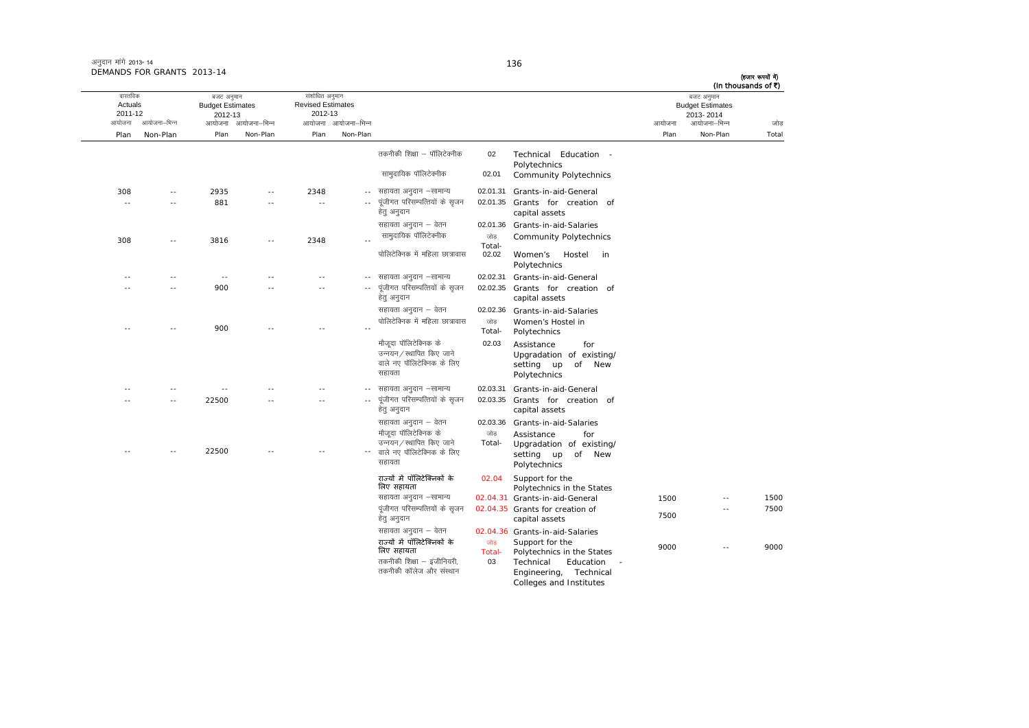अनुदान मांगे 2013-14
DEMANDS FOR GRANTS 2013-14

(हजार रूपयों में)
(In thousands of ₹)

| वास्तविक Actuals 2011-12 | | बजट अनुमान Budget Estimates 2012-13 | | संशोधित अनुमान Revised Estimates 2012-13 | | | | | बजट अनुमान Budget Estimates 2013-2014 | | |
|---|---|---|---|---|---|---|---|---|---|---|---|
| आयोजना Plan | आयोजना-भिन्न Non-Plan | आयोजना Plan | आयोजना-भिन्न Non-Plan | आयोजना Plan | आयोजना-भिन्न Non-Plan | | | | आयोजना Plan | आयोजना-भिन्न Non-Plan | जोड़ Total |
| | | | | | | तकनीकी शिक्षा – पॉलिटेक्नीक | 02 | Technical Education - Polytechnics | | | |
| | | | | | | सामुदायिक पॉलिटेक्नीक | 02.01 | Community Polytechnics | | | |
| 308 | -- | 2935 | -- | 2348 | -- | सहायता अनुदान –सामान्य | 02.01.31 | Grants-in-aid-General | | | |
| -- | -- | 881 | -- | -- | -- | पूंजीगत परिसम्पत्तियों के सृजन हेतु अनुदान | 02.01.35 | Grants for creation of capital assets | | | |
| | | | | | | सहायता अनुदान – वेतन | 02.01.36 | Grants-in-aid-Salaries | | | |
| 308 | -- | 3816 | -- | 2348 | -- | सामुदायिक पॉलिटेक्नीक | जोड़ Total- | Community Polytechnics | | | |
| | | | | | | पोलिटेक्निक में महिला छात्रावास | 02.02 | Women's Hostel in Polytechnics | | | |
| -- | -- | -- | -- | -- | -- | सहायता अनुदान –सामान्य | 02.02.31 | Grants-in-aid-General | | | |
| -- | -- | 900 | -- | -- | -- | पूंजीगत परिसम्पत्तियों के सृजन हेतु अनुदान | 02.02.35 | Grants for creation of capital assets | | | |
| | | | | | | सहायता अनुदान – वेतन | 02.02.36 | Grants-in-aid-Salaries | | | |
| -- | -- | 900 | -- | -- | -- | पोलिटेक्निक में महिला छात्रावास | जोड़ Total- | Women's Hostel in Polytechnics | | | |
| | | | | | | मौजूदा पॉलिटेक्निक के उन्नयन/स्थापित किए जाने वाले नए पॉलिटेक्निक के लिए सहायता | 02.03 | Assistance for Upgradation of existing/ setting up of New Polytechnics | | | |
| -- | -- | -- | -- | -- | -- | सहायता अनुदान –सामान्य | 02.03.31 | Grants-in-aid-General | | | |
| -- | -- | 22500 | -- | -- | -- | पूंजीगत परिसम्पत्तियों के सृजन हेतु अनुदान | 02.03.35 | Grants for creation of capital assets | | | |
| | | | | | | सहायता अनुदान – वेतन | 02.03.36 | Grants-in-aid-Salaries | | | |
| -- | -- | 22500 | -- | -- | -- | मौजूदा पॉलिटेक्निक के उन्नयन/स्थापित किए जाने वाले नए पॉलिटेक्निक के लिए सहायता | जोड़ Total- | Assistance for Upgradation of existing/ setting up of New Polytechnics | | | |
| | | | | | | **राज्यों में पॉलिटेक्निकों के लिए सहायता** | 02.04 | Support for the Polytechnics in the States | | | |
| | | | | | | सहायता अनुदान –सामान्य | 02.04.31 | Grants-in-aid-General | 1500 | -- | 1500 |
| | | | | | | पूंजीगत परिसम्पत्तियों के सृजन हेतु अनुदान | 02.04.35 | Grants for creation of capital assets | 7500 | -- | 7500 |
| | | | | | | सहायता अनुदान – वेतन | 02.04.36 | Grants-in-aid-Salaries | | | |
| | | | | | | **राज्यों में पॉलिटेक्निकों के लिए सहायता** | जोड़ Total- | Support for the Polytechnics in the States | 9000 | -- | 9000 |
| | | | | | | तकनीकी शिक्षा – इंजीनियरी, तकनीकी कॉलेज और संस्थान | 03 | Technical Education - Engineering, Technical Colleges and Institutes | | | |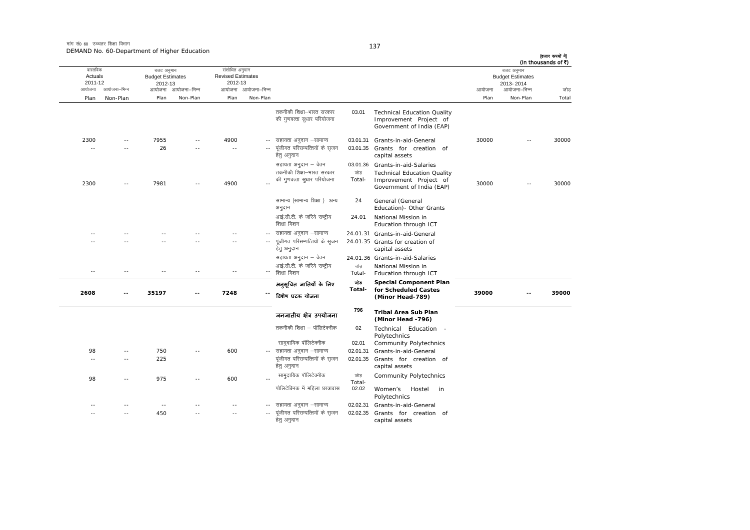मांग सं0 60 उच्चतर शिक्षा विभाग
DEMAND No. 60-Department of Higher Education

(हजार रूपयों में)
(In thousands of ₹)

| वास्तविक Actuals 2011-12 | | बजट अनुमान Budget Estimates 2012-13 | | संशोधित अनुमान Revised Estimates 2012-13 | | | | | बजट अनुमान Budget Estimates 2013-2014 | | |
|---|---|---|---|---|---|---|---|---|---|---|---|
| आयोजना Plan | आयोजना–भिन्न Non-Plan | आयोजना Plan | आयोजना–भिन्न Non-Plan | आयोजना Plan | आयोजना–भिन्न Non-Plan | | | | आयोजना Plan | आयोजना–भिन्न Non-Plan | जोड़ Total |
| | | | | | | तकनीकी शिक्षा–भारत सरकार की गुणवत्ता सुधार परियोजना | 03.01 | Technical Education Quality Improvement Project of Government of India (EAP) | | | |
| 2300 | -- | 7955 | -- | 4900 | -- | सहायता अनुदान –सामान्य | 03.01.31 | Grants-in-aid-General | 30000 | -- | 30000 |
| -- | -- | 26 | -- | -- | -- | पूंजीगत परिसम्पत्तियों के सृजन हेतु अनुदान | 03.01.35 | Grants for creation of capital assets | | | |
| | | | | | | सहायता अनुदान – वेतन | 03.01.36 | Grants-in-aid-Salaries | | | |
| 2300 | -- | 7981 | -- | 4900 | -- | तकनीकी शिक्षा–भारत सरकार की गुणवत्ता सुधार परियोजना | जोड़ Total- | Technical Education Quality Improvement Project of Government of India (EAP) | 30000 | -- | 30000 |
| | | | | | | सामान्य (सामान्य शिक्षा ) अन्य अनुदान | 24 | General (General Education)- Other Grants | | | |
| | | | | | | आई.सी.टी. के जरिये राष्ट्रीय शिक्षा मिशन | 24.01 | National Mission in Education through ICT | | | |
| -- | -- | -- | -- | -- | -- | सहायता अनुदान –सामान्य | 24.01.31 | Grants-in-aid-General | | | |
| -- | -- | -- | -- | -- | -- | पूंजीगत परिसम्पत्तियों के सृजन हेतु अनुदान | 24.01.35 | Grants for creation of capital assets | | | |
| | | | | | | सहायता अनुदान – वेतन | 24.01.36 | Grants-in-aid-Salaries | | | |
| -- | -- | -- | -- | -- | -- | आई.सी.टी. के जरिये राष्ट्रीय शिक्षा मिशन | जोड़ Total- | National Mission in Education through ICT | | | |
| **2608** | **--** | **35197** | **--** | **7248** | **--** | **अनुसूचित जातियों के लिए विशेष घटक योजना** | **जोड़ Total-** | **Special Component Plan for Scheduled Castes (Minor Head-789)** | **39000** | **--** | **39000** |
| | | | | | | **जनजातीय क्षेत्र उपयोजना** | **796** | **Tribal Area Sub Plan (Minor Head -796)** | | | |
| | | | | | | तकनीकी शिक्षा – पॉलिटेक्नीक | 02 | Technical Education - Polytechnics | | | |
| | | | | | | सामुदायिक पॉलिटेक्नीक | 02.01 | Community Polytechnics | | | |
| 98 | -- | 750 | -- | 600 | -- | सहायता अनुदान –सामान्य | 02.01.31 | Grants-in-aid-General | | | |
| -- | -- | 225 | | | | पूंजीगत परिसम्पत्तियों के सृजन हेतु अनुदान | 02.01.35 | Grants for creation of capital assets | | | |
| 98 | -- | 975 | -- | 600 | -- | सामुदायिक पॉलिटेक्नीक | जोड़ Total- | Community Polytechnics | | | |
| | | | | | | पोलिटेक्निक में महिला छात्रावास | 02.02 | Women's Hostel in Polytechnics | | | |
| -- | -- | -- | -- | -- | -- | सहायता अनुदान –सामान्य | 02.02.31 | Grants-in-aid-General | | | |
| -- | -- | 450 | -- | -- | -- | पूंजीगत परिसम्पत्तियों के सृजन हेतु अनुदान | 02.02.35 | Grants for creation of capital assets | | | |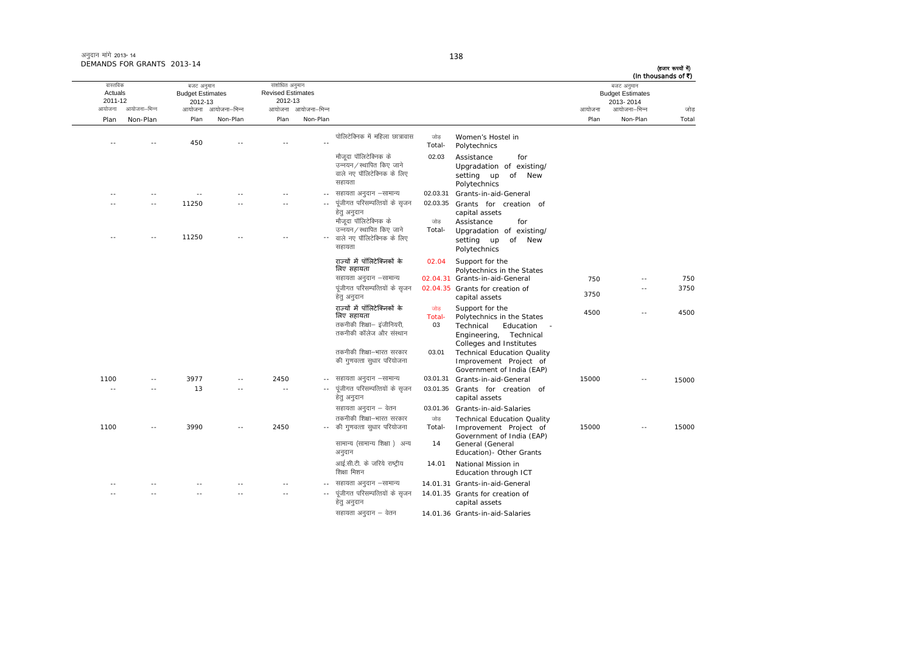अनुदान मांगे 2013-14
DEMANDS FOR GRANTS 2013-14

(हजार रूपयों में)
(In thousands of ₹)

| वास्तविक Actuals 2011-12 | | बजट अनुमान Budget Estimates 2012-13 | | संशोधित अनुमान Revised Estimates 2012-13 | | | | | बजट अनुमान Budget Estimates 2013-2014 | | |
|---|---|---|---|---|---|---|---|---|---|---|---|
| आयोजना Plan | आयोजना–भिन्न Non-Plan | आयोजना Plan | आयोजना–भिन्न Non-Plan | आयोजना Plan | आयोजना–भिन्न Non-Plan | | | | आयोजना Plan | आयोजना–भिन्न Non-Plan | जोड़ Total |
| -- | -- | 450 | -- | -- | -- | पोलिटेक्निक में महिला छात्रावास | जोड़ Total- | Women's Hostel in Polytechnics | | | |
| | | | | | | मौजूदा पॉलिटेक्निक के उन्नयन/स्थापित किए जाने वाले नए पॉलिटेक्निक के लिए सहायता | 02.03 | Assistance for Upgradation of existing/ setting up of New Polytechnics | | | |
| -- | -- | -- | -- | -- | -- | सहायता अनुदान –सामान्य | 02.03.31 | Grants-in-aid-General | | | |
| -- | -- | 11250 | -- | -- | -- | पूंजीगत परिसम्पत्तियों के सृजन हेतु अनुदान | 02.03.35 | Grants for creation of capital assets | | | |
| -- | -- | 11250 | -- | -- | -- | मौजूदा पॉलिटेक्निक के उन्नयन/स्थापित किए जाने वाले नए पॉलिटेक्निक के लिए सहायता | जोड़ Total- | Assistance for Upgradation of existing/ setting up of New Polytechnics | | | |
| | | | | | | राज्यों में पॉलिटेक्निकों के लिए सहायता | 02.04 | Support for the Polytechnics in the States | | | |
| | | | | | | सहायता अनुदान –सामान्य | 02.04.31 | Grants-in-aid-General | 750 | -- | 750 |
| | | | | | | पूंजीगत परिसम्पत्तियों के सृजन हेतु अनुदान | 02.04.35 | Grants for creation of capital assets | 3750 | -- | 3750 |
| | | | | | | राज्यों में पॉलिटेक्निकों के लिए सहायता | जोड़ Total- | Support for the Polytechnics in the States | 4500 | -- | 4500 |
| | | | | | | तकनीकी शिक्षा– इंजीनियरी, तकनीकी कॉलेज और संस्थान | 03 | Technical Education - Engineering, Technical Colleges and Institutes | | | |
| | | | | | | तकनीकी शिक्षा–भारत सरकार की गुणवत्ता सुधार परियोजना | 03.01 | Technical Education Quality Improvement Project of Government of India (EAP) | | | |
| 1100 | -- | 3977 | -- | 2450 | -- | सहायता अनुदान –सामान्य | 03.01.31 | Grants-in-aid-General | 15000 | -- | 15000 |
| -- | -- | 13 | -- | -- | -- | पूंजीगत परिसम्पत्तियों के सृजन हेतु अनुदान | 03.01.35 | Grants for creation of capital assets | | | |
| | | | | | | सहायता अनुदान – वेतन | 03.01.36 | Grants-in-aid-Salaries | | | |
| 1100 | -- | 3990 | -- | 2450 | -- | तकनीकी शिक्षा–भारत सरकार की गुणवत्ता सुधार परियोजना | जोड़ Total- | Technical Education Quality Improvement Project of Government of India (EAP) | 15000 | -- | 15000 |
| | | | | | | सामान्य (सामान्य शिक्षा ) अन्य अनुदान | 14 | General (General Education)- Other Grants | | | |
| | | | | | | आई.सी.टी. के जरिये राष्ट्रीय शिक्षा मिशन | 14.01 | National Mission in Education through ICT | | | |
| -- | -- | -- | -- | -- | -- | सहायता अनुदान –सामान्य | 14.01.31 | Grants-in-aid-General | | | |
| -- | -- | -- | -- | -- | -- | पूंजीगत परिसम्पत्तियों के सृजन हेतु अनुदान | 14.01.35 | Grants for creation of capital assets | | | |
| | | | | | | सहायता अनुदान – वेतन | 14.01.36 | Grants-in-aid-Salaries | | | |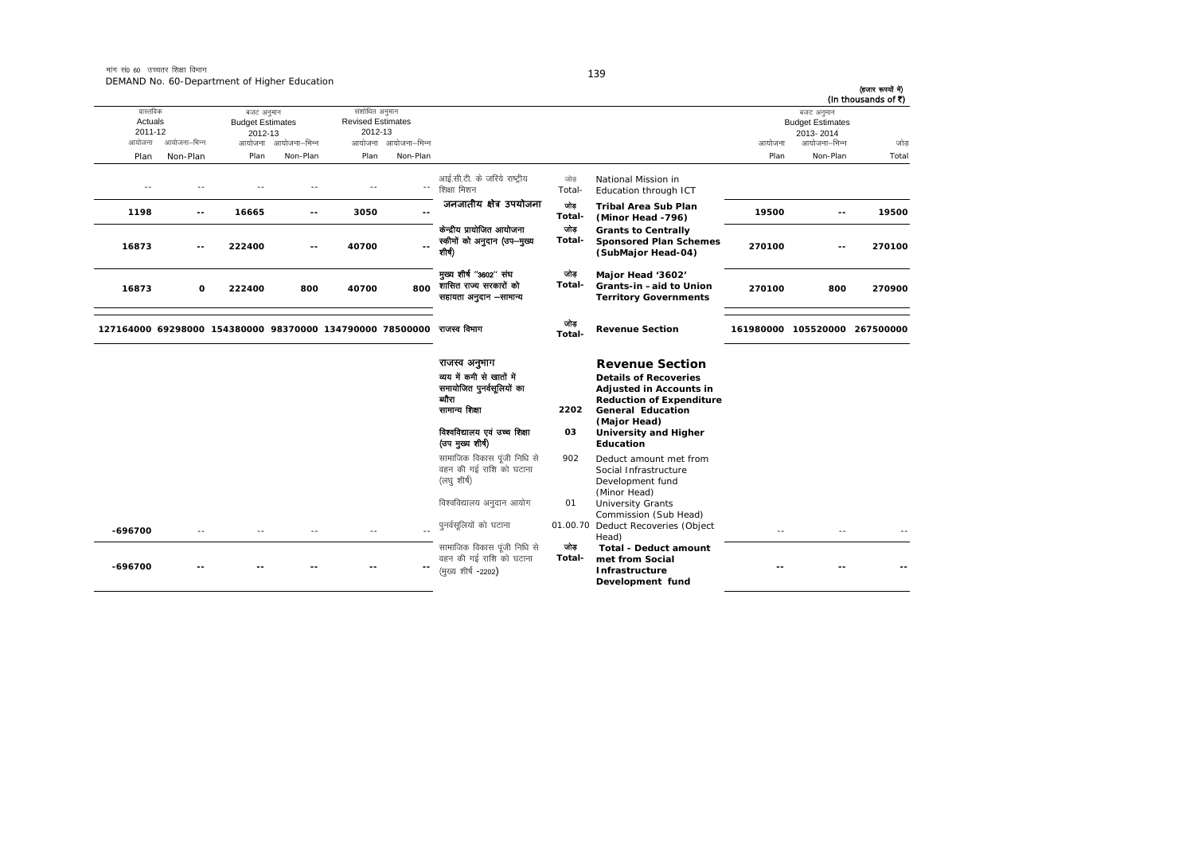मांग सं0 60 उच्चतर शिक्षा विभाग
DEMAND No. 60-Department of Higher Education

(हजार रूपयों में)
(In thousands of ₹)

| वास्तविक Actuals 2011-12 | | बजट अनुमान Budget Estimates 2012-13 | | संशोधित अनुमान Revised Estimates 2012-13 | | | | | बजट अनुमान Budget Estimates 2013-2014 | | |
|---|---|---|---|---|---|---|---|---|---|---|---|
| आयोजना Plan | आयोजना-भिन्न Non-Plan | आयोजना Plan | आयोजना-भिन्न Non-Plan | आयोजना Plan | आयोजना-भिन्न Non-Plan | | | | आयोजना Plan | आयोजना-भिन्न Non-Plan | जोड़ Total |
| -- | -- | -- | -- | -- | -- | आई.सी.टी. के जरिये राष्ट्रीय शिक्षा मिशन | जोड़ Total- | National Mission in Education through ICT | | | |
| **1198** | **--** | **16665** | **--** | **3050** | **--** | **जनजातीय क्षेत्र उपयोजना** | **जोड़ Total-** | **Tribal Area Sub Plan (Minor Head -796)** | **19500** | **--** | **19500** |
| **16873** | **--** | **222400** | **--** | **40700** | **--** | **केन्द्रीय प्रायोजित आयोजना स्कीमों को अनुदान (उप-मुख्य शीर्ष)** | **जोड़ Total-** | **Grants to Centrally Sponsored Plan Schemes (SubMajor Head-04)** | **270100** | **--** | **270100** |
| **16873** | **0** | **222400** | **800** | **40700** | **800** | **मुख्य शीर्ष "3602" संघ शासित राज्य सरकारों को सहायता अनुदान -सामान्य** | **जोड़ Total-** | **Major Head '3602' Grants-in -aid to Union Territory Governments** | **270100** | **800** | **270900** |
| **127164000** | **69298000** | **154380000** | **98370000** | **134790000** | **78500000** | **राजस्व विभाग** | **जोड़ Total-** | **Revenue Section** | **161980000** | **105520000** | **267500000** |
| | | | | | | **राजस्व अनुभाग** | | **Revenue Section** | | | |
| | | | | | | **व्यय में कमी से खातों में समायोजित पुनर्वसूलियों का ब्यौरा** | | **Details of Recoveries Adjusted in Accounts in Reduction of Expenditure** | | | |
| | | | | | | **सामान्य शिक्षा** | **2202** | **General Education (Major Head)** | | | |
| | | | | | | **विश्वविद्यालय एवं उच्च शिक्षा (उप मुख्य शीर्ष)** | **03** | **University and Higher Education** | | | |
| | | | | | | सामाजिक विकास पूंजी निधि से वहन की गई राशि को घटाना (लघु शीर्ष) | 902 | Deduct amount met from Social Infrastructure Development fund (Minor Head) | | | |
| | | | | | | विश्वविद्यालय अनुदान आयोग | 01 | University Grants Commission (Sub Head) | | | |
| -696700 | -- | -- | -- | -- | -- | पुनर्वसूलियों को घटाना | 01.00.70 | Deduct Recoveries (Object Head) | -- | -- | -- |
| **-696700** | **--** | **--** | **--** | **--** | **--** | सामाजिक विकास पूंजी निधि से वहन की गई राशि को घटाना (मुख्य शीर्ष -2202) | **जोड़ Total-** | **Total - Deduct amount met from Social Infrastructure Development fund** | **--** | **--** | **--** |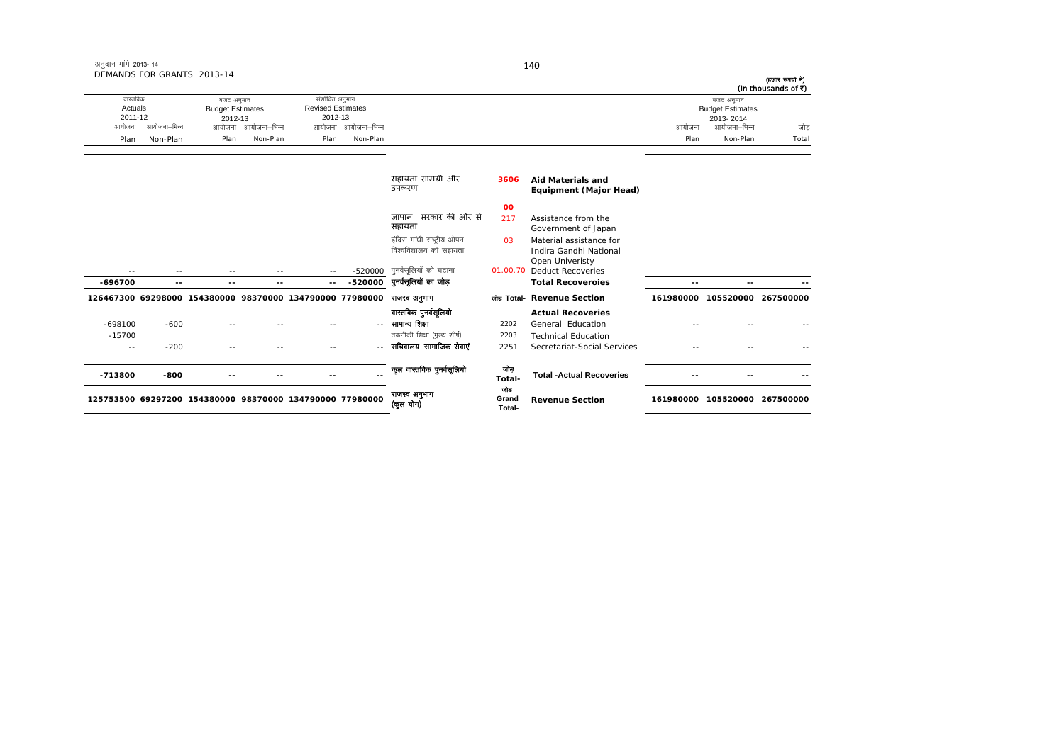अनुदान मांगें 2013-14
DEMANDS FOR GRANTS 2013-14

(हजार रूपयों में)
(In thousands of ₹)

| वास्तविक Actuals 2011-12 | | बजट अनुमान Budget Estimates 2012-13 | | संशोधित अनुमान Revised Estimates 2012-13 | | | | | बजट अनुमान Budget Estimates 2013-2014 | | |
|---|---|---|---|---|---|---|---|---|---|---|---|
| आयोजना Plan | आयोजना-भिन्न Non-Plan | आयोजना Plan | आयोजना-भिन्न Non-Plan | आयोजना Plan | आयोजना-भिन्न Non-Plan | | | | आयोजना Plan | आयोजना-भिन्न Non-Plan | जोड़ Total |
| | | | | | | सहायता सामग्री और उपकरण | 3606 | **Aid Materials and Equipment (Major Head)** | | | |
| | | | | | | | 00 | | | | |
| | | | | | | जापान सरकार की ओर से सहायता | 217 | Assistance from the Government of Japan | | | |
| | | | | | | इंदिरा गांधी राष्ट्रीय ओपन विश्वविद्यालय को सहायता | 03 | Material assistance for Indira Gandhi National Open Univeristy | | | |
| -- | -- | -- | -- | -- | -520000 | पुनर्वसूलियों को घटाना | 01.00.70 | Deduct Recoveries | | | |
| **-696700** | **--** | **--** | **--** | **--** | **-520000** | **पुनर्वसूलियों का जोड़** | | **Total Recoveroies** | **--** | **--** | **--** |
| **126467300** | **69298000** | **154380000** | **98370000** | **134790000** | **77980000** | **राजस्व अनुभाग** | **जोड़ Total-** | **Revenue Section** | **161980000** | **105520000** | **267500000** |
| | | | | | | **वास्तविक पुनर्वसूलियो** | | **Actual Recoveries** | | | |
| -698100 | -600 | -- | -- | -- | -- | **सामान्य शिक्षा** | 2202 | General Education | -- | -- | -- |
| -15700 | | | | | | तकनीकी शिक्षा (मुख्य शीर्ष) | 2203 | Technical Education | | | |
| -- | -200 | -- | -- | -- | -- | **सचिवालय-सामाजिक सेवाएं** | 2251 | Secretariat-Social Services | -- | -- | -- |
| **-713800** | **-800** | **--** | **--** | **--** | **--** | **कुल वास्तविक पुनर्वसूलियो** | **जोड़ Total-** | **Total -Actual Recoveries** | **--** | **--** | **--** |
| **125753500** | **69297200** | **154380000** | **98370000** | **134790000** | **77980000** | **राजस्व अनुभाग (कुल योग)** | **जोड़ Grand Total-** | **Revenue Section** | **161980000** | **105520000** | **267500000** |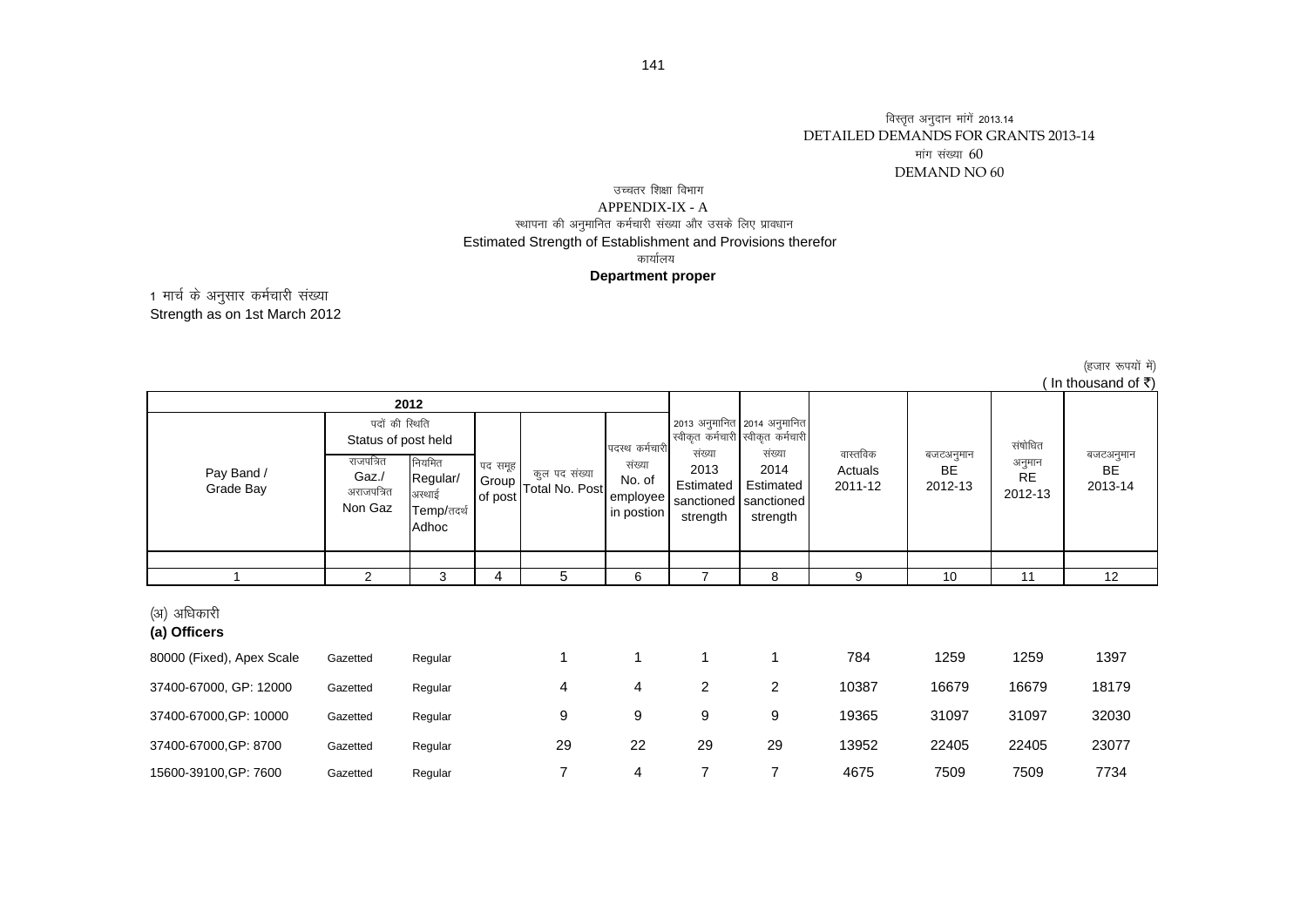विस्तृत अनुदान मांगें 2013.14
DETAILED DEMANDS FOR GRANTS 2013-14
मांग संख्या 60
DEMAND NO 60

उच्चतर शिक्षा विभाग
APPENDIX-IX - A
स्थापना की अनुमानित कर्मचारी संख्या और उसके लिए प्रावधान
Estimated Strength of Establishment and Provisions therefor
कार्यालय
**Department proper**

1 मार्च के अनुसार कर्मचारी संख्या
Strength as on 1st March 2012

(हजार रूपयों में)
( In thousand of ₹)

| 2012 | | | | | | | | | | | |
|---|---|---|---|---|---|---|---|---|---|---|---|
| Pay Band / Grade Bay | पदों की स्थिति Status of post held | | पद समूह Group of post | कुल पद संख्या Total No. Post | पदस्थ कर्मचारी संख्या No. of employee in postion | 2013 अनुमानित स्वीकृत कर्मचारी संख्या 2013 Estimated sanctioned strength | 2014 अनुमानित स्वीकृत कर्मचारी संख्या 2014 Estimated sanctioned strength | वास्तविक Actuals 2011-12 | बजटअनुमान BE 2012-13 | संशोधित अनुमान RE 2012-13 | बजटअनुमान BE 2013-14 |
| | राजपत्रित Gaz./ अराजपत्रित Non Gaz | नियमित Regular/ अस्थाई Temp/तदर्थ Adhoc | | | | | | | | | |
| 1 | 2 | 3 | 4 | 5 | 6 | 7 | 8 | 9 | 10 | 11 | 12 |
| (अ) अधिकारी **(a) Officers** | | | | | | | | | | | |
| 80000 (Fixed), Apex Scale | Gazetted | Regular | | 1 | 1 | 1 | 1 | 784 | 1259 | 1259 | 1397 |
| 37400-67000, GP: 12000 | Gazetted | Regular | | 4 | 4 | 2 | 2 | 10387 | 16679 | 16679 | 18179 |
| 37400-67000,GP: 10000 | Gazetted | Regular | | 9 | 9 | 9 | 9 | 19365 | 31097 | 31097 | 32030 |
| 37400-67000,GP: 8700 | Gazetted | Regular | | 29 | 22 | 29 | 29 | 13952 | 22405 | 22405 | 23077 |
| 15600-39100,GP: 7600 | Gazetted | Regular | | 7 | 4 | 7 | 7 | 4675 | 7509 | 7509 | 7734 |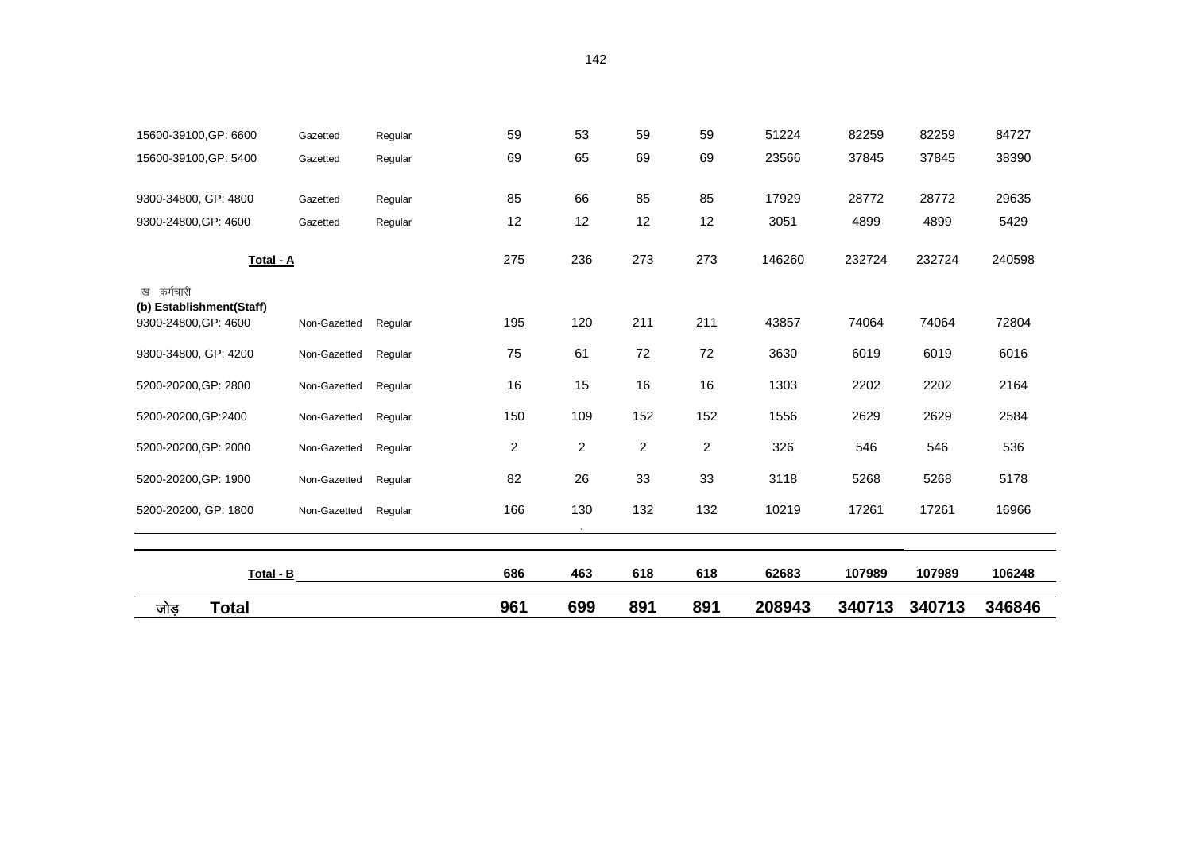| | | | | | | | | | | |
|---|---|---|---|---|---|---|---|---|---|---|
| 15600-39100,GP: 6600 | Gazetted | Regular | 59 | 53 | 59 | 59 | 51224 | 82259 | 82259 | 84727 |
| 15600-39100,GP: 5400 | Gazetted | Regular | 69 | 65 | 69 | 69 | 23566 | 37845 | 37845 | 38390 |
| 9300-34800, GP: 4800 | Gazetted | Regular | 85 | 66 | 85 | 85 | 17929 | 28772 | 28772 | 29635 |
| 9300-24800,GP: 4600 | Gazetted | Regular | 12 | 12 | 12 | 12 | 3051 | 4899 | 4899 | 5429 |
| Total - A | | | 275 | 236 | 273 | 273 | 146260 | 232724 | 232724 | 240598 |
| ख कर्मचारी (b) Establishment(Staff) | | | | | | | | | | |
| 9300-24800,GP: 4600 | Non-Gazetted | Regular | 195 | 120 | 211 | 211 | 43857 | 74064 | 74064 | 72804 |
| 9300-34800, GP: 4200 | Non-Gazetted | Regular | 75 | 61 | 72 | 72 | 3630 | 6019 | 6019 | 6016 |
| 5200-20200,GP: 2800 | Non-Gazetted | Regular | 16 | 15 | 16 | 16 | 1303 | 2202 | 2202 | 2164 |
| 5200-20200,GP:2400 | Non-Gazetted | Regular | 150 | 109 | 152 | 152 | 1556 | 2629 | 2629 | 2584 |
| 5200-20200,GP: 2000 | Non-Gazetted | Regular | 2 | 2 | 2 | 2 | 326 | 546 | 546 | 536 |
| 5200-20200,GP: 1900 | Non-Gazetted | Regular | 82 | 26 | 33 | 33 | 3118 | 5268 | 5268 | 5178 |
| 5200-20200, GP: 1800 | Non-Gazetted | Regular | 166 | 130 | 132 | 132 | 10219 | 17261 | 17261 | 16966 |
| **Total - B** | | | **686** | **463** | **618** | **618** | **62683** | **107989** | **107989** | **106248** |
| **जोड़ Total** | | | **961** | **699** | **891** | **891** | **208943** | **340713** | **340713** | **346846** |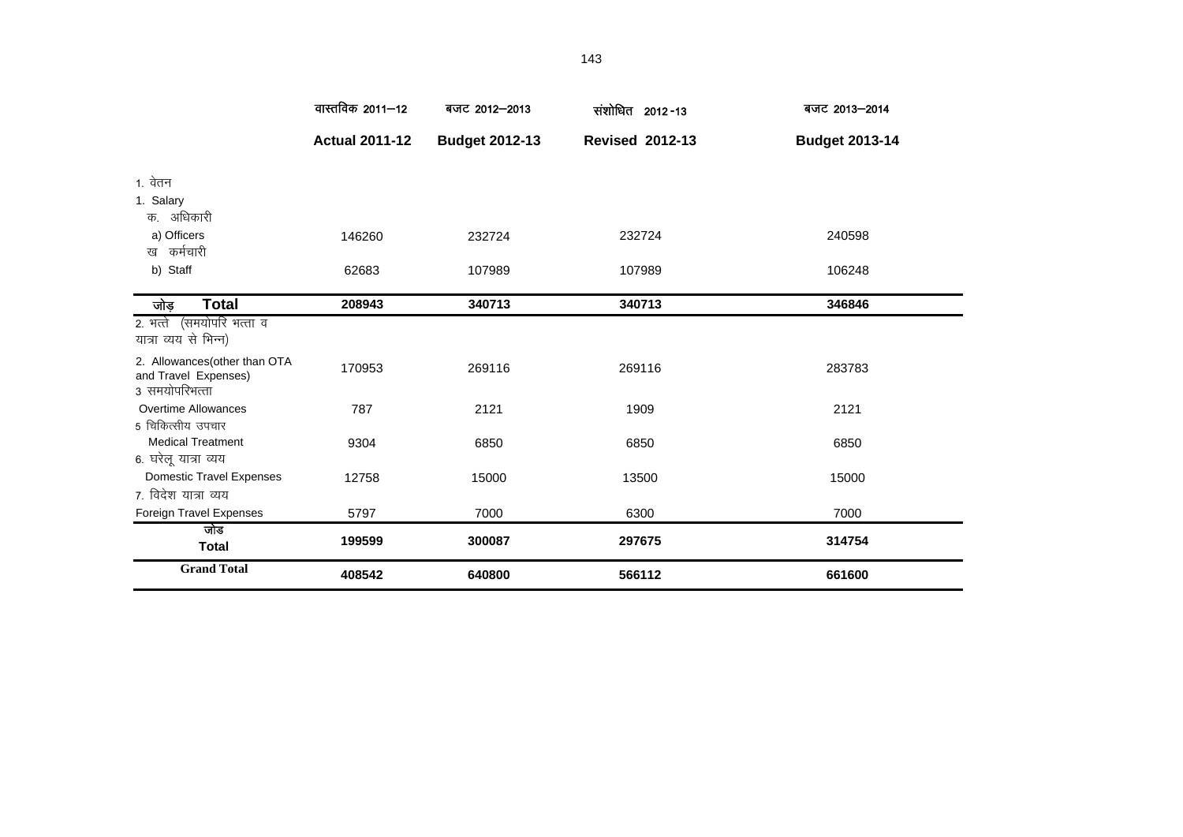| | वास्तविक 2011—12 Actual 2011-12 | बजट 2012—2013 Budget 2012-13 | संशोधित 2012-13 Revised 2012-13 | बजट 2013—2014 Budget 2013-14 |
|---|---|---|---|---|
| 1. वेतन 1. Salary | | | | |
| क. अधिकारी a) Officers | 146260 | 232724 | 232724 | 240598 |
| ख कर्मचारी b) Staff | 62683 | 107989 | 107989 | 106248 |
| **जोड़ Total** | **208943** | **340713** | **340713** | **346846** |
| 2. भत्ते (समयोपरि भत्ता व यात्रा व्यय से भिन्न) 2. Allowances(other than OTA and Travel Expenses) | 170953 | 269116 | 269116 | 283783 |
| 3 समयोपरिभत्ता Overtime Allowances | 787 | 2121 | 1909 | 2121 |
| 5 चिकित्सीय उपचार Medical Treatment | 9304 | 6850 | 6850 | 6850 |
| 6. घरेलू यात्रा व्यय Domestic Travel Expenses | 12758 | 15000 | 13500 | 15000 |
| 7. विदेश यात्रा व्यय Foreign Travel Expenses | 5797 | 7000 | 6300 | 7000 |
| **जोड Total** | **199599** | **300087** | **297675** | **314754** |
| **Grand Total** | **408542** | **640800** | **566112** | **661600** |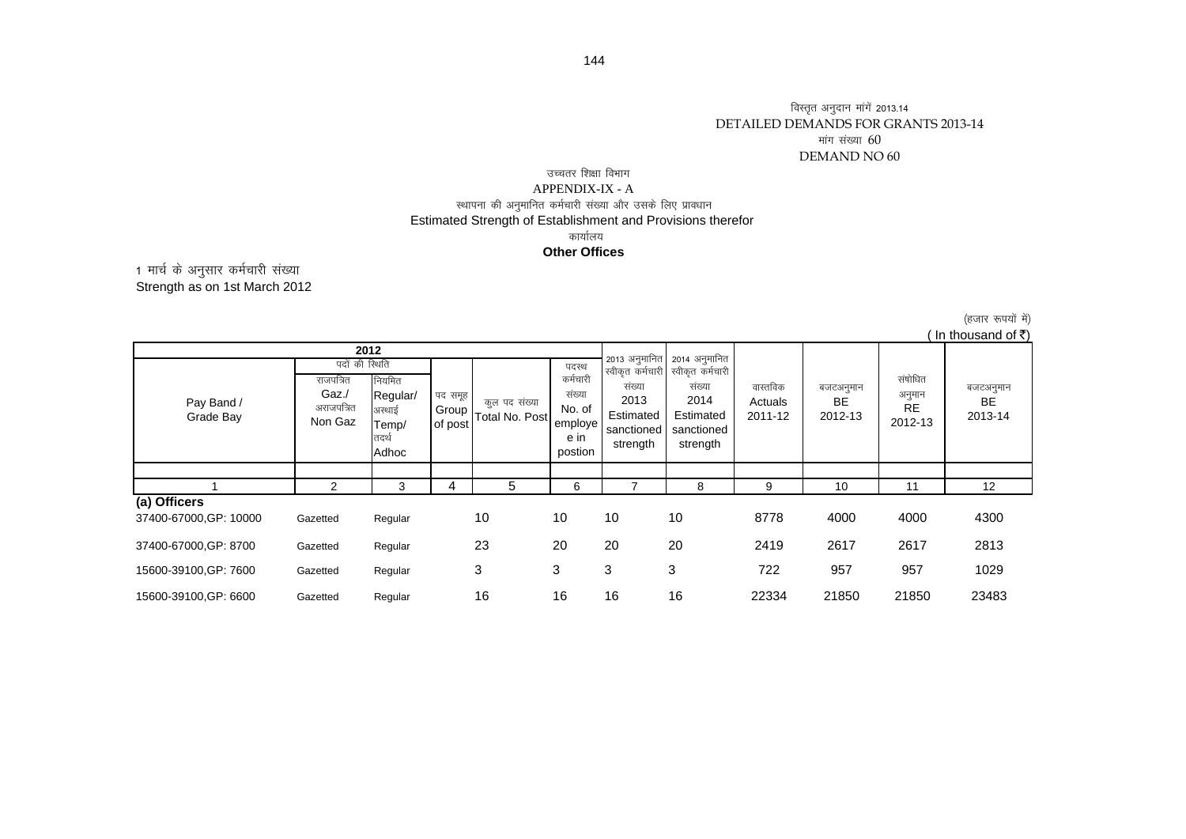विस्तृत अनुदान मांगें 2013.14
DETAILED DEMANDS FOR GRANTS 2013-14
मांग संख्या 60
DEMAND NO 60

उच्चतर शिक्षा विभाग

APPENDIX-IX - A

स्थापना की अनुमानित कर्मचारी संख्या और उसके लिए प्रावधान

Estimated Strength of Establishment and Provisions therefor

कार्यालय

**Other Offices**

1 मार्च के अनुसार कर्मचारी संख्या
Strength as on 1st March 2012

(हजार रूपयों में)
( In thousand of ₹)

| 2012 | | | | | | | | | | | |
|---|---|---|---|---|---|---|---|---|---|---|---|
| Pay Band / Grade Bay | पदों की स्थिति राजपत्रित Gaz./ अराजपत्रित Non Gaz | नियमित Regular/ अस्थाई Temp/ तदर्थ Adhoc | पद समूह Group of post | कुल पद संख्या Total No. Post | पदस्थ कर्मचारी संख्या No. of employee in postion | 2013 अनुमानित स्वीकृत कर्मचारी संख्या 2013 Estimated sanctioned strength | 2014 अनुमानित स्वीकृत कर्मचारी संख्या 2014 Estimated sanctioned strength | वास्तविक Actuals 2011-12 | बजटअनुमान BE 2012-13 | संशोधित अनुमान RE 2012-13 | बजटअनुमान BE 2013-14 |
| 1 | 2 | 3 | 4 | 5 | 6 | 7 | 8 | 9 | 10 | 11 | 12 |
| **(a) Officers** | | | | | | | | | | | |
| 37400-67000,GP: 10000 | Gazetted | Regular | | 10 | 10 | 10 | 10 | 8778 | 4000 | 4000 | 4300 |
| 37400-67000,GP: 8700 | Gazetted | Regular | | 23 | 20 | 20 | 20 | 2419 | 2617 | 2617 | 2813 |
| 15600-39100,GP: 7600 | Gazetted | Regular | | 3 | 3 | 3 | 3 | 722 | 957 | 957 | 1029 |
| 15600-39100,GP: 6600 | Gazetted | Regular | | 16 | 16 | 16 | 16 | 22334 | 21850 | 21850 | 23483 |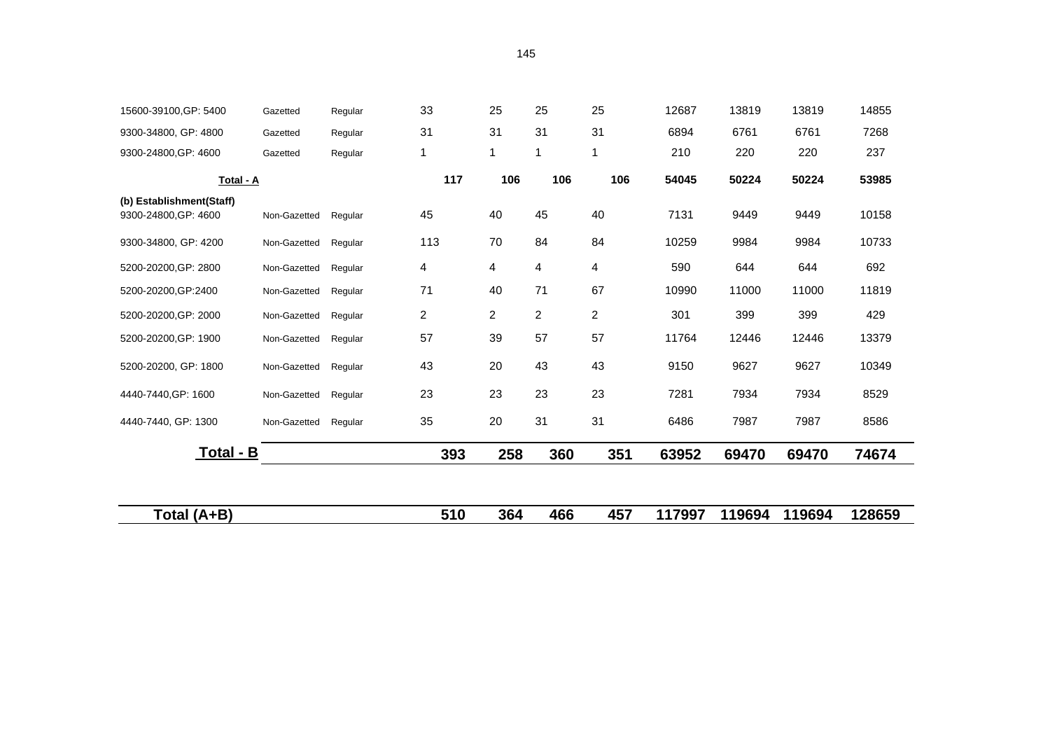| | | | | | | | | | | |
|---|---|---|---|---|---|---|---|---|---|---|
| 15600-39100,GP: 5400 | Gazetted | Regular | 33 | 25 | 25 | 25 | 12687 | 13819 | 13819 | 14855 |
| 9300-34800, GP: 4800 | Gazetted | Regular | 31 | 31 | 31 | 31 | 6894 | 6761 | 6761 | 7268 |
| 9300-24800,GP: 4600 | Gazetted | Regular | 1 | 1 | 1 | 1 | 210 | 220 | 220 | 237 |
| **Total - A** | | | **117** | **106** | **106** | **106** | **54045** | **50224** | **50224** | **53985** |
| **(b) Establishment(Staff)** | | | | | | | | | | |
| 9300-24800,GP: 4600 | Non-Gazetted | Regular | 45 | 40 | 45 | 40 | 7131 | 9449 | 9449 | 10158 |
| 9300-34800, GP: 4200 | Non-Gazetted | Regular | 113 | 70 | 84 | 84 | 10259 | 9984 | 9984 | 10733 |
| 5200-20200,GP: 2800 | Non-Gazetted | Regular | 4 | 4 | 4 | 4 | 590 | 644 | 644 | 692 |
| 5200-20200,GP:2400 | Non-Gazetted | Regular | 71 | 40 | 71 | 67 | 10990 | 11000 | 11000 | 11819 |
| 5200-20200,GP: 2000 | Non-Gazetted | Regular | 2 | 2 | 2 | 2 | 301 | 399 | 399 | 429 |
| 5200-20200,GP: 1900 | Non-Gazetted | Regular | 57 | 39 | 57 | 57 | 11764 | 12446 | 12446 | 13379 |
| 5200-20200, GP: 1800 | Non-Gazetted | Regular | 43 | 20 | 43 | 43 | 9150 | 9627 | 9627 | 10349 |
| 4440-7440,GP: 1600 | Non-Gazetted | Regular | 23 | 23 | 23 | 23 | 7281 | 7934 | 7934 | 8529 |
| 4440-7440, GP: 1300 | Non-Gazetted | Regular | 35 | 20 | 31 | 31 | 6486 | 7987 | 7987 | 8586 |
| **Total - B** | | | **393** | **258** | **360** | **351** | **63952** | **69470** | **69470** | **74674** |
| **Total (A+B)** | | | **510** | **364** | **466** | **457** | **117997** | **119694** | **119694** | **128659** |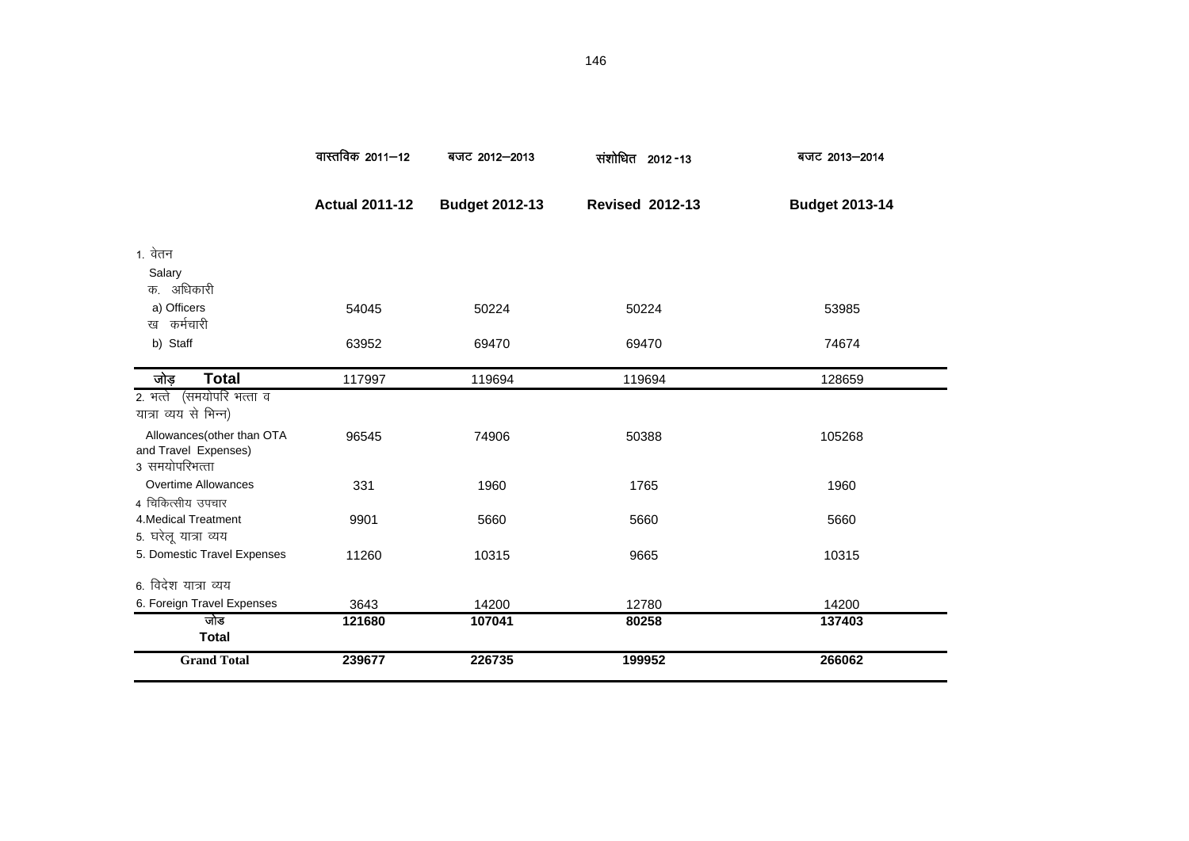| | वास्तविक 2011–12 | बजट 2012–2013 | संशोधित 2012-13 | बजट 2013–2014 |
|---|---|---|---|---|
| | **Actual 2011-12** | **Budget 2012-13** | **Revised 2012-13** | **Budget 2013-14** |
| 1. वेतन Salary | | | | |
| क. अधिकारी a) Officers | 54045 | 50224 | 50224 | 53985 |
| ख कर्मचारी b) Staff | 63952 | 69470 | 69470 | 74674 |
| **जोड़ Total** | 117997 | 119694 | 119694 | 128659 |
| 2. भत्ते (समयोपरि भत्ता व यात्रा व्यय से भिन्न) Allowances(other than OTA and Travel Expenses) | 96545 | 74906 | 50388 | 105268 |
| 3 समयोपरिभत्ता Overtime Allowances | 331 | 1960 | 1765 | 1960 |
| 4 चिकित्सीय उपचार 4.Medical Treatment | 9901 | 5660 | 5660 | 5660 |
| 5. घरेलू यात्रा व्यय 5. Domestic Travel Expenses | 11260 | 10315 | 9665 | 10315 |
| 6. विदेश यात्रा व्यय 6. Foreign Travel Expenses | 3643 | 14200 | 12780 | 14200 |
| **जोड Total** | **121680** | **107041** | **80258** | **137403** |
| **Grand Total** | **239677** | **226735** | **199952** | **266062** |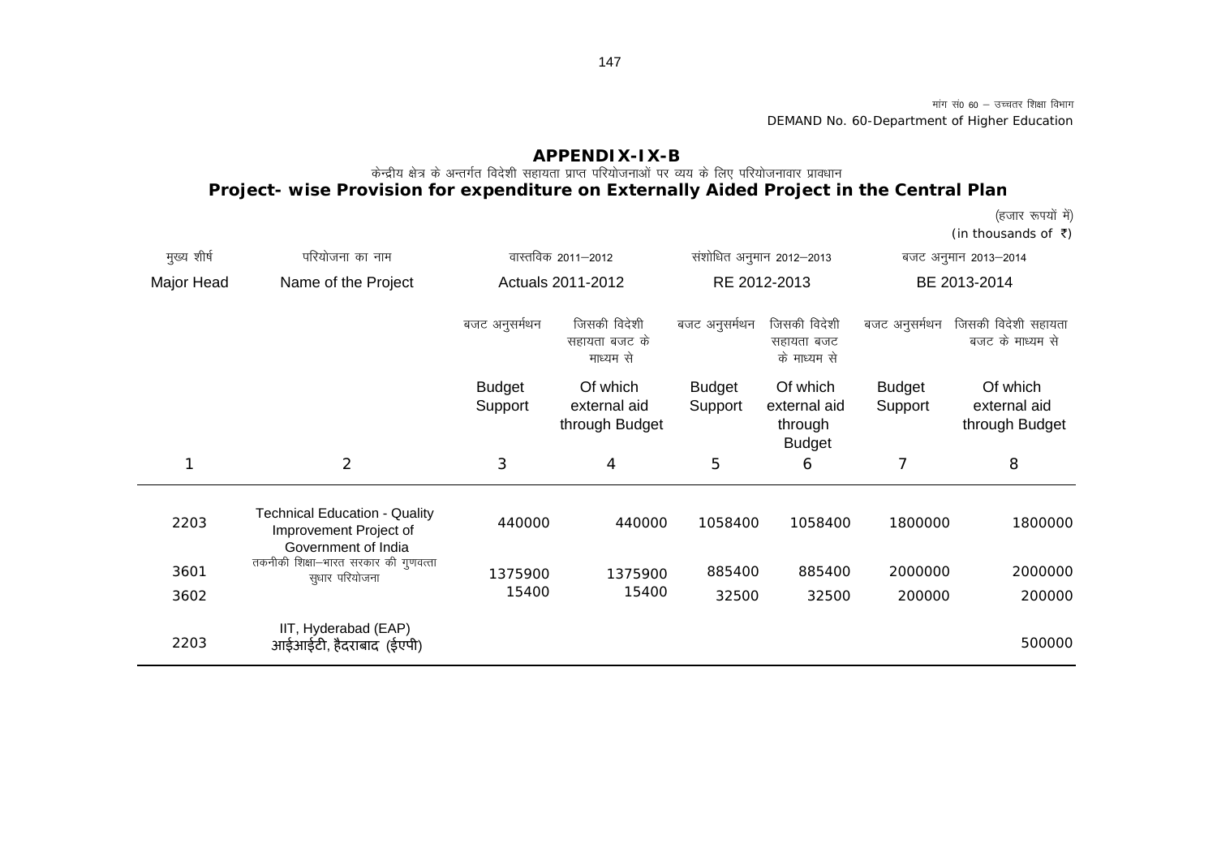मांग सं0 60 – उच्चतर शिक्षा विभाग
DEMAND No. 60-Department of Higher Education

## APPENDIX-IX-B

केन्द्रीय क्षेत्र के अन्तर्गत विदेशी सहायता प्राप्त परियोजनाओं पर व्यय के लिए परियोजनावार प्रावधान

**Project- wise Provision for expenditure on Externally Aided Project in the Central Plan**

(हजार रूपयों में)
(in thousands of ₹)

| मुख्य शीर्ष Major Head | परियोजना का नाम Name of the Project | वास्तविक 2011–2012 Actuals 2011-2012 | | संशोधित अनुमान 2012–2013 RE 2012-2013 | | बजट अनुमान 2013–2014 BE 2013-2014 | |
|---|---|---|---|---|---|---|---|
| | | बजट अनुसमर्थन Budget Support | जिसकी विदेशी सहायता बजट के माध्यम से Of which external aid through Budget | बजट अनुसमर्थन Budget Support | जिसकी विदेशी सहायता बजट के माध्यम से Of which external aid through Budget | बजट अनुसमर्थन Budget Support | जिसकी विदेशी सहायता बजट के माध्यम से Of which external aid through Budget |
| 1 | 2 | 3 | 4 | 5 | 6 | 7 | 8 |
| 2203 | Technical Education - Quality Improvement Project of Government of India | 440000 | 440000 | 1058400 | 1058400 | 1800000 | 1800000 |
| 3601 | तकनीकी शिक्षा–भारत सरकार की गुणवत्ता सुधार परियोजना | 1375900 | 1375900 | 885400 | 885400 | 2000000 | 2000000 |
| 3602 | | 15400 | 15400 | 32500 | 32500 | 200000 | 200000 |
| 2203 | IIT, Hyderabad (EAP) आईआईटी, हैदराबाद (ईएपी) | | | | | | 500000 |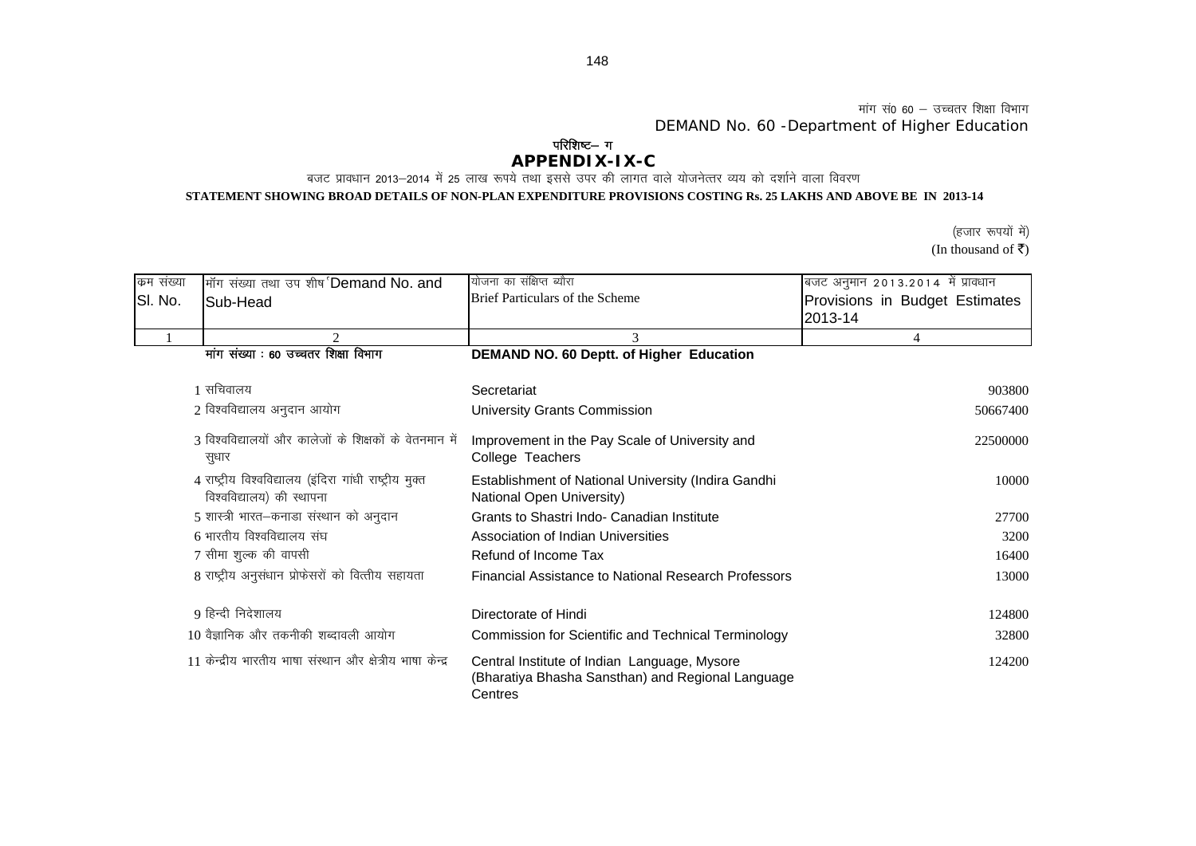मांग सं0 60 – उच्चतर शिक्षा विभाग

DEMAND No. 60 -Department of Higher Education

## परिशिष्ट– ग
## APPENDIX-IX-C

बजट प्रावधान 2013–2014 में 25 लाख रूपये तथा इससे उपर की लागत वाले योजनेत्तर व्यय को दर्शाने वाला विवरण

**STATEMENT SHOWING BROAD DETAILS OF NON-PLAN EXPENDITURE PROVISIONS COSTING Rs. 25 LAKHS AND ABOVE BE IN 2013-14**

(हजार रूपयों में)
(In thousand of ₹)

| क्रम संख्या Sl. No. | मॉग संख्या तथा उप शीर्ष Demand No. and Sub-Head | योजना का संक्षिप्त ब्यौरा Brief Particulars of the Scheme | बजट अनुमान 2013.2014 में प्रावधान Provisions in Budget Estimates 2013-14 |
|---|---|---|---|
| 1 | 2 | 3 | 4 |
| | **मांग संख्या : 60 उच्चतर शिक्षा विभाग** | **DEMAND NO. 60 Deptt. of Higher Education** | |
| 1 | सचिवालय | Secretariat | 903800 |
| 2 | विश्वविद्यालय अनुदान आयोग | University Grants Commission | 50667400 |
| 3 | विश्वविद्यालयों और कालेजों के शिक्षकों के वेतनमान में सुधार | Improvement in the Pay Scale of University and College Teachers | 22500000 |
| 4 | राष्ट्रीय विश्वविद्यालय (इंदिरा गांधी राष्ट्रीय मुक्त विश्वविद्यालय) की स्थापना | Establishment of National University (Indira Gandhi National Open University) | 10000 |
| 5 | शास्त्री भारत–कनाडा संस्थान को अनुदान | Grants to Shastri Indo- Canadian Institute | 27700 |
| 6 | भारतीय विश्वविद्यालय संघ | Association of Indian Universities | 3200 |
| 7 | सीमा शुल्क की वापसी | Refund of Income Tax | 16400 |
| 8 | राष्ट्रीय अनुसंधान प्रोफेसरों को वित्तीय सहायता | Financial Assistance to National Research Professors | 13000 |
| 9 | हिन्दी निदेशालय | Directorate of Hindi | 124800 |
| 10 | वैज्ञानिक और तकनीकी शब्दावली आयोग | Commission for Scientific and Technical Terminology | 32800 |
| 11 | केन्द्रीय भारतीय भाषा संस्थान और क्षेत्रीय भाषा केन्द्र | Central Institute of Indian Language, Mysore (Bharatiya Bhasha Sansthan) and Regional Language Centres | 124200 |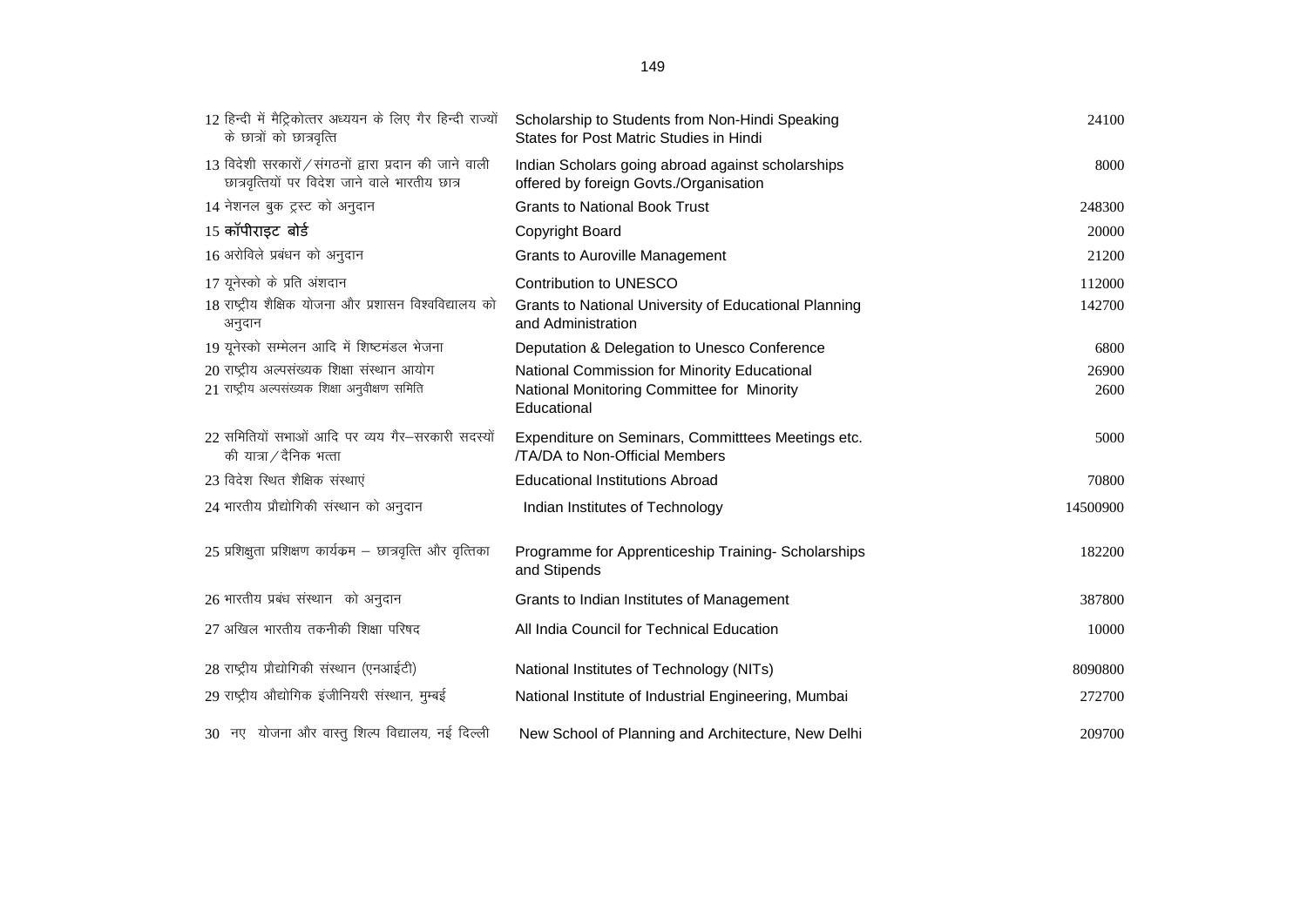| | | | |
|---|---|---|---|
| 12 | हिन्दी में मैट्रिकोत्तर अध्ययन के लिए गैर हिन्दी राज्यों के छात्रों को छात्रवृत्ति | Scholarship to Students from Non-Hindi Speaking States for Post Matric Studies in Hindi | 24100 |
| 13 | विदेशी सरकारों/संगठनों द्वारा प्रदान की जाने वाली छात्रवृत्तियों पर विदेश जाने वाले भारतीय छात्र | Indian Scholars going abroad against scholarships offered by foreign Govts./Organisation | 8000 |
| 14 | नेशनल बुक ट्रस्ट को अनुदान | Grants to National Book Trust | 248300 |
| 15 | कॉपीराइट बोर्ड | Copyright Board | 20000 |
| 16 | अरोविले प्रबंधन को अनुदान | Grants to Auroville Management | 21200 |
| 17 | यूनेस्को के प्रति अंशदान | Contribution to UNESCO | 112000 |
| 18 | राष्ट्रीय शैक्षिक योजना और प्रशासन विश्वविद्यालय को अनुदान | Grants to National University of Educational Planning and Administration | 142700 |
| 19 | यूनेस्को सम्मेलन आदि में शिष्टमंडल भेजना | Deputation & Delegation to Unesco Conference | 6800 |
| 20 | राष्ट्रीय अल्पसंख्यक शिक्षा संस्थान आयोग | National Commission for Minority Educational | 26900 |
| 21 | राष्ट्रीय अल्पसंख्यक शिक्षा अनुवीक्षण समिति | National Monitoring Committee for Minority Educational | 2600 |
| 22 | समितियों सभाओं आदि पर व्यय गैर–सरकारी सदस्यों की यात्रा/दैनिक भत्ता | Expenditure on Seminars, Committtees Meetings etc. /TA/DA to Non-Official Members | 5000 |
| 23 | विदेश स्थित शैक्षिक संस्थाएं | Educational Institutions Abroad | 70800 |
| 24 | भारतीय प्रौद्योगिकी संस्थान को अनुदान | Indian Institutes of Technology | 14500900 |
| 25 | प्रशिक्षुता प्रशिक्षण कार्यक्रम – छात्रवृत्ति और वृत्तिका | Programme for Apprenticeship Training- Scholarships and Stipends | 182200 |
| 26 | भारतीय प्रबंध संस्थान को अनुदान | Grants to Indian Institutes of Management | 387800 |
| 27 | अखिल भारतीय तकनीकी शिक्षा परिषद | All India Council for Technical Education | 10000 |
| 28 | राष्ट्रीय प्रौद्योगिकी संस्थान (एनआईटी) | National Institutes of Technology (NITs) | 8090800 |
| 29 | राष्ट्रीय औद्योगिक इंजीनियरी संस्थान, मुम्बई | National Institute of Industrial Engineering, Mumbai | 272700 |
| 30 | नए योजना और वास्तु शिल्प विद्यालय, नई दिल्ली | New School of Planning and Architecture, New Delhi | 209700 |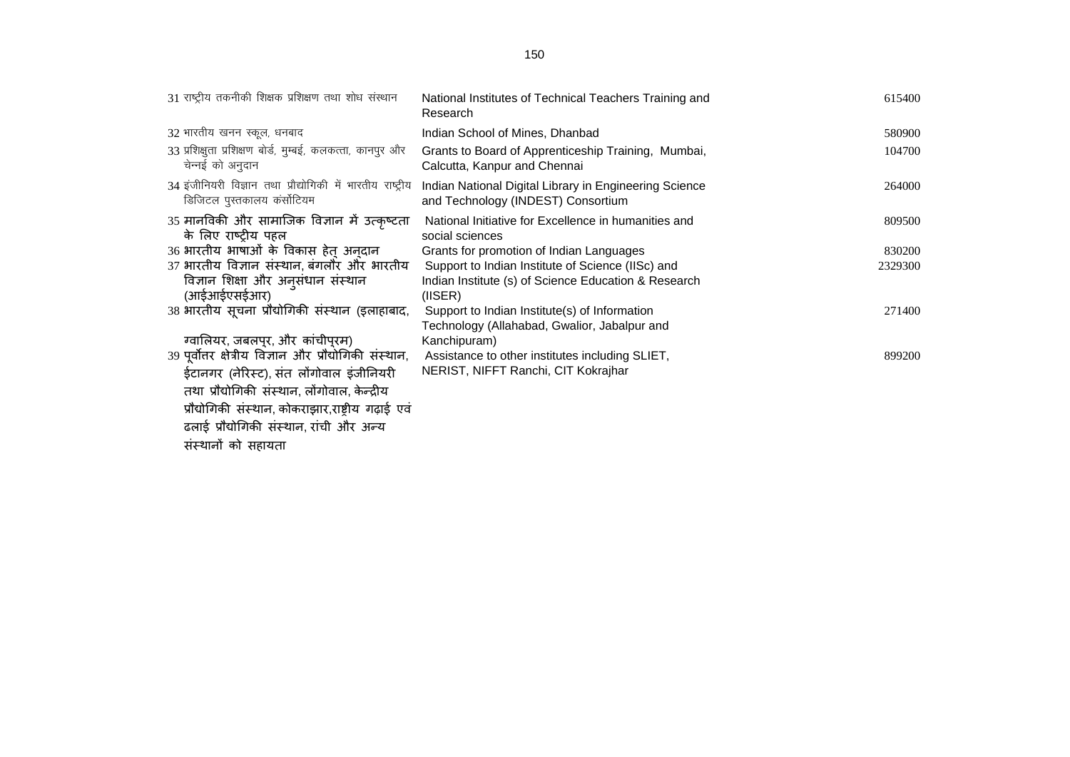| | | |
|---|---|---|
| 31 राष्ट्रीय तकनीकी शिक्षक प्रशिक्षण तथा शोध संस्थान | National Institutes of Technical Teachers Training and Research | 615400 |
| 32 भारतीय खनन स्कूल, धनबाद | Indian School of Mines, Dhanbad | 580900 |
| 33 प्रशिक्षुता प्रशिक्षण बोर्ड, मुम्बई, कलकत्ता, कानपुर और चेन्नई को अनुदान | Grants to Board of Apprenticeship Training, Mumbai, Calcutta, Kanpur and Chennai | 104700 |
| 34 इंजीनियरी विज्ञान तथा प्रौद्योगिकी में भारतीय राष्ट्रीय डिजिटल पुस्तकालय कंसोंटियम | Indian National Digital Library in Engineering Science and Technology (INDEST) Consortium | 264000 |
| 35 मानविकी और सामाजिक विज्ञान में उत्कृष्टता के लिए राष्ट्रीय पहल | National Initiative for Excellence in humanities and social sciences | 809500 |
| 36 भारतीय भाषाओं के विकास हेतु अनुदान | Grants for promotion of Indian Languages | 830200 |
| 37 भारतीय विज्ञान संस्थान, बंगलौर और भारतीय विज्ञान शिक्षा और अनुसंधान संस्थान (आईआईएसईआर) | Support to Indian Institute of Science (IISc) and Indian Institute (s) of Science Education & Research (IISER) | 2329300 |
| 38 भारतीय सूचना प्रौद्योगिकी संस्थान (इलाहाबाद, ग्वालियर, जबलपुर, और कांचीपुरम) | Support to Indian Institute(s) of Information Technology (Allahabad, Gwalior, Jabalpur and Kanchipuram) | 271400 |
| 39 पूर्वोत्तर क्षेत्रीय विज्ञान और प्रौद्योगिकी संस्थान, ईटानगर (नेरिस्ट), संत लोंगोवाल इंजीनियरी तथा प्रौद्योगिकी संस्थान, लोंगोवाल, केन्द्रीय प्रौद्योगिकी संस्थान, कोकराझार,राष्ट्रीय गढ़ाई एवं ढलाई प्रौद्योगिकी संस्थान, रांची और अन्य संस्थानों को सहायता | Assistance to other institutes including SLIET, NERIST, NIFFT Ranchi, CIT Kokrajhar | 899200 |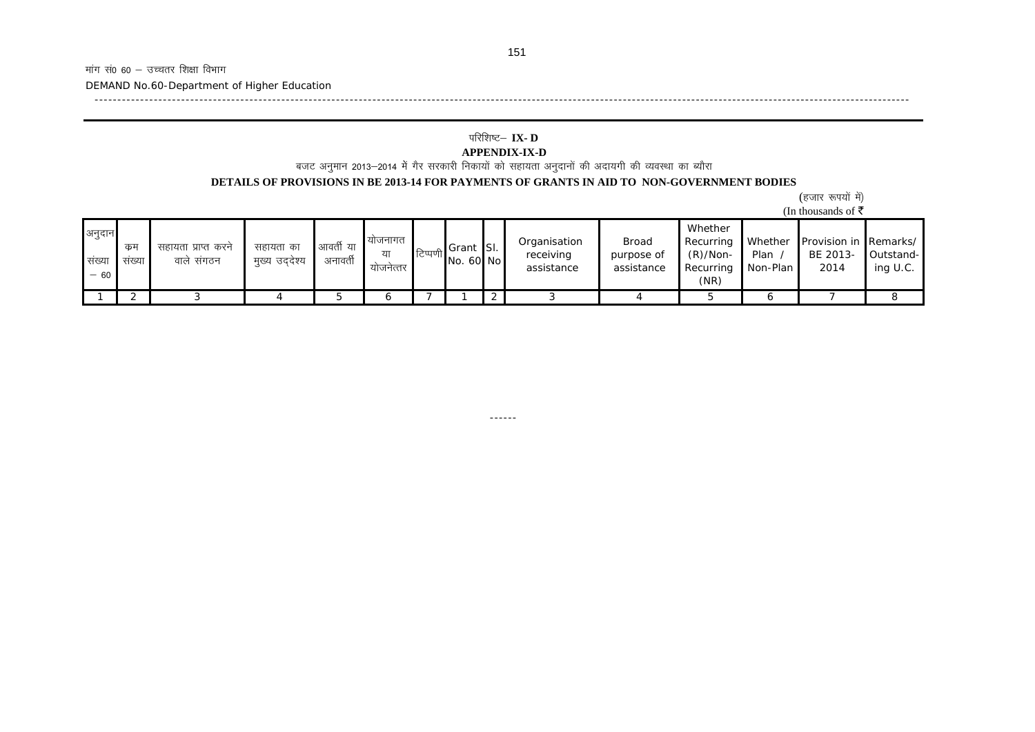मांग सं0 60 – उच्चतर शिक्षा विभाग

DEMAND No.60-Department of Higher Education

## परिशिष्ट– IX- D

## APPENDIX-IX-D

बजट अनुमान 2013–2014 में गैर सरकारी निकायों को सहायता अनुदानों की अदायगी की व्यवस्था का ब्यौरा

**DETAILS OF PROVISIONS IN BE 2013-14 FOR PAYMENTS OF GRANTS IN AID TO NON-GOVERNMENT BODIES**

(हजार रूपयों में)

(In thousands of ₹

| अनुदान संख्या – 60 | क्रम संख्या | सहायता प्राप्त करने वाले संगठन | सहायता का मुख्य उद्देश्य | आवर्ती या अनावर्ती | योजनागत या योजनेत्तर | टिप्पणी | Grant No. 60 | Sl. No | Organisation receiving assistance | Broad purpose of assistance | Whether Recurring (R)/Non-Recurring (NR) | Whether Plan / Non-Plan | Provision in BE 2013-2014 | Remarks/ Outstand-ing U.C. |
|---|---|---|---|---|---|---|---|---|---|---|---|---|---|---|
| 1 | 2 | 3 | 4 | 5 | 6 | 7 | 1 | 2 | 3 | 4 | 5 | 6 | 7 | 8 |

------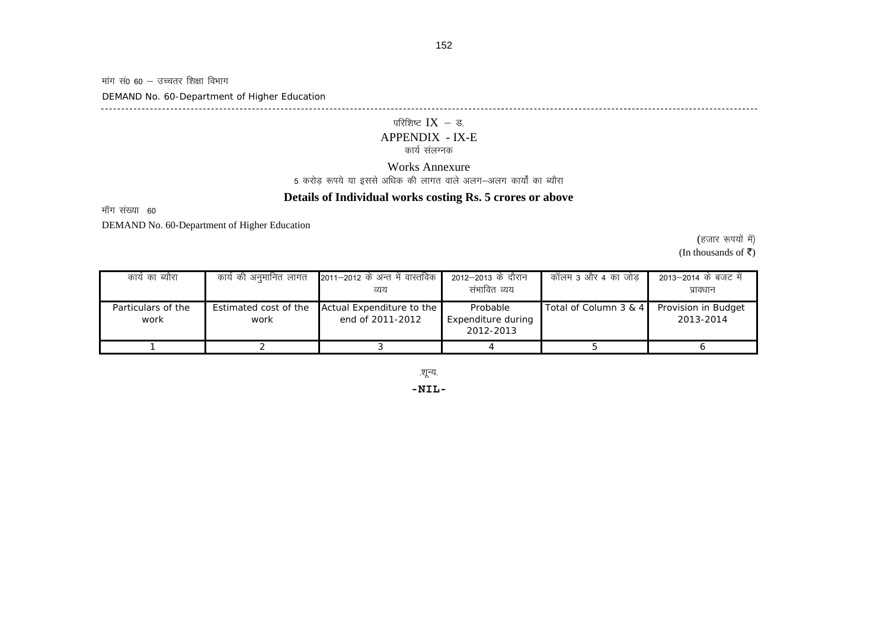मांग सं0 60 – उच्चतर शिक्षा विभाग

DEMAND No. 60-Department of Higher Education

---

## परिशिष्ट IX – ड.

## APPENDIX - IX-E

### कार्य संलग्नक

### Works Annexure

5 करोड़ रूपये या इससे अधिक की लागत वाले अलग–अलग कार्यों का ब्यौरा

**Details of Individual works costing Rs. 5 crores or above**

मॉग संख्या 60

DEMAND No. 60-Department of Higher Education

(हजार रूपयों में)

(In thousands of ₹)

| कार्य का ब्यौरा | कार्य की अनुमानित लागत | 2011–2012 के अन्त में वास्तविक व्यय | 2012–2013 के दौरान संभावित व्यय | कॉलम 3 और 4 का जोड़ | 2013–2014 के बजट में प्रावधान |
|---|---|---|---|---|---|
| Particulars of the work | Estimated cost of the work | Actual Expenditure to the end of 2011-2012 | Probable Expenditure during 2012-2013 | Total of Column 3 & 4 | Provision in Budget 2013-2014 |
| 1 | 2 | 3 | 4 | 5 | 6 |

.शून्य.

**-NIL-**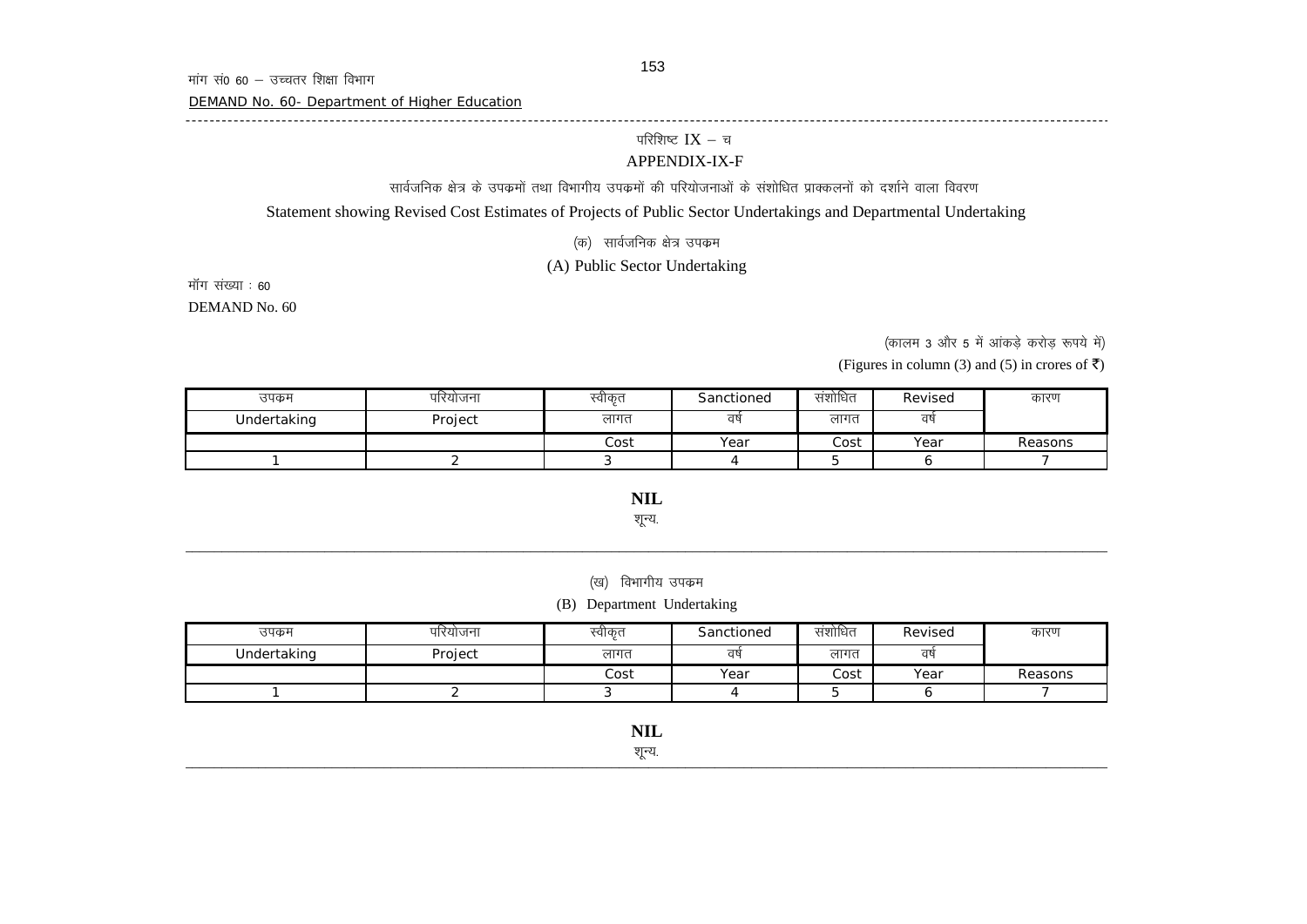मांग सं0 60 – उच्चतर शिक्षा विभाग

DEMAND No. 60- Department of Higher Education

## परिशिष्ट IX – च

## APPENDIX-IX-F

सार्वजनिक क्षेत्र के उपक्रमों तथा विभागीय उपक्रमों की परियोजनाओं के संशोधित प्राक्कलनों को दर्शाने वाला विवरण

Statement showing Revised Cost Estimates of Projects of Public Sector Undertakings and Departmental Undertaking

### (क) सार्वजनिक क्षेत्र उपक्रम

### (A) Public Sector Undertaking

मॉग संख्या : 60

DEMAND No. 60

(कालम 3 और 5 में आंकड़े करोड़ रूपये में)

(Figures in column (3) and (5) in crores of ₹)

| उपक्रम Undertaking | परियोजना Project | स्वीकृत लागत Cost | Sanctioned वर्ष Year | संशोधित लागत Cost | Revised वर्ष Year | कारण Reasons |
|---|---|---|---|---|---|---|
| 1 | 2 | 3 | 4 | 5 | 6 | 7 |

**NIL**

शून्य.

### (ख) विभागीय उपक्रम

### (B) Department Undertaking

| उपक्रम Undertaking | परियोजना Project | स्वीकृत लागत Cost | Sanctioned वर्ष Year | संशोधित लागत Cost | Revised वर्ष Year | कारण Reasons |
|---|---|---|---|---|---|---|
| 1 | 2 | 3 | 4 | 5 | 6 | 7 |

**NIL**

शून्य.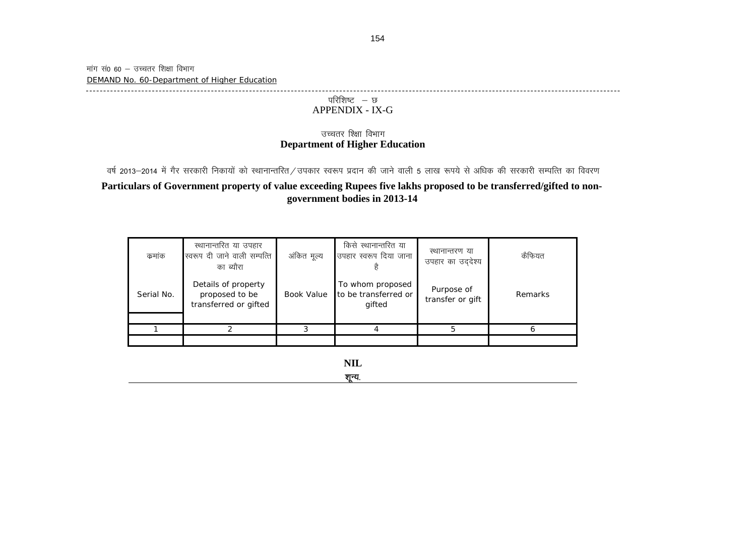मांग सं0 60 – उच्चतर शिक्षा विभाग

DEMAND No. 60-Department of Higher Education

परिशिष्ट – छ

APPENDIX - IX-G

उच्चतर शिक्षा विभाग

**Department of Higher Education**

वर्ष 2013–2014 में गैर सरकारी निकायों को स्थानान्तरित/उपकार स्वरूप प्रदान की जाने वाली 5 लाख रूपये से अधिक की सरकारी सम्पत्ति का विवरण

**Particulars of Government property of value exceeding Rupees five lakhs proposed to be transferred/gifted to non-government bodies in 2013-14**

| कमांक<br>Serial No. | स्थानान्तरित या उपहार स्वरूप दी जाने वाली सम्पत्ति का ब्यौरा<br>Details of property proposed to be transferred or gifted | अंकित मूल्य<br>Book Value | किसे स्थानान्तरित या उपहार स्वरूप दिया जाना है<br>To whom proposed to be transferred or gifted | स्थानान्तरण या उपहार का उद्देश्य<br>Purpose of transfer or gift | कैफियत<br>Remarks |
|---|---|---|---|---|---|
| 1 | 2 | 3 | 4 | 5 | 6 |
| | | | | | |

**NIL**

शून्य.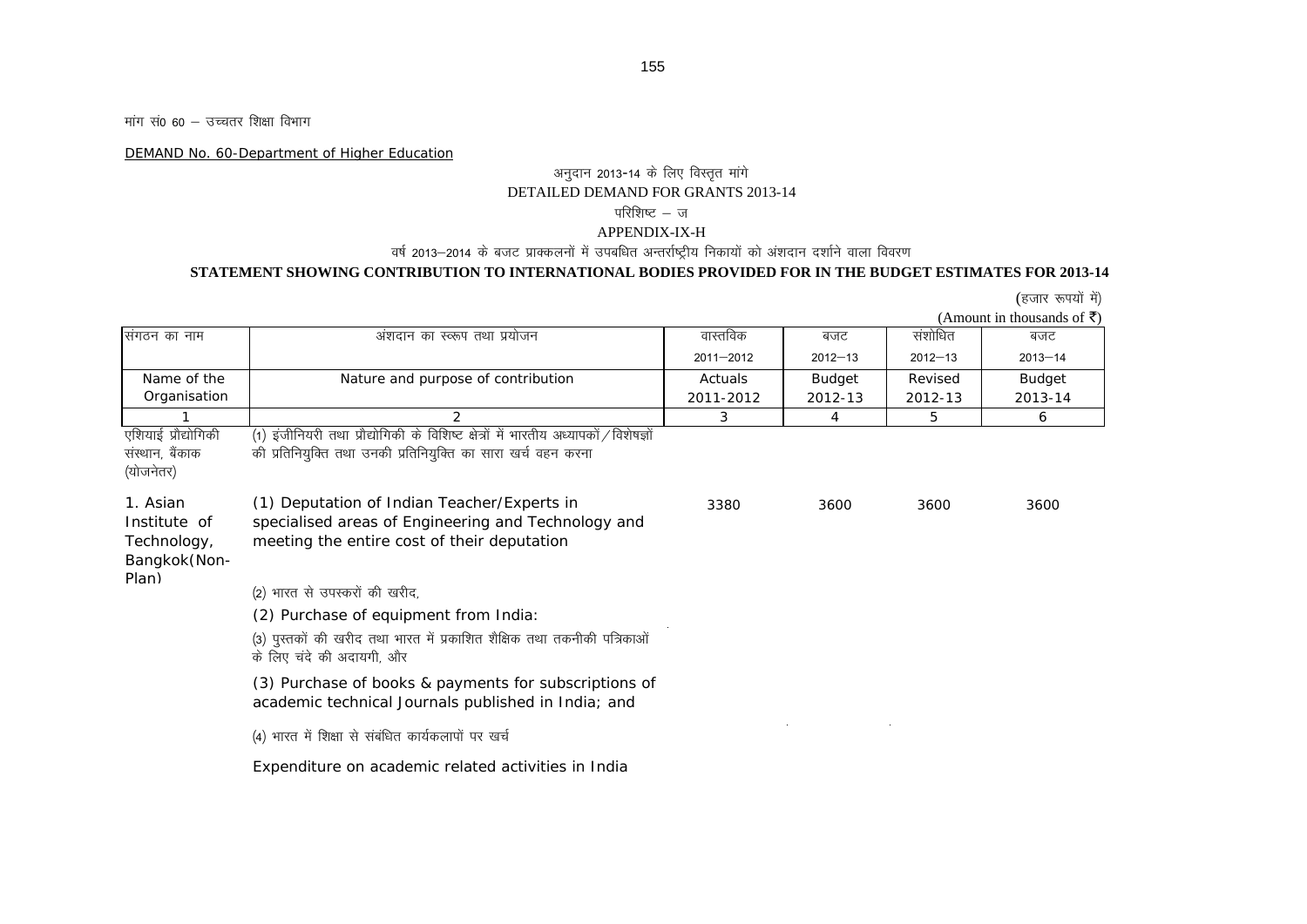मांग सं0 60 – उच्चतर शिक्षा विभाग

DEMAND No. 60-Department of Higher Education

अनुदान 2013-14 के लिए विस्तृत मांगे

DETAILED DEMAND FOR GRANTS 2013-14

परिशिष्ट – ज

APPENDIX-IX-H

वर्ष 2013–2014 के बजट प्राक्कलनों में उपबधित अन्तर्राष्ट्रीय निकायों को अंशदान दर्शाने वाला विवरण

**STATEMENT SHOWING CONTRIBUTION TO INTERNATIONAL BODIES PROVIDED FOR IN THE BUDGET ESTIMATES FOR 2013-14**

(हजार रूपयों में)

(Amount in thousands of ₹)

| संगठन का नाम<br>Name of the Organisation | अंशदान का स्वरूप तथा प्रयोजन<br>Nature and purpose of contribution | वास्तविक 2011–2012<br>Actuals 2011-2012 | बजट 2012–13<br>Budget 2012-13 | संशोधित 2012–13<br>Revised 2012-13 | बजट 2013–14<br>Budget 2013-14 |
|---|---|---|---|---|---|
| 1 | 2 | 3 | 4 | 5 | 6 |
| एशियाई प्रौद्योगिकी संस्थान, बैंकाक (योजनेतर)<br>1. Asian Institute of Technology, Bangkok(Non-Plan) | (1) इंजीनियरी तथा प्रौद्योगिकी के विशिष्ट क्षेत्रों में भारतीय अध्यापकों/विशेषज्ञों की प्रतिनियुक्ति तथा उनकी प्रतिनियुक्ति का सारा खर्च वहन करना<br>(1) Deputation of Indian Teacher/Experts in specialised areas of Engineering and Technology and meeting the entire cost of their deputation | 3380 | 3600 | 3600 | 3600 |
| | (2) भारत से उपस्करों की खरीद,<br>(2) Purchase of equipment from India: | | | | |
| | (3) पुस्तकों की खरीद तथा भारत में प्रकाशित शैक्षिक तथा तकनीकी पत्रिकाओं के लिए चंदे की अदायगी, और<br>(3) Purchase of books & payments for subscriptions of academic technical Journals published in India; and | | | | |
| | (4) भारत में शिक्षा से संबंधित कार्यकलापों पर खर्च<br>Expenditure on academic related activities in India | | | | |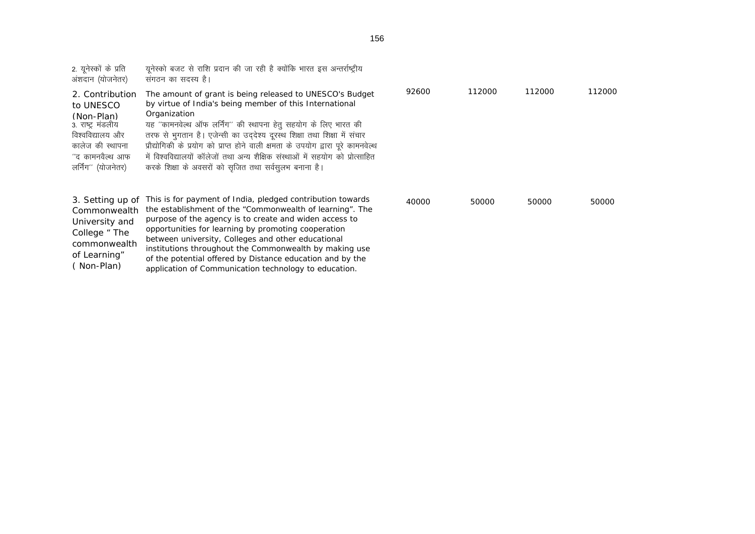| | | | | | |
|---|---|---|---|---|---|
| 2. यूनेस्कों के प्रति अंशदान (योजनेतर) | यूनेस्को बजट से राशि प्रदान की जा रही है क्योंकि भारत इस अन्तर्राष्ट्रीय संगठन का सदस्य है। | | | | |
| 2. Contribution to UNESCO (Non-Plan) | The amount of grant is being released to UNESCO's Budget by virtue of India's being member of this International Organization | 92600 | 112000 | 112000 | 112000 |
| 3. राष्ट्र मंडलीय विश्वविद्यालय और कालेज की स्थापना ''द कामनवैल्थ आफ लर्निंग'' (योजनेतर) | यह ''कामनवेल्थ ऑफ लर्निंग'' की स्थापना हेतु सहयोग के लिए भारत की तरफ से भुगतान है। एजेन्सी का उद्देश्य दूरस्थ शिक्षा तथा शिक्षा में संचार प्रौद्योगिकी के प्रयोग को प्राप्त होने वाली क्षमता के उपयोग द्वारा पूरे कामनवेल्थ में विश्वविद्यालयों कॉलेजों तथा अन्य शैक्षिक संस्थाओं में सहयोग को प्रोत्साहित करके शिक्षा के अवसरों को सृजित तथा सर्वसुलभ बनाना है। | | | | |
| 3. Setting up of Commonwealth University and College " The commonwealth of Learning" ( Non-Plan) | This is for payment of India, pledged contribution towards the establishment of the "Commonwealth of learning". The purpose of the agency is to create and widen access to opportunities for learning by promoting cooperation between university, Colleges and other educational institutions throughout the Commonwealth by making use of the potential offered by Distance education and by the application of Communication technology to education. | 40000 | 50000 | 50000 | 50000 |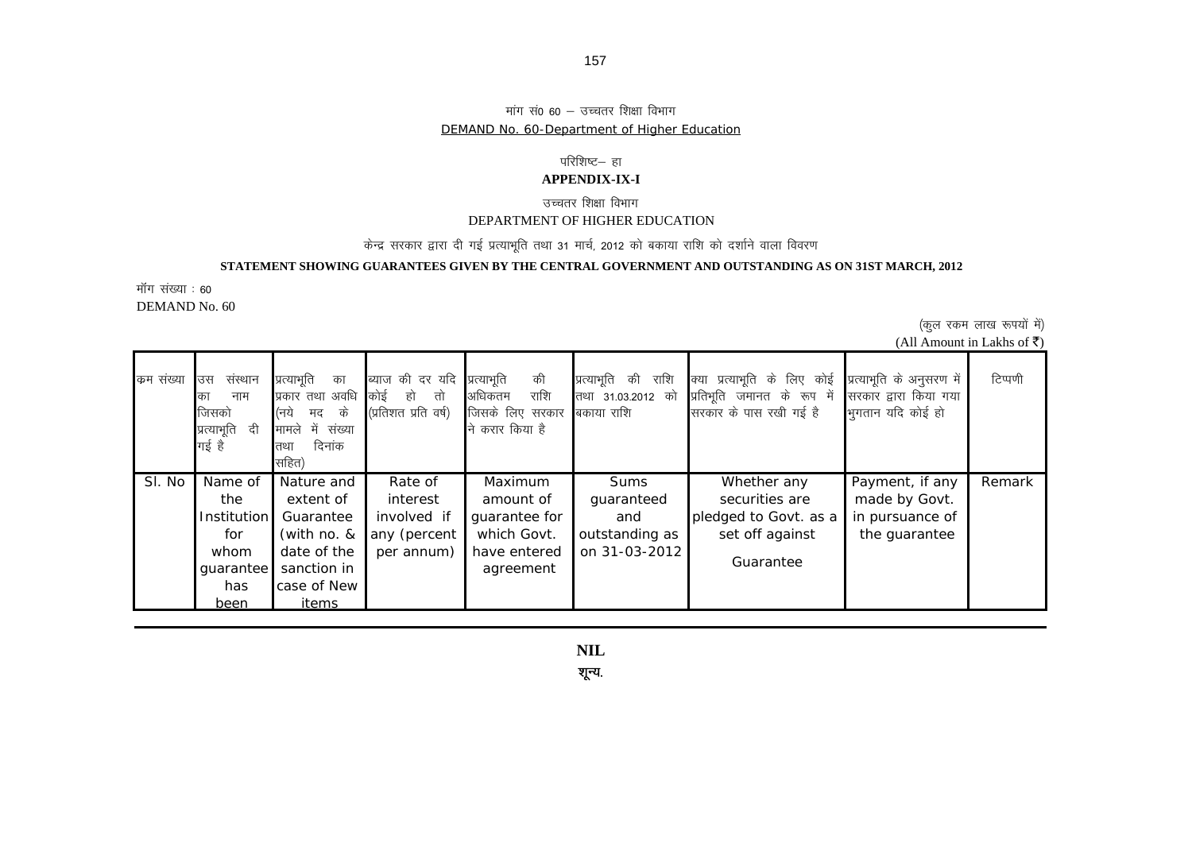मांग सं0 60 – उच्चतर शिक्षा विभाग

DEMAND No. 60-Department of Higher Education

परिशिष्ट– हा

**APPENDIX-IX-I**

उच्चतर शिक्षा विभाग

DEPARTMENT OF HIGHER EDUCATION

केन्द्र सरकार द्वारा दी गई प्रत्याभूति तथा 31 मार्च, 2012 को बकाया राशि को दर्शाने वाला विवरण

**STATEMENT SHOWING GUARANTEES GIVEN BY THE CENTRAL GOVERNMENT AND OUTSTANDING AS ON 31ST MARCH, 2012**

मॉग संख्या : 60

DEMAND No. 60

(कुल रकम लाख रूपयों में)

(All Amount in Lakhs of ₹)

| क्रम संख्या | उस संस्थान का नाम जिसको प्रत्याभूति दी गई है | प्रत्याभूति का प्रकार तथा अवधि (नये मद के मामले में संख्या तथा दिनांक सहित) | ब्याज की दर यदि कोई हो तो (प्रतिशत प्रति वर्ष) | प्रत्याभूति की अधिकतम राशि जिसके लिए सरकार ने करार किया है | प्रत्याभूति की राशि तथा 31.03.2012 को बकाया राशि | क्या प्रत्याभूति के लिए कोई प्रतिभूति जमानत के रूप में सरकार के पास रखी गई है | प्रत्याभूति के अनुसरण में सरकार द्वारा किया गया भुगतान यदि कोई हो | टिप्पणी |
|---|---|---|---|---|---|---|---|---|
| Sl. No | Name of the Institution for whom guarantee has been | Nature and extent of Guarantee (with no. & date of the sanction in case of New items | Rate of interest involved if any (percent per annum) | Maximum amount of guarantee for which Govt. have entered agreement | Sums guaranteed and outstanding as on 31-03-2012 | Whether any securities are pledged to Govt. as a set off against Guarantee | Payment, if any made by Govt. in pursuance of the guarantee | Remark |

**NIL**

**शून्य.**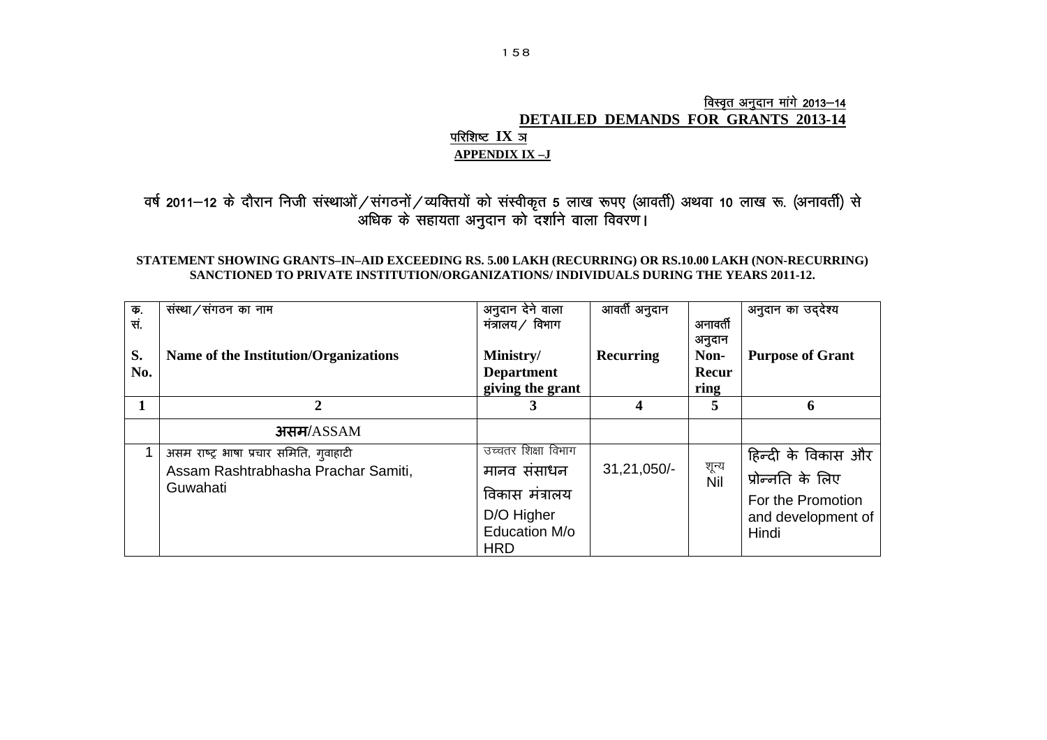विस्तृत अनुदान मांगे 2013–14

**DETAILED DEMANDS FOR GRANTS 2013-14**

परिशिष्ट **IX** ञ

**APPENDIX IX –J**

वर्ष 2011–12 के दौरान निजी संस्थाओं/संगठनों/व्यक्तियों को संस्वीकृत 5 लाख रूपए (आवर्ती) अथवा 10 लाख रू. (अनावर्ती) से अधिक के सहायता अनुदान को दर्शाने वाला विवरण।

**STATEMENT SHOWING GRANTS–IN–AID EXCEEDING RS. 5.00 LAKH (RECURRING) OR RS.10.00 LAKH (NON-RECURRING) SANCTIONED TO PRIVATE INSTITUTION/ORGANIZATIONS/ INDIVIDUALS DURING THE YEARS 2011-12.**

| क. सं. **S. No.** | संस्था/संगठन का नाम **Name of the Institution/Organizations** | अनुदान देने वाला मंत्रालय/ विभाग **Ministry/ Department giving the grant** | आवर्ती अनुदान **Recurring** | अनावर्ती अनुदान **Non-Recurring** | अनुदान का उद्देश्य **Purpose of Grant** |
|---|---|---|---|---|---|
| **1** | **2** | **3** | **4** | **5** | **6** |
| | **असम**/ASSAM | | | | |
| 1 | असम राष्ट्र भाषा प्रचार समिति, गुवाहाटी Assam Rashtrabhasha Prachar Samiti, Guwahati | उच्चतर शिक्षा विभाग मानव संसाधन विकास मंत्रालय D/O Higher Education M/o HRD | 31,21,050/- | शून्य Nil | हिन्दी के विकास और प्रोन्नति के लिए For the Promotion and development of Hindi |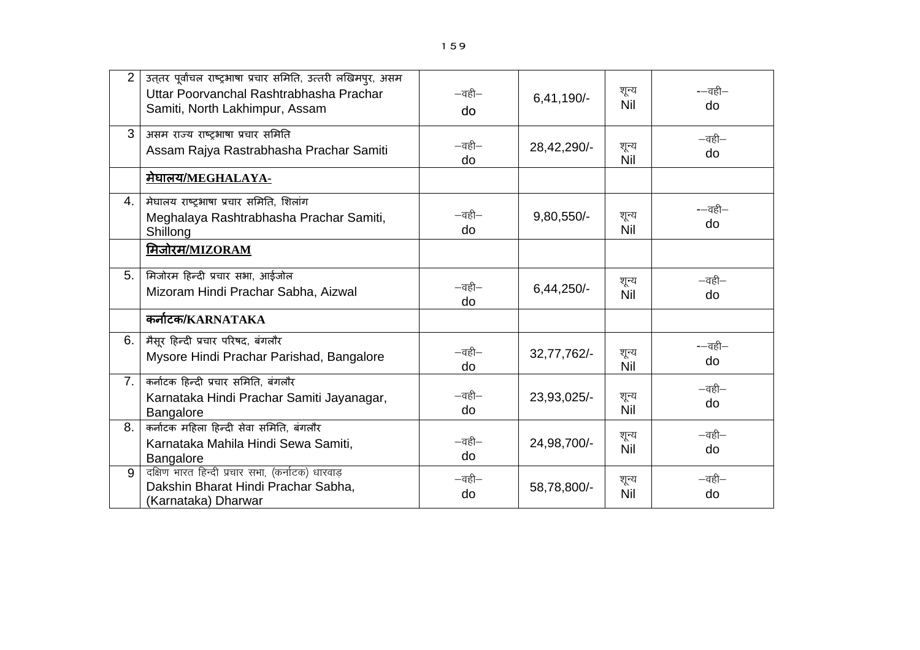| | | | | | |
|---|---|---|---|---|---|
| 2 | उत्तर पूर्वांचल राष्ट्रभाषा प्रचार समिति, उत्तरी लखिमपुर, असम<br>Uttar Poorvanchal Rashtrabhasha Prachar Samiti, North Lakhimpur, Assam | –वही–<br>do | 6,41,190/- | शून्य<br>Nil | -–वही–<br>do |
| 3 | असम राज्य राष्ट्रभाषा प्रचार समिति<br>Assam Rajya Rastrabhasha Prachar Samiti | –वही–<br>do | 28,42,290/- | शून्य<br>Nil | –वही–<br>do |
| | **मेघालय/MEGHALAYA-** | | | | |
| 4. | मेघालय राष्ट्रभाषा प्रचार समिति, शिलांग<br>Meghalaya Rashtrabhasha Prachar Samiti, Shillong | –वही–<br>do | 9,80,550/- | शून्य<br>Nil | -–वही–<br>do |
| | **मिजोरम/MIZORAM** | | | | |
| 5. | मिजोरम हिन्दी प्रचार सभा, आईजोल<br>Mizoram Hindi Prachar Sabha, Aizwal | –वही–<br>do | 6,44,250/- | शून्य<br>Nil | –वही–<br>do |
| | **कर्नाटक/KARNATAKA** | | | | |
| 6. | मैसूर हिन्दी प्रचार परिषद, बंगलौर<br>Mysore Hindi Prachar Parishad, Bangalore | –वही–<br>do | 32,77,762/- | शून्य<br>Nil | -–वही–<br>do |
| 7. | कर्नाटक हिन्दी प्रचार समिति, बंगलौर<br>Karnataka Hindi Prachar Samiti Jayanagar, Bangalore | –वही–<br>do | 23,93,025/- | शून्य<br>Nil | –वही–<br>do |
| 8. | कर्नाटक महिला हिन्दी सेवा समिति, बंगलौर<br>Karnataka Mahila Hindi Sewa Samiti, Bangalore | –वही–<br>do | 24,98,700/- | शून्य<br>Nil | –वही–<br>do |
| 9 | दक्षिण भारत हिन्दी प्रचार सभा, (कर्नाटक) धारवाड़<br>Dakshin Bharat Hindi Prachar Sabha, (Karnataka) Dharwar | –वही–<br>do | 58,78,800/- | शून्य<br>Nil | –वही–<br>do |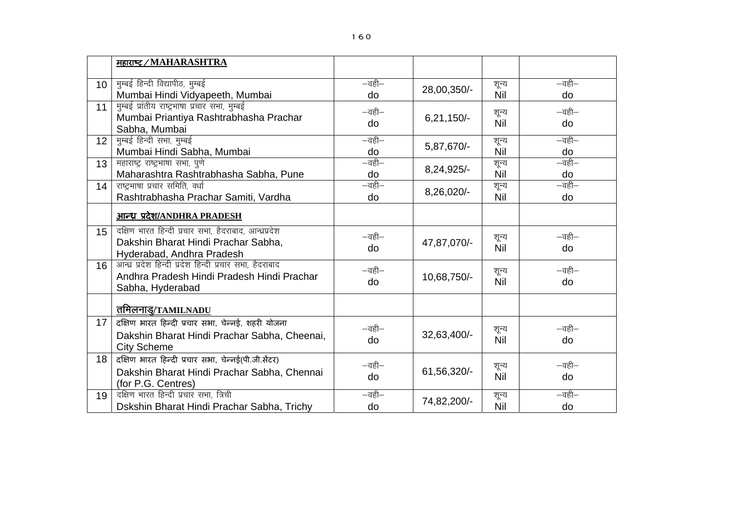|  | **महाराष्ट्र / MAHARASHTRA** |  |  |  |  |
|---|---|---|---|---|---|
| 10 | मुम्बई हिन्दी विद्यापीठ, मुम्बई<br>Mumbai Hindi Vidyapeeth, Mumbai | –वही–<br>do | 28,00,350/- | शून्य<br>Nil | –वही–<br>do |
| 11 | मुम्बई प्रांतीय राष्ट्रभाषा प्रचार सभा, मुम्बई<br>Mumbai Priantiya Rashtrabhasha Prachar Sabha, Mumbai | –वही–<br>do | 6,21,150/- | शून्य<br>Nil | –वही–<br>do |
| 12 | मुम्बई हिन्दी सभा, मुम्बई<br>Mumbai Hindi Sabha, Mumbai | –वही–<br>do | 5,87,670/- | शून्य<br>Nil | –वही–<br>do |
| 13 | महाराष्ट्र राष्ट्रभाषा सभा, पुणे<br>Maharashtra Rashtrabhasha Sabha, Pune | –वही–<br>do | 8,24,925/- | शून्य<br>Nil | –वही–<br>do |
| 14 | राष्ट्रभाषा प्रचार समिति, वर्धा<br>Rashtrabhasha Prachar Samiti, Vardha | –वही–<br>do | 8,26,020/- | शून्य<br>Nil | –वही–<br>do |
|  | **आन्ध्र प्रदेश/ANDHRA PRADESH** |  |  |  |  |
| 15 | दक्षिण भारत हिन्दी प्रचार सभा, हैदराबाद, आन्ध्रप्रदेश<br>Dakshin Bharat Hindi Prachar Sabha, Hyderabad, Andhra Pradesh | –वही–<br>do | 47,87,070/- | शून्य<br>Nil | –वही–<br>do |
| 16 | आन्ध्र प्रदेश हिन्दी प्रदेश हिन्दी प्रचार सभा, हैदराबाद<br>Andhra Pradesh Hindi Pradesh Hindi Prachar Sabha, Hyderabad | –वही–<br>do | 10,68,750/- | शून्य<br>Nil | –वही–<br>do |
|  | **तमिलनाडु/TAMILNADU** |  |  |  |  |
| 17 | दक्षिण भारत हिन्दी प्रचार सभा, चेन्नई, शहरी योजना<br>Dakshin Bharat Hindi Prachar Sabha, Cheenai, City Scheme | –वही–<br>do | 32,63,400/- | शून्य<br>Nil | –वही–<br>do |
| 18 | दक्षिण भारत हिन्दी प्रचार सभा, चेन्नई(पी.जी.सेंटर)<br>Dakshin Bharat Hindi Prachar Sabha, Chennai (for P.G. Centres) | –वही–<br>do | 61,56,320/- | शून्य<br>Nil | –वही–<br>do |
| 19 | दक्षिण भारत हिन्दी प्रचार सभा, त्रिची<br>Dskshin Bharat Hindi Prachar Sabha, Trichy | –वही–<br>do | 74,82,200/- | शून्य<br>Nil | –वही–<br>do |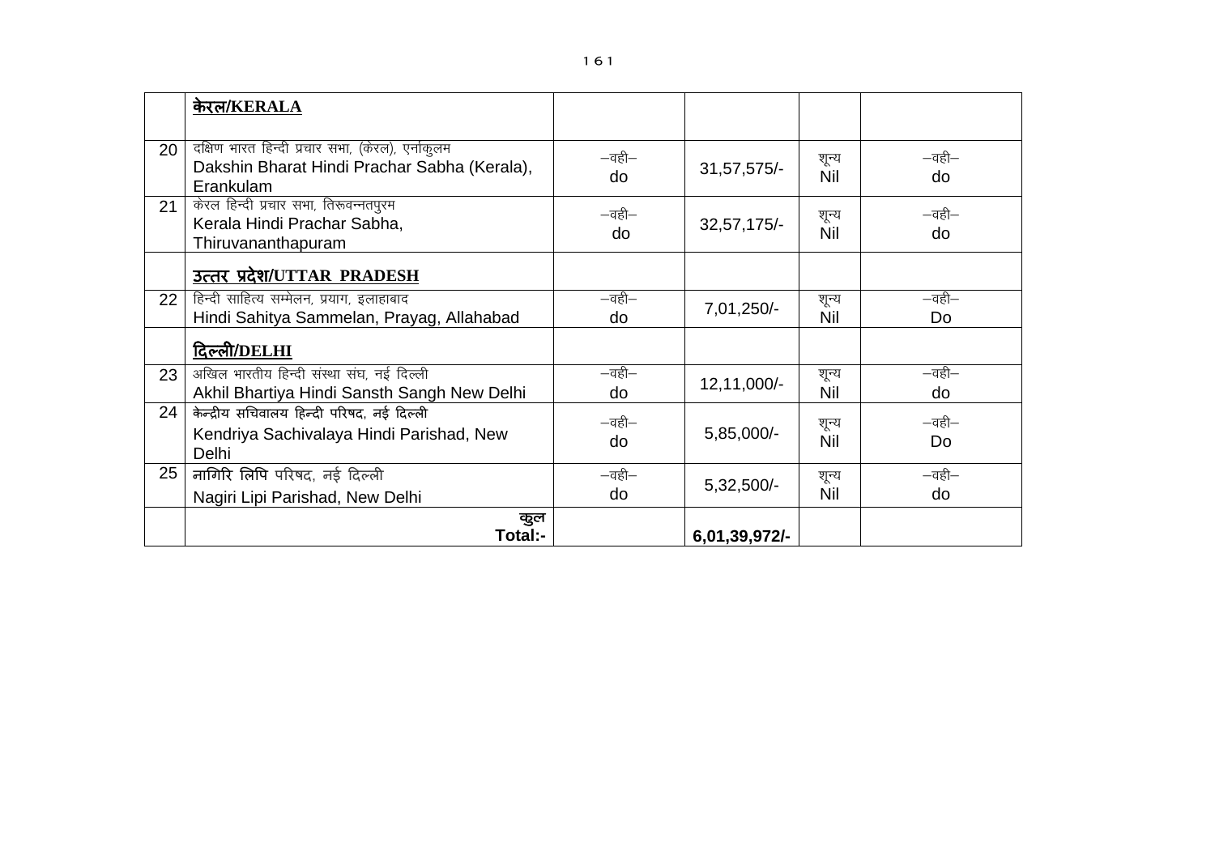| | **केरल/KERALA** | | | | |
|---|---|---|---|---|---|
| 20 | दक्षिण भारत हिन्दी प्रचार सभा, (केरल), एर्नाकुलम Dakshin Bharat Hindi Prachar Sabha (Kerala), Erankulam | –वही– do | 31,57,575/- | शून्य Nil | –वही– do |
| 21 | केरल हिन्दी प्रचार सभा, तिरूवन्नतपुरम Kerala Hindi Prachar Sabha, Thiruvananthapuram | –वही– do | 32,57,175/- | शून्य Nil | –वही– do |
| | **उत्तर प्रदेश/UTTAR PRADESH** | | | | |
| 22 | हिन्दी साहित्य सम्मेलन, प्रयाग, इलाहाबाद Hindi Sahitya Sammelan, Prayag, Allahabad | –वही– do | 7,01,250/- | शून्य Nil | –वही– Do |
| | **दिल्ली/DELHI** | | | | |
| 23 | अखिल भारतीय हिन्दी संस्था संघ, नई दिल्ली Akhil Bhartiya Hindi Sansth Sangh New Delhi | –वही– do | 12,11,000/- | शून्य Nil | –वही– do |
| 24 | केन्द्रीय सचिवालय हिन्दी परिषद, नई दिल्ली Kendriya Sachivalaya Hindi Parishad, New Delhi | –वही– do | 5,85,000/- | शून्य Nil | –वही– Do |
| 25 | नागिरि लिपि परिषद, नई दिल्ली Nagiri Lipi Parishad, New Delhi | –वही– do | 5,32,500/- | शून्य Nil | –वही– do |
| | **कुल Total:-** | | **6,01,39,972/-** | | |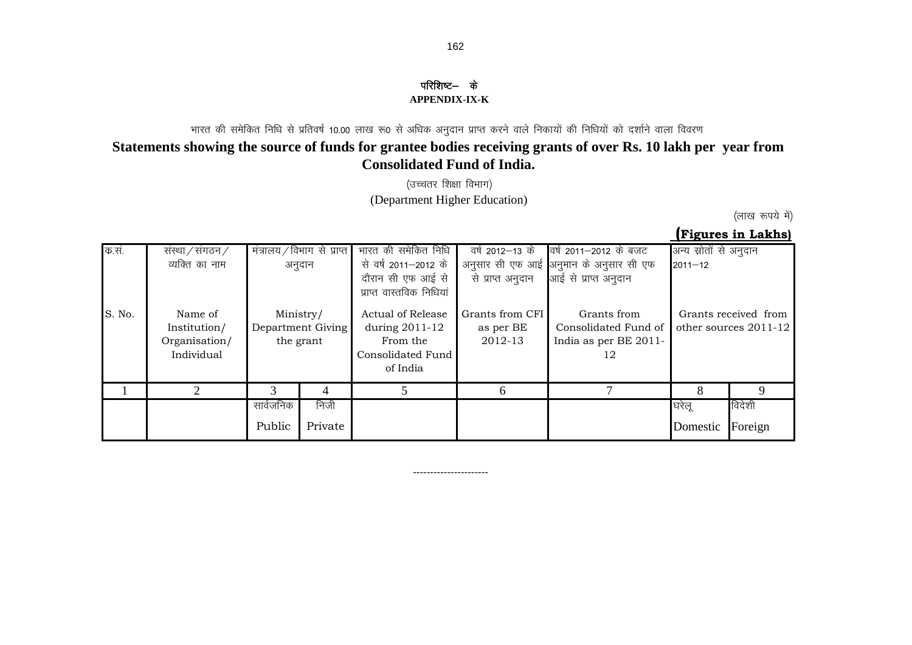## परिशिष्ट– के
## APPENDIX-IX-K

भारत की समेकित निधि से प्रतिवर्ष 10.00 लाख रू0 से अधिक अनुदान प्राप्त करने वाले निकायों की निधियों को दर्शाने वाला विवरण

### Statements showing the source of funds for grantee bodies receiving grants of over Rs. 10 lakh per year from Consolidated Fund of India.

(उच्चतर शिक्षा विभाग)

(Department Higher Education)

(लाख रूपये में)

**(Figures in Lakhs)**

| क्र.सं. S. No. | संस्था / संगठन / व्यक्ति का नाम Name of Institution/ Organisation/ Individual | मंत्रालय / विभाग से प्राप्त अनुदान Ministry/ Department Giving the grant | | भारत की समेकित निधि से वर्ष 2011–2012 के दौरान सी एफ आई से प्राप्त वास्तविक निधियां Actual of Release during 2011-12 From the Consolidated Fund of India | वर्ष 2012–13 के अनुसार सी एफ आई से प्राप्त अनुदान Grants from CFI as per BE 2012-13 | वर्ष 2011–2012 के बजट अनुमान के अनुसार सी एफ आई से प्राप्त अनुदान Grants from Consolidated Fund of India as per BE 2011-12 | अन्य स्रोतों से अनुदान 2011–12 Grants received from other sources 2011-12 | |
|---|---|---|---|---|---|---|---|---|
| 1 | 2 | 3 | 4 | 5 | 6 | 7 | 8 | 9 |
| | | सार्वजनिक Public | निजी Private | | | | घरेलू Domestic | विदेशी Foreign |

----------------------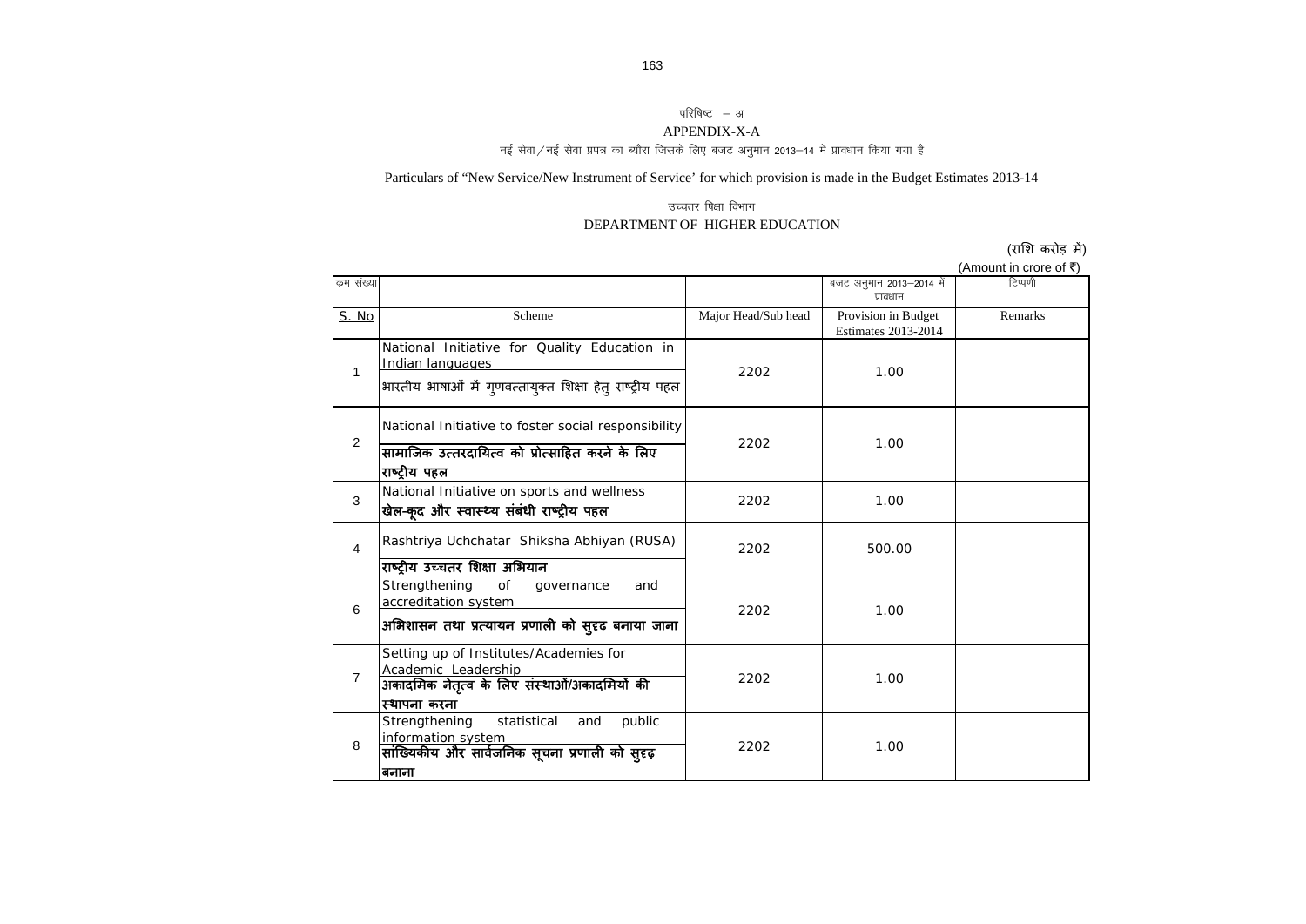परिषिष्ट – अ

APPENDIX-X-A

नई सेवा/नई सेवा प्रपत्र का ब्यौरा जिसके लिए बजट अनुमान 2013–14 में प्रावधान किया गया है

Particulars of "New Service/New Instrument of Service' for which provision is made in the Budget Estimates 2013-14

उच्चतर षिक्षा विभाग

DEPARTMENT OF HIGHER EDUCATION

(राशि करोड़ में)

(Amount in crore of ₹)

| क्रम संख्या | | | बजट अनुमान 2013–2014 में प्रावधान | टिप्पणी |
|---|---|---|---|---|
| S. No | Scheme | Major Head/Sub head | Provision in Budget Estimates 2013-2014 | Remarks |
| 1 | National Initiative for Quality Education in Indian languages<br>भारतीय भाषाओं में गुणवत्तायुक्त शिक्षा हेतु राष्ट्रीय पहल | 2202 | 1.00 | |
| 2 | National Initiative to foster social responsibility<br>सामाजिक उत्तरदायित्व को प्रोत्साहित करने के लिए राष्ट्रीय पहल | 2202 | 1.00 | |
| 3 | National Initiative on sports and wellness<br>खेल-कूद और स्वास्थ्य संबंधी राष्ट्रीय पहल | 2202 | 1.00 | |
| 4 | Rashtriya Uchchatar Shiksha Abhiyan (RUSA)<br>राष्ट्रीय उच्चतर शिक्षा अभियान | 2202 | 500.00 | |
| 6 | Strengthening of governance and accreditation system<br>अभिशासन तथा प्रत्यायन प्रणाली को सुदृढ़ बनाया जाना | 2202 | 1.00 | |
| 7 | Setting up of Institutes/Academies for Academic Leadership<br>अकादमिक नेतृत्व के लिए संस्थाओं/अकादमियों की स्थापना करना | 2202 | 1.00 | |
| 8 | Strengthening statistical and public information system<br>सांख्यिकीय और सार्वजनिक सूचना प्रणाली को सुदृढ़ बनाना | 2202 | 1.00 | |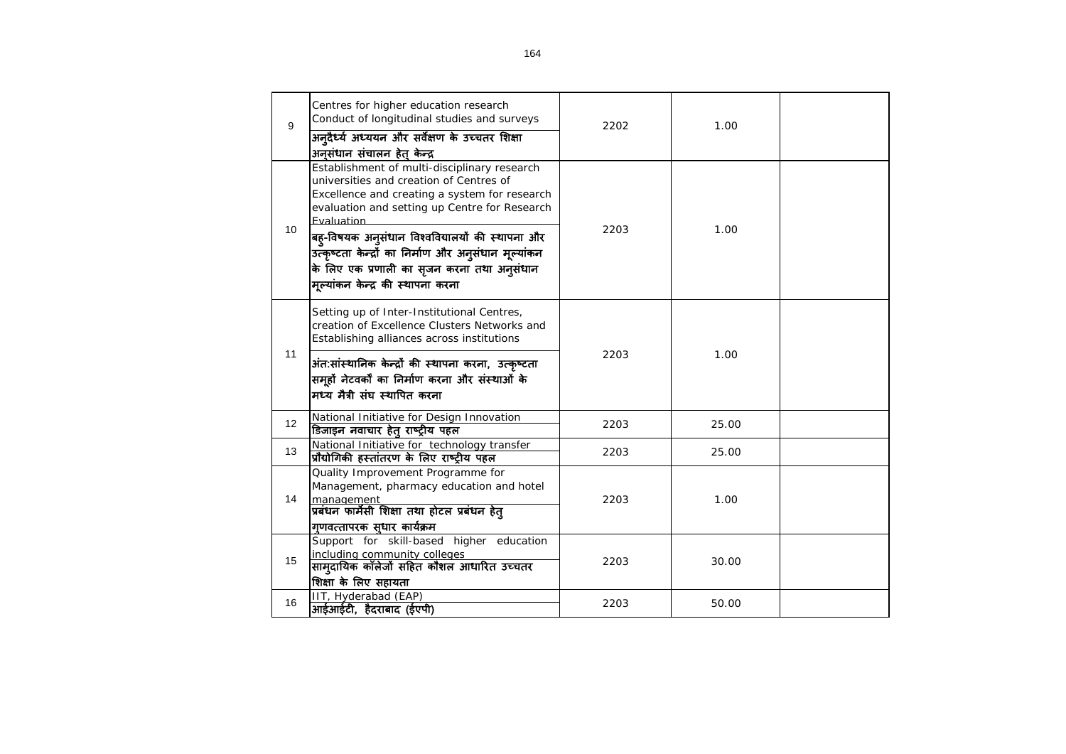| 9 | Centres for higher education research Conduct of longitudinal studies and surveys<br>अनुदैर्ध्य अध्ययन और सर्वेक्षण के उच्चतर शिक्षा अनुसंधान संचालन हेतु केन्द्र | 2202 | 1.00 | |
|---|---|---|---|---|
| 10 | Establishment of multi-disciplinary research universities and creation of Centres of Excellence and creating a system for research evaluation and setting up Centre for Research Evaluation<br>बहु-विषयक अनुसंधान विश्वविद्यालयों की स्थापना और उत्कृष्टता केन्द्रों का निर्माण और अनुसंधान मूल्यांकन के लिए एक प्रणाली का सृजन करना तथा अनुसंधान मूल्यांकन केन्द्र की स्थापना करना | 2203 | 1.00 | |
| 11 | Setting up of Inter-Institutional Centres, creation of Excellence Clusters Networks and Establishing alliances across institutions<br>अंत:सांस्थानिक केन्द्रों की स्थापना करना, उत्कृष्टता समूहों नेटवर्कों का निर्माण करना और संस्थाओं के मध्य मैत्री संघ स्थापित करना | 2203 | 1.00 | |
| 12 | National Initiative for Design Innovation<br>डिजाइन नवाचार हेतु राष्ट्रीय पहल | 2203 | 25.00 | |
| 13 | National Initiative for technology transfer<br>प्रौद्योगिकी हस्तांतरण के लिए राष्ट्रीय पहल | 2203 | 25.00 | |
| 14 | Quality Improvement Programme for Management, pharmacy education and hotel management<br>प्रबंधन फार्मेसी शिक्षा तथा होटल प्रबंधन हेतु गुणवत्तापरक सुधार कार्यक्रम | 2203 | 1.00 | |
| 15 | Support for skill-based higher education including community colleges<br>सामुदायिक कॉलेजों सहित कौशल आधारित उच्चतर शिक्षा के लिए सहायता | 2203 | 30.00 | |
| 16 | IIT, Hyderabad (EAP)<br>आईआईटी, हैदराबाद (ईएपी) | 2203 | 50.00 | |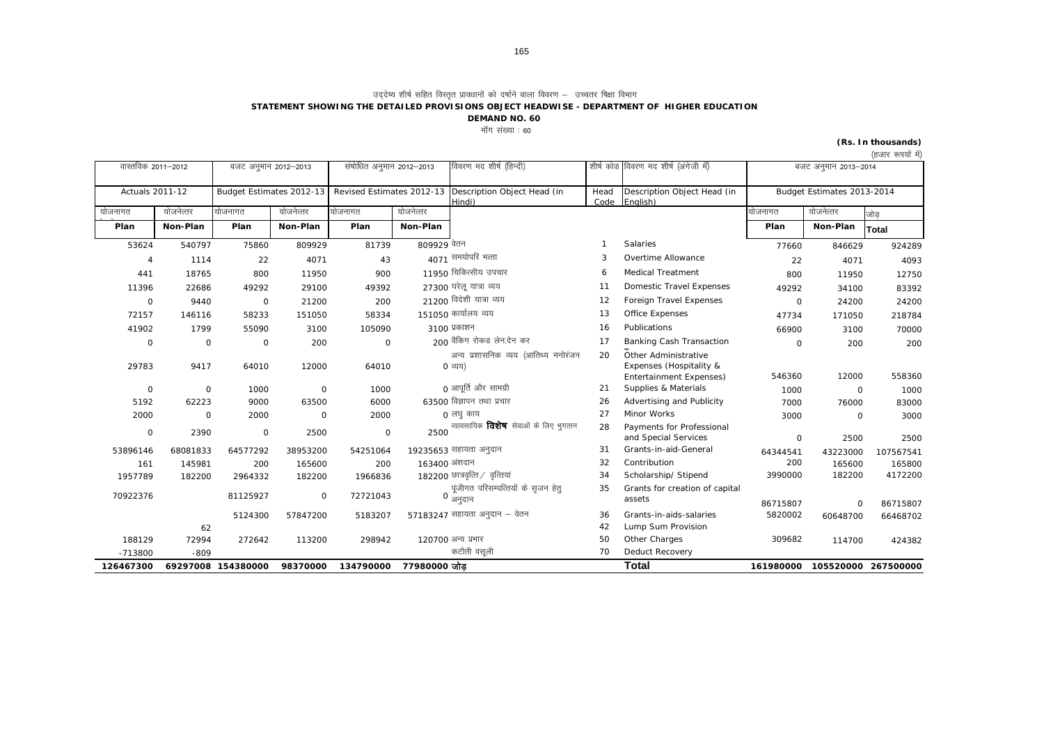उद्देष्य शीर्ष सहित विस्तृत प्रावधानों को दर्शाने वाला विवरण – उच्चतर शिक्षा विभाग

**STATEMENT SHOWING THE DETAILED PROVISIONS OBJECT HEADWISE - DEPARTMENT OF HIGHER EDUCATION**

**DEMAND NO. 60**

माँग संख्या : 60

**(Rs. In thousands)**

(हजार रूपयों में)

| वास्तविक 2011–2012 | | बजट अनुमान 2012–2013 | | संशोधित अनुमान 2012–2013 | | विवरण मद शीर्ष (हिन्दी) | शीर्ष कोड | विवरण मद शीर्ष (अंग्रेजी में) | बजट अनुमान 2013–2014 | | |
|---|---|---|---|---|---|---|---|---|---|---|---|
| Actuals 2011-12 | | Budget Estimates 2012-13 | | Revised Estimates 2012-13 | | Description Object Head (in Hindi) | Head Code | Description Object Head (in English) | Budget Estimates 2013-2014 | | |
| योजनागत | योजनेत्तर | योजनागत | योजनेत्तर | योजनागत | योजनेत्तर | | | | योजनागत | योजनेत्तर | जोड़ |
| **Plan** | **Non-Plan** | **Plan** | **Non-Plan** | **Plan** | **Non-Plan** | | | | **Plan** | **Non-Plan** | **Total** |
| 53624 | 540797 | 75860 | 809929 | 81739 | 809929 | वेतन | 1 | Salaries | 77660 | 846629 | 924289 |
| 4 | 1114 | 22 | 4071 | 43 | 4071 | समयोपरि भत्ता | 3 | Overtime Allowance | 22 | 4071 | 4093 |
| 441 | 18765 | 800 | 11950 | 900 | 11950 | चिकित्सीय उपचार | 6 | Medical Treatment | 800 | 11950 | 12750 |
| 11396 | 22686 | 49292 | 29100 | 49392 | 27300 | घरेलू यात्रा व्यय | 11 | Domestic Travel Expenses | 49292 | 34100 | 83392 |
| 0 | 9440 | 0 | 21200 | 200 | 21200 | विदेशी यात्रा व्यय | 12 | Foreign Travel Expenses | 0 | 24200 | 24200 |
| 72157 | 146116 | 58233 | 151050 | 58334 | 151050 | कार्यालय व्यय | 13 | Office Expenses | 47734 | 171050 | 218784 |
| 41902 | 1799 | 55090 | 3100 | 105090 | 3100 | प्रकाशन | 16 | Publications | 66900 | 3100 | 70000 |
| 0 | 0 | 0 | 200 | 0 | 200 | बैंकिग रोकड लेन.देन कर | 17 | Banking Cash Transaction | 0 | 200 | 200 |
| 29783 | 9417 | 64010 | 12000 | 64010 | 0 | अन्य प्रशासनिक व्यय (आतिथ्य मनोरंजन व्यय) | 20 | Other Administrative Expenses (Hospitality & Entertainment Expenses) | 546360 | 12000 | 558360 |
| 0 | 0 | 1000 | 0 | 1000 | 0 | आपूर्ति और सामग्री | 21 | Supplies & Materials | 1000 | 0 | 1000 |
| 5192 | 62223 | 9000 | 63500 | 6000 | 63500 | विज्ञापन तथा प्रचार | 26 | Advertising and Publicity | 7000 | 76000 | 83000 |
| 2000 | 0 | 2000 | 0 | 2000 | 0 | लघु काय | 27 | Minor Works | 3000 | 0 | 3000 |
| 0 | 2390 | 0 | 2500 | 0 | 2500 | व्यावसायिक **विशेष** सेवाओं के लिए भुगतान | 28 | Payments for Professional and Special Services | 0 | 2500 | 2500 |
| 53896146 | 68081833 | 64577292 | 38953200 | 54251064 | 19235653 | सहायता अनुदान | 31 | Grants-in-aid-General | 64344541 | 43223000 | 107567541 |
| 161 | 145981 | 200 | 165600 | 200 | 163400 | अंशदान | 32 | Contribution | 200 | 165600 | 165800 |
| 1957789 | 182200 | 2964332 | 182200 | 1966836 | 182200 | छात्रवृत्ति/ वृत्तियां | 34 | Scholarship/ Stipend | 3990000 | 182200 | 4172200 |
| 70922376 | | 81125927 | 0 | 72721043 | 0 | पूंजीगत परिसम्पत्तियों के सृजन हेतु अनुदान | 35 | Grants for creation of capital assets | 86715807 | 0 | 86715807 |
| | | 5124300 | 57847200 | 5183207 | 57183247 | सहायता अनुदान – वेतन | 36 | Grants-in-aids-salaries | 5820002 | 60648700 | 66468702 |
| | 62 | | | | | | 42 | Lump Sum Provision | | | |
| 188129 | 72994 | 272642 | 113200 | 298942 | 120700 | अन्य प्रभार | 50 | Other Charges | 309682 | 114700 | 424382 |
| -713800 | -809 | | | | | कटौती वसूली | 70 | Deduct Recovery | | | |
| **126467300** | **69297008** | **154380000** | **98370000** | **134790000** | **77980000** | **जोड़** | | **Total** | **161980000** | **105520000** | **267500000** |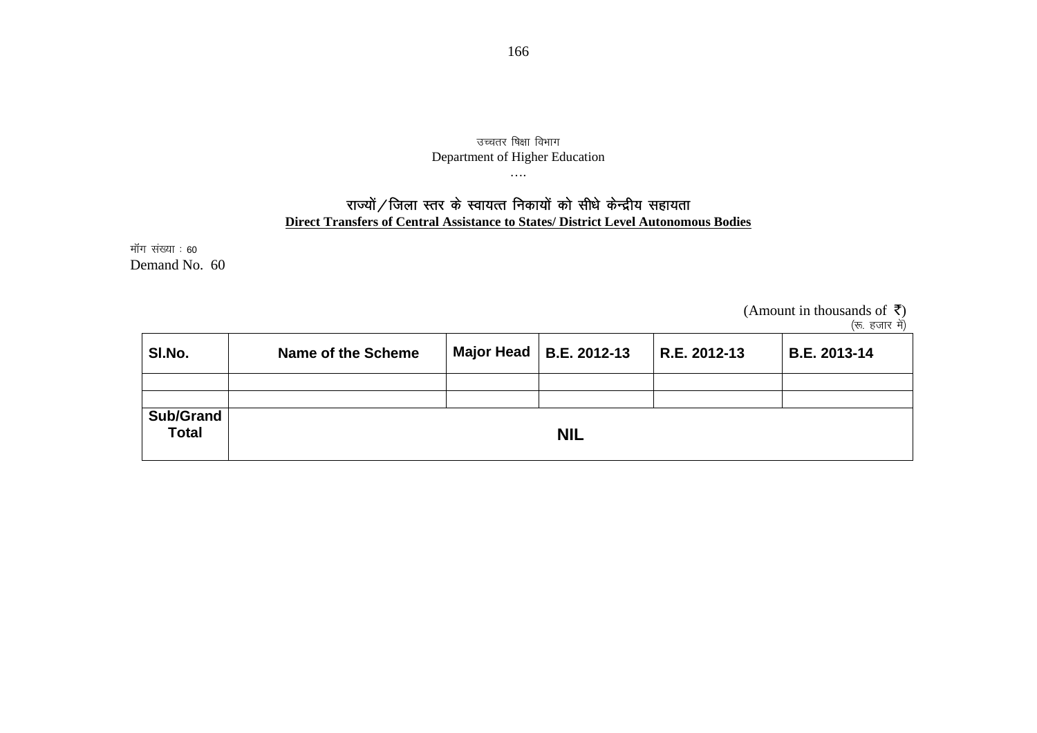उच्चतर षिक्षा विभाग
Department of Higher Education
….

## राज्यों / जिला स्तर के स्वायत्त निकायों को सीधे केन्द्रीय सहायता
## **Direct Transfers of Central Assistance to States/ District Level Autonomous Bodies**

मॉंग संख्या : 60
Demand No. 60

(Amount in thousands of ₹)
(रू. हजार में)

| Sl.No. | Name of the Scheme | Major Head | B.E. 2012-13 | R.E. 2012-13 | B.E. 2013-14 |
|---|---|---|---|---|---|
| | | | | | |
| | | | | | |
| Sub/Grand Total | NIL | | | | |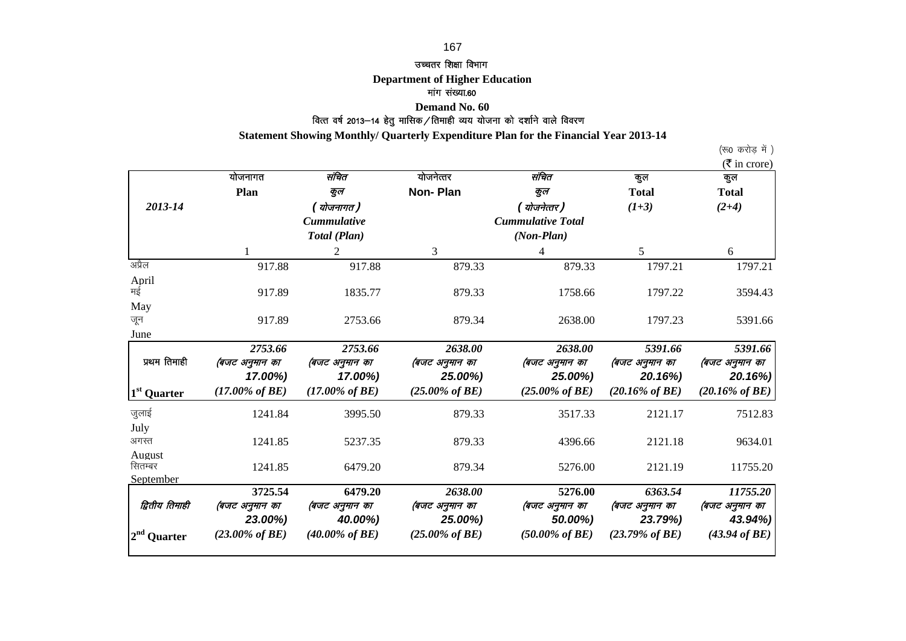उच्चतर शिक्षा विभाग

**Department of Higher Education**

मांग संख्या.60

**Demand No. 60**

वित्त वर्ष 2013–14 हेतु मासिक/तिमाही व्यय योजना को दर्शाने वाले विवरण

**Statement Showing Monthly/ Quarterly Expenditure Plan for the Financial Year 2013-14**

(रू0 करोड़ में)
(₹ in crore)

| *2013-14* | योजनागत **Plan** | संचित कुल (योजनागत) *Cummulative Total (Plan)* | योजनेत्तर **Non- Plan** | संचित कुल (योजनेत्तर) *Cummulative Total (Non-Plan)* | कुल **Total** *(1+3)* | कुल **Total** *(2+4)* |
|---|---|---|---|---|---|---|
| | 1 | 2 | 3 | 4 | 5 | 6 |
| अप्रैल April | 917.88 | 917.88 | 879.33 | 879.33 | 1797.21 | 1797.21 |
| मई May | 917.89 | 1835.77 | 879.33 | 1758.66 | 1797.22 | 3594.43 |
| जून June | 917.89 | 2753.66 | 879.34 | 2638.00 | 1797.23 | 5391.66 |
| प्रथम तिमाही 1st Quarter | *2753.66* (बजट अनुमान का 17.00%) *(17.00% of BE)* | *2753.66* (बजट अनुमान का 17.00%) *(17.00% of BE)* | *2638.00* (बजट अनुमान का 25.00%) *(25.00% of BE)* | *2638.00* (बजट अनुमान का 25.00%) *(25.00% of BE)* | *5391.66* (बजट अनुमान का 20.16%) *(20.16% of BE)* | *5391.66* (बजट अनुमान का 20.16%) *(20.16% of BE)* |
| जुलाई July | 1241.84 | 3995.50 | 879.33 | 3517.33 | 2121.17 | 7512.83 |
| अगस्त August | 1241.85 | 5237.35 | 879.33 | 4396.66 | 2121.18 | 9634.01 |
| सितम्बर September | 1241.85 | 6479.20 | 879.34 | 5276.00 | 2121.19 | 11755.20 |
| द्वितीय तिमाही 2nd Quarter | **3725.54** (बजट अनुमान का 23.00%) *(23.00% of BE)* | **6479.20** (बजट अनुमान का 40.00%) *(40.00% of BE)* | *2638.00* (बजट अनुमान का 25.00%) *(25.00% of BE)* | **5276.00** (बजट अनुमान का 50.00%) *(50.00% of BE)* | *6363.54* (बजट अनुमान का 23.79%) *(23.79% of BE)* | *11755.20* (बजट अनुमान का 43.94%) *(43.94 of BE)* |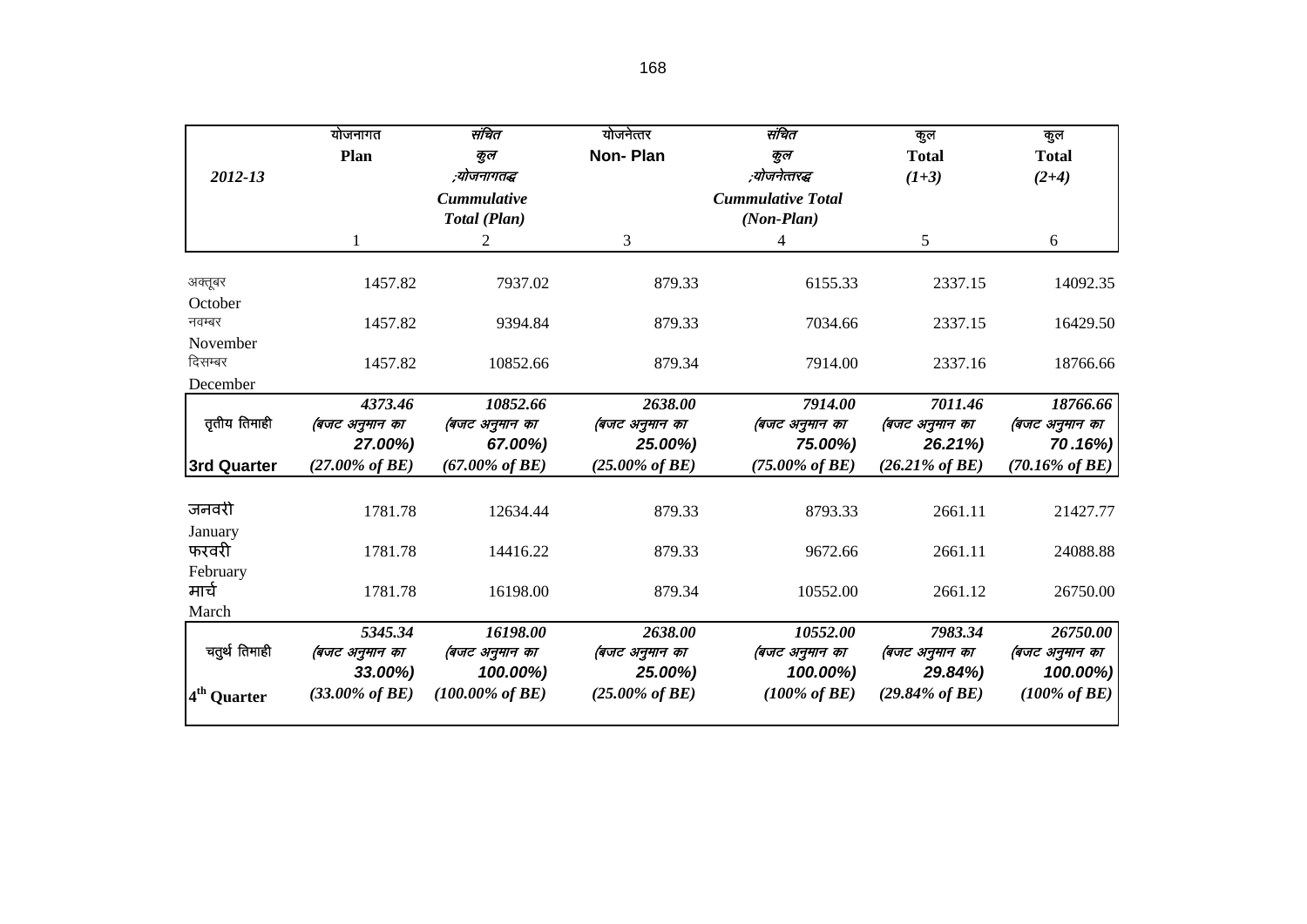| 2012-13 | योजनागत<br>**Plan** | संचित<br>कुल<br>;योजनागतद्ध<br>*Cummulative Total (Plan)* | योजनेत्तर<br>**Non- Plan** | संचित<br>कुल<br>;योजनेत्तरद्ध<br>*Cummulative Total (Non-Plan)* | कुल<br>**Total**<br>*(1+3)* | कुल<br>**Total**<br>*(2+4)* |
|---|---|---|---|---|---|---|
| | 1 | 2 | 3 | 4 | 5 | 6 |
| अक्तूबर<br>October | 1457.82 | 7937.02 | 879.33 | 6155.33 | 2337.15 | 14092.35 |
| नवम्बर<br>November | 1457.82 | 9394.84 | 879.33 | 7034.66 | 2337.15 | 16429.50 |
| दिसम्बर<br>December | 1457.82 | 10852.66 | 879.34 | 7914.00 | 2337.16 | 18766.66 |
| तृतीय तिमाही<br>**3rd Quarter** | *4373.46*<br>*(बजट अनुमान का 27.00%)*<br>*(27.00% of BE)* | *10852.66*<br>*(बजट अनुमान का 67.00%)*<br>*(67.00% of BE)* | *2638.00*<br>*(बजट अनुमान का 25.00%)*<br>*(25.00% of BE)* | *7914.00*<br>*(बजट अनुमान का 75.00%)*<br>*(75.00% of BE)* | *7011.46*<br>*(बजट अनुमान का 26.21%)*<br>*(26.21% of BE)* | *18766.66*<br>*(बजट अनुमान का 70 .16%)*<br>*(70.16% of BE)* |
| जनवरी<br>January | 1781.78 | 12634.44 | 879.33 | 8793.33 | 2661.11 | 21427.77 |
| फरवरी<br>February | 1781.78 | 14416.22 | 879.33 | 9672.66 | 2661.11 | 24088.88 |
| मार्च<br>March | 1781.78 | 16198.00 | 879.34 | 10552.00 | 2661.12 | 26750.00 |
| चतुर्थ तिमाही<br>**4th Quarter** | *5345.34*<br>*(बजट अनुमान का 33.00%)*<br>*(33.00% of BE)* | *16198.00*<br>*(बजट अनुमान का 100.00%)*<br>*(100.00% of BE)* | *2638.00*<br>*(बजट अनुमान का 25.00%)*<br>*(25.00% of BE)* | *10552.00*<br>*(बजट अनुमान का 100.00%)*<br>*(100% of BE)* | *7983.34*<br>*(बजट अनुमान का 29.84%)*<br>*(29.84% of BE)* | *26750.00*<br>*(बजट अनुमान का 100.00%)*<br>*(100% of BE)* |